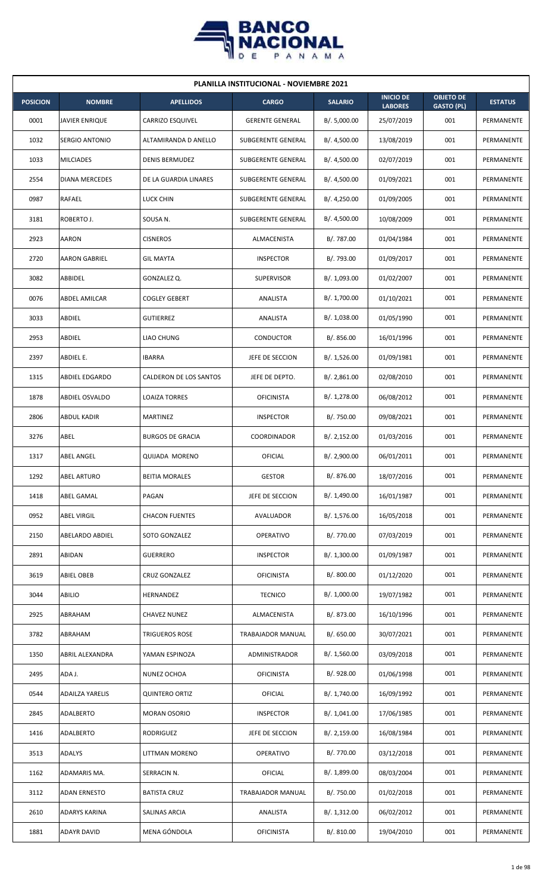# PLANILLA INSTITUCIONAL - NOVIEMBRE 2021

| POSICION | NOMBRE | APELLIDOS | CARGO | SALARIO | INICIO DE LABORES | OBJETO DE GASTO (PL) | ESTATUS |
|---|---|---|---|---|---|---|---|
| 0001 | JAVIER ENRIQUE | CARRIZO ESQUIVEL | GERENTE GENERAL | B/. 5,000.00 | 25/07/2019 | 001 | PERMANENTE |
| 1032 | SERGIO ANTONIO | ALTAMIRANDA D ANELLO | SUBGERENTE GENERAL | B/. 4,500.00 | 13/08/2019 | 001 | PERMANENTE |
| 1033 | MILCIADES | DENIS BERMUDEZ | SUBGERENTE GENERAL | B/. 4,500.00 | 02/07/2019 | 001 | PERMANENTE |
| 2554 | DIANA MERCEDES | DE LA GUARDIA LINARES | SUBGERENTE GENERAL | B/. 4,500.00 | 01/09/2021 | 001 | PERMANENTE |
| 0987 | RAFAEL | LUCK CHIN | SUBGERENTE GENERAL | B/. 4,250.00 | 01/09/2005 | 001 | PERMANENTE |
| 3181 | ROBERTO J. | SOUSA N. | SUBGERENTE GENERAL | B/. 4,500.00 | 10/08/2009 | 001 | PERMANENTE |
| 2923 | AARON | CISNEROS | ALMACENISTA | B/. 787.00 | 01/04/1984 | 001 | PERMANENTE |
| 2720 | AARON GABRIEL | GIL MAYTA | INSPECTOR | B/. 793.00 | 01/09/2017 | 001 | PERMANENTE |
| 3082 | ABBIDEL | GONZALEZ Q. | SUPERVISOR | B/. 1,093.00 | 01/02/2007 | 001 | PERMANENTE |
| 0076 | ABDEL AMILCAR | COGLEY GEBERT | ANALISTA | B/. 1,700.00 | 01/10/2021 | 001 | PERMANENTE |
| 3033 | ABDIEL | GUTIERREZ | ANALISTA | B/. 1,038.00 | 01/05/1990 | 001 | PERMANENTE |
| 2953 | ABDIEL | LIAO CHUNG | CONDUCTOR | B/. 856.00 | 16/01/1996 | 001 | PERMANENTE |
| 2397 | ABDIEL E. | IBARRA | JEFE DE SECCION | B/. 1,526.00 | 01/09/1981 | 001 | PERMANENTE |
| 1315 | ABDIEL EDGARDO | CALDERON DE LOS SANTOS | JEFE DE DEPTO. | B/. 2,861.00 | 02/08/2010 | 001 | PERMANENTE |
| 1878 | ABDIEL OSVALDO | LOAIZA TORRES | OFICINISTA | B/. 1,278.00 | 06/08/2012 | 001 | PERMANENTE |
| 2806 | ABDUL KADIR | MARTINEZ | INSPECTOR | B/. 750.00 | 09/08/2021 | 001 | PERMANENTE |
| 3276 | ABEL | BURGOS DE GRACIA | COORDINADOR | B/. 2,152.00 | 01/03/2016 | 001 | PERMANENTE |
| 1317 | ABEL ANGEL | QUIJADA MORENO | OFICIAL | B/. 2,900.00 | 06/01/2011 | 001 | PERMANENTE |
| 1292 | ABEL ARTURO | BEITIA MORALES | GESTOR | B/. 876.00 | 18/07/2016 | 001 | PERMANENTE |
| 1418 | ABEL GAMAL | PAGAN | JEFE DE SECCION | B/. 1,490.00 | 16/01/1987 | 001 | PERMANENTE |
| 0952 | ABEL VIRGIL | CHACON FUENTES | AVALUADOR | B/. 1,576.00 | 16/05/2018 | 001 | PERMANENTE |
| 2150 | ABELARDO ABDIEL | SOTO GONZALEZ | OPERATIVO | B/. 770.00 | 07/03/2019 | 001 | PERMANENTE |
| 2891 | ABIDAN | GUERRERO | INSPECTOR | B/. 1,300.00 | 01/09/1987 | 001 | PERMANENTE |
| 3619 | ABIEL OBEB | CRUZ GONZALEZ | OFICINISTA | B/. 800.00 | 01/12/2020 | 001 | PERMANENTE |
| 3044 | ABILIO | HERNANDEZ | TECNICO | B/. 1,000.00 | 19/07/1982 | 001 | PERMANENTE |
| 2925 | ABRAHAM | CHAVEZ NUNEZ | ALMACENISTA | B/. 873.00 | 16/10/1996 | 001 | PERMANENTE |
| 3782 | ABRAHAM | TRIGUEROS ROSE | TRABAJADOR MANUAL | B/. 650.00 | 30/07/2021 | 001 | PERMANENTE |
| 1350 | ABRIL ALEXANDRA | YAMAN ESPINOZA | ADMINISTRADOR | B/. 1,560.00 | 03/09/2018 | 001 | PERMANENTE |
| 2495 | ADA J. | NUNEZ OCHOA | OFICINISTA | B/. 928.00 | 01/06/1998 | 001 | PERMANENTE |
| 0544 | ADAILZA YARELIS | QUINTERO ORTIZ | OFICIAL | B/. 1,740.00 | 16/09/1992 | 001 | PERMANENTE |
| 2845 | ADALBERTO | MORAN OSORIO | INSPECTOR | B/. 1,041.00 | 17/06/1985 | 001 | PERMANENTE |
| 1416 | ADALBERTO | RODRIGUEZ | JEFE DE SECCION | B/. 2,159.00 | 16/08/1984 | 001 | PERMANENTE |
| 3513 | ADALYS | LITTMAN MORENO | OPERATIVO | B/. 770.00 | 03/12/2018 | 001 | PERMANENTE |
| 1162 | ADAMARIS MA. | SERRACIN N. | OFICIAL | B/. 1,899.00 | 08/03/2004 | 001 | PERMANENTE |
| 3112 | ADAN ERNESTO | BATISTA CRUZ | TRABAJADOR MANUAL | B/. 750.00 | 01/02/2018 | 001 | PERMANENTE |
| 2610 | ADARYS KARINA | SALINAS ARCIA | ANALISTA | B/. 1,312.00 | 06/02/2012 | 001 | PERMANENTE |
| 1881 | ADAYR DAVID | MENA GÓNDOLA | OFICINISTA | B/. 810.00 | 19/04/2010 | 001 | PERMANENTE |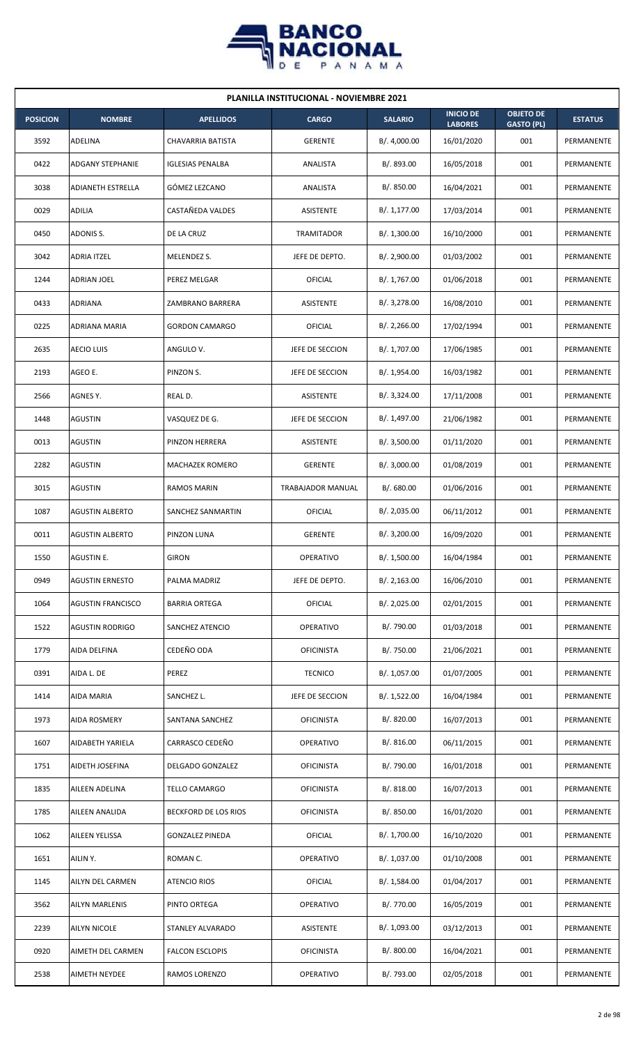| PLANILLA INSTITUCIONAL - NOVIEMBRE 2021 | | | | | | | |
|---|---|---|---|---|---|---|---|
| **POSICION** | **NOMBRE** | **APELLIDOS** | **CARGO** | **SALARIO** | **INICIO DE LABORES** | **OBJETO DE GASTO (PL)** | **ESTATUS** |
| 3592 | ADELINA | CHAVARRIA BATISTA | GERENTE | B/. 4,000.00 | 16/01/2020 | 001 | PERMANENTE |
| 0422 | ADGANY STEPHANIE | IGLESIAS PENALBA | ANALISTA | B/. 893.00 | 16/05/2018 | 001 | PERMANENTE |
| 3038 | ADIANETH ESTRELLA | GÓMEZ LEZCANO | ANALISTA | B/. 850.00 | 16/04/2021 | 001 | PERMANENTE |
| 0029 | ADILIA | CASTAÑEDA VALDES | ASISTENTE | B/. 1,177.00 | 17/03/2014 | 001 | PERMANENTE |
| 0450 | ADONIS S. | DE LA CRUZ | TRAMITADOR | B/. 1,300.00 | 16/10/2000 | 001 | PERMANENTE |
| 3042 | ADRIA ITZEL | MELENDEZ S. | JEFE DE DEPTO. | B/. 2,900.00 | 01/03/2002 | 001 | PERMANENTE |
| 1244 | ADRIAN JOEL | PEREZ MELGAR | OFICIAL | B/. 1,767.00 | 01/06/2018 | 001 | PERMANENTE |
| 0433 | ADRIANA | ZAMBRANO BARRERA | ASISTENTE | B/. 3,278.00 | 16/08/2010 | 001 | PERMANENTE |
| 0225 | ADRIANA MARIA | GORDON CAMARGO | OFICIAL | B/. 2,266.00 | 17/02/1994 | 001 | PERMANENTE |
| 2635 | AECIO LUIS | ANGULO V. | JEFE DE SECCION | B/. 1,707.00 | 17/06/1985 | 001 | PERMANENTE |
| 2193 | AGEO E. | PINZON S. | JEFE DE SECCION | B/. 1,954.00 | 16/03/1982 | 001 | PERMANENTE |
| 2566 | AGNES Y. | REAL D. | ASISTENTE | B/. 3,324.00 | 17/11/2008 | 001 | PERMANENTE |
| 1448 | AGUSTIN | VASQUEZ DE G. | JEFE DE SECCION | B/. 1,497.00 | 21/06/1982 | 001 | PERMANENTE |
| 0013 | AGUSTIN | PINZON HERRERA | ASISTENTE | B/. 3,500.00 | 01/11/2020 | 001 | PERMANENTE |
| 2282 | AGUSTIN | MACHAZEK ROMERO | GERENTE | B/. 3,000.00 | 01/08/2019 | 001 | PERMANENTE |
| 3015 | AGUSTIN | RAMOS MARIN | TRABAJADOR MANUAL | B/. 680.00 | 01/06/2016 | 001 | PERMANENTE |
| 1087 | AGUSTIN ALBERTO | SANCHEZ SANMARTIN | OFICIAL | B/. 2,035.00 | 06/11/2012 | 001 | PERMANENTE |
| 0011 | AGUSTIN ALBERTO | PINZON LUNA | GERENTE | B/. 3,200.00 | 16/09/2020 | 001 | PERMANENTE |
| 1550 | AGUSTIN E. | GIRON | OPERATIVO | B/. 1,500.00 | 16/04/1984 | 001 | PERMANENTE |
| 0949 | AGUSTIN ERNESTO | PALMA MADRIZ | JEFE DE DEPTO. | B/. 2,163.00 | 16/06/2010 | 001 | PERMANENTE |
| 1064 | AGUSTIN FRANCISCO | BARRIA ORTEGA | OFICIAL | B/. 2,025.00 | 02/01/2015 | 001 | PERMANENTE |
| 1522 | AGUSTIN RODRIGO | SANCHEZ ATENCIO | OPERATIVO | B/. 790.00 | 01/03/2018 | 001 | PERMANENTE |
| 1779 | AIDA DELFINA | CEDEÑO ODA | OFICINISTA | B/. 750.00 | 21/06/2021 | 001 | PERMANENTE |
| 0391 | AIDA L. DE | PEREZ | TECNICO | B/. 1,057.00 | 01/07/2005 | 001 | PERMANENTE |
| 1414 | AIDA MARIA | SANCHEZ L. | JEFE DE SECCION | B/. 1,522.00 | 16/04/1984 | 001 | PERMANENTE |
| 1973 | AIDA ROSMERY | SANTANA SANCHEZ | OFICINISTA | B/. 820.00 | 16/07/2013 | 001 | PERMANENTE |
| 1607 | AIDABETH YARIELA | CARRASCO CEDEÑO | OPERATIVO | B/. 816.00 | 06/11/2015 | 001 | PERMANENTE |
| 1751 | AIDETH JOSEFINA | DELGADO GONZALEZ | OFICINISTA | B/. 790.00 | 16/01/2018 | 001 | PERMANENTE |
| 1835 | AILEEN ADELINA | TELLO CAMARGO | OFICINISTA | B/. 818.00 | 16/07/2013 | 001 | PERMANENTE |
| 1785 | AILEEN ANALIDA | BECKFORD DE LOS RIOS | OFICINISTA | B/. 850.00 | 16/01/2020 | 001 | PERMANENTE |
| 1062 | AILEEN YELISSA | GONZALEZ PINEDA | OFICIAL | B/. 1,700.00 | 16/10/2020 | 001 | PERMANENTE |
| 1651 | AILIN Y. | ROMAN C. | OPERATIVO | B/. 1,037.00 | 01/10/2008 | 001 | PERMANENTE |
| 1145 | AILYN DEL CARMEN | ATENCIO RIOS | OFICIAL | B/. 1,584.00 | 01/04/2017 | 001 | PERMANENTE |
| 3562 | AILYN MARLENIS | PINTO ORTEGA | OPERATIVO | B/. 770.00 | 16/05/2019 | 001 | PERMANENTE |
| 2239 | AILYN NICOLE | STANLEY ALVARADO | ASISTENTE | B/. 1,093.00 | 03/12/2013 | 001 | PERMANENTE |
| 0920 | AIMETH DEL CARMEN | FALCON ESCLOPIS | OFICINISTA | B/. 800.00 | 16/04/2021 | 001 | PERMANENTE |
| 2538 | AIMETH NEYDEE | RAMOS LORENZO | OPERATIVO | B/. 793.00 | 02/05/2018 | 001 | PERMANENTE |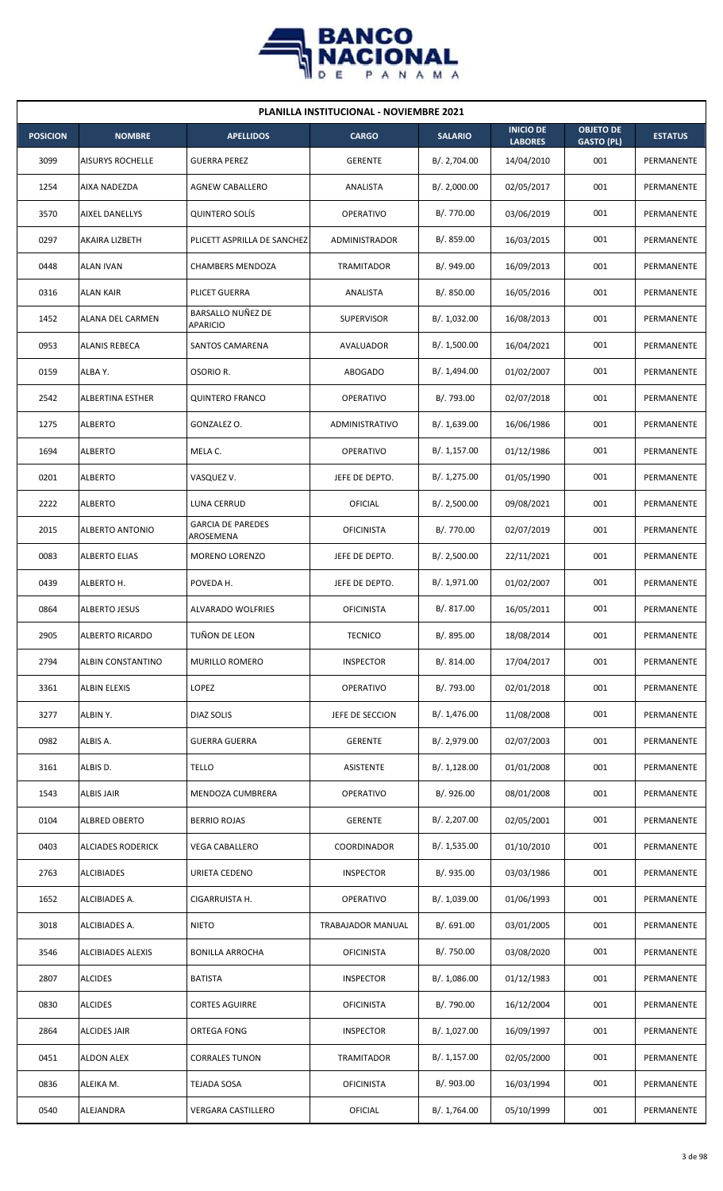## PLANILLA INSTITUCIONAL - NOVIEMBRE 2021

| POSICION | NOMBRE | APELLIDOS | CARGO | SALARIO | INICIO DE LABORES | OBJETO DE GASTO (PL) | ESTATUS |
|---|---|---|---|---|---|---|---|
| 3099 | AISURYS ROCHELLE | GUERRA PEREZ | GERENTE | B/. 2,704.00 | 14/04/2010 | 001 | PERMANENTE |
| 1254 | AIXA NADEZDA | AGNEW CABALLERO | ANALISTA | B/. 2,000.00 | 02/05/2017 | 001 | PERMANENTE |
| 3570 | AIXEL DANELLYS | QUINTERO SOLÍS | OPERATIVO | B/. 770.00 | 03/06/2019 | 001 | PERMANENTE |
| 0297 | AKAIRA LIZBETH | PLICETT ASPRILLA DE SANCHEZ | ADMINISTRADOR | B/. 859.00 | 16/03/2015 | 001 | PERMANENTE |
| 0448 | ALAN IVAN | CHAMBERS MENDOZA | TRAMITADOR | B/. 949.00 | 16/09/2013 | 001 | PERMANENTE |
| 0316 | ALAN KAIR | PLICET GUERRA | ANALISTA | B/. 850.00 | 16/05/2016 | 001 | PERMANENTE |
| 1452 | ALANA DEL CARMEN | BARSALLO NUÑEZ DE APARICIO | SUPERVISOR | B/. 1,032.00 | 16/08/2013 | 001 | PERMANENTE |
| 0953 | ALANIS REBECA | SANTOS CAMARENA | AVALUADOR | B/. 1,500.00 | 16/04/2021 | 001 | PERMANENTE |
| 0159 | ALBA Y. | OSORIO R. | ABOGADO | B/. 1,494.00 | 01/02/2007 | 001 | PERMANENTE |
| 2542 | ALBERTINA ESTHER | QUINTERO FRANCO | OPERATIVO | B/. 793.00 | 02/07/2018 | 001 | PERMANENTE |
| 1275 | ALBERTO | GONZALEZ O. | ADMINISTRATIVO | B/. 1,639.00 | 16/06/1986 | 001 | PERMANENTE |
| 1694 | ALBERTO | MELA C. | OPERATIVO | B/. 1,157.00 | 01/12/1986 | 001 | PERMANENTE |
| 0201 | ALBERTO | VASQUEZ V. | JEFE DE DEPTO. | B/. 1,275.00 | 01/05/1990 | 001 | PERMANENTE |
| 2222 | ALBERTO | LUNA CERRUD | OFICIAL | B/. 2,500.00 | 09/08/2021 | 001 | PERMANENTE |
| 2015 | ALBERTO ANTONIO | GARCIA DE PAREDES AROSEMENA | OFICINISTA | B/. 770.00 | 02/07/2019 | 001 | PERMANENTE |
| 0083 | ALBERTO ELIAS | MORENO LORENZO | JEFE DE DEPTO. | B/. 2,500.00 | 22/11/2021 | 001 | PERMANENTE |
| 0439 | ALBERTO H. | POVEDA H. | JEFE DE DEPTO. | B/. 1,971.00 | 01/02/2007 | 001 | PERMANENTE |
| 0864 | ALBERTO JESUS | ALVARADO WOLFRIES | OFICINISTA | B/. 817.00 | 16/05/2011 | 001 | PERMANENTE |
| 2905 | ALBERTO RICARDO | TUÑON DE LEON | TECNICO | B/. 895.00 | 18/08/2014 | 001 | PERMANENTE |
| 2794 | ALBIN CONSTANTINO | MURILLO ROMERO | INSPECTOR | B/. 814.00 | 17/04/2017 | 001 | PERMANENTE |
| 3361 | ALBIN ELEXIS | LOPEZ | OPERATIVO | B/. 793.00 | 02/01/2018 | 001 | PERMANENTE |
| 3277 | ALBIN Y. | DIAZ SOLIS | JEFE DE SECCION | B/. 1,476.00 | 11/08/2008 | 001 | PERMANENTE |
| 0982 | ALBIS A. | GUERRA GUERRA | GERENTE | B/. 2,979.00 | 02/07/2003 | 001 | PERMANENTE |
| 3161 | ALBIS D. | TELLO | ASISTENTE | B/. 1,128.00 | 01/01/2008 | 001 | PERMANENTE |
| 1543 | ALBIS JAIR | MENDOZA CUMBRERA | OPERATIVO | B/. 926.00 | 08/01/2008 | 001 | PERMANENTE |
| 0104 | ALBRED OBERTO | BERRIO ROJAS | GERENTE | B/. 2,207.00 | 02/05/2001 | 001 | PERMANENTE |
| 0403 | ALCIADES RODERICK | VEGA CABALLERO | COORDINADOR | B/. 1,535.00 | 01/10/2010 | 001 | PERMANENTE |
| 2763 | ALCIBIADES | URIETA CEDENO | INSPECTOR | B/. 935.00 | 03/03/1986 | 001 | PERMANENTE |
| 1652 | ALCIBIADES A. | CIGARRUISTA H. | OPERATIVO | B/. 1,039.00 | 01/06/1993 | 001 | PERMANENTE |
| 3018 | ALCIBIADES A. | NIETO | TRABAJADOR MANUAL | B/. 691.00 | 03/01/2005 | 001 | PERMANENTE |
| 3546 | ALCIBIADES ALEXIS | BONILLA ARROCHA | OFICINISTA | B/. 750.00 | 03/08/2020 | 001 | PERMANENTE |
| 2807 | ALCIDES | BATISTA | INSPECTOR | B/. 1,086.00 | 01/12/1983 | 001 | PERMANENTE |
| 0830 | ALCIDES | CORTES AGUIRRE | OFICINISTA | B/. 790.00 | 16/12/2004 | 001 | PERMANENTE |
| 2864 | ALCIDES JAIR | ORTEGA FONG | INSPECTOR | B/. 1,027.00 | 16/09/1997 | 001 | PERMANENTE |
| 0451 | ALDON ALEX | CORRALES TUNON | TRAMITADOR | B/. 1,157.00 | 02/05/2000 | 001 | PERMANENTE |
| 0836 | ALEIKA M. | TEJADA SOSA | OFICINISTA | B/. 903.00 | 16/03/1994 | 001 | PERMANENTE |
| 0540 | ALEJANDRA | VERGARA CASTILLERO | OFICIAL | B/. 1,764.00 | 05/10/1999 | 001 | PERMANENTE |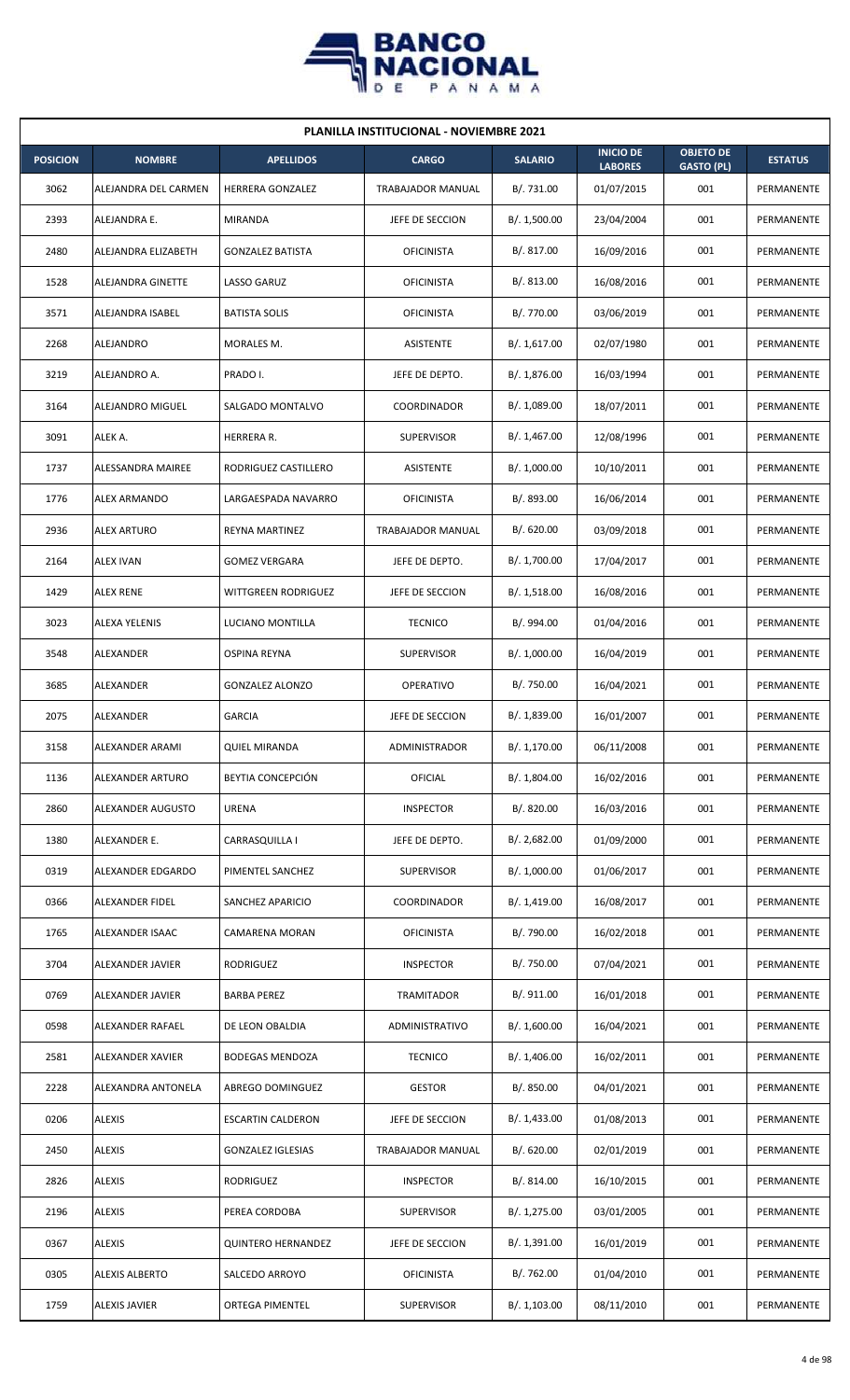## PLANILLA INSTITUCIONAL - NOVIEMBRE 2021

| POSICION | NOMBRE | APELLIDOS | CARGO | SALARIO | INICIO DE LABORES | OBJETO DE GASTO (PL) | ESTATUS |
|---|---|---|---|---|---|---|---|
| 3062 | ALEJANDRA DEL CARMEN | HERRERA GONZALEZ | TRABAJADOR MANUAL | B/. 731.00 | 01/07/2015 | 001 | PERMANENTE |
| 2393 | ALEJANDRA E. | MIRANDA | JEFE DE SECCION | B/. 1,500.00 | 23/04/2004 | 001 | PERMANENTE |
| 2480 | ALEJANDRA ELIZABETH | GONZALEZ BATISTA | OFICINISTA | B/. 817.00 | 16/09/2016 | 001 | PERMANENTE |
| 1528 | ALEJANDRA GINETTE | LASSO GARUZ | OFICINISTA | B/. 813.00 | 16/08/2016 | 001 | PERMANENTE |
| 3571 | ALEJANDRA ISABEL | BATISTA SOLIS | OFICINISTA | B/. 770.00 | 03/06/2019 | 001 | PERMANENTE |
| 2268 | ALEJANDRO | MORALES M. | ASISTENTE | B/. 1,617.00 | 02/07/1980 | 001 | PERMANENTE |
| 3219 | ALEJANDRO A. | PRADO I. | JEFE DE DEPTO. | B/. 1,876.00 | 16/03/1994 | 001 | PERMANENTE |
| 3164 | ALEJANDRO MIGUEL | SALGADO MONTALVO | COORDINADOR | B/. 1,089.00 | 18/07/2011 | 001 | PERMANENTE |
| 3091 | ALEK A. | HERRERA R. | SUPERVISOR | B/. 1,467.00 | 12/08/1996 | 001 | PERMANENTE |
| 1737 | ALESSANDRA MAIREE | RODRIGUEZ CASTILLERO | ASISTENTE | B/. 1,000.00 | 10/10/2011 | 001 | PERMANENTE |
| 1776 | ALEX ARMANDO | LARGAESPADA NAVARRO | OFICINISTA | B/. 893.00 | 16/06/2014 | 001 | PERMANENTE |
| 2936 | ALEX ARTURO | REYNA MARTINEZ | TRABAJADOR MANUAL | B/. 620.00 | 03/09/2018 | 001 | PERMANENTE |
| 2164 | ALEX IVAN | GOMEZ VERGARA | JEFE DE DEPTO. | B/. 1,700.00 | 17/04/2017 | 001 | PERMANENTE |
| 1429 | ALEX RENE | WITTGREEN RODRIGUEZ | JEFE DE SECCION | B/. 1,518.00 | 16/08/2016 | 001 | PERMANENTE |
| 3023 | ALEXA YELENIS | LUCIANO MONTILLA | TECNICO | B/. 994.00 | 01/04/2016 | 001 | PERMANENTE |
| 3548 | ALEXANDER | OSPINA REYNA | SUPERVISOR | B/. 1,000.00 | 16/04/2019 | 001 | PERMANENTE |
| 3685 | ALEXANDER | GONZALEZ ALONZO | OPERATIVO | B/. 750.00 | 16/04/2021 | 001 | PERMANENTE |
| 2075 | ALEXANDER | GARCIA | JEFE DE SECCION | B/. 1,839.00 | 16/01/2007 | 001 | PERMANENTE |
| 3158 | ALEXANDER ARAMI | QUIEL MIRANDA | ADMINISTRADOR | B/. 1,170.00 | 06/11/2008 | 001 | PERMANENTE |
| 1136 | ALEXANDER ARTURO | BEYTIA CONCEPCIÓN | OFICIAL | B/. 1,804.00 | 16/02/2016 | 001 | PERMANENTE |
| 2860 | ALEXANDER AUGUSTO | URENA | INSPECTOR | B/. 820.00 | 16/03/2016 | 001 | PERMANENTE |
| 1380 | ALEXANDER E. | CARRASQUILLA I | JEFE DE DEPTO. | B/. 2,682.00 | 01/09/2000 | 001 | PERMANENTE |
| 0319 | ALEXANDER EDGARDO | PIMENTEL SANCHEZ | SUPERVISOR | B/. 1,000.00 | 01/06/2017 | 001 | PERMANENTE |
| 0366 | ALEXANDER FIDEL | SANCHEZ APARICIO | COORDINADOR | B/. 1,419.00 | 16/08/2017 | 001 | PERMANENTE |
| 1765 | ALEXANDER ISAAC | CAMARENA MORAN | OFICINISTA | B/. 790.00 | 16/02/2018 | 001 | PERMANENTE |
| 3704 | ALEXANDER JAVIER | RODRIGUEZ | INSPECTOR | B/. 750.00 | 07/04/2021 | 001 | PERMANENTE |
| 0769 | ALEXANDER JAVIER | BARBA PEREZ | TRAMITADOR | B/. 911.00 | 16/01/2018 | 001 | PERMANENTE |
| 0598 | ALEXANDER RAFAEL | DE LEON OBALDIA | ADMINISTRATIVO | B/. 1,600.00 | 16/04/2021 | 001 | PERMANENTE |
| 2581 | ALEXANDER XAVIER | BODEGAS MENDOZA | TECNICO | B/. 1,406.00 | 16/02/2011 | 001 | PERMANENTE |
| 2228 | ALEXANDRA ANTONELA | ABREGO DOMINGUEZ | GESTOR | B/. 850.00 | 04/01/2021 | 001 | PERMANENTE |
| 0206 | ALEXIS | ESCARTIN CALDERON | JEFE DE SECCION | B/. 1,433.00 | 01/08/2013 | 001 | PERMANENTE |
| 2450 | ALEXIS | GONZALEZ IGLESIAS | TRABAJADOR MANUAL | B/. 620.00 | 02/01/2019 | 001 | PERMANENTE |
| 2826 | ALEXIS | RODRIGUEZ | INSPECTOR | B/. 814.00 | 16/10/2015 | 001 | PERMANENTE |
| 2196 | ALEXIS | PEREA CORDOBA | SUPERVISOR | B/. 1,275.00 | 03/01/2005 | 001 | PERMANENTE |
| 0367 | ALEXIS | QUINTERO HERNANDEZ | JEFE DE SECCION | B/. 1,391.00 | 16/01/2019 | 001 | PERMANENTE |
| 0305 | ALEXIS ALBERTO | SALCEDO ARROYO | OFICINISTA | B/. 762.00 | 01/04/2010 | 001 | PERMANENTE |
| 1759 | ALEXIS JAVIER | ORTEGA PIMENTEL | SUPERVISOR | B/. 1,103.00 | 08/11/2010 | 001 | PERMANENTE |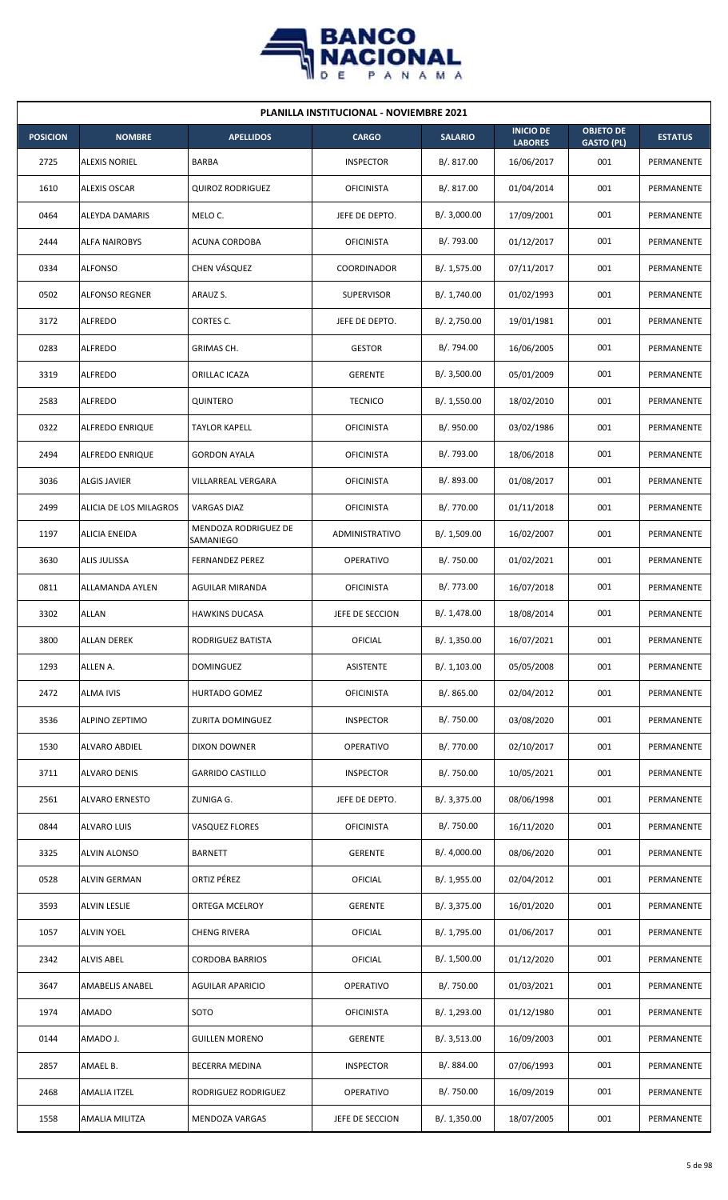**PLANILLA INSTITUCIONAL - NOVIEMBRE 2021**

| POSICION | NOMBRE | APELLIDOS | CARGO | SALARIO | INICIO DE LABORES | OBJETO DE GASTO (PL) | ESTATUS |
|---|---|---|---|---|---|---|---|
| 2725 | ALEXIS NORIEL | BARBA | INSPECTOR | B/. 817.00 | 16/06/2017 | 001 | PERMANENTE |
| 1610 | ALEXIS OSCAR | QUIROZ RODRIGUEZ | OFICINISTA | B/. 817.00 | 01/04/2014 | 001 | PERMANENTE |
| 0464 | ALEYDA DAMARIS | MELO C. | JEFE DE DEPTO. | B/. 3,000.00 | 17/09/2001 | 001 | PERMANENTE |
| 2444 | ALFA NAIROBYS | ACUNA CORDOBA | OFICINISTA | B/. 793.00 | 01/12/2017 | 001 | PERMANENTE |
| 0334 | ALFONSO | CHEN VÁSQUEZ | COORDINADOR | B/. 1,575.00 | 07/11/2017 | 001 | PERMANENTE |
| 0502 | ALFONSO REGNER | ARAUZ S. | SUPERVISOR | B/. 1,740.00 | 01/02/1993 | 001 | PERMANENTE |
| 3172 | ALFREDO | CORTES C. | JEFE DE DEPTO. | B/. 2,750.00 | 19/01/1981 | 001 | PERMANENTE |
| 0283 | ALFREDO | GRIMAS CH. | GESTOR | B/. 794.00 | 16/06/2005 | 001 | PERMANENTE |
| 3319 | ALFREDO | ORILLAC ICAZA | GERENTE | B/. 3,500.00 | 05/01/2009 | 001 | PERMANENTE |
| 2583 | ALFREDO | QUINTERO | TECNICO | B/. 1,550.00 | 18/02/2010 | 001 | PERMANENTE |
| 0322 | ALFREDO ENRIQUE | TAYLOR KAPELL | OFICINISTA | B/. 950.00 | 03/02/1986 | 001 | PERMANENTE |
| 2494 | ALFREDO ENRIQUE | GORDON AYALA | OFICINISTA | B/. 793.00 | 18/06/2018 | 001 | PERMANENTE |
| 3036 | ALGIS JAVIER | VILLARREAL VERGARA | OFICINISTA | B/. 893.00 | 01/08/2017 | 001 | PERMANENTE |
| 2499 | ALICIA DE LOS MILAGROS | VARGAS DIAZ | OFICINISTA | B/. 770.00 | 01/11/2018 | 001 | PERMANENTE |
| 1197 | ALICIA ENEIDA | MENDOZA RODRIGUEZ DE SAMANIEGO | ADMINISTRATIVO | B/. 1,509.00 | 16/02/2007 | 001 | PERMANENTE |
| 3630 | ALIS JULISSA | FERNANDEZ PEREZ | OPERATIVO | B/. 750.00 | 01/02/2021 | 001 | PERMANENTE |
| 0811 | ALLAMANDA AYLEN | AGUILAR MIRANDA | OFICINISTA | B/. 773.00 | 16/07/2018 | 001 | PERMANENTE |
| 3302 | ALLAN | HAWKINS DUCASA | JEFE DE SECCION | B/. 1,478.00 | 18/08/2014 | 001 | PERMANENTE |
| 3800 | ALLAN DEREK | RODRIGUEZ BATISTA | OFICIAL | B/. 1,350.00 | 16/07/2021 | 001 | PERMANENTE |
| 1293 | ALLEN A. | DOMINGUEZ | ASISTENTE | B/. 1,103.00 | 05/05/2008 | 001 | PERMANENTE |
| 2472 | ALMA IVIS | HURTADO GOMEZ | OFICINISTA | B/. 865.00 | 02/04/2012 | 001 | PERMANENTE |
| 3536 | ALPINO ZEPTIMO | ZURITA DOMINGUEZ | INSPECTOR | B/. 750.00 | 03/08/2020 | 001 | PERMANENTE |
| 1530 | ALVARO ABDIEL | DIXON DOWNER | OPERATIVO | B/. 770.00 | 02/10/2017 | 001 | PERMANENTE |
| 3711 | ALVARO DENIS | GARRIDO CASTILLO | INSPECTOR | B/. 750.00 | 10/05/2021 | 001 | PERMANENTE |
| 2561 | ALVARO ERNESTO | ZUNIGA G. | JEFE DE DEPTO. | B/. 3,375.00 | 08/06/1998 | 001 | PERMANENTE |
| 0844 | ALVARO LUIS | VASQUEZ FLORES | OFICINISTA | B/. 750.00 | 16/11/2020 | 001 | PERMANENTE |
| 3325 | ALVIN ALONSO | BARNETT | GERENTE | B/. 4,000.00 | 08/06/2020 | 001 | PERMANENTE |
| 0528 | ALVIN GERMAN | ORTIZ PÉREZ | OFICIAL | B/. 1,955.00 | 02/04/2012 | 001 | PERMANENTE |
| 3593 | ALVIN LESLIE | ORTEGA MCELROY | GERENTE | B/. 3,375.00 | 16/01/2020 | 001 | PERMANENTE |
| 1057 | ALVIN YOEL | CHENG RIVERA | OFICIAL | B/. 1,795.00 | 01/06/2017 | 001 | PERMANENTE |
| 2342 | ALVIS ABEL | CORDOBA BARRIOS | OFICIAL | B/. 1,500.00 | 01/12/2020 | 001 | PERMANENTE |
| 3647 | AMABELIS ANABEL | AGUILAR APARICIO | OPERATIVO | B/. 750.00 | 01/03/2021 | 001 | PERMANENTE |
| 1974 | AMADO | SOTO | OFICINISTA | B/. 1,293.00 | 01/12/1980 | 001 | PERMANENTE |
| 0144 | AMADO J. | GUILLEN MORENO | GERENTE | B/. 3,513.00 | 16/09/2003 | 001 | PERMANENTE |
| 2857 | AMAEL B. | BECERRA MEDINA | INSPECTOR | B/. 884.00 | 07/06/1993 | 001 | PERMANENTE |
| 2468 | AMALIA ITZEL | RODRIGUEZ RODRIGUEZ | OPERATIVO | B/. 750.00 | 16/09/2019 | 001 | PERMANENTE |
| 1558 | AMALIA MILITZA | MENDOZA VARGAS | JEFE DE SECCION | B/. 1,350.00 | 18/07/2005 | 001 | PERMANENTE |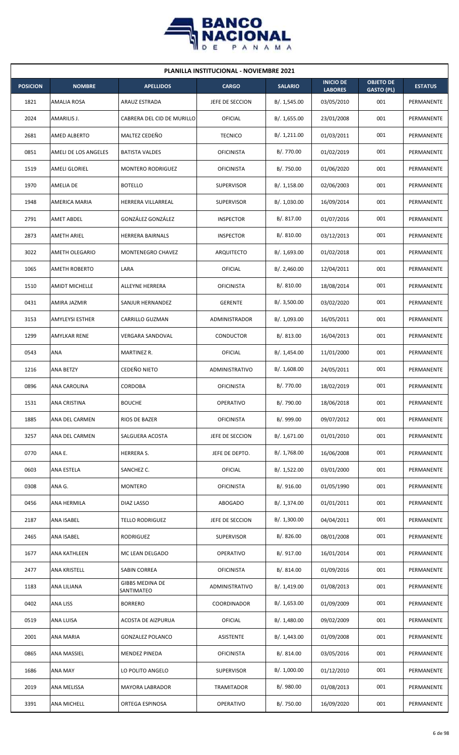## PLANILLA INSTITUCIONAL - NOVIEMBRE 2021

| POSICION | NOMBRE | APELLIDOS | CARGO | SALARIO | INICIO DE LABORES | OBJETO DE GASTO (PL) | ESTATUS |
|---|---|---|---|---|---|---|---|
| 1821 | AMALIA ROSA | ARAUZ ESTRADA | JEFE DE SECCION | B/. 1,545.00 | 03/05/2010 | 001 | PERMANENTE |
| 2024 | AMARILIS J. | CABRERA DEL CID DE MURILLO | OFICIAL | B/. 1,655.00 | 23/01/2008 | 001 | PERMANENTE |
| 2681 | AMED ALBERTO | MALTEZ CEDEÑO | TECNICO | B/. 1,211.00 | 01/03/2011 | 001 | PERMANENTE |
| 0851 | AMELI DE LOS ANGELES | BATISTA VALDES | OFICINISTA | B/. 770.00 | 01/02/2019 | 001 | PERMANENTE |
| 1519 | AMELI GLORIEL | MONTERO RODRIGUEZ | OFICINISTA | B/. 750.00 | 01/06/2020 | 001 | PERMANENTE |
| 1970 | AMELIA DE | BOTELLO | SUPERVISOR | B/. 1,158.00 | 02/06/2003 | 001 | PERMANENTE |
| 1948 | AMERICA MARIA | HERRERA VILLARREAL | SUPERVISOR | B/. 1,030.00 | 16/09/2014 | 001 | PERMANENTE |
| 2791 | AMET ABDEL | GONZÁLEZ GONZÁLEZ | INSPECTOR | B/. 817.00 | 01/07/2016 | 001 | PERMANENTE |
| 2873 | AMETH ARIEL | HERRERA BAIRNALS | INSPECTOR | B/. 810.00 | 03/12/2013 | 001 | PERMANENTE |
| 3022 | AMETH OLEGARIO | MONTENEGRO CHAVEZ | ARQUITECTO | B/. 1,693.00 | 01/02/2018 | 001 | PERMANENTE |
| 1065 | AMETH ROBERTO | LARA | OFICIAL | B/. 2,460.00 | 12/04/2011 | 001 | PERMANENTE |
| 1510 | AMIDT MICHELLE | ALLEYNE HERRERA | OFICINISTA | B/. 810.00 | 18/08/2014 | 001 | PERMANENTE |
| 0431 | AMIRA JAZMIR | SANJUR HERNANDEZ | GERENTE | B/. 3,500.00 | 03/02/2020 | 001 | PERMANENTE |
| 3153 | AMYLEYSI ESTHER | CARRILLO GUZMAN | ADMINISTRADOR | B/. 1,093.00 | 16/05/2011 | 001 | PERMANENTE |
| 1299 | AMYLKAR RENE | VERGARA SANDOVAL | CONDUCTOR | B/. 813.00 | 16/04/2013 | 001 | PERMANENTE |
| 0543 | ANA | MARTINEZ R. | OFICIAL | B/. 1,454.00 | 11/01/2000 | 001 | PERMANENTE |
| 1216 | ANA BETZY | CEDEÑO NIETO | ADMINISTRATIVO | B/. 1,608.00 | 24/05/2011 | 001 | PERMANENTE |
| 0896 | ANA CAROLINA | CORDOBA | OFICINISTA | B/. 770.00 | 18/02/2019 | 001 | PERMANENTE |
| 1531 | ANA CRISTINA | BOUCHE | OPERATIVO | B/. 790.00 | 18/06/2018 | 001 | PERMANENTE |
| 1885 | ANA DEL CARMEN | RIOS DE BAZER | OFICINISTA | B/. 999.00 | 09/07/2012 | 001 | PERMANENTE |
| 3257 | ANA DEL CARMEN | SALGUERA ACOSTA | JEFE DE SECCION | B/. 1,671.00 | 01/01/2010 | 001 | PERMANENTE |
| 0770 | ANA E. | HERRERA S. | JEFE DE DEPTO. | B/. 1,768.00 | 16/06/2008 | 001 | PERMANENTE |
| 0603 | ANA ESTELA | SANCHEZ C. | OFICIAL | B/. 1,522.00 | 03/01/2000 | 001 | PERMANENTE |
| 0308 | ANA G. | MONTERO | OFICINISTA | B/. 916.00 | 01/05/1990 | 001 | PERMANENTE |
| 0456 | ANA HERMILA | DIAZ LASSO | ABOGADO | B/. 1,374.00 | 01/01/2011 | 001 | PERMANENTE |
| 2187 | ANA ISABEL | TELLO RODRIGUEZ | JEFE DE SECCION | B/. 1,300.00 | 04/04/2011 | 001 | PERMANENTE |
| 2465 | ANA ISABEL | RODRIGUEZ | SUPERVISOR | B/. 826.00 | 08/01/2008 | 001 | PERMANENTE |
| 1677 | ANA KATHLEEN | MC LEAN DELGADO | OPERATIVO | B/. 917.00 | 16/01/2014 | 001 | PERMANENTE |
| 2477 | ANA KRISTELL | SABIN CORREA | OFICINISTA | B/. 814.00 | 01/09/2016 | 001 | PERMANENTE |
| 1183 | ANA LILIANA | GIBBS MEDINA DE SANTIMATEO | ADMINISTRATIVO | B/. 1,419.00 | 01/08/2013 | 001 | PERMANENTE |
| 0402 | ANA LISS | BORRERO | COORDINADOR | B/. 1,653.00 | 01/09/2009 | 001 | PERMANENTE |
| 0519 | ANA LUISA | ACOSTA DE AIZPURUA | OFICIAL | B/. 1,480.00 | 09/02/2009 | 001 | PERMANENTE |
| 2001 | ANA MARIA | GONZALEZ POLANCO | ASISTENTE | B/. 1,443.00 | 01/09/2008 | 001 | PERMANENTE |
| 0865 | ANA MASSIEL | MENDEZ PINEDA | OFICINISTA | B/. 814.00 | 03/05/2016 | 001 | PERMANENTE |
| 1686 | ANA MAY | LO POLITO ANGELO | SUPERVISOR | B/. 1,000.00 | 01/12/2010 | 001 | PERMANENTE |
| 2019 | ANA MELISSA | MAYORA LABRADOR | TRAMITADOR | B/. 980.00 | 01/08/2013 | 001 | PERMANENTE |
| 3391 | ANA MICHELL | ORTEGA ESPINOSA | OPERATIVO | B/. 750.00 | 16/09/2020 | 001 | PERMANENTE |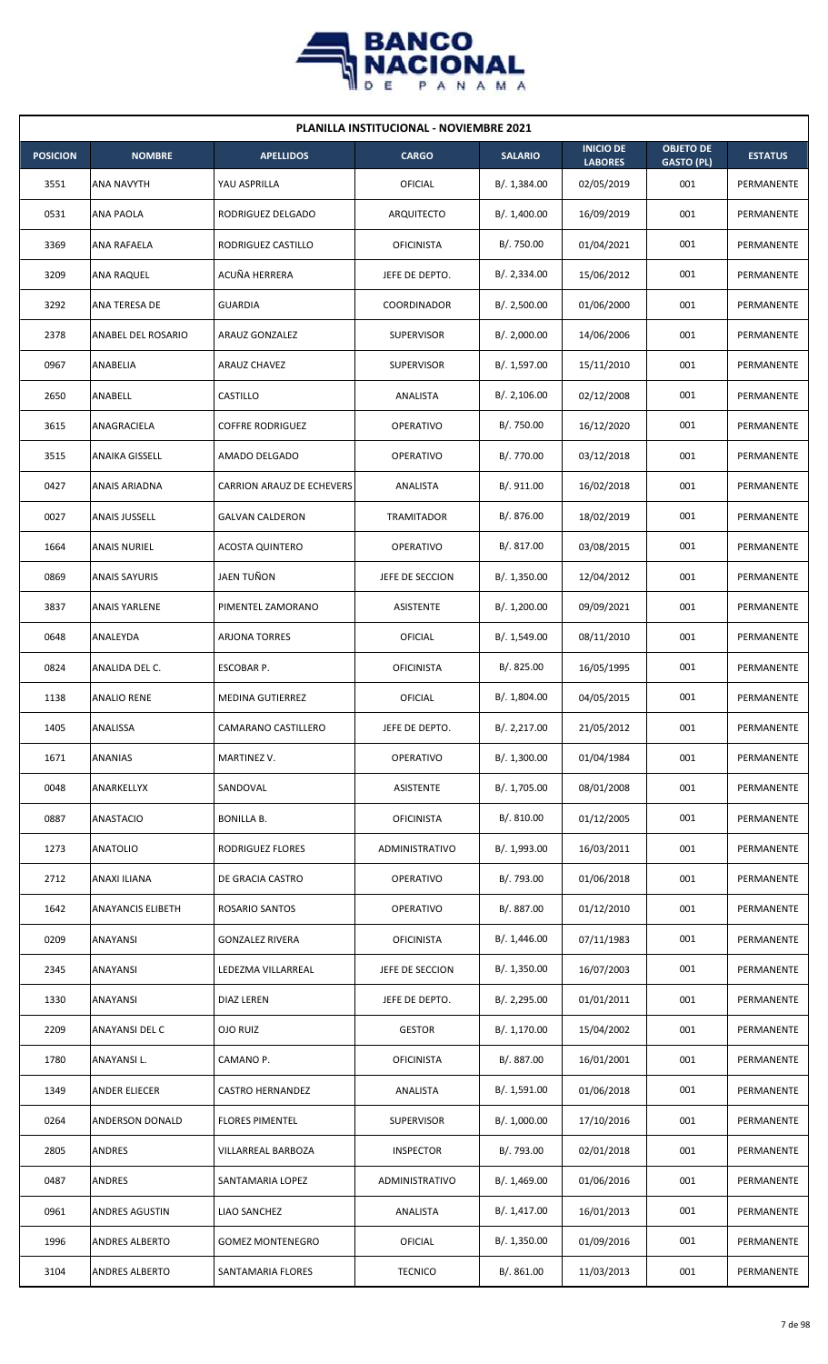## PLANILLA INSTITUCIONAL - NOVIEMBRE 2021

| POSICION | NOMBRE | APELLIDOS | CARGO | SALARIO | INICIO DE LABORES | OBJETO DE GASTO (PL) | ESTATUS |
|---|---|---|---|---|---|---|---|
| 3551 | ANA NAVYTH | YAU ASPRILLA | OFICIAL | B/. 1,384.00 | 02/05/2019 | 001 | PERMANENTE |
| 0531 | ANA PAOLA | RODRIGUEZ DELGADO | ARQUITECTO | B/. 1,400.00 | 16/09/2019 | 001 | PERMANENTE |
| 3369 | ANA RAFAELA | RODRIGUEZ CASTILLO | OFICINISTA | B/. 750.00 | 01/04/2021 | 001 | PERMANENTE |
| 3209 | ANA RAQUEL | ACUÑA HERRERA | JEFE DE DEPTO. | B/. 2,334.00 | 15/06/2012 | 001 | PERMANENTE |
| 3292 | ANA TERESA DE | GUARDIA | COORDINADOR | B/. 2,500.00 | 01/06/2000 | 001 | PERMANENTE |
| 2378 | ANABEL DEL ROSARIO | ARAUZ GONZALEZ | SUPERVISOR | B/. 2,000.00 | 14/06/2006 | 001 | PERMANENTE |
| 0967 | ANABELIA | ARAUZ CHAVEZ | SUPERVISOR | B/. 1,597.00 | 15/11/2010 | 001 | PERMANENTE |
| 2650 | ANABELL | CASTILLO | ANALISTA | B/. 2,106.00 | 02/12/2008 | 001 | PERMANENTE |
| 3615 | ANAGRACIELA | COFFRE RODRIGUEZ | OPERATIVO | B/. 750.00 | 16/12/2020 | 001 | PERMANENTE |
| 3515 | ANAIKA GISSELL | AMADO DELGADO | OPERATIVO | B/. 770.00 | 03/12/2018 | 001 | PERMANENTE |
| 0427 | ANAIS ARIADNA | CARRION ARAUZ DE ECHEVERS | ANALISTA | B/. 911.00 | 16/02/2018 | 001 | PERMANENTE |
| 0027 | ANAIS JUSSELL | GALVAN CALDERON | TRAMITADOR | B/. 876.00 | 18/02/2019 | 001 | PERMANENTE |
| 1664 | ANAIS NURIEL | ACOSTA QUINTERO | OPERATIVO | B/. 817.00 | 03/08/2015 | 001 | PERMANENTE |
| 0869 | ANAIS SAYURIS | JAEN TUÑON | JEFE DE SECCION | B/. 1,350.00 | 12/04/2012 | 001 | PERMANENTE |
| 3837 | ANAIS YARLENE | PIMENTEL ZAMORANO | ASISTENTE | B/. 1,200.00 | 09/09/2021 | 001 | PERMANENTE |
| 0648 | ANALEYDA | ARJONA TORRES | OFICIAL | B/. 1,549.00 | 08/11/2010 | 001 | PERMANENTE |
| 0824 | ANALIDA DEL C. | ESCOBAR P. | OFICINISTA | B/. 825.00 | 16/05/1995 | 001 | PERMANENTE |
| 1138 | ANALIO RENE | MEDINA GUTIERREZ | OFICIAL | B/. 1,804.00 | 04/05/2015 | 001 | PERMANENTE |
| 1405 | ANALISSA | CAMARANO CASTILLERO | JEFE DE DEPTO. | B/. 2,217.00 | 21/05/2012 | 001 | PERMANENTE |
| 1671 | ANANIAS | MARTINEZ V. | OPERATIVO | B/. 1,300.00 | 01/04/1984 | 001 | PERMANENTE |
| 0048 | ANARKELLYX | SANDOVAL | ASISTENTE | B/. 1,705.00 | 08/01/2008 | 001 | PERMANENTE |
| 0887 | ANASTACIO | BONILLA B. | OFICINISTA | B/. 810.00 | 01/12/2005 | 001 | PERMANENTE |
| 1273 | ANATOLIO | RODRIGUEZ FLORES | ADMINISTRATIVO | B/. 1,993.00 | 16/03/2011 | 001 | PERMANENTE |
| 2712 | ANAXI ILIANA | DE GRACIA CASTRO | OPERATIVO | B/. 793.00 | 01/06/2018 | 001 | PERMANENTE |
| 1642 | ANAYANCIS ELIBETH | ROSARIO SANTOS | OPERATIVO | B/. 887.00 | 01/12/2010 | 001 | PERMANENTE |
| 0209 | ANAYANSI | GONZALEZ RIVERA | OFICINISTA | B/. 1,446.00 | 07/11/1983 | 001 | PERMANENTE |
| 2345 | ANAYANSI | LEDEZMA VILLARREAL | JEFE DE SECCION | B/. 1,350.00 | 16/07/2003 | 001 | PERMANENTE |
| 1330 | ANAYANSI | DIAZ LEREN | JEFE DE DEPTO. | B/. 2,295.00 | 01/01/2011 | 001 | PERMANENTE |
| 2209 | ANAYANSI DEL C | OJO RUIZ | GESTOR | B/. 1,170.00 | 15/04/2002 | 001 | PERMANENTE |
| 1780 | ANAYANSI L. | CAMANO P. | OFICINISTA | B/. 887.00 | 16/01/2001 | 001 | PERMANENTE |
| 1349 | ANDER ELIECER | CASTRO HERNANDEZ | ANALISTA | B/. 1,591.00 | 01/06/2018 | 001 | PERMANENTE |
| 0264 | ANDERSON DONALD | FLORES PIMENTEL | SUPERVISOR | B/. 1,000.00 | 17/10/2016 | 001 | PERMANENTE |
| 2805 | ANDRES | VILLARREAL BARBOZA | INSPECTOR | B/. 793.00 | 02/01/2018 | 001 | PERMANENTE |
| 0487 | ANDRES | SANTAMARIA LOPEZ | ADMINISTRATIVO | B/. 1,469.00 | 01/06/2016 | 001 | PERMANENTE |
| 0961 | ANDRES AGUSTIN | LIAO SANCHEZ | ANALISTA | B/. 1,417.00 | 16/01/2013 | 001 | PERMANENTE |
| 1996 | ANDRES ALBERTO | GOMEZ MONTENEGRO | OFICIAL | B/. 1,350.00 | 01/09/2016 | 001 | PERMANENTE |
| 3104 | ANDRES ALBERTO | SANTAMARIA FLORES | TECNICO | B/. 861.00 | 11/03/2013 | 001 | PERMANENTE |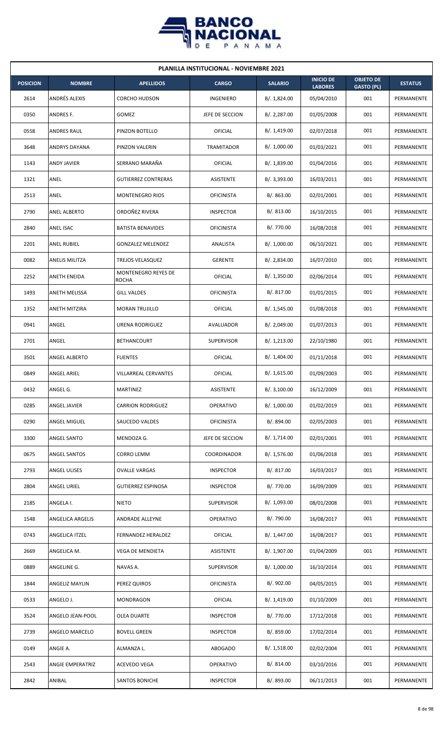## PLANILLA INSTITUCIONAL - NOVIEMBRE 2021

| POSICION | NOMBRE | APELLIDOS | CARGO | SALARIO | INICIO DE LABORES | OBJETO DE GASTO (PL) | ESTATUS |
|---|---|---|---|---|---|---|---|
| 2614 | ANDRÉS ALEXIS | CORCHO HUDSON | INGENIERO | B/. 1,824.00 | 05/04/2010 | 001 | PERMANENTE |
| 0350 | ANDRES F. | GOMEZ | JEFE DE SECCION | B/. 2,287.00 | 01/05/2008 | 001 | PERMANENTE |
| 0558 | ANDRES RAUL | PINZON BOTELLO | OFICIAL | B/. 1,419.00 | 02/07/2018 | 001 | PERMANENTE |
| 3648 | ANDRYS DAYANA | PINZON VALERIN | TRAMITADOR | B/. 1,000.00 | 01/03/2021 | 001 | PERMANENTE |
| 1143 | ANDY JAVIER | SERRANO MARAÑA | OFICIAL | B/. 1,839.00 | 01/04/2016 | 001 | PERMANENTE |
| 1321 | ANEL | GUTIERREZ CONTRERAS | ASISTENTE | B/. 3,393.00 | 16/03/2011 | 001 | PERMANENTE |
| 2513 | ANEL | MONTENEGRO RIOS | OFICINISTA | B/. 863.00 | 02/01/2001 | 001 | PERMANENTE |
| 2790 | ANEL ALBERTO | ORDOÑEZ RIVERA | INSPECTOR | B/. 813.00 | 16/10/2015 | 001 | PERMANENTE |
| 2840 | ANEL ISAC | BATISTA BENAVIDES | OFICINISTA | B/. 770.00 | 16/08/2018 | 001 | PERMANENTE |
| 2201 | ANEL RUBIEL | GONZALEZ MELENDEZ | ANALISTA | B/. 1,000.00 | 06/10/2021 | 001 | PERMANENTE |
| 0082 | ANELIS MILITZA | TREJOS VELASQUEZ | GERENTE | B/. 2,834.00 | 16/07/2010 | 001 | PERMANENTE |
| 2252 | ANETH ENEIDA | MONTENEGRO REYES DE ROCHA | OFICIAL | B/. 1,350.00 | 02/06/2014 | 001 | PERMANENTE |
| 1493 | ANETH MELISSA | GILL VALDES | OFICINISTA | B/. 817.00 | 01/01/2015 | 001 | PERMANENTE |
| 1352 | ANETH MITZIRA | MORAN TRUJILLO | OFICIAL | B/. 1,545.00 | 01/08/2018 | 001 | PERMANENTE |
| 0941 | ANGEL | URENA RODRIGUEZ | AVALUADOR | B/. 2,049.00 | 01/07/2013 | 001 | PERMANENTE |
| 2701 | ANGEL | BETHANCOURT | SUPERVISOR | B/. 1,213.00 | 22/10/1980 | 001 | PERMANENTE |
| 3501 | ANGEL ALBERTO | FUENTES | OFICIAL | B/. 1,404.00 | 01/11/2018 | 001 | PERMANENTE |
| 0849 | ANGEL ARIEL | VILLARREAL CERVANTES | OFICIAL | B/. 1,615.00 | 01/09/2003 | 001 | PERMANENTE |
| 0432 | ANGEL G. | MARTINEZ | ASISTENTE | B/. 3,100.00 | 16/12/2009 | 001 | PERMANENTE |
| 0285 | ANGEL JAVIER | CARRION RODRIGUEZ | OPERATIVO | B/. 1,000.00 | 01/02/2019 | 001 | PERMANENTE |
| 0290 | ANGEL MIGUEL | SAUCEDO VALDES | OFICINISTA | B/. 894.00 | 02/05/2003 | 001 | PERMANENTE |
| 3300 | ANGEL SANTO | MENDOZA G. | JEFE DE SECCION | B/. 1,714.00 | 02/01/2001 | 001 | PERMANENTE |
| 0675 | ANGEL SANTOS | CORRO LEMM | COORDINADOR | B/. 1,576.00 | 01/06/2018 | 001 | PERMANENTE |
| 2793 | ANGEL ULISES | OVALLE VARGAS | INSPECTOR | B/. 817.00 | 16/03/2017 | 001 | PERMANENTE |
| 2804 | ANGEL URIEL | GUTIERREZ ESPINOSA | INSPECTOR | B/. 770.00 | 16/09/2009 | 001 | PERMANENTE |
| 2185 | ANGELA I. | NIETO | SUPERVISOR | B/. 1,093.00 | 08/01/2008 | 001 | PERMANENTE |
| 1548 | ANGELICA ARGELIS | ANDRADE ALLEYNE | OPERATIVO | B/. 790.00 | 16/08/2017 | 001 | PERMANENTE |
| 0743 | ANGELICA ITZEL | FERNANDEZ HERALDEZ | OFICIAL | B/. 1,447.00 | 16/08/2017 | 001 | PERMANENTE |
| 2669 | ANGELICA M. | VEGA DE MENDIETA | ASISTENTE | B/. 1,907.00 | 01/04/2009 | 001 | PERMANENTE |
| 0889 | ANGELINE G. | NAVAS A. | SUPERVISOR | B/. 1,000.00 | 16/10/2014 | 001 | PERMANENTE |
| 1844 | ANGELIZ MAYLIN | PEREZ QUIROS | OFICINISTA | B/. 902.00 | 04/05/2015 | 001 | PERMANENTE |
| 0533 | ANGELO J. | MONDRAGON | OFICIAL | B/. 1,419.00 | 01/10/2009 | 001 | PERMANENTE |
| 3524 | ANGELO JEAN-POOL | OLEA DUARTE | INSPECTOR | B/. 770.00 | 17/12/2018 | 001 | PERMANENTE |
| 2739 | ANGELO MARCELO | BOVELL GREEN | INSPECTOR | B/. 859.00 | 17/02/2014 | 001 | PERMANENTE |
| 0149 | ANGIE A. | ALMANZA L. | ABOGADO | B/. 1,518.00 | 02/02/2004 | 001 | PERMANENTE |
| 2543 | ANGIE EMPERATRIZ | ACEVEDO VEGA | OPERATIVO | B/. 814.00 | 03/10/2016 | 001 | PERMANENTE |
| 2842 | ANIBAL | SANTOS BONICHE | INSPECTOR | B/. 893.00 | 06/11/2013 | 001 | PERMANENTE |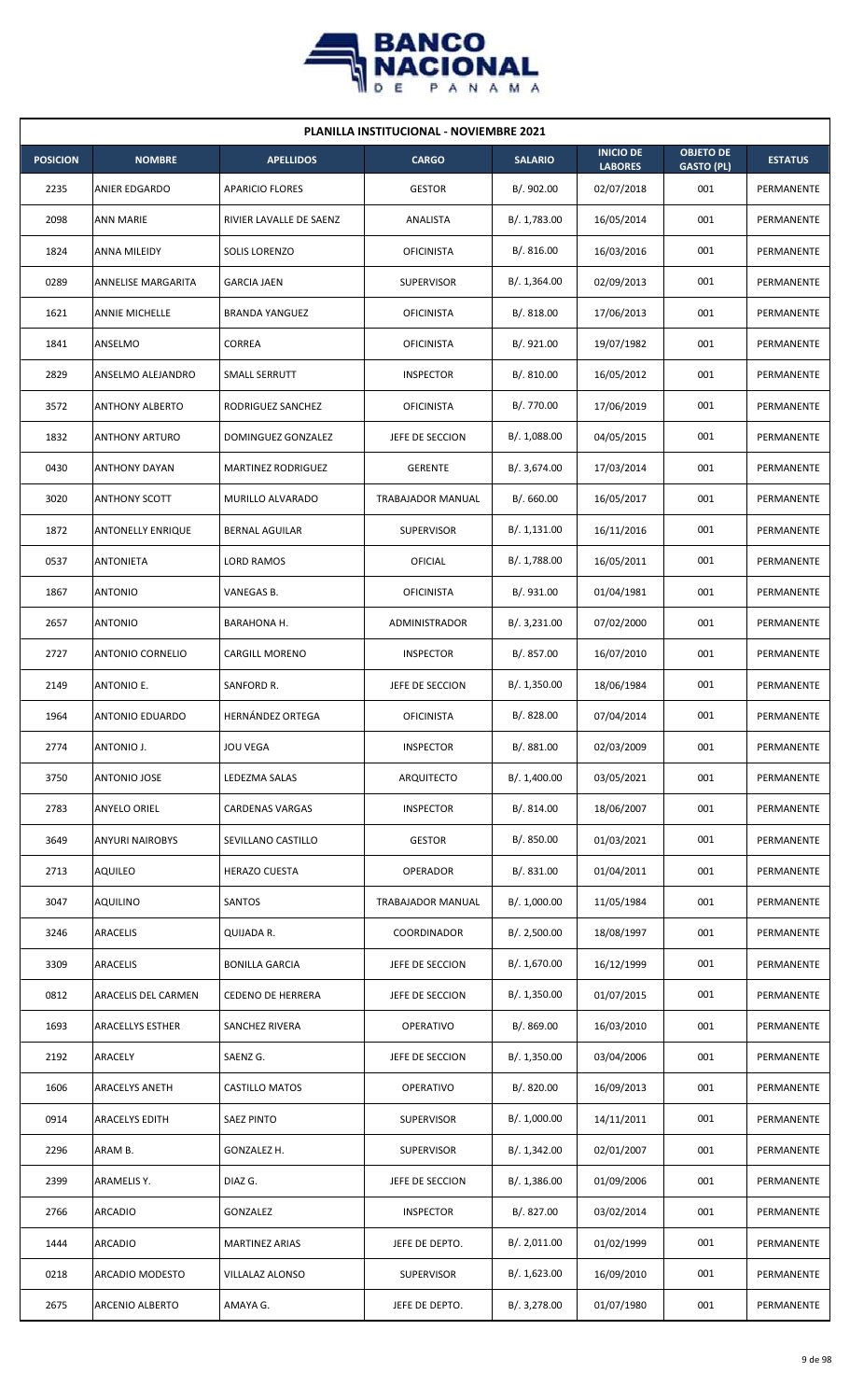## PLANILLA INSTITUCIONAL - NOVIEMBRE 2021

| POSICION | NOMBRE | APELLIDOS | CARGO | SALARIO | INICIO DE LABORES | OBJETO DE GASTO (PL) | ESTATUS |
|---|---|---|---|---|---|---|---|
| 2235 | ANIER EDGARDO | APARICIO FLORES | GESTOR | B/. 902.00 | 02/07/2018 | 001 | PERMANENTE |
| 2098 | ANN MARIE | RIVIER LAVALLE DE SAENZ | ANALISTA | B/. 1,783.00 | 16/05/2014 | 001 | PERMANENTE |
| 1824 | ANNA MILEIDY | SOLIS LORENZO | OFICINISTA | B/. 816.00 | 16/03/2016 | 001 | PERMANENTE |
| 0289 | ANNELISE MARGARITA | GARCIA JAEN | SUPERVISOR | B/. 1,364.00 | 02/09/2013 | 001 | PERMANENTE |
| 1621 | ANNIE MICHELLE | BRANDA YANGUEZ | OFICINISTA | B/. 818.00 | 17/06/2013 | 001 | PERMANENTE |
| 1841 | ANSELMO | CORREA | OFICINISTA | B/. 921.00 | 19/07/1982 | 001 | PERMANENTE |
| 2829 | ANSELMO ALEJANDRO | SMALL SERRUTT | INSPECTOR | B/. 810.00 | 16/05/2012 | 001 | PERMANENTE |
| 3572 | ANTHONY ALBERTO | RODRIGUEZ SANCHEZ | OFICINISTA | B/. 770.00 | 17/06/2019 | 001 | PERMANENTE |
| 1832 | ANTHONY ARTURO | DOMINGUEZ GONZALEZ | JEFE DE SECCION | B/. 1,088.00 | 04/05/2015 | 001 | PERMANENTE |
| 0430 | ANTHONY DAYAN | MARTINEZ RODRIGUEZ | GERENTE | B/. 3,674.00 | 17/03/2014 | 001 | PERMANENTE |
| 3020 | ANTHONY SCOTT | MURILLO ALVARADO | TRABAJADOR MANUAL | B/. 660.00 | 16/05/2017 | 001 | PERMANENTE |
| 1872 | ANTONELLY ENRIQUE | BERNAL AGUILAR | SUPERVISOR | B/. 1,131.00 | 16/11/2016 | 001 | PERMANENTE |
| 0537 | ANTONIETA | LORD RAMOS | OFICIAL | B/. 1,788.00 | 16/05/2011 | 001 | PERMANENTE |
| 1867 | ANTONIO | VANEGAS B. | OFICINISTA | B/. 931.00 | 01/04/1981 | 001 | PERMANENTE |
| 2657 | ANTONIO | BARAHONA H. | ADMINISTRADOR | B/. 3,231.00 | 07/02/2000 | 001 | PERMANENTE |
| 2727 | ANTONIO CORNELIO | CARGILL MORENO | INSPECTOR | B/. 857.00 | 16/07/2010 | 001 | PERMANENTE |
| 2149 | ANTONIO E. | SANFORD R. | JEFE DE SECCION | B/. 1,350.00 | 18/06/1984 | 001 | PERMANENTE |
| 1964 | ANTONIO EDUARDO | HERNÁNDEZ ORTEGA | OFICINISTA | B/. 828.00 | 07/04/2014 | 001 | PERMANENTE |
| 2774 | ANTONIO J. | JOU VEGA | INSPECTOR | B/. 881.00 | 02/03/2009 | 001 | PERMANENTE |
| 3750 | ANTONIO JOSE | LEDEZMA SALAS | ARQUITECTO | B/. 1,400.00 | 03/05/2021 | 001 | PERMANENTE |
| 2783 | ANYELO ORIEL | CARDENAS VARGAS | INSPECTOR | B/. 814.00 | 18/06/2007 | 001 | PERMANENTE |
| 3649 | ANYURI NAIROBYS | SEVILLANO CASTILLO | GESTOR | B/. 850.00 | 01/03/2021 | 001 | PERMANENTE |
| 2713 | AQUILEO | HERAZO CUESTA | OPERADOR | B/. 831.00 | 01/04/2011 | 001 | PERMANENTE |
| 3047 | AQUILINO | SANTOS | TRABAJADOR MANUAL | B/. 1,000.00 | 11/05/1984 | 001 | PERMANENTE |
| 3246 | ARACELIS | QUIJADA R. | COORDINADOR | B/. 2,500.00 | 18/08/1997 | 001 | PERMANENTE |
| 3309 | ARACELIS | BONILLA GARCIA | JEFE DE SECCION | B/. 1,670.00 | 16/12/1999 | 001 | PERMANENTE |
| 0812 | ARACELIS DEL CARMEN | CEDENO DE HERRERA | JEFE DE SECCION | B/. 1,350.00 | 01/07/2015 | 001 | PERMANENTE |
| 1693 | ARACELLYS ESTHER | SANCHEZ RIVERA | OPERATIVO | B/. 869.00 | 16/03/2010 | 001 | PERMANENTE |
| 2192 | ARACELY | SAENZ G. | JEFE DE SECCION | B/. 1,350.00 | 03/04/2006 | 001 | PERMANENTE |
| 1606 | ARACELYS ANETH | CASTILLO MATOS | OPERATIVO | B/. 820.00 | 16/09/2013 | 001 | PERMANENTE |
| 0914 | ARACELYS EDITH | SAEZ PINTO | SUPERVISOR | B/. 1,000.00 | 14/11/2011 | 001 | PERMANENTE |
| 2296 | ARAM B. | GONZALEZ H. | SUPERVISOR | B/. 1,342.00 | 02/01/2007 | 001 | PERMANENTE |
| 2399 | ARAMELIS Y. | DIAZ G. | JEFE DE SECCION | B/. 1,386.00 | 01/09/2006 | 001 | PERMANENTE |
| 2766 | ARCADIO | GONZALEZ | INSPECTOR | B/. 827.00 | 03/02/2014 | 001 | PERMANENTE |
| 1444 | ARCADIO | MARTINEZ ARIAS | JEFE DE DEPTO. | B/. 2,011.00 | 01/02/1999 | 001 | PERMANENTE |
| 0218 | ARCADIO MODESTO | VILLALAZ ALONSO | SUPERVISOR | B/. 1,623.00 | 16/09/2010 | 001 | PERMANENTE |
| 2675 | ARCENIO ALBERTO | AMAYA G. | JEFE DE DEPTO. | B/. 3,278.00 | 01/07/1980 | 001 | PERMANENTE |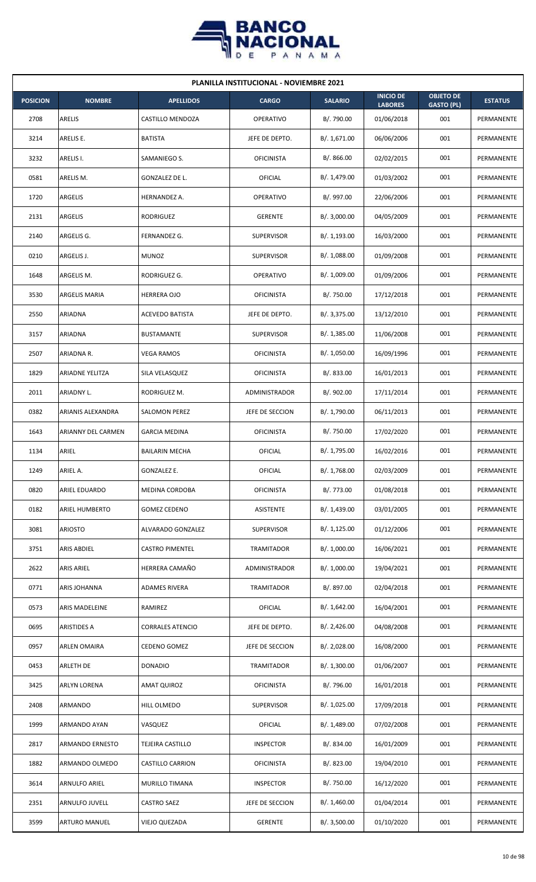## PLANILLA INSTITUCIONAL - NOVIEMBRE 2021

| POSICION | NOMBRE | APELLIDOS | CARGO | SALARIO | INICIO DE LABORES | OBJETO DE GASTO (PL) | ESTATUS |
|---|---|---|---|---|---|---|---|
| 2708 | ARELIS | CASTILLO MENDOZA | OPERATIVO | B/. 790.00 | 01/06/2018 | 001 | PERMANENTE |
| 3214 | ARELIS E. | BATISTA | JEFE DE DEPTO. | B/. 1,671.00 | 06/06/2006 | 001 | PERMANENTE |
| 3232 | ARELIS I. | SAMANIEGO S. | OFICINISTA | B/. 866.00 | 02/02/2015 | 001 | PERMANENTE |
| 0581 | ARELIS M. | GONZALEZ DE L. | OFICIAL | B/. 1,479.00 | 01/03/2002 | 001 | PERMANENTE |
| 1720 | ARGELIS | HERNANDEZ A. | OPERATIVO | B/. 997.00 | 22/06/2006 | 001 | PERMANENTE |
| 2131 | ARGELIS | RODRIGUEZ | GERENTE | B/. 3,000.00 | 04/05/2009 | 001 | PERMANENTE |
| 2140 | ARGELIS G. | FERNANDEZ G. | SUPERVISOR | B/. 1,193.00 | 16/03/2000 | 001 | PERMANENTE |
| 0210 | ARGELIS J. | MUNOZ | SUPERVISOR | B/. 1,088.00 | 01/09/2008 | 001 | PERMANENTE |
| 1648 | ARGELIS M. | RODRIGUEZ G. | OPERATIVO | B/. 1,009.00 | 01/09/2006 | 001 | PERMANENTE |
| 3530 | ARGELIS MARIA | HERRERA OJO | OFICINISTA | B/. 750.00 | 17/12/2018 | 001 | PERMANENTE |
| 2550 | ARIADNA | ACEVEDO BATISTA | JEFE DE DEPTO. | B/. 3,375.00 | 13/12/2010 | 001 | PERMANENTE |
| 3157 | ARIADNA | BUSTAMANTE | SUPERVISOR | B/. 1,385.00 | 11/06/2008 | 001 | PERMANENTE |
| 2507 | ARIADNA R. | VEGA RAMOS | OFICINISTA | B/. 1,050.00 | 16/09/1996 | 001 | PERMANENTE |
| 1829 | ARIADNE YELITZA | SILA VELASQUEZ | OFICINISTA | B/. 833.00 | 16/01/2013 | 001 | PERMANENTE |
| 2011 | ARIADNY L. | RODRIGUEZ M. | ADMINISTRADOR | B/. 902.00 | 17/11/2014 | 001 | PERMANENTE |
| 0382 | ARIANIS ALEXANDRA | SALOMON PEREZ | JEFE DE SECCION | B/. 1,790.00 | 06/11/2013 | 001 | PERMANENTE |
| 1643 | ARIANNY DEL CARMEN | GARCIA MEDINA | OFICINISTA | B/. 750.00 | 17/02/2020 | 001 | PERMANENTE |
| 1134 | ARIEL | BAILARIN MECHA | OFICIAL | B/. 1,795.00 | 16/02/2016 | 001 | PERMANENTE |
| 1249 | ARIEL A. | GONZALEZ E. | OFICIAL | B/. 1,768.00 | 02/03/2009 | 001 | PERMANENTE |
| 0820 | ARIEL EDUARDO | MEDINA CORDOBA | OFICINISTA | B/. 773.00 | 01/08/2018 | 001 | PERMANENTE |
| 0182 | ARIEL HUMBERTO | GOMEZ CEDENO | ASISTENTE | B/. 1,439.00 | 03/01/2005 | 001 | PERMANENTE |
| 3081 | ARIOSTO | ALVARADO GONZALEZ | SUPERVISOR | B/. 1,125.00 | 01/12/2006 | 001 | PERMANENTE |
| 3751 | ARIS ABDIEL | CASTRO PIMENTEL | TRAMITADOR | B/. 1,000.00 | 16/06/2021 | 001 | PERMANENTE |
| 2622 | ARIS ARIEL | HERRERA CAMAÑO | ADMINISTRADOR | B/. 1,000.00 | 19/04/2021 | 001 | PERMANENTE |
| 0771 | ARIS JOHANNA | ADAMES RIVERA | TRAMITADOR | B/. 897.00 | 02/04/2018 | 001 | PERMANENTE |
| 0573 | ARIS MADELEINE | RAMIREZ | OFICIAL | B/. 1,642.00 | 16/04/2001 | 001 | PERMANENTE |
| 0695 | ARISTIDES A | CORRALES ATENCIO | JEFE DE DEPTO. | B/. 2,426.00 | 04/08/2008 | 001 | PERMANENTE |
| 0957 | ARLEN OMAIRA | CEDENO GOMEZ | JEFE DE SECCION | B/. 2,028.00 | 16/08/2000 | 001 | PERMANENTE |
| 0453 | ARLETH DE | DONADIO | TRAMITADOR | B/. 1,300.00 | 01/06/2007 | 001 | PERMANENTE |
| 3425 | ARLYN LORENA | AMAT QUIROZ | OFICINISTA | B/. 796.00 | 16/01/2018 | 001 | PERMANENTE |
| 2408 | ARMANDO | HILL OLMEDO | SUPERVISOR | B/. 1,025.00 | 17/09/2018 | 001 | PERMANENTE |
| 1999 | ARMANDO AYAN | VASQUEZ | OFICIAL | B/. 1,489.00 | 07/02/2008 | 001 | PERMANENTE |
| 2817 | ARMANDO ERNESTO | TEJEIRA CASTILLO | INSPECTOR | B/. 834.00 | 16/01/2009 | 001 | PERMANENTE |
| 1882 | ARMANDO OLMEDO | CASTILLO CARRION | OFICINISTA | B/. 823.00 | 19/04/2010 | 001 | PERMANENTE |
| 3614 | ARNULFO ARIEL | MURILLO TIMANA | INSPECTOR | B/. 750.00 | 16/12/2020 | 001 | PERMANENTE |
| 2351 | ARNULFO JUVELL | CASTRO SAEZ | JEFE DE SECCION | B/. 1,460.00 | 01/04/2014 | 001 | PERMANENTE |
| 3599 | ARTURO MANUEL | VIEJO QUEZADA | GERENTE | B/. 3,500.00 | 01/10/2020 | 001 | PERMANENTE |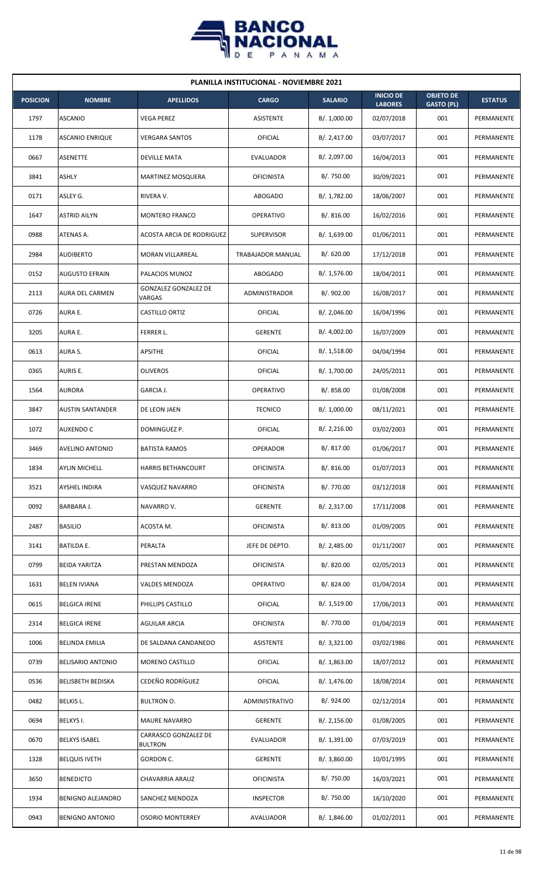## PLANILLA INSTITUCIONAL - NOVIEMBRE 2021

| POSICION | NOMBRE | APELLIDOS | CARGO | SALARIO | INICIO DE LABORES | OBJETO DE GASTO (PL) | ESTATUS |
|---|---|---|---|---|---|---|---|
| 1797 | ASCANIO | VEGA PEREZ | ASISTENTE | B/. 1,000.00 | 02/07/2018 | 001 | PERMANENTE |
| 1178 | ASCANIO ENRIQUE | VERGARA SANTOS | OFICIAL | B/. 2,417.00 | 03/07/2017 | 001 | PERMANENTE |
| 0667 | ASENETTE | DEVILLE MATA | EVALUADOR | B/. 2,097.00 | 16/04/2013 | 001 | PERMANENTE |
| 3841 | ASHLY | MARTINEZ MOSQUERA | OFICINISTA | B/. 750.00 | 30/09/2021 | 001 | PERMANENTE |
| 0171 | ASLEY G. | RIVERA V. | ABOGADO | B/. 1,782.00 | 18/06/2007 | 001 | PERMANENTE |
| 1647 | ASTRID AILYN | MONTERO FRANCO | OPERATIVO | B/. 816.00 | 16/02/2016 | 001 | PERMANENTE |
| 0988 | ATENAS A. | ACOSTA ARCIA DE RODRIGUEZ | SUPERVISOR | B/. 1,639.00 | 01/06/2011 | 001 | PERMANENTE |
| 2984 | AUDIBERTO | MORAN VILLARREAL | TRABAJADOR MANUAL | B/. 620.00 | 17/12/2018 | 001 | PERMANENTE |
| 0152 | AUGUSTO EFRAIN | PALACIOS MUNOZ | ABOGADO | B/. 1,576.00 | 18/04/2011 | 001 | PERMANENTE |
| 2113 | AURA DEL CARMEN | GONZALEZ GONZALEZ DE VARGAS | ADMINISTRADOR | B/. 902.00 | 16/08/2017 | 001 | PERMANENTE |
| 0726 | AURA E. | CASTILLO ORTIZ | OFICIAL | B/. 2,046.00 | 16/04/1996 | 001 | PERMANENTE |
| 3205 | AURA E. | FERRER L. | GERENTE | B/. 4,002.00 | 16/07/2009 | 001 | PERMANENTE |
| 0613 | AURA S. | APSITHE | OFICIAL | B/. 1,518.00 | 04/04/1994 | 001 | PERMANENTE |
| 0365 | AURIS E. | OLIVEROS | OFICIAL | B/. 1,700.00 | 24/05/2011 | 001 | PERMANENTE |
| 1564 | AURORA | GARCIA J. | OPERATIVO | B/. 858.00 | 01/08/2008 | 001 | PERMANENTE |
| 3847 | AUSTIN SANTANDER | DE LEON JAEN | TECNICO | B/. 1,000.00 | 08/11/2021 | 001 | PERMANENTE |
| 1072 | AUXENDO C | DOMINGUEZ P. | OFICIAL | B/. 2,216.00 | 03/02/2003 | 001 | PERMANENTE |
| 3469 | AVELINO ANTONIO | BATISTA RAMOS | OPERADOR | B/. 817.00 | 01/06/2017 | 001 | PERMANENTE |
| 1834 | AYLIN MICHELL | HARRIS BETHANCOURT | OFICINISTA | B/. 816.00 | 01/07/2013 | 001 | PERMANENTE |
| 3521 | AYSHEL INDIRA | VASQUEZ NAVARRO | OFICINISTA | B/. 770.00 | 03/12/2018 | 001 | PERMANENTE |
| 0092 | BARBARA J. | NAVARRO V. | GERENTE | B/. 2,317.00 | 17/11/2008 | 001 | PERMANENTE |
| 2487 | BASILIO | ACOSTA M. | OFICINISTA | B/. 813.00 | 01/09/2005 | 001 | PERMANENTE |
| 3141 | BATILDA E. | PERALTA | JEFE DE DEPTO. | B/. 2,485.00 | 01/11/2007 | 001 | PERMANENTE |
| 0799 | BEIDA YARITZA | PRESTAN MENDOZA | OFICINISTA | B/. 820.00 | 02/05/2013 | 001 | PERMANENTE |
| 1631 | BELEN IVIANA | VALDES MENDOZA | OPERATIVO | B/. 824.00 | 01/04/2014 | 001 | PERMANENTE |
| 0615 | BELGICA IRENE | PHILLIPS CASTILLO | OFICIAL | B/. 1,519.00 | 17/06/2013 | 001 | PERMANENTE |
| 2314 | BELGICA IRENE | AGUILAR ARCIA | OFICINISTA | B/. 770.00 | 01/04/2019 | 001 | PERMANENTE |
| 1006 | BELINDA EMILIA | DE SALDANA CANDANEDO | ASISTENTE | B/. 3,321.00 | 03/02/1986 | 001 | PERMANENTE |
| 0739 | BELISARIO ANTONIO | MORENO CASTILLO | OFICIAL | B/. 1,863.00 | 18/07/2012 | 001 | PERMANENTE |
| 0536 | BELISBETH BEDISKA | CEDEÑO RODRÍGUEZ | OFICIAL | B/. 1,476.00 | 18/08/2014 | 001 | PERMANENTE |
| 0482 | BELKIS L. | BULTRON O. | ADMINISTRATIVO | B/. 924.00 | 02/12/2014 | 001 | PERMANENTE |
| 0694 | BELKYS I. | MAURE NAVARRO | GERENTE | B/. 2,156.00 | 01/08/2005 | 001 | PERMANENTE |
| 0670 | BELKYS ISABEL | CARRASCO GONZALEZ DE BULTRON | EVALUADOR | B/. 1,391.00 | 07/03/2019 | 001 | PERMANENTE |
| 1328 | BELQUIS IVETH | GORDON C. | GERENTE | B/. 3,860.00 | 10/01/1995 | 001 | PERMANENTE |
| 3650 | BENEDICTO | CHAVARRIA ARAUZ | OFICINISTA | B/. 750.00 | 16/03/2021 | 001 | PERMANENTE |
| 1934 | BENIGNO ALEJANDRO | SANCHEZ MENDOZA | INSPECTOR | B/. 750.00 | 16/10/2020 | 001 | PERMANENTE |
| 0943 | BENIGNO ANTONIO | OSORIO MONTERREY | AVALUADOR | B/. 1,846.00 | 01/02/2011 | 001 | PERMANENTE |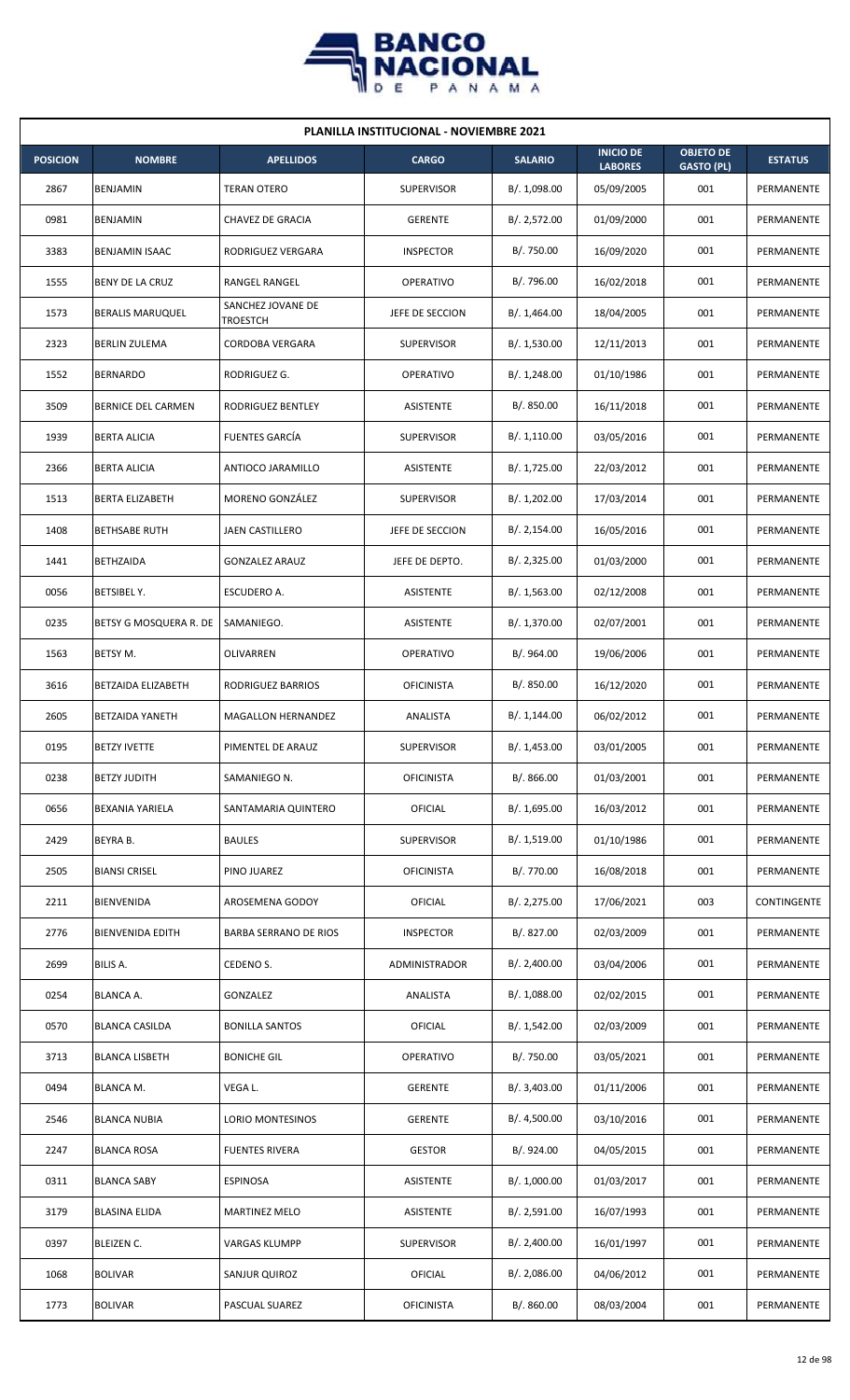**PLANILLA INSTITUCIONAL - NOVIEMBRE 2021**

| POSICION | NOMBRE | APELLIDOS | CARGO | SALARIO | INICIO DE LABORES | OBJETO DE GASTO (PL) | ESTATUS |
|---|---|---|---|---|---|---|---|
| 2867 | BENJAMIN | TERAN OTERO | SUPERVISOR | B/. 1,098.00 | 05/09/2005 | 001 | PERMANENTE |
| 0981 | BENJAMIN | CHAVEZ DE GRACIA | GERENTE | B/. 2,572.00 | 01/09/2000 | 001 | PERMANENTE |
| 3383 | BENJAMIN ISAAC | RODRIGUEZ VERGARA | INSPECTOR | B/. 750.00 | 16/09/2020 | 001 | PERMANENTE |
| 1555 | BENY DE LA CRUZ | RANGEL RANGEL | OPERATIVO | B/. 796.00 | 16/02/2018 | 001 | PERMANENTE |
| 1573 | BERALIS MARUQUEL | SANCHEZ JOVANE DE TROESTCH | JEFE DE SECCION | B/. 1,464.00 | 18/04/2005 | 001 | PERMANENTE |
| 2323 | BERLIN ZULEMA | CORDOBA VERGARA | SUPERVISOR | B/. 1,530.00 | 12/11/2013 | 001 | PERMANENTE |
| 1552 | BERNARDO | RODRIGUEZ G. | OPERATIVO | B/. 1,248.00 | 01/10/1986 | 001 | PERMANENTE |
| 3509 | BERNICE DEL CARMEN | RODRIGUEZ BENTLEY | ASISTENTE | B/. 850.00 | 16/11/2018 | 001 | PERMANENTE |
| 1939 | BERTA ALICIA | FUENTES GARCÍA | SUPERVISOR | B/. 1,110.00 | 03/05/2016 | 001 | PERMANENTE |
| 2366 | BERTA ALICIA | ANTIOCO JARAMILLO | ASISTENTE | B/. 1,725.00 | 22/03/2012 | 001 | PERMANENTE |
| 1513 | BERTA ELIZABETH | MORENO GONZÁLEZ | SUPERVISOR | B/. 1,202.00 | 17/03/2014 | 001 | PERMANENTE |
| 1408 | BETHSABE RUTH | JAEN CASTILLERO | JEFE DE SECCION | B/. 2,154.00 | 16/05/2016 | 001 | PERMANENTE |
| 1441 | BETHZAIDA | GONZALEZ ARAUZ | JEFE DE DEPTO. | B/. 2,325.00 | 01/03/2000 | 001 | PERMANENTE |
| 0056 | BETSIBEL Y. | ESCUDERO A. | ASISTENTE | B/. 1,563.00 | 02/12/2008 | 001 | PERMANENTE |
| 0235 | BETSY G MOSQUERA R. DE | SAMANIEGO. | ASISTENTE | B/. 1,370.00 | 02/07/2001 | 001 | PERMANENTE |
| 1563 | BETSY M. | OLIVARREN | OPERATIVO | B/. 964.00 | 19/06/2006 | 001 | PERMANENTE |
| 3616 | BETZAIDA ELIZABETH | RODRIGUEZ BARRIOS | OFICINISTA | B/. 850.00 | 16/12/2020 | 001 | PERMANENTE |
| 2605 | BETZAIDA YANETH | MAGALLON HERNANDEZ | ANALISTA | B/. 1,144.00 | 06/02/2012 | 001 | PERMANENTE |
| 0195 | BETZY IVETTE | PIMENTEL DE ARAUZ | SUPERVISOR | B/. 1,453.00 | 03/01/2005 | 001 | PERMANENTE |
| 0238 | BETZY JUDITH | SAMANIEGO N. | OFICINISTA | B/. 866.00 | 01/03/2001 | 001 | PERMANENTE |
| 0656 | BEXANIA YARIELA | SANTAMARIA QUINTERO | OFICIAL | B/. 1,695.00 | 16/03/2012 | 001 | PERMANENTE |
| 2429 | BEYRA B. | BAULES | SUPERVISOR | B/. 1,519.00 | 01/10/1986 | 001 | PERMANENTE |
| 2505 | BIANSI CRISEL | PINO JUAREZ | OFICINISTA | B/. 770.00 | 16/08/2018 | 001 | PERMANENTE |
| 2211 | BIENVENIDA | AROSEMENA GODOY | OFICIAL | B/. 2,275.00 | 17/06/2021 | 003 | CONTINGENTE |
| 2776 | BIENVENIDA EDITH | BARBA SERRANO DE RIOS | INSPECTOR | B/. 827.00 | 02/03/2009 | 001 | PERMANENTE |
| 2699 | BILIS A. | CEDENO S. | ADMINISTRADOR | B/. 2,400.00 | 03/04/2006 | 001 | PERMANENTE |
| 0254 | BLANCA A. | GONZALEZ | ANALISTA | B/. 1,088.00 | 02/02/2015 | 001 | PERMANENTE |
| 0570 | BLANCA CASILDA | BONILLA SANTOS | OFICIAL | B/. 1,542.00 | 02/03/2009 | 001 | PERMANENTE |
| 3713 | BLANCA LISBETH | BONICHE GIL | OPERATIVO | B/. 750.00 | 03/05/2021 | 001 | PERMANENTE |
| 0494 | BLANCA M. | VEGA L. | GERENTE | B/. 3,403.00 | 01/11/2006 | 001 | PERMANENTE |
| 2546 | BLANCA NUBIA | LORIO MONTESINOS | GERENTE | B/. 4,500.00 | 03/10/2016 | 001 | PERMANENTE |
| 2247 | BLANCA ROSA | FUENTES RIVERA | GESTOR | B/. 924.00 | 04/05/2015 | 001 | PERMANENTE |
| 0311 | BLANCA SABY | ESPINOSA | ASISTENTE | B/. 1,000.00 | 01/03/2017 | 001 | PERMANENTE |
| 3179 | BLASINA ELIDA | MARTINEZ MELO | ASISTENTE | B/. 2,591.00 | 16/07/1993 | 001 | PERMANENTE |
| 0397 | BLEIZEN C. | VARGAS KLUMPP | SUPERVISOR | B/. 2,400.00 | 16/01/1997 | 001 | PERMANENTE |
| 1068 | BOLIVAR | SANJUR QUIROZ | OFICIAL | B/. 2,086.00 | 04/06/2012 | 001 | PERMANENTE |
| 1773 | BOLIVAR | PASCUAL SUAREZ | OFICINISTA | B/. 860.00 | 08/03/2004 | 001 | PERMANENTE |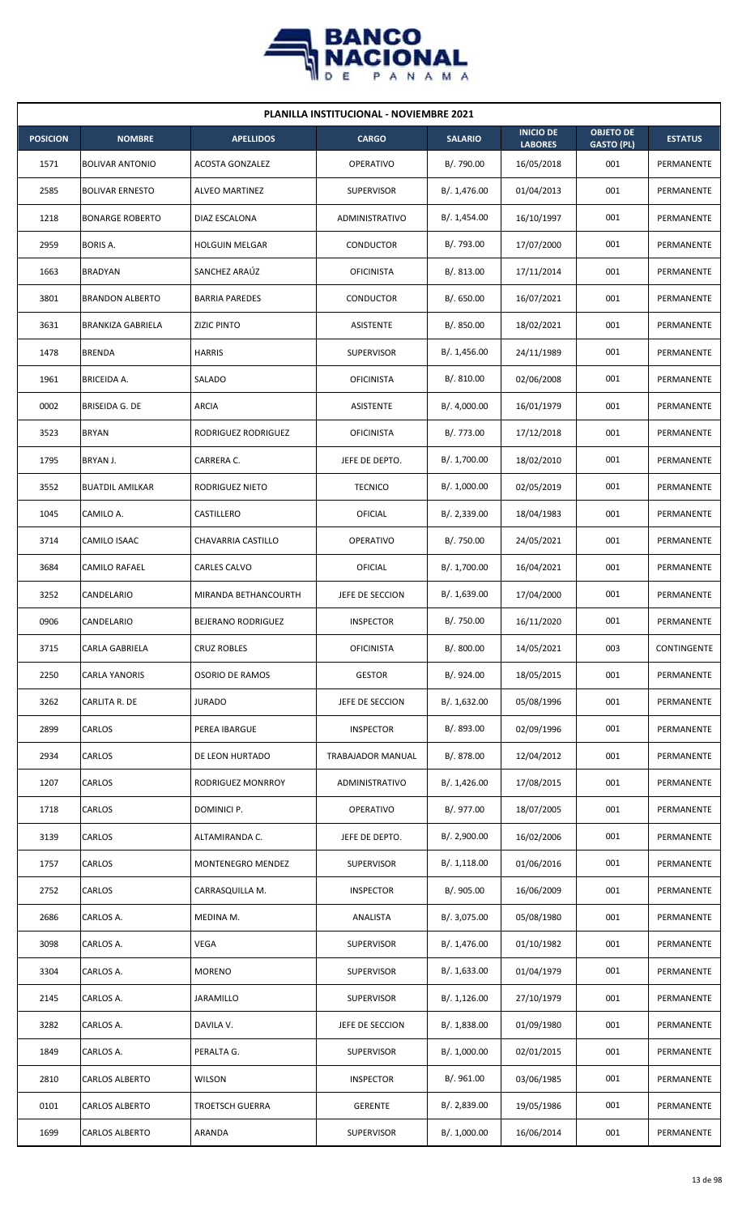**PLANILLA INSTITUCIONAL - NOVIEMBRE 2021**

| POSICION | NOMBRE | APELLIDOS | CARGO | SALARIO | INICIO DE LABORES | OBJETO DE GASTO (PL) | ESTATUS |
|---|---|---|---|---|---|---|---|
| 1571 | BOLIVAR ANTONIO | ACOSTA GONZALEZ | OPERATIVO | B/. 790.00 | 16/05/2018 | 001 | PERMANENTE |
| 2585 | BOLIVAR ERNESTO | ALVEO MARTINEZ | SUPERVISOR | B/. 1,476.00 | 01/04/2013 | 001 | PERMANENTE |
| 1218 | BONARGE ROBERTO | DIAZ ESCALONA | ADMINISTRATIVO | B/. 1,454.00 | 16/10/1997 | 001 | PERMANENTE |
| 2959 | BORIS A. | HOLGUIN MELGAR | CONDUCTOR | B/. 793.00 | 17/07/2000 | 001 | PERMANENTE |
| 1663 | BRADYAN | SANCHEZ ARAÚZ | OFICINISTA | B/. 813.00 | 17/11/2014 | 001 | PERMANENTE |
| 3801 | BRANDON ALBERTO | BARRIA PAREDES | CONDUCTOR | B/. 650.00 | 16/07/2021 | 001 | PERMANENTE |
| 3631 | BRANKIZA GABRIELA | ZIZIC PINTO | ASISTENTE | B/. 850.00 | 18/02/2021 | 001 | PERMANENTE |
| 1478 | BRENDA | HARRIS | SUPERVISOR | B/. 1,456.00 | 24/11/1989 | 001 | PERMANENTE |
| 1961 | BRICEIDA A. | SALADO | OFICINISTA | B/. 810.00 | 02/06/2008 | 001 | PERMANENTE |
| 0002 | BRISEIDA G. DE | ARCIA | ASISTENTE | B/. 4,000.00 | 16/01/1979 | 001 | PERMANENTE |
| 3523 | BRYAN | RODRIGUEZ RODRIGUEZ | OFICINISTA | B/. 773.00 | 17/12/2018 | 001 | PERMANENTE |
| 1795 | BRYAN J. | CARRERA C. | JEFE DE DEPTO. | B/. 1,700.00 | 18/02/2010 | 001 | PERMANENTE |
| 3552 | BUATDIL AMILKAR | RODRIGUEZ NIETO | TECNICO | B/. 1,000.00 | 02/05/2019 | 001 | PERMANENTE |
| 1045 | CAMILO A. | CASTILLERO | OFICIAL | B/. 2,339.00 | 18/04/1983 | 001 | PERMANENTE |
| 3714 | CAMILO ISAAC | CHAVARRIA CASTILLO | OPERATIVO | B/. 750.00 | 24/05/2021 | 001 | PERMANENTE |
| 3684 | CAMILO RAFAEL | CARLES CALVO | OFICIAL | B/. 1,700.00 | 16/04/2021 | 001 | PERMANENTE |
| 3252 | CANDELARIO | MIRANDA BETHANCOURTH | JEFE DE SECCION | B/. 1,639.00 | 17/04/2000 | 001 | PERMANENTE |
| 0906 | CANDELARIO | BEJERANO RODRIGUEZ | INSPECTOR | B/. 750.00 | 16/11/2020 | 001 | PERMANENTE |
| 3715 | CARLA GABRIELA | CRUZ ROBLES | OFICINISTA | B/. 800.00 | 14/05/2021 | 003 | CONTINGENTE |
| 2250 | CARLA YANORIS | OSORIO DE RAMOS | GESTOR | B/. 924.00 | 18/05/2015 | 001 | PERMANENTE |
| 3262 | CARLITA R. DE | JURADO | JEFE DE SECCION | B/. 1,632.00 | 05/08/1996 | 001 | PERMANENTE |
| 2899 | CARLOS | PEREA IBARGUE | INSPECTOR | B/. 893.00 | 02/09/1996 | 001 | PERMANENTE |
| 2934 | CARLOS | DE LEON HURTADO | TRABAJADOR MANUAL | B/. 878.00 | 12/04/2012 | 001 | PERMANENTE |
| 1207 | CARLOS | RODRIGUEZ MONRROY | ADMINISTRATIVO | B/. 1,426.00 | 17/08/2015 | 001 | PERMANENTE |
| 1718 | CARLOS | DOMINICI P. | OPERATIVO | B/. 977.00 | 18/07/2005 | 001 | PERMANENTE |
| 3139 | CARLOS | ALTAMIRANDA C. | JEFE DE DEPTO. | B/. 2,900.00 | 16/02/2006 | 001 | PERMANENTE |
| 1757 | CARLOS | MONTENEGRO MENDEZ | SUPERVISOR | B/. 1,118.00 | 01/06/2016 | 001 | PERMANENTE |
| 2752 | CARLOS | CARRASQUILLA M. | INSPECTOR | B/. 905.00 | 16/06/2009 | 001 | PERMANENTE |
| 2686 | CARLOS A. | MEDINA M. | ANALISTA | B/. 3,075.00 | 05/08/1980 | 001 | PERMANENTE |
| 3098 | CARLOS A. | VEGA | SUPERVISOR | B/. 1,476.00 | 01/10/1982 | 001 | PERMANENTE |
| 3304 | CARLOS A. | MORENO | SUPERVISOR | B/. 1,633.00 | 01/04/1979 | 001 | PERMANENTE |
| 2145 | CARLOS A. | JARAMILLO | SUPERVISOR | B/. 1,126.00 | 27/10/1979 | 001 | PERMANENTE |
| 3282 | CARLOS A. | DAVILA V. | JEFE DE SECCION | B/. 1,838.00 | 01/09/1980 | 001 | PERMANENTE |
| 1849 | CARLOS A. | PERALTA G. | SUPERVISOR | B/. 1,000.00 | 02/01/2015 | 001 | PERMANENTE |
| 2810 | CARLOS ALBERTO | WILSON | INSPECTOR | B/. 961.00 | 03/06/1985 | 001 | PERMANENTE |
| 0101 | CARLOS ALBERTO | TROETSCH GUERRA | GERENTE | B/. 2,839.00 | 19/05/1986 | 001 | PERMANENTE |
| 1699 | CARLOS ALBERTO | ARANDA | SUPERVISOR | B/. 1,000.00 | 16/06/2014 | 001 | PERMANENTE |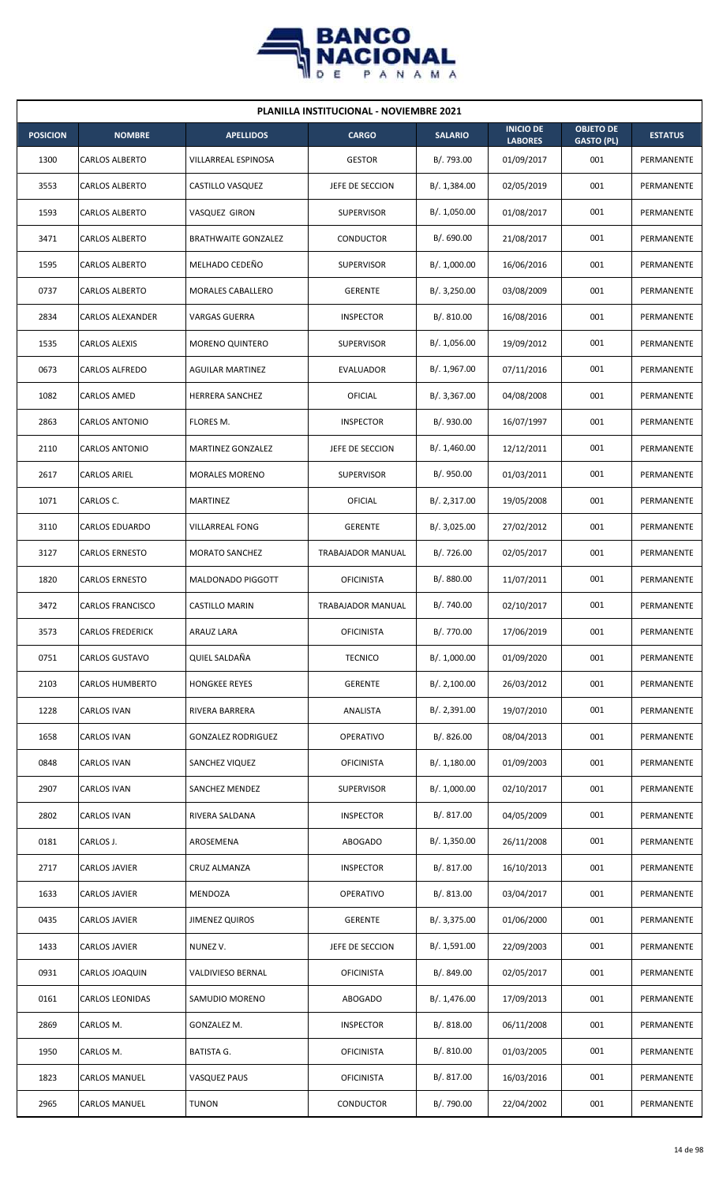**PLANILLA INSTITUCIONAL - NOVIEMBRE 2021**

| POSICION | NOMBRE | APELLIDOS | CARGO | SALARIO | INICIO DE LABORES | OBJETO DE GASTO (PL) | ESTATUS |
|---|---|---|---|---|---|---|---|
| 1300 | CARLOS ALBERTO | VILLARREAL ESPINOSA | GESTOR | B/. 793.00 | 01/09/2017 | 001 | PERMANENTE |
| 3553 | CARLOS ALBERTO | CASTILLO VASQUEZ | JEFE DE SECCION | B/. 1,384.00 | 02/05/2019 | 001 | PERMANENTE |
| 1593 | CARLOS ALBERTO | VASQUEZ GIRON | SUPERVISOR | B/. 1,050.00 | 01/08/2017 | 001 | PERMANENTE |
| 3471 | CARLOS ALBERTO | BRATHWAITE GONZALEZ | CONDUCTOR | B/. 690.00 | 21/08/2017 | 001 | PERMANENTE |
| 1595 | CARLOS ALBERTO | MELHADO CEDEÑO | SUPERVISOR | B/. 1,000.00 | 16/06/2016 | 001 | PERMANENTE |
| 0737 | CARLOS ALBERTO | MORALES CABALLERO | GERENTE | B/. 3,250.00 | 03/08/2009 | 001 | PERMANENTE |
| 2834 | CARLOS ALEXANDER | VARGAS GUERRA | INSPECTOR | B/. 810.00 | 16/08/2016 | 001 | PERMANENTE |
| 1535 | CARLOS ALEXIS | MORENO QUINTERO | SUPERVISOR | B/. 1,056.00 | 19/09/2012 | 001 | PERMANENTE |
| 0673 | CARLOS ALFREDO | AGUILAR MARTINEZ | EVALUADOR | B/. 1,967.00 | 07/11/2016 | 001 | PERMANENTE |
| 1082 | CARLOS AMED | HERRERA SANCHEZ | OFICIAL | B/. 3,367.00 | 04/08/2008 | 001 | PERMANENTE |
| 2863 | CARLOS ANTONIO | FLORES M. | INSPECTOR | B/. 930.00 | 16/07/1997 | 001 | PERMANENTE |
| 2110 | CARLOS ANTONIO | MARTINEZ GONZALEZ | JEFE DE SECCION | B/. 1,460.00 | 12/12/2011 | 001 | PERMANENTE |
| 2617 | CARLOS ARIEL | MORALES MORENO | SUPERVISOR | B/. 950.00 | 01/03/2011 | 001 | PERMANENTE |
| 1071 | CARLOS C. | MARTINEZ | OFICIAL | B/. 2,317.00 | 19/05/2008 | 001 | PERMANENTE |
| 3110 | CARLOS EDUARDO | VILLARREAL FONG | GERENTE | B/. 3,025.00 | 27/02/2012 | 001 | PERMANENTE |
| 3127 | CARLOS ERNESTO | MORATO SANCHEZ | TRABAJADOR MANUAL | B/. 726.00 | 02/05/2017 | 001 | PERMANENTE |
| 1820 | CARLOS ERNESTO | MALDONADO PIGGOTT | OFICINISTA | B/. 880.00 | 11/07/2011 | 001 | PERMANENTE |
| 3472 | CARLOS FRANCISCO | CASTILLO MARIN | TRABAJADOR MANUAL | B/. 740.00 | 02/10/2017 | 001 | PERMANENTE |
| 3573 | CARLOS FREDERICK | ARAUZ LARA | OFICINISTA | B/. 770.00 | 17/06/2019 | 001 | PERMANENTE |
| 0751 | CARLOS GUSTAVO | QUIEL SALDAÑA | TECNICO | B/. 1,000.00 | 01/09/2020 | 001 | PERMANENTE |
| 2103 | CARLOS HUMBERTO | HONGKEE REYES | GERENTE | B/. 2,100.00 | 26/03/2012 | 001 | PERMANENTE |
| 1228 | CARLOS IVAN | RIVERA BARRERA | ANALISTA | B/. 2,391.00 | 19/07/2010 | 001 | PERMANENTE |
| 1658 | CARLOS IVAN | GONZALEZ RODRIGUEZ | OPERATIVO | B/. 826.00 | 08/04/2013 | 001 | PERMANENTE |
| 0848 | CARLOS IVAN | SANCHEZ VIQUEZ | OFICINISTA | B/. 1,180.00 | 01/09/2003 | 001 | PERMANENTE |
| 2907 | CARLOS IVAN | SANCHEZ MENDEZ | SUPERVISOR | B/. 1,000.00 | 02/10/2017 | 001 | PERMANENTE |
| 2802 | CARLOS IVAN | RIVERA SALDANA | INSPECTOR | B/. 817.00 | 04/05/2009 | 001 | PERMANENTE |
| 0181 | CARLOS J. | AROSEMENA | ABOGADO | B/. 1,350.00 | 26/11/2008 | 001 | PERMANENTE |
| 2717 | CARLOS JAVIER | CRUZ ALMANZA | INSPECTOR | B/. 817.00 | 16/10/2013 | 001 | PERMANENTE |
| 1633 | CARLOS JAVIER | MENDOZA | OPERATIVO | B/. 813.00 | 03/04/2017 | 001 | PERMANENTE |
| 0435 | CARLOS JAVIER | JIMENEZ QUIROS | GERENTE | B/. 3,375.00 | 01/06/2000 | 001 | PERMANENTE |
| 1433 | CARLOS JAVIER | NUNEZ V. | JEFE DE SECCION | B/. 1,591.00 | 22/09/2003 | 001 | PERMANENTE |
| 0931 | CARLOS JOAQUIN | VALDIVIESO BERNAL | OFICINISTA | B/. 849.00 | 02/05/2017 | 001 | PERMANENTE |
| 0161 | CARLOS LEONIDAS | SAMUDIO MORENO | ABOGADO | B/. 1,476.00 | 17/09/2013 | 001 | PERMANENTE |
| 2869 | CARLOS M. | GONZALEZ M. | INSPECTOR | B/. 818.00 | 06/11/2008 | 001 | PERMANENTE |
| 1950 | CARLOS M. | BATISTA G. | OFICINISTA | B/. 810.00 | 01/03/2005 | 001 | PERMANENTE |
| 1823 | CARLOS MANUEL | VASQUEZ PAUS | OFICINISTA | B/. 817.00 | 16/03/2016 | 001 | PERMANENTE |
| 2965 | CARLOS MANUEL | TUNON | CONDUCTOR | B/. 790.00 | 22/04/2002 | 001 | PERMANENTE |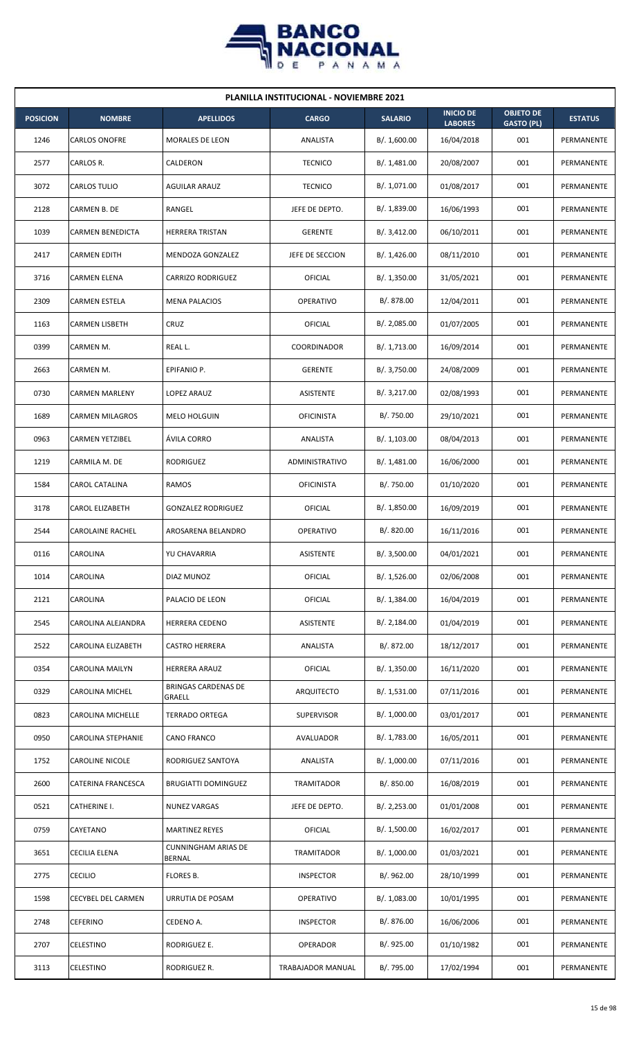| PLANILLA INSTITUCIONAL - NOVIEMBRE 2021 | | | | | | | |
|---|---|---|---|---|---|---|---|
| **POSICION** | **NOMBRE** | **APELLIDOS** | **CARGO** | **SALARIO** | **INICIO DE LABORES** | **OBJETO DE GASTO (PL)** | **ESTATUS** |
| 1246 | CARLOS ONOFRE | MORALES DE LEON | ANALISTA | B/. 1,600.00 | 16/04/2018 | 001 | PERMANENTE |
| 2577 | CARLOS R. | CALDERON | TECNICO | B/. 1,481.00 | 20/08/2007 | 001 | PERMANENTE |
| 3072 | CARLOS TULIO | AGUILAR ARAUZ | TECNICO | B/. 1,071.00 | 01/08/2017 | 001 | PERMANENTE |
| 2128 | CARMEN B. DE | RANGEL | JEFE DE DEPTO. | B/. 1,839.00 | 16/06/1993 | 001 | PERMANENTE |
| 1039 | CARMEN BENEDICTA | HERRERA TRISTAN | GERENTE | B/. 3,412.00 | 06/10/2011 | 001 | PERMANENTE |
| 2417 | CARMEN EDITH | MENDOZA GONZALEZ | JEFE DE SECCION | B/. 1,426.00 | 08/11/2010 | 001 | PERMANENTE |
| 3716 | CARMEN ELENA | CARRIZO RODRIGUEZ | OFICIAL | B/. 1,350.00 | 31/05/2021 | 001 | PERMANENTE |
| 2309 | CARMEN ESTELA | MENA PALACIOS | OPERATIVO | B/. 878.00 | 12/04/2011 | 001 | PERMANENTE |
| 1163 | CARMEN LISBETH | CRUZ | OFICIAL | B/. 2,085.00 | 01/07/2005 | 001 | PERMANENTE |
| 0399 | CARMEN M. | REAL L. | COORDINADOR | B/. 1,713.00 | 16/09/2014 | 001 | PERMANENTE |
| 2663 | CARMEN M. | EPIFANIO P. | GERENTE | B/. 3,750.00 | 24/08/2009 | 001 | PERMANENTE |
| 0730 | CARMEN MARLENY | LOPEZ ARAUZ | ASISTENTE | B/. 3,217.00 | 02/08/1993 | 001 | PERMANENTE |
| 1689 | CARMEN MILAGROS | MELO HOLGUIN | OFICINISTA | B/. 750.00 | 29/10/2021 | 001 | PERMANENTE |
| 0963 | CARMEN YETZIBEL | ÁVILA CORRO | ANALISTA | B/. 1,103.00 | 08/04/2013 | 001 | PERMANENTE |
| 1219 | CARMILA M. DE | RODRIGUEZ | ADMINISTRATIVO | B/. 1,481.00 | 16/06/2000 | 001 | PERMANENTE |
| 1584 | CAROL CATALINA | RAMOS | OFICINISTA | B/. 750.00 | 01/10/2020 | 001 | PERMANENTE |
| 3178 | CAROL ELIZABETH | GONZALEZ RODRIGUEZ | OFICIAL | B/. 1,850.00 | 16/09/2019 | 001 | PERMANENTE |
| 2544 | CAROLAINE RACHEL | AROSARENA BELANDRO | OPERATIVO | B/. 820.00 | 16/11/2016 | 001 | PERMANENTE |
| 0116 | CAROLINA | YU CHAVARRIA | ASISTENTE | B/. 3,500.00 | 04/01/2021 | 001 | PERMANENTE |
| 1014 | CAROLINA | DIAZ MUNOZ | OFICIAL | B/. 1,526.00 | 02/06/2008 | 001 | PERMANENTE |
| 2121 | CAROLINA | PALACIO DE LEON | OFICIAL | B/. 1,384.00 | 16/04/2019 | 001 | PERMANENTE |
| 2545 | CAROLINA ALEJANDRA | HERRERA CEDENO | ASISTENTE | B/. 2,184.00 | 01/04/2019 | 001 | PERMANENTE |
| 2522 | CAROLINA ELIZABETH | CASTRO HERRERA | ANALISTA | B/. 872.00 | 18/12/2017 | 001 | PERMANENTE |
| 0354 | CAROLINA MAILYN | HERRERA ARAUZ | OFICIAL | B/. 1,350.00 | 16/11/2020 | 001 | PERMANENTE |
| 0329 | CAROLINA MICHEL | BRINGAS CARDENAS DE GRAELL | ARQUITECTO | B/. 1,531.00 | 07/11/2016 | 001 | PERMANENTE |
| 0823 | CAROLINA MICHELLE | TERRADO ORTEGA | SUPERVISOR | B/. 1,000.00 | 03/01/2017 | 001 | PERMANENTE |
| 0950 | CAROLINA STEPHANIE | CANO FRANCO | AVALUADOR | B/. 1,783.00 | 16/05/2011 | 001 | PERMANENTE |
| 1752 | CAROLINE NICOLE | RODRIGUEZ SANTOYA | ANALISTA | B/. 1,000.00 | 07/11/2016 | 001 | PERMANENTE |
| 2600 | CATERINA FRANCESCA | BRUGIATTI DOMINGUEZ | TRAMITADOR | B/. 850.00 | 16/08/2019 | 001 | PERMANENTE |
| 0521 | CATHERINE I. | NUNEZ VARGAS | JEFE DE DEPTO. | B/. 2,253.00 | 01/01/2008 | 001 | PERMANENTE |
| 0759 | CAYETANO | MARTINEZ REYES | OFICIAL | B/. 1,500.00 | 16/02/2017 | 001 | PERMANENTE |
| 3651 | CECILIA ELENA | CUNNINGHAM ARIAS DE BERNAL | TRAMITADOR | B/. 1,000.00 | 01/03/2021 | 001 | PERMANENTE |
| 2775 | CECILIO | FLORES B. | INSPECTOR | B/. 962.00 | 28/10/1999 | 001 | PERMANENTE |
| 1598 | CECYBEL DEL CARMEN | URRUTIA DE POSAM | OPERATIVO | B/. 1,083.00 | 10/01/1995 | 001 | PERMANENTE |
| 2748 | CEFERINO | CEDENO A. | INSPECTOR | B/. 876.00 | 16/06/2006 | 001 | PERMANENTE |
| 2707 | CELESTINO | RODRIGUEZ E. | OPERADOR | B/. 925.00 | 01/10/1982 | 001 | PERMANENTE |
| 3113 | CELESTINO | RODRIGUEZ R. | TRABAJADOR MANUAL | B/. 795.00 | 17/02/1994 | 001 | PERMANENTE |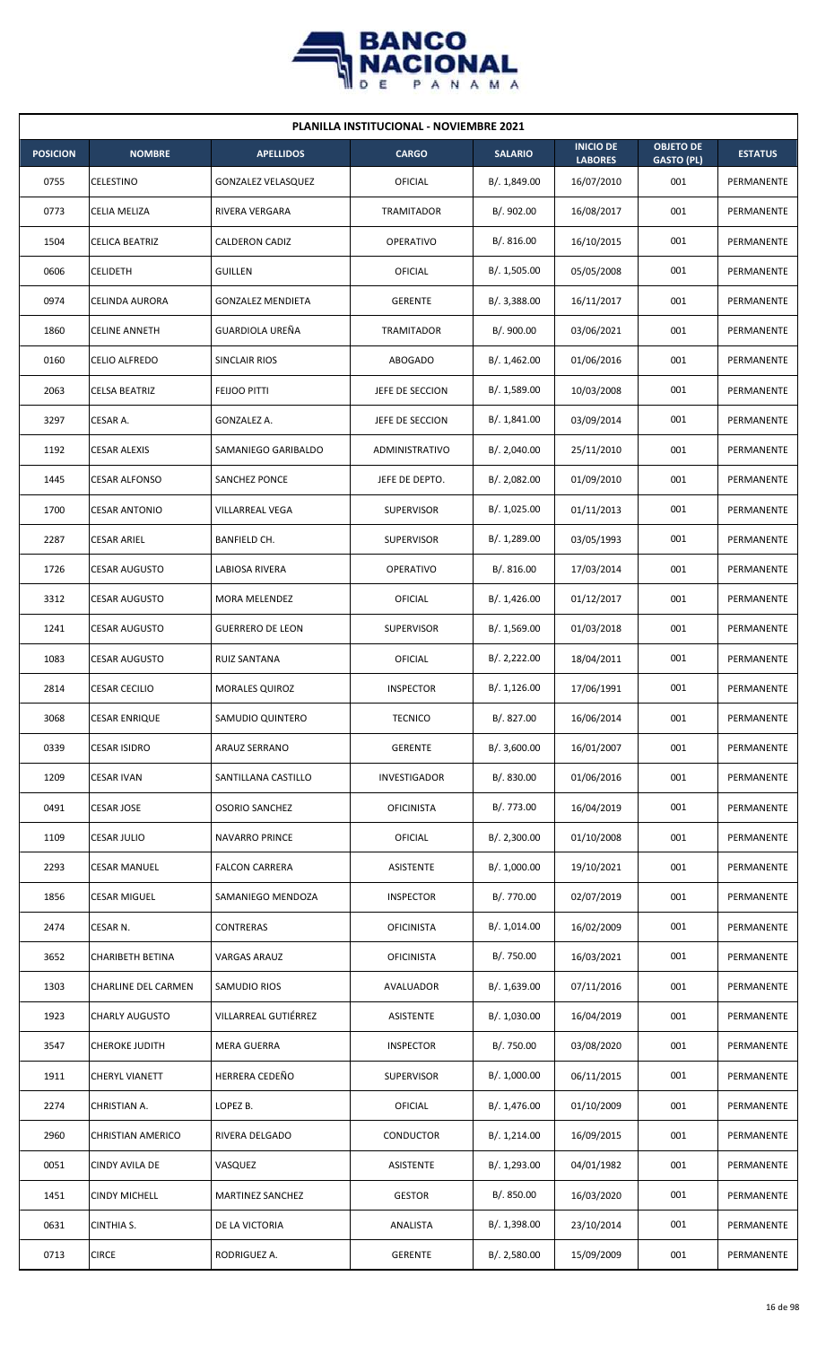## PLANILLA INSTITUCIONAL - NOVIEMBRE 2021

| POSICION | NOMBRE | APELLIDOS | CARGO | SALARIO | INICIO DE LABORES | OBJETO DE GASTO (PL) | ESTATUS |
|---|---|---|---|---|---|---|---|
| 0755 | CELESTINO | GONZALEZ VELASQUEZ | OFICIAL | B/. 1,849.00 | 16/07/2010 | 001 | PERMANENTE |
| 0773 | CELIA MELIZA | RIVERA VERGARA | TRAMITADOR | B/. 902.00 | 16/08/2017 | 001 | PERMANENTE |
| 1504 | CELICA BEATRIZ | CALDERON CADIZ | OPERATIVO | B/. 816.00 | 16/10/2015 | 001 | PERMANENTE |
| 0606 | CELIDETH | GUILLEN | OFICIAL | B/. 1,505.00 | 05/05/2008 | 001 | PERMANENTE |
| 0974 | CELINDA AURORA | GONZALEZ MENDIETA | GERENTE | B/. 3,388.00 | 16/11/2017 | 001 | PERMANENTE |
| 1860 | CELINE ANNETH | GUARDIOLA UREÑA | TRAMITADOR | B/. 900.00 | 03/06/2021 | 001 | PERMANENTE |
| 0160 | CELIO ALFREDO | SINCLAIR RIOS | ABOGADO | B/. 1,462.00 | 01/06/2016 | 001 | PERMANENTE |
| 2063 | CELSA BEATRIZ | FEIJOO PITTI | JEFE DE SECCION | B/. 1,589.00 | 10/03/2008 | 001 | PERMANENTE |
| 3297 | CESAR A. | GONZALEZ A. | JEFE DE SECCION | B/. 1,841.00 | 03/09/2014 | 001 | PERMANENTE |
| 1192 | CESAR ALEXIS | SAMANIEGO GARIBALDO | ADMINISTRATIVO | B/. 2,040.00 | 25/11/2010 | 001 | PERMANENTE |
| 1445 | CESAR ALFONSO | SANCHEZ PONCE | JEFE DE DEPTO. | B/. 2,082.00 | 01/09/2010 | 001 | PERMANENTE |
| 1700 | CESAR ANTONIO | VILLARREAL VEGA | SUPERVISOR | B/. 1,025.00 | 01/11/2013 | 001 | PERMANENTE |
| 2287 | CESAR ARIEL | BANFIELD CH. | SUPERVISOR | B/. 1,289.00 | 03/05/1993 | 001 | PERMANENTE |
| 1726 | CESAR AUGUSTO | LABIOSA RIVERA | OPERATIVO | B/. 816.00 | 17/03/2014 | 001 | PERMANENTE |
| 3312 | CESAR AUGUSTO | MORA MELENDEZ | OFICIAL | B/. 1,426.00 | 01/12/2017 | 001 | PERMANENTE |
| 1241 | CESAR AUGUSTO | GUERRERO DE LEON | SUPERVISOR | B/. 1,569.00 | 01/03/2018 | 001 | PERMANENTE |
| 1083 | CESAR AUGUSTO | RUIZ SANTANA | OFICIAL | B/. 2,222.00 | 18/04/2011 | 001 | PERMANENTE |
| 2814 | CESAR CECILIO | MORALES QUIROZ | INSPECTOR | B/. 1,126.00 | 17/06/1991 | 001 | PERMANENTE |
| 3068 | CESAR ENRIQUE | SAMUDIO QUINTERO | TECNICO | B/. 827.00 | 16/06/2014 | 001 | PERMANENTE |
| 0339 | CESAR ISIDRO | ARAUZ SERRANO | GERENTE | B/. 3,600.00 | 16/01/2007 | 001 | PERMANENTE |
| 1209 | CESAR IVAN | SANTILLANA CASTILLO | INVESTIGADOR | B/. 830.00 | 01/06/2016 | 001 | PERMANENTE |
| 0491 | CESAR JOSE | OSORIO SANCHEZ | OFICINISTA | B/. 773.00 | 16/04/2019 | 001 | PERMANENTE |
| 1109 | CESAR JULIO | NAVARRO PRINCE | OFICIAL | B/. 2,300.00 | 01/10/2008 | 001 | PERMANENTE |
| 2293 | CESAR MANUEL | FALCON CARRERA | ASISTENTE | B/. 1,000.00 | 19/10/2021 | 001 | PERMANENTE |
| 1856 | CESAR MIGUEL | SAMANIEGO MENDOZA | INSPECTOR | B/. 770.00 | 02/07/2019 | 001 | PERMANENTE |
| 2474 | CESAR N. | CONTRERAS | OFICINISTA | B/. 1,014.00 | 16/02/2009 | 001 | PERMANENTE |
| 3652 | CHARIBETH BETINA | VARGAS ARAUZ | OFICINISTA | B/. 750.00 | 16/03/2021 | 001 | PERMANENTE |
| 1303 | CHARLINE DEL CARMEN | SAMUDIO RIOS | AVALUADOR | B/. 1,639.00 | 07/11/2016 | 001 | PERMANENTE |
| 1923 | CHARLY AUGUSTO | VILLARREAL GUTIÉRREZ | ASISTENTE | B/. 1,030.00 | 16/04/2019 | 001 | PERMANENTE |
| 3547 | CHEROKE JUDITH | MERA GUERRA | INSPECTOR | B/. 750.00 | 03/08/2020 | 001 | PERMANENTE |
| 1911 | CHERYL VIANETT | HERRERA CEDEÑO | SUPERVISOR | B/. 1,000.00 | 06/11/2015 | 001 | PERMANENTE |
| 2274 | CHRISTIAN A. | LOPEZ B. | OFICIAL | B/. 1,476.00 | 01/10/2009 | 001 | PERMANENTE |
| 2960 | CHRISTIAN AMERICO | RIVERA DELGADO | CONDUCTOR | B/. 1,214.00 | 16/09/2015 | 001 | PERMANENTE |
| 0051 | CINDY AVILA DE | VASQUEZ | ASISTENTE | B/. 1,293.00 | 04/01/1982 | 001 | PERMANENTE |
| 1451 | CINDY MICHELL | MARTINEZ SANCHEZ | GESTOR | B/. 850.00 | 16/03/2020 | 001 | PERMANENTE |
| 0631 | CINTHIA S. | DE LA VICTORIA | ANALISTA | B/. 1,398.00 | 23/10/2014 | 001 | PERMANENTE |
| 0713 | CIRCE | RODRIGUEZ A. | GERENTE | B/. 2,580.00 | 15/09/2009 | 001 | PERMANENTE |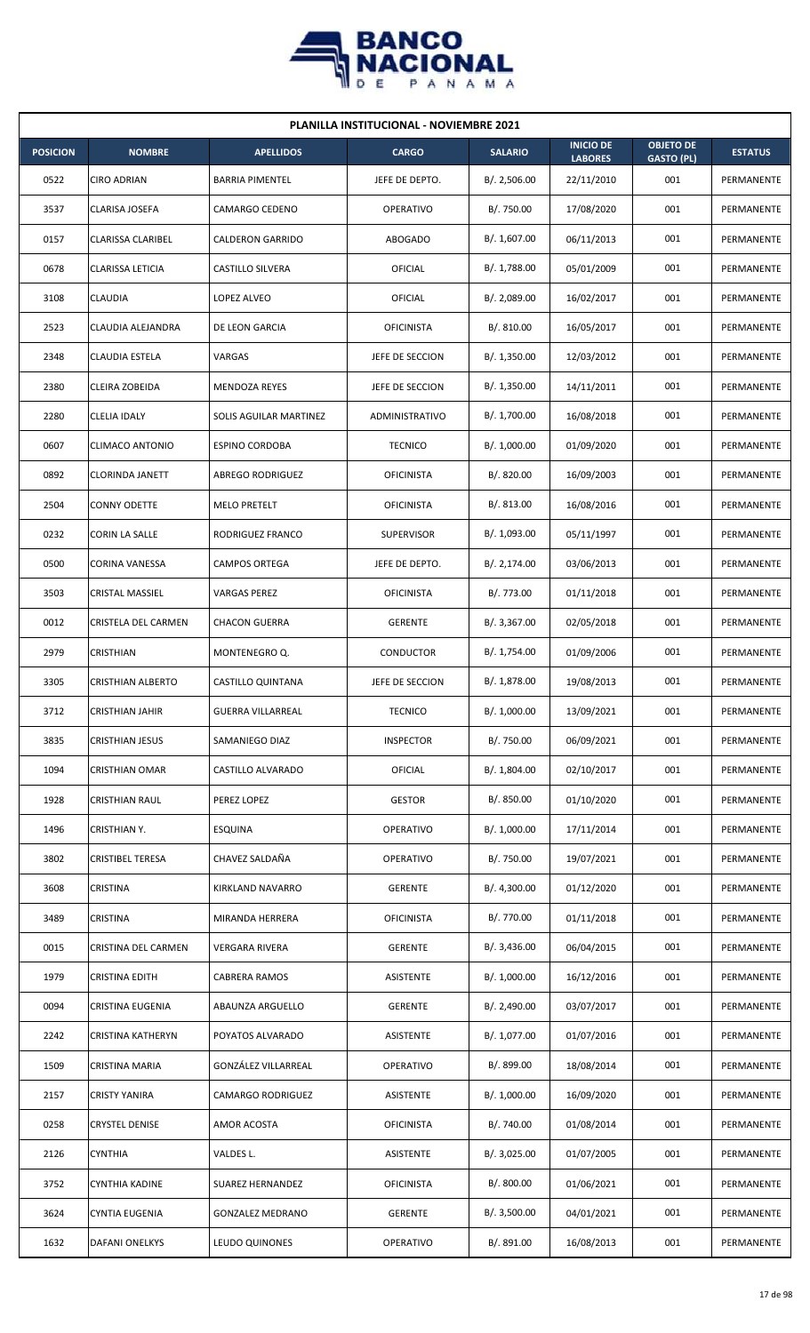## PLANILLA INSTITUCIONAL - NOVIEMBRE 2021

| POSICION | NOMBRE | APELLIDOS | CARGO | SALARIO | INICIO DE LABORES | OBJETO DE GASTO (PL) | ESTATUS |
|---|---|---|---|---|---|---|---|
| 0522 | CIRO ADRIAN | BARRIA PIMENTEL | JEFE DE DEPTO. | B/. 2,506.00 | 22/11/2010 | 001 | PERMANENTE |
| 3537 | CLARISA JOSEFA | CAMARGO CEDENO | OPERATIVO | B/. 750.00 | 17/08/2020 | 001 | PERMANENTE |
| 0157 | CLARISSA CLARIBEL | CALDERON GARRIDO | ABOGADO | B/. 1,607.00 | 06/11/2013 | 001 | PERMANENTE |
| 0678 | CLARISSA LETICIA | CASTILLO SILVERA | OFICIAL | B/. 1,788.00 | 05/01/2009 | 001 | PERMANENTE |
| 3108 | CLAUDIA | LOPEZ ALVEO | OFICIAL | B/. 2,089.00 | 16/02/2017 | 001 | PERMANENTE |
| 2523 | CLAUDIA ALEJANDRA | DE LEON GARCIA | OFICINISTA | B/. 810.00 | 16/05/2017 | 001 | PERMANENTE |
| 2348 | CLAUDIA ESTELA | VARGAS | JEFE DE SECCION | B/. 1,350.00 | 12/03/2012 | 001 | PERMANENTE |
| 2380 | CLEIRA ZOBEIDA | MENDOZA REYES | JEFE DE SECCION | B/. 1,350.00 | 14/11/2011 | 001 | PERMANENTE |
| 2280 | CLELIA IDALY | SOLIS AGUILAR MARTINEZ | ADMINISTRATIVO | B/. 1,700.00 | 16/08/2018 | 001 | PERMANENTE |
| 0607 | CLIMACO ANTONIO | ESPINO CORDOBA | TECNICO | B/. 1,000.00 | 01/09/2020 | 001 | PERMANENTE |
| 0892 | CLORINDA JANETT | ABREGO RODRIGUEZ | OFICINISTA | B/. 820.00 | 16/09/2003 | 001 | PERMANENTE |
| 2504 | CONNY ODETTE | MELO PRETELT | OFICINISTA | B/. 813.00 | 16/08/2016 | 001 | PERMANENTE |
| 0232 | CORIN LA SALLE | RODRIGUEZ FRANCO | SUPERVISOR | B/. 1,093.00 | 05/11/1997 | 001 | PERMANENTE |
| 0500 | CORINA VANESSA | CAMPOS ORTEGA | JEFE DE DEPTO. | B/. 2,174.00 | 03/06/2013 | 001 | PERMANENTE |
| 3503 | CRISTAL MASSIEL | VARGAS PEREZ | OFICINISTA | B/. 773.00 | 01/11/2018 | 001 | PERMANENTE |
| 0012 | CRISTELA DEL CARMEN | CHACON GUERRA | GERENTE | B/. 3,367.00 | 02/05/2018 | 001 | PERMANENTE |
| 2979 | CRISTHIAN | MONTENEGRO Q. | CONDUCTOR | B/. 1,754.00 | 01/09/2006 | 001 | PERMANENTE |
| 3305 | CRISTHIAN ALBERTO | CASTILLO QUINTANA | JEFE DE SECCION | B/. 1,878.00 | 19/08/2013 | 001 | PERMANENTE |
| 3712 | CRISTHIAN JAHIR | GUERRA VILLARREAL | TECNICO | B/. 1,000.00 | 13/09/2021 | 001 | PERMANENTE |
| 3835 | CRISTHIAN JESUS | SAMANIEGO DIAZ | INSPECTOR | B/. 750.00 | 06/09/2021 | 001 | PERMANENTE |
| 1094 | CRISTHIAN OMAR | CASTILLO ALVARADO | OFICIAL | B/. 1,804.00 | 02/10/2017 | 001 | PERMANENTE |
| 1928 | CRISTHIAN RAUL | PEREZ LOPEZ | GESTOR | B/. 850.00 | 01/10/2020 | 001 | PERMANENTE |
| 1496 | CRISTHIAN Y. | ESQUINA | OPERATIVO | B/. 1,000.00 | 17/11/2014 | 001 | PERMANENTE |
| 3802 | CRISTIBEL TERESA | CHAVEZ SALDAÑA | OPERATIVO | B/. 750.00 | 19/07/2021 | 001 | PERMANENTE |
| 3608 | CRISTINA | KIRKLAND NAVARRO | GERENTE | B/. 4,300.00 | 01/12/2020 | 001 | PERMANENTE |
| 3489 | CRISTINA | MIRANDA HERRERA | OFICINISTA | B/. 770.00 | 01/11/2018 | 001 | PERMANENTE |
| 0015 | CRISTINA DEL CARMEN | VERGARA RIVERA | GERENTE | B/. 3,436.00 | 06/04/2015 | 001 | PERMANENTE |
| 1979 | CRISTINA EDITH | CABRERA RAMOS | ASISTENTE | B/. 1,000.00 | 16/12/2016 | 001 | PERMANENTE |
| 0094 | CRISTINA EUGENIA | ABAUNZA ARGUELLO | GERENTE | B/. 2,490.00 | 03/07/2017 | 001 | PERMANENTE |
| 2242 | CRISTINA KATHERYN | POYATOS ALVARADO | ASISTENTE | B/. 1,077.00 | 01/07/2016 | 001 | PERMANENTE |
| 1509 | CRISTINA MARIA | GONZÁLEZ VILLARREAL | OPERATIVO | B/. 899.00 | 18/08/2014 | 001 | PERMANENTE |
| 2157 | CRISTY YANIRA | CAMARGO RODRIGUEZ | ASISTENTE | B/. 1,000.00 | 16/09/2020 | 001 | PERMANENTE |
| 0258 | CRYSTEL DENISE | AMOR ACOSTA | OFICINISTA | B/. 740.00 | 01/08/2014 | 001 | PERMANENTE |
| 2126 | CYNTHIA | VALDES L. | ASISTENTE | B/. 3,025.00 | 01/07/2005 | 001 | PERMANENTE |
| 3752 | CYNTHIA KADINE | SUAREZ HERNANDEZ | OFICINISTA | B/. 800.00 | 01/06/2021 | 001 | PERMANENTE |
| 3624 | CYNTIA EUGENIA | GONZALEZ MEDRANO | GERENTE | B/. 3,500.00 | 04/01/2021 | 001 | PERMANENTE |
| 1632 | DAFANI ONELKYS | LEUDO QUINONES | OPERATIVO | B/. 891.00 | 16/08/2013 | 001 | PERMANENTE |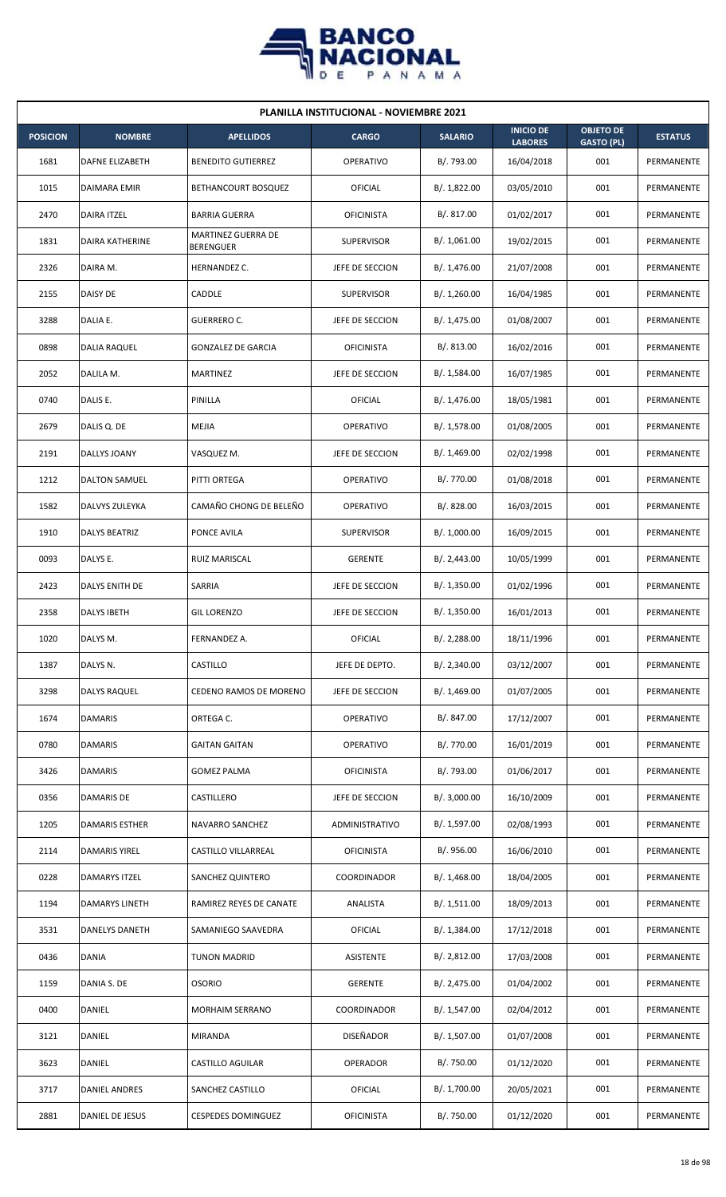# PLANILLA INSTITUCIONAL - NOVIEMBRE 2021

| POSICION | NOMBRE | APELLIDOS | CARGO | SALARIO | INICIO DE LABORES | OBJETO DE GASTO (PL) | ESTATUS |
|---|---|---|---|---|---|---|---|
| 1681 | DAFNE ELIZABETH | BENEDITO GUTIERREZ | OPERATIVO | B/. 793.00 | 16/04/2018 | 001 | PERMANENTE |
| 1015 | DAIMARA EMIR | BETHANCOURT BOSQUEZ | OFICIAL | B/. 1,822.00 | 03/05/2010 | 001 | PERMANENTE |
| 2470 | DAIRA ITZEL | BARRIA GUERRA | OFICINISTA | B/. 817.00 | 01/02/2017 | 001 | PERMANENTE |
| 1831 | DAIRA KATHERINE | MARTINEZ GUERRA DE BERENGUER | SUPERVISOR | B/. 1,061.00 | 19/02/2015 | 001 | PERMANENTE |
| 2326 | DAIRA M. | HERNANDEZ C. | JEFE DE SECCION | B/. 1,476.00 | 21/07/2008 | 001 | PERMANENTE |
| 2155 | DAISY DE | CADDLE | SUPERVISOR | B/. 1,260.00 | 16/04/1985 | 001 | PERMANENTE |
| 3288 | DALIA E. | GUERRERO C. | JEFE DE SECCION | B/. 1,475.00 | 01/08/2007 | 001 | PERMANENTE |
| 0898 | DALIA RAQUEL | GONZALEZ DE GARCIA | OFICINISTA | B/. 813.00 | 16/02/2016 | 001 | PERMANENTE |
| 2052 | DALILA M. | MARTINEZ | JEFE DE SECCION | B/. 1,584.00 | 16/07/1985 | 001 | PERMANENTE |
| 0740 | DALIS E. | PINILLA | OFICIAL | B/. 1,476.00 | 18/05/1981 | 001 | PERMANENTE |
| 2679 | DALIS Q. DE | MEJIA | OPERATIVO | B/. 1,578.00 | 01/08/2005 | 001 | PERMANENTE |
| 2191 | DALLYS JOANY | VASQUEZ M. | JEFE DE SECCION | B/. 1,469.00 | 02/02/1998 | 001 | PERMANENTE |
| 1212 | DALTON SAMUEL | PITTI ORTEGA | OPERATIVO | B/. 770.00 | 01/08/2018 | 001 | PERMANENTE |
| 1582 | DALVYS ZULEYKA | CAMAÑO CHONG DE BELEÑO | OPERATIVO | B/. 828.00 | 16/03/2015 | 001 | PERMANENTE |
| 1910 | DALYS BEATRIZ | PONCE AVILA | SUPERVISOR | B/. 1,000.00 | 16/09/2015 | 001 | PERMANENTE |
| 0093 | DALYS E. | RUIZ MARISCAL | GERENTE | B/. 2,443.00 | 10/05/1999 | 001 | PERMANENTE |
| 2423 | DALYS ENITH DE | SARRIA | JEFE DE SECCION | B/. 1,350.00 | 01/02/1996 | 001 | PERMANENTE |
| 2358 | DALYS IBETH | GIL LORENZO | JEFE DE SECCION | B/. 1,350.00 | 16/01/2013 | 001 | PERMANENTE |
| 1020 | DALYS M. | FERNANDEZ A. | OFICIAL | B/. 2,288.00 | 18/11/1996 | 001 | PERMANENTE |
| 1387 | DALYS N. | CASTILLO | JEFE DE DEPTO. | B/. 2,340.00 | 03/12/2007 | 001 | PERMANENTE |
| 3298 | DALYS RAQUEL | CEDENO RAMOS DE MORENO | JEFE DE SECCION | B/. 1,469.00 | 01/07/2005 | 001 | PERMANENTE |
| 1674 | DAMARIS | ORTEGA C. | OPERATIVO | B/. 847.00 | 17/12/2007 | 001 | PERMANENTE |
| 0780 | DAMARIS | GAITAN GAITAN | OPERATIVO | B/. 770.00 | 16/01/2019 | 001 | PERMANENTE |
| 3426 | DAMARIS | GOMEZ PALMA | OFICINISTA | B/. 793.00 | 01/06/2017 | 001 | PERMANENTE |
| 0356 | DAMARIS DE | CASTILLERO | JEFE DE SECCION | B/. 3,000.00 | 16/10/2009 | 001 | PERMANENTE |
| 1205 | DAMARIS ESTHER | NAVARRO SANCHEZ | ADMINISTRATIVO | B/. 1,597.00 | 02/08/1993 | 001 | PERMANENTE |
| 2114 | DAMARIS YIREL | CASTILLO VILLARREAL | OFICINISTA | B/. 956.00 | 16/06/2010 | 001 | PERMANENTE |
| 0228 | DAMARYS ITZEL | SANCHEZ QUINTERO | COORDINADOR | B/. 1,468.00 | 18/04/2005 | 001 | PERMANENTE |
| 1194 | DAMARYS LINETH | RAMIREZ REYES DE CANATE | ANALISTA | B/. 1,511.00 | 18/09/2013 | 001 | PERMANENTE |
| 3531 | DANELYS DANETH | SAMANIEGO SAAVEDRA | OFICIAL | B/. 1,384.00 | 17/12/2018 | 001 | PERMANENTE |
| 0436 | DANIA | TUNON MADRID | ASISTENTE | B/. 2,812.00 | 17/03/2008 | 001 | PERMANENTE |
| 1159 | DANIA S. DE | OSORIO | GERENTE | B/. 2,475.00 | 01/04/2002 | 001 | PERMANENTE |
| 0400 | DANIEL | MORHAIM SERRANO | COORDINADOR | B/. 1,547.00 | 02/04/2012 | 001 | PERMANENTE |
| 3121 | DANIEL | MIRANDA | DISEÑADOR | B/. 1,507.00 | 01/07/2008 | 001 | PERMANENTE |
| 3623 | DANIEL | CASTILLO AGUILAR | OPERADOR | B/. 750.00 | 01/12/2020 | 001 | PERMANENTE |
| 3717 | DANIEL ANDRES | SANCHEZ CASTILLO | OFICIAL | B/. 1,700.00 | 20/05/2021 | 001 | PERMANENTE |
| 2881 | DANIEL DE JESUS | CESPEDES DOMINGUEZ | OFICINISTA | B/. 750.00 | 01/12/2020 | 001 | PERMANENTE |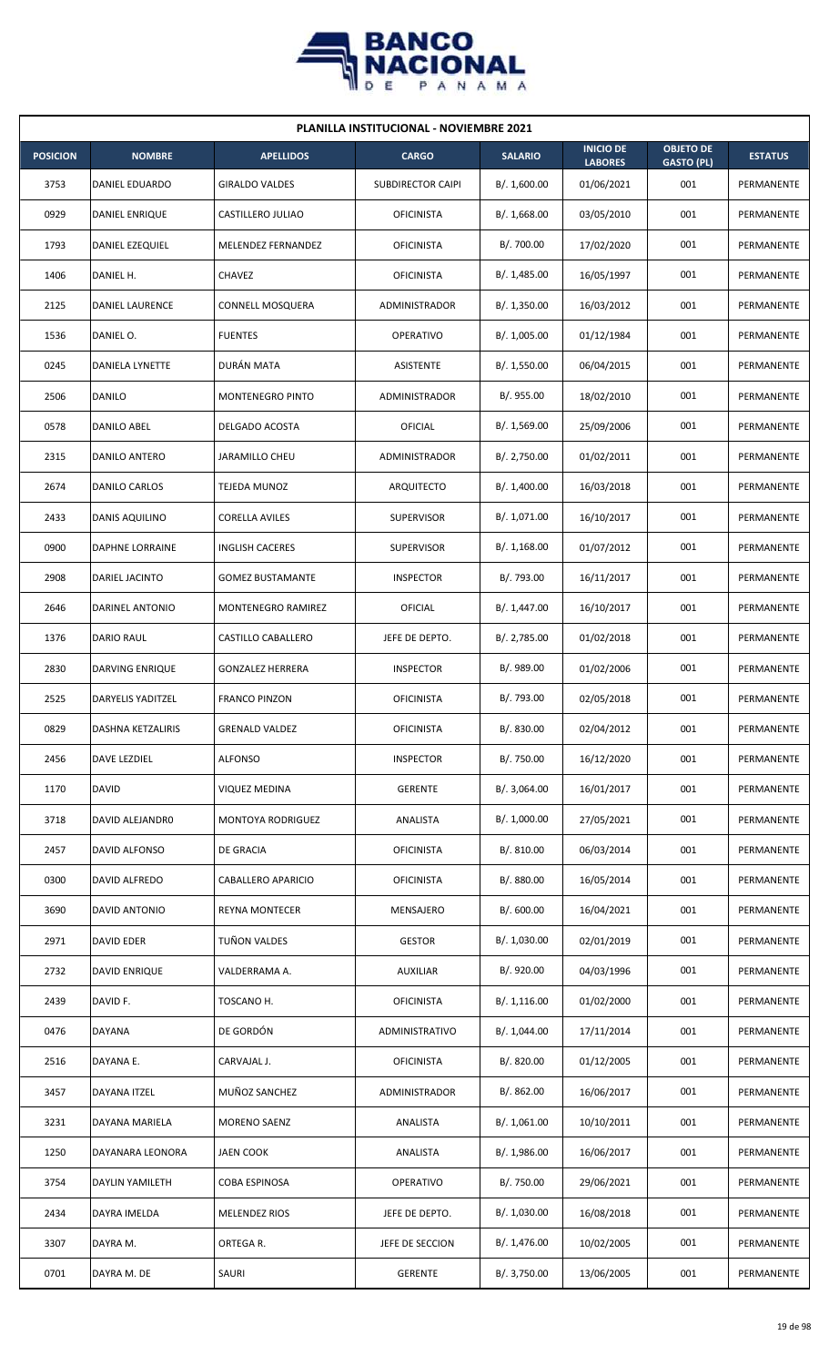## PLANILLA INSTITUCIONAL - NOVIEMBRE 2021

| POSICION | NOMBRE | APELLIDOS | CARGO | SALARIO | INICIO DE LABORES | OBJETO DE GASTO (PL) | ESTATUS |
|---|---|---|---|---|---|---|---|
| 3753 | DANIEL EDUARDO | GIRALDO VALDES | SUBDIRECTOR CAIPI | B/. 1,600.00 | 01/06/2021 | 001 | PERMANENTE |
| 0929 | DANIEL ENRIQUE | CASTILLERO JULIAO | OFICINISTA | B/. 1,668.00 | 03/05/2010 | 001 | PERMANENTE |
| 1793 | DANIEL EZEQUIEL | MELENDEZ FERNANDEZ | OFICINISTA | B/. 700.00 | 17/02/2020 | 001 | PERMANENTE |
| 1406 | DANIEL H. | CHAVEZ | OFICINISTA | B/. 1,485.00 | 16/05/1997 | 001 | PERMANENTE |
| 2125 | DANIEL LAURENCE | CONNELL MOSQUERA | ADMINISTRADOR | B/. 1,350.00 | 16/03/2012 | 001 | PERMANENTE |
| 1536 | DANIEL O. | FUENTES | OPERATIVO | B/. 1,005.00 | 01/12/1984 | 001 | PERMANENTE |
| 0245 | DANIELA LYNETTE | DURÁN MATA | ASISTENTE | B/. 1,550.00 | 06/04/2015 | 001 | PERMANENTE |
| 2506 | DANILO | MONTENEGRO PINTO | ADMINISTRADOR | B/. 955.00 | 18/02/2010 | 001 | PERMANENTE |
| 0578 | DANILO ABEL | DELGADO ACOSTA | OFICIAL | B/. 1,569.00 | 25/09/2006 | 001 | PERMANENTE |
| 2315 | DANILO ANTERO | JARAMILLO CHEU | ADMINISTRADOR | B/. 2,750.00 | 01/02/2011 | 001 | PERMANENTE |
| 2674 | DANILO CARLOS | TEJEDA MUNOZ | ARQUITECTO | B/. 1,400.00 | 16/03/2018 | 001 | PERMANENTE |
| 2433 | DANIS AQUILINO | CORELLA AVILES | SUPERVISOR | B/. 1,071.00 | 16/10/2017 | 001 | PERMANENTE |
| 0900 | DAPHNE LORRAINE | INGLISH CACERES | SUPERVISOR | B/. 1,168.00 | 01/07/2012 | 001 | PERMANENTE |
| 2908 | DARIEL JACINTO | GOMEZ BUSTAMANTE | INSPECTOR | B/. 793.00 | 16/11/2017 | 001 | PERMANENTE |
| 2646 | DARINEL ANTONIO | MONTENEGRO RAMIREZ | OFICIAL | B/. 1,447.00 | 16/10/2017 | 001 | PERMANENTE |
| 1376 | DARIO RAUL | CASTILLO CABALLERO | JEFE DE DEPTO. | B/. 2,785.00 | 01/02/2018 | 001 | PERMANENTE |
| 2830 | DARVING ENRIQUE | GONZALEZ HERRERA | INSPECTOR | B/. 989.00 | 01/02/2006 | 001 | PERMANENTE |
| 2525 | DARYELIS YADITZEL | FRANCO PINZON | OFICINISTA | B/. 793.00 | 02/05/2018 | 001 | PERMANENTE |
| 0829 | DASHNA KETZALIRIS | GRENALD VALDEZ | OFICINISTA | B/. 830.00 | 02/04/2012 | 001 | PERMANENTE |
| 2456 | DAVE LEZDIEL | ALFONSO | INSPECTOR | B/. 750.00 | 16/12/2020 | 001 | PERMANENTE |
| 1170 | DAVID | VIQUEZ MEDINA | GERENTE | B/. 3,064.00 | 16/01/2017 | 001 | PERMANENTE |
| 3718 | DAVID ALEJANDR0 | MONTOYA RODRIGUEZ | ANALISTA | B/. 1,000.00 | 27/05/2021 | 001 | PERMANENTE |
| 2457 | DAVID ALFONSO | DE GRACIA | OFICINISTA | B/. 810.00 | 06/03/2014 | 001 | PERMANENTE |
| 0300 | DAVID ALFREDO | CABALLERO APARICIO | OFICINISTA | B/. 880.00 | 16/05/2014 | 001 | PERMANENTE |
| 3690 | DAVID ANTONIO | REYNA MONTECER | MENSAJERO | B/. 600.00 | 16/04/2021 | 001 | PERMANENTE |
| 2971 | DAVID EDER | TUÑON VALDES | GESTOR | B/. 1,030.00 | 02/01/2019 | 001 | PERMANENTE |
| 2732 | DAVID ENRIQUE | VALDERRAMA A. | AUXILIAR | B/. 920.00 | 04/03/1996 | 001 | PERMANENTE |
| 2439 | DAVID F. | TOSCANO H. | OFICINISTA | B/. 1,116.00 | 01/02/2000 | 001 | PERMANENTE |
| 0476 | DAYANA | DE GORDÓN | ADMINISTRATIVO | B/. 1,044.00 | 17/11/2014 | 001 | PERMANENTE |
| 2516 | DAYANA E. | CARVAJAL J. | OFICINISTA | B/. 820.00 | 01/12/2005 | 001 | PERMANENTE |
| 3457 | DAYANA ITZEL | MUÑOZ SANCHEZ | ADMINISTRADOR | B/. 862.00 | 16/06/2017 | 001 | PERMANENTE |
| 3231 | DAYANA MARIELA | MORENO SAENZ | ANALISTA | B/. 1,061.00 | 10/10/2011 | 001 | PERMANENTE |
| 1250 | DAYANARA LEONORA | JAEN COOK | ANALISTA | B/. 1,986.00 | 16/06/2017 | 001 | PERMANENTE |
| 3754 | DAYLIN YAMILETH | COBA ESPINOSA | OPERATIVO | B/. 750.00 | 29/06/2021 | 001 | PERMANENTE |
| 2434 | DAYRA IMELDA | MELENDEZ RIOS | JEFE DE DEPTO. | B/. 1,030.00 | 16/08/2018 | 001 | PERMANENTE |
| 3307 | DAYRA M. | ORTEGA R. | JEFE DE SECCION | B/. 1,476.00 | 10/02/2005 | 001 | PERMANENTE |
| 0701 | DAYRA M. DE | SAURI | GERENTE | B/. 3,750.00 | 13/06/2005 | 001 | PERMANENTE |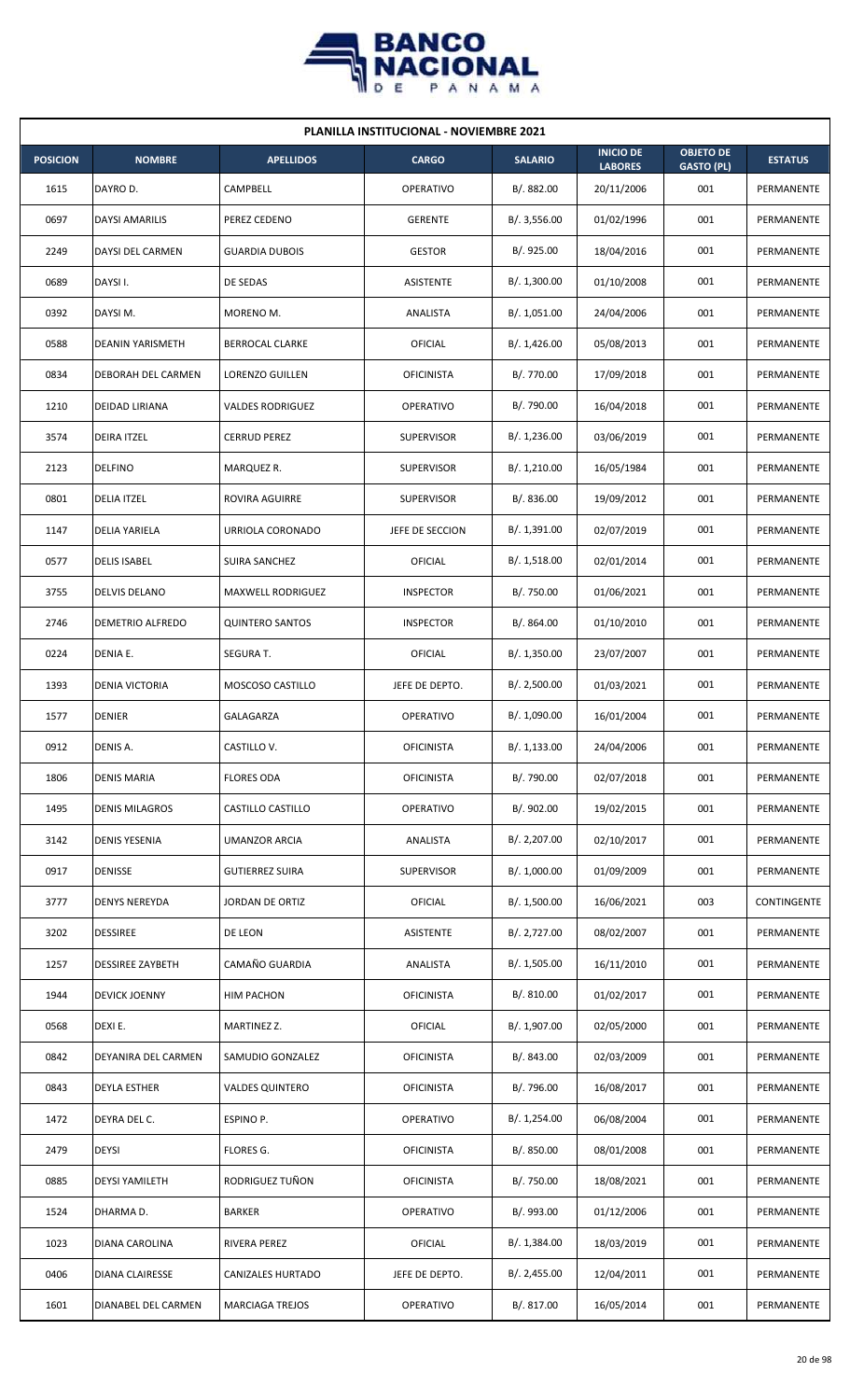## PLANILLA INSTITUCIONAL - NOVIEMBRE 2021

| POSICION | NOMBRE | APELLIDOS | CARGO | SALARIO | INICIO DE LABORES | OBJETO DE GASTO (PL) | ESTATUS |
|---|---|---|---|---|---|---|---|
| 1615 | DAYRO D. | CAMPBELL | OPERATIVO | B/. 882.00 | 20/11/2006 | 001 | PERMANENTE |
| 0697 | DAYSI AMARILIS | PEREZ CEDENO | GERENTE | B/. 3,556.00 | 01/02/1996 | 001 | PERMANENTE |
| 2249 | DAYSI DEL CARMEN | GUARDIA DUBOIS | GESTOR | B/. 925.00 | 18/04/2016 | 001 | PERMANENTE |
| 0689 | DAYSI I. | DE SEDAS | ASISTENTE | B/. 1,300.00 | 01/10/2008 | 001 | PERMANENTE |
| 0392 | DAYSI M. | MORENO M. | ANALISTA | B/. 1,051.00 | 24/04/2006 | 001 | PERMANENTE |
| 0588 | DEANIN YARISMETH | BERROCAL CLARKE | OFICIAL | B/. 1,426.00 | 05/08/2013 | 001 | PERMANENTE |
| 0834 | DEBORAH DEL CARMEN | LORENZO GUILLEN | OFICINISTA | B/. 770.00 | 17/09/2018 | 001 | PERMANENTE |
| 1210 | DEIDAD LIRIANA | VALDES RODRIGUEZ | OPERATIVO | B/. 790.00 | 16/04/2018 | 001 | PERMANENTE |
| 3574 | DEIRA ITZEL | CERRUD PEREZ | SUPERVISOR | B/. 1,236.00 | 03/06/2019 | 001 | PERMANENTE |
| 2123 | DELFINO | MARQUEZ R. | SUPERVISOR | B/. 1,210.00 | 16/05/1984 | 001 | PERMANENTE |
| 0801 | DELIA ITZEL | ROVIRA AGUIRRE | SUPERVISOR | B/. 836.00 | 19/09/2012 | 001 | PERMANENTE |
| 1147 | DELIA YARIELA | URRIOLA CORONADO | JEFE DE SECCION | B/. 1,391.00 | 02/07/2019 | 001 | PERMANENTE |
| 0577 | DELIS ISABEL | SUIRA SANCHEZ | OFICIAL | B/. 1,518.00 | 02/01/2014 | 001 | PERMANENTE |
| 3755 | DELVIS DELANO | MAXWELL RODRIGUEZ | INSPECTOR | B/. 750.00 | 01/06/2021 | 001 | PERMANENTE |
| 2746 | DEMETRIO ALFREDO | QUINTERO SANTOS | INSPECTOR | B/. 864.00 | 01/10/2010 | 001 | PERMANENTE |
| 0224 | DENIA E. | SEGURA T. | OFICIAL | B/. 1,350.00 | 23/07/2007 | 001 | PERMANENTE |
| 1393 | DENIA VICTORIA | MOSCOSO CASTILLO | JEFE DE DEPTO. | B/. 2,500.00 | 01/03/2021 | 001 | PERMANENTE |
| 1577 | DENIER | GALAGARZA | OPERATIVO | B/. 1,090.00 | 16/01/2004 | 001 | PERMANENTE |
| 0912 | DENIS A. | CASTILLO V. | OFICINISTA | B/. 1,133.00 | 24/04/2006 | 001 | PERMANENTE |
| 1806 | DENIS MARIA | FLORES ODA | OFICINISTA | B/. 790.00 | 02/07/2018 | 001 | PERMANENTE |
| 1495 | DENIS MILAGROS | CASTILLO CASTILLO | OPERATIVO | B/. 902.00 | 19/02/2015 | 001 | PERMANENTE |
| 3142 | DENIS YESENIA | UMANZOR ARCIA | ANALISTA | B/. 2,207.00 | 02/10/2017 | 001 | PERMANENTE |
| 0917 | DENISSE | GUTIERREZ SUIRA | SUPERVISOR | B/. 1,000.00 | 01/09/2009 | 001 | PERMANENTE |
| 3777 | DENYS NEREYDA | JORDAN DE ORTIZ | OFICIAL | B/. 1,500.00 | 16/06/2021 | 003 | CONTINGENTE |
| 3202 | DESSIREE | DE LEON | ASISTENTE | B/. 2,727.00 | 08/02/2007 | 001 | PERMANENTE |
| 1257 | DESSIREE ZAYBETH | CAMAÑO GUARDIA | ANALISTA | B/. 1,505.00 | 16/11/2010 | 001 | PERMANENTE |
| 1944 | DEVICK JOENNY | HIM PACHON | OFICINISTA | B/. 810.00 | 01/02/2017 | 001 | PERMANENTE |
| 0568 | DEXI E. | MARTINEZ Z. | OFICIAL | B/. 1,907.00 | 02/05/2000 | 001 | PERMANENTE |
| 0842 | DEYANIRA DEL CARMEN | SAMUDIO GONZALEZ | OFICINISTA | B/. 843.00 | 02/03/2009 | 001 | PERMANENTE |
| 0843 | DEYLA ESTHER | VALDES QUINTERO | OFICINISTA | B/. 796.00 | 16/08/2017 | 001 | PERMANENTE |
| 1472 | DEYRA DEL C. | ESPINO P. | OPERATIVO | B/. 1,254.00 | 06/08/2004 | 001 | PERMANENTE |
| 2479 | DEYSI | FLORES G. | OFICINISTA | B/. 850.00 | 08/01/2008 | 001 | PERMANENTE |
| 0885 | DEYSI YAMILETH | RODRIGUEZ TUÑON | OFICINISTA | B/. 750.00 | 18/08/2021 | 001 | PERMANENTE |
| 1524 | DHARMA D. | BARKER | OPERATIVO | B/. 993.00 | 01/12/2006 | 001 | PERMANENTE |
| 1023 | DIANA CAROLINA | RIVERA PEREZ | OFICIAL | B/. 1,384.00 | 18/03/2019 | 001 | PERMANENTE |
| 0406 | DIANA CLAIRESSE | CANIZALES HURTADO | JEFE DE DEPTO. | B/. 2,455.00 | 12/04/2011 | 001 | PERMANENTE |
| 1601 | DIANABEL DEL CARMEN | MARCIAGA TREJOS | OPERATIVO | B/. 817.00 | 16/05/2014 | 001 | PERMANENTE |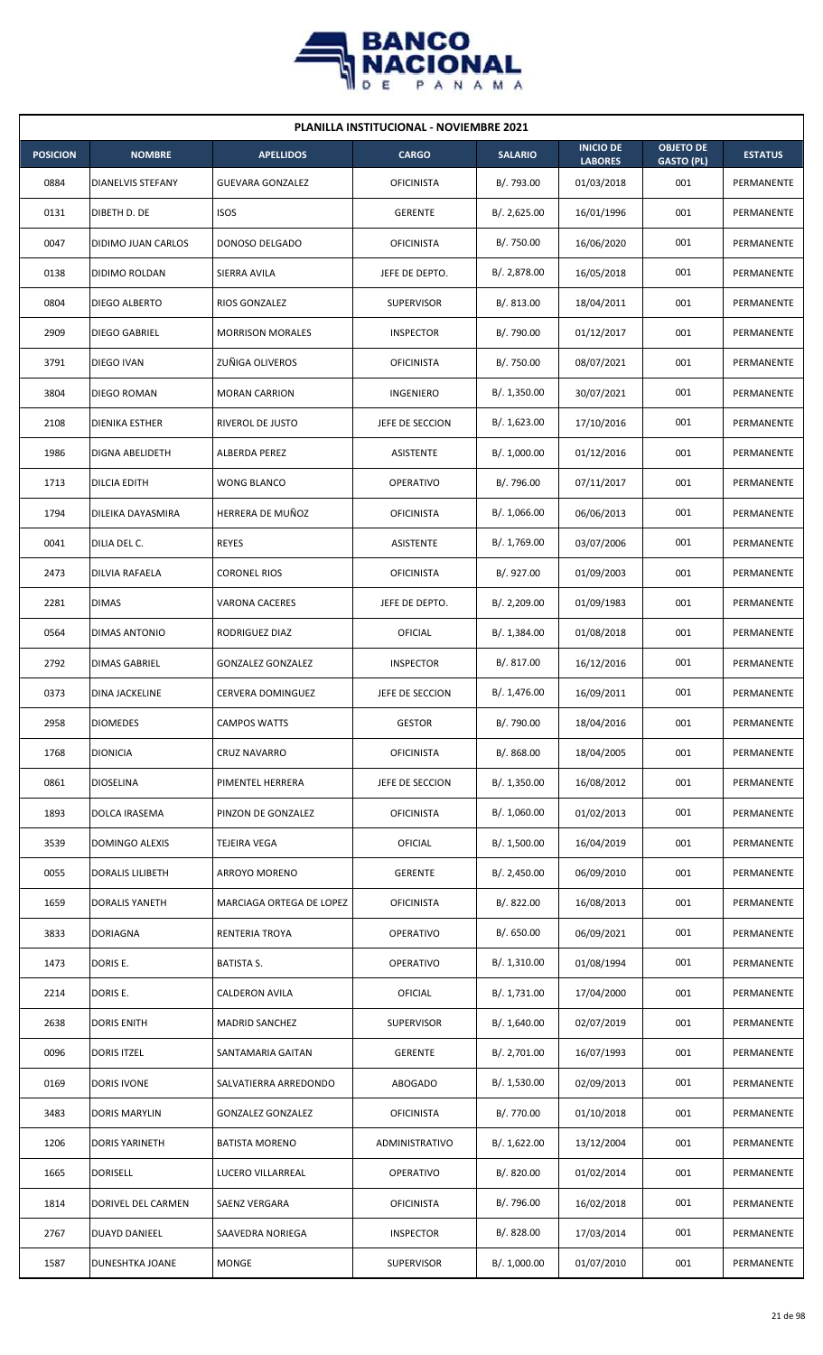| PLANILLA INSTITUCIONAL - NOVIEMBRE 2021 | | | | | | | |
|---|---|---|---|---|---|---|---|
| **POSICION** | **NOMBRE** | **APELLIDOS** | **CARGO** | **SALARIO** | **INICIO DE LABORES** | **OBJETO DE GASTO (PL)** | **ESTATUS** |
| 0884 | DIANELVIS STEFANY | GUEVARA GONZALEZ | OFICINISTA | B/. 793.00 | 01/03/2018 | 001 | PERMANENTE |
| 0131 | DIBETH D. DE | ISOS | GERENTE | B/. 2,625.00 | 16/01/1996 | 001 | PERMANENTE |
| 0047 | DIDIMO JUAN CARLOS | DONOSO DELGADO | OFICINISTA | B/. 750.00 | 16/06/2020 | 001 | PERMANENTE |
| 0138 | DIDIMO ROLDAN | SIERRA AVILA | JEFE DE DEPTO. | B/. 2,878.00 | 16/05/2018 | 001 | PERMANENTE |
| 0804 | DIEGO ALBERTO | RIOS GONZALEZ | SUPERVISOR | B/. 813.00 | 18/04/2011 | 001 | PERMANENTE |
| 2909 | DIEGO GABRIEL | MORRISON MORALES | INSPECTOR | B/. 790.00 | 01/12/2017 | 001 | PERMANENTE |
| 3791 | DIEGO IVAN | ZUÑIGA OLIVEROS | OFICINISTA | B/. 750.00 | 08/07/2021 | 001 | PERMANENTE |
| 3804 | DIEGO ROMAN | MORAN CARRION | INGENIERO | B/. 1,350.00 | 30/07/2021 | 001 | PERMANENTE |
| 2108 | DIENIKA ESTHER | RIVEROL DE JUSTO | JEFE DE SECCION | B/. 1,623.00 | 17/10/2016 | 001 | PERMANENTE |
| 1986 | DIGNA ABELIDETH | ALBERDA PEREZ | ASISTENTE | B/. 1,000.00 | 01/12/2016 | 001 | PERMANENTE |
| 1713 | DILCIA EDITH | WONG BLANCO | OPERATIVO | B/. 796.00 | 07/11/2017 | 001 | PERMANENTE |
| 1794 | DILEIKA DAYASMIRA | HERRERA DE MUÑOZ | OFICINISTA | B/. 1,066.00 | 06/06/2013 | 001 | PERMANENTE |
| 0041 | DILIA DEL C. | REYES | ASISTENTE | B/. 1,769.00 | 03/07/2006 | 001 | PERMANENTE |
| 2473 | DILVIA RAFAELA | CORONEL RIOS | OFICINISTA | B/. 927.00 | 01/09/2003 | 001 | PERMANENTE |
| 2281 | DIMAS | VARONA CACERES | JEFE DE DEPTO. | B/. 2,209.00 | 01/09/1983 | 001 | PERMANENTE |
| 0564 | DIMAS ANTONIO | RODRIGUEZ DIAZ | OFICIAL | B/. 1,384.00 | 01/08/2018 | 001 | PERMANENTE |
| 2792 | DIMAS GABRIEL | GONZALEZ GONZALEZ | INSPECTOR | B/. 817.00 | 16/12/2016 | 001 | PERMANENTE |
| 0373 | DINA JACKELINE | CERVERA DOMINGUEZ | JEFE DE SECCION | B/. 1,476.00 | 16/09/2011 | 001 | PERMANENTE |
| 2958 | DIOMEDES | CAMPOS WATTS | GESTOR | B/. 790.00 | 18/04/2016 | 001 | PERMANENTE |
| 1768 | DIONICIA | CRUZ NAVARRO | OFICINISTA | B/. 868.00 | 18/04/2005 | 001 | PERMANENTE |
| 0861 | DIOSELINA | PIMENTEL HERRERA | JEFE DE SECCION | B/. 1,350.00 | 16/08/2012 | 001 | PERMANENTE |
| 1893 | DOLCA IRASEMA | PINZON DE GONZALEZ | OFICINISTA | B/. 1,060.00 | 01/02/2013 | 001 | PERMANENTE |
| 3539 | DOMINGO ALEXIS | TEJEIRA VEGA | OFICIAL | B/. 1,500.00 | 16/04/2019 | 001 | PERMANENTE |
| 0055 | DORALIS LILIBETH | ARROYO MORENO | GERENTE | B/. 2,450.00 | 06/09/2010 | 001 | PERMANENTE |
| 1659 | DORALIS YANETH | MARCIAGA ORTEGA DE LOPEZ | OFICINISTA | B/. 822.00 | 16/08/2013 | 001 | PERMANENTE |
| 3833 | DORIAGNA | RENTERIA TROYA | OPERATIVO | B/. 650.00 | 06/09/2021 | 001 | PERMANENTE |
| 1473 | DORIS E. | BATISTA S. | OPERATIVO | B/. 1,310.00 | 01/08/1994 | 001 | PERMANENTE |
| 2214 | DORIS E. | CALDERON AVILA | OFICIAL | B/. 1,731.00 | 17/04/2000 | 001 | PERMANENTE |
| 2638 | DORIS ENITH | MADRID SANCHEZ | SUPERVISOR | B/. 1,640.00 | 02/07/2019 | 001 | PERMANENTE |
| 0096 | DORIS ITZEL | SANTAMARIA GAITAN | GERENTE | B/. 2,701.00 | 16/07/1993 | 001 | PERMANENTE |
| 0169 | DORIS IVONE | SALVATIERRA ARREDONDO | ABOGADO | B/. 1,530.00 | 02/09/2013 | 001 | PERMANENTE |
| 3483 | DORIS MARYLIN | GONZALEZ GONZALEZ | OFICINISTA | B/. 770.00 | 01/10/2018 | 001 | PERMANENTE |
| 1206 | DORIS YARINETH | BATISTA MORENO | ADMINISTRATIVO | B/. 1,622.00 | 13/12/2004 | 001 | PERMANENTE |
| 1665 | DORISELL | LUCERO VILLARREAL | OPERATIVO | B/. 820.00 | 01/02/2014 | 001 | PERMANENTE |
| 1814 | DORIVEL DEL CARMEN | SAENZ VERGARA | OFICINISTA | B/. 796.00 | 16/02/2018 | 001 | PERMANENTE |
| 2767 | DUAYD DANIEEL | SAAVEDRA NORIEGA | INSPECTOR | B/. 828.00 | 17/03/2014 | 001 | PERMANENTE |
| 1587 | DUNESHTKA JOANE | MONGE | SUPERVISOR | B/. 1,000.00 | 01/07/2010 | 001 | PERMANENTE |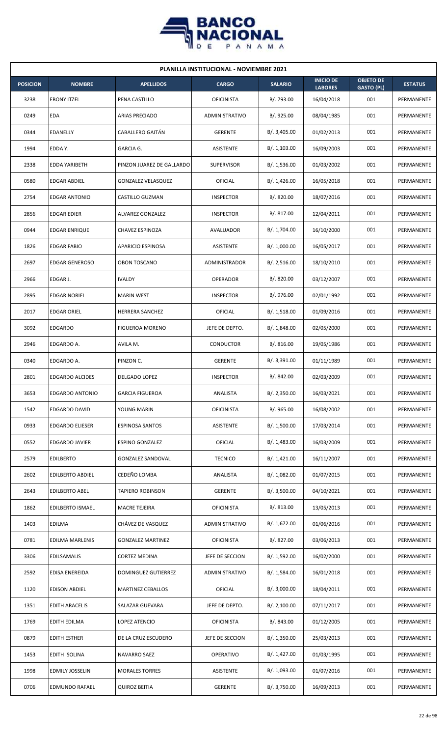## PLANILLA INSTITUCIONAL - NOVIEMBRE 2021

| POSICION | NOMBRE | APELLIDOS | CARGO | SALARIO | INICIO DE LABORES | OBJETO DE GASTO (PL) | ESTATUS |
|---|---|---|---|---|---|---|---|
| 3238 | EBONY ITZEL | PENA CASTILLO | OFICINISTA | B/. 793.00 | 16/04/2018 | 001 | PERMANENTE |
| 0249 | EDA | ARIAS PRECIADO | ADMINISTRATIVO | B/. 925.00 | 08/04/1985 | 001 | PERMANENTE |
| 0344 | EDANELLY | CABALLERO GAITÁN | GERENTE | B/. 3,405.00 | 01/02/2013 | 001 | PERMANENTE |
| 1994 | EDDA Y. | GARCIA G. | ASISTENTE | B/. 1,103.00 | 16/09/2003 | 001 | PERMANENTE |
| 2338 | EDDA YARIBETH | PINZON JUAREZ DE GALLARDO | SUPERVISOR | B/. 1,536.00 | 01/03/2002 | 001 | PERMANENTE |
| 0580 | EDGAR ABDIEL | GONZALEZ VELASQUEZ | OFICIAL | B/. 1,426.00 | 16/05/2018 | 001 | PERMANENTE |
| 2754 | EDGAR ANTONIO | CASTILLO GUZMAN | INSPECTOR | B/. 820.00 | 18/07/2016 | 001 | PERMANENTE |
| 2856 | EDGAR EDIER | ALVAREZ GONZALEZ | INSPECTOR | B/. 817.00 | 12/04/2011 | 001 | PERMANENTE |
| 0944 | EDGAR ENRIQUE | CHAVEZ ESPINOZA | AVALUADOR | B/. 1,704.00 | 16/10/2000 | 001 | PERMANENTE |
| 1826 | EDGAR FABIO | APARICIO ESPINOSA | ASISTENTE | B/. 1,000.00 | 16/05/2017 | 001 | PERMANENTE |
| 2697 | EDGAR GENEROSO | OBON TOSCANO | ADMINISTRADOR | B/. 2,516.00 | 18/10/2010 | 001 | PERMANENTE |
| 2966 | EDGAR J. | IVALDY | OPERADOR | B/. 820.00 | 03/12/2007 | 001 | PERMANENTE |
| 2895 | EDGAR NORIEL | MARIN WEST | INSPECTOR | B/. 976.00 | 02/01/1992 | 001 | PERMANENTE |
| 2017 | EDGAR ORIEL | HERRERA SANCHEZ | OFICIAL | B/. 1,518.00 | 01/09/2016 | 001 | PERMANENTE |
| 3092 | EDGARDO | FIGUEROA MORENO | JEFE DE DEPTO. | B/. 1,848.00 | 02/05/2000 | 001 | PERMANENTE |
| 2946 | EDGARDO A. | AVILA M. | CONDUCTOR | B/. 816.00 | 19/05/1986 | 001 | PERMANENTE |
| 0340 | EDGARDO A. | PINZON C. | GERENTE | B/. 3,391.00 | 01/11/1989 | 001 | PERMANENTE |
| 2801 | EDGARDO ALCIDES | DELGADO LOPEZ | INSPECTOR | B/. 842.00 | 02/03/2009 | 001 | PERMANENTE |
| 3653 | EDGARDO ANTONIO | GARCIA FIGUEROA | ANALISTA | B/. 2,350.00 | 16/03/2021 | 001 | PERMANENTE |
| 1542 | EDGARDO DAVID | YOUNG MARIN | OFICINISTA | B/. 965.00 | 16/08/2002 | 001 | PERMANENTE |
| 0933 | EDGARDO ELIESER | ESPINOSA SANTOS | ASISTENTE | B/. 1,500.00 | 17/03/2014 | 001 | PERMANENTE |
| 0552 | EDGARDO JAVIER | ESPINO GONZALEZ | OFICIAL | B/. 1,483.00 | 16/03/2009 | 001 | PERMANENTE |
| 2579 | EDILBERTO | GONZALEZ SANDOVAL | TECNICO | B/. 1,421.00 | 16/11/2007 | 001 | PERMANENTE |
| 2602 | EDILBERTO ABDIEL | CEDEÑO LOMBA | ANALISTA | B/. 1,082.00 | 01/07/2015 | 001 | PERMANENTE |
| 2643 | EDILBERTO ABEL | TAPIERO ROBINSON | GERENTE | B/. 3,500.00 | 04/10/2021 | 001 | PERMANENTE |
| 1862 | EDILBERTO ISMAEL | MACRE TEJEIRA | OFICINISTA | B/. 813.00 | 13/05/2013 | 001 | PERMANENTE |
| 1403 | EDILMA | CHÁVEZ DE VASQUEZ | ADMINISTRATIVO | B/. 1,672.00 | 01/06/2016 | 001 | PERMANENTE |
| 0781 | EDILMA MARLENIS | GONZALEZ MARTINEZ | OFICINISTA | B/. 827.00 | 03/06/2013 | 001 | PERMANENTE |
| 3306 | EDILSAMALIS | CORTEZ MEDINA | JEFE DE SECCION | B/. 1,592.00 | 16/02/2000 | 001 | PERMANENTE |
| 2592 | EDISA ENEREIDA | DOMINGUEZ GUTIERREZ | ADMINISTRATIVO | B/. 1,584.00 | 16/01/2018 | 001 | PERMANENTE |
| 1120 | EDISON ABDIEL | MARTINEZ CEBALLOS | OFICIAL | B/. 3,000.00 | 18/04/2011 | 001 | PERMANENTE |
| 1351 | EDITH ARACELIS | SALAZAR GUEVARA | JEFE DE DEPTO. | B/. 2,100.00 | 07/11/2017 | 001 | PERMANENTE |
| 1769 | EDITH EDILMA | LOPEZ ATENCIO | OFICINISTA | B/. 843.00 | 01/12/2005 | 001 | PERMANENTE |
| 0879 | EDITH ESTHER | DE LA CRUZ ESCUDERO | JEFE DE SECCION | B/. 1,350.00 | 25/03/2013 | 001 | PERMANENTE |
| 1453 | EDITH ISOLINA | NAVARRO SAEZ | OPERATIVO | B/. 1,427.00 | 01/03/1995 | 001 | PERMANENTE |
| 1998 | EDMILY JOSSELIN | MORALES TORRES | ASISTENTE | B/. 1,093.00 | 01/07/2016 | 001 | PERMANENTE |
| 0706 | EDMUNDO RAFAEL | QUIROZ BEITIA | GERENTE | B/. 3,750.00 | 16/09/2013 | 001 | PERMANENTE |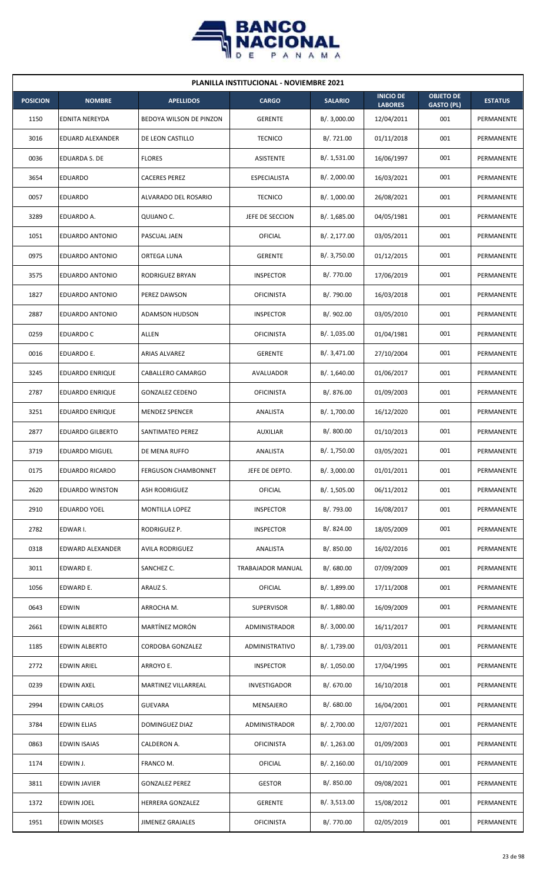**PLANILLA INSTITUCIONAL - NOVIEMBRE 2021**

| POSICION | NOMBRE | APELLIDOS | CARGO | SALARIO | INICIO DE LABORES | OBJETO DE GASTO (PL) | ESTATUS |
|---|---|---|---|---|---|---|---|
| 1150 | EDNITA NEREYDA | BEDOYA WILSON DE PINZON | GERENTE | B/. 3,000.00 | 12/04/2011 | 001 | PERMANENTE |
| 3016 | EDUARD ALEXANDER | DE LEON CASTILLO | TECNICO | B/. 721.00 | 01/11/2018 | 001 | PERMANENTE |
| 0036 | EDUARDA S. DE | FLORES | ASISTENTE | B/. 1,531.00 | 16/06/1997 | 001 | PERMANENTE |
| 3654 | EDUARDO | CACERES PEREZ | ESPECIALISTA | B/. 2,000.00 | 16/03/2021 | 001 | PERMANENTE |
| 0057 | EDUARDO | ALVARADO DEL ROSARIO | TECNICO | B/. 1,000.00 | 26/08/2021 | 001 | PERMANENTE |
| 3289 | EDUARDO A. | QUIJANO C. | JEFE DE SECCION | B/. 1,685.00 | 04/05/1981 | 001 | PERMANENTE |
| 1051 | EDUARDO ANTONIO | PASCUAL JAEN | OFICIAL | B/. 2,177.00 | 03/05/2011 | 001 | PERMANENTE |
| 0975 | EDUARDO ANTONIO | ORTEGA LUNA | GERENTE | B/. 3,750.00 | 01/12/2015 | 001 | PERMANENTE |
| 3575 | EDUARDO ANTONIO | RODRIGUEZ BRYAN | INSPECTOR | B/. 770.00 | 17/06/2019 | 001 | PERMANENTE |
| 1827 | EDUARDO ANTONIO | PEREZ DAWSON | OFICINISTA | B/. 790.00 | 16/03/2018 | 001 | PERMANENTE |
| 2887 | EDUARDO ANTONIO | ADAMSON HUDSON | INSPECTOR | B/. 902.00 | 03/05/2010 | 001 | PERMANENTE |
| 0259 | EDUARDO C | ALLEN | OFICINISTA | B/. 1,035.00 | 01/04/1981 | 001 | PERMANENTE |
| 0016 | EDUARDO E. | ARIAS ALVAREZ | GERENTE | B/. 3,471.00 | 27/10/2004 | 001 | PERMANENTE |
| 3245 | EDUARDO ENRIQUE | CABALLERO CAMARGO | AVALUADOR | B/. 1,640.00 | 01/06/2017 | 001 | PERMANENTE |
| 2787 | EDUARDO ENRIQUE | GONZALEZ CEDENO | OFICINISTA | B/. 876.00 | 01/09/2003 | 001 | PERMANENTE |
| 3251 | EDUARDO ENRIQUE | MENDEZ SPENCER | ANALISTA | B/. 1,700.00 | 16/12/2020 | 001 | PERMANENTE |
| 2877 | EDUARDO GILBERTO | SANTIMATEO PEREZ | AUXILIAR | B/. 800.00 | 01/10/2013 | 001 | PERMANENTE |
| 3719 | EDUARDO MIGUEL | DE MENA RUFFO | ANALISTA | B/. 1,750.00 | 03/05/2021 | 001 | PERMANENTE |
| 0175 | EDUARDO RICARDO | FERGUSON CHAMBONNET | JEFE DE DEPTO. | B/. 3,000.00 | 01/01/2011 | 001 | PERMANENTE |
| 2620 | EDUARDO WINSTON | ASH RODRIGUEZ | OFICIAL | B/. 1,505.00 | 06/11/2012 | 001 | PERMANENTE |
| 2910 | EDUARDO YOEL | MONTILLA LOPEZ | INSPECTOR | B/. 793.00 | 16/08/2017 | 001 | PERMANENTE |
| 2782 | EDWAR I. | RODRIGUEZ P. | INSPECTOR | B/. 824.00 | 18/05/2009 | 001 | PERMANENTE |
| 0318 | EDWARD ALEXANDER | AVILA RODRIGUEZ | ANALISTA | B/. 850.00 | 16/02/2016 | 001 | PERMANENTE |
| 3011 | EDWARD E. | SANCHEZ C. | TRABAJADOR MANUAL | B/. 680.00 | 07/09/2009 | 001 | PERMANENTE |
| 1056 | EDWARD E. | ARAUZ S. | OFICIAL | B/. 1,899.00 | 17/11/2008 | 001 | PERMANENTE |
| 0643 | EDWIN | ARROCHA M. | SUPERVISOR | B/. 1,880.00 | 16/09/2009 | 001 | PERMANENTE |
| 2661 | EDWIN ALBERTO | MARTÍNEZ MORÓN | ADMINISTRADOR | B/. 3,000.00 | 16/11/2017 | 001 | PERMANENTE |
| 1185 | EDWIN ALBERTO | CORDOBA GONZALEZ | ADMINISTRATIVO | B/. 1,739.00 | 01/03/2011 | 001 | PERMANENTE |
| 2772 | EDWIN ARIEL | ARROYO E. | INSPECTOR | B/. 1,050.00 | 17/04/1995 | 001 | PERMANENTE |
| 0239 | EDWIN AXEL | MARTINEZ VILLARREAL | INVESTIGADOR | B/. 670.00 | 16/10/2018 | 001 | PERMANENTE |
| 2994 | EDWIN CARLOS | GUEVARA | MENSAJERO | B/. 680.00 | 16/04/2001 | 001 | PERMANENTE |
| 3784 | EDWIN ELIAS | DOMINGUEZ DIAZ | ADMINISTRADOR | B/. 2,700.00 | 12/07/2021 | 001 | PERMANENTE |
| 0863 | EDWIN ISAIAS | CALDERON A. | OFICINISTA | B/. 1,263.00 | 01/09/2003 | 001 | PERMANENTE |
| 1174 | EDWIN J. | FRANCO M. | OFICIAL | B/. 2,160.00 | 01/10/2009 | 001 | PERMANENTE |
| 3811 | EDWIN JAVIER | GONZALEZ PEREZ | GESTOR | B/. 850.00 | 09/08/2021 | 001 | PERMANENTE |
| 1372 | EDWIN JOEL | HERRERA GONZALEZ | GERENTE | B/. 3,513.00 | 15/08/2012 | 001 | PERMANENTE |
| 1951 | EDWIN MOISES | JIMENEZ GRAJALES | OFICINISTA | B/. 770.00 | 02/05/2019 | 001 | PERMANENTE |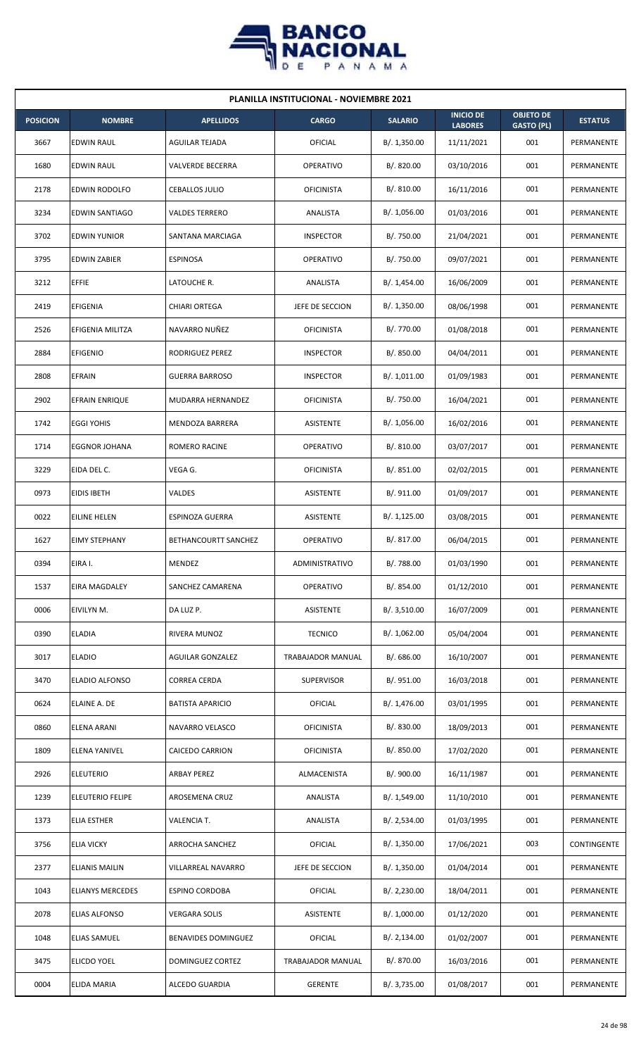## PLANILLA INSTITUCIONAL - NOVIEMBRE 2021

| POSICION | NOMBRE | APELLIDOS | CARGO | SALARIO | INICIO DE LABORES | OBJETO DE GASTO (PL) | ESTATUS |
|---|---|---|---|---|---|---|---|
| 3667 | EDWIN RAUL | AGUILAR TEJADA | OFICIAL | B/. 1,350.00 | 11/11/2021 | 001 | PERMANENTE |
| 1680 | EDWIN RAUL | VALVERDE BECERRA | OPERATIVO | B/. 820.00 | 03/10/2016 | 001 | PERMANENTE |
| 2178 | EDWIN RODOLFO | CEBALLOS JULIO | OFICINISTA | B/. 810.00 | 16/11/2016 | 001 | PERMANENTE |
| 3234 | EDWIN SANTIAGO | VALDES TERRERO | ANALISTA | B/. 1,056.00 | 01/03/2016 | 001 | PERMANENTE |
| 3702 | EDWIN YUNIOR | SANTANA MARCIAGA | INSPECTOR | B/. 750.00 | 21/04/2021 | 001 | PERMANENTE |
| 3795 | EDWIN ZABIER | ESPINOSA | OPERATIVO | B/. 750.00 | 09/07/2021 | 001 | PERMANENTE |
| 3212 | EFFIE | LATOUCHE R. | ANALISTA | B/. 1,454.00 | 16/06/2009 | 001 | PERMANENTE |
| 2419 | EFIGENIA | CHIARI ORTEGA | JEFE DE SECCION | B/. 1,350.00 | 08/06/1998 | 001 | PERMANENTE |
| 2526 | EFIGENIA MILITZA | NAVARRO NUÑEZ | OFICINISTA | B/. 770.00 | 01/08/2018 | 001 | PERMANENTE |
| 2884 | EFIGENIO | RODRIGUEZ PEREZ | INSPECTOR | B/. 850.00 | 04/04/2011 | 001 | PERMANENTE |
| 2808 | EFRAIN | GUERRA BARROSO | INSPECTOR | B/. 1,011.00 | 01/09/1983 | 001 | PERMANENTE |
| 2902 | EFRAIN ENRIQUE | MUDARRA HERNANDEZ | OFICINISTA | B/. 750.00 | 16/04/2021 | 001 | PERMANENTE |
| 1742 | EGGI YOHIS | MENDOZA BARRERA | ASISTENTE | B/. 1,056.00 | 16/02/2016 | 001 | PERMANENTE |
| 1714 | EGGNOR JOHANA | ROMERO RACINE | OPERATIVO | B/. 810.00 | 03/07/2017 | 001 | PERMANENTE |
| 3229 | EIDA DEL C. | VEGA G. | OFICINISTA | B/. 851.00 | 02/02/2015 | 001 | PERMANENTE |
| 0973 | EIDIS IBETH | VALDES | ASISTENTE | B/. 911.00 | 01/09/2017 | 001 | PERMANENTE |
| 0022 | EILINE HELEN | ESPINOZA GUERRA | ASISTENTE | B/. 1,125.00 | 03/08/2015 | 001 | PERMANENTE |
| 1627 | EIMY STEPHANY | BETHANCOURTT SANCHEZ | OPERATIVO | B/. 817.00 | 06/04/2015 | 001 | PERMANENTE |
| 0394 | EIRA I. | MENDEZ | ADMINISTRATIVO | B/. 788.00 | 01/03/1990 | 001 | PERMANENTE |
| 1537 | EIRA MAGDALEY | SANCHEZ CAMARENA | OPERATIVO | B/. 854.00 | 01/12/2010 | 001 | PERMANENTE |
| 0006 | EIVILYN M. | DA LUZ P. | ASISTENTE | B/. 3,510.00 | 16/07/2009 | 001 | PERMANENTE |
| 0390 | ELADIA | RIVERA MUNOZ | TECNICO | B/. 1,062.00 | 05/04/2004 | 001 | PERMANENTE |
| 3017 | ELADIO | AGUILAR GONZALEZ | TRABAJADOR MANUAL | B/. 686.00 | 16/10/2007 | 001 | PERMANENTE |
| 3470 | ELADIO ALFONSO | CORREA CERDA | SUPERVISOR | B/. 951.00 | 16/03/2018 | 001 | PERMANENTE |
| 0624 | ELAINE A. DE | BATISTA APARICIO | OFICIAL | B/. 1,476.00 | 03/01/1995 | 001 | PERMANENTE |
| 0860 | ELENA ARANI | NAVARRO VELASCO | OFICINISTA | B/. 830.00 | 18/09/2013 | 001 | PERMANENTE |
| 1809 | ELENA YANIVEL | CAICEDO CARRION | OFICINISTA | B/. 850.00 | 17/02/2020 | 001 | PERMANENTE |
| 2926 | ELEUTERIO | ARBAY PEREZ | ALMACENISTA | B/. 900.00 | 16/11/1987 | 001 | PERMANENTE |
| 1239 | ELEUTERIO FELIPE | AROSEMENA CRUZ | ANALISTA | B/. 1,549.00 | 11/10/2010 | 001 | PERMANENTE |
| 1373 | ELIA ESTHER | VALENCIA T. | ANALISTA | B/. 2,534.00 | 01/03/1995 | 001 | PERMANENTE |
| 3756 | ELIA VICKY | ARROCHA SANCHEZ | OFICIAL | B/. 1,350.00 | 17/06/2021 | 003 | CONTINGENTE |
| 2377 | ELIANIS MAILIN | VILLARREAL NAVARRO | JEFE DE SECCION | B/. 1,350.00 | 01/04/2014 | 001 | PERMANENTE |
| 1043 | ELIANYS MERCEDES | ESPINO CORDOBA | OFICIAL | B/. 2,230.00 | 18/04/2011 | 001 | PERMANENTE |
| 2078 | ELIAS ALFONSO | VERGARA SOLIS | ASISTENTE | B/. 1,000.00 | 01/12/2020 | 001 | PERMANENTE |
| 1048 | ELIAS SAMUEL | BENAVIDES DOMINGUEZ | OFICIAL | B/. 2,134.00 | 01/02/2007 | 001 | PERMANENTE |
| 3475 | ELICDO YOEL | DOMINGUEZ CORTEZ | TRABAJADOR MANUAL | B/. 870.00 | 16/03/2016 | 001 | PERMANENTE |
| 0004 | ELIDA MARIA | ALCEDO GUARDIA | GERENTE | B/. 3,735.00 | 01/08/2017 | 001 | PERMANENTE |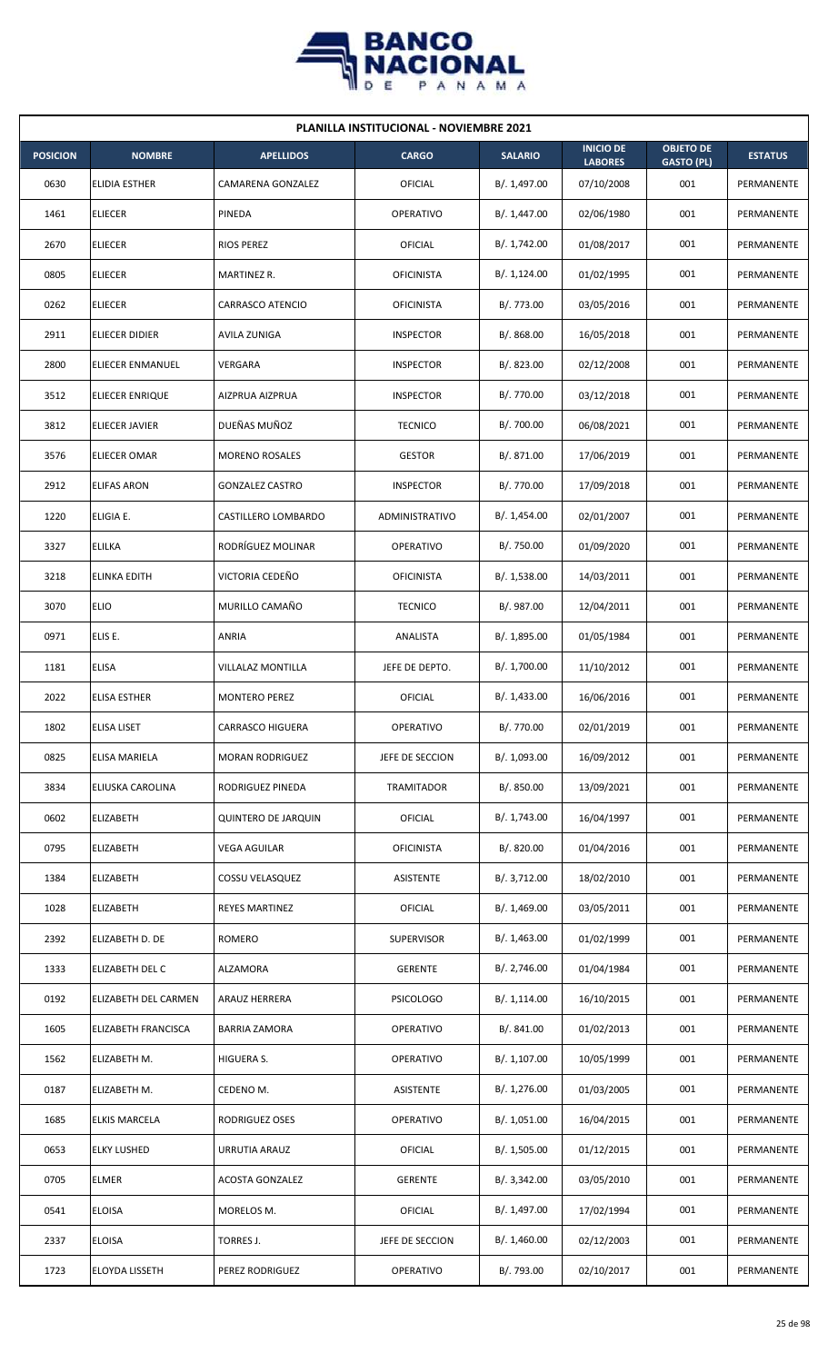**PLANILLA INSTITUCIONAL - NOVIEMBRE 2021**

| POSICION | NOMBRE | APELLIDOS | CARGO | SALARIO | INICIO DE LABORES | OBJETO DE GASTO (PL) | ESTATUS |
|---|---|---|---|---|---|---|---|
| 0630 | ELIDIA ESTHER | CAMARENA GONZALEZ | OFICIAL | B/. 1,497.00 | 07/10/2008 | 001 | PERMANENTE |
| 1461 | ELIECER | PINEDA | OPERATIVO | B/. 1,447.00 | 02/06/1980 | 001 | PERMANENTE |
| 2670 | ELIECER | RIOS PEREZ | OFICIAL | B/. 1,742.00 | 01/08/2017 | 001 | PERMANENTE |
| 0805 | ELIECER | MARTINEZ R. | OFICINISTA | B/. 1,124.00 | 01/02/1995 | 001 | PERMANENTE |
| 0262 | ELIECER | CARRASCO ATENCIO | OFICINISTA | B/. 773.00 | 03/05/2016 | 001 | PERMANENTE |
| 2911 | ELIECER DIDIER | AVILA ZUNIGA | INSPECTOR | B/. 868.00 | 16/05/2018 | 001 | PERMANENTE |
| 2800 | ELIECER ENMANUEL | VERGARA | INSPECTOR | B/. 823.00 | 02/12/2008 | 001 | PERMANENTE |
| 3512 | ELIECER ENRIQUE | AIZPRUA AIZPRUA | INSPECTOR | B/. 770.00 | 03/12/2018 | 001 | PERMANENTE |
| 3812 | ELIECER JAVIER | DUEÑAS MUÑOZ | TECNICO | B/. 700.00 | 06/08/2021 | 001 | PERMANENTE |
| 3576 | ELIECER OMAR | MORENO ROSALES | GESTOR | B/. 871.00 | 17/06/2019 | 001 | PERMANENTE |
| 2912 | ELIFAS ARON | GONZALEZ CASTRO | INSPECTOR | B/. 770.00 | 17/09/2018 | 001 | PERMANENTE |
| 1220 | ELIGIA E. | CASTILLERO LOMBARDO | ADMINISTRATIVO | B/. 1,454.00 | 02/01/2007 | 001 | PERMANENTE |
| 3327 | ELILKA | RODRÍGUEZ MOLINAR | OPERATIVO | B/. 750.00 | 01/09/2020 | 001 | PERMANENTE |
| 3218 | ELINKA EDITH | VICTORIA CEDEÑO | OFICINISTA | B/. 1,538.00 | 14/03/2011 | 001 | PERMANENTE |
| 3070 | ELIO | MURILLO CAMAÑO | TECNICO | B/. 987.00 | 12/04/2011 | 001 | PERMANENTE |
| 0971 | ELIS E. | ANRIA | ANALISTA | B/. 1,895.00 | 01/05/1984 | 001 | PERMANENTE |
| 1181 | ELISA | VILLALAZ MONTILLA | JEFE DE DEPTO. | B/. 1,700.00 | 11/10/2012 | 001 | PERMANENTE |
| 2022 | ELISA ESTHER | MONTERO PEREZ | OFICIAL | B/. 1,433.00 | 16/06/2016 | 001 | PERMANENTE |
| 1802 | ELISA LISET | CARRASCO HIGUERA | OPERATIVO | B/. 770.00 | 02/01/2019 | 001 | PERMANENTE |
| 0825 | ELISA MARIELA | MORAN RODRIGUEZ | JEFE DE SECCION | B/. 1,093.00 | 16/09/2012 | 001 | PERMANENTE |
| 3834 | ELIUSKA CAROLINA | RODRIGUEZ PINEDA | TRAMITADOR | B/. 850.00 | 13/09/2021 | 001 | PERMANENTE |
| 0602 | ELIZABETH | QUINTERO DE JARQUIN | OFICIAL | B/. 1,743.00 | 16/04/1997 | 001 | PERMANENTE |
| 0795 | ELIZABETH | VEGA AGUILAR | OFICINISTA | B/. 820.00 | 01/04/2016 | 001 | PERMANENTE |
| 1384 | ELIZABETH | COSSU VELASQUEZ | ASISTENTE | B/. 3,712.00 | 18/02/2010 | 001 | PERMANENTE |
| 1028 | ELIZABETH | REYES MARTINEZ | OFICIAL | B/. 1,469.00 | 03/05/2011 | 001 | PERMANENTE |
| 2392 | ELIZABETH D. DE | ROMERO | SUPERVISOR | B/. 1,463.00 | 01/02/1999 | 001 | PERMANENTE |
| 1333 | ELIZABETH DEL C | ALZAMORA | GERENTE | B/. 2,746.00 | 01/04/1984 | 001 | PERMANENTE |
| 0192 | ELIZABETH DEL CARMEN | ARAUZ HERRERA | PSICOLOGO | B/. 1,114.00 | 16/10/2015 | 001 | PERMANENTE |
| 1605 | ELIZABETH FRANCISCA | BARRIA ZAMORA | OPERATIVO | B/. 841.00 | 01/02/2013 | 001 | PERMANENTE |
| 1562 | ELIZABETH M. | HIGUERA S. | OPERATIVO | B/. 1,107.00 | 10/05/1999 | 001 | PERMANENTE |
| 0187 | ELIZABETH M. | CEDENO M. | ASISTENTE | B/. 1,276.00 | 01/03/2005 | 001 | PERMANENTE |
| 1685 | ELKIS MARCELA | RODRIGUEZ OSES | OPERATIVO | B/. 1,051.00 | 16/04/2015 | 001 | PERMANENTE |
| 0653 | ELKY LUSHED | URRUTIA ARAUZ | OFICIAL | B/. 1,505.00 | 01/12/2015 | 001 | PERMANENTE |
| 0705 | ELMER | ACOSTA GONZALEZ | GERENTE | B/. 3,342.00 | 03/05/2010 | 001 | PERMANENTE |
| 0541 | ELOISA | MORELOS M. | OFICIAL | B/. 1,497.00 | 17/02/1994 | 001 | PERMANENTE |
| 2337 | ELOISA | TORRES J. | JEFE DE SECCION | B/. 1,460.00 | 02/12/2003 | 001 | PERMANENTE |
| 1723 | ELOYDA LISSETH | PEREZ RODRIGUEZ | OPERATIVO | B/. 793.00 | 02/10/2017 | 001 | PERMANENTE |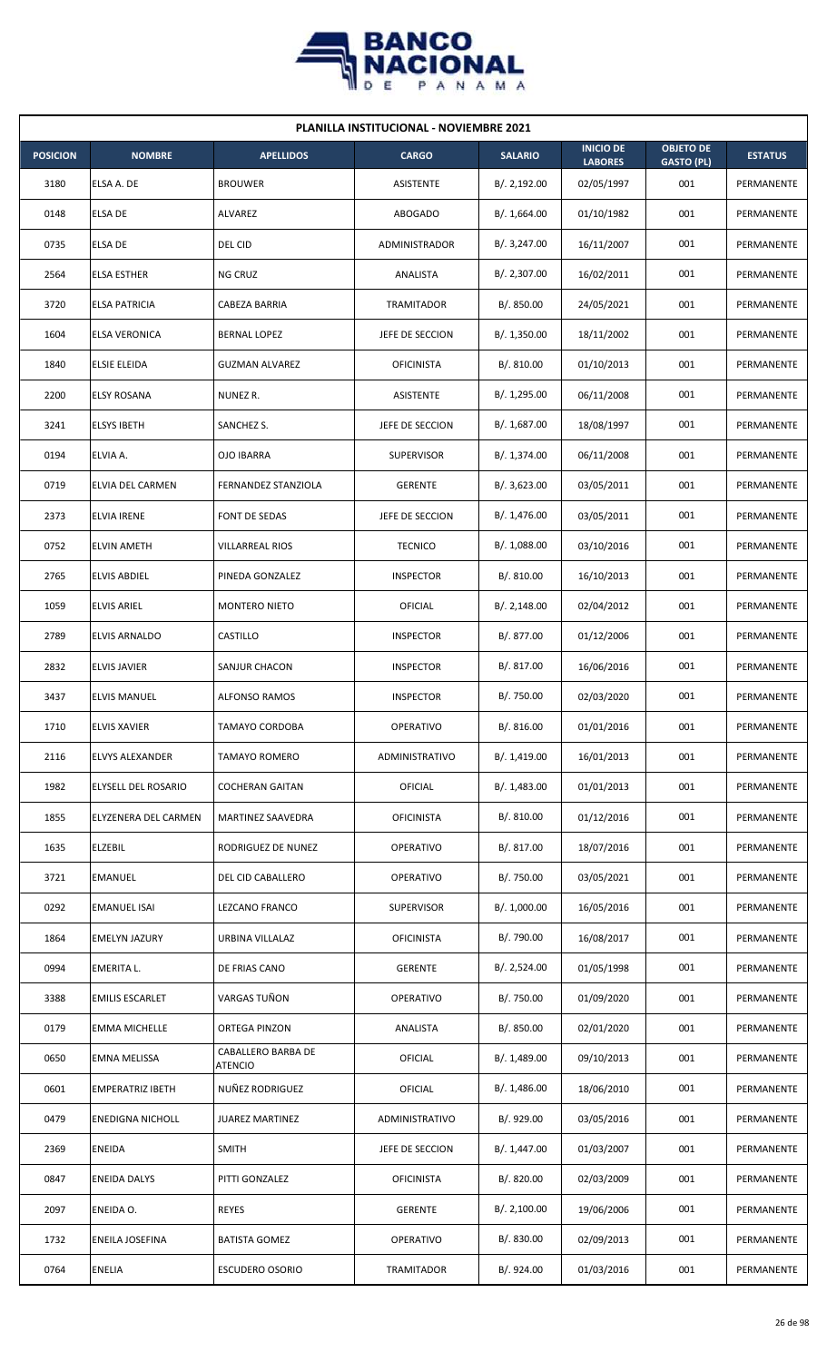## PLANILLA INSTITUCIONAL - NOVIEMBRE 2021

| POSICION | NOMBRE | APELLIDOS | CARGO | SALARIO | INICIO DE LABORES | OBJETO DE GASTO (PL) | ESTATUS |
|---|---|---|---|---|---|---|---|
| 3180 | ELSA A. DE | BROUWER | ASISTENTE | B/. 2,192.00 | 02/05/1997 | 001 | PERMANENTE |
| 0148 | ELSA DE | ALVAREZ | ABOGADO | B/. 1,664.00 | 01/10/1982 | 001 | PERMANENTE |
| 0735 | ELSA DE | DEL CID | ADMINISTRADOR | B/. 3,247.00 | 16/11/2007 | 001 | PERMANENTE |
| 2564 | ELSA ESTHER | NG CRUZ | ANALISTA | B/. 2,307.00 | 16/02/2011 | 001 | PERMANENTE |
| 3720 | ELSA PATRICIA | CABEZA BARRIA | TRAMITADOR | B/. 850.00 | 24/05/2021 | 001 | PERMANENTE |
| 1604 | ELSA VERONICA | BERNAL LOPEZ | JEFE DE SECCION | B/. 1,350.00 | 18/11/2002 | 001 | PERMANENTE |
| 1840 | ELSIE ELEIDA | GUZMAN ALVAREZ | OFICINISTA | B/. 810.00 | 01/10/2013 | 001 | PERMANENTE |
| 2200 | ELSY ROSANA | NUNEZ R. | ASISTENTE | B/. 1,295.00 | 06/11/2008 | 001 | PERMANENTE |
| 3241 | ELSYS IBETH | SANCHEZ S. | JEFE DE SECCION | B/. 1,687.00 | 18/08/1997 | 001 | PERMANENTE |
| 0194 | ELVIA A. | OJO IBARRA | SUPERVISOR | B/. 1,374.00 | 06/11/2008 | 001 | PERMANENTE |
| 0719 | ELVIA DEL CARMEN | FERNANDEZ STANZIOLA | GERENTE | B/. 3,623.00 | 03/05/2011 | 001 | PERMANENTE |
| 2373 | ELVIA IRENE | FONT DE SEDAS | JEFE DE SECCION | B/. 1,476.00 | 03/05/2011 | 001 | PERMANENTE |
| 0752 | ELVIN AMETH | VILLARREAL RIOS | TECNICO | B/. 1,088.00 | 03/10/2016 | 001 | PERMANENTE |
| 2765 | ELVIS ABDIEL | PINEDA GONZALEZ | INSPECTOR | B/. 810.00 | 16/10/2013 | 001 | PERMANENTE |
| 1059 | ELVIS ARIEL | MONTERO NIETO | OFICIAL | B/. 2,148.00 | 02/04/2012 | 001 | PERMANENTE |
| 2789 | ELVIS ARNALDO | CASTILLO | INSPECTOR | B/. 877.00 | 01/12/2006 | 001 | PERMANENTE |
| 2832 | ELVIS JAVIER | SANJUR CHACON | INSPECTOR | B/. 817.00 | 16/06/2016 | 001 | PERMANENTE |
| 3437 | ELVIS MANUEL | ALFONSO RAMOS | INSPECTOR | B/. 750.00 | 02/03/2020 | 001 | PERMANENTE |
| 1710 | ELVIS XAVIER | TAMAYO CORDOBA | OPERATIVO | B/. 816.00 | 01/01/2016 | 001 | PERMANENTE |
| 2116 | ELVYS ALEXANDER | TAMAYO ROMERO | ADMINISTRATIVO | B/. 1,419.00 | 16/01/2013 | 001 | PERMANENTE |
| 1982 | ELYSELL DEL ROSARIO | COCHERAN GAITAN | OFICIAL | B/. 1,483.00 | 01/01/2013 | 001 | PERMANENTE |
| 1855 | ELYZENERA DEL CARMEN | MARTINEZ SAAVEDRA | OFICINISTA | B/. 810.00 | 01/12/2016 | 001 | PERMANENTE |
| 1635 | ELZEBIL | RODRIGUEZ DE NUNEZ | OPERATIVO | B/. 817.00 | 18/07/2016 | 001 | PERMANENTE |
| 3721 | EMANUEL | DEL CID CABALLERO | OPERATIVO | B/. 750.00 | 03/05/2021 | 001 | PERMANENTE |
| 0292 | EMANUEL ISAI | LEZCANO FRANCO | SUPERVISOR | B/. 1,000.00 | 16/05/2016 | 001 | PERMANENTE |
| 1864 | EMELYN JAZURY | URBINA VILLALAZ | OFICINISTA | B/. 790.00 | 16/08/2017 | 001 | PERMANENTE |
| 0994 | EMERITA L. | DE FRIAS CANO | GERENTE | B/. 2,524.00 | 01/05/1998 | 001 | PERMANENTE |
| 3388 | EMILIS ESCARLET | VARGAS TUÑON | OPERATIVO | B/. 750.00 | 01/09/2020 | 001 | PERMANENTE |
| 0179 | EMMA MICHELLE | ORTEGA PINZON | ANALISTA | B/. 850.00 | 02/01/2020 | 001 | PERMANENTE |
| 0650 | EMNA MELISSA | CABALLERO BARBA DE ATENCIO | OFICIAL | B/. 1,489.00 | 09/10/2013 | 001 | PERMANENTE |
| 0601 | EMPERATRIZ IBETH | NUÑEZ RODRIGUEZ | OFICIAL | B/. 1,486.00 | 18/06/2010 | 001 | PERMANENTE |
| 0479 | ENEDIGNA NICHOLL | JUAREZ MARTINEZ | ADMINISTRATIVO | B/. 929.00 | 03/05/2016 | 001 | PERMANENTE |
| 2369 | ENEIDA | SMITH | JEFE DE SECCION | B/. 1,447.00 | 01/03/2007 | 001 | PERMANENTE |
| 0847 | ENEIDA DALYS | PITTI GONZALEZ | OFICINISTA | B/. 820.00 | 02/03/2009 | 001 | PERMANENTE |
| 2097 | ENEIDA O. | REYES | GERENTE | B/. 2,100.00 | 19/06/2006 | 001 | PERMANENTE |
| 1732 | ENEILA JOSEFINA | BATISTA GOMEZ | OPERATIVO | B/. 830.00 | 02/09/2013 | 001 | PERMANENTE |
| 0764 | ENELIA | ESCUDERO OSORIO | TRAMITADOR | B/. 924.00 | 01/03/2016 | 001 | PERMANENTE |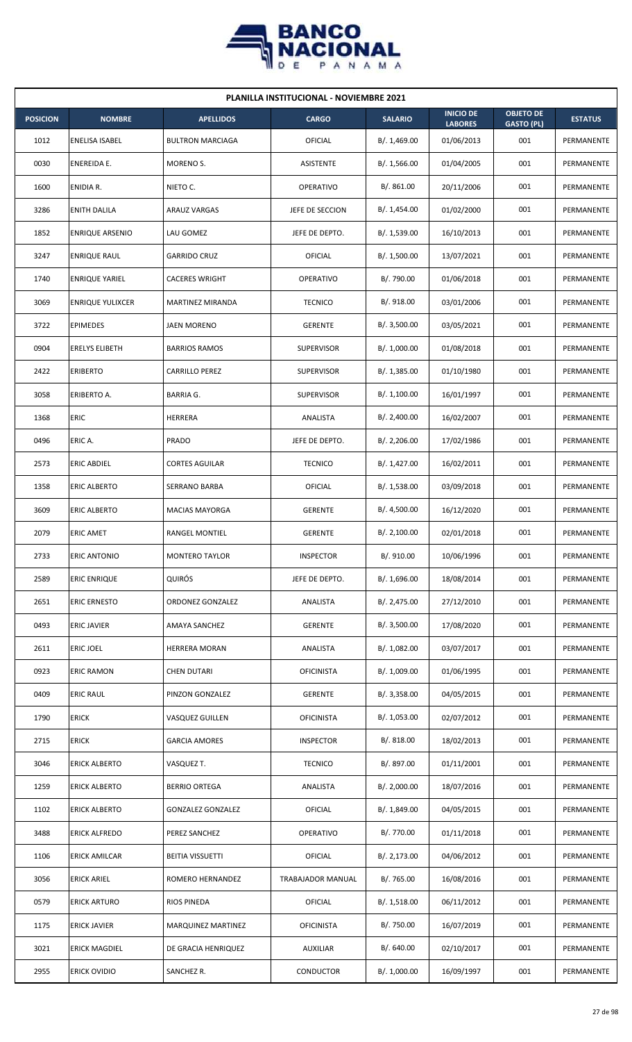| PLANILLA INSTITUCIONAL - NOVIEMBRE 2021 | | | | | | | |
|---|---|---|---|---|---|---|---|
| **POSICION** | **NOMBRE** | **APELLIDOS** | **CARGO** | **SALARIO** | **INICIO DE LABORES** | **OBJETO DE GASTO (PL)** | **ESTATUS** |
| 1012 | ENELISA ISABEL | BULTRON MARCIAGA | OFICIAL | B/. 1,469.00 | 01/06/2013 | 001 | PERMANENTE |
| 0030 | ENEREIDA E. | MORENO S. | ASISTENTE | B/. 1,566.00 | 01/04/2005 | 001 | PERMANENTE |
| 1600 | ENIDIA R. | NIETO C. | OPERATIVO | B/. 861.00 | 20/11/2006 | 001 | PERMANENTE |
| 3286 | ENITH DALILA | ARAUZ VARGAS | JEFE DE SECCION | B/. 1,454.00 | 01/02/2000 | 001 | PERMANENTE |
| 1852 | ENRIQUE ARSENIO | LAU GOMEZ | JEFE DE DEPTO. | B/. 1,539.00 | 16/10/2013 | 001 | PERMANENTE |
| 3247 | ENRIQUE RAUL | GARRIDO CRUZ | OFICIAL | B/. 1,500.00 | 13/07/2021 | 001 | PERMANENTE |
| 1740 | ENRIQUE YARIEL | CACERES WRIGHT | OPERATIVO | B/. 790.00 | 01/06/2018 | 001 | PERMANENTE |
| 3069 | ENRIQUE YULIXCER | MARTINEZ MIRANDA | TECNICO | B/. 918.00 | 03/01/2006 | 001 | PERMANENTE |
| 3722 | EPIMEDES | JAEN MORENO | GERENTE | B/. 3,500.00 | 03/05/2021 | 001 | PERMANENTE |
| 0904 | ERELYS ELIBETH | BARRIOS RAMOS | SUPERVISOR | B/. 1,000.00 | 01/08/2018 | 001 | PERMANENTE |
| 2422 | ERIBERTO | CARRILLO PEREZ | SUPERVISOR | B/. 1,385.00 | 01/10/1980 | 001 | PERMANENTE |
| 3058 | ERIBERTO A. | BARRIA G. | SUPERVISOR | B/. 1,100.00 | 16/01/1997 | 001 | PERMANENTE |
| 1368 | ERIC | HERRERA | ANALISTA | B/. 2,400.00 | 16/02/2007 | 001 | PERMANENTE |
| 0496 | ERIC A. | PRADO | JEFE DE DEPTO. | B/. 2,206.00 | 17/02/1986 | 001 | PERMANENTE |
| 2573 | ERIC ABDIEL | CORTES AGUILAR | TECNICO | B/. 1,427.00 | 16/02/2011 | 001 | PERMANENTE |
| 1358 | ERIC ALBERTO | SERRANO BARBA | OFICIAL | B/. 1,538.00 | 03/09/2018 | 001 | PERMANENTE |
| 3609 | ERIC ALBERTO | MACIAS MAYORGA | GERENTE | B/. 4,500.00 | 16/12/2020 | 001 | PERMANENTE |
| 2079 | ERIC AMET | RANGEL MONTIEL | GERENTE | B/. 2,100.00 | 02/01/2018 | 001 | PERMANENTE |
| 2733 | ERIC ANTONIO | MONTERO TAYLOR | INSPECTOR | B/. 910.00 | 10/06/1996 | 001 | PERMANENTE |
| 2589 | ERIC ENRIQUE | QUIRÓS | JEFE DE DEPTO. | B/. 1,696.00 | 18/08/2014 | 001 | PERMANENTE |
| 2651 | ERIC ERNESTO | ORDONEZ GONZALEZ | ANALISTA | B/. 2,475.00 | 27/12/2010 | 001 | PERMANENTE |
| 0493 | ERIC JAVIER | AMAYA SANCHEZ | GERENTE | B/. 3,500.00 | 17/08/2020 | 001 | PERMANENTE |
| 2611 | ERIC JOEL | HERRERA MORAN | ANALISTA | B/. 1,082.00 | 03/07/2017 | 001 | PERMANENTE |
| 0923 | ERIC RAMON | CHEN DUTARI | OFICINISTA | B/. 1,009.00 | 01/06/1995 | 001 | PERMANENTE |
| 0409 | ERIC RAUL | PINZON GONZALEZ | GERENTE | B/. 3,358.00 | 04/05/2015 | 001 | PERMANENTE |
| 1790 | ERICK | VASQUEZ GUILLEN | OFICINISTA | B/. 1,053.00 | 02/07/2012 | 001 | PERMANENTE |
| 2715 | ERICK | GARCIA AMORES | INSPECTOR | B/. 818.00 | 18/02/2013 | 001 | PERMANENTE |
| 3046 | ERICK ALBERTO | VASQUEZ T. | TECNICO | B/. 897.00 | 01/11/2001 | 001 | PERMANENTE |
| 1259 | ERICK ALBERTO | BERRIO ORTEGA | ANALISTA | B/. 2,000.00 | 18/07/2016 | 001 | PERMANENTE |
| 1102 | ERICK ALBERTO | GONZALEZ GONZALEZ | OFICIAL | B/. 1,849.00 | 04/05/2015 | 001 | PERMANENTE |
| 3488 | ERICK ALFREDO | PEREZ SANCHEZ | OPERATIVO | B/. 770.00 | 01/11/2018 | 001 | PERMANENTE |
| 1106 | ERICK AMILCAR | BEITIA VISSUETTI | OFICIAL | B/. 2,173.00 | 04/06/2012 | 001 | PERMANENTE |
| 3056 | ERICK ARIEL | ROMERO HERNANDEZ | TRABAJADOR MANUAL | B/. 765.00 | 16/08/2016 | 001 | PERMANENTE |
| 0579 | ERICK ARTURO | RIOS PINEDA | OFICIAL | B/. 1,518.00 | 06/11/2012 | 001 | PERMANENTE |
| 1175 | ERICK JAVIER | MARQUINEZ MARTINEZ | OFICINISTA | B/. 750.00 | 16/07/2019 | 001 | PERMANENTE |
| 3021 | ERICK MAGDIEL | DE GRACIA HENRIQUEZ | AUXILIAR | B/. 640.00 | 02/10/2017 | 001 | PERMANENTE |
| 2955 | ERICK OVIDIO | SANCHEZ R. | CONDUCTOR | B/. 1,000.00 | 16/09/1997 | 001 | PERMANENTE |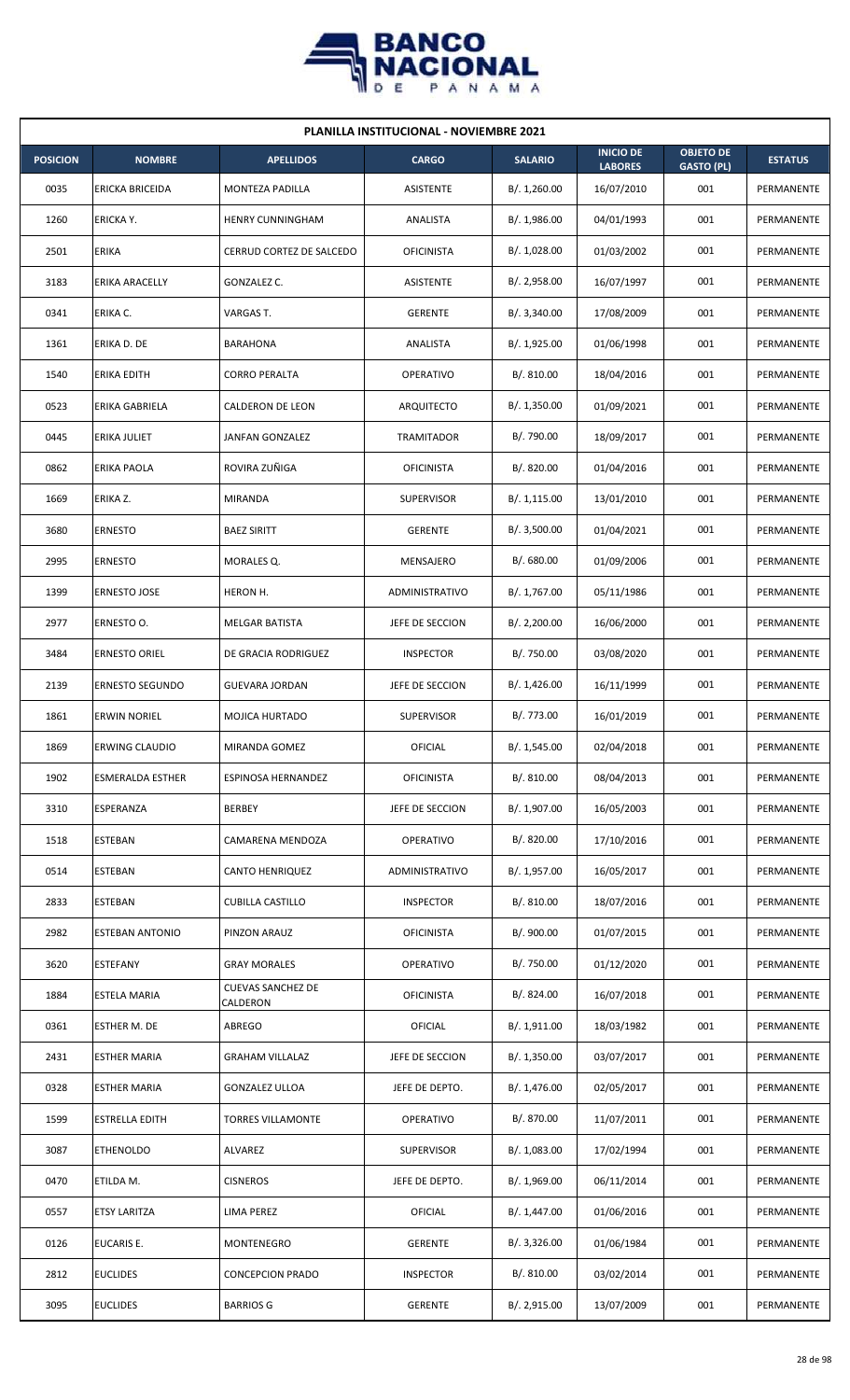## PLANILLA INSTITUCIONAL - NOVIEMBRE 2021

| POSICION | NOMBRE | APELLIDOS | CARGO | SALARIO | INICIO DE LABORES | OBJETO DE GASTO (PL) | ESTATUS |
|---|---|---|---|---|---|---|---|
| 0035 | ERICKA BRICEIDA | MONTEZA PADILLA | ASISTENTE | B/. 1,260.00 | 16/07/2010 | 001 | PERMANENTE |
| 1260 | ERICKA Y. | HENRY CUNNINGHAM | ANALISTA | B/. 1,986.00 | 04/01/1993 | 001 | PERMANENTE |
| 2501 | ERIKA | CERRUD CORTEZ DE SALCEDO | OFICINISTA | B/. 1,028.00 | 01/03/2002 | 001 | PERMANENTE |
| 3183 | ERIKA ARACELLY | GONZALEZ C. | ASISTENTE | B/. 2,958.00 | 16/07/1997 | 001 | PERMANENTE |
| 0341 | ERIKA C. | VARGAS T. | GERENTE | B/. 3,340.00 | 17/08/2009 | 001 | PERMANENTE |
| 1361 | ERIKA D. DE | BARAHONA | ANALISTA | B/. 1,925.00 | 01/06/1998 | 001 | PERMANENTE |
| 1540 | ERIKA EDITH | CORRO PERALTA | OPERATIVO | B/. 810.00 | 18/04/2016 | 001 | PERMANENTE |
| 0523 | ERIKA GABRIELA | CALDERON DE LEON | ARQUITECTO | B/. 1,350.00 | 01/09/2021 | 001 | PERMANENTE |
| 0445 | ERIKA JULIET | JANFAN GONZALEZ | TRAMITADOR | B/. 790.00 | 18/09/2017 | 001 | PERMANENTE |
| 0862 | ERIKA PAOLA | ROVIRA ZUÑIGA | OFICINISTA | B/. 820.00 | 01/04/2016 | 001 | PERMANENTE |
| 1669 | ERIKA Z. | MIRANDA | SUPERVISOR | B/. 1,115.00 | 13/01/2010 | 001 | PERMANENTE |
| 3680 | ERNESTO | BAEZ SIRITT | GERENTE | B/. 3,500.00 | 01/04/2021 | 001 | PERMANENTE |
| 2995 | ERNESTO | MORALES Q. | MENSAJERO | B/. 680.00 | 01/09/2006 | 001 | PERMANENTE |
| 1399 | ERNESTO JOSE | HERON H. | ADMINISTRATIVO | B/. 1,767.00 | 05/11/1986 | 001 | PERMANENTE |
| 2977 | ERNESTO O. | MELGAR BATISTA | JEFE DE SECCION | B/. 2,200.00 | 16/06/2000 | 001 | PERMANENTE |
| 3484 | ERNESTO ORIEL | DE GRACIA RODRIGUEZ | INSPECTOR | B/. 750.00 | 03/08/2020 | 001 | PERMANENTE |
| 2139 | ERNESTO SEGUNDO | GUEVARA JORDAN | JEFE DE SECCION | B/. 1,426.00 | 16/11/1999 | 001 | PERMANENTE |
| 1861 | ERWIN NORIEL | MOJICA HURTADO | SUPERVISOR | B/. 773.00 | 16/01/2019 | 001 | PERMANENTE |
| 1869 | ERWING CLAUDIO | MIRANDA GOMEZ | OFICIAL | B/. 1,545.00 | 02/04/2018 | 001 | PERMANENTE |
| 1902 | ESMERALDA ESTHER | ESPINOSA HERNANDEZ | OFICINISTA | B/. 810.00 | 08/04/2013 | 001 | PERMANENTE |
| 3310 | ESPERANZA | BERBEY | JEFE DE SECCION | B/. 1,907.00 | 16/05/2003 | 001 | PERMANENTE |
| 1518 | ESTEBAN | CAMARENA MENDOZA | OPERATIVO | B/. 820.00 | 17/10/2016 | 001 | PERMANENTE |
| 0514 | ESTEBAN | CANTO HENRIQUEZ | ADMINISTRATIVO | B/. 1,957.00 | 16/05/2017 | 001 | PERMANENTE |
| 2833 | ESTEBAN | CUBILLA CASTILLO | INSPECTOR | B/. 810.00 | 18/07/2016 | 001 | PERMANENTE |
| 2982 | ESTEBAN ANTONIO | PINZON ARAUZ | OFICINISTA | B/. 900.00 | 01/07/2015 | 001 | PERMANENTE |
| 3620 | ESTEFANY | GRAY MORALES | OPERATIVO | B/. 750.00 | 01/12/2020 | 001 | PERMANENTE |
| 1884 | ESTELA MARIA | CUEVAS SANCHEZ DE CALDERON | OFICINISTA | B/. 824.00 | 16/07/2018 | 001 | PERMANENTE |
| 0361 | ESTHER M. DE | ABREGO | OFICIAL | B/. 1,911.00 | 18/03/1982 | 001 | PERMANENTE |
| 2431 | ESTHER MARIA | GRAHAM VILLALAZ | JEFE DE SECCION | B/. 1,350.00 | 03/07/2017 | 001 | PERMANENTE |
| 0328 | ESTHER MARIA | GONZALEZ ULLOA | JEFE DE DEPTO. | B/. 1,476.00 | 02/05/2017 | 001 | PERMANENTE |
| 1599 | ESTRELLA EDITH | TORRES VILLAMONTE | OPERATIVO | B/. 870.00 | 11/07/2011 | 001 | PERMANENTE |
| 3087 | ETHENOLDO | ALVAREZ | SUPERVISOR | B/. 1,083.00 | 17/02/1994 | 001 | PERMANENTE |
| 0470 | ETILDA M. | CISNEROS | JEFE DE DEPTO. | B/. 1,969.00 | 06/11/2014 | 001 | PERMANENTE |
| 0557 | ETSY LARITZA | LIMA PEREZ | OFICIAL | B/. 1,447.00 | 01/06/2016 | 001 | PERMANENTE |
| 0126 | EUCARIS E. | MONTENEGRO | GERENTE | B/. 3,326.00 | 01/06/1984 | 001 | PERMANENTE |
| 2812 | EUCLIDES | CONCEPCION PRADO | INSPECTOR | B/. 810.00 | 03/02/2014 | 001 | PERMANENTE |
| 3095 | EUCLIDES | BARRIOS G | GERENTE | B/. 2,915.00 | 13/07/2009 | 001 | PERMANENTE |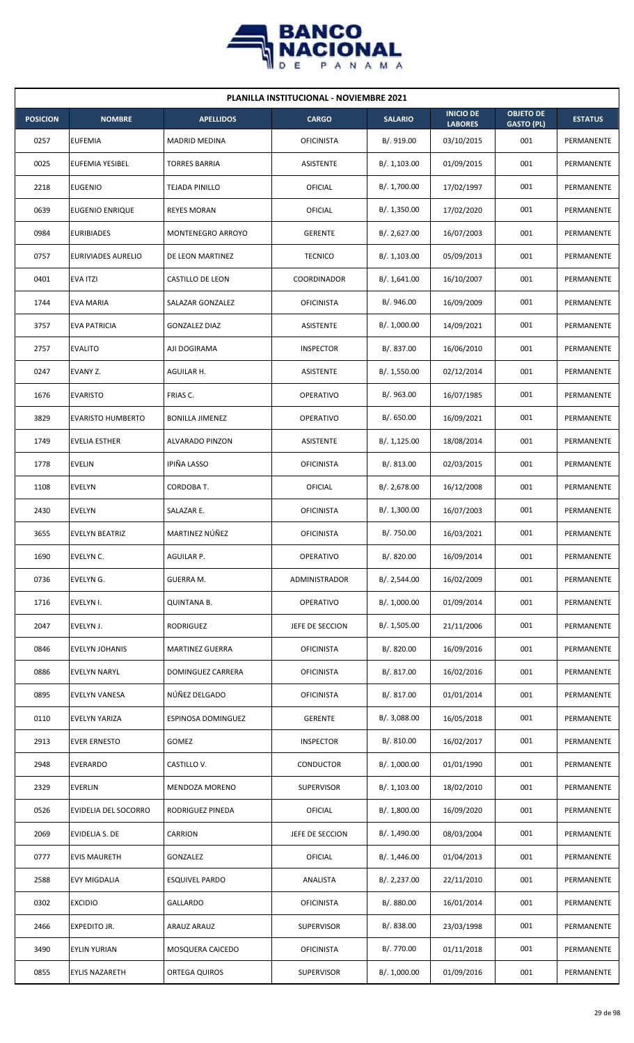| PLANILLA INSTITUCIONAL - NOVIEMBRE 2021 | | | | | | | |
|---|---|---|---|---|---|---|---|
| **POSICION** | **NOMBRE** | **APELLIDOS** | **CARGO** | **SALARIO** | **INICIO DE LABORES** | **OBJETO DE GASTO (PL)** | **ESTATUS** |
| 0257 | EUFEMIA | MADRID MEDINA | OFICINISTA | B/. 919.00 | 03/10/2015 | 001 | PERMANENTE |
| 0025 | EUFEMIA YESIBEL | TORRES BARRIA | ASISTENTE | B/. 1,103.00 | 01/09/2015 | 001 | PERMANENTE |
| 2218 | EUGENIO | TEJADA PINILLO | OFICIAL | B/. 1,700.00 | 17/02/1997 | 001 | PERMANENTE |
| 0639 | EUGENIO ENRIQUE | REYES MORAN | OFICIAL | B/. 1,350.00 | 17/02/2020 | 001 | PERMANENTE |
| 0984 | EURIBIADES | MONTENEGRO ARROYO | GERENTE | B/. 2,627.00 | 16/07/2003 | 001 | PERMANENTE |
| 0757 | EURIVIADES AURELIO | DE LEON MARTINEZ | TECNICO | B/. 1,103.00 | 05/09/2013 | 001 | PERMANENTE |
| 0401 | EVA ITZI | CASTILLO DE LEON | COORDINADOR | B/. 1,641.00 | 16/10/2007 | 001 | PERMANENTE |
| 1744 | EVA MARIA | SALAZAR GONZALEZ | OFICINISTA | B/. 946.00 | 16/09/2009 | 001 | PERMANENTE |
| 3757 | EVA PATRICIA | GONZALEZ DIAZ | ASISTENTE | B/. 1,000.00 | 14/09/2021 | 001 | PERMANENTE |
| 2757 | EVALITO | AJI DOGIRAMA | INSPECTOR | B/. 837.00 | 16/06/2010 | 001 | PERMANENTE |
| 0247 | EVANY Z. | AGUILAR H. | ASISTENTE | B/. 1,550.00 | 02/12/2014 | 001 | PERMANENTE |
| 1676 | EVARISTO | FRIAS C. | OPERATIVO | B/. 963.00 | 16/07/1985 | 001 | PERMANENTE |
| 3829 | EVARISTO HUMBERTO | BONILLA JIMENEZ | OPERATIVO | B/. 650.00 | 16/09/2021 | 001 | PERMANENTE |
| 1749 | EVELIA ESTHER | ALVARADO PINZON | ASISTENTE | B/. 1,125.00 | 18/08/2014 | 001 | PERMANENTE |
| 1778 | EVELIN | IPIÑA LASSO | OFICINISTA | B/. 813.00 | 02/03/2015 | 001 | PERMANENTE |
| 1108 | EVELYN | CORDOBA T. | OFICIAL | B/. 2,678.00 | 16/12/2008 | 001 | PERMANENTE |
| 2430 | EVELYN | SALAZAR E. | OFICINISTA | B/. 1,300.00 | 16/07/2003 | 001 | PERMANENTE |
| 3655 | EVELYN BEATRIZ | MARTINEZ NÚÑEZ | OFICINISTA | B/. 750.00 | 16/03/2021 | 001 | PERMANENTE |
| 1690 | EVELYN C. | AGUILAR P. | OPERATIVO | B/. 820.00 | 16/09/2014 | 001 | PERMANENTE |
| 0736 | EVELYN G. | GUERRA M. | ADMINISTRADOR | B/. 2,544.00 | 16/02/2009 | 001 | PERMANENTE |
| 1716 | EVELYN I. | QUINTANA B. | OPERATIVO | B/. 1,000.00 | 01/09/2014 | 001 | PERMANENTE |
| 2047 | EVELYN J. | RODRIGUEZ | JEFE DE SECCION | B/. 1,505.00 | 21/11/2006 | 001 | PERMANENTE |
| 0846 | EVELYN JOHANIS | MARTINEZ GUERRA | OFICINISTA | B/. 820.00 | 16/09/2016 | 001 | PERMANENTE |
| 0886 | EVELYN NARYL | DOMINGUEZ CARRERA | OFICINISTA | B/. 817.00 | 16/02/2016 | 001 | PERMANENTE |
| 0895 | EVELYN VANESA | NÚÑEZ DELGADO | OFICINISTA | B/. 817.00 | 01/01/2014 | 001 | PERMANENTE |
| 0110 | EVELYN YARIZA | ESPINOSA DOMINGUEZ | GERENTE | B/. 3,088.00 | 16/05/2018 | 001 | PERMANENTE |
| 2913 | EVER ERNESTO | GOMEZ | INSPECTOR | B/. 810.00 | 16/02/2017 | 001 | PERMANENTE |
| 2948 | EVERARDO | CASTILLO V. | CONDUCTOR | B/. 1,000.00 | 01/01/1990 | 001 | PERMANENTE |
| 2329 | EVERLIN | MENDOZA MORENO | SUPERVISOR | B/. 1,103.00 | 18/02/2010 | 001 | PERMANENTE |
| 0526 | EVIDELIA DEL SOCORRO | RODRIGUEZ PINEDA | OFICIAL | B/. 1,800.00 | 16/09/2020 | 001 | PERMANENTE |
| 2069 | EVIDELIA S. DE | CARRION | JEFE DE SECCION | B/. 1,490.00 | 08/03/2004 | 001 | PERMANENTE |
| 0777 | EVIS MAURETH | GONZALEZ | OFICIAL | B/. 1,446.00 | 01/04/2013 | 001 | PERMANENTE |
| 2588 | EVY MIGDALIA | ESQUIVEL PARDO | ANALISTA | B/. 2,237.00 | 22/11/2010 | 001 | PERMANENTE |
| 0302 | EXCIDIO | GALLARDO | OFICINISTA | B/. 880.00 | 16/01/2014 | 001 | PERMANENTE |
| 2466 | EXPEDITO JR. | ARAUZ ARAUZ | SUPERVISOR | B/. 838.00 | 23/03/1998 | 001 | PERMANENTE |
| 3490 | EYLIN YURIAN | MOSQUERA CAICEDO | OFICINISTA | B/. 770.00 | 01/11/2018 | 001 | PERMANENTE |
| 0855 | EYLIS NAZARETH | ORTEGA QUIROS | SUPERVISOR | B/. 1,000.00 | 01/09/2016 | 001 | PERMANENTE |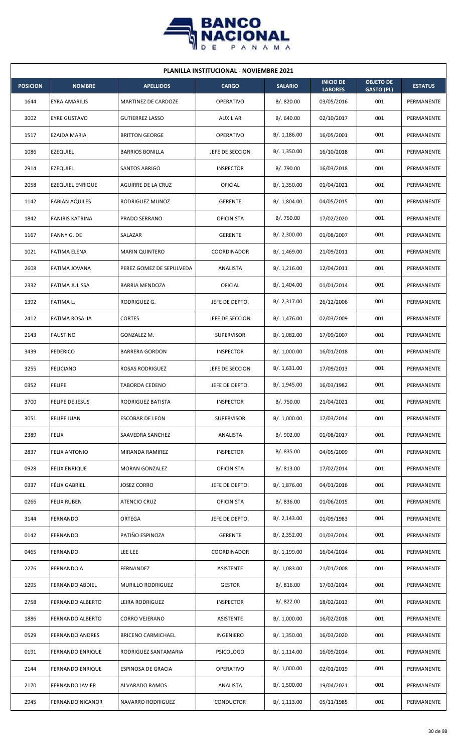## PLANILLA INSTITUCIONAL - NOVIEMBRE 2021

| POSICION | NOMBRE | APELLIDOS | CARGO | SALARIO | INICIO DE LABORES | OBJETO DE GASTO (PL) | ESTATUS |
|---|---|---|---|---|---|---|---|
| 1644 | EYRA AMARILIS | MARTINEZ DE CARDOZE | OPERATIVO | B/. 820.00 | 03/05/2016 | 001 | PERMANENTE |
| 3002 | EYRE GUSTAVO | GUTIERREZ LASSO | AUXILIAR | B/. 640.00 | 02/10/2017 | 001 | PERMANENTE |
| 1517 | EZAIDA MARIA | BRITTON GEORGE | OPERATIVO | B/. 1,186.00 | 16/05/2001 | 001 | PERMANENTE |
| 1086 | EZEQUIEL | BARRIOS BONILLA | JEFE DE SECCION | B/. 1,350.00 | 16/10/2018 | 001 | PERMANENTE |
| 2914 | EZEQUIEL | SANTOS ABRIGO | INSPECTOR | B/. 790.00 | 16/03/2018 | 001 | PERMANENTE |
| 2058 | EZEQUIEL ENRIQUE | AGUIRRE DE LA CRUZ | OFICIAL | B/. 1,350.00 | 01/04/2021 | 001 | PERMANENTE |
| 1142 | FABIAN AQUILES | RODRIGUEZ MUNOZ | GERENTE | B/. 1,804.00 | 04/05/2015 | 001 | PERMANENTE |
| 1842 | FANIRIS KATRINA | PRADO SERRANO | OFICINISTA | B/. 750.00 | 17/02/2020 | 001 | PERMANENTE |
| 1167 | FANNY G. DE | SALAZAR | GERENTE | B/. 2,300.00 | 01/08/2007 | 001 | PERMANENTE |
| 1021 | FATIMA ELENA | MARIN QUINTERO | COORDINADOR | B/. 1,469.00 | 21/09/2011 | 001 | PERMANENTE |
| 2608 | FATIMA JOVANA | PEREZ GOMEZ DE SEPULVEDA | ANALISTA | B/. 1,216.00 | 12/04/2011 | 001 | PERMANENTE |
| 2332 | FATIMA JULISSA | BARRIA MENDOZA | OFICIAL | B/. 1,404.00 | 01/01/2014 | 001 | PERMANENTE |
| 1392 | FATIMA L. | RODRIGUEZ G. | JEFE DE DEPTO. | B/. 2,317.00 | 26/12/2006 | 001 | PERMANENTE |
| 2412 | FATIMA ROSALIA | CORTES | JEFE DE SECCION | B/. 1,476.00 | 02/03/2009 | 001 | PERMANENTE |
| 2143 | FAUSTINO | GONZALEZ M. | SUPERVISOR | B/. 1,082.00 | 17/09/2007 | 001 | PERMANENTE |
| 3439 | FEDERICO | BARRERA GORDON | INSPECTOR | B/. 1,000.00 | 16/01/2018 | 001 | PERMANENTE |
| 3255 | FELICIANO | ROSAS RODRIGUEZ | JEFE DE SECCION | B/. 1,631.00 | 17/09/2013 | 001 | PERMANENTE |
| 0352 | FELIPE | TABORDA CEDENO | JEFE DE DEPTO. | B/. 1,945.00 | 16/03/1982 | 001 | PERMANENTE |
| 3700 | FELIPE DE JESUS | RODRIGUEZ BATISTA | INSPECTOR | B/. 750.00 | 21/04/2021 | 001 | PERMANENTE |
| 3051 | FELIPE JUAN | ESCOBAR DE LEON | SUPERVISOR | B/. 1,000.00 | 17/03/2014 | 001 | PERMANENTE |
| 2389 | FELIX | SAAVEDRA SANCHEZ | ANALISTA | B/. 902.00 | 01/08/2017 | 001 | PERMANENTE |
| 2837 | FELIX ANTONIO | MIRANDA RAMIREZ | INSPECTOR | B/. 835.00 | 04/05/2009 | 001 | PERMANENTE |
| 0928 | FELIX ENRIQUE | MORAN GONZALEZ | OFICINISTA | B/. 813.00 | 17/02/2014 | 001 | PERMANENTE |
| 0337 | FÉLIX GABRIEL | JOSEZ CORRO | JEFE DE DEPTO. | B/. 1,876.00 | 04/01/2016 | 001 | PERMANENTE |
| 0266 | FELIX RUBEN | ATENCIO CRUZ | OFICINISTA | B/. 836.00 | 01/06/2015 | 001 | PERMANENTE |
| 3144 | FERNANDO | ORTEGA | JEFE DE DEPTO. | B/. 2,143.00 | 01/09/1983 | 001 | PERMANENTE |
| 0142 | FERNANDO | PATIÑO ESPINOZA | GERENTE | B/. 2,352.00 | 01/03/2014 | 001 | PERMANENTE |
| 0465 | FERNANDO | LEE LEE | COORDINADOR | B/. 1,199.00 | 16/04/2014 | 001 | PERMANENTE |
| 2276 | FERNANDO A. | FERNANDEZ | ASISTENTE | B/. 1,083.00 | 21/01/2008 | 001 | PERMANENTE |
| 1295 | FERNANDO ABDIEL | MURILLO RODRIGUEZ | GESTOR | B/. 816.00 | 17/03/2014 | 001 | PERMANENTE |
| 2758 | FERNANDO ALBERTO | LEIRA RODRIGUEZ | INSPECTOR | B/. 822.00 | 18/02/2013 | 001 | PERMANENTE |
| 1886 | FERNANDO ALBERTO | CORRO VEJERANO | ASISTENTE | B/. 1,000.00 | 16/02/2018 | 001 | PERMANENTE |
| 0529 | FERNANDO ANDRES | BRICENO CARMICHAEL | INGENIERO | B/. 1,350.00 | 16/03/2020 | 001 | PERMANENTE |
| 0191 | FERNANDO ENRIQUE | RODRIGUEZ SANTAMARIA | PSICOLOGO | B/. 1,114.00 | 16/09/2014 | 001 | PERMANENTE |
| 2144 | FERNANDO ENRIQUE | ESPINOSA DE GRACIA | OPERATIVO | B/. 1,000.00 | 02/01/2019 | 001 | PERMANENTE |
| 2170 | FERNANDO JAVIER | ALVARADO RAMOS | ANALISTA | B/. 1,500.00 | 19/04/2021 | 001 | PERMANENTE |
| 2945 | FERNANDO NICANOR | NAVARRO RODRIGUEZ | CONDUCTOR | B/. 1,113.00 | 05/11/1985 | 001 | PERMANENTE |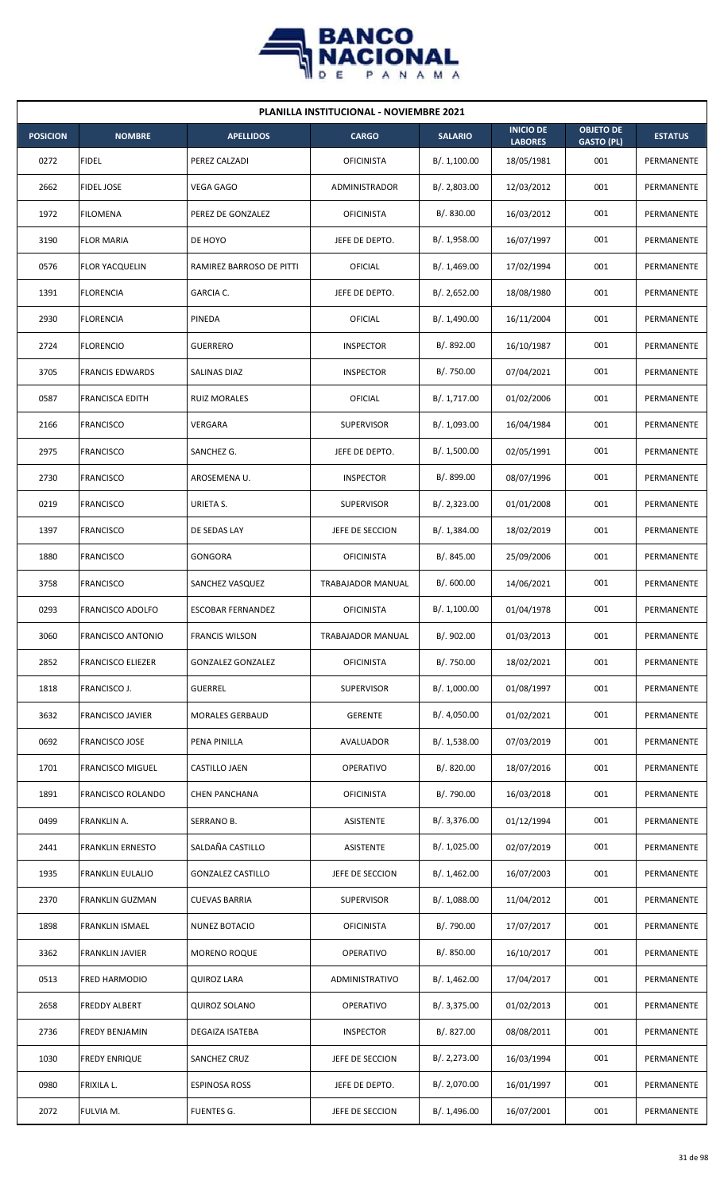## PLANILLA INSTITUCIONAL - NOVIEMBRE 2021

| POSICION | NOMBRE | APELLIDOS | CARGO | SALARIO | INICIO DE LABORES | OBJETO DE GASTO (PL) | ESTATUS |
|---|---|---|---|---|---|---|---|
| 0272 | FIDEL | PEREZ CALZADI | OFICINISTA | B/. 1,100.00 | 18/05/1981 | 001 | PERMANENTE |
| 2662 | FIDEL JOSE | VEGA GAGO | ADMINISTRADOR | B/. 2,803.00 | 12/03/2012 | 001 | PERMANENTE |
| 1972 | FILOMENA | PEREZ DE GONZALEZ | OFICINISTA | B/. 830.00 | 16/03/2012 | 001 | PERMANENTE |
| 3190 | FLOR MARIA | DE HOYO | JEFE DE DEPTO. | B/. 1,958.00 | 16/07/1997 | 001 | PERMANENTE |
| 0576 | FLOR YACQUELIN | RAMIREZ BARROSO DE PITTI | OFICIAL | B/. 1,469.00 | 17/02/1994 | 001 | PERMANENTE |
| 1391 | FLORENCIA | GARCIA C. | JEFE DE DEPTO. | B/. 2,652.00 | 18/08/1980 | 001 | PERMANENTE |
| 2930 | FLORENCIA | PINEDA | OFICIAL | B/. 1,490.00 | 16/11/2004 | 001 | PERMANENTE |
| 2724 | FLORENCIO | GUERRERO | INSPECTOR | B/. 892.00 | 16/10/1987 | 001 | PERMANENTE |
| 3705 | FRANCIS EDWARDS | SALINAS DIAZ | INSPECTOR | B/. 750.00 | 07/04/2021 | 001 | PERMANENTE |
| 0587 | FRANCISCA EDITH | RUIZ MORALES | OFICIAL | B/. 1,717.00 | 01/02/2006 | 001 | PERMANENTE |
| 2166 | FRANCISCO | VERGARA | SUPERVISOR | B/. 1,093.00 | 16/04/1984 | 001 | PERMANENTE |
| 2975 | FRANCISCO | SANCHEZ G. | JEFE DE DEPTO. | B/. 1,500.00 | 02/05/1991 | 001 | PERMANENTE |
| 2730 | FRANCISCO | AROSEMENA U. | INSPECTOR | B/. 899.00 | 08/07/1996 | 001 | PERMANENTE |
| 0219 | FRANCISCO | URIETA S. | SUPERVISOR | B/. 2,323.00 | 01/01/2008 | 001 | PERMANENTE |
| 1397 | FRANCISCO | DE SEDAS LAY | JEFE DE SECCION | B/. 1,384.00 | 18/02/2019 | 001 | PERMANENTE |
| 1880 | FRANCISCO | GONGORA | OFICINISTA | B/. 845.00 | 25/09/2006 | 001 | PERMANENTE |
| 3758 | FRANCISCO | SANCHEZ VASQUEZ | TRABAJADOR MANUAL | B/. 600.00 | 14/06/2021 | 001 | PERMANENTE |
| 0293 | FRANCISCO ADOLFO | ESCOBAR FERNANDEZ | OFICINISTA | B/. 1,100.00 | 01/04/1978 | 001 | PERMANENTE |
| 3060 | FRANCISCO ANTONIO | FRANCIS WILSON | TRABAJADOR MANUAL | B/. 902.00 | 01/03/2013 | 001 | PERMANENTE |
| 2852 | FRANCISCO ELIEZER | GONZALEZ GONZALEZ | OFICINISTA | B/. 750.00 | 18/02/2021 | 001 | PERMANENTE |
| 1818 | FRANCISCO J. | GUERREL | SUPERVISOR | B/. 1,000.00 | 01/08/1997 | 001 | PERMANENTE |
| 3632 | FRANCISCO JAVIER | MORALES GERBAUD | GERENTE | B/. 4,050.00 | 01/02/2021 | 001 | PERMANENTE |
| 0692 | FRANCISCO JOSE | PENA PINILLA | AVALUADOR | B/. 1,538.00 | 07/03/2019 | 001 | PERMANENTE |
| 1701 | FRANCISCO MIGUEL | CASTILLO JAEN | OPERATIVO | B/. 820.00 | 18/07/2016 | 001 | PERMANENTE |
| 1891 | FRANCISCO ROLANDO | CHEN PANCHANA | OFICINISTA | B/. 790.00 | 16/03/2018 | 001 | PERMANENTE |
| 0499 | FRANKLIN A. | SERRANO B. | ASISTENTE | B/. 3,376.00 | 01/12/1994 | 001 | PERMANENTE |
| 2441 | FRANKLIN ERNESTO | SALDAÑA CASTILLO | ASISTENTE | B/. 1,025.00 | 02/07/2019 | 001 | PERMANENTE |
| 1935 | FRANKLIN EULALIO | GONZALEZ CASTILLO | JEFE DE SECCION | B/. 1,462.00 | 16/07/2003 | 001 | PERMANENTE |
| 2370 | FRANKLIN GUZMAN | CUEVAS BARRIA | SUPERVISOR | B/. 1,088.00 | 11/04/2012 | 001 | PERMANENTE |
| 1898 | FRANKLIN ISMAEL | NUNEZ BOTACIO | OFICINISTA | B/. 790.00 | 17/07/2017 | 001 | PERMANENTE |
| 3362 | FRANKLIN JAVIER | MORENO ROQUE | OPERATIVO | B/. 850.00 | 16/10/2017 | 001 | PERMANENTE |
| 0513 | FRED HARMODIO | QUIROZ LARA | ADMINISTRATIVO | B/. 1,462.00 | 17/04/2017 | 001 | PERMANENTE |
| 2658 | FREDDY ALBERT | QUIROZ SOLANO | OPERATIVO | B/. 3,375.00 | 01/02/2013 | 001 | PERMANENTE |
| 2736 | FREDY BENJAMIN | DEGAIZA ISATEBA | INSPECTOR | B/. 827.00 | 08/08/2011 | 001 | PERMANENTE |
| 1030 | FREDY ENRIQUE | SANCHEZ CRUZ | JEFE DE SECCION | B/. 2,273.00 | 16/03/1994 | 001 | PERMANENTE |
| 0980 | FRIXILA L. | ESPINOSA ROSS | JEFE DE DEPTO. | B/. 2,070.00 | 16/01/1997 | 001 | PERMANENTE |
| 2072 | FULVIA M. | FUENTES G. | JEFE DE SECCION | B/. 1,496.00 | 16/07/2001 | 001 | PERMANENTE |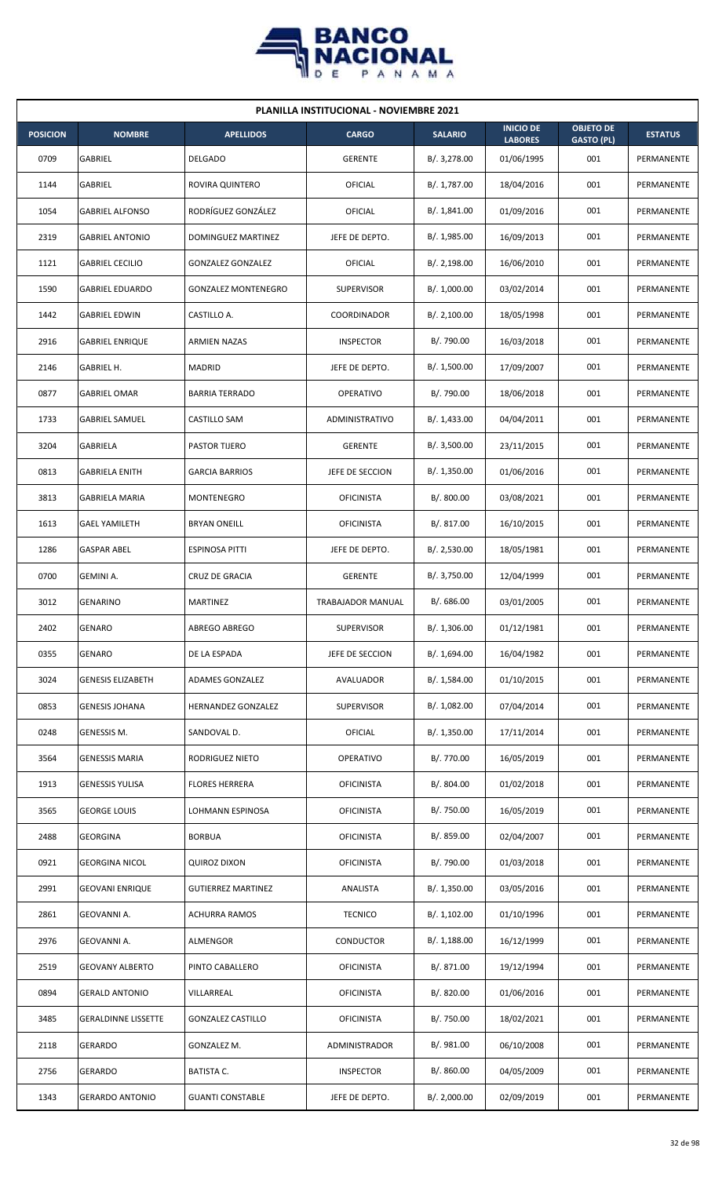# PLANILLA INSTITUCIONAL - NOVIEMBRE 2021

| POSICION | NOMBRE | APELLIDOS | CARGO | SALARIO | INICIO DE LABORES | OBJETO DE GASTO (PL) | ESTATUS |
|---|---|---|---|---|---|---|---|
| 0709 | GABRIEL | DELGADO | GERENTE | B/. 3,278.00 | 01/06/1995 | 001 | PERMANENTE |
| 1144 | GABRIEL | ROVIRA QUINTERO | OFICIAL | B/. 1,787.00 | 18/04/2016 | 001 | PERMANENTE |
| 1054 | GABRIEL ALFONSO | RODRÍGUEZ GONZÁLEZ | OFICIAL | B/. 1,841.00 | 01/09/2016 | 001 | PERMANENTE |
| 2319 | GABRIEL ANTONIO | DOMINGUEZ MARTINEZ | JEFE DE DEPTO. | B/. 1,985.00 | 16/09/2013 | 001 | PERMANENTE |
| 1121 | GABRIEL CECILIO | GONZALEZ GONZALEZ | OFICIAL | B/. 2,198.00 | 16/06/2010 | 001 | PERMANENTE |
| 1590 | GABRIEL EDUARDO | GONZALEZ MONTENEGRO | SUPERVISOR | B/. 1,000.00 | 03/02/2014 | 001 | PERMANENTE |
| 1442 | GABRIEL EDWIN | CASTILLO A. | COORDINADOR | B/. 2,100.00 | 18/05/1998 | 001 | PERMANENTE |
| 2916 | GABRIEL ENRIQUE | ARMIEN NAZAS | INSPECTOR | B/. 790.00 | 16/03/2018 | 001 | PERMANENTE |
| 2146 | GABRIEL H. | MADRID | JEFE DE DEPTO. | B/. 1,500.00 | 17/09/2007 | 001 | PERMANENTE |
| 0877 | GABRIEL OMAR | BARRIA TERRADO | OPERATIVO | B/. 790.00 | 18/06/2018 | 001 | PERMANENTE |
| 1733 | GABRIEL SAMUEL | CASTILLO SAM | ADMINISTRATIVO | B/. 1,433.00 | 04/04/2011 | 001 | PERMANENTE |
| 3204 | GABRIELA | PASTOR TIJERO | GERENTE | B/. 3,500.00 | 23/11/2015 | 001 | PERMANENTE |
| 0813 | GABRIELA ENITH | GARCIA BARRIOS | JEFE DE SECCION | B/. 1,350.00 | 01/06/2016 | 001 | PERMANENTE |
| 3813 | GABRIELA MARIA | MONTENEGRO | OFICINISTA | B/. 800.00 | 03/08/2021 | 001 | PERMANENTE |
| 1613 | GAEL YAMILETH | BRYAN ONEILL | OFICINISTA | B/. 817.00 | 16/10/2015 | 001 | PERMANENTE |
| 1286 | GASPAR ABEL | ESPINOSA PITTI | JEFE DE DEPTO. | B/. 2,530.00 | 18/05/1981 | 001 | PERMANENTE |
| 0700 | GEMINI A. | CRUZ DE GRACIA | GERENTE | B/. 3,750.00 | 12/04/1999 | 001 | PERMANENTE |
| 3012 | GENARINO | MARTINEZ | TRABAJADOR MANUAL | B/. 686.00 | 03/01/2005 | 001 | PERMANENTE |
| 2402 | GENARO | ABREGO ABREGO | SUPERVISOR | B/. 1,306.00 | 01/12/1981 | 001 | PERMANENTE |
| 0355 | GENARO | DE LA ESPADA | JEFE DE SECCION | B/. 1,694.00 | 16/04/1982 | 001 | PERMANENTE |
| 3024 | GENESIS ELIZABETH | ADAMES GONZALEZ | AVALUADOR | B/. 1,584.00 | 01/10/2015 | 001 | PERMANENTE |
| 0853 | GENESIS JOHANA | HERNANDEZ GONZALEZ | SUPERVISOR | B/. 1,082.00 | 07/04/2014 | 001 | PERMANENTE |
| 0248 | GENESSIS M. | SANDOVAL D. | OFICIAL | B/. 1,350.00 | 17/11/2014 | 001 | PERMANENTE |
| 3564 | GENESSIS MARIA | RODRIGUEZ NIETO | OPERATIVO | B/. 770.00 | 16/05/2019 | 001 | PERMANENTE |
| 1913 | GENESSIS YULISA | FLORES HERRERA | OFICINISTA | B/. 804.00 | 01/02/2018 | 001 | PERMANENTE |
| 3565 | GEORGE LOUIS | LOHMANN ESPINOSA | OFICINISTA | B/. 750.00 | 16/05/2019 | 001 | PERMANENTE |
| 2488 | GEORGINA | BORBUA | OFICINISTA | B/. 859.00 | 02/04/2007 | 001 | PERMANENTE |
| 0921 | GEORGINA NICOL | QUIROZ DIXON | OFICINISTA | B/. 790.00 | 01/03/2018 | 001 | PERMANENTE |
| 2991 | GEOVANI ENRIQUE | GUTIERREZ MARTINEZ | ANALISTA | B/. 1,350.00 | 03/05/2016 | 001 | PERMANENTE |
| 2861 | GEOVANNI A. | ACHURRA RAMOS | TECNICO | B/. 1,102.00 | 01/10/1996 | 001 | PERMANENTE |
| 2976 | GEOVANNI A. | ALMENGOR | CONDUCTOR | B/. 1,188.00 | 16/12/1999 | 001 | PERMANENTE |
| 2519 | GEOVANY ALBERTO | PINTO CABALLERO | OFICINISTA | B/. 871.00 | 19/12/1994 | 001 | PERMANENTE |
| 0894 | GERALD ANTONIO | VILLARREAL | OFICINISTA | B/. 820.00 | 01/06/2016 | 001 | PERMANENTE |
| 3485 | GERALDINNE LISSETTE | GONZALEZ CASTILLO | OFICINISTA | B/. 750.00 | 18/02/2021 | 001 | PERMANENTE |
| 2118 | GERARDO | GONZALEZ M. | ADMINISTRADOR | B/. 981.00 | 06/10/2008 | 001 | PERMANENTE |
| 2756 | GERARDO | BATISTA C. | INSPECTOR | B/. 860.00 | 04/05/2009 | 001 | PERMANENTE |
| 1343 | GERARDO ANTONIO | GUANTI CONSTABLE | JEFE DE DEPTO. | B/. 2,000.00 | 02/09/2019 | 001 | PERMANENTE |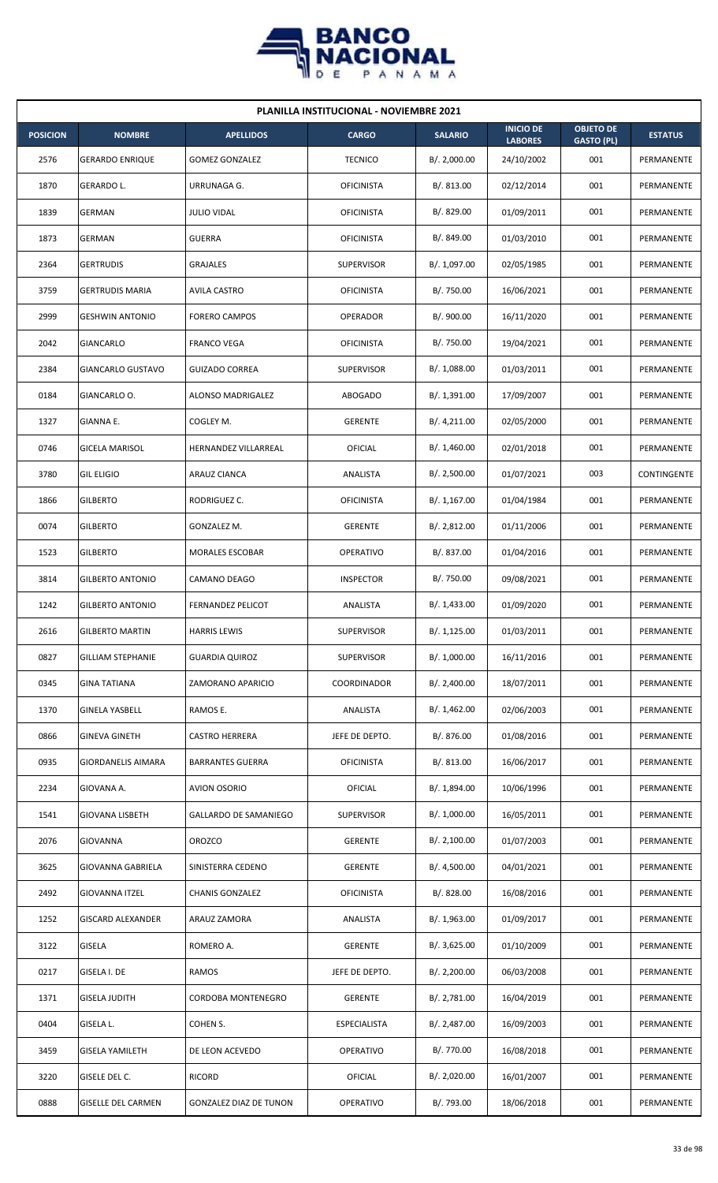## PLANILLA INSTITUCIONAL - NOVIEMBRE 2021

| POSICION | NOMBRE | APELLIDOS | CARGO | SALARIO | INICIO DE LABORES | OBJETO DE GASTO (PL) | ESTATUS |
|---|---|---|---|---|---|---|---|
| 2576 | GERARDO ENRIQUE | GOMEZ GONZALEZ | TECNICO | B/. 2,000.00 | 24/10/2002 | 001 | PERMANENTE |
| 1870 | GERARDO L. | URRUNAGA G. | OFICINISTA | B/. 813.00 | 02/12/2014 | 001 | PERMANENTE |
| 1839 | GERMAN | JULIO VIDAL | OFICINISTA | B/. 829.00 | 01/09/2011 | 001 | PERMANENTE |
| 1873 | GERMAN | GUERRA | OFICINISTA | B/. 849.00 | 01/03/2010 | 001 | PERMANENTE |
| 2364 | GERTRUDIS | GRAJALES | SUPERVISOR | B/. 1,097.00 | 02/05/1985 | 001 | PERMANENTE |
| 3759 | GERTRUDIS MARIA | AVILA CASTRO | OFICINISTA | B/. 750.00 | 16/06/2021 | 001 | PERMANENTE |
| 2999 | GESHWIN ANTONIO | FORERO CAMPOS | OPERADOR | B/. 900.00 | 16/11/2020 | 001 | PERMANENTE |
| 2042 | GIANCARLO | FRANCO VEGA | OFICINISTA | B/. 750.00 | 19/04/2021 | 001 | PERMANENTE |
| 2384 | GIANCARLO GUSTAVO | GUIZADO CORREA | SUPERVISOR | B/. 1,088.00 | 01/03/2011 | 001 | PERMANENTE |
| 0184 | GIANCARLO O. | ALONSO MADRIGALEZ | ABOGADO | B/. 1,391.00 | 17/09/2007 | 001 | PERMANENTE |
| 1327 | GIANNA E. | COGLEY M. | GERENTE | B/. 4,211.00 | 02/05/2000 | 001 | PERMANENTE |
| 0746 | GICELA MARISOL | HERNANDEZ VILLARREAL | OFICIAL | B/. 1,460.00 | 02/01/2018 | 001 | PERMANENTE |
| 3780 | GIL ELIGIO | ARAUZ CIANCA | ANALISTA | B/. 2,500.00 | 01/07/2021 | 003 | CONTINGENTE |
| 1866 | GILBERTO | RODRIGUEZ C. | OFICINISTA | B/. 1,167.00 | 01/04/1984 | 001 | PERMANENTE |
| 0074 | GILBERTO | GONZALEZ M. | GERENTE | B/. 2,812.00 | 01/11/2006 | 001 | PERMANENTE |
| 1523 | GILBERTO | MORALES ESCOBAR | OPERATIVO | B/. 837.00 | 01/04/2016 | 001 | PERMANENTE |
| 3814 | GILBERTO ANTONIO | CAMANO DEAGO | INSPECTOR | B/. 750.00 | 09/08/2021 | 001 | PERMANENTE |
| 1242 | GILBERTO ANTONIO | FERNANDEZ PELICOT | ANALISTA | B/. 1,433.00 | 01/09/2020 | 001 | PERMANENTE |
| 2616 | GILBERTO MARTIN | HARRIS LEWIS | SUPERVISOR | B/. 1,125.00 | 01/03/2011 | 001 | PERMANENTE |
| 0827 | GILLIAM STEPHANIE | GUARDIA QUIROZ | SUPERVISOR | B/. 1,000.00 | 16/11/2016 | 001 | PERMANENTE |
| 0345 | GINA TATIANA | ZAMORANO APARICIO | COORDINADOR | B/. 2,400.00 | 18/07/2011 | 001 | PERMANENTE |
| 1370 | GINELA YASBELL | RAMOS E. | ANALISTA | B/. 1,462.00 | 02/06/2003 | 001 | PERMANENTE |
| 0866 | GINEVA GINETH | CASTRO HERRERA | JEFE DE DEPTO. | B/. 876.00 | 01/08/2016 | 001 | PERMANENTE |
| 0935 | GIORDANELIS AIMARA | BARRANTES GUERRA | OFICINISTA | B/. 813.00 | 16/06/2017 | 001 | PERMANENTE |
| 2234 | GIOVANA A. | AVION OSORIO | OFICIAL | B/. 1,894.00 | 10/06/1996 | 001 | PERMANENTE |
| 1541 | GIOVANA LISBETH | GALLARDO DE SAMANIEGO | SUPERVISOR | B/. 1,000.00 | 16/05/2011 | 001 | PERMANENTE |
| 2076 | GIOVANNA | OROZCO | GERENTE | B/. 2,100.00 | 01/07/2003 | 001 | PERMANENTE |
| 3625 | GIOVANNA GABRIELA | SINISTERRA CEDENO | GERENTE | B/. 4,500.00 | 04/01/2021 | 001 | PERMANENTE |
| 2492 | GIOVANNA ITZEL | CHANIS GONZALEZ | OFICINISTA | B/. 828.00 | 16/08/2016 | 001 | PERMANENTE |
| 1252 | GISCARD ALEXANDER | ARAUZ ZAMORA | ANALISTA | B/. 1,963.00 | 01/09/2017 | 001 | PERMANENTE |
| 3122 | GISELA | ROMERO A. | GERENTE | B/. 3,625.00 | 01/10/2009 | 001 | PERMANENTE |
| 0217 | GISELA I. DE | RAMOS | JEFE DE DEPTO. | B/. 2,200.00 | 06/03/2008 | 001 | PERMANENTE |
| 1371 | GISELA JUDITH | CORDOBA MONTENEGRO | GERENTE | B/. 2,781.00 | 16/04/2019 | 001 | PERMANENTE |
| 0404 | GISELA L. | COHEN S. | ESPECIALISTA | B/. 2,487.00 | 16/09/2003 | 001 | PERMANENTE |
| 3459 | GISELA YAMILETH | DE LEON ACEVEDO | OPERATIVO | B/. 770.00 | 16/08/2018 | 001 | PERMANENTE |
| 3220 | GISELE DEL C. | RICORD | OFICIAL | B/. 2,020.00 | 16/01/2007 | 001 | PERMANENTE |
| 0888 | GISELLE DEL CARMEN | GONZALEZ DIAZ DE TUNON | OPERATIVO | B/. 793.00 | 18/06/2018 | 001 | PERMANENTE |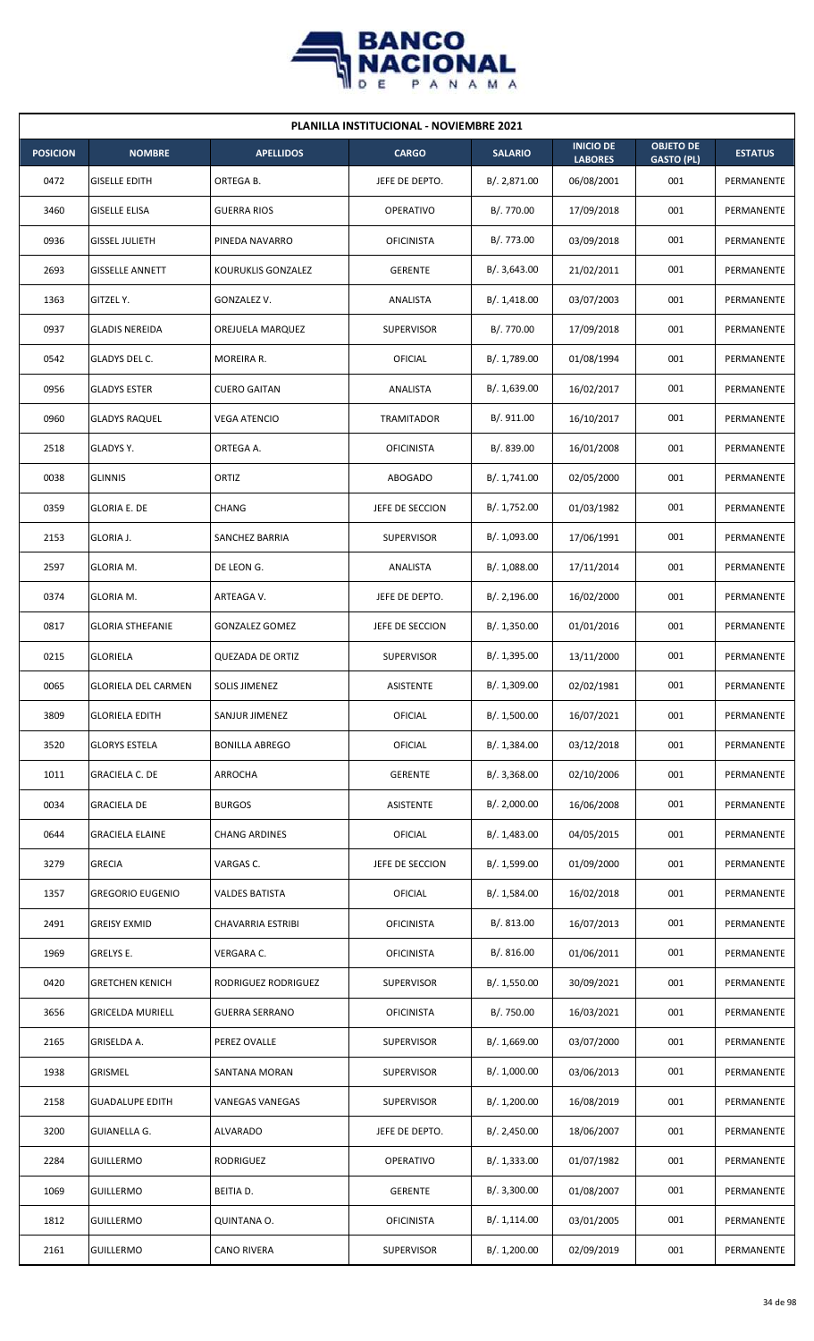| PLANILLA INSTITUCIONAL - NOVIEMBRE 2021 | | | | | | | |
|---|---|---|---|---|---|---|---|
| **POSICION** | **NOMBRE** | **APELLIDOS** | **CARGO** | **SALARIO** | **INICIO DE LABORES** | **OBJETO DE GASTO (PL)** | **ESTATUS** |
| 0472 | GISELLE EDITH | ORTEGA B. | JEFE DE DEPTO. | B/. 2,871.00 | 06/08/2001 | 001 | PERMANENTE |
| 3460 | GISELLE ELISA | GUERRA RIOS | OPERATIVO | B/. 770.00 | 17/09/2018 | 001 | PERMANENTE |
| 0936 | GISSEL JULIETH | PINEDA NAVARRO | OFICINISTA | B/. 773.00 | 03/09/2018 | 001 | PERMANENTE |
| 2693 | GISSELLE ANNETT | KOURUKLIS GONZALEZ | GERENTE | B/. 3,643.00 | 21/02/2011 | 001 | PERMANENTE |
| 1363 | GITZEL Y. | GONZALEZ V. | ANALISTA | B/. 1,418.00 | 03/07/2003 | 001 | PERMANENTE |
| 0937 | GLADIS NEREIDA | OREJUELA MARQUEZ | SUPERVISOR | B/. 770.00 | 17/09/2018 | 001 | PERMANENTE |
| 0542 | GLADYS DEL C. | MOREIRA R. | OFICIAL | B/. 1,789.00 | 01/08/1994 | 001 | PERMANENTE |
| 0956 | GLADYS ESTER | CUERO GAITAN | ANALISTA | B/. 1,639.00 | 16/02/2017 | 001 | PERMANENTE |
| 0960 | GLADYS RAQUEL | VEGA ATENCIO | TRAMITADOR | B/. 911.00 | 16/10/2017 | 001 | PERMANENTE |
| 2518 | GLADYS Y. | ORTEGA A. | OFICINISTA | B/. 839.00 | 16/01/2008 | 001 | PERMANENTE |
| 0038 | GLINNIS | ORTIZ | ABOGADO | B/. 1,741.00 | 02/05/2000 | 001 | PERMANENTE |
| 0359 | GLORIA E. DE | CHANG | JEFE DE SECCION | B/. 1,752.00 | 01/03/1982 | 001 | PERMANENTE |
| 2153 | GLORIA J. | SANCHEZ BARRIA | SUPERVISOR | B/. 1,093.00 | 17/06/1991 | 001 | PERMANENTE |
| 2597 | GLORIA M. | DE LEON G. | ANALISTA | B/. 1,088.00 | 17/11/2014 | 001 | PERMANENTE |
| 0374 | GLORIA M. | ARTEAGA V. | JEFE DE DEPTO. | B/. 2,196.00 | 16/02/2000 | 001 | PERMANENTE |
| 0817 | GLORIA STHEFANIE | GONZALEZ GOMEZ | JEFE DE SECCION | B/. 1,350.00 | 01/01/2016 | 001 | PERMANENTE |
| 0215 | GLORIELA | QUEZADA DE ORTIZ | SUPERVISOR | B/. 1,395.00 | 13/11/2000 | 001 | PERMANENTE |
| 0065 | GLORIELA DEL CARMEN | SOLIS JIMENEZ | ASISTENTE | B/. 1,309.00 | 02/02/1981 | 001 | PERMANENTE |
| 3809 | GLORIELA EDITH | SANJUR JIMENEZ | OFICIAL | B/. 1,500.00 | 16/07/2021 | 001 | PERMANENTE |
| 3520 | GLORYS ESTELA | BONILLA ABREGO | OFICIAL | B/. 1,384.00 | 03/12/2018 | 001 | PERMANENTE |
| 1011 | GRACIELA C. DE | ARROCHA | GERENTE | B/. 3,368.00 | 02/10/2006 | 001 | PERMANENTE |
| 0034 | GRACIELA DE | BURGOS | ASISTENTE | B/. 2,000.00 | 16/06/2008 | 001 | PERMANENTE |
| 0644 | GRACIELA ELAINE | CHANG ARDINES | OFICIAL | B/. 1,483.00 | 04/05/2015 | 001 | PERMANENTE |
| 3279 | GRECIA | VARGAS C. | JEFE DE SECCION | B/. 1,599.00 | 01/09/2000 | 001 | PERMANENTE |
| 1357 | GREGORIO EUGENIO | VALDES BATISTA | OFICIAL | B/. 1,584.00 | 16/02/2018 | 001 | PERMANENTE |
| 2491 | GREISY EXMID | CHAVARRIA ESTRIBI | OFICINISTA | B/. 813.00 | 16/07/2013 | 001 | PERMANENTE |
| 1969 | GRELYS E. | VERGARA C. | OFICINISTA | B/. 816.00 | 01/06/2011 | 001 | PERMANENTE |
| 0420 | GRETCHEN KENICH | RODRIGUEZ RODRIGUEZ | SUPERVISOR | B/. 1,550.00 | 30/09/2021 | 001 | PERMANENTE |
| 3656 | GRICELDA MURIELL | GUERRA SERRANO | OFICINISTA | B/. 750.00 | 16/03/2021 | 001 | PERMANENTE |
| 2165 | GRISELDA A. | PEREZ OVALLE | SUPERVISOR | B/. 1,669.00 | 03/07/2000 | 001 | PERMANENTE |
| 1938 | GRISMEL | SANTANA MORAN | SUPERVISOR | B/. 1,000.00 | 03/06/2013 | 001 | PERMANENTE |
| 2158 | GUADALUPE EDITH | VANEGAS VANEGAS | SUPERVISOR | B/. 1,200.00 | 16/08/2019 | 001 | PERMANENTE |
| 3200 | GUIANELLA G. | ALVARADO | JEFE DE DEPTO. | B/. 2,450.00 | 18/06/2007 | 001 | PERMANENTE |
| 2284 | GUILLERMO | RODRIGUEZ | OPERATIVO | B/. 1,333.00 | 01/07/1982 | 001 | PERMANENTE |
| 1069 | GUILLERMO | BEITIA D. | GERENTE | B/. 3,300.00 | 01/08/2007 | 001 | PERMANENTE |
| 1812 | GUILLERMO | QUINTANA O. | OFICINISTA | B/. 1,114.00 | 03/01/2005 | 001 | PERMANENTE |
| 2161 | GUILLERMO | CANO RIVERA | SUPERVISOR | B/. 1,200.00 | 02/09/2019 | 001 | PERMANENTE |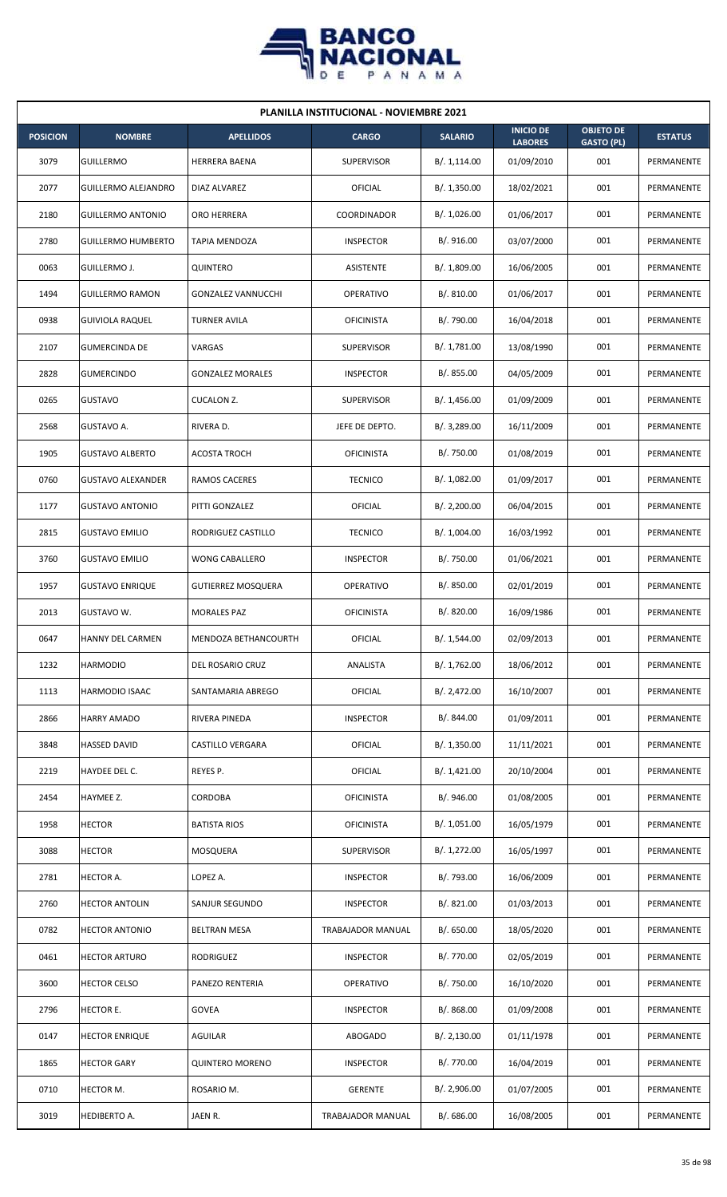**PLANILLA INSTITUCIONAL - NOVIEMBRE 2021**

| POSICION | NOMBRE | APELLIDOS | CARGO | SALARIO | INICIO DE LABORES | OBJETO DE GASTO (PL) | ESTATUS |
|---|---|---|---|---|---|---|---|
| 3079 | GUILLERMO | HERRERA BAENA | SUPERVISOR | B/. 1,114.00 | 01/09/2010 | 001 | PERMANENTE |
| 2077 | GUILLERMO ALEJANDRO | DIAZ ALVAREZ | OFICIAL | B/. 1,350.00 | 18/02/2021 | 001 | PERMANENTE |
| 2180 | GUILLERMO ANTONIO | ORO HERRERA | COORDINADOR | B/. 1,026.00 | 01/06/2017 | 001 | PERMANENTE |
| 2780 | GUILLERMO HUMBERTO | TAPIA MENDOZA | INSPECTOR | B/. 916.00 | 03/07/2000 | 001 | PERMANENTE |
| 0063 | GUILLERMO J. | QUINTERO | ASISTENTE | B/. 1,809.00 | 16/06/2005 | 001 | PERMANENTE |
| 1494 | GUILLERMO RAMON | GONZALEZ VANNUCCHI | OPERATIVO | B/. 810.00 | 01/06/2017 | 001 | PERMANENTE |
| 0938 | GUIVIOLA RAQUEL | TURNER AVILA | OFICINISTA | B/. 790.00 | 16/04/2018 | 001 | PERMANENTE |
| 2107 | GUMERCINDA DE | VARGAS | SUPERVISOR | B/. 1,781.00 | 13/08/1990 | 001 | PERMANENTE |
| 2828 | GUMERCINDO | GONZALEZ MORALES | INSPECTOR | B/. 855.00 | 04/05/2009 | 001 | PERMANENTE |
| 0265 | GUSTAVO | CUCALON Z. | SUPERVISOR | B/. 1,456.00 | 01/09/2009 | 001 | PERMANENTE |
| 2568 | GUSTAVO A. | RIVERA D. | JEFE DE DEPTO. | B/. 3,289.00 | 16/11/2009 | 001 | PERMANENTE |
| 1905 | GUSTAVO ALBERTO | ACOSTA TROCH | OFICINISTA | B/. 750.00 | 01/08/2019 | 001 | PERMANENTE |
| 0760 | GUSTAVO ALEXANDER | RAMOS CACERES | TECNICO | B/. 1,082.00 | 01/09/2017 | 001 | PERMANENTE |
| 1177 | GUSTAVO ANTONIO | PITTI GONZALEZ | OFICIAL | B/. 2,200.00 | 06/04/2015 | 001 | PERMANENTE |
| 2815 | GUSTAVO EMILIO | RODRIGUEZ CASTILLO | TECNICO | B/. 1,004.00 | 16/03/1992 | 001 | PERMANENTE |
| 3760 | GUSTAVO EMILIO | WONG CABALLERO | INSPECTOR | B/. 750.00 | 01/06/2021 | 001 | PERMANENTE |
| 1957 | GUSTAVO ENRIQUE | GUTIERREZ MOSQUERA | OPERATIVO | B/. 850.00 | 02/01/2019 | 001 | PERMANENTE |
| 2013 | GUSTAVO W. | MORALES PAZ | OFICINISTA | B/. 820.00 | 16/09/1986 | 001 | PERMANENTE |
| 0647 | HANNY DEL CARMEN | MENDOZA BETHANCOURTH | OFICIAL | B/. 1,544.00 | 02/09/2013 | 001 | PERMANENTE |
| 1232 | HARMODIO | DEL ROSARIO CRUZ | ANALISTA | B/. 1,762.00 | 18/06/2012 | 001 | PERMANENTE |
| 1113 | HARMODIO ISAAC | SANTAMARIA ABREGO | OFICIAL | B/. 2,472.00 | 16/10/2007 | 001 | PERMANENTE |
| 2866 | HARRY AMADO | RIVERA PINEDA | INSPECTOR | B/. 844.00 | 01/09/2011 | 001 | PERMANENTE |
| 3848 | HASSED DAVID | CASTILLO VERGARA | OFICIAL | B/. 1,350.00 | 11/11/2021 | 001 | PERMANENTE |
| 2219 | HAYDEE DEL C. | REYES P. | OFICIAL | B/. 1,421.00 | 20/10/2004 | 001 | PERMANENTE |
| 2454 | HAYMEE Z. | CORDOBA | OFICINISTA | B/. 946.00 | 01/08/2005 | 001 | PERMANENTE |
| 1958 | HECTOR | BATISTA RIOS | OFICINISTA | B/. 1,051.00 | 16/05/1979 | 001 | PERMANENTE |
| 3088 | HECTOR | MOSQUERA | SUPERVISOR | B/. 1,272.00 | 16/05/1997 | 001 | PERMANENTE |
| 2781 | HECTOR A. | LOPEZ A. | INSPECTOR | B/. 793.00 | 16/06/2009 | 001 | PERMANENTE |
| 2760 | HECTOR ANTOLIN | SANJUR SEGUNDO | INSPECTOR | B/. 821.00 | 01/03/2013 | 001 | PERMANENTE |
| 0782 | HECTOR ANTONIO | BELTRAN MESA | TRABAJADOR MANUAL | B/. 650.00 | 18/05/2020 | 001 | PERMANENTE |
| 0461 | HECTOR ARTURO | RODRIGUEZ | INSPECTOR | B/. 770.00 | 02/05/2019 | 001 | PERMANENTE |
| 3600 | HECTOR CELSO | PANEZO RENTERIA | OPERATIVO | B/. 750.00 | 16/10/2020 | 001 | PERMANENTE |
| 2796 | HECTOR E. | GOVEA | INSPECTOR | B/. 868.00 | 01/09/2008 | 001 | PERMANENTE |
| 0147 | HECTOR ENRIQUE | AGUILAR | ABOGADO | B/. 2,130.00 | 01/11/1978 | 001 | PERMANENTE |
| 1865 | HECTOR GARY | QUINTERO MORENO | INSPECTOR | B/. 770.00 | 16/04/2019 | 001 | PERMANENTE |
| 0710 | HECTOR M. | ROSARIO M. | GERENTE | B/. 2,906.00 | 01/07/2005 | 001 | PERMANENTE |
| 3019 | HEDIBERTO A. | JAEN R. | TRABAJADOR MANUAL | B/. 686.00 | 16/08/2005 | 001 | PERMANENTE |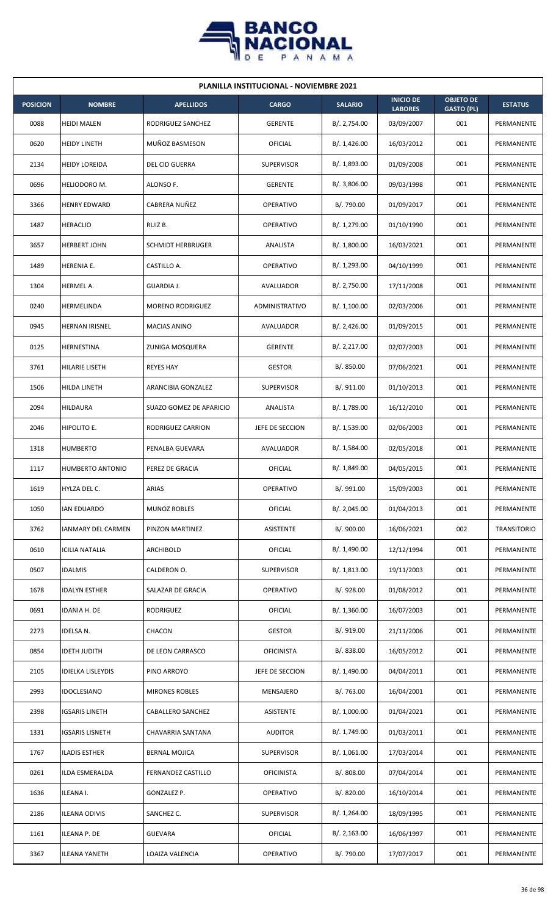| PLANILLA INSTITUCIONAL - NOVIEMBRE 2021 | | | | | | | |
|---|---|---|---|---|---|---|---|
| **POSICION** | **NOMBRE** | **APELLIDOS** | **CARGO** | **SALARIO** | **INICIO DE LABORES** | **OBJETO DE GASTO (PL)** | **ESTATUS** |
| 0088 | HEIDI MALEN | RODRIGUEZ SANCHEZ | GERENTE | B/. 2,754.00 | 03/09/2007 | 001 | PERMANENTE |
| 0620 | HEIDY LINETH | MUÑOZ BASMESON | OFICIAL | B/. 1,426.00 | 16/03/2012 | 001 | PERMANENTE |
| 2134 | HEIDY LOREIDA | DEL CID GUERRA | SUPERVISOR | B/. 1,893.00 | 01/09/2008 | 001 | PERMANENTE |
| 0696 | HELIODORO M. | ALONSO F. | GERENTE | B/. 3,806.00 | 09/03/1998 | 001 | PERMANENTE |
| 3366 | HENRY EDWARD | CABRERA NUÑEZ | OPERATIVO | B/. 790.00 | 01/09/2017 | 001 | PERMANENTE |
| 1487 | HERACLIO | RUIZ B. | OPERATIVO | B/. 1,279.00 | 01/10/1990 | 001 | PERMANENTE |
| 3657 | HERBERT JOHN | SCHMIDT HERBRUGER | ANALISTA | B/. 1,800.00 | 16/03/2021 | 001 | PERMANENTE |
| 1489 | HERENIA E. | CASTILLO A. | OPERATIVO | B/. 1,293.00 | 04/10/1999 | 001 | PERMANENTE |
| 1304 | HERMEL A. | GUARDIA J. | AVALUADOR | B/. 2,750.00 | 17/11/2008 | 001 | PERMANENTE |
| 0240 | HERMELINDA | MORENO RODRIGUEZ | ADMINISTRATIVO | B/. 1,100.00 | 02/03/2006 | 001 | PERMANENTE |
| 0945 | HERNAN IRISNEL | MACIAS ANINO | AVALUADOR | B/. 2,426.00 | 01/09/2015 | 001 | PERMANENTE |
| 0125 | HERNESTINA | ZUNIGA MOSQUERA | GERENTE | B/. 2,217.00 | 02/07/2003 | 001 | PERMANENTE |
| 3761 | HILARIE LISETH | REYES HAY | GESTOR | B/. 850.00 | 07/06/2021 | 001 | PERMANENTE |
| 1506 | HILDA LINETH | ARANCIBIA GONZALEZ | SUPERVISOR | B/. 911.00 | 01/10/2013 | 001 | PERMANENTE |
| 2094 | HILDAURA | SUAZO GOMEZ DE APARICIO | ANALISTA | B/. 1,789.00 | 16/12/2010 | 001 | PERMANENTE |
| 2046 | HIPOLITO E. | RODRIGUEZ CARRION | JEFE DE SECCION | B/. 1,539.00 | 02/06/2003 | 001 | PERMANENTE |
| 1318 | HUMBERTO | PENALBA GUEVARA | AVALUADOR | B/. 1,584.00 | 02/05/2018 | 001 | PERMANENTE |
| 1117 | HUMBERTO ANTONIO | PEREZ DE GRACIA | OFICIAL | B/. 1,849.00 | 04/05/2015 | 001 | PERMANENTE |
| 1619 | HYLZA DEL C. | ARIAS | OPERATIVO | B/. 991.00 | 15/09/2003 | 001 | PERMANENTE |
| 1050 | IAN EDUARDO | MUNOZ ROBLES | OFICIAL | B/. 2,045.00 | 01/04/2013 | 001 | PERMANENTE |
| 3762 | IANMARY DEL CARMEN | PINZON MARTINEZ | ASISTENTE | B/. 900.00 | 16/06/2021 | 002 | TRANSITORIO |
| 0610 | ICILIA NATALIA | ARCHIBOLD | OFICIAL | B/. 1,490.00 | 12/12/1994 | 001 | PERMANENTE |
| 0507 | IDALMIS | CALDERON O. | SUPERVISOR | B/. 1,813.00 | 19/11/2003 | 001 | PERMANENTE |
| 1678 | IDALYN ESTHER | SALAZAR DE GRACIA | OPERATIVO | B/. 928.00 | 01/08/2012 | 001 | PERMANENTE |
| 0691 | IDANIA H. DE | RODRIGUEZ | OFICIAL | B/. 1,360.00 | 16/07/2003 | 001 | PERMANENTE |
| 2273 | IDELSA N. | CHACON | GESTOR | B/. 919.00 | 21/11/2006 | 001 | PERMANENTE |
| 0854 | IDETH JUDITH | DE LEON CARRASCO | OFICINISTA | B/. 838.00 | 16/05/2012 | 001 | PERMANENTE |
| 2105 | IDIELKA LISLEYDIS | PINO ARROYO | JEFE DE SECCION | B/. 1,490.00 | 04/04/2011 | 001 | PERMANENTE |
| 2993 | IDOCLESIANO | MIRONES ROBLES | MENSAJERO | B/. 763.00 | 16/04/2001 | 001 | PERMANENTE |
| 2398 | IGSARIS LINETH | CABALLERO SANCHEZ | ASISTENTE | B/. 1,000.00 | 01/04/2021 | 001 | PERMANENTE |
| 1331 | IGSARIS LISNETH | CHAVARRIA SANTANA | AUDITOR | B/. 1,749.00 | 01/03/2011 | 001 | PERMANENTE |
| 1767 | ILADIS ESTHER | BERNAL MOJICA | SUPERVISOR | B/. 1,061.00 | 17/03/2014 | 001 | PERMANENTE |
| 0261 | ILDA ESMERALDA | FERNANDEZ CASTILLO | OFICINISTA | B/. 808.00 | 07/04/2014 | 001 | PERMANENTE |
| 1636 | ILEANA I. | GONZALEZ P. | OPERATIVO | B/. 820.00 | 16/10/2014 | 001 | PERMANENTE |
| 2186 | ILEANA ODIVIS | SANCHEZ C. | SUPERVISOR | B/. 1,264.00 | 18/09/1995 | 001 | PERMANENTE |
| 1161 | ILEANA P. DE | GUEVARA | OFICIAL | B/. 2,163.00 | 16/06/1997 | 001 | PERMANENTE |
| 3367 | ILEANA YANETH | LOAIZA VALENCIA | OPERATIVO | B/. 790.00 | 17/07/2017 | 001 | PERMANENTE |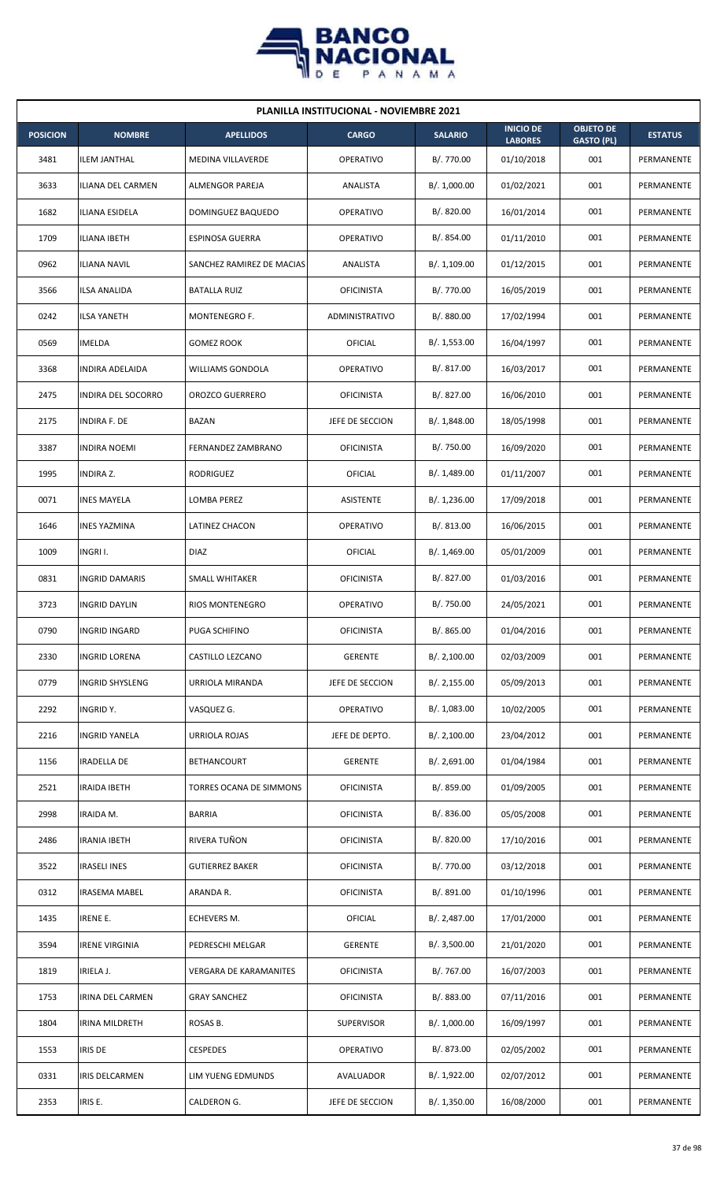| PLANILLA INSTITUCIONAL - NOVIEMBRE 2021 | | | | | | | |
|---|---|---|---|---|---|---|---|
| **POSICION** | **NOMBRE** | **APELLIDOS** | **CARGO** | **SALARIO** | **INICIO DE LABORES** | **OBJETO DE GASTO (PL)** | **ESTATUS** |
| 3481 | ILEM JANTHAL | MEDINA VILLAVERDE | OPERATIVO | B/. 770.00 | 01/10/2018 | 001 | PERMANENTE |
| 3633 | ILIANA DEL CARMEN | ALMENGOR PAREJA | ANALISTA | B/. 1,000.00 | 01/02/2021 | 001 | PERMANENTE |
| 1682 | ILIANA ESIDELA | DOMINGUEZ BAQUEDO | OPERATIVO | B/. 820.00 | 16/01/2014 | 001 | PERMANENTE |
| 1709 | ILIANA IBETH | ESPINOSA GUERRA | OPERATIVO | B/. 854.00 | 01/11/2010 | 001 | PERMANENTE |
| 0962 | ILIANA NAVIL | SANCHEZ RAMIREZ DE MACIAS | ANALISTA | B/. 1,109.00 | 01/12/2015 | 001 | PERMANENTE |
| 3566 | ILSA ANALIDA | BATALLA RUIZ | OFICINISTA | B/. 770.00 | 16/05/2019 | 001 | PERMANENTE |
| 0242 | ILSA YANETH | MONTENEGRO F. | ADMINISTRATIVO | B/. 880.00 | 17/02/1994 | 001 | PERMANENTE |
| 0569 | IMELDA | GOMEZ ROOK | OFICIAL | B/. 1,553.00 | 16/04/1997 | 001 | PERMANENTE |
| 3368 | INDIRA ADELAIDA | WILLIAMS GONDOLA | OPERATIVO | B/. 817.00 | 16/03/2017 | 001 | PERMANENTE |
| 2475 | INDIRA DEL SOCORRO | OROZCO GUERRERO | OFICINISTA | B/. 827.00 | 16/06/2010 | 001 | PERMANENTE |
| 2175 | INDIRA F. DE | BAZAN | JEFE DE SECCION | B/. 1,848.00 | 18/05/1998 | 001 | PERMANENTE |
| 3387 | INDIRA NOEMI | FERNANDEZ ZAMBRANO | OFICINISTA | B/. 750.00 | 16/09/2020 | 001 | PERMANENTE |
| 1995 | INDIRA Z. | RODRIGUEZ | OFICIAL | B/. 1,489.00 | 01/11/2007 | 001 | PERMANENTE |
| 0071 | INES MAYELA | LOMBA PEREZ | ASISTENTE | B/. 1,236.00 | 17/09/2018 | 001 | PERMANENTE |
| 1646 | INES YAZMINA | LATINEZ CHACON | OPERATIVO | B/. 813.00 | 16/06/2015 | 001 | PERMANENTE |
| 1009 | INGRI I. | DIAZ | OFICIAL | B/. 1,469.00 | 05/01/2009 | 001 | PERMANENTE |
| 0831 | INGRID DAMARIS | SMALL WHITAKER | OFICINISTA | B/. 827.00 | 01/03/2016 | 001 | PERMANENTE |
| 3723 | INGRID DAYLIN | RIOS MONTENEGRO | OPERATIVO | B/. 750.00 | 24/05/2021 | 001 | PERMANENTE |
| 0790 | INGRID INGARD | PUGA SCHIFINO | OFICINISTA | B/. 865.00 | 01/04/2016 | 001 | PERMANENTE |
| 2330 | INGRID LORENA | CASTILLO LEZCANO | GERENTE | B/. 2,100.00 | 02/03/2009 | 001 | PERMANENTE |
| 0779 | INGRID SHYSLENG | URRIOLA MIRANDA | JEFE DE SECCION | B/. 2,155.00 | 05/09/2013 | 001 | PERMANENTE |
| 2292 | INGRID Y. | VASQUEZ G. | OPERATIVO | B/. 1,083.00 | 10/02/2005 | 001 | PERMANENTE |
| 2216 | INGRID YANELA | URRIOLA ROJAS | JEFE DE DEPTO. | B/. 2,100.00 | 23/04/2012 | 001 | PERMANENTE |
| 1156 | IRADELLA DE | BETHANCOURT | GERENTE | B/. 2,691.00 | 01/04/1984 | 001 | PERMANENTE |
| 2521 | IRAIDA IBETH | TORRES OCANA DE SIMMONS | OFICINISTA | B/. 859.00 | 01/09/2005 | 001 | PERMANENTE |
| 2998 | IRAIDA M. | BARRIA | OFICINISTA | B/. 836.00 | 05/05/2008 | 001 | PERMANENTE |
| 2486 | IRANIA IBETH | RIVERA TUÑON | OFICINISTA | B/. 820.00 | 17/10/2016 | 001 | PERMANENTE |
| 3522 | IRASELI INES | GUTIERREZ BAKER | OFICINISTA | B/. 770.00 | 03/12/2018 | 001 | PERMANENTE |
| 0312 | IRASEMA MABEL | ARANDA R. | OFICINISTA | B/. 891.00 | 01/10/1996 | 001 | PERMANENTE |
| 1435 | IRENE E. | ECHEVERS M. | OFICIAL | B/. 2,487.00 | 17/01/2000 | 001 | PERMANENTE |
| 3594 | IRENE VIRGINIA | PEDRESCHI MELGAR | GERENTE | B/. 3,500.00 | 21/01/2020 | 001 | PERMANENTE |
| 1819 | IRIELA J. | VERGARA DE KARAMANITES | OFICINISTA | B/. 767.00 | 16/07/2003 | 001 | PERMANENTE |
| 1753 | IRINA DEL CARMEN | GRAY SANCHEZ | OFICINISTA | B/. 883.00 | 07/11/2016 | 001 | PERMANENTE |
| 1804 | IRINA MILDRETH | ROSAS B. | SUPERVISOR | B/. 1,000.00 | 16/09/1997 | 001 | PERMANENTE |
| 1553 | IRIS DE | CESPEDES | OPERATIVO | B/. 873.00 | 02/05/2002 | 001 | PERMANENTE |
| 0331 | IRIS DELCARMEN | LIM YUENG EDMUNDS | AVALUADOR | B/. 1,922.00 | 02/07/2012 | 001 | PERMANENTE |
| 2353 | IRIS E. | CALDERON G. | JEFE DE SECCION | B/. 1,350.00 | 16/08/2000 | 001 | PERMANENTE |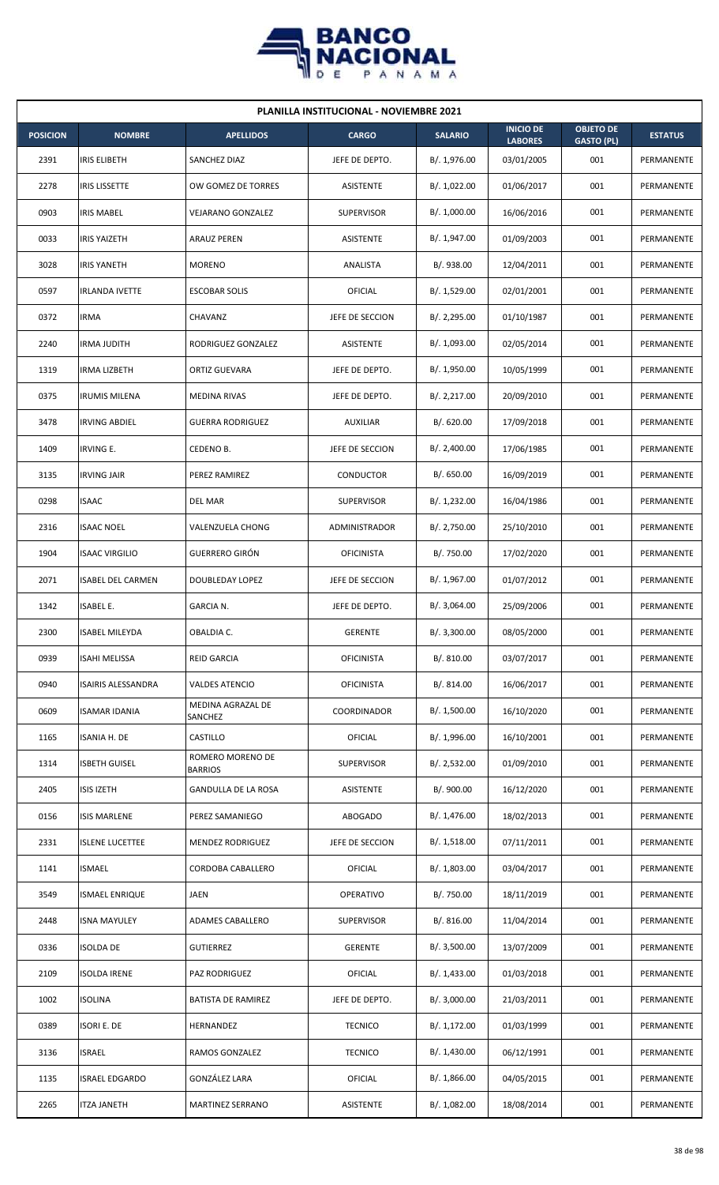| PLANILLA INSTITUCIONAL - NOVIEMBRE 2021 | | | | | | | |
|---|---|---|---|---|---|---|---|
| **POSICION** | **NOMBRE** | **APELLIDOS** | **CARGO** | **SALARIO** | **INICIO DE LABORES** | **OBJETO DE GASTO (PL)** | **ESTATUS** |
| 2391 | IRIS ELIBETH | SANCHEZ DIAZ | JEFE DE DEPTO. | B/. 1,976.00 | 03/01/2005 | 001 | PERMANENTE |
| 2278 | IRIS LISSETTE | OW GOMEZ DE TORRES | ASISTENTE | B/. 1,022.00 | 01/06/2017 | 001 | PERMANENTE |
| 0903 | IRIS MABEL | VEJARANO GONZALEZ | SUPERVISOR | B/. 1,000.00 | 16/06/2016 | 001 | PERMANENTE |
| 0033 | IRIS YAIZETH | ARAUZ PEREN | ASISTENTE | B/. 1,947.00 | 01/09/2003 | 001 | PERMANENTE |
| 3028 | IRIS YANETH | MORENO | ANALISTA | B/. 938.00 | 12/04/2011 | 001 | PERMANENTE |
| 0597 | IRLANDA IVETTE | ESCOBAR SOLIS | OFICIAL | B/. 1,529.00 | 02/01/2001 | 001 | PERMANENTE |
| 0372 | IRMA | CHAVANZ | JEFE DE SECCION | B/. 2,295.00 | 01/10/1987 | 001 | PERMANENTE |
| 2240 | IRMA JUDITH | RODRIGUEZ GONZALEZ | ASISTENTE | B/. 1,093.00 | 02/05/2014 | 001 | PERMANENTE |
| 1319 | IRMA LIZBETH | ORTIZ GUEVARA | JEFE DE DEPTO. | B/. 1,950.00 | 10/05/1999 | 001 | PERMANENTE |
| 0375 | IRUMIS MILENA | MEDINA RIVAS | JEFE DE DEPTO. | B/. 2,217.00 | 20/09/2010 | 001 | PERMANENTE |
| 3478 | IRVING ABDIEL | GUERRA RODRIGUEZ | AUXILIAR | B/. 620.00 | 17/09/2018 | 001 | PERMANENTE |
| 1409 | IRVING E. | CEDENO B. | JEFE DE SECCION | B/. 2,400.00 | 17/06/1985 | 001 | PERMANENTE |
| 3135 | IRVING JAIR | PEREZ RAMIREZ | CONDUCTOR | B/. 650.00 | 16/09/2019 | 001 | PERMANENTE |
| 0298 | ISAAC | DEL MAR | SUPERVISOR | B/. 1,232.00 | 16/04/1986 | 001 | PERMANENTE |
| 2316 | ISAAC NOEL | VALENZUELA CHONG | ADMINISTRADOR | B/. 2,750.00 | 25/10/2010 | 001 | PERMANENTE |
| 1904 | ISAAC VIRGILIO | GUERRERO GIRÓN | OFICINISTA | B/. 750.00 | 17/02/2020 | 001 | PERMANENTE |
| 2071 | ISABEL DEL CARMEN | DOUBLEDAY LOPEZ | JEFE DE SECCION | B/. 1,967.00 | 01/07/2012 | 001 | PERMANENTE |
| 1342 | ISABEL E. | GARCIA N. | JEFE DE DEPTO. | B/. 3,064.00 | 25/09/2006 | 001 | PERMANENTE |
| 2300 | ISABEL MILEYDA | OBALDIA C. | GERENTE | B/. 3,300.00 | 08/05/2000 | 001 | PERMANENTE |
| 0939 | ISAHI MELISSA | REID GARCIA | OFICINISTA | B/. 810.00 | 03/07/2017 | 001 | PERMANENTE |
| 0940 | ISAIRIS ALESSANDRA | VALDES ATENCIO | OFICINISTA | B/. 814.00 | 16/06/2017 | 001 | PERMANENTE |
| 0609 | ISAMAR IDANIA | MEDINA AGRAZAL DE SANCHEZ | COORDINADOR | B/. 1,500.00 | 16/10/2020 | 001 | PERMANENTE |
| 1165 | ISANIA H. DE | CASTILLO | OFICIAL | B/. 1,996.00 | 16/10/2001 | 001 | PERMANENTE |
| 1314 | ISBETH GUISEL | ROMERO MORENO DE BARRIOS | SUPERVISOR | B/. 2,532.00 | 01/09/2010 | 001 | PERMANENTE |
| 2405 | ISIS IZETH | GANDULLA DE LA ROSA | ASISTENTE | B/. 900.00 | 16/12/2020 | 001 | PERMANENTE |
| 0156 | ISIS MARLENE | PEREZ SAMANIEGO | ABOGADO | B/. 1,476.00 | 18/02/2013 | 001 | PERMANENTE |
| 2331 | ISLENE LUCETTEE | MENDEZ RODRIGUEZ | JEFE DE SECCION | B/. 1,518.00 | 07/11/2011 | 001 | PERMANENTE |
| 1141 | ISMAEL | CORDOBA CABALLERO | OFICIAL | B/. 1,803.00 | 03/04/2017 | 001 | PERMANENTE |
| 3549 | ISMAEL ENRIQUE | JAEN | OPERATIVO | B/. 750.00 | 18/11/2019 | 001 | PERMANENTE |
| 2448 | ISNA MAYULEY | ADAMES CABALLERO | SUPERVISOR | B/. 816.00 | 11/04/2014 | 001 | PERMANENTE |
| 0336 | ISOLDA DE | GUTIERREZ | GERENTE | B/. 3,500.00 | 13/07/2009 | 001 | PERMANENTE |
| 2109 | ISOLDA IRENE | PAZ RODRIGUEZ | OFICIAL | B/. 1,433.00 | 01/03/2018 | 001 | PERMANENTE |
| 1002 | ISOLINA | BATISTA DE RAMIREZ | JEFE DE DEPTO. | B/. 3,000.00 | 21/03/2011 | 001 | PERMANENTE |
| 0389 | ISORI E. DE | HERNANDEZ | TECNICO | B/. 1,172.00 | 01/03/1999 | 001 | PERMANENTE |
| 3136 | ISRAEL | RAMOS GONZALEZ | TECNICO | B/. 1,430.00 | 06/12/1991 | 001 | PERMANENTE |
| 1135 | ISRAEL EDGARDO | GONZÁLEZ LARA | OFICIAL | B/. 1,866.00 | 04/05/2015 | 001 | PERMANENTE |
| 2265 | ITZA JANETH | MARTINEZ SERRANO | ASISTENTE | B/. 1,082.00 | 18/08/2014 | 001 | PERMANENTE |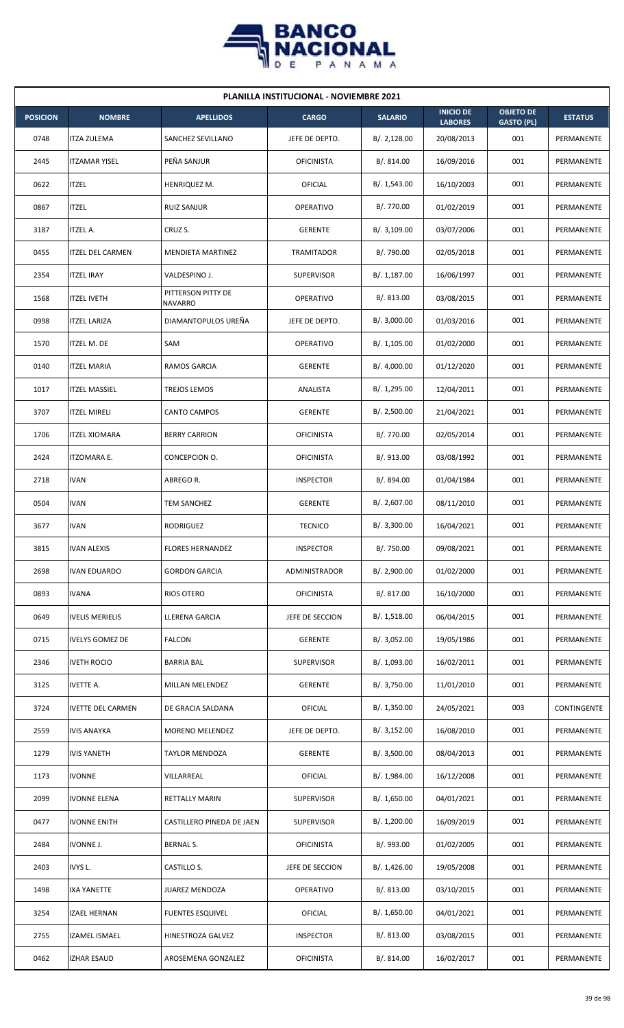| PLANILLA INSTITUCIONAL - NOVIEMBRE 2021 | | | | | | | |
|---|---|---|---|---|---|---|---|
| **POSICION** | **NOMBRE** | **APELLIDOS** | **CARGO** | **SALARIO** | **INICIO DE LABORES** | **OBJETO DE GASTO (PL)** | **ESTATUS** |
| 0748 | ITZA ZULEMA | SANCHEZ SEVILLANO | JEFE DE DEPTO. | B/. 2,128.00 | 20/08/2013 | 001 | PERMANENTE |
| 2445 | ITZAMAR YISEL | PEÑA SANJUR | OFICINISTA | B/. 814.00 | 16/09/2016 | 001 | PERMANENTE |
| 0622 | ITZEL | HENRIQUEZ M. | OFICIAL | B/. 1,543.00 | 16/10/2003 | 001 | PERMANENTE |
| 0867 | ITZEL | RUIZ SANJUR | OPERATIVO | B/. 770.00 | 01/02/2019 | 001 | PERMANENTE |
| 3187 | ITZEL A. | CRUZ S. | GERENTE | B/. 3,109.00 | 03/07/2006 | 001 | PERMANENTE |
| 0455 | ITZEL DEL CARMEN | MENDIETA MARTINEZ | TRAMITADOR | B/. 790.00 | 02/05/2018 | 001 | PERMANENTE |
| 2354 | ITZEL IRAY | VALDESPINO J. | SUPERVISOR | B/. 1,187.00 | 16/06/1997 | 001 | PERMANENTE |
| 1568 | ITZEL IVETH | PITTERSON PITTY DE NAVARRO | OPERATIVO | B/. 813.00 | 03/08/2015 | 001 | PERMANENTE |
| 0998 | ITZEL LARIZA | DIAMANTOPULOS UREÑA | JEFE DE DEPTO. | B/. 3,000.00 | 01/03/2016 | 001 | PERMANENTE |
| 1570 | ITZEL M. DE | SAM | OPERATIVO | B/. 1,105.00 | 01/02/2000 | 001 | PERMANENTE |
| 0140 | ITZEL MARIA | RAMOS GARCIA | GERENTE | B/. 4,000.00 | 01/12/2020 | 001 | PERMANENTE |
| 1017 | ITZEL MASSIEL | TREJOS LEMOS | ANALISTA | B/. 1,295.00 | 12/04/2011 | 001 | PERMANENTE |
| 3707 | ITZEL MIRELI | CANTO CAMPOS | GERENTE | B/. 2,500.00 | 21/04/2021 | 001 | PERMANENTE |
| 1706 | ITZEL XIOMARA | BERRY CARRION | OFICINISTA | B/. 770.00 | 02/05/2014 | 001 | PERMANENTE |
| 2424 | ITZOMARA E. | CONCEPCION O. | OFICINISTA | B/. 913.00 | 03/08/1992 | 001 | PERMANENTE |
| 2718 | IVAN | ABREGO R. | INSPECTOR | B/. 894.00 | 01/04/1984 | 001 | PERMANENTE |
| 0504 | IVAN | TEM SANCHEZ | GERENTE | B/. 2,607.00 | 08/11/2010 | 001 | PERMANENTE |
| 3677 | IVAN | RODRIGUEZ | TECNICO | B/. 3,300.00 | 16/04/2021 | 001 | PERMANENTE |
| 3815 | IVAN ALEXIS | FLORES HERNANDEZ | INSPECTOR | B/. 750.00 | 09/08/2021 | 001 | PERMANENTE |
| 2698 | IVAN EDUARDO | GORDON GARCIA | ADMINISTRADOR | B/. 2,900.00 | 01/02/2000 | 001 | PERMANENTE |
| 0893 | IVANA | RIOS OTERO | OFICINISTA | B/. 817.00 | 16/10/2000 | 001 | PERMANENTE |
| 0649 | IVELIS MERIELIS | LLERENA GARCIA | JEFE DE SECCION | B/. 1,518.00 | 06/04/2015 | 001 | PERMANENTE |
| 0715 | IVELYS GOMEZ DE | FALCON | GERENTE | B/. 3,052.00 | 19/05/1986 | 001 | PERMANENTE |
| 2346 | IVETH ROCIO | BARRIA BAL | SUPERVISOR | B/. 1,093.00 | 16/02/2011 | 001 | PERMANENTE |
| 3125 | IVETTE A. | MILLAN MELENDEZ | GERENTE | B/. 3,750.00 | 11/01/2010 | 001 | PERMANENTE |
| 3724 | IVETTE DEL CARMEN | DE GRACIA SALDANA | OFICIAL | B/. 1,350.00 | 24/05/2021 | 003 | CONTINGENTE |
| 2559 | IVIS ANAYKA | MORENO MELENDEZ | JEFE DE DEPTO. | B/. 3,152.00 | 16/08/2010 | 001 | PERMANENTE |
| 1279 | IVIS YANETH | TAYLOR MENDOZA | GERENTE | B/. 3,500.00 | 08/04/2013 | 001 | PERMANENTE |
| 1173 | IVONNE | VILLARREAL | OFICIAL | B/. 1,984.00 | 16/12/2008 | 001 | PERMANENTE |
| 2099 | IVONNE ELENA | RETTALLY MARIN | SUPERVISOR | B/. 1,650.00 | 04/01/2021 | 001 | PERMANENTE |
| 0477 | IVONNE ENITH | CASTILLERO PINEDA DE JAEN | SUPERVISOR | B/. 1,200.00 | 16/09/2019 | 001 | PERMANENTE |
| 2484 | IVONNE J. | BERNAL S. | OFICINISTA | B/. 993.00 | 01/02/2005 | 001 | PERMANENTE |
| 2403 | IVYS L. | CASTILLO S. | JEFE DE SECCION | B/. 1,426.00 | 19/05/2008 | 001 | PERMANENTE |
| 1498 | IXA YANETTE | JUAREZ MENDOZA | OPERATIVO | B/. 813.00 | 03/10/2015 | 001 | PERMANENTE |
| 3254 | IZAEL HERNAN | FUENTES ESQUIVEL | OFICIAL | B/. 1,650.00 | 04/01/2021 | 001 | PERMANENTE |
| 2755 | IZAMEL ISMAEL | HINESTROZA GALVEZ | INSPECTOR | B/. 813.00 | 03/08/2015 | 001 | PERMANENTE |
| 0462 | IZHAR ESAUD | AROSEMENA GONZALEZ | OFICINISTA | B/. 814.00 | 16/02/2017 | 001 | PERMANENTE |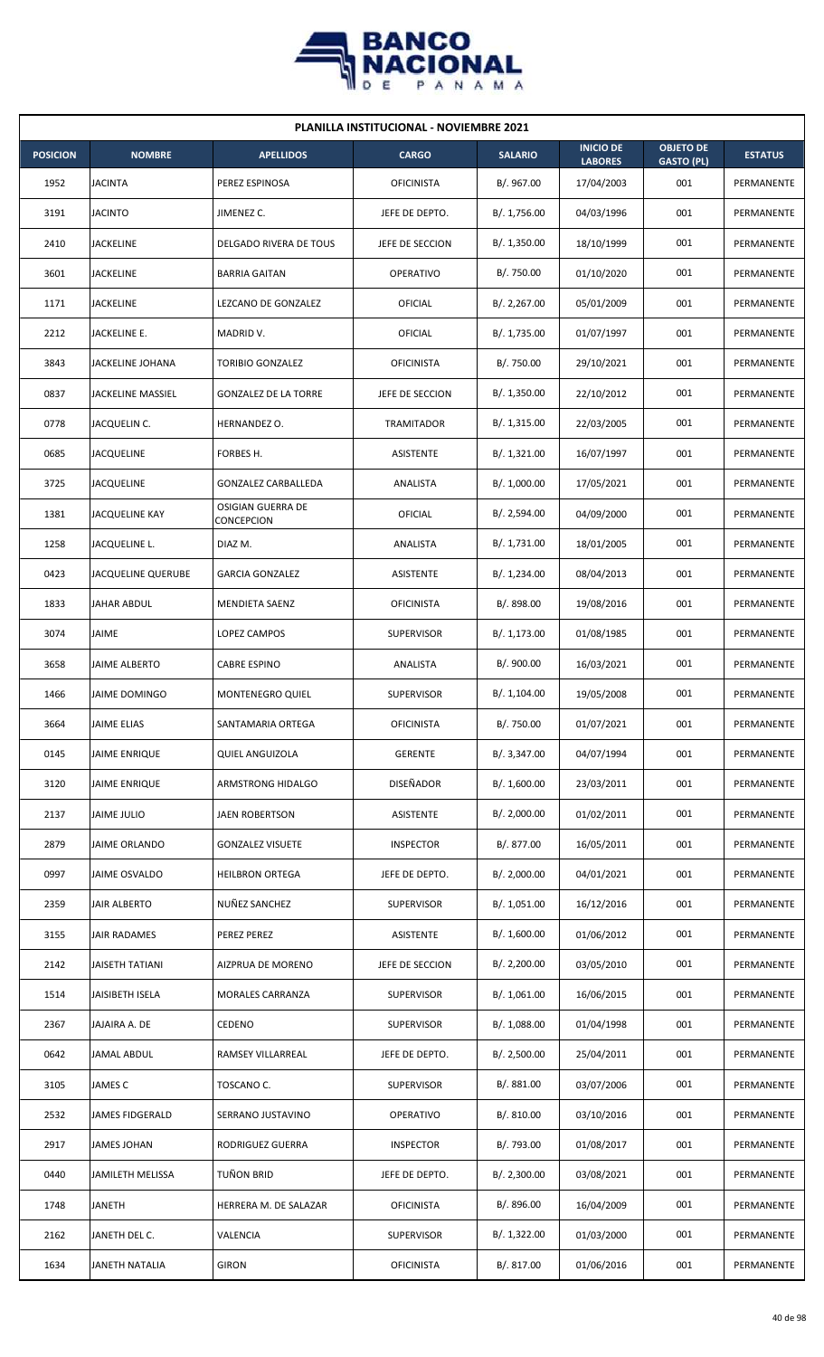**PLANILLA INSTITUCIONAL - NOVIEMBRE 2021**

| POSICION | NOMBRE | APELLIDOS | CARGO | SALARIO | INICIO DE LABORES | OBJETO DE GASTO (PL) | ESTATUS |
|---|---|---|---|---|---|---|---|
| 1952 | JACINTA | PEREZ ESPINOSA | OFICINISTA | B/. 967.00 | 17/04/2003 | 001 | PERMANENTE |
| 3191 | JACINTO | JIMENEZ C. | JEFE DE DEPTO. | B/. 1,756.00 | 04/03/1996 | 001 | PERMANENTE |
| 2410 | JACKELINE | DELGADO RIVERA DE TOUS | JEFE DE SECCION | B/. 1,350.00 | 18/10/1999 | 001 | PERMANENTE |
| 3601 | JACKELINE | BARRIA GAITAN | OPERATIVO | B/. 750.00 | 01/10/2020 | 001 | PERMANENTE |
| 1171 | JACKELINE | LEZCANO DE GONZALEZ | OFICIAL | B/. 2,267.00 | 05/01/2009 | 001 | PERMANENTE |
| 2212 | JACKELINE E. | MADRID V. | OFICIAL | B/. 1,735.00 | 01/07/1997 | 001 | PERMANENTE |
| 3843 | JACKELINE JOHANA | TORIBIO GONZALEZ | OFICINISTA | B/. 750.00 | 29/10/2021 | 001 | PERMANENTE |
| 0837 | JACKELINE MASSIEL | GONZALEZ DE LA TORRE | JEFE DE SECCION | B/. 1,350.00 | 22/10/2012 | 001 | PERMANENTE |
| 0778 | JACQUELIN C. | HERNANDEZ O. | TRAMITADOR | B/. 1,315.00 | 22/03/2005 | 001 | PERMANENTE |
| 0685 | JACQUELINE | FORBES H. | ASISTENTE | B/. 1,321.00 | 16/07/1997 | 001 | PERMANENTE |
| 3725 | JACQUELINE | GONZALEZ CARBALLEDA | ANALISTA | B/. 1,000.00 | 17/05/2021 | 001 | PERMANENTE |
| 1381 | JACQUELINE KAY | OSIGIAN GUERRA DE CONCEPCION | OFICIAL | B/. 2,594.00 | 04/09/2000 | 001 | PERMANENTE |
| 1258 | JACQUELINE L. | DIAZ M. | ANALISTA | B/. 1,731.00 | 18/01/2005 | 001 | PERMANENTE |
| 0423 | JACQUELINE QUERUBE | GARCIA GONZALEZ | ASISTENTE | B/. 1,234.00 | 08/04/2013 | 001 | PERMANENTE |
| 1833 | JAHAR ABDUL | MENDIETA SAENZ | OFICINISTA | B/. 898.00 | 19/08/2016 | 001 | PERMANENTE |
| 3074 | JAIME | LOPEZ CAMPOS | SUPERVISOR | B/. 1,173.00 | 01/08/1985 | 001 | PERMANENTE |
| 3658 | JAIME ALBERTO | CABRE ESPINO | ANALISTA | B/. 900.00 | 16/03/2021 | 001 | PERMANENTE |
| 1466 | JAIME DOMINGO | MONTENEGRO QUIEL | SUPERVISOR | B/. 1,104.00 | 19/05/2008 | 001 | PERMANENTE |
| 3664 | JAIME ELIAS | SANTAMARIA ORTEGA | OFICINISTA | B/. 750.00 | 01/07/2021 | 001 | PERMANENTE |
| 0145 | JAIME ENRIQUE | QUIEL ANGUIZOLA | GERENTE | B/. 3,347.00 | 04/07/1994 | 001 | PERMANENTE |
| 3120 | JAIME ENRIQUE | ARMSTRONG HIDALGO | DISEÑADOR | B/. 1,600.00 | 23/03/2011 | 001 | PERMANENTE |
| 2137 | JAIME JULIO | JAEN ROBERTSON | ASISTENTE | B/. 2,000.00 | 01/02/2011 | 001 | PERMANENTE |
| 2879 | JAIME ORLANDO | GONZALEZ VISUETE | INSPECTOR | B/. 877.00 | 16/05/2011 | 001 | PERMANENTE |
| 0997 | JAIME OSVALDO | HEILBRON ORTEGA | JEFE DE DEPTO. | B/. 2,000.00 | 04/01/2021 | 001 | PERMANENTE |
| 2359 | JAIR ALBERTO | NUÑEZ SANCHEZ | SUPERVISOR | B/. 1,051.00 | 16/12/2016 | 001 | PERMANENTE |
| 3155 | JAIR RADAMES | PEREZ PEREZ | ASISTENTE | B/. 1,600.00 | 01/06/2012 | 001 | PERMANENTE |
| 2142 | JAISETH TATIANI | AIZPRUA DE MORENO | JEFE DE SECCION | B/. 2,200.00 | 03/05/2010 | 001 | PERMANENTE |
| 1514 | JAISIBETH ISELA | MORALES CARRANZA | SUPERVISOR | B/. 1,061.00 | 16/06/2015 | 001 | PERMANENTE |
| 2367 | JAJAIRA A. DE | CEDENO | SUPERVISOR | B/. 1,088.00 | 01/04/1998 | 001 | PERMANENTE |
| 0642 | JAMAL ABDUL | RAMSEY VILLARREAL | JEFE DE DEPTO. | B/. 2,500.00 | 25/04/2011 | 001 | PERMANENTE |
| 3105 | JAMES C | TOSCANO C. | SUPERVISOR | B/. 881.00 | 03/07/2006 | 001 | PERMANENTE |
| 2532 | JAMES FIDGERALD | SERRANO JUSTAVINO | OPERATIVO | B/. 810.00 | 03/10/2016 | 001 | PERMANENTE |
| 2917 | JAMES JOHAN | RODRIGUEZ GUERRA | INSPECTOR | B/. 793.00 | 01/08/2017 | 001 | PERMANENTE |
| 0440 | JAMILETH MELISSA | TUÑON BRID | JEFE DE DEPTO. | B/. 2,300.00 | 03/08/2021 | 001 | PERMANENTE |
| 1748 | JANETH | HERRERA M. DE SALAZAR | OFICINISTA | B/. 896.00 | 16/04/2009 | 001 | PERMANENTE |
| 2162 | JANETH DEL C. | VALENCIA | SUPERVISOR | B/. 1,322.00 | 01/03/2000 | 001 | PERMANENTE |
| 1634 | JANETH NATALIA | GIRON | OFICINISTA | B/. 817.00 | 01/06/2016 | 001 | PERMANENTE |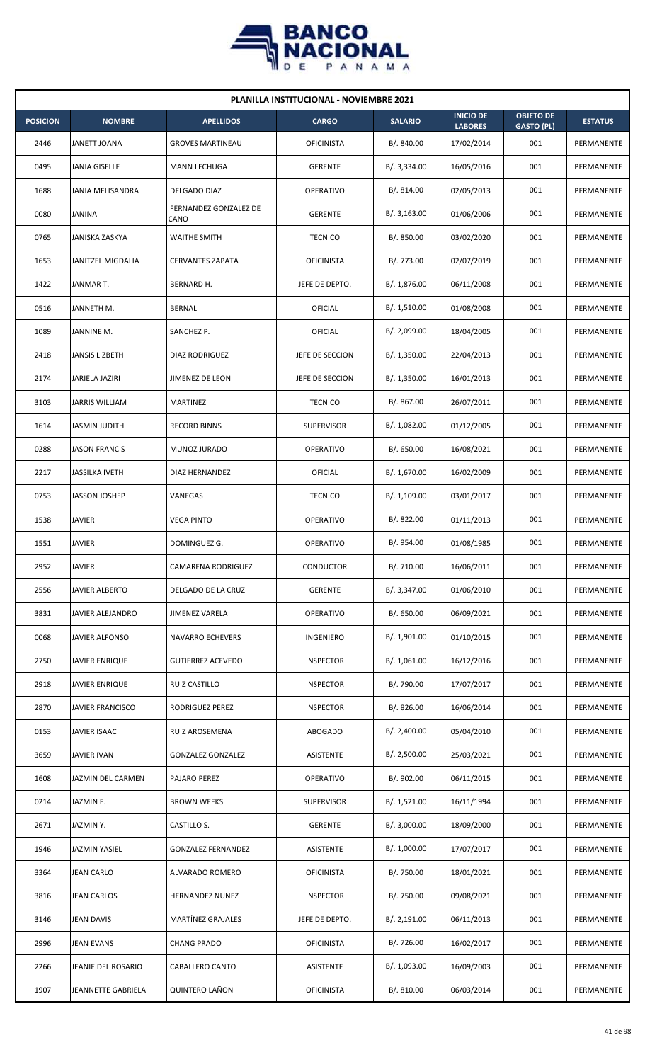**PLANILLA INSTITUCIONAL - NOVIEMBRE 2021**

| POSICION | NOMBRE | APELLIDOS | CARGO | SALARIO | INICIO DE LABORES | OBJETO DE GASTO (PL) | ESTATUS |
|---|---|---|---|---|---|---|---|
| 2446 | JANETT JOANA | GROVES MARTINEAU | OFICINISTA | B/. 840.00 | 17/02/2014 | 001 | PERMANENTE |
| 0495 | JANIA GISELLE | MANN LECHUGA | GERENTE | B/. 3,334.00 | 16/05/2016 | 001 | PERMANENTE |
| 1688 | JANIA MELISANDRA | DELGADO DIAZ | OPERATIVO | B/. 814.00 | 02/05/2013 | 001 | PERMANENTE |
| 0080 | JANINA | FERNANDEZ GONZALEZ DE CANO | GERENTE | B/. 3,163.00 | 01/06/2006 | 001 | PERMANENTE |
| 0765 | JANISKA ZASKYA | WAITHE SMITH | TECNICO | B/. 850.00 | 03/02/2020 | 001 | PERMANENTE |
| 1653 | JANITZEL MIGDALIA | CERVANTES ZAPATA | OFICINISTA | B/. 773.00 | 02/07/2019 | 001 | PERMANENTE |
| 1422 | JANMAR T. | BERNARD H. | JEFE DE DEPTO. | B/. 1,876.00 | 06/11/2008 | 001 | PERMANENTE |
| 0516 | JANNETH M. | BERNAL | OFICIAL | B/. 1,510.00 | 01/08/2008 | 001 | PERMANENTE |
| 1089 | JANNINE M. | SANCHEZ P. | OFICIAL | B/. 2,099.00 | 18/04/2005 | 001 | PERMANENTE |
| 2418 | JANSIS LIZBETH | DIAZ RODRIGUEZ | JEFE DE SECCION | B/. 1,350.00 | 22/04/2013 | 001 | PERMANENTE |
| 2174 | JARIELA JAZIRI | JIMENEZ DE LEON | JEFE DE SECCION | B/. 1,350.00 | 16/01/2013 | 001 | PERMANENTE |
| 3103 | JARRIS WILLIAM | MARTINEZ | TECNICO | B/. 867.00 | 26/07/2011 | 001 | PERMANENTE |
| 1614 | JASMIN JUDITH | RECORD BINNS | SUPERVISOR | B/. 1,082.00 | 01/12/2005 | 001 | PERMANENTE |
| 0288 | JASON FRANCIS | MUNOZ JURADO | OPERATIVO | B/. 650.00 | 16/08/2021 | 001 | PERMANENTE |
| 2217 | JASSILKA IVETH | DIAZ HERNANDEZ | OFICIAL | B/. 1,670.00 | 16/02/2009 | 001 | PERMANENTE |
| 0753 | JASSON JOSHEP | VANEGAS | TECNICO | B/. 1,109.00 | 03/01/2017 | 001 | PERMANENTE |
| 1538 | JAVIER | VEGA PINTO | OPERATIVO | B/. 822.00 | 01/11/2013 | 001 | PERMANENTE |
| 1551 | JAVIER | DOMINGUEZ G. | OPERATIVO | B/. 954.00 | 01/08/1985 | 001 | PERMANENTE |
| 2952 | JAVIER | CAMARENA RODRIGUEZ | CONDUCTOR | B/. 710.00 | 16/06/2011 | 001 | PERMANENTE |
| 2556 | JAVIER ALBERTO | DELGADO DE LA CRUZ | GERENTE | B/. 3,347.00 | 01/06/2010 | 001 | PERMANENTE |
| 3831 | JAVIER ALEJANDRO | JIMENEZ VARELA | OPERATIVO | B/. 650.00 | 06/09/2021 | 001 | PERMANENTE |
| 0068 | JAVIER ALFONSO | NAVARRO ECHEVERS | INGENIERO | B/. 1,901.00 | 01/10/2015 | 001 | PERMANENTE |
| 2750 | JAVIER ENRIQUE | GUTIERREZ ACEVEDO | INSPECTOR | B/. 1,061.00 | 16/12/2016 | 001 | PERMANENTE |
| 2918 | JAVIER ENRIQUE | RUIZ CASTILLO | INSPECTOR | B/. 790.00 | 17/07/2017 | 001 | PERMANENTE |
| 2870 | JAVIER FRANCISCO | RODRIGUEZ PEREZ | INSPECTOR | B/. 826.00 | 16/06/2014 | 001 | PERMANENTE |
| 0153 | JAVIER ISAAC | RUIZ AROSEMENA | ABOGADO | B/. 2,400.00 | 05/04/2010 | 001 | PERMANENTE |
| 3659 | JAVIER IVAN | GONZALEZ GONZALEZ | ASISTENTE | B/. 2,500.00 | 25/03/2021 | 001 | PERMANENTE |
| 1608 | JAZMIN DEL CARMEN | PAJARO PEREZ | OPERATIVO | B/. 902.00 | 06/11/2015 | 001 | PERMANENTE |
| 0214 | JAZMIN E. | BROWN WEEKS | SUPERVISOR | B/. 1,521.00 | 16/11/1994 | 001 | PERMANENTE |
| 2671 | JAZMIN Y. | CASTILLO S. | GERENTE | B/. 3,000.00 | 18/09/2000 | 001 | PERMANENTE |
| 1946 | JAZMIN YASIEL | GONZALEZ FERNANDEZ | ASISTENTE | B/. 1,000.00 | 17/07/2017 | 001 | PERMANENTE |
| 3364 | JEAN CARLO | ALVARADO ROMERO | OFICINISTA | B/. 750.00 | 18/01/2021 | 001 | PERMANENTE |
| 3816 | JEAN CARLOS | HERNANDEZ NUNEZ | INSPECTOR | B/. 750.00 | 09/08/2021 | 001 | PERMANENTE |
| 3146 | JEAN DAVIS | MARTÍNEZ GRAJALES | JEFE DE DEPTO. | B/. 2,191.00 | 06/11/2013 | 001 | PERMANENTE |
| 2996 | JEAN EVANS | CHANG PRADO | OFICINISTA | B/. 726.00 | 16/02/2017 | 001 | PERMANENTE |
| 2266 | JEANIE DEL ROSARIO | CABALLERO CANTO | ASISTENTE | B/. 1,093.00 | 16/09/2003 | 001 | PERMANENTE |
| 1907 | JEANNETTE GABRIELA | QUINTERO LAÑON | OFICINISTA | B/. 810.00 | 06/03/2014 | 001 | PERMANENTE |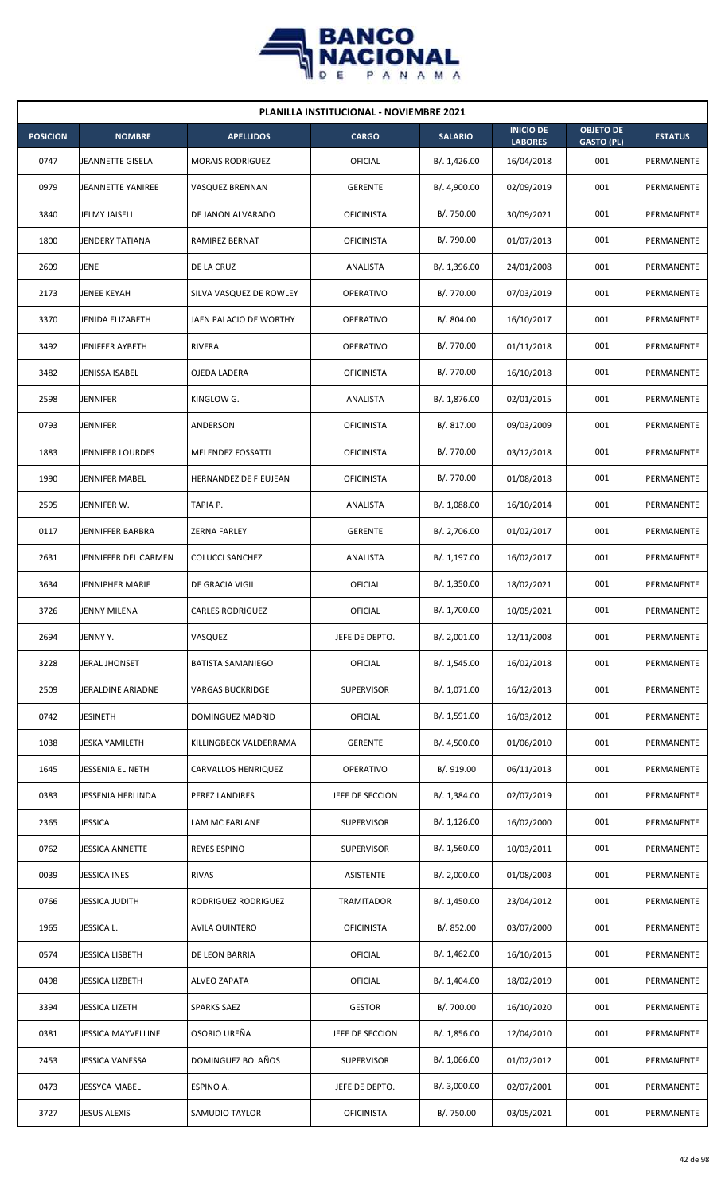| PLANILLA INSTITUCIONAL - NOVIEMBRE 2021 | | | | | | | |
|---|---|---|---|---|---|---|---|
| **POSICION** | **NOMBRE** | **APELLIDOS** | **CARGO** | **SALARIO** | **INICIO DE LABORES** | **OBJETO DE GASTO (PL)** | **ESTATUS** |
| 0747 | JEANNETTE GISELA | MORAIS RODRIGUEZ | OFICIAL | B/. 1,426.00 | 16/04/2018 | 001 | PERMANENTE |
| 0979 | JEANNETTE YANIREE | VASQUEZ BRENNAN | GERENTE | B/. 4,900.00 | 02/09/2019 | 001 | PERMANENTE |
| 3840 | JELMY JAISELL | DE JANON ALVARADO | OFICINISTA | B/. 750.00 | 30/09/2021 | 001 | PERMANENTE |
| 1800 | JENDERY TATIANA | RAMIREZ BERNAT | OFICINISTA | B/. 790.00 | 01/07/2013 | 001 | PERMANENTE |
| 2609 | JENE | DE LA CRUZ | ANALISTA | B/. 1,396.00 | 24/01/2008 | 001 | PERMANENTE |
| 2173 | JENEE KEYAH | SILVA VASQUEZ DE ROWLEY | OPERATIVO | B/. 770.00 | 07/03/2019 | 001 | PERMANENTE |
| 3370 | JENIDA ELIZABETH | JAEN PALACIO DE WORTHY | OPERATIVO | B/. 804.00 | 16/10/2017 | 001 | PERMANENTE |
| 3492 | JENIFFER AYBETH | RIVERA | OPERATIVO | B/. 770.00 | 01/11/2018 | 001 | PERMANENTE |
| 3482 | JENISSA ISABEL | OJEDA LADERA | OFICINISTA | B/. 770.00 | 16/10/2018 | 001 | PERMANENTE |
| 2598 | JENNIFER | KINGLOW G. | ANALISTA | B/. 1,876.00 | 02/01/2015 | 001 | PERMANENTE |
| 0793 | JENNIFER | ANDERSON | OFICINISTA | B/. 817.00 | 09/03/2009 | 001 | PERMANENTE |
| 1883 | JENNIFER LOURDES | MELENDEZ FOSSATTI | OFICINISTA | B/. 770.00 | 03/12/2018 | 001 | PERMANENTE |
| 1990 | JENNIFER MABEL | HERNANDEZ DE FIEUJEAN | OFICINISTA | B/. 770.00 | 01/08/2018 | 001 | PERMANENTE |
| 2595 | JENNIFER W. | TAPIA P. | ANALISTA | B/. 1,088.00 | 16/10/2014 | 001 | PERMANENTE |
| 0117 | JENNIFFER BARBRA | ZERNA FARLEY | GERENTE | B/. 2,706.00 | 01/02/2017 | 001 | PERMANENTE |
| 2631 | JENNIFFER DEL CARMEN | COLUCCI SANCHEZ | ANALISTA | B/. 1,197.00 | 16/02/2017 | 001 | PERMANENTE |
| 3634 | JENNIPHER MARIE | DE GRACIA VIGIL | OFICIAL | B/. 1,350.00 | 18/02/2021 | 001 | PERMANENTE |
| 3726 | JENNY MILENA | CARLES RODRIGUEZ | OFICIAL | B/. 1,700.00 | 10/05/2021 | 001 | PERMANENTE |
| 2694 | JENNY Y. | VASQUEZ | JEFE DE DEPTO. | B/. 2,001.00 | 12/11/2008 | 001 | PERMANENTE |
| 3228 | JERAL JHONSET | BATISTA SAMANIEGO | OFICIAL | B/. 1,545.00 | 16/02/2018 | 001 | PERMANENTE |
| 2509 | JERALDINE ARIADNE | VARGAS BUCKRIDGE | SUPERVISOR | B/. 1,071.00 | 16/12/2013 | 001 | PERMANENTE |
| 0742 | JESINETH | DOMINGUEZ MADRID | OFICIAL | B/. 1,591.00 | 16/03/2012 | 001 | PERMANENTE |
| 1038 | JESKA YAMILETH | KILLINGBECK VALDERRAMA | GERENTE | B/. 4,500.00 | 01/06/2010 | 001 | PERMANENTE |
| 1645 | JESSENIA ELINETH | CARVALLOS HENRIQUEZ | OPERATIVO | B/. 919.00 | 06/11/2013 | 001 | PERMANENTE |
| 0383 | JESSENIA HERLINDA | PEREZ LANDIRES | JEFE DE SECCION | B/. 1,384.00 | 02/07/2019 | 001 | PERMANENTE |
| 2365 | JESSICA | LAM MC FARLANE | SUPERVISOR | B/. 1,126.00 | 16/02/2000 | 001 | PERMANENTE |
| 0762 | JESSICA ANNETTE | REYES ESPINO | SUPERVISOR | B/. 1,560.00 | 10/03/2011 | 001 | PERMANENTE |
| 0039 | JESSICA INES | RIVAS | ASISTENTE | B/. 2,000.00 | 01/08/2003 | 001 | PERMANENTE |
| 0766 | JESSICA JUDITH | RODRIGUEZ RODRIGUEZ | TRAMITADOR | B/. 1,450.00 | 23/04/2012 | 001 | PERMANENTE |
| 1965 | JESSICA L. | AVILA QUINTERO | OFICINISTA | B/. 852.00 | 03/07/2000 | 001 | PERMANENTE |
| 0574 | JESSICA LISBETH | DE LEON BARRIA | OFICIAL | B/. 1,462.00 | 16/10/2015 | 001 | PERMANENTE |
| 0498 | JESSICA LIZBETH | ALVEO ZAPATA | OFICIAL | B/. 1,404.00 | 18/02/2019 | 001 | PERMANENTE |
| 3394 | JESSICA LIZETH | SPARKS SAEZ | GESTOR | B/. 700.00 | 16/10/2020 | 001 | PERMANENTE |
| 0381 | JESSICA MAYVELLINE | OSORIO UREÑA | JEFE DE SECCION | B/. 1,856.00 | 12/04/2010 | 001 | PERMANENTE |
| 2453 | JESSICA VANESSA | DOMINGUEZ BOLAÑOS | SUPERVISOR | B/. 1,066.00 | 01/02/2012 | 001 | PERMANENTE |
| 0473 | JESSYCA MABEL | ESPINO A. | JEFE DE DEPTO. | B/. 3,000.00 | 02/07/2001 | 001 | PERMANENTE |
| 3727 | JESUS ALEXIS | SAMUDIO TAYLOR | OFICINISTA | B/. 750.00 | 03/05/2021 | 001 | PERMANENTE |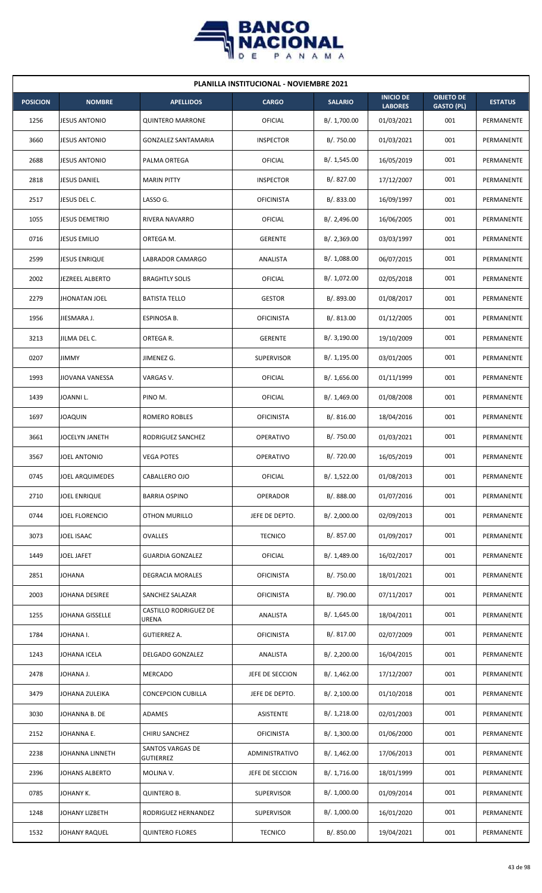**PLANILLA INSTITUCIONAL - NOVIEMBRE 2021**

| POSICION | NOMBRE | APELLIDOS | CARGO | SALARIO | INICIO DE LABORES | OBJETO DE GASTO (PL) | ESTATUS |
|---|---|---|---|---|---|---|---|
| 1256 | JESUS ANTONIO | QUINTERO MARRONE | OFICIAL | B/. 1,700.00 | 01/03/2021 | 001 | PERMANENTE |
| 3660 | JESUS ANTONIO | GONZALEZ SANTAMARIA | INSPECTOR | B/. 750.00 | 01/03/2021 | 001 | PERMANENTE |
| 2688 | JESUS ANTONIO | PALMA ORTEGA | OFICIAL | B/. 1,545.00 | 16/05/2019 | 001 | PERMANENTE |
| 2818 | JESUS DANIEL | MARIN PITTY | INSPECTOR | B/. 827.00 | 17/12/2007 | 001 | PERMANENTE |
| 2517 | JESUS DEL C. | LASSO G. | OFICINISTA | B/. 833.00 | 16/09/1997 | 001 | PERMANENTE |
| 1055 | JESUS DEMETRIO | RIVERA NAVARRO | OFICIAL | B/. 2,496.00 | 16/06/2005 | 001 | PERMANENTE |
| 0716 | JESUS EMILIO | ORTEGA M. | GERENTE | B/. 2,369.00 | 03/03/1997 | 001 | PERMANENTE |
| 2599 | JESUS ENRIQUE | LABRADOR CAMARGO | ANALISTA | B/. 1,088.00 | 06/07/2015 | 001 | PERMANENTE |
| 2002 | JEZREEL ALBERTO | BRAGHTLY SOLIS | OFICIAL | B/. 1,072.00 | 02/05/2018 | 001 | PERMANENTE |
| 2279 | JHONATAN JOEL | BATISTA TELLO | GESTOR | B/. 893.00 | 01/08/2017 | 001 | PERMANENTE |
| 1956 | JIESMARA J. | ESPINOSA B. | OFICINISTA | B/. 813.00 | 01/12/2005 | 001 | PERMANENTE |
| 3213 | JILMA DEL C. | ORTEGA R. | GERENTE | B/. 3,190.00 | 19/10/2009 | 001 | PERMANENTE |
| 0207 | JIMMY | JIMENEZ G. | SUPERVISOR | B/. 1,195.00 | 03/01/2005 | 001 | PERMANENTE |
| 1993 | JIOVANA VANESSA | VARGAS V. | OFICIAL | B/. 1,656.00 | 01/11/1999 | 001 | PERMANENTE |
| 1439 | JOANNI L. | PINO M. | OFICIAL | B/. 1,469.00 | 01/08/2008 | 001 | PERMANENTE |
| 1697 | JOAQUIN | ROMERO ROBLES | OFICINISTA | B/. 816.00 | 18/04/2016 | 001 | PERMANENTE |
| 3661 | JOCELYN JANETH | RODRIGUEZ SANCHEZ | OPERATIVO | B/. 750.00 | 01/03/2021 | 001 | PERMANENTE |
| 3567 | JOEL ANTONIO | VEGA POTES | OPERATIVO | B/. 720.00 | 16/05/2019 | 001 | PERMANENTE |
| 0745 | JOEL ARQUIMEDES | CABALLERO OJO | OFICIAL | B/. 1,522.00 | 01/08/2013 | 001 | PERMANENTE |
| 2710 | JOEL ENRIQUE | BARRIA OSPINO | OPERADOR | B/. 888.00 | 01/07/2016 | 001 | PERMANENTE |
| 0744 | JOEL FLORENCIO | OTHON MURILLO | JEFE DE DEPTO. | B/. 2,000.00 | 02/09/2013 | 001 | PERMANENTE |
| 3073 | JOEL ISAAC | OVALLES | TECNICO | B/. 857.00 | 01/09/2017 | 001 | PERMANENTE |
| 1449 | JOEL JAFET | GUARDIA GONZALEZ | OFICIAL | B/. 1,489.00 | 16/02/2017 | 001 | PERMANENTE |
| 2851 | JOHANA | DEGRACIA MORALES | OFICINISTA | B/. 750.00 | 18/01/2021 | 001 | PERMANENTE |
| 2003 | JOHANA DESIREE | SANCHEZ SALAZAR | OFICINISTA | B/. 790.00 | 07/11/2017 | 001 | PERMANENTE |
| 1255 | JOHANA GISSELLE | CASTILLO RODRIGUEZ DE URENA | ANALISTA | B/. 1,645.00 | 18/04/2011 | 001 | PERMANENTE |
| 1784 | JOHANA I. | GUTIERREZ A. | OFICINISTA | B/. 817.00 | 02/07/2009 | 001 | PERMANENTE |
| 1243 | JOHANA ICELA | DELGADO GONZALEZ | ANALISTA | B/. 2,200.00 | 16/04/2015 | 001 | PERMANENTE |
| 2478 | JOHANA J. | MERCADO | JEFE DE SECCION | B/. 1,462.00 | 17/12/2007 | 001 | PERMANENTE |
| 3479 | JOHANA ZULEIKA | CONCEPCION CUBILLA | JEFE DE DEPTO. | B/. 2,100.00 | 01/10/2018 | 001 | PERMANENTE |
| 3030 | JOHANNA B. DE | ADAMES | ASISTENTE | B/. 1,218.00 | 02/01/2003 | 001 | PERMANENTE |
| 2152 | JOHANNA E. | CHIRU SANCHEZ | OFICINISTA | B/. 1,300.00 | 01/06/2000 | 001 | PERMANENTE |
| 2238 | JOHANNA LINNETH | SANTOS VARGAS DE GUTIERREZ | ADMINISTRATIVO | B/. 1,462.00 | 17/06/2013 | 001 | PERMANENTE |
| 2396 | JOHANS ALBERTO | MOLINA V. | JEFE DE SECCION | B/. 1,716.00 | 18/01/1999 | 001 | PERMANENTE |
| 0785 | JOHANY K. | QUINTERO B. | SUPERVISOR | B/. 1,000.00 | 01/09/2014 | 001 | PERMANENTE |
| 1248 | JOHANY LIZBETH | RODRIGUEZ HERNANDEZ | SUPERVISOR | B/. 1,000.00 | 16/01/2020 | 001 | PERMANENTE |
| 1532 | JOHANY RAQUEL | QUINTERO FLORES | TECNICO | B/. 850.00 | 19/04/2021 | 001 | PERMANENTE |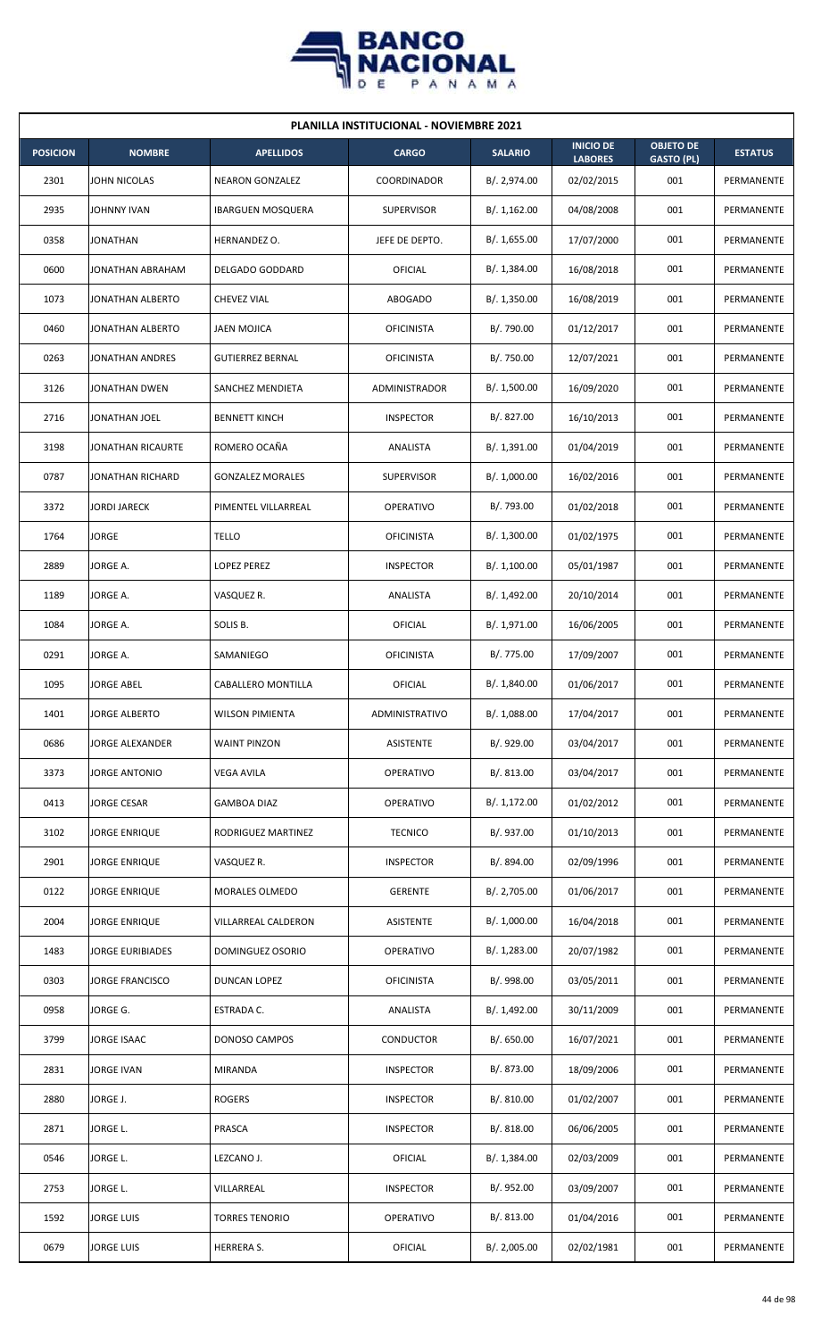| PLANILLA INSTITUCIONAL - NOVIEMBRE 2021 | | | | | | | |
|---|---|---|---|---|---|---|---|
| **POSICION** | **NOMBRE** | **APELLIDOS** | **CARGO** | **SALARIO** | **INICIO DE LABORES** | **OBJETO DE GASTO (PL)** | **ESTATUS** |
| 2301 | JOHN NICOLAS | NEARON GONZALEZ | COORDINADOR | B/. 2,974.00 | 02/02/2015 | 001 | PERMANENTE |
| 2935 | JOHNNY IVAN | IBARGUEN MOSQUERA | SUPERVISOR | B/. 1,162.00 | 04/08/2008 | 001 | PERMANENTE |
| 0358 | JONATHAN | HERNANDEZ O. | JEFE DE DEPTO. | B/. 1,655.00 | 17/07/2000 | 001 | PERMANENTE |
| 0600 | JONATHAN ABRAHAM | DELGADO GODDARD | OFICIAL | B/. 1,384.00 | 16/08/2018 | 001 | PERMANENTE |
| 1073 | JONATHAN ALBERTO | CHEVEZ VIAL | ABOGADO | B/. 1,350.00 | 16/08/2019 | 001 | PERMANENTE |
| 0460 | JONATHAN ALBERTO | JAEN MOJICA | OFICINISTA | B/. 790.00 | 01/12/2017 | 001 | PERMANENTE |
| 0263 | JONATHAN ANDRES | GUTIERREZ BERNAL | OFICINISTA | B/. 750.00 | 12/07/2021 | 001 | PERMANENTE |
| 3126 | JONATHAN DWEN | SANCHEZ MENDIETA | ADMINISTRADOR | B/. 1,500.00 | 16/09/2020 | 001 | PERMANENTE |
| 2716 | JONATHAN JOEL | BENNETT KINCH | INSPECTOR | B/. 827.00 | 16/10/2013 | 001 | PERMANENTE |
| 3198 | JONATHAN RICAURTE | ROMERO OCAÑA | ANALISTA | B/. 1,391.00 | 01/04/2019 | 001 | PERMANENTE |
| 0787 | JONATHAN RICHARD | GONZALEZ MORALES | SUPERVISOR | B/. 1,000.00 | 16/02/2016 | 001 | PERMANENTE |
| 3372 | JORDI JARECK | PIMENTEL VILLARREAL | OPERATIVO | B/. 793.00 | 01/02/2018 | 001 | PERMANENTE |
| 1764 | JORGE | TELLO | OFICINISTA | B/. 1,300.00 | 01/02/1975 | 001 | PERMANENTE |
| 2889 | JORGE A. | LOPEZ PEREZ | INSPECTOR | B/. 1,100.00 | 05/01/1987 | 001 | PERMANENTE |
| 1189 | JORGE A. | VASQUEZ R. | ANALISTA | B/. 1,492.00 | 20/10/2014 | 001 | PERMANENTE |
| 1084 | JORGE A. | SOLIS B. | OFICIAL | B/. 1,971.00 | 16/06/2005 | 001 | PERMANENTE |
| 0291 | JORGE A. | SAMANIEGO | OFICINISTA | B/. 775.00 | 17/09/2007 | 001 | PERMANENTE |
| 1095 | JORGE ABEL | CABALLERO MONTILLA | OFICIAL | B/. 1,840.00 | 01/06/2017 | 001 | PERMANENTE |
| 1401 | JORGE ALBERTO | WILSON PIMIENTA | ADMINISTRATIVO | B/. 1,088.00 | 17/04/2017 | 001 | PERMANENTE |
| 0686 | JORGE ALEXANDER | WAINT PINZON | ASISTENTE | B/. 929.00 | 03/04/2017 | 001 | PERMANENTE |
| 3373 | JORGE ANTONIO | VEGA AVILA | OPERATIVO | B/. 813.00 | 03/04/2017 | 001 | PERMANENTE |
| 0413 | JORGE CESAR | GAMBOA DIAZ | OPERATIVO | B/. 1,172.00 | 01/02/2012 | 001 | PERMANENTE |
| 3102 | JORGE ENRIQUE | RODRIGUEZ MARTINEZ | TECNICO | B/. 937.00 | 01/10/2013 | 001 | PERMANENTE |
| 2901 | JORGE ENRIQUE | VASQUEZ R. | INSPECTOR | B/. 894.00 | 02/09/1996 | 001 | PERMANENTE |
| 0122 | JORGE ENRIQUE | MORALES OLMEDO | GERENTE | B/. 2,705.00 | 01/06/2017 | 001 | PERMANENTE |
| 2004 | JORGE ENRIQUE | VILLARREAL CALDERON | ASISTENTE | B/. 1,000.00 | 16/04/2018 | 001 | PERMANENTE |
| 1483 | JORGE EURIBIADES | DOMINGUEZ OSORIO | OPERATIVO | B/. 1,283.00 | 20/07/1982 | 001 | PERMANENTE |
| 0303 | JORGE FRANCISCO | DUNCAN LOPEZ | OFICINISTA | B/. 998.00 | 03/05/2011 | 001 | PERMANENTE |
| 0958 | JORGE G. | ESTRADA C. | ANALISTA | B/. 1,492.00 | 30/11/2009 | 001 | PERMANENTE |
| 3799 | JORGE ISAAC | DONOSO CAMPOS | CONDUCTOR | B/. 650.00 | 16/07/2021 | 001 | PERMANENTE |
| 2831 | JORGE IVAN | MIRANDA | INSPECTOR | B/. 873.00 | 18/09/2006 | 001 | PERMANENTE |
| 2880 | JORGE J. | ROGERS | INSPECTOR | B/. 810.00 | 01/02/2007 | 001 | PERMANENTE |
| 2871 | JORGE L. | PRASCA | INSPECTOR | B/. 818.00 | 06/06/2005 | 001 | PERMANENTE |
| 0546 | JORGE L. | LEZCANO J. | OFICIAL | B/. 1,384.00 | 02/03/2009 | 001 | PERMANENTE |
| 2753 | JORGE L. | VILLARREAL | INSPECTOR | B/. 952.00 | 03/09/2007 | 001 | PERMANENTE |
| 1592 | JORGE LUIS | TORRES TENORIO | OPERATIVO | B/. 813.00 | 01/04/2016 | 001 | PERMANENTE |
| 0679 | JORGE LUIS | HERRERA S. | OFICIAL | B/. 2,005.00 | 02/02/1981 | 001 | PERMANENTE |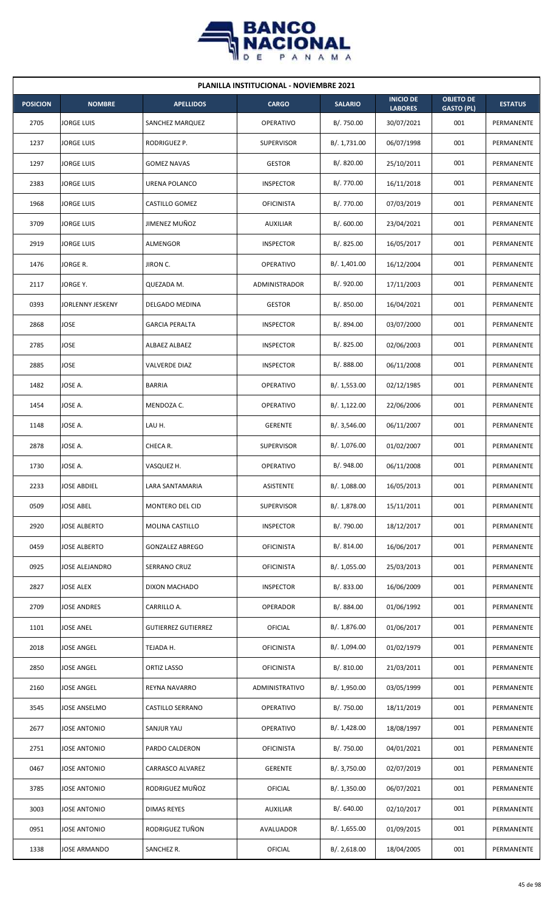| PLANILLA INSTITUCIONAL - NOVIEMBRE 2021 | | | | | | | |
|---|---|---|---|---|---|---|---|
| **POSICION** | **NOMBRE** | **APELLIDOS** | **CARGO** | **SALARIO** | **INICIO DE LABORES** | **OBJETO DE GASTO (PL)** | **ESTATUS** |
| 2705 | JORGE LUIS | SANCHEZ MARQUEZ | OPERATIVO | B/. 750.00 | 30/07/2021 | 001 | PERMANENTE |
| 1237 | JORGE LUIS | RODRIGUEZ P. | SUPERVISOR | B/. 1,731.00 | 06/07/1998 | 001 | PERMANENTE |
| 1297 | JORGE LUIS | GOMEZ NAVAS | GESTOR | B/. 820.00 | 25/10/2011 | 001 | PERMANENTE |
| 2383 | JORGE LUIS | URENA POLANCO | INSPECTOR | B/. 770.00 | 16/11/2018 | 001 | PERMANENTE |
| 1968 | JORGE LUIS | CASTILLO GOMEZ | OFICINISTA | B/. 770.00 | 07/03/2019 | 001 | PERMANENTE |
| 3709 | JORGE LUIS | JIMENEZ MUÑOZ | AUXILIAR | B/. 600.00 | 23/04/2021 | 001 | PERMANENTE |
| 2919 | JORGE LUIS | ALMENGOR | INSPECTOR | B/. 825.00 | 16/05/2017 | 001 | PERMANENTE |
| 1476 | JORGE R. | JIRON C. | OPERATIVO | B/. 1,401.00 | 16/12/2004 | 001 | PERMANENTE |
| 2117 | JORGE Y. | QUEZADA M. | ADMINISTRADOR | B/. 920.00 | 17/11/2003 | 001 | PERMANENTE |
| 0393 | JORLENNY JESKENY | DELGADO MEDINA | GESTOR | B/. 850.00 | 16/04/2021 | 001 | PERMANENTE |
| 2868 | JOSE | GARCIA PERALTA | INSPECTOR | B/. 894.00 | 03/07/2000 | 001 | PERMANENTE |
| 2785 | JOSE | ALBAEZ ALBAEZ | INSPECTOR | B/. 825.00 | 02/06/2003 | 001 | PERMANENTE |
| 2885 | JOSE | VALVERDE DIAZ | INSPECTOR | B/. 888.00 | 06/11/2008 | 001 | PERMANENTE |
| 1482 | JOSE A. | BARRIA | OPERATIVO | B/. 1,553.00 | 02/12/1985 | 001 | PERMANENTE |
| 1454 | JOSE A. | MENDOZA C. | OPERATIVO | B/. 1,122.00 | 22/06/2006 | 001 | PERMANENTE |
| 1148 | JOSE A. | LAU H. | GERENTE | B/. 3,546.00 | 06/11/2007 | 001 | PERMANENTE |
| 2878 | JOSE A. | CHECA R. | SUPERVISOR | B/. 1,076.00 | 01/02/2007 | 001 | PERMANENTE |
| 1730 | JOSE A. | VASQUEZ H. | OPERATIVO | B/. 948.00 | 06/11/2008 | 001 | PERMANENTE |
| 2233 | JOSE ABDIEL | LARA SANTAMARIA | ASISTENTE | B/. 1,088.00 | 16/05/2013 | 001 | PERMANENTE |
| 0509 | JOSE ABEL | MONTERO DEL CID | SUPERVISOR | B/. 1,878.00 | 15/11/2011 | 001 | PERMANENTE |
| 2920 | JOSE ALBERTO | MOLINA CASTILLO | INSPECTOR | B/. 790.00 | 18/12/2017 | 001 | PERMANENTE |
| 0459 | JOSE ALBERTO | GONZALEZ ABREGO | OFICINISTA | B/. 814.00 | 16/06/2017 | 001 | PERMANENTE |
| 0925 | JOSE ALEJANDRO | SERRANO CRUZ | OFICINISTA | B/. 1,055.00 | 25/03/2013 | 001 | PERMANENTE |
| 2827 | JOSE ALEX | DIXON MACHADO | INSPECTOR | B/. 833.00 | 16/06/2009 | 001 | PERMANENTE |
| 2709 | JOSE ANDRES | CARRILLO A. | OPERADOR | B/. 884.00 | 01/06/1992 | 001 | PERMANENTE |
| 1101 | JOSE ANEL | GUTIERREZ GUTIERREZ | OFICIAL | B/. 1,876.00 | 01/06/2017 | 001 | PERMANENTE |
| 2018 | JOSE ANGEL | TEJADA H. | OFICINISTA | B/. 1,094.00 | 01/02/1979 | 001 | PERMANENTE |
| 2850 | JOSE ANGEL | ORTIZ LASSO | OFICINISTA | B/. 810.00 | 21/03/2011 | 001 | PERMANENTE |
| 2160 | JOSE ANGEL | REYNA NAVARRO | ADMINISTRATIVO | B/. 1,950.00 | 03/05/1999 | 001 | PERMANENTE |
| 3545 | JOSE ANSELMO | CASTILLO SERRANO | OPERATIVO | B/. 750.00 | 18/11/2019 | 001 | PERMANENTE |
| 2677 | JOSE ANTONIO | SANJUR YAU | OPERATIVO | B/. 1,428.00 | 18/08/1997 | 001 | PERMANENTE |
| 2751 | JOSE ANTONIO | PARDO CALDERON | OFICINISTA | B/. 750.00 | 04/01/2021 | 001 | PERMANENTE |
| 0467 | JOSE ANTONIO | CARRASCO ALVAREZ | GERENTE | B/. 3,750.00 | 02/07/2019 | 001 | PERMANENTE |
| 3785 | JOSE ANTONIO | RODRIGUEZ MUÑOZ | OFICIAL | B/. 1,350.00 | 06/07/2021 | 001 | PERMANENTE |
| 3003 | JOSE ANTONIO | DIMAS REYES | AUXILIAR | B/. 640.00 | 02/10/2017 | 001 | PERMANENTE |
| 0951 | JOSE ANTONIO | RODRIGUEZ TUÑON | AVALUADOR | B/. 1,655.00 | 01/09/2015 | 001 | PERMANENTE |
| 1338 | JOSE ARMANDO | SANCHEZ R. | OFICIAL | B/. 2,618.00 | 18/04/2005 | 001 | PERMANENTE |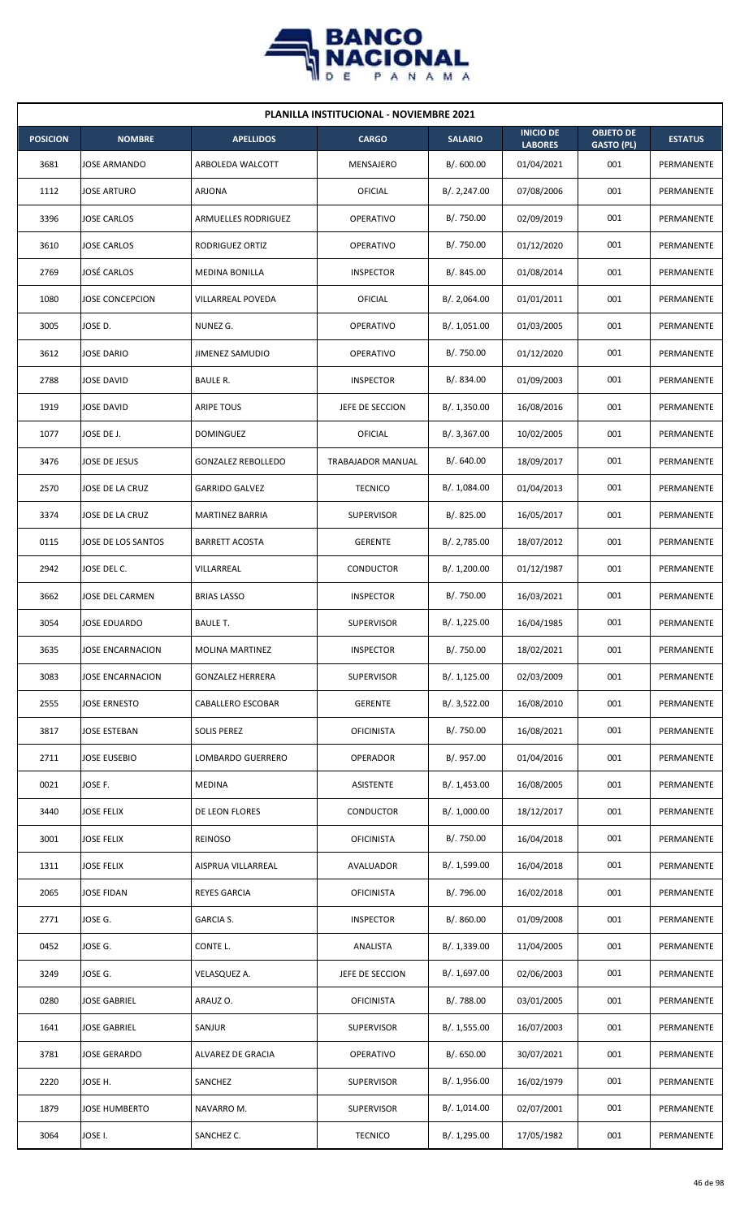| PLANILLA INSTITUCIONAL - NOVIEMBRE 2021 | | | | | | | |
|---|---|---|---|---|---|---|---|
| **POSICION** | **NOMBRE** | **APELLIDOS** | **CARGO** | **SALARIO** | **INICIO DE LABORES** | **OBJETO DE GASTO (PL)** | **ESTATUS** |
| 3681 | JOSE ARMANDO | ARBOLEDA WALCOTT | MENSAJERO | B/. 600.00 | 01/04/2021 | 001 | PERMANENTE |
| 1112 | JOSE ARTURO | ARJONA | OFICIAL | B/. 2,247.00 | 07/08/2006 | 001 | PERMANENTE |
| 3396 | JOSE CARLOS | ARMUELLES RODRIGUEZ | OPERATIVO | B/. 750.00 | 02/09/2019 | 001 | PERMANENTE |
| 3610 | JOSE CARLOS | RODRIGUEZ ORTIZ | OPERATIVO | B/. 750.00 | 01/12/2020 | 001 | PERMANENTE |
| 2769 | JOSÉ CARLOS | MEDINA BONILLA | INSPECTOR | B/. 845.00 | 01/08/2014 | 001 | PERMANENTE |
| 1080 | JOSE CONCEPCION | VILLARREAL POVEDA | OFICIAL | B/. 2,064.00 | 01/01/2011 | 001 | PERMANENTE |
| 3005 | JOSE D. | NUNEZ G. | OPERATIVO | B/. 1,051.00 | 01/03/2005 | 001 | PERMANENTE |
| 3612 | JOSE DARIO | JIMENEZ SAMUDIO | OPERATIVO | B/. 750.00 | 01/12/2020 | 001 | PERMANENTE |
| 2788 | JOSE DAVID | BAULE R. | INSPECTOR | B/. 834.00 | 01/09/2003 | 001 | PERMANENTE |
| 1919 | JOSE DAVID | ARIPE TOUS | JEFE DE SECCION | B/. 1,350.00 | 16/08/2016 | 001 | PERMANENTE |
| 1077 | JOSE DE J. | DOMINGUEZ | OFICIAL | B/. 3,367.00 | 10/02/2005 | 001 | PERMANENTE |
| 3476 | JOSE DE JESUS | GONZALEZ REBOLLEDO | TRABAJADOR MANUAL | B/. 640.00 | 18/09/2017 | 001 | PERMANENTE |
| 2570 | JOSE DE LA CRUZ | GARRIDO GALVEZ | TECNICO | B/. 1,084.00 | 01/04/2013 | 001 | PERMANENTE |
| 3374 | JOSE DE LA CRUZ | MARTINEZ BARRIA | SUPERVISOR | B/. 825.00 | 16/05/2017 | 001 | PERMANENTE |
| 0115 | JOSE DE LOS SANTOS | BARRETT ACOSTA | GERENTE | B/. 2,785.00 | 18/07/2012 | 001 | PERMANENTE |
| 2942 | JOSE DEL C. | VILLARREAL | CONDUCTOR | B/. 1,200.00 | 01/12/1987 | 001 | PERMANENTE |
| 3662 | JOSE DEL CARMEN | BRIAS LASSO | INSPECTOR | B/. 750.00 | 16/03/2021 | 001 | PERMANENTE |
| 3054 | JOSE EDUARDO | BAULE T. | SUPERVISOR | B/. 1,225.00 | 16/04/1985 | 001 | PERMANENTE |
| 3635 | JOSE ENCARNACION | MOLINA MARTINEZ | INSPECTOR | B/. 750.00 | 18/02/2021 | 001 | PERMANENTE |
| 3083 | JOSE ENCARNACION | GONZALEZ HERRERA | SUPERVISOR | B/. 1,125.00 | 02/03/2009 | 001 | PERMANENTE |
| 2555 | JOSE ERNESTO | CABALLERO ESCOBAR | GERENTE | B/. 3,522.00 | 16/08/2010 | 001 | PERMANENTE |
| 3817 | JOSE ESTEBAN | SOLIS PEREZ | OFICINISTA | B/. 750.00 | 16/08/2021 | 001 | PERMANENTE |
| 2711 | JOSE EUSEBIO | LOMBARDO GUERRERO | OPERADOR | B/. 957.00 | 01/04/2016 | 001 | PERMANENTE |
| 0021 | JOSE F. | MEDINA | ASISTENTE | B/. 1,453.00 | 16/08/2005 | 001 | PERMANENTE |
| 3440 | JOSE FELIX | DE LEON FLORES | CONDUCTOR | B/. 1,000.00 | 18/12/2017 | 001 | PERMANENTE |
| 3001 | JOSE FELIX | REINOSO | OFICINISTA | B/. 750.00 | 16/04/2018 | 001 | PERMANENTE |
| 1311 | JOSE FELIX | AISPRUA VILLARREAL | AVALUADOR | B/. 1,599.00 | 16/04/2018 | 001 | PERMANENTE |
| 2065 | JOSE FIDAN | REYES GARCIA | OFICINISTA | B/. 796.00 | 16/02/2018 | 001 | PERMANENTE |
| 2771 | JOSE G. | GARCIA S. | INSPECTOR | B/. 860.00 | 01/09/2008 | 001 | PERMANENTE |
| 0452 | JOSE G. | CONTE L. | ANALISTA | B/. 1,339.00 | 11/04/2005 | 001 | PERMANENTE |
| 3249 | JOSE G. | VELASQUEZ A. | JEFE DE SECCION | B/. 1,697.00 | 02/06/2003 | 001 | PERMANENTE |
| 0280 | JOSE GABRIEL | ARAUZ O. | OFICINISTA | B/. 788.00 | 03/01/2005 | 001 | PERMANENTE |
| 1641 | JOSE GABRIEL | SANJUR | SUPERVISOR | B/. 1,555.00 | 16/07/2003 | 001 | PERMANENTE |
| 3781 | JOSE GERARDO | ALVAREZ DE GRACIA | OPERATIVO | B/. 650.00 | 30/07/2021 | 001 | PERMANENTE |
| 2220 | JOSE H. | SANCHEZ | SUPERVISOR | B/. 1,956.00 | 16/02/1979 | 001 | PERMANENTE |
| 1879 | JOSE HUMBERTO | NAVARRO M. | SUPERVISOR | B/. 1,014.00 | 02/07/2001 | 001 | PERMANENTE |
| 3064 | JOSE I. | SANCHEZ C. | TECNICO | B/. 1,295.00 | 17/05/1982 | 001 | PERMANENTE |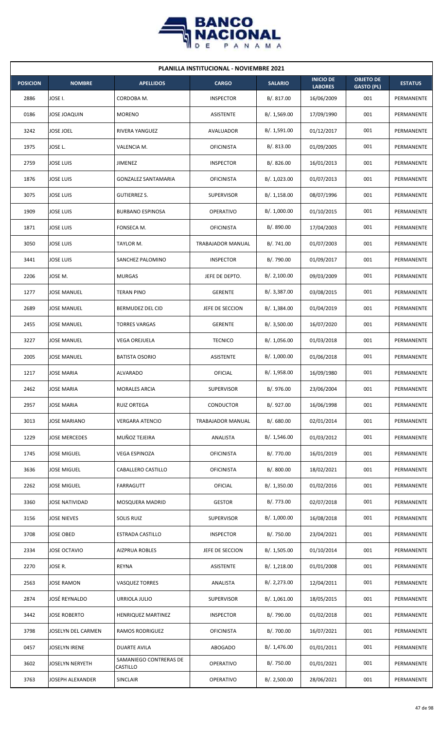## PLANILLA INSTITUCIONAL - NOVIEMBRE 2021

| POSICION | NOMBRE | APELLIDOS | CARGO | SALARIO | INICIO DE LABORES | OBJETO DE GASTO (PL) | ESTATUS |
|---|---|---|---|---|---|---|---|
| 2886 | JOSE I. | CORDOBA M. | INSPECTOR | B/. 817.00 | 16/06/2009 | 001 | PERMANENTE |
| 0186 | JOSE JOAQUIN | MORENO | ASISTENTE | B/. 1,569.00 | 17/09/1990 | 001 | PERMANENTE |
| 3242 | JOSE JOEL | RIVERA YANGUEZ | AVALUADOR | B/. 1,591.00 | 01/12/2017 | 001 | PERMANENTE |
| 1975 | JOSE L. | VALENCIA M. | OFICINISTA | B/. 813.00 | 01/09/2005 | 001 | PERMANENTE |
| 2759 | JOSE LUIS | JIMENEZ | INSPECTOR | B/. 826.00 | 16/01/2013 | 001 | PERMANENTE |
| 1876 | JOSE LUIS | GONZALEZ SANTAMARIA | OFICINISTA | B/. 1,023.00 | 01/07/2013 | 001 | PERMANENTE |
| 3075 | JOSE LUIS | GUTIERREZ S. | SUPERVISOR | B/. 1,158.00 | 08/07/1996 | 001 | PERMANENTE |
| 1909 | JOSE LUIS | BURBANO ESPINOSA | OPERATIVO | B/. 1,000.00 | 01/10/2015 | 001 | PERMANENTE |
| 1871 | JOSE LUIS | FONSECA M. | OFICINISTA | B/. 890.00 | 17/04/2003 | 001 | PERMANENTE |
| 3050 | JOSE LUIS | TAYLOR M. | TRABAJADOR MANUAL | B/. 741.00 | 01/07/2003 | 001 | PERMANENTE |
| 3441 | JOSE LUIS | SANCHEZ PALOMINO | INSPECTOR | B/. 790.00 | 01/09/2017 | 001 | PERMANENTE |
| 2206 | JOSE M. | MURGAS | JEFE DE DEPTO. | B/. 2,100.00 | 09/03/2009 | 001 | PERMANENTE |
| 1277 | JOSE MANUEL | TERAN PINO | GERENTE | B/. 3,387.00 | 03/08/2015 | 001 | PERMANENTE |
| 2689 | JOSE MANUEL | BERMUDEZ DEL CID | JEFE DE SECCION | B/. 1,384.00 | 01/04/2019 | 001 | PERMANENTE |
| 2455 | JOSE MANUEL | TORRES VARGAS | GERENTE | B/. 3,500.00 | 16/07/2020 | 001 | PERMANENTE |
| 3227 | JOSE MANUEL | VEGA OREJUELA | TECNICO | B/. 1,056.00 | 01/03/2018 | 001 | PERMANENTE |
| 2005 | JOSE MANUEL | BATISTA OSORIO | ASISTENTE | B/. 1,000.00 | 01/06/2018 | 001 | PERMANENTE |
| 1217 | JOSE MARIA | ALVARADO | OFICIAL | B/. 1,958.00 | 16/09/1980 | 001 | PERMANENTE |
| 2462 | JOSE MARIA | MORALES ARCIA | SUPERVISOR | B/. 976.00 | 23/06/2004 | 001 | PERMANENTE |
| 2957 | JOSE MARIA | RUIZ ORTEGA | CONDUCTOR | B/. 927.00 | 16/06/1998 | 001 | PERMANENTE |
| 3013 | JOSE MARIANO | VERGARA ATENCIO | TRABAJADOR MANUAL | B/. 680.00 | 02/01/2014 | 001 | PERMANENTE |
| 1229 | JOSE MERCEDES | MUÑOZ TEJEIRA | ANALISTA | B/. 1,546.00 | 01/03/2012 | 001 | PERMANENTE |
| 1745 | JOSE MIGUEL | VEGA ESPINOZA | OFICINISTA | B/. 770.00 | 16/01/2019 | 001 | PERMANENTE |
| 3636 | JOSE MIGUEL | CABALLERO CASTILLO | OFICINISTA | B/. 800.00 | 18/02/2021 | 001 | PERMANENTE |
| 2262 | JOSE MIGUEL | FARRAGUTT | OFICIAL | B/. 1,350.00 | 01/02/2016 | 001 | PERMANENTE |
| 3360 | JOSE NATIVIDAD | MOSQUERA MADRID | GESTOR | B/. 773.00 | 02/07/2018 | 001 | PERMANENTE |
| 3156 | JOSE NIEVES | SOLIS RUIZ | SUPERVISOR | B/. 1,000.00 | 16/08/2018 | 001 | PERMANENTE |
| 3708 | JOSE OBED | ESTRADA CASTILLO | INSPECTOR | B/. 750.00 | 23/04/2021 | 001 | PERMANENTE |
| 2334 | JOSE OCTAVIO | AIZPRUA ROBLES | JEFE DE SECCION | B/. 1,505.00 | 01/10/2014 | 001 | PERMANENTE |
| 2270 | JOSE R. | REYNA | ASISTENTE | B/. 1,218.00 | 01/01/2008 | 001 | PERMANENTE |
| 2563 | JOSE RAMON | VASQUEZ TORRES | ANALISTA | B/. 2,273.00 | 12/04/2011 | 001 | PERMANENTE |
| 2874 | JOSÉ REYNALDO | URRIOLA JULIO | SUPERVISOR | B/. 1,061.00 | 18/05/2015 | 001 | PERMANENTE |
| 3442 | JOSE ROBERTO | HENRIQUEZ MARTINEZ | INSPECTOR | B/. 790.00 | 01/02/2018 | 001 | PERMANENTE |
| 3798 | JOSELYN DEL CARMEN | RAMOS RODRIGUEZ | OFICINISTA | B/. 700.00 | 16/07/2021 | 001 | PERMANENTE |
| 0457 | JOSELYN IRENE | DUARTE AVILA | ABOGADO | B/. 1,476.00 | 01/01/2011 | 001 | PERMANENTE |
| 3602 | JOSELYN NERYETH | SAMANIEGO CONTRERAS DE CASTILLO | OPERATIVO | B/. 750.00 | 01/01/2021 | 001 | PERMANENTE |
| 3763 | JOSEPH ALEXANDER | SINCLAIR | OPERATIVO | B/. 2,500.00 | 28/06/2021 | 001 | PERMANENTE |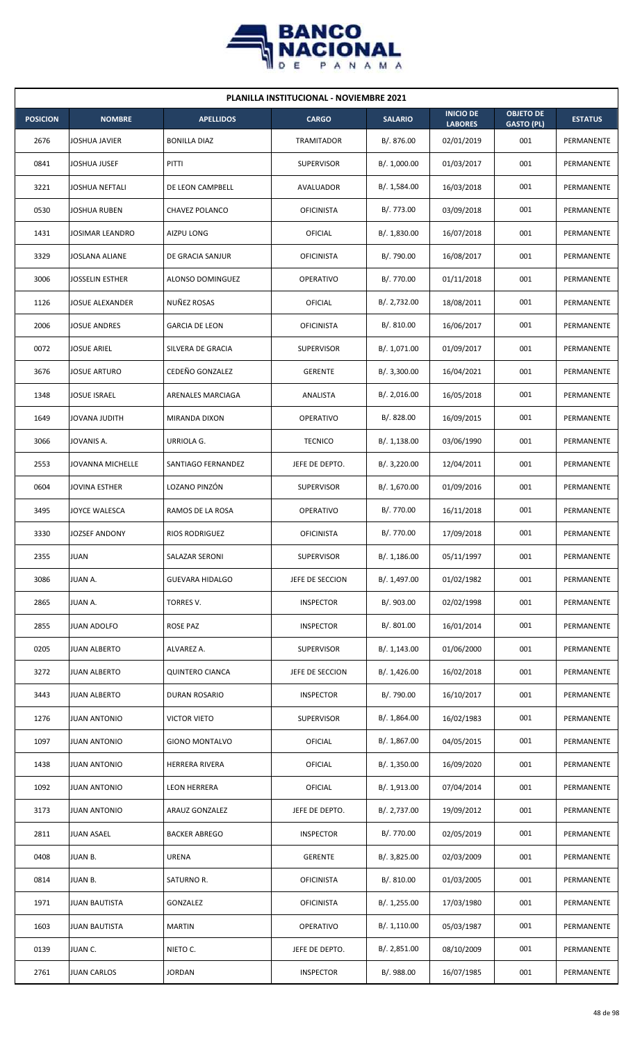## PLANILLA INSTITUCIONAL - NOVIEMBRE 2021

| POSICION | NOMBRE | APELLIDOS | CARGO | SALARIO | INICIO DE LABORES | OBJETO DE GASTO (PL) | ESTATUS |
|---|---|---|---|---|---|---|---|
| 2676 | JOSHUA JAVIER | BONILLA DIAZ | TRAMITADOR | B/. 876.00 | 02/01/2019 | 001 | PERMANENTE |
| 0841 | JOSHUA JUSEF | PITTI | SUPERVISOR | B/. 1,000.00 | 01/03/2017 | 001 | PERMANENTE |
| 3221 | JOSHUA NEFTALI | DE LEON CAMPBELL | AVALUADOR | B/. 1,584.00 | 16/03/2018 | 001 | PERMANENTE |
| 0530 | JOSHUA RUBEN | CHAVEZ POLANCO | OFICINISTA | B/. 773.00 | 03/09/2018 | 001 | PERMANENTE |
| 1431 | JOSIMAR LEANDRO | AIZPU LONG | OFICIAL | B/. 1,830.00 | 16/07/2018 | 001 | PERMANENTE |
| 3329 | JOSLANA ALIANE | DE GRACIA SANJUR | OFICINISTA | B/. 790.00 | 16/08/2017 | 001 | PERMANENTE |
| 3006 | JOSSELIN ESTHER | ALONSO DOMINGUEZ | OPERATIVO | B/. 770.00 | 01/11/2018 | 001 | PERMANENTE |
| 1126 | JOSUE ALEXANDER | NUÑEZ ROSAS | OFICIAL | B/. 2,732.00 | 18/08/2011 | 001 | PERMANENTE |
| 2006 | JOSUE ANDRES | GARCIA DE LEON | OFICINISTA | B/. 810.00 | 16/06/2017 | 001 | PERMANENTE |
| 0072 | JOSUE ARIEL | SILVERA DE GRACIA | SUPERVISOR | B/. 1,071.00 | 01/09/2017 | 001 | PERMANENTE |
| 3676 | JOSUE ARTURO | CEDEÑO GONZALEZ | GERENTE | B/. 3,300.00 | 16/04/2021 | 001 | PERMANENTE |
| 1348 | JOSUE ISRAEL | ARENALES MARCIAGA | ANALISTA | B/. 2,016.00 | 16/05/2018 | 001 | PERMANENTE |
| 1649 | JOVANA JUDITH | MIRANDA DIXON | OPERATIVO | B/. 828.00 | 16/09/2015 | 001 | PERMANENTE |
| 3066 | JOVANIS A. | URRIOLA G. | TECNICO | B/. 1,138.00 | 03/06/1990 | 001 | PERMANENTE |
| 2553 | JOVANNA MICHELLE | SANTIAGO FERNANDEZ | JEFE DE DEPTO. | B/. 3,220.00 | 12/04/2011 | 001 | PERMANENTE |
| 0604 | JOVINA ESTHER | LOZANO PINZÓN | SUPERVISOR | B/. 1,670.00 | 01/09/2016 | 001 | PERMANENTE |
| 3495 | JOYCE WALESCA | RAMOS DE LA ROSA | OPERATIVO | B/. 770.00 | 16/11/2018 | 001 | PERMANENTE |
| 3330 | JOZSEF ANDONY | RIOS RODRIGUEZ | OFICINISTA | B/. 770.00 | 17/09/2018 | 001 | PERMANENTE |
| 2355 | JUAN | SALAZAR SERONI | SUPERVISOR | B/. 1,186.00 | 05/11/1997 | 001 | PERMANENTE |
| 3086 | JUAN A. | GUEVARA HIDALGO | JEFE DE SECCION | B/. 1,497.00 | 01/02/1982 | 001 | PERMANENTE |
| 2865 | JUAN A. | TORRES V. | INSPECTOR | B/. 903.00 | 02/02/1998 | 001 | PERMANENTE |
| 2855 | JUAN ADOLFO | ROSE PAZ | INSPECTOR | B/. 801.00 | 16/01/2014 | 001 | PERMANENTE |
| 0205 | JUAN ALBERTO | ALVAREZ A. | SUPERVISOR | B/. 1,143.00 | 01/06/2000 | 001 | PERMANENTE |
| 3272 | JUAN ALBERTO | QUINTERO CIANCA | JEFE DE SECCION | B/. 1,426.00 | 16/02/2018 | 001 | PERMANENTE |
| 3443 | JUAN ALBERTO | DURAN ROSARIO | INSPECTOR | B/. 790.00 | 16/10/2017 | 001 | PERMANENTE |
| 1276 | JUAN ANTONIO | VICTOR VIETO | SUPERVISOR | B/. 1,864.00 | 16/02/1983 | 001 | PERMANENTE |
| 1097 | JUAN ANTONIO | GIONO MONTALVO | OFICIAL | B/. 1,867.00 | 04/05/2015 | 001 | PERMANENTE |
| 1438 | JUAN ANTONIO | HERRERA RIVERA | OFICIAL | B/. 1,350.00 | 16/09/2020 | 001 | PERMANENTE |
| 1092 | JUAN ANTONIO | LEON HERRERA | OFICIAL | B/. 1,913.00 | 07/04/2014 | 001 | PERMANENTE |
| 3173 | JUAN ANTONIO | ARAUZ GONZALEZ | JEFE DE DEPTO. | B/. 2,737.00 | 19/09/2012 | 001 | PERMANENTE |
| 2811 | JUAN ASAEL | BACKER ABREGO | INSPECTOR | B/. 770.00 | 02/05/2019 | 001 | PERMANENTE |
| 0408 | JUAN B. | URENA | GERENTE | B/. 3,825.00 | 02/03/2009 | 001 | PERMANENTE |
| 0814 | JUAN B. | SATURNO R. | OFICINISTA | B/. 810.00 | 01/03/2005 | 001 | PERMANENTE |
| 1971 | JUAN BAUTISTA | GONZALEZ | OFICINISTA | B/. 1,255.00 | 17/03/1980 | 001 | PERMANENTE |
| 1603 | JUAN BAUTISTA | MARTIN | OPERATIVO | B/. 1,110.00 | 05/03/1987 | 001 | PERMANENTE |
| 0139 | JUAN C. | NIETO C. | JEFE DE DEPTO. | B/. 2,851.00 | 08/10/2009 | 001 | PERMANENTE |
| 2761 | JUAN CARLOS | JORDAN | INSPECTOR | B/. 988.00 | 16/07/1985 | 001 | PERMANENTE |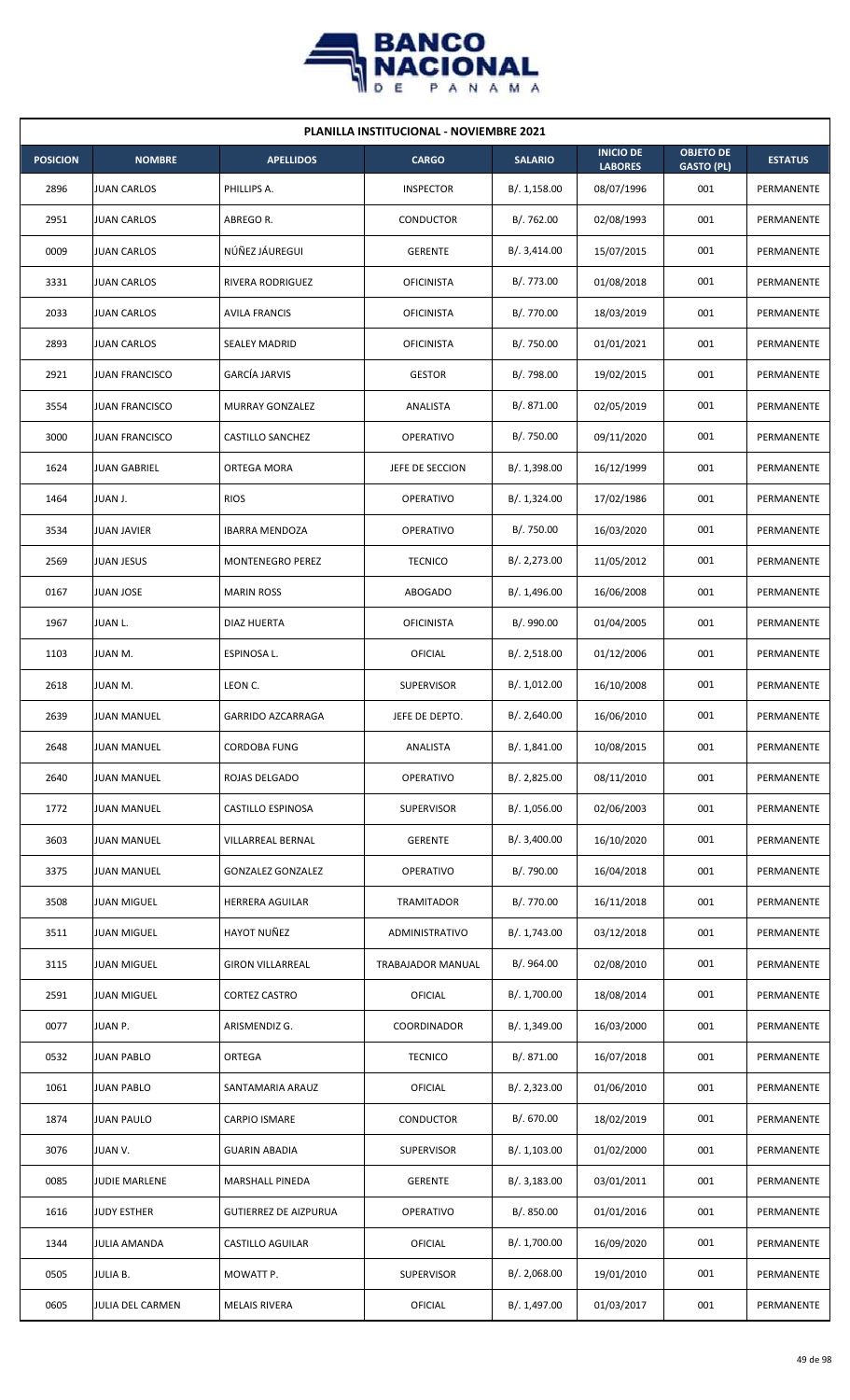| PLANILLA INSTITUCIONAL - NOVIEMBRE 2021 | | | | | | | |
|---|---|---|---|---|---|---|---|
| **POSICION** | **NOMBRE** | **APELLIDOS** | **CARGO** | **SALARIO** | **INICIO DE LABORES** | **OBJETO DE GASTO (PL)** | **ESTATUS** |
| 2896 | JUAN CARLOS | PHILLIPS A. | INSPECTOR | B/. 1,158.00 | 08/07/1996 | 001 | PERMANENTE |
| 2951 | JUAN CARLOS | ABREGO R. | CONDUCTOR | B/. 762.00 | 02/08/1993 | 001 | PERMANENTE |
| 0009 | JUAN CARLOS | NÚÑEZ JÁUREGUI | GERENTE | B/. 3,414.00 | 15/07/2015 | 001 | PERMANENTE |
| 3331 | JUAN CARLOS | RIVERA RODRIGUEZ | OFICINISTA | B/. 773.00 | 01/08/2018 | 001 | PERMANENTE |
| 2033 | JUAN CARLOS | AVILA FRANCIS | OFICINISTA | B/. 770.00 | 18/03/2019 | 001 | PERMANENTE |
| 2893 | JUAN CARLOS | SEALEY MADRID | OFICINISTA | B/. 750.00 | 01/01/2021 | 001 | PERMANENTE |
| 2921 | JUAN FRANCISCO | GARCÍA JARVIS | GESTOR | B/. 798.00 | 19/02/2015 | 001 | PERMANENTE |
| 3554 | JUAN FRANCISCO | MURRAY GONZALEZ | ANALISTA | B/. 871.00 | 02/05/2019 | 001 | PERMANENTE |
| 3000 | JUAN FRANCISCO | CASTILLO SANCHEZ | OPERATIVO | B/. 750.00 | 09/11/2020 | 001 | PERMANENTE |
| 1624 | JUAN GABRIEL | ORTEGA MORA | JEFE DE SECCION | B/. 1,398.00 | 16/12/1999 | 001 | PERMANENTE |
| 1464 | JUAN J. | RIOS | OPERATIVO | B/. 1,324.00 | 17/02/1986 | 001 | PERMANENTE |
| 3534 | JUAN JAVIER | IBARRA MENDOZA | OPERATIVO | B/. 750.00 | 16/03/2020 | 001 | PERMANENTE |
| 2569 | JUAN JESUS | MONTENEGRO PEREZ | TECNICO | B/. 2,273.00 | 11/05/2012 | 001 | PERMANENTE |
| 0167 | JUAN JOSE | MARIN ROSS | ABOGADO | B/. 1,496.00 | 16/06/2008 | 001 | PERMANENTE |
| 1967 | JUAN L. | DIAZ HUERTA | OFICINISTA | B/. 990.00 | 01/04/2005 | 001 | PERMANENTE |
| 1103 | JUAN M. | ESPINOSA L. | OFICIAL | B/. 2,518.00 | 01/12/2006 | 001 | PERMANENTE |
| 2618 | JUAN M. | LEON C. | SUPERVISOR | B/. 1,012.00 | 16/10/2008 | 001 | PERMANENTE |
| 2639 | JUAN MANUEL | GARRIDO AZCARRAGA | JEFE DE DEPTO. | B/. 2,640.00 | 16/06/2010 | 001 | PERMANENTE |
| 2648 | JUAN MANUEL | CORDOBA FUNG | ANALISTA | B/. 1,841.00 | 10/08/2015 | 001 | PERMANENTE |
| 2640 | JUAN MANUEL | ROJAS DELGADO | OPERATIVO | B/. 2,825.00 | 08/11/2010 | 001 | PERMANENTE |
| 1772 | JUAN MANUEL | CASTILLO ESPINOSA | SUPERVISOR | B/. 1,056.00 | 02/06/2003 | 001 | PERMANENTE |
| 3603 | JUAN MANUEL | VILLARREAL BERNAL | GERENTE | B/. 3,400.00 | 16/10/2020 | 001 | PERMANENTE |
| 3375 | JUAN MANUEL | GONZALEZ GONZALEZ | OPERATIVO | B/. 790.00 | 16/04/2018 | 001 | PERMANENTE |
| 3508 | JUAN MIGUEL | HERRERA AGUILAR | TRAMITADOR | B/. 770.00 | 16/11/2018 | 001 | PERMANENTE |
| 3511 | JUAN MIGUEL | HAYOT NUÑEZ | ADMINISTRATIVO | B/. 1,743.00 | 03/12/2018 | 001 | PERMANENTE |
| 3115 | JUAN MIGUEL | GIRON VILLARREAL | TRABAJADOR MANUAL | B/. 964.00 | 02/08/2010 | 001 | PERMANENTE |
| 2591 | JUAN MIGUEL | CORTEZ CASTRO | OFICIAL | B/. 1,700.00 | 18/08/2014 | 001 | PERMANENTE |
| 0077 | JUAN P. | ARISMENDIZ G. | COORDINADOR | B/. 1,349.00 | 16/03/2000 | 001 | PERMANENTE |
| 0532 | JUAN PABLO | ORTEGA | TECNICO | B/. 871.00 | 16/07/2018 | 001 | PERMANENTE |
| 1061 | JUAN PABLO | SANTAMARIA ARAUZ | OFICIAL | B/. 2,323.00 | 01/06/2010 | 001 | PERMANENTE |
| 1874 | JUAN PAULO | CARPIO ISMARE | CONDUCTOR | B/. 670.00 | 18/02/2019 | 001 | PERMANENTE |
| 3076 | JUAN V. | GUARIN ABADIA | SUPERVISOR | B/. 1,103.00 | 01/02/2000 | 001 | PERMANENTE |
| 0085 | JUDIE MARLENE | MARSHALL PINEDA | GERENTE | B/. 3,183.00 | 03/01/2011 | 001 | PERMANENTE |
| 1616 | JUDY ESTHER | GUTIERREZ DE AIZPURUA | OPERATIVO | B/. 850.00 | 01/01/2016 | 001 | PERMANENTE |
| 1344 | JULIA AMANDA | CASTILLO AGUILAR | OFICIAL | B/. 1,700.00 | 16/09/2020 | 001 | PERMANENTE |
| 0505 | JULIA B. | MOWATT P. | SUPERVISOR | B/. 2,068.00 | 19/01/2010 | 001 | PERMANENTE |
| 0605 | JULIA DEL CARMEN | MELAIS RIVERA | OFICIAL | B/. 1,497.00 | 01/03/2017 | 001 | PERMANENTE |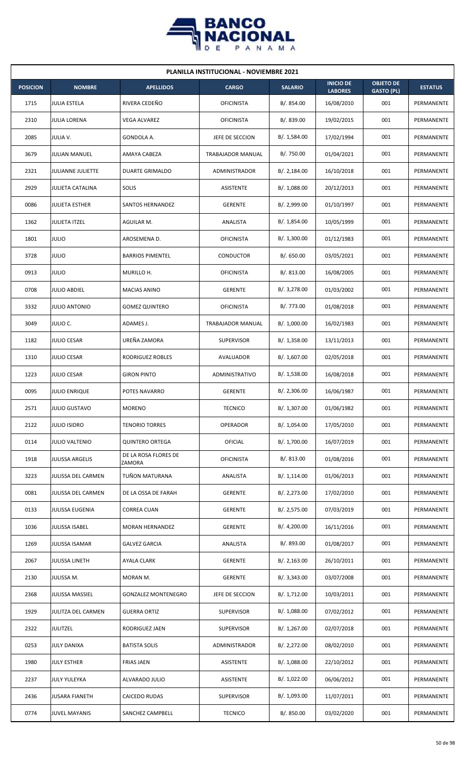## PLANILLA INSTITUCIONAL - NOVIEMBRE 2021

| POSICION | NOMBRE | APELLIDOS | CARGO | SALARIO | INICIO DE LABORES | OBJETO DE GASTO (PL) | ESTATUS |
|---|---|---|---|---|---|---|---|
| 1715 | JULIA ESTELA | RIVERA CEDEÑO | OFICINISTA | B/. 854.00 | 16/08/2010 | 001 | PERMANENTE |
| 2310 | JULIA LORENA | VEGA ALVAREZ | OFICINISTA | B/. 839.00 | 19/02/2015 | 001 | PERMANENTE |
| 2085 | JULIA V. | GONDOLA A. | JEFE DE SECCION | B/. 1,584.00 | 17/02/1994 | 001 | PERMANENTE |
| 3679 | JULIAN MANUEL | AMAYA CABEZA | TRABAJADOR MANUAL | B/. 750.00 | 01/04/2021 | 001 | PERMANENTE |
| 2321 | JULIANNE JULIETTE | DUARTE GRIMALDO | ADMINISTRADOR | B/. 2,184.00 | 16/10/2018 | 001 | PERMANENTE |
| 2929 | JULIETA CATALINA | SOLIS | ASISTENTE | B/. 1,088.00 | 20/12/2013 | 001 | PERMANENTE |
| 0086 | JULIETA ESTHER | SANTOS HERNANDEZ | GERENTE | B/. 2,999.00 | 01/10/1997 | 001 | PERMANENTE |
| 1362 | JULIETA ITZEL | AGUILAR M. | ANALISTA | B/. 1,854.00 | 10/05/1999 | 001 | PERMANENTE |
| 1801 | JULIO | AROSEMENA D. | OFICINISTA | B/. 1,300.00 | 01/12/1983 | 001 | PERMANENTE |
| 3728 | JULIO | BARRIOS PIMENTEL | CONDUCTOR | B/. 650.00 | 03/05/2021 | 001 | PERMANENTE |
| 0913 | JULIO | MURILLO H. | OFICINISTA | B/. 813.00 | 16/08/2005 | 001 | PERMANENTE |
| 0708 | JULIO ABDIEL | MACIAS ANINO | GERENTE | B/. 3,278.00 | 01/03/2002 | 001 | PERMANENTE |
| 3332 | JULIO ANTONIO | GOMEZ QUINTERO | OFICINISTA | B/. 773.00 | 01/08/2018 | 001 | PERMANENTE |
| 3049 | JULIO C. | ADAMES J. | TRABAJADOR MANUAL | B/. 1,000.00 | 16/02/1983 | 001 | PERMANENTE |
| 1182 | JULIO CESAR | UREÑA ZAMORA | SUPERVISOR | B/. 1,358.00 | 13/11/2013 | 001 | PERMANENTE |
| 1310 | JULIO CESAR | RODRIGUEZ ROBLES | AVALUADOR | B/. 1,607.00 | 02/05/2018 | 001 | PERMANENTE |
| 1223 | JULIO CESAR | GIRON PINTO | ADMINISTRATIVO | B/. 1,538.00 | 16/08/2018 | 001 | PERMANENTE |
| 0095 | JULIO ENRIQUE | POTES NAVARRO | GERENTE | B/. 2,306.00 | 16/06/1987 | 001 | PERMANENTE |
| 2571 | JULIO GUSTAVO | MORENO | TECNICO | B/. 1,307.00 | 01/06/1982 | 001 | PERMANENTE |
| 2122 | JULIO ISIDRO | TENORIO TORRES | OPERADOR | B/. 1,054.00 | 17/05/2010 | 001 | PERMANENTE |
| 0114 | JULIO VALTENIO | QUINTERO ORTEGA | OFICIAL | B/. 1,700.00 | 16/07/2019 | 001 | PERMANENTE |
| 1918 | JULISSA ARGELIS | DE LA ROSA FLORES DE ZAMORA | OFICINISTA | B/. 813.00 | 01/08/2016 | 001 | PERMANENTE |
| 3223 | JULISSA DEL CARMEN | TUÑON MATURANA | ANALISTA | B/. 1,114.00 | 01/06/2013 | 001 | PERMANENTE |
| 0081 | JULISSA DEL CARMEN | DE LA OSSA DE FARAH | GERENTE | B/. 2,273.00 | 17/02/2010 | 001 | PERMANENTE |
| 0133 | JULISSA EUGENIA | CORREA CUAN | GERENTE | B/. 2,575.00 | 07/03/2019 | 001 | PERMANENTE |
| 1036 | JULISSA ISABEL | MORAN HERNANDEZ | GERENTE | B/. 4,200.00 | 16/11/2016 | 001 | PERMANENTE |
| 1269 | JULISSA ISAMAR | GALVEZ GARCIA | ANALISTA | B/. 893.00 | 01/08/2017 | 001 | PERMANENTE |
| 2067 | JULISSA LINETH | AYALA CLARK | GERENTE | B/. 2,163.00 | 26/10/2011 | 001 | PERMANENTE |
| 2130 | JULISSA M. | MORAN M. | GERENTE | B/. 3,343.00 | 03/07/2008 | 001 | PERMANENTE |
| 2368 | JULISSA MASSIEL | GONZALEZ MONTENEGRO | JEFE DE SECCION | B/. 1,712.00 | 10/03/2011 | 001 | PERMANENTE |
| 1929 | JULITZA DEL CARMEN | GUERRA ORTIZ | SUPERVISOR | B/. 1,088.00 | 07/02/2012 | 001 | PERMANENTE |
| 2322 | JULITZEL | RODRIGUEZ JAEN | SUPERVISOR | B/. 1,267.00 | 02/07/2018 | 001 | PERMANENTE |
| 0253 | JULY DANIXA | BATISTA SOLIS | ADMINISTRADOR | B/. 2,272.00 | 08/02/2010 | 001 | PERMANENTE |
| 1980 | JULY ESTHER | FRIAS JAEN | ASISTENTE | B/. 1,088.00 | 22/10/2012 | 001 | PERMANENTE |
| 2237 | JULY YULEYKA | ALVARADO JULIO | ASISTENTE | B/. 1,022.00 | 06/06/2012 | 001 | PERMANENTE |
| 2436 | JUSARA FIANETH | CAICEDO RUDAS | SUPERVISOR | B/. 1,093.00 | 11/07/2011 | 001 | PERMANENTE |
| 0774 | JUVEL MAYANIS | SANCHEZ CAMPBELL | TECNICO | B/. 850.00 | 03/02/2020 | 001 | PERMANENTE |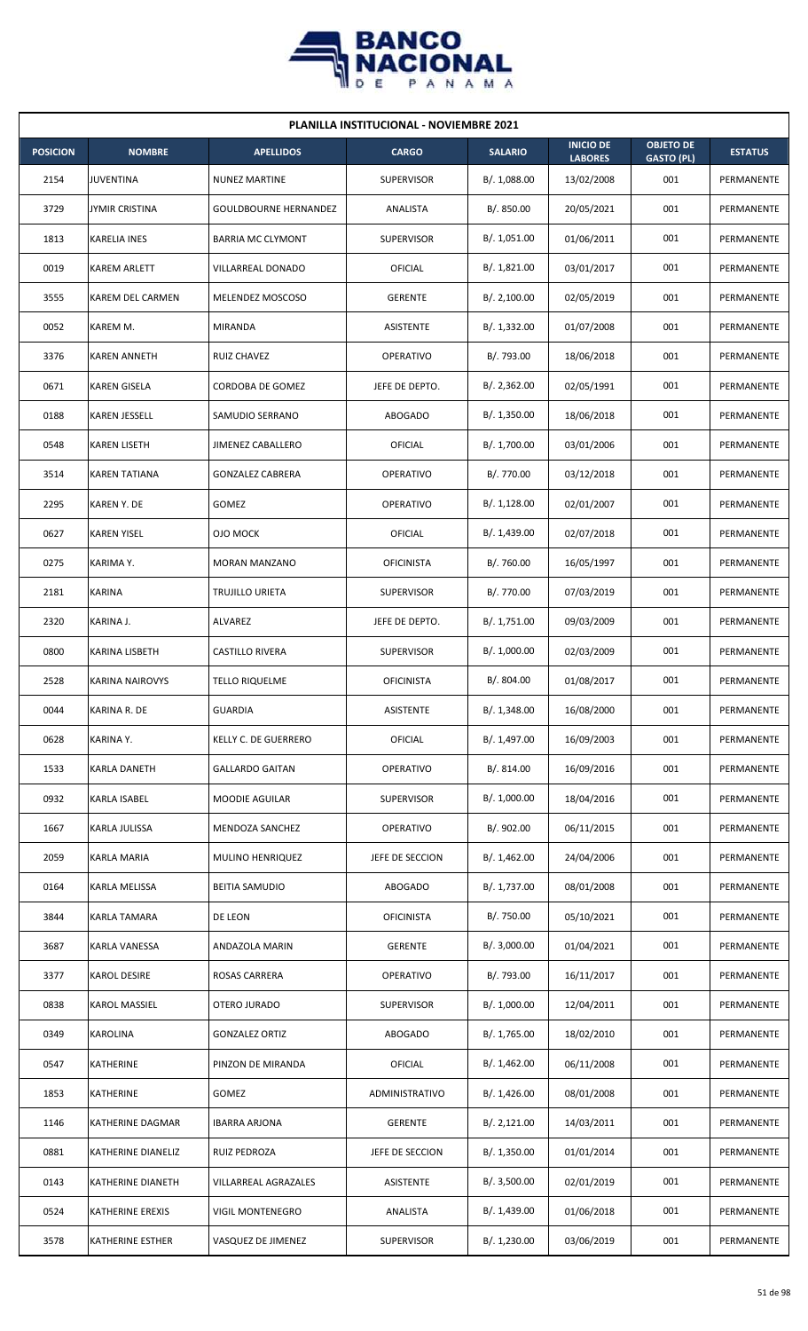**PLANILLA INSTITUCIONAL - NOVIEMBRE 2021**

| POSICION | NOMBRE | APELLIDOS | CARGO | SALARIO | INICIO DE LABORES | OBJETO DE GASTO (PL) | ESTATUS |
|---|---|---|---|---|---|---|---|
| 2154 | JUVENTINA | NUNEZ MARTINE | SUPERVISOR | B/. 1,088.00 | 13/02/2008 | 001 | PERMANENTE |
| 3729 | JYMIR CRISTINA | GOULDBOURNE HERNANDEZ | ANALISTA | B/. 850.00 | 20/05/2021 | 001 | PERMANENTE |
| 1813 | KARELIA INES | BARRIA MC CLYMONT | SUPERVISOR | B/. 1,051.00 | 01/06/2011 | 001 | PERMANENTE |
| 0019 | KAREM ARLETT | VILLARREAL DONADO | OFICIAL | B/. 1,821.00 | 03/01/2017 | 001 | PERMANENTE |
| 3555 | KAREM DEL CARMEN | MELENDEZ MOSCOSO | GERENTE | B/. 2,100.00 | 02/05/2019 | 001 | PERMANENTE |
| 0052 | KAREM M. | MIRANDA | ASISTENTE | B/. 1,332.00 | 01/07/2008 | 001 | PERMANENTE |
| 3376 | KAREN ANNETH | RUIZ CHAVEZ | OPERATIVO | B/. 793.00 | 18/06/2018 | 001 | PERMANENTE |
| 0671 | KAREN GISELA | CORDOBA DE GOMEZ | JEFE DE DEPTO. | B/. 2,362.00 | 02/05/1991 | 001 | PERMANENTE |
| 0188 | KAREN JESSELL | SAMUDIO SERRANO | ABOGADO | B/. 1,350.00 | 18/06/2018 | 001 | PERMANENTE |
| 0548 | KAREN LISETH | JIMENEZ CABALLERO | OFICIAL | B/. 1,700.00 | 03/01/2006 | 001 | PERMANENTE |
| 3514 | KAREN TATIANA | GONZALEZ CABRERA | OPERATIVO | B/. 770.00 | 03/12/2018 | 001 | PERMANENTE |
| 2295 | KAREN Y. DE | GOMEZ | OPERATIVO | B/. 1,128.00 | 02/01/2007 | 001 | PERMANENTE |
| 0627 | KAREN YISEL | OJO MOCK | OFICIAL | B/. 1,439.00 | 02/07/2018 | 001 | PERMANENTE |
| 0275 | KARIMA Y. | MORAN MANZANO | OFICINISTA | B/. 760.00 | 16/05/1997 | 001 | PERMANENTE |
| 2181 | KARINA | TRUJILLO URIETA | SUPERVISOR | B/. 770.00 | 07/03/2019 | 001 | PERMANENTE |
| 2320 | KARINA J. | ALVAREZ | JEFE DE DEPTO. | B/. 1,751.00 | 09/03/2009 | 001 | PERMANENTE |
| 0800 | KARINA LISBETH | CASTILLO RIVERA | SUPERVISOR | B/. 1,000.00 | 02/03/2009 | 001 | PERMANENTE |
| 2528 | KARINA NAIROVYS | TELLO RIQUELME | OFICINISTA | B/. 804.00 | 01/08/2017 | 001 | PERMANENTE |
| 0044 | KARINA R. DE | GUARDIA | ASISTENTE | B/. 1,348.00 | 16/08/2000 | 001 | PERMANENTE |
| 0628 | KARINA Y. | KELLY C. DE GUERRERO | OFICIAL | B/. 1,497.00 | 16/09/2003 | 001 | PERMANENTE |
| 1533 | KARLA DANETH | GALLARDO GAITAN | OPERATIVO | B/. 814.00 | 16/09/2016 | 001 | PERMANENTE |
| 0932 | KARLA ISABEL | MOODIE AGUILAR | SUPERVISOR | B/. 1,000.00 | 18/04/2016 | 001 | PERMANENTE |
| 1667 | KARLA JULISSA | MENDOZA SANCHEZ | OPERATIVO | B/. 902.00 | 06/11/2015 | 001 | PERMANENTE |
| 2059 | KARLA MARIA | MULINO HENRIQUEZ | JEFE DE SECCION | B/. 1,462.00 | 24/04/2006 | 001 | PERMANENTE |
| 0164 | KARLA MELISSA | BEITIA SAMUDIO | ABOGADO | B/. 1,737.00 | 08/01/2008 | 001 | PERMANENTE |
| 3844 | KARLA TAMARA | DE LEON | OFICINISTA | B/. 750.00 | 05/10/2021 | 001 | PERMANENTE |
| 3687 | KARLA VANESSA | ANDAZOLA MARIN | GERENTE | B/. 3,000.00 | 01/04/2021 | 001 | PERMANENTE |
| 3377 | KAROL DESIRE | ROSAS CARRERA | OPERATIVO | B/. 793.00 | 16/11/2017 | 001 | PERMANENTE |
| 0838 | KAROL MASSIEL | OTERO JURADO | SUPERVISOR | B/. 1,000.00 | 12/04/2011 | 001 | PERMANENTE |
| 0349 | KAROLINA | GONZALEZ ORTIZ | ABOGADO | B/. 1,765.00 | 18/02/2010 | 001 | PERMANENTE |
| 0547 | KATHERINE | PINZON DE MIRANDA | OFICIAL | B/. 1,462.00 | 06/11/2008 | 001 | PERMANENTE |
| 1853 | KATHERINE | GOMEZ | ADMINISTRATIVO | B/. 1,426.00 | 08/01/2008 | 001 | PERMANENTE |
| 1146 | KATHERINE DAGMAR | IBARRA ARJONA | GERENTE | B/. 2,121.00 | 14/03/2011 | 001 | PERMANENTE |
| 0881 | KATHERINE DIANELIZ | RUIZ PEDROZA | JEFE DE SECCION | B/. 1,350.00 | 01/01/2014 | 001 | PERMANENTE |
| 0143 | KATHERINE DIANETH | VILLARREAL AGRAZALES | ASISTENTE | B/. 3,500.00 | 02/01/2019 | 001 | PERMANENTE |
| 0524 | KATHERINE EREXIS | VIGIL MONTENEGRO | ANALISTA | B/. 1,439.00 | 01/06/2018 | 001 | PERMANENTE |
| 3578 | KATHERINE ESTHER | VASQUEZ DE JIMENEZ | SUPERVISOR | B/. 1,230.00 | 03/06/2019 | 001 | PERMANENTE |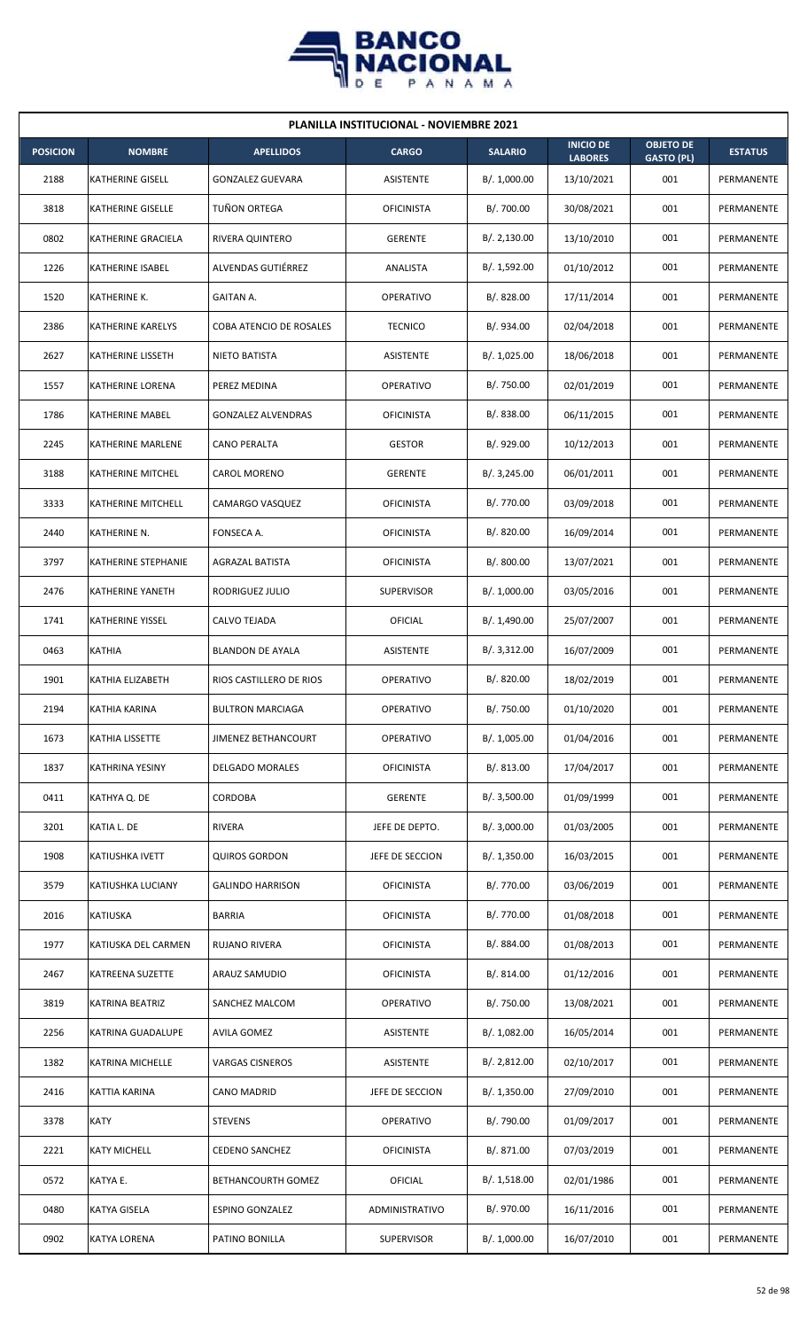## PLANILLA INSTITUCIONAL - NOVIEMBRE 2021

| POSICION | NOMBRE | APELLIDOS | CARGO | SALARIO | INICIO DE LABORES | OBJETO DE GASTO (PL) | ESTATUS |
|---|---|---|---|---|---|---|---|
| 2188 | KATHERINE GISELL | GONZALEZ GUEVARA | ASISTENTE | B/. 1,000.00 | 13/10/2021 | 001 | PERMANENTE |
| 3818 | KATHERINE GISELLE | TUÑON ORTEGA | OFICINISTA | B/. 700.00 | 30/08/2021 | 001 | PERMANENTE |
| 0802 | KATHERINE GRACIELA | RIVERA QUINTERO | GERENTE | B/. 2,130.00 | 13/10/2010 | 001 | PERMANENTE |
| 1226 | KATHERINE ISABEL | ALVENDAS GUTIÉRREZ | ANALISTA | B/. 1,592.00 | 01/10/2012 | 001 | PERMANENTE |
| 1520 | KATHERINE K. | GAITAN A. | OPERATIVO | B/. 828.00 | 17/11/2014 | 001 | PERMANENTE |
| 2386 | KATHERINE KARELYS | COBA ATENCIO DE ROSALES | TECNICO | B/. 934.00 | 02/04/2018 | 001 | PERMANENTE |
| 2627 | KATHERINE LISSETH | NIETO BATISTA | ASISTENTE | B/. 1,025.00 | 18/06/2018 | 001 | PERMANENTE |
| 1557 | KATHERINE LORENA | PEREZ MEDINA | OPERATIVO | B/. 750.00 | 02/01/2019 | 001 | PERMANENTE |
| 1786 | KATHERINE MABEL | GONZALEZ ALVENDRAS | OFICINISTA | B/. 838.00 | 06/11/2015 | 001 | PERMANENTE |
| 2245 | KATHERINE MARLENE | CANO PERALTA | GESTOR | B/. 929.00 | 10/12/2013 | 001 | PERMANENTE |
| 3188 | KATHERINE MITCHEL | CAROL MORENO | GERENTE | B/. 3,245.00 | 06/01/2011 | 001 | PERMANENTE |
| 3333 | KATHERINE MITCHELL | CAMARGO VASQUEZ | OFICINISTA | B/. 770.00 | 03/09/2018 | 001 | PERMANENTE |
| 2440 | KATHERINE N. | FONSECA A. | OFICINISTA | B/. 820.00 | 16/09/2014 | 001 | PERMANENTE |
| 3797 | KATHERINE STEPHANIE | AGRAZAL BATISTA | OFICINISTA | B/. 800.00 | 13/07/2021 | 001 | PERMANENTE |
| 2476 | KATHERINE YANETH | RODRIGUEZ JULIO | SUPERVISOR | B/. 1,000.00 | 03/05/2016 | 001 | PERMANENTE |
| 1741 | KATHERINE YISSEL | CALVO TEJADA | OFICIAL | B/. 1,490.00 | 25/07/2007 | 001 | PERMANENTE |
| 0463 | KATHIA | BLANDON DE AYALA | ASISTENTE | B/. 3,312.00 | 16/07/2009 | 001 | PERMANENTE |
| 1901 | KATHIA ELIZABETH | RIOS CASTILLERO DE RIOS | OPERATIVO | B/. 820.00 | 18/02/2019 | 001 | PERMANENTE |
| 2194 | KATHIA KARINA | BULTRON MARCIAGA | OPERATIVO | B/. 750.00 | 01/10/2020 | 001 | PERMANENTE |
| 1673 | KATHIA LISSETTE | JIMENEZ BETHANCOURT | OPERATIVO | B/. 1,005.00 | 01/04/2016 | 001 | PERMANENTE |
| 1837 | KATHRINA YESINY | DELGADO MORALES | OFICINISTA | B/. 813.00 | 17/04/2017 | 001 | PERMANENTE |
| 0411 | KATHYA Q. DE | CORDOBA | GERENTE | B/. 3,500.00 | 01/09/1999 | 001 | PERMANENTE |
| 3201 | KATIA L. DE | RIVERA | JEFE DE DEPTO. | B/. 3,000.00 | 01/03/2005 | 001 | PERMANENTE |
| 1908 | KATIUSHKA IVETT | QUIROS GORDON | JEFE DE SECCION | B/. 1,350.00 | 16/03/2015 | 001 | PERMANENTE |
| 3579 | KATIUSHKA LUCIANY | GALINDO HARRISON | OFICINISTA | B/. 770.00 | 03/06/2019 | 001 | PERMANENTE |
| 2016 | KATIUSKA | BARRIA | OFICINISTA | B/. 770.00 | 01/08/2018 | 001 | PERMANENTE |
| 1977 | KATIUSKA DEL CARMEN | RUJANO RIVERA | OFICINISTA | B/. 884.00 | 01/08/2013 | 001 | PERMANENTE |
| 2467 | KATREENA SUZETTE | ARAUZ SAMUDIO | OFICINISTA | B/. 814.00 | 01/12/2016 | 001 | PERMANENTE |
| 3819 | KATRINA BEATRIZ | SANCHEZ MALCOM | OPERATIVO | B/. 750.00 | 13/08/2021 | 001 | PERMANENTE |
| 2256 | KATRINA GUADALUPE | AVILA GOMEZ | ASISTENTE | B/. 1,082.00 | 16/05/2014 | 001 | PERMANENTE |
| 1382 | KATRINA MICHELLE | VARGAS CISNEROS | ASISTENTE | B/. 2,812.00 | 02/10/2017 | 001 | PERMANENTE |
| 2416 | KATTIA KARINA | CANO MADRID | JEFE DE SECCION | B/. 1,350.00 | 27/09/2010 | 001 | PERMANENTE |
| 3378 | KATY | STEVENS | OPERATIVO | B/. 790.00 | 01/09/2017 | 001 | PERMANENTE |
| 2221 | KATY MICHELL | CEDENO SANCHEZ | OFICINISTA | B/. 871.00 | 07/03/2019 | 001 | PERMANENTE |
| 0572 | KATYA E. | BETHANCOURTH GOMEZ | OFICIAL | B/. 1,518.00 | 02/01/1986 | 001 | PERMANENTE |
| 0480 | KATYA GISELA | ESPINO GONZALEZ | ADMINISTRATIVO | B/. 970.00 | 16/11/2016 | 001 | PERMANENTE |
| 0902 | KATYA LORENA | PATINO BONILLA | SUPERVISOR | B/. 1,000.00 | 16/07/2010 | 001 | PERMANENTE |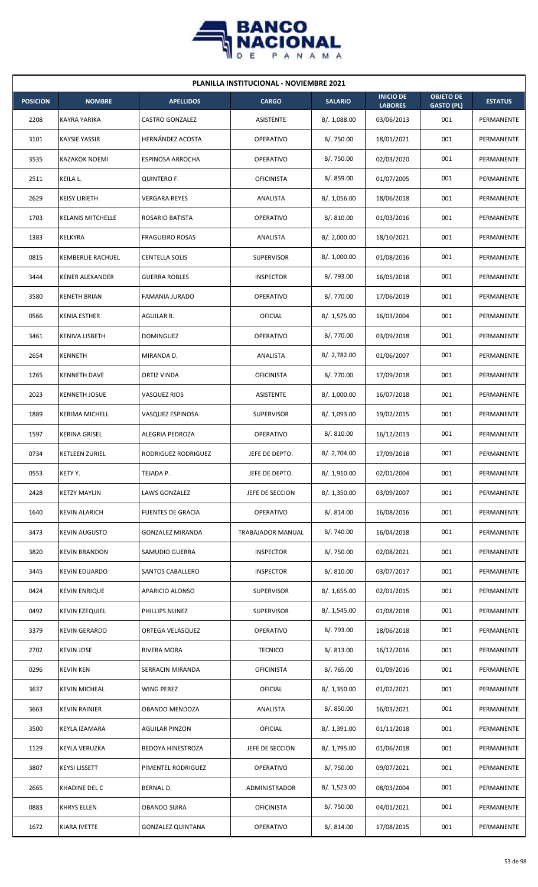| PLANILLA INSTITUCIONAL - NOVIEMBRE 2021 | | | | | | | |
|---|---|---|---|---|---|---|---|
| **POSICION** | **NOMBRE** | **APELLIDOS** | **CARGO** | **SALARIO** | **INICIO DE LABORES** | **OBJETO DE GASTO (PL)** | **ESTATUS** |
| 2208 | KAYRA YARIKA | CASTRO GONZALEZ | ASISTENTE | B/. 1,088.00 | 03/06/2013 | 001 | PERMANENTE |
| 3101 | KAYSIE YASSIR | HERNÁNDEZ ACOSTA | OPERATIVO | B/. 750.00 | 18/01/2021 | 001 | PERMANENTE |
| 3535 | KAZAKOK NOEMI | ESPINOSA ARROCHA | OPERATIVO | B/. 750.00 | 02/03/2020 | 001 | PERMANENTE |
| 2511 | KEILA L. | QUINTERO F. | OFICINISTA | B/. 859.00 | 01/07/2005 | 001 | PERMANENTE |
| 2629 | KEISY LIRIETH | VERGARA REYES | ANALISTA | B/. 1,056.00 | 18/06/2018 | 001 | PERMANENTE |
| 1703 | KELANIS MITCHELLE | ROSARIO BATISTA | OPERATIVO | B/. 810.00 | 01/03/2016 | 001 | PERMANENTE |
| 1383 | KELKYRA | FRAGUEIRO ROSAS | ANALISTA | B/. 2,000.00 | 18/10/2021 | 001 | PERMANENTE |
| 0815 | KEMBERLIE RACHUEL | CENTELLA SOLIS | SUPERVISOR | B/. 1,000.00 | 01/08/2016 | 001 | PERMANENTE |
| 3444 | KENER ALEXANDER | GUERRA ROBLES | INSPECTOR | B/. 793.00 | 16/05/2018 | 001 | PERMANENTE |
| 3580 | KENETH BRIAN | FAMANIA JURADO | OPERATIVO | B/. 770.00 | 17/06/2019 | 001 | PERMANENTE |
| 0566 | KENIA ESTHER | AGUILAR B. | OFICIAL | B/. 1,575.00 | 16/03/2004 | 001 | PERMANENTE |
| 3461 | KENIVA LISBETH | DOMINGUEZ | OPERATIVO | B/. 770.00 | 03/09/2018 | 001 | PERMANENTE |
| 2654 | KENNETH | MIRANDA D. | ANALISTA | B/. 2,782.00 | 01/06/2007 | 001 | PERMANENTE |
| 1265 | KENNETH DAVE | ORTIZ VINDA | OFICINISTA | B/. 770.00 | 17/09/2018 | 001 | PERMANENTE |
| 2023 | KENNETH JOSUE | VASQUEZ RIOS | ASISTENTE | B/. 1,000.00 | 16/07/2018 | 001 | PERMANENTE |
| 1889 | KERIMA MICHELL | VASQUEZ ESPINOSA | SUPERVISOR | B/. 1,093.00 | 19/02/2015 | 001 | PERMANENTE |
| 1597 | KERINA GRISEL | ALEGRIA PEDROZA | OPERATIVO | B/. 810.00 | 16/12/2013 | 001 | PERMANENTE |
| 0734 | KETLEEN ZURIEL | RODRIGUEZ RODRIGUEZ | JEFE DE DEPTO. | B/. 2,704.00 | 17/09/2018 | 001 | PERMANENTE |
| 0553 | KETY Y. | TEJADA P. | JEFE DE DEPTO. | B/. 1,910.00 | 02/01/2004 | 001 | PERMANENTE |
| 2428 | KETZY MAYLIN | LAWS GONZALEZ | JEFE DE SECCION | B/. 1,350.00 | 03/09/2007 | 001 | PERMANENTE |
| 1640 | KEVIN ALARICH | FUENTES DE GRACIA | OPERATIVO | B/. 814.00 | 16/08/2016 | 001 | PERMANENTE |
| 3473 | KEVIN AUGUSTO | GONZALEZ MIRANDA | TRABAJADOR MANUAL | B/. 740.00 | 16/04/2018 | 001 | PERMANENTE |
| 3820 | KEVIN BRANDON | SAMUDIO GUERRA | INSPECTOR | B/. 750.00 | 02/08/2021 | 001 | PERMANENTE |
| 3445 | KEVIN EDUARDO | SANTOS CABALLERO | INSPECTOR | B/. 810.00 | 03/07/2017 | 001 | PERMANENTE |
| 0424 | KEVIN ENRIQUE | APARICIO ALONSO | SUPERVISOR | B/. 1,655.00 | 02/01/2015 | 001 | PERMANENTE |
| 0492 | KEVIN EZEQUIEL | PHILLIPS NUNEZ | SUPERVISOR | B/. 1,545.00 | 01/08/2018 | 001 | PERMANENTE |
| 3379 | KEVIN GERARDO | ORTEGA VELASQUEZ | OPERATIVO | B/. 793.00 | 18/06/2018 | 001 | PERMANENTE |
| 2702 | KEVIN JOSE | RIVERA MORA | TECNICO | B/. 813.00 | 16/12/2016 | 001 | PERMANENTE |
| 0296 | KEVIN KEN | SERRACIN MIRANDA | OFICINISTA | B/. 765.00 | 01/09/2016 | 001 | PERMANENTE |
| 3637 | KEVIN MICHEAL | WING PEREZ | OFICIAL | B/. 1,350.00 | 01/02/2021 | 001 | PERMANENTE |
| 3663 | KEVIN RAINIER | OBANDO MENDOZA | ANALISTA | B/. 850.00 | 16/03/2021 | 001 | PERMANENTE |
| 3500 | KEYLA IZAMARA | AGUILAR PINZON | OFICIAL | B/. 1,391.00 | 01/11/2018 | 001 | PERMANENTE |
| 1129 | KEYLA VERUZKA | BEDOYA HINESTROZA | JEFE DE SECCION | B/. 1,795.00 | 01/06/2018 | 001 | PERMANENTE |
| 3807 | KEYSI LISSETT | PIMENTEL RODRIGUEZ | OPERATIVO | B/. 750.00 | 09/07/2021 | 001 | PERMANENTE |
| 2665 | KHADINE DEL C | BERNAL D. | ADMINISTRADOR | B/. 1,523.00 | 08/03/2004 | 001 | PERMANENTE |
| 0883 | KHRYS ELLEN | OBANDO SUIRA | OFICINISTA | B/. 750.00 | 04/01/2021 | 001 | PERMANENTE |
| 1672 | KIARA IVETTE | GONZALEZ QUINTANA | OPERATIVO | B/. 814.00 | 17/08/2015 | 001 | PERMANENTE |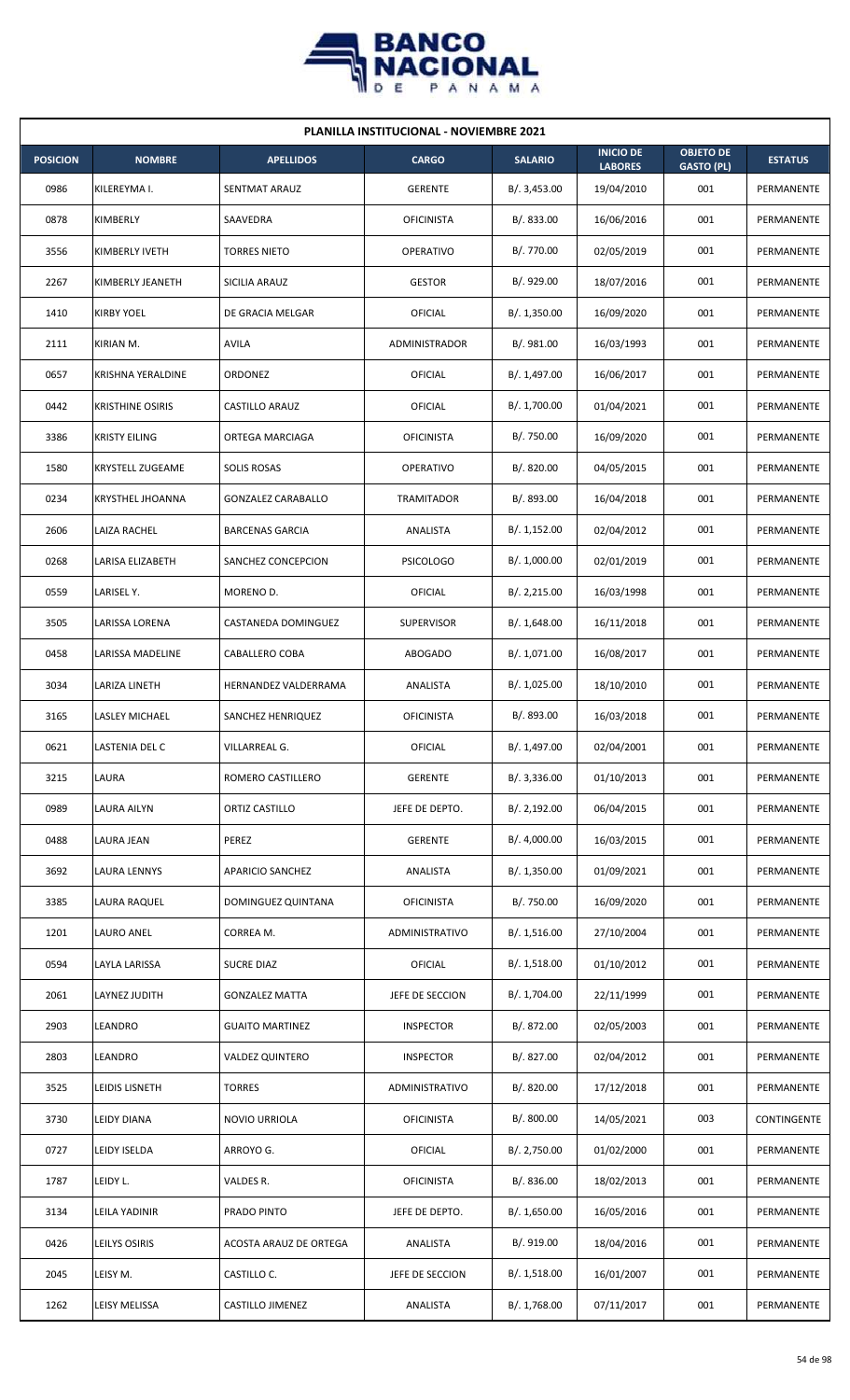## PLANILLA INSTITUCIONAL - NOVIEMBRE 2021

| POSICION | NOMBRE | APELLIDOS | CARGO | SALARIO | INICIO DE LABORES | OBJETO DE GASTO (PL) | ESTATUS |
|---|---|---|---|---|---|---|---|
| 0986 | KILEREYMA I. | SENTMAT ARAUZ | GERENTE | B/. 3,453.00 | 19/04/2010 | 001 | PERMANENTE |
| 0878 | KIMBERLY | SAAVEDRA | OFICINISTA | B/. 833.00 | 16/06/2016 | 001 | PERMANENTE |
| 3556 | KIMBERLY IVETH | TORRES NIETO | OPERATIVO | B/. 770.00 | 02/05/2019 | 001 | PERMANENTE |
| 2267 | KIMBERLY JEANETH | SICILIA ARAUZ | GESTOR | B/. 929.00 | 18/07/2016 | 001 | PERMANENTE |
| 1410 | KIRBY YOEL | DE GRACIA MELGAR | OFICIAL | B/. 1,350.00 | 16/09/2020 | 001 | PERMANENTE |
| 2111 | KIRIAN M. | AVILA | ADMINISTRADOR | B/. 981.00 | 16/03/1993 | 001 | PERMANENTE |
| 0657 | KRISHNA YERALDINE | ORDONEZ | OFICIAL | B/. 1,497.00 | 16/06/2017 | 001 | PERMANENTE |
| 0442 | KRISTHINE OSIRIS | CASTILLO ARAUZ | OFICIAL | B/. 1,700.00 | 01/04/2021 | 001 | PERMANENTE |
| 3386 | KRISTY EILING | ORTEGA MARCIAGA | OFICINISTA | B/. 750.00 | 16/09/2020 | 001 | PERMANENTE |
| 1580 | KRYSTELL ZUGEAME | SOLIS ROSAS | OPERATIVO | B/. 820.00 | 04/05/2015 | 001 | PERMANENTE |
| 0234 | KRYSTHEL JHOANNA | GONZALEZ CARABALLO | TRAMITADOR | B/. 893.00 | 16/04/2018 | 001 | PERMANENTE |
| 2606 | LAIZA RACHEL | BARCENAS GARCIA | ANALISTA | B/. 1,152.00 | 02/04/2012 | 001 | PERMANENTE |
| 0268 | LARISA ELIZABETH | SANCHEZ CONCEPCION | PSICOLOGO | B/. 1,000.00 | 02/01/2019 | 001 | PERMANENTE |
| 0559 | LARISEL Y. | MORENO D. | OFICIAL | B/. 2,215.00 | 16/03/1998 | 001 | PERMANENTE |
| 3505 | LARISSA LORENA | CASTANEDA DOMINGUEZ | SUPERVISOR | B/. 1,648.00 | 16/11/2018 | 001 | PERMANENTE |
| 0458 | LARISSA MADELINE | CABALLERO COBA | ABOGADO | B/. 1,071.00 | 16/08/2017 | 001 | PERMANENTE |
| 3034 | LARIZA LINETH | HERNANDEZ VALDERRAMA | ANALISTA | B/. 1,025.00 | 18/10/2010 | 001 | PERMANENTE |
| 3165 | LASLEY MICHAEL | SANCHEZ HENRIQUEZ | OFICINISTA | B/. 893.00 | 16/03/2018 | 001 | PERMANENTE |
| 0621 | LASTENIA DEL C | VILLARREAL G. | OFICIAL | B/. 1,497.00 | 02/04/2001 | 001 | PERMANENTE |
| 3215 | LAURA | ROMERO CASTILLERO | GERENTE | B/. 3,336.00 | 01/10/2013 | 001 | PERMANENTE |
| 0989 | LAURA AILYN | ORTIZ CASTILLO | JEFE DE DEPTO. | B/. 2,192.00 | 06/04/2015 | 001 | PERMANENTE |
| 0488 | LAURA JEAN | PEREZ | GERENTE | B/. 4,000.00 | 16/03/2015 | 001 | PERMANENTE |
| 3692 | LAURA LENNYS | APARICIO SANCHEZ | ANALISTA | B/. 1,350.00 | 01/09/2021 | 001 | PERMANENTE |
| 3385 | LAURA RAQUEL | DOMINGUEZ QUINTANA | OFICINISTA | B/. 750.00 | 16/09/2020 | 001 | PERMANENTE |
| 1201 | LAURO ANEL | CORREA M. | ADMINISTRATIVO | B/. 1,516.00 | 27/10/2004 | 001 | PERMANENTE |
| 0594 | LAYLA LARISSA | SUCRE DIAZ | OFICIAL | B/. 1,518.00 | 01/10/2012 | 001 | PERMANENTE |
| 2061 | LAYNEZ JUDITH | GONZALEZ MATTA | JEFE DE SECCION | B/. 1,704.00 | 22/11/1999 | 001 | PERMANENTE |
| 2903 | LEANDRO | GUAITO MARTINEZ | INSPECTOR | B/. 872.00 | 02/05/2003 | 001 | PERMANENTE |
| 2803 | LEANDRO | VALDEZ QUINTERO | INSPECTOR | B/. 827.00 | 02/04/2012 | 001 | PERMANENTE |
| 3525 | LEIDIS LISNETH | TORRES | ADMINISTRATIVO | B/. 820.00 | 17/12/2018 | 001 | PERMANENTE |
| 3730 | LEIDY DIANA | NOVIO URRIOLA | OFICINISTA | B/. 800.00 | 14/05/2021 | 003 | CONTINGENTE |
| 0727 | LEIDY ISELDA | ARROYO G. | OFICIAL | B/. 2,750.00 | 01/02/2000 | 001 | PERMANENTE |
| 1787 | LEIDY L. | VALDES R. | OFICINISTA | B/. 836.00 | 18/02/2013 | 001 | PERMANENTE |
| 3134 | LEILA YADINIR | PRADO PINTO | JEFE DE DEPTO. | B/. 1,650.00 | 16/05/2016 | 001 | PERMANENTE |
| 0426 | LEILYS OSIRIS | ACOSTA ARAUZ DE ORTEGA | ANALISTA | B/. 919.00 | 18/04/2016 | 001 | PERMANENTE |
| 2045 | LEISY M. | CASTILLO C. | JEFE DE SECCION | B/. 1,518.00 | 16/01/2007 | 001 | PERMANENTE |
| 1262 | LEISY MELISSA | CASTILLO JIMENEZ | ANALISTA | B/. 1,768.00 | 07/11/2017 | 001 | PERMANENTE |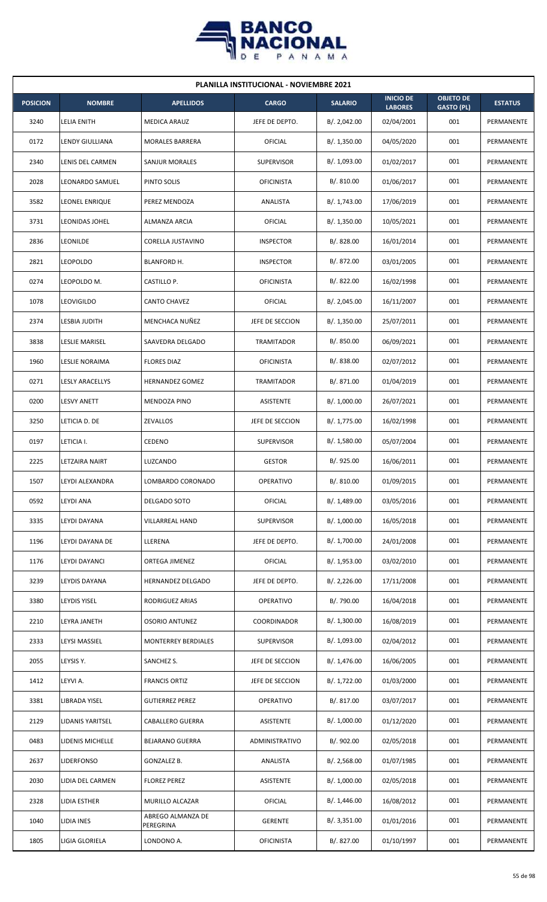| PLANILLA INSTITUCIONAL - NOVIEMBRE 2021 | | | | | | | |
|---|---|---|---|---|---|---|---|
| **POSICION** | **NOMBRE** | **APELLIDOS** | **CARGO** | **SALARIO** | **INICIO DE LABORES** | **OBJETO DE GASTO (PL)** | **ESTATUS** |
| 3240 | LELIA ENITH | MEDICA ARAUZ | JEFE DE DEPTO. | B/. 2,042.00 | 02/04/2001 | 001 | PERMANENTE |
| 0172 | LENDY GIULLIANA | MORALES BARRERA | OFICIAL | B/. 1,350.00 | 04/05/2020 | 001 | PERMANENTE |
| 2340 | LENIS DEL CARMEN | SANJUR MORALES | SUPERVISOR | B/. 1,093.00 | 01/02/2017 | 001 | PERMANENTE |
| 2028 | LEONARDO SAMUEL | PINTO SOLIS | OFICINISTA | B/. 810.00 | 01/06/2017 | 001 | PERMANENTE |
| 3582 | LEONEL ENRIQUE | PEREZ MENDOZA | ANALISTA | B/. 1,743.00 | 17/06/2019 | 001 | PERMANENTE |
| 3731 | LEONIDAS JOHEL | ALMANZA ARCIA | OFICIAL | B/. 1,350.00 | 10/05/2021 | 001 | PERMANENTE |
| 2836 | LEONILDE | CORELLA JUSTAVINO | INSPECTOR | B/. 828.00 | 16/01/2014 | 001 | PERMANENTE |
| 2821 | LEOPOLDO | BLANFORD H. | INSPECTOR | B/. 872.00 | 03/01/2005 | 001 | PERMANENTE |
| 0274 | LEOPOLDO M. | CASTILLO P. | OFICINISTA | B/. 822.00 | 16/02/1998 | 001 | PERMANENTE |
| 1078 | LEOVIGILDO | CANTO CHAVEZ | OFICIAL | B/. 2,045.00 | 16/11/2007 | 001 | PERMANENTE |
| 2374 | LESBIA JUDITH | MENCHACA NUÑEZ | JEFE DE SECCION | B/. 1,350.00 | 25/07/2011 | 001 | PERMANENTE |
| 3838 | LESLIE MARISEL | SAAVEDRA DELGADO | TRAMITADOR | B/. 850.00 | 06/09/2021 | 001 | PERMANENTE |
| 1960 | LESLIE NORAIMA | FLORES DIAZ | OFICINISTA | B/. 838.00 | 02/07/2012 | 001 | PERMANENTE |
| 0271 | LESLY ARACELLYS | HERNANDEZ GOMEZ | TRAMITADOR | B/. 871.00 | 01/04/2019 | 001 | PERMANENTE |
| 0200 | LESVY ANETT | MENDOZA PINO | ASISTENTE | B/. 1,000.00 | 26/07/2021 | 001 | PERMANENTE |
| 3250 | LETICIA D. DE | ZEVALLOS | JEFE DE SECCION | B/. 1,775.00 | 16/02/1998 | 001 | PERMANENTE |
| 0197 | LETICIA I. | CEDENO | SUPERVISOR | B/. 1,580.00 | 05/07/2004 | 001 | PERMANENTE |
| 2225 | LETZAIRA NAIRT | LUZCANDO | GESTOR | B/. 925.00 | 16/06/2011 | 001 | PERMANENTE |
| 1507 | LEYDI ALEXANDRA | LOMBARDO CORONADO | OPERATIVO | B/. 810.00 | 01/09/2015 | 001 | PERMANENTE |
| 0592 | LEYDI ANA | DELGADO SOTO | OFICIAL | B/. 1,489.00 | 03/05/2016 | 001 | PERMANENTE |
| 3335 | LEYDI DAYANA | VILLARREAL HAND | SUPERVISOR | B/. 1,000.00 | 16/05/2018 | 001 | PERMANENTE |
| 1196 | LEYDI DAYANA DE | LLERENA | JEFE DE DEPTO. | B/. 1,700.00 | 24/01/2008 | 001 | PERMANENTE |
| 1176 | LEYDI DAYANCI | ORTEGA JIMENEZ | OFICIAL | B/. 1,953.00 | 03/02/2010 | 001 | PERMANENTE |
| 3239 | LEYDIS DAYANA | HERNANDEZ DELGADO | JEFE DE DEPTO. | B/. 2,226.00 | 17/11/2008 | 001 | PERMANENTE |
| 3380 | LEYDIS YISEL | RODRIGUEZ ARIAS | OPERATIVO | B/. 790.00 | 16/04/2018 | 001 | PERMANENTE |
| 2210 | LEYRA JANETH | OSORIO ANTUNEZ | COORDINADOR | B/. 1,300.00 | 16/08/2019 | 001 | PERMANENTE |
| 2333 | LEYSI MASSIEL | MONTERREY BERDIALES | SUPERVISOR | B/. 1,093.00 | 02/04/2012 | 001 | PERMANENTE |
| 2055 | LEYSIS Y. | SANCHEZ S. | JEFE DE SECCION | B/. 1,476.00 | 16/06/2005 | 001 | PERMANENTE |
| 1412 | LEYVI A. | FRANCIS ORTIZ | JEFE DE SECCION | B/. 1,722.00 | 01/03/2000 | 001 | PERMANENTE |
| 3381 | LIBRADA YISEL | GUTIERREZ PEREZ | OPERATIVO | B/. 817.00 | 03/07/2017 | 001 | PERMANENTE |
| 2129 | LIDANIS YARITSEL | CABALLERO GUERRA | ASISTENTE | B/. 1,000.00 | 01/12/2020 | 001 | PERMANENTE |
| 0483 | LIDENIS MICHELLE | BEJARANO GUERRA | ADMINISTRATIVO | B/. 902.00 | 02/05/2018 | 001 | PERMANENTE |
| 2637 | LIDERFONSO | GONZALEZ B. | ANALISTA | B/. 2,568.00 | 01/07/1985 | 001 | PERMANENTE |
| 2030 | LIDIA DEL CARMEN | FLOREZ PEREZ | ASISTENTE | B/. 1,000.00 | 02/05/2018 | 001 | PERMANENTE |
| 2328 | LIDIA ESTHER | MURILLO ALCAZAR | OFICIAL | B/. 1,446.00 | 16/08/2012 | 001 | PERMANENTE |
| 1040 | LIDIA INES | ABREGO ALMANZA DE PEREGRINA | GERENTE | B/. 3,351.00 | 01/01/2016 | 001 | PERMANENTE |
| 1805 | LIGIA GLORIELA | LONDONO A. | OFICINISTA | B/. 827.00 | 01/10/1997 | 001 | PERMANENTE |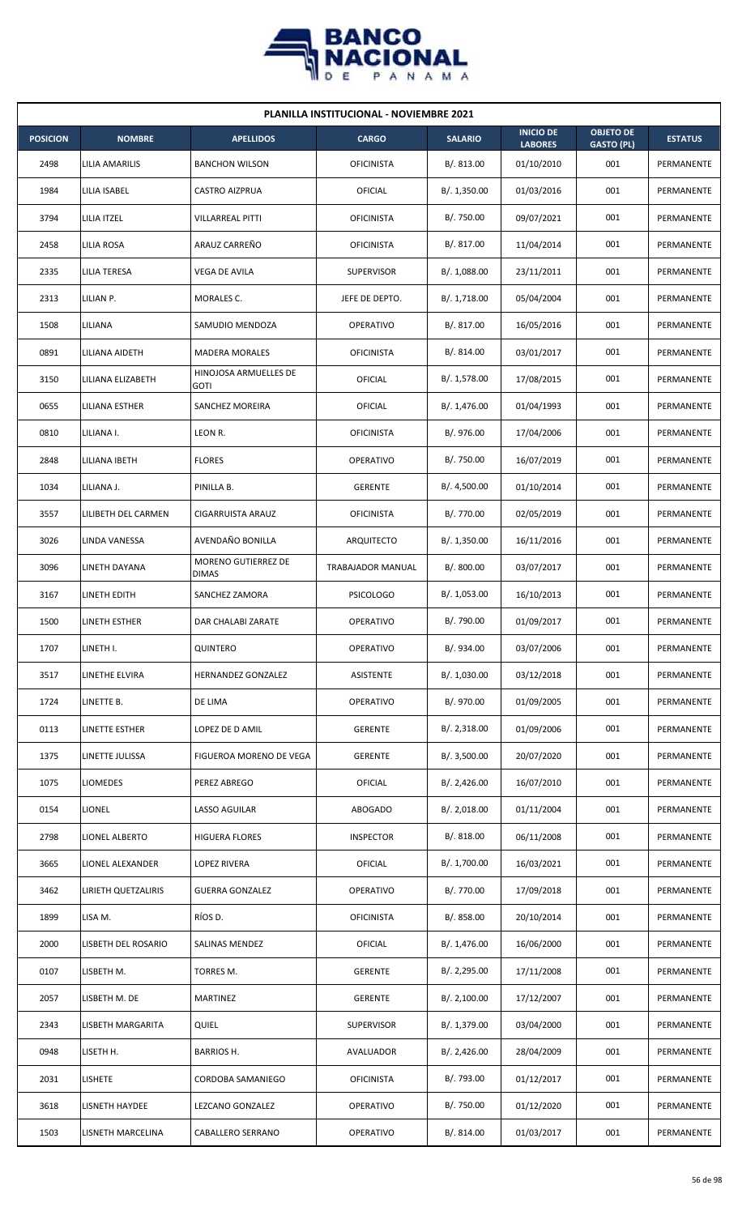**PLANILLA INSTITUCIONAL - NOVIEMBRE 2021**

| POSICION | NOMBRE | APELLIDOS | CARGO | SALARIO | INICIO DE LABORES | OBJETO DE GASTO (PL) | ESTATUS |
|---|---|---|---|---|---|---|---|
| 2498 | LILIA AMARILIS | BANCHON WILSON | OFICINISTA | B/. 813.00 | 01/10/2010 | 001 | PERMANENTE |
| 1984 | LILIA ISABEL | CASTRO AIZPRUA | OFICIAL | B/. 1,350.00 | 01/03/2016 | 001 | PERMANENTE |
| 3794 | LILIA ITZEL | VILLARREAL PITTI | OFICINISTA | B/. 750.00 | 09/07/2021 | 001 | PERMANENTE |
| 2458 | LILIA ROSA | ARAUZ CARREÑO | OFICINISTA | B/. 817.00 | 11/04/2014 | 001 | PERMANENTE |
| 2335 | LILIA TERESA | VEGA DE AVILA | SUPERVISOR | B/. 1,088.00 | 23/11/2011 | 001 | PERMANENTE |
| 2313 | LILIAN P. | MORALES C. | JEFE DE DEPTO. | B/. 1,718.00 | 05/04/2004 | 001 | PERMANENTE |
| 1508 | LILIANA | SAMUDIO MENDOZA | OPERATIVO | B/. 817.00 | 16/05/2016 | 001 | PERMANENTE |
| 0891 | LILIANA AIDETH | MADERA MORALES | OFICINISTA | B/. 814.00 | 03/01/2017 | 001 | PERMANENTE |
| 3150 | LILIANA ELIZABETH | HINOJOSA ARMUELLES DE GOTI | OFICIAL | B/. 1,578.00 | 17/08/2015 | 001 | PERMANENTE |
| 0655 | LILIANA ESTHER | SANCHEZ MOREIRA | OFICIAL | B/. 1,476.00 | 01/04/1993 | 001 | PERMANENTE |
| 0810 | LILIANA I. | LEON R. | OFICINISTA | B/. 976.00 | 17/04/2006 | 001 | PERMANENTE |
| 2848 | LILIANA IBETH | FLORES | OPERATIVO | B/. 750.00 | 16/07/2019 | 001 | PERMANENTE |
| 1034 | LILIANA J. | PINILLA B. | GERENTE | B/. 4,500.00 | 01/10/2014 | 001 | PERMANENTE |
| 3557 | LILIBETH DEL CARMEN | CIGARRUISTA ARAUZ | OFICINISTA | B/. 770.00 | 02/05/2019 | 001 | PERMANENTE |
| 3026 | LINDA VANESSA | AVENDAÑO BONILLA | ARQUITECTO | B/. 1,350.00 | 16/11/2016 | 001 | PERMANENTE |
| 3096 | LINETH DAYANA | MORENO GUTIERREZ DE DIMAS | TRABAJADOR MANUAL | B/. 800.00 | 03/07/2017 | 001 | PERMANENTE |
| 3167 | LINETH EDITH | SANCHEZ ZAMORA | PSICOLOGO | B/. 1,053.00 | 16/10/2013 | 001 | PERMANENTE |
| 1500 | LINETH ESTHER | DAR CHALABI ZARATE | OPERATIVO | B/. 790.00 | 01/09/2017 | 001 | PERMANENTE |
| 1707 | LINETH I. | QUINTERO | OPERATIVO | B/. 934.00 | 03/07/2006 | 001 | PERMANENTE |
| 3517 | LINETHE ELVIRA | HERNANDEZ GONZALEZ | ASISTENTE | B/. 1,030.00 | 03/12/2018 | 001 | PERMANENTE |
| 1724 | LINETTE B. | DE LIMA | OPERATIVO | B/. 970.00 | 01/09/2005 | 001 | PERMANENTE |
| 0113 | LINETTE ESTHER | LOPEZ DE D AMIL | GERENTE | B/. 2,318.00 | 01/09/2006 | 001 | PERMANENTE |
| 1375 | LINETTE JULISSA | FIGUEROA MORENO DE VEGA | GERENTE | B/. 3,500.00 | 20/07/2020 | 001 | PERMANENTE |
| 1075 | LIOMEDES | PEREZ ABREGO | OFICIAL | B/. 2,426.00 | 16/07/2010 | 001 | PERMANENTE |
| 0154 | LIONEL | LASSO AGUILAR | ABOGADO | B/. 2,018.00 | 01/11/2004 | 001 | PERMANENTE |
| 2798 | LIONEL ALBERTO | HIGUERA FLORES | INSPECTOR | B/. 818.00 | 06/11/2008 | 001 | PERMANENTE |
| 3665 | LIONEL ALEXANDER | LOPEZ RIVERA | OFICIAL | B/. 1,700.00 | 16/03/2021 | 001 | PERMANENTE |
| 3462 | LIRIETH QUETZALIRIS | GUERRA GONZALEZ | OPERATIVO | B/. 770.00 | 17/09/2018 | 001 | PERMANENTE |
| 1899 | LISA M. | RÍOS D. | OFICINISTA | B/. 858.00 | 20/10/2014 | 001 | PERMANENTE |
| 2000 | LISBETH DEL ROSARIO | SALINAS MENDEZ | OFICIAL | B/. 1,476.00 | 16/06/2000 | 001 | PERMANENTE |
| 0107 | LISBETH M. | TORRES M. | GERENTE | B/. 2,295.00 | 17/11/2008 | 001 | PERMANENTE |
| 2057 | LISBETH M. DE | MARTINEZ | GERENTE | B/. 2,100.00 | 17/12/2007 | 001 | PERMANENTE |
| 2343 | LISBETH MARGARITA | QUIEL | SUPERVISOR | B/. 1,379.00 | 03/04/2000 | 001 | PERMANENTE |
| 0948 | LISETH H. | BARRIOS H. | AVALUADOR | B/. 2,426.00 | 28/04/2009 | 001 | PERMANENTE |
| 2031 | LISHETE | CORDOBA SAMANIEGO | OFICINISTA | B/. 793.00 | 01/12/2017 | 001 | PERMANENTE |
| 3618 | LISNETH HAYDEE | LEZCANO GONZALEZ | OPERATIVO | B/. 750.00 | 01/12/2020 | 001 | PERMANENTE |
| 1503 | LISNETH MARCELINA | CABALLERO SERRANO | OPERATIVO | B/. 814.00 | 01/03/2017 | 001 | PERMANENTE |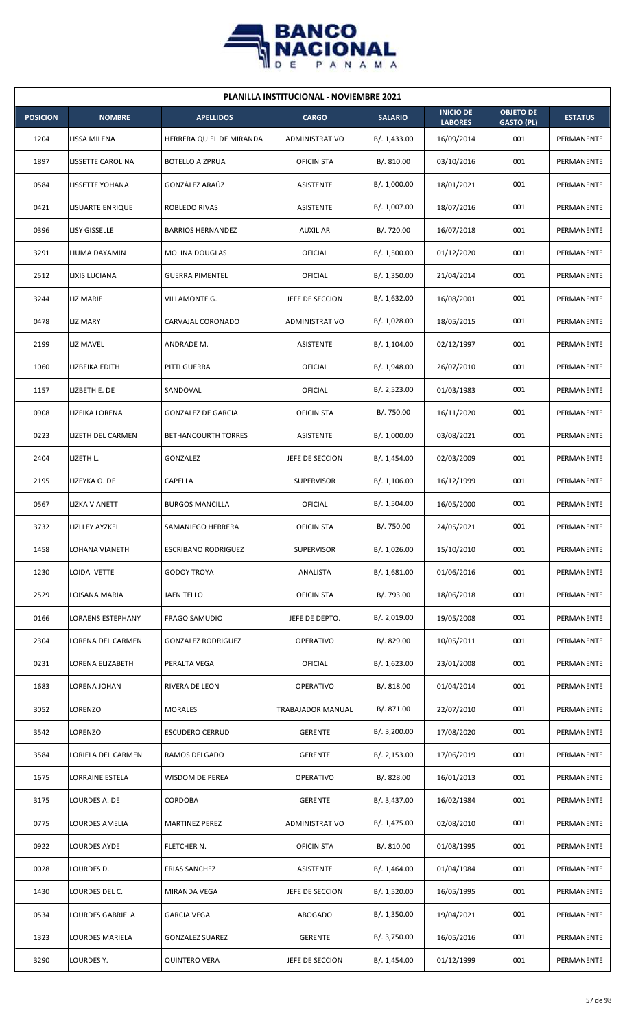## PLANILLA INSTITUCIONAL - NOVIEMBRE 2021

| POSICION | NOMBRE | APELLIDOS | CARGO | SALARIO | INICIO DE LABORES | OBJETO DE GASTO (PL) | ESTATUS |
|---|---|---|---|---|---|---|---|
| 1204 | LISSA MILENA | HERRERA QUIEL DE MIRANDA | ADMINISTRATIVO | B/. 1,433.00 | 16/09/2014 | 001 | PERMANENTE |
| 1897 | LISSETTE CAROLINA | BOTELLO AIZPRUA | OFICINISTA | B/. 810.00 | 03/10/2016 | 001 | PERMANENTE |
| 0584 | LISSETTE YOHANA | GONZÁLEZ ARAÚZ | ASISTENTE | B/. 1,000.00 | 18/01/2021 | 001 | PERMANENTE |
| 0421 | LISUARTE ENRIQUE | ROBLEDO RIVAS | ASISTENTE | B/. 1,007.00 | 18/07/2016 | 001 | PERMANENTE |
| 0396 | LISY GISSELLE | BARRIOS HERNANDEZ | AUXILIAR | B/. 720.00 | 16/07/2018 | 001 | PERMANENTE |
| 3291 | LIUMA DAYAMIN | MOLINA DOUGLAS | OFICIAL | B/. 1,500.00 | 01/12/2020 | 001 | PERMANENTE |
| 2512 | LIXIS LUCIANA | GUERRA PIMENTEL | OFICIAL | B/. 1,350.00 | 21/04/2014 | 001 | PERMANENTE |
| 3244 | LIZ MARIE | VILLAMONTE G. | JEFE DE SECCION | B/. 1,632.00 | 16/08/2001 | 001 | PERMANENTE |
| 0478 | LIZ MARY | CARVAJAL CORONADO | ADMINISTRATIVO | B/. 1,028.00 | 18/05/2015 | 001 | PERMANENTE |
| 2199 | LIZ MAVEL | ANDRADE M. | ASISTENTE | B/. 1,104.00 | 02/12/1997 | 001 | PERMANENTE |
| 1060 | LIZBEIKA EDITH | PITTI GUERRA | OFICIAL | B/. 1,948.00 | 26/07/2010 | 001 | PERMANENTE |
| 1157 | LIZBETH E. DE | SANDOVAL | OFICIAL | B/. 2,523.00 | 01/03/1983 | 001 | PERMANENTE |
| 0908 | LIZEIKA LORENA | GONZALEZ DE GARCIA | OFICINISTA | B/. 750.00 | 16/11/2020 | 001 | PERMANENTE |
| 0223 | LIZETH DEL CARMEN | BETHANCOURTH TORRES | ASISTENTE | B/. 1,000.00 | 03/08/2021 | 001 | PERMANENTE |
| 2404 | LIZETH L. | GONZALEZ | JEFE DE SECCION | B/. 1,454.00 | 02/03/2009 | 001 | PERMANENTE |
| 2195 | LIZEYKA O. DE | CAPELLA | SUPERVISOR | B/. 1,106.00 | 16/12/1999 | 001 | PERMANENTE |
| 0567 | LIZKA VIANETT | BURGOS MANCILLA | OFICIAL | B/. 1,504.00 | 16/05/2000 | 001 | PERMANENTE |
| 3732 | LIZLLEY AYZKEL | SAMANIEGO HERRERA | OFICINISTA | B/. 750.00 | 24/05/2021 | 001 | PERMANENTE |
| 1458 | LOHANA VIANETH | ESCRIBANO RODRIGUEZ | SUPERVISOR | B/. 1,026.00 | 15/10/2010 | 001 | PERMANENTE |
| 1230 | LOIDA IVETTE | GODOY TROYA | ANALISTA | B/. 1,681.00 | 01/06/2016 | 001 | PERMANENTE |
| 2529 | LOISANA MARIA | JAEN TELLO | OFICINISTA | B/. 793.00 | 18/06/2018 | 001 | PERMANENTE |
| 0166 | LORAENS ESTEPHANY | FRAGO SAMUDIO | JEFE DE DEPTO. | B/. 2,019.00 | 19/05/2008 | 001 | PERMANENTE |
| 2304 | LORENA DEL CARMEN | GONZALEZ RODRIGUEZ | OPERATIVO | B/. 829.00 | 10/05/2011 | 001 | PERMANENTE |
| 0231 | LORENA ELIZABETH | PERALTA VEGA | OFICIAL | B/. 1,623.00 | 23/01/2008 | 001 | PERMANENTE |
| 1683 | LORENA JOHAN | RIVERA DE LEON | OPERATIVO | B/. 818.00 | 01/04/2014 | 001 | PERMANENTE |
| 3052 | LORENZO | MORALES | TRABAJADOR MANUAL | B/. 871.00 | 22/07/2010 | 001 | PERMANENTE |
| 3542 | LORENZO | ESCUDERO CERRUD | GERENTE | B/. 3,200.00 | 17/08/2020 | 001 | PERMANENTE |
| 3584 | LORIELA DEL CARMEN | RAMOS DELGADO | GERENTE | B/. 2,153.00 | 17/06/2019 | 001 | PERMANENTE |
| 1675 | LORRAINE ESTELA | WISDOM DE PEREA | OPERATIVO | B/. 828.00 | 16/01/2013 | 001 | PERMANENTE |
| 3175 | LOURDES A. DE | CORDOBA | GERENTE | B/. 3,437.00 | 16/02/1984 | 001 | PERMANENTE |
| 0775 | LOURDES AMELIA | MARTINEZ PEREZ | ADMINISTRATIVO | B/. 1,475.00 | 02/08/2010 | 001 | PERMANENTE |
| 0922 | LOURDES AYDE | FLETCHER N. | OFICINISTA | B/. 810.00 | 01/08/1995 | 001 | PERMANENTE |
| 0028 | LOURDES D. | FRIAS SANCHEZ | ASISTENTE | B/. 1,464.00 | 01/04/1984 | 001 | PERMANENTE |
| 1430 | LOURDES DEL C. | MIRANDA VEGA | JEFE DE SECCION | B/. 1,520.00 | 16/05/1995 | 001 | PERMANENTE |
| 0534 | LOURDES GABRIELA | GARCIA VEGA | ABOGADO | B/. 1,350.00 | 19/04/2021 | 001 | PERMANENTE |
| 1323 | LOURDES MARIELA | GONZALEZ SUAREZ | GERENTE | B/. 3,750.00 | 16/05/2016 | 001 | PERMANENTE |
| 3290 | LOURDES Y. | QUINTERO VERA | JEFE DE SECCION | B/. 1,454.00 | 01/12/1999 | 001 | PERMANENTE |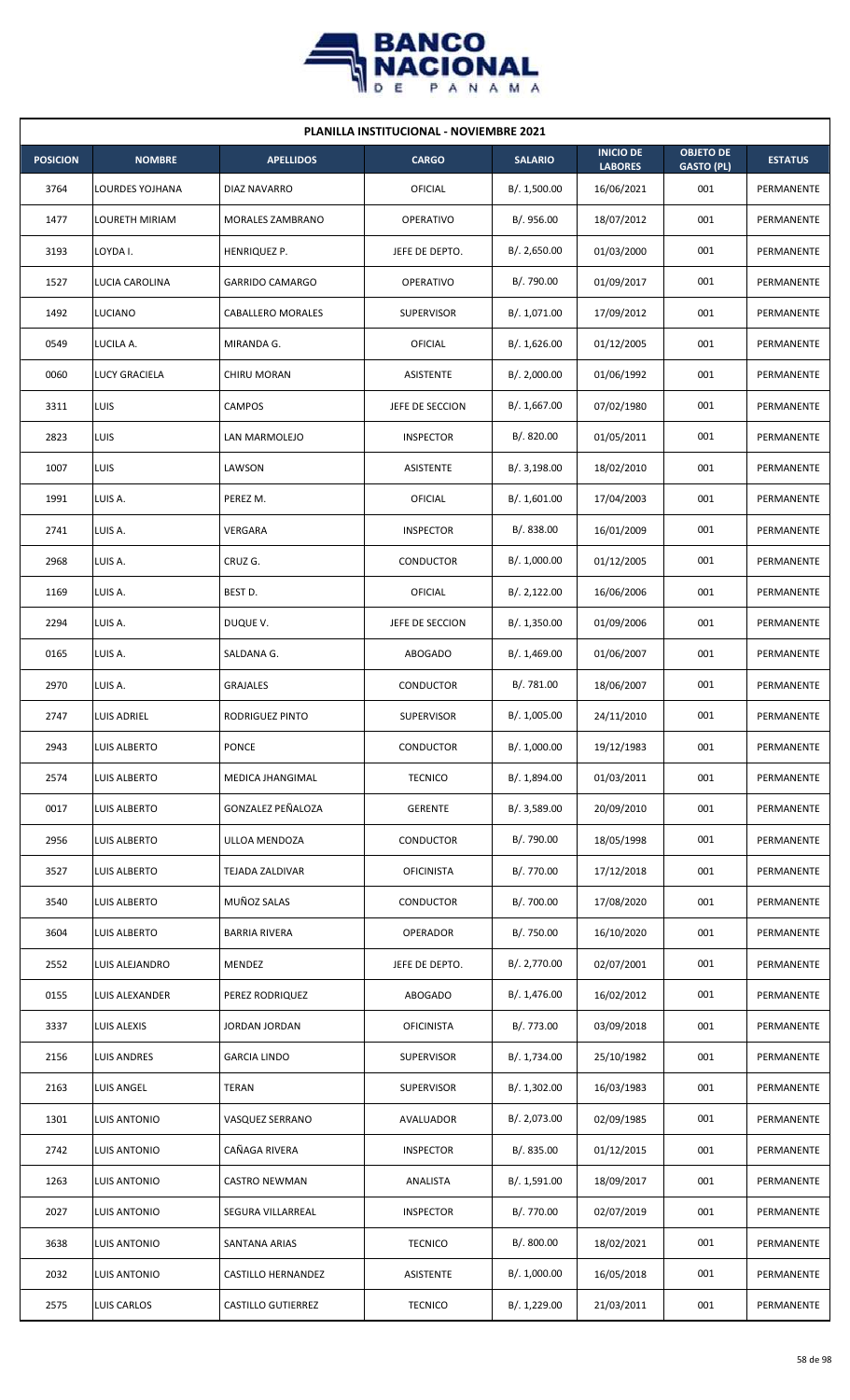**PLANILLA INSTITUCIONAL - NOVIEMBRE 2021**

| POSICION | NOMBRE | APELLIDOS | CARGO | SALARIO | INICIO DE LABORES | OBJETO DE GASTO (PL) | ESTATUS |
|---|---|---|---|---|---|---|---|
| 3764 | LOURDES YOJHANA | DIAZ NAVARRO | OFICIAL | B/. 1,500.00 | 16/06/2021 | 001 | PERMANENTE |
| 1477 | LOURETH MIRIAM | MORALES ZAMBRANO | OPERATIVO | B/. 956.00 | 18/07/2012 | 001 | PERMANENTE |
| 3193 | LOYDA I. | HENRIQUEZ P. | JEFE DE DEPTO. | B/. 2,650.00 | 01/03/2000 | 001 | PERMANENTE |
| 1527 | LUCIA CAROLINA | GARRIDO CAMARGO | OPERATIVO | B/. 790.00 | 01/09/2017 | 001 | PERMANENTE |
| 1492 | LUCIANO | CABALLERO MORALES | SUPERVISOR | B/. 1,071.00 | 17/09/2012 | 001 | PERMANENTE |
| 0549 | LUCILA A. | MIRANDA G. | OFICIAL | B/. 1,626.00 | 01/12/2005 | 001 | PERMANENTE |
| 0060 | LUCY GRACIELA | CHIRU MORAN | ASISTENTE | B/. 2,000.00 | 01/06/1992 | 001 | PERMANENTE |
| 3311 | LUIS | CAMPOS | JEFE DE SECCION | B/. 1,667.00 | 07/02/1980 | 001 | PERMANENTE |
| 2823 | LUIS | LAN MARMOLEJO | INSPECTOR | B/. 820.00 | 01/05/2011 | 001 | PERMANENTE |
| 1007 | LUIS | LAWSON | ASISTENTE | B/. 3,198.00 | 18/02/2010 | 001 | PERMANENTE |
| 1991 | LUIS A. | PEREZ M. | OFICIAL | B/. 1,601.00 | 17/04/2003 | 001 | PERMANENTE |
| 2741 | LUIS A. | VERGARA | INSPECTOR | B/. 838.00 | 16/01/2009 | 001 | PERMANENTE |
| 2968 | LUIS A. | CRUZ G. | CONDUCTOR | B/. 1,000.00 | 01/12/2005 | 001 | PERMANENTE |
| 1169 | LUIS A. | BEST D. | OFICIAL | B/. 2,122.00 | 16/06/2006 | 001 | PERMANENTE |
| 2294 | LUIS A. | DUQUE V. | JEFE DE SECCION | B/. 1,350.00 | 01/09/2006 | 001 | PERMANENTE |
| 0165 | LUIS A. | SALDANA G. | ABOGADO | B/. 1,469.00 | 01/06/2007 | 001 | PERMANENTE |
| 2970 | LUIS A. | GRAJALES | CONDUCTOR | B/. 781.00 | 18/06/2007 | 001 | PERMANENTE |
| 2747 | LUIS ADRIEL | RODRIGUEZ PINTO | SUPERVISOR | B/. 1,005.00 | 24/11/2010 | 001 | PERMANENTE |
| 2943 | LUIS ALBERTO | PONCE | CONDUCTOR | B/. 1,000.00 | 19/12/1983 | 001 | PERMANENTE |
| 2574 | LUIS ALBERTO | MEDICA JHANGIMAL | TECNICO | B/. 1,894.00 | 01/03/2011 | 001 | PERMANENTE |
| 0017 | LUIS ALBERTO | GONZALEZ PEÑALOZA | GERENTE | B/. 3,589.00 | 20/09/2010 | 001 | PERMANENTE |
| 2956 | LUIS ALBERTO | ULLOA MENDOZA | CONDUCTOR | B/. 790.00 | 18/05/1998 | 001 | PERMANENTE |
| 3527 | LUIS ALBERTO | TEJADA ZALDIVAR | OFICINISTA | B/. 770.00 | 17/12/2018 | 001 | PERMANENTE |
| 3540 | LUIS ALBERTO | MUÑOZ SALAS | CONDUCTOR | B/. 700.00 | 17/08/2020 | 001 | PERMANENTE |
| 3604 | LUIS ALBERTO | BARRIA RIVERA | OPERADOR | B/. 750.00 | 16/10/2020 | 001 | PERMANENTE |
| 2552 | LUIS ALEJANDRO | MENDEZ | JEFE DE DEPTO. | B/. 2,770.00 | 02/07/2001 | 001 | PERMANENTE |
| 0155 | LUIS ALEXANDER | PEREZ RODRIQUEZ | ABOGADO | B/. 1,476.00 | 16/02/2012 | 001 | PERMANENTE |
| 3337 | LUIS ALEXIS | JORDAN JORDAN | OFICINISTA | B/. 773.00 | 03/09/2018 | 001 | PERMANENTE |
| 2156 | LUIS ANDRES | GARCIA LINDO | SUPERVISOR | B/. 1,734.00 | 25/10/1982 | 001 | PERMANENTE |
| 2163 | LUIS ANGEL | TERAN | SUPERVISOR | B/. 1,302.00 | 16/03/1983 | 001 | PERMANENTE |
| 1301 | LUIS ANTONIO | VASQUEZ SERRANO | AVALUADOR | B/. 2,073.00 | 02/09/1985 | 001 | PERMANENTE |
| 2742 | LUIS ANTONIO | CAÑAGA RIVERA | INSPECTOR | B/. 835.00 | 01/12/2015 | 001 | PERMANENTE |
| 1263 | LUIS ANTONIO | CASTRO NEWMAN | ANALISTA | B/. 1,591.00 | 18/09/2017 | 001 | PERMANENTE |
| 2027 | LUIS ANTONIO | SEGURA VILLARREAL | INSPECTOR | B/. 770.00 | 02/07/2019 | 001 | PERMANENTE |
| 3638 | LUIS ANTONIO | SANTANA ARIAS | TECNICO | B/. 800.00 | 18/02/2021 | 001 | PERMANENTE |
| 2032 | LUIS ANTONIO | CASTILLO HERNANDEZ | ASISTENTE | B/. 1,000.00 | 16/05/2018 | 001 | PERMANENTE |
| 2575 | LUIS CARLOS | CASTILLO GUTIERREZ | TECNICO | B/. 1,229.00 | 21/03/2011 | 001 | PERMANENTE |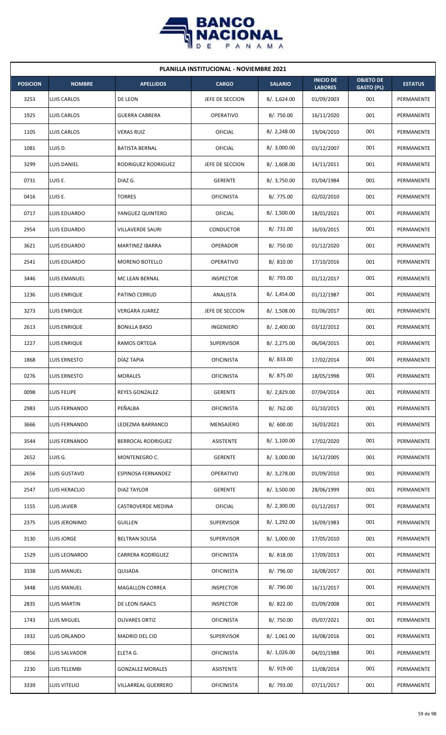| PLANILLA INSTITUCIONAL - NOVIEMBRE 2021 | | | | | | | |
|---|---|---|---|---|---|---|---|
| **POSICION** | **NOMBRE** | **APELLIDOS** | **CARGO** | **SALARIO** | **INICIO DE LABORES** | **OBJETO DE GASTO (PL)** | **ESTATUS** |
| 3253 | LUIS CARLOS | DE LEON | JEFE DE SECCION | B/. 1,624.00 | 01/09/2003 | 001 | PERMANENTE |
| 1925 | LUIS CARLOS | GUERRA CABRERA | OPERATIVO | B/. 750.00 | 16/11/2020 | 001 | PERMANENTE |
| 1105 | LUIS CARLOS | VERAS RUIZ | OFICIAL | B/. 2,248.00 | 19/04/2010 | 001 | PERMANENTE |
| 1081 | LUIS D. | BATISTA BERNAL | OFICIAL | B/. 3,000.00 | 03/12/2007 | 001 | PERMANENTE |
| 3299 | LUIS DANIEL | RODRIGUEZ RODRIGUEZ | JEFE DE SECCION | B/. 1,608.00 | 14/11/2011 | 001 | PERMANENTE |
| 0731 | LUIS E. | DIAZ G. | GERENTE | B/. 3,750.00 | 01/04/1984 | 001 | PERMANENTE |
| 0416 | LUIS E. | TORRES | OFICINISTA | B/. 775.00 | 02/02/2010 | 001 | PERMANENTE |
| 0717 | LUIS EDUARDO | YANGUEZ QUINTERO | OFICIAL | B/. 1,500.00 | 18/01/2021 | 001 | PERMANENTE |
| 2954 | LUIS EDUARDO | VILLAVERDE SAURI | CONDUCTOR | B/. 731.00 | 16/03/2015 | 001 | PERMANENTE |
| 3621 | LUIS EDUARDO | MARTINEZ IBARRA | OPERADOR | B/. 750.00 | 01/12/2020 | 001 | PERMANENTE |
| 2541 | LUIS EDUARDO | MORENO BOTELLO | OPERATIVO | B/. 810.00 | 17/10/2016 | 001 | PERMANENTE |
| 3446 | LUIS EMANUEL | MC LEAN BERNAL | INSPECTOR | B/. 793.00 | 01/12/2017 | 001 | PERMANENTE |
| 1236 | LUIS ENRIQUE | PATINO CERRUD | ANALISTA | B/. 1,454.00 | 01/12/1987 | 001 | PERMANENTE |
| 3273 | LUIS ENRIQUE | VERGARA JUAREZ | JEFE DE SECCION | B/. 1,508.00 | 01/06/2017 | 001 | PERMANENTE |
| 2613 | LUIS ENRIQUE | BONILLA BASO | INGENIERO | B/. 2,400.00 | 03/12/2012 | 001 | PERMANENTE |
| 1227 | LUIS ENRIQUE | RAMOS ORTEGA | SUPERVISOR | B/. 2,275.00 | 06/04/2015 | 001 | PERMANENTE |
| 1868 | LUIS ERNESTO | DÍAZ TAPIA | OFICINISTA | B/. 833.00 | 17/02/2014 | 001 | PERMANENTE |
| 0276 | LUIS ERNESTO | MORALES | OFICINISTA | B/. 875.00 | 18/05/1998 | 001 | PERMANENTE |
| 0098 | LUIS FELIPE | REYES GONZALEZ | GERENTE | B/. 2,829.00 | 07/04/2014 | 001 | PERMANENTE |
| 2983 | LUIS FERNANDO | PEÑALBA | OFICINISTA | B/. 762.00 | 01/10/2015 | 001 | PERMANENTE |
| 3666 | LUIS FERNANDO | LEDEZMA BARRANCO | MENSAJERO | B/. 600.00 | 16/03/2021 | 001 | PERMANENTE |
| 3544 | LUIS FERNANDO | BERROCAL RODRIGUEZ | ASISTENTE | B/. 1,100.00 | 17/02/2020 | 001 | PERMANENTE |
| 2652 | LUIS G. | MONTENEGRO C. | GERENTE | B/. 3,000.00 | 16/12/2005 | 001 | PERMANENTE |
| 2656 | LUIS GUSTAVO | ESPINOSA FERNANDEZ | OPERATIVO | B/. 3,278.00 | 01/09/2010 | 001 | PERMANENTE |
| 2547 | LUIS HERACLIO | DIAZ TAYLOR | GERENTE | B/. 3,500.00 | 28/06/1999 | 001 | PERMANENTE |
| 1155 | LUIS JAVIER | CASTROVERDE MEDINA | OFICIAL | B/. 2,300.00 | 01/12/2017 | 001 | PERMANENTE |
| 2375 | LUIS JERONIMO | GUILLEN | SUPERVISOR | B/. 1,292.00 | 16/09/1983 | 001 | PERMANENTE |
| 3130 | LUIS JORGE | BELTRAN SOUSA | SUPERVISOR | B/. 1,000.00 | 17/05/2010 | 001 | PERMANENTE |
| 1529 | LUIS LEONARDO | CARRERA RODRÌGUEZ | OFICINISTA | B/. 818.00 | 17/09/2013 | 001 | PERMANENTE |
| 3338 | LUIS MANUEL | QUIJADA | OFICINISTA | B/. 796.00 | 16/08/2017 | 001 | PERMANENTE |
| 3448 | LUIS MANUEL | MAGALLON CORREA | INSPECTOR | B/. 790.00 | 16/11/2017 | 001 | PERMANENTE |
| 2835 | LUIS MARTIN | DE LEON ISAACS | INSPECTOR | B/. 822.00 | 01/09/2008 | 001 | PERMANENTE |
| 1743 | LUIS MIGUEL | OLIVARES ORTIZ | OFICINISTA | B/. 750.00 | 05/07/2021 | 001 | PERMANENTE |
| 1932 | LUIS ORLANDO | MADRID DEL CID | SUPERVISOR | B/. 1,061.00 | 16/08/2016 | 001 | PERMANENTE |
| 0856 | LUIS SALVADOR | ELETA G. | OFICINISTA | B/. 1,026.00 | 04/01/1988 | 001 | PERMANENTE |
| 2230 | LUIS TELEMBI | GONZALEZ MORALES | ASISTENTE | B/. 919.00 | 11/08/2014 | 001 | PERMANENTE |
| 3339 | LUIS VITELIO | VILLARREAL GUERRERO | OFICINISTA | B/. 793.00 | 07/11/2017 | 001 | PERMANENTE |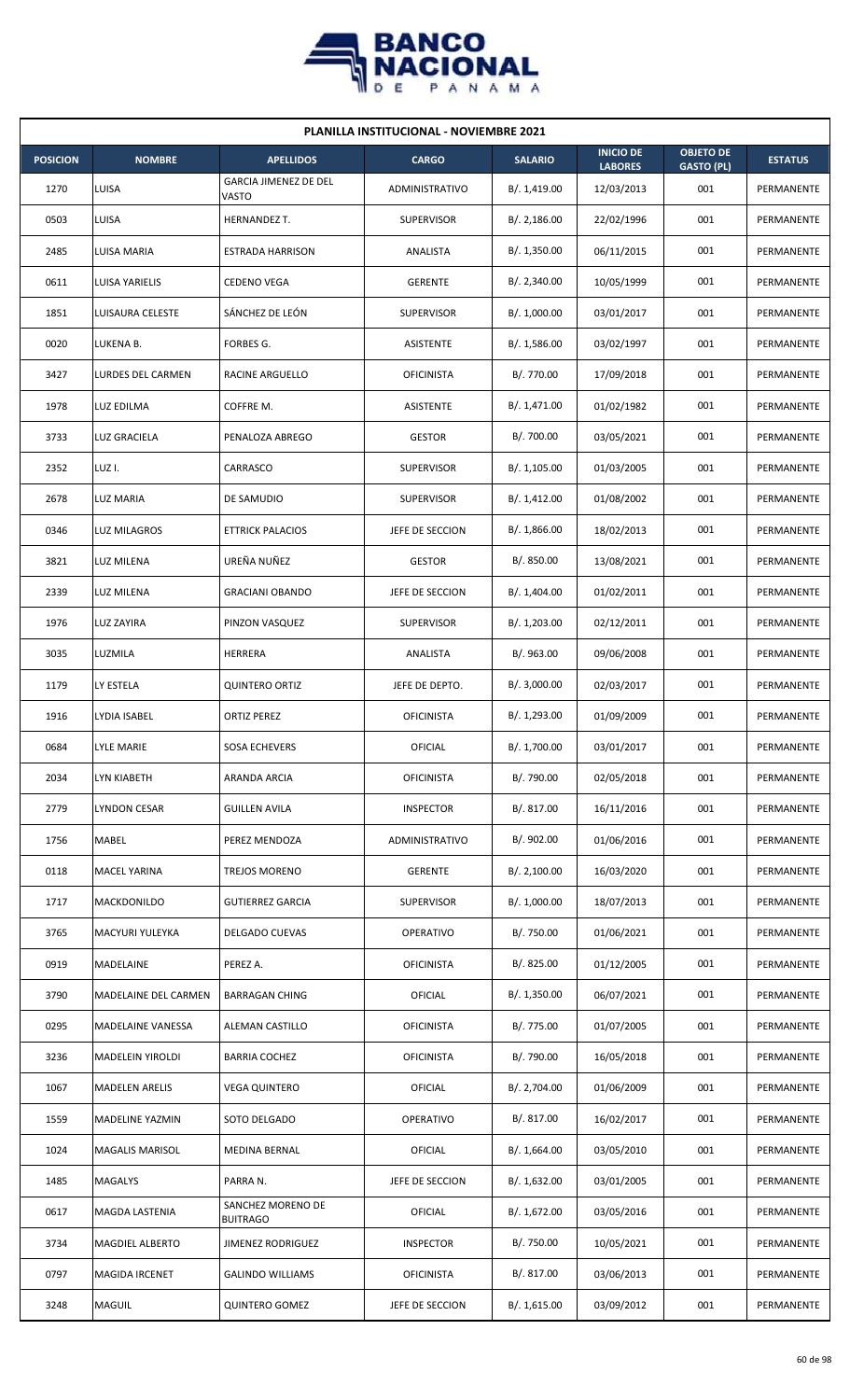## PLANILLA INSTITUCIONAL - NOVIEMBRE 2021

| POSICION | NOMBRE | APELLIDOS | CARGO | SALARIO | INICIO DE LABORES | OBJETO DE GASTO (PL) | ESTATUS |
|---|---|---|---|---|---|---|---|
| 1270 | LUISA | GARCIA JIMENEZ DE DEL VASTO | ADMINISTRATIVO | B/. 1,419.00 | 12/03/2013 | 001 | PERMANENTE |
| 0503 | LUISA | HERNANDEZ T. | SUPERVISOR | B/. 2,186.00 | 22/02/1996 | 001 | PERMANENTE |
| 2485 | LUISA MARIA | ESTRADA HARRISON | ANALISTA | B/. 1,350.00 | 06/11/2015 | 001 | PERMANENTE |
| 0611 | LUISA YARIELIS | CEDENO VEGA | GERENTE | B/. 2,340.00 | 10/05/1999 | 001 | PERMANENTE |
| 1851 | LUISAURA CELESTE | SÁNCHEZ DE LEÓN | SUPERVISOR | B/. 1,000.00 | 03/01/2017 | 001 | PERMANENTE |
| 0020 | LUKENA B. | FORBES G. | ASISTENTE | B/. 1,586.00 | 03/02/1997 | 001 | PERMANENTE |
| 3427 | LURDES DEL CARMEN | RACINE ARGUELLO | OFICINISTA | B/. 770.00 | 17/09/2018 | 001 | PERMANENTE |
| 1978 | LUZ EDILMA | COFFRE M. | ASISTENTE | B/. 1,471.00 | 01/02/1982 | 001 | PERMANENTE |
| 3733 | LUZ GRACIELA | PENALOZA ABREGO | GESTOR | B/. 700.00 | 03/05/2021 | 001 | PERMANENTE |
| 2352 | LUZ I. | CARRASCO | SUPERVISOR | B/. 1,105.00 | 01/03/2005 | 001 | PERMANENTE |
| 2678 | LUZ MARIA | DE SAMUDIO | SUPERVISOR | B/. 1,412.00 | 01/08/2002 | 001 | PERMANENTE |
| 0346 | LUZ MILAGROS | ETTRICK PALACIOS | JEFE DE SECCION | B/. 1,866.00 | 18/02/2013 | 001 | PERMANENTE |
| 3821 | LUZ MILENA | UREÑA NUÑEZ | GESTOR | B/. 850.00 | 13/08/2021 | 001 | PERMANENTE |
| 2339 | LUZ MILENA | GRACIANI OBANDO | JEFE DE SECCION | B/. 1,404.00 | 01/02/2011 | 001 | PERMANENTE |
| 1976 | LUZ ZAYIRA | PINZON VASQUEZ | SUPERVISOR | B/. 1,203.00 | 02/12/2011 | 001 | PERMANENTE |
| 3035 | LUZMILA | HERRERA | ANALISTA | B/. 963.00 | 09/06/2008 | 001 | PERMANENTE |
| 1179 | LY ESTELA | QUINTERO ORTIZ | JEFE DE DEPTO. | B/. 3,000.00 | 02/03/2017 | 001 | PERMANENTE |
| 1916 | LYDIA ISABEL | ORTIZ PEREZ | OFICINISTA | B/. 1,293.00 | 01/09/2009 | 001 | PERMANENTE |
| 0684 | LYLE MARIE | SOSA ECHEVERS | OFICIAL | B/. 1,700.00 | 03/01/2017 | 001 | PERMANENTE |
| 2034 | LYN KIABETH | ARANDA ARCIA | OFICINISTA | B/. 790.00 | 02/05/2018 | 001 | PERMANENTE |
| 2779 | LYNDON CESAR | GUILLEN AVILA | INSPECTOR | B/. 817.00 | 16/11/2016 | 001 | PERMANENTE |
| 1756 | MABEL | PEREZ MENDOZA | ADMINISTRATIVO | B/. 902.00 | 01/06/2016 | 001 | PERMANENTE |
| 0118 | MACEL YARINA | TREJOS MORENO | GERENTE | B/. 2,100.00 | 16/03/2020 | 001 | PERMANENTE |
| 1717 | MACKDONILDO | GUTIERREZ GARCIA | SUPERVISOR | B/. 1,000.00 | 18/07/2013 | 001 | PERMANENTE |
| 3765 | MACYURI YULEYKA | DELGADO CUEVAS | OPERATIVO | B/. 750.00 | 01/06/2021 | 001 | PERMANENTE |
| 0919 | MADELAINE | PEREZ A. | OFICINISTA | B/. 825.00 | 01/12/2005 | 001 | PERMANENTE |
| 3790 | MADELAINE DEL CARMEN | BARRAGAN CHING | OFICIAL | B/. 1,350.00 | 06/07/2021 | 001 | PERMANENTE |
| 0295 | MADELAINE VANESSA | ALEMAN CASTILLO | OFICINISTA | B/. 775.00 | 01/07/2005 | 001 | PERMANENTE |
| 3236 | MADELEIN YIROLDI | BARRIA COCHEZ | OFICINISTA | B/. 790.00 | 16/05/2018 | 001 | PERMANENTE |
| 1067 | MADELEN ARELIS | VEGA QUINTERO | OFICIAL | B/. 2,704.00 | 01/06/2009 | 001 | PERMANENTE |
| 1559 | MADELINE YAZMIN | SOTO DELGADO | OPERATIVO | B/. 817.00 | 16/02/2017 | 001 | PERMANENTE |
| 1024 | MAGALIS MARISOL | MEDINA BERNAL | OFICIAL | B/. 1,664.00 | 03/05/2010 | 001 | PERMANENTE |
| 1485 | MAGALYS | PARRA N. | JEFE DE SECCION | B/. 1,632.00 | 03/01/2005 | 001 | PERMANENTE |
| 0617 | MAGDA LASTENIA | SANCHEZ MORENO DE BUITRAGO | OFICIAL | B/. 1,672.00 | 03/05/2016 | 001 | PERMANENTE |
| 3734 | MAGDIEL ALBERTO | JIMENEZ RODRIGUEZ | INSPECTOR | B/. 750.00 | 10/05/2021 | 001 | PERMANENTE |
| 0797 | MAGIDA IRCENET | GALINDO WILLIAMS | OFICINISTA | B/. 817.00 | 03/06/2013 | 001 | PERMANENTE |
| 3248 | MAGUIL | QUINTERO GOMEZ | JEFE DE SECCION | B/. 1,615.00 | 03/09/2012 | 001 | PERMANENTE |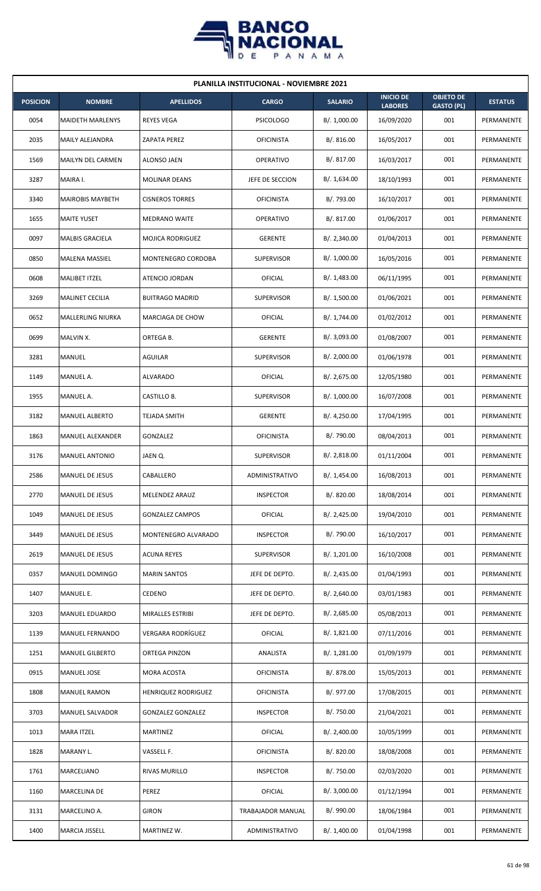## PLANILLA INSTITUCIONAL - NOVIEMBRE 2021

| POSICION | NOMBRE | APELLIDOS | CARGO | SALARIO | INICIO DE LABORES | OBJETO DE GASTO (PL) | ESTATUS |
|---|---|---|---|---|---|---|---|
| 0054 | MAIDETH MARLENYS | REYES VEGA | PSICOLOGO | B/. 1,000.00 | 16/09/2020 | 001 | PERMANENTE |
| 2035 | MAILY ALEJANDRA | ZAPATA PEREZ | OFICINISTA | B/. 816.00 | 16/05/2017 | 001 | PERMANENTE |
| 1569 | MAILYN DEL CARMEN | ALONSO JAEN | OPERATIVO | B/. 817.00 | 16/03/2017 | 001 | PERMANENTE |
| 3287 | MAIRA I. | MOLINAR DEANS | JEFE DE SECCION | B/. 1,634.00 | 18/10/1993 | 001 | PERMANENTE |
| 3340 | MAIROBIS MAYBETH | CISNEROS TORRES | OFICINISTA | B/. 793.00 | 16/10/2017 | 001 | PERMANENTE |
| 1655 | MAITE YUSET | MEDRANO WAITE | OPERATIVO | B/. 817.00 | 01/06/2017 | 001 | PERMANENTE |
| 0097 | MALBIS GRACIELA | MOJICA RODRIGUEZ | GERENTE | B/. 2,340.00 | 01/04/2013 | 001 | PERMANENTE |
| 0850 | MALENA MASSIEL | MONTENEGRO CORDOBA | SUPERVISOR | B/. 1,000.00 | 16/05/2016 | 001 | PERMANENTE |
| 0608 | MALIBET ITZEL | ATENCIO JORDAN | OFICIAL | B/. 1,483.00 | 06/11/1995 | 001 | PERMANENTE |
| 3269 | MALINET CECILIA | BUITRAGO MADRID | SUPERVISOR | B/. 1,500.00 | 01/06/2021 | 001 | PERMANENTE |
| 0652 | MALLERLING NIURKA | MARCIAGA DE CHOW | OFICIAL | B/. 1,744.00 | 01/02/2012 | 001 | PERMANENTE |
| 0699 | MALVIN X. | ORTEGA B. | GERENTE | B/. 3,093.00 | 01/08/2007 | 001 | PERMANENTE |
| 3281 | MANUEL | AGUILAR | SUPERVISOR | B/. 2,000.00 | 01/06/1978 | 001 | PERMANENTE |
| 1149 | MANUEL A. | ALVARADO | OFICIAL | B/. 2,675.00 | 12/05/1980 | 001 | PERMANENTE |
| 1955 | MANUEL A. | CASTILLO B. | SUPERVISOR | B/. 1,000.00 | 16/07/2008 | 001 | PERMANENTE |
| 3182 | MANUEL ALBERTO | TEJADA SMITH | GERENTE | B/. 4,250.00 | 17/04/1995 | 001 | PERMANENTE |
| 1863 | MANUEL ALEXANDER | GONZALEZ | OFICINISTA | B/. 790.00 | 08/04/2013 | 001 | PERMANENTE |
| 3176 | MANUEL ANTONIO | JAEN Q. | SUPERVISOR | B/. 2,818.00 | 01/11/2004 | 001 | PERMANENTE |
| 2586 | MANUEL DE JESUS | CABALLERO | ADMINISTRATIVO | B/. 1,454.00 | 16/08/2013 | 001 | PERMANENTE |
| 2770 | MANUEL DE JESUS | MELENDEZ ARAUZ | INSPECTOR | B/. 820.00 | 18/08/2014 | 001 | PERMANENTE |
| 1049 | MANUEL DE JESUS | GONZALEZ CAMPOS | OFICIAL | B/. 2,425.00 | 19/04/2010 | 001 | PERMANENTE |
| 3449 | MANUEL DE JESUS | MONTENEGRO ALVARADO | INSPECTOR | B/. 790.00 | 16/10/2017 | 001 | PERMANENTE |
| 2619 | MANUEL DE JESUS | ACUNA REYES | SUPERVISOR | B/. 1,201.00 | 16/10/2008 | 001 | PERMANENTE |
| 0357 | MANUEL DOMINGO | MARIN SANTOS | JEFE DE DEPTO. | B/. 2,435.00 | 01/04/1993 | 001 | PERMANENTE |
| 1407 | MANUEL E. | CEDENO | JEFE DE DEPTO. | B/. 2,640.00 | 03/01/1983 | 001 | PERMANENTE |
| 3203 | MANUEL EDUARDO | MIRALLES ESTRIBI | JEFE DE DEPTO. | B/. 2,685.00 | 05/08/2013 | 001 | PERMANENTE |
| 1139 | MANUEL FERNANDO | VERGARA RODRÍGUEZ | OFICIAL | B/. 1,821.00 | 07/11/2016 | 001 | PERMANENTE |
| 1251 | MANUEL GILBERTO | ORTEGA PINZON | ANALISTA | B/. 1,281.00 | 01/09/1979 | 001 | PERMANENTE |
| 0915 | MANUEL JOSE | MORA ACOSTA | OFICINISTA | B/. 878.00 | 15/05/2013 | 001 | PERMANENTE |
| 1808 | MANUEL RAMON | HENRIQUEZ RODRIGUEZ | OFICINISTA | B/. 977.00 | 17/08/2015 | 001 | PERMANENTE |
| 3703 | MANUEL SALVADOR | GONZALEZ GONZALEZ | INSPECTOR | B/. 750.00 | 21/04/2021 | 001 | PERMANENTE |
| 1013 | MARA ITZEL | MARTINEZ | OFICIAL | B/. 2,400.00 | 10/05/1999 | 001 | PERMANENTE |
| 1828 | MARANY L. | VASSELL F. | OFICINISTA | B/. 820.00 | 18/08/2008 | 001 | PERMANENTE |
| 1761 | MARCELIANO | RIVAS MURILLO | INSPECTOR | B/. 750.00 | 02/03/2020 | 001 | PERMANENTE |
| 1160 | MARCELINA DE | PEREZ | OFICIAL | B/. 3,000.00 | 01/12/1994 | 001 | PERMANENTE |
| 3131 | MARCELINO A. | GIRON | TRABAJADOR MANUAL | B/. 990.00 | 18/06/1984 | 001 | PERMANENTE |
| 1400 | MARCIA JISSELL | MARTINEZ W. | ADMINISTRATIVO | B/. 1,400.00 | 01/04/1998 | 001 | PERMANENTE |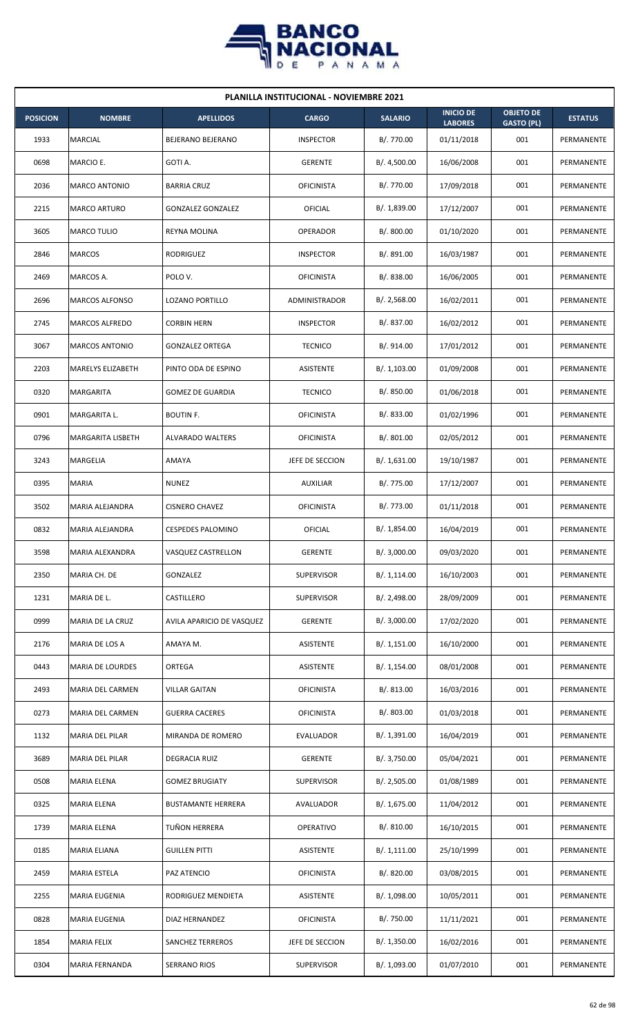## PLANILLA INSTITUCIONAL - NOVIEMBRE 2021

| POSICION | NOMBRE | APELLIDOS | CARGO | SALARIO | INICIO DE LABORES | OBJETO DE GASTO (PL) | ESTATUS |
|---|---|---|---|---|---|---|---|
| 1933 | MARCIAL | BEJERANO BEJERANO | INSPECTOR | B/. 770.00 | 01/11/2018 | 001 | PERMANENTE |
| 0698 | MARCIO E. | GOTI A. | GERENTE | B/. 4,500.00 | 16/06/2008 | 001 | PERMANENTE |
| 2036 | MARCO ANTONIO | BARRIA CRUZ | OFICINISTA | B/. 770.00 | 17/09/2018 | 001 | PERMANENTE |
| 2215 | MARCO ARTURO | GONZALEZ GONZALEZ | OFICIAL | B/. 1,839.00 | 17/12/2007 | 001 | PERMANENTE |
| 3605 | MARCO TULIO | REYNA MOLINA | OPERADOR | B/. 800.00 | 01/10/2020 | 001 | PERMANENTE |
| 2846 | MARCOS | RODRIGUEZ | INSPECTOR | B/. 891.00 | 16/03/1987 | 001 | PERMANENTE |
| 2469 | MARCOS A. | POLO V. | OFICINISTA | B/. 838.00 | 16/06/2005 | 001 | PERMANENTE |
| 2696 | MARCOS ALFONSO | LOZANO PORTILLO | ADMINISTRADOR | B/. 2,568.00 | 16/02/2011 | 001 | PERMANENTE |
| 2745 | MARCOS ALFREDO | CORBIN HERN | INSPECTOR | B/. 837.00 | 16/02/2012 | 001 | PERMANENTE |
| 3067 | MARCOS ANTONIO | GONZALEZ ORTEGA | TECNICO | B/. 914.00 | 17/01/2012 | 001 | PERMANENTE |
| 2203 | MARELYS ELIZABETH | PINTO ODA DE ESPINO | ASISTENTE | B/. 1,103.00 | 01/09/2008 | 001 | PERMANENTE |
| 0320 | MARGARITA | GOMEZ DE GUARDIA | TECNICO | B/. 850.00 | 01/06/2018 | 001 | PERMANENTE |
| 0901 | MARGARITA L. | BOUTIN F. | OFICINISTA | B/. 833.00 | 01/02/1996 | 001 | PERMANENTE |
| 0796 | MARGARITA LISBETH | ALVARADO WALTERS | OFICINISTA | B/. 801.00 | 02/05/2012 | 001 | PERMANENTE |
| 3243 | MARGELIA | AMAYA | JEFE DE SECCION | B/. 1,631.00 | 19/10/1987 | 001 | PERMANENTE |
| 0395 | MARIA | NUNEZ | AUXILIAR | B/. 775.00 | 17/12/2007 | 001 | PERMANENTE |
| 3502 | MARIA ALEJANDRA | CISNERO CHAVEZ | OFICINISTA | B/. 773.00 | 01/11/2018 | 001 | PERMANENTE |
| 0832 | MARIA ALEJANDRA | CESPEDES PALOMINO | OFICIAL | B/. 1,854.00 | 16/04/2019 | 001 | PERMANENTE |
| 3598 | MARIA ALEXANDRA | VASQUEZ CASTRELLON | GERENTE | B/. 3,000.00 | 09/03/2020 | 001 | PERMANENTE |
| 2350 | MARIA CH. DE | GONZALEZ | SUPERVISOR | B/. 1,114.00 | 16/10/2003 | 001 | PERMANENTE |
| 1231 | MARIA DE L. | CASTILLERO | SUPERVISOR | B/. 2,498.00 | 28/09/2009 | 001 | PERMANENTE |
| 0999 | MARIA DE LA CRUZ | AVILA APARICIO DE VASQUEZ | GERENTE | B/. 3,000.00 | 17/02/2020 | 001 | PERMANENTE |
| 2176 | MARIA DE LOS A | AMAYA M. | ASISTENTE | B/. 1,151.00 | 16/10/2000 | 001 | PERMANENTE |
| 0443 | MARIA DE LOURDES | ORTEGA | ASISTENTE | B/. 1,154.00 | 08/01/2008 | 001 | PERMANENTE |
| 2493 | MARIA DEL CARMEN | VILLAR GAITAN | OFICINISTA | B/. 813.00 | 16/03/2016 | 001 | PERMANENTE |
| 0273 | MARIA DEL CARMEN | GUERRA CACERES | OFICINISTA | B/. 803.00 | 01/03/2018 | 001 | PERMANENTE |
| 1132 | MARIA DEL PILAR | MIRANDA DE ROMERO | EVALUADOR | B/. 1,391.00 | 16/04/2019 | 001 | PERMANENTE |
| 3689 | MARIA DEL PILAR | DEGRACIA RUIZ | GERENTE | B/. 3,750.00 | 05/04/2021 | 001 | PERMANENTE |
| 0508 | MARIA ELENA | GOMEZ BRUGIATY | SUPERVISOR | B/. 2,505.00 | 01/08/1989 | 001 | PERMANENTE |
| 0325 | MARIA ELENA | BUSTAMANTE HERRERA | AVALUADOR | B/. 1,675.00 | 11/04/2012 | 001 | PERMANENTE |
| 1739 | MARIA ELENA | TUÑON HERRERA | OPERATIVO | B/. 810.00 | 16/10/2015 | 001 | PERMANENTE |
| 0185 | MARIA ELIANA | GUILLEN PITTI | ASISTENTE | B/. 1,111.00 | 25/10/1999 | 001 | PERMANENTE |
| 2459 | MARIA ESTELA | PAZ ATENCIO | OFICINISTA | B/. 820.00 | 03/08/2015 | 001 | PERMANENTE |
| 2255 | MARIA EUGENIA | RODRIGUEZ MENDIETA | ASISTENTE | B/. 1,098.00 | 10/05/2011 | 001 | PERMANENTE |
| 0828 | MARIA EUGENIA | DIAZ HERNANDEZ | OFICINISTA | B/. 750.00 | 11/11/2021 | 001 | PERMANENTE |
| 1854 | MARIA FELIX | SANCHEZ TERREROS | JEFE DE SECCION | B/. 1,350.00 | 16/02/2016 | 001 | PERMANENTE |
| 0304 | MARIA FERNANDA | SERRANO RIOS | SUPERVISOR | B/. 1,093.00 | 01/07/2010 | 001 | PERMANENTE |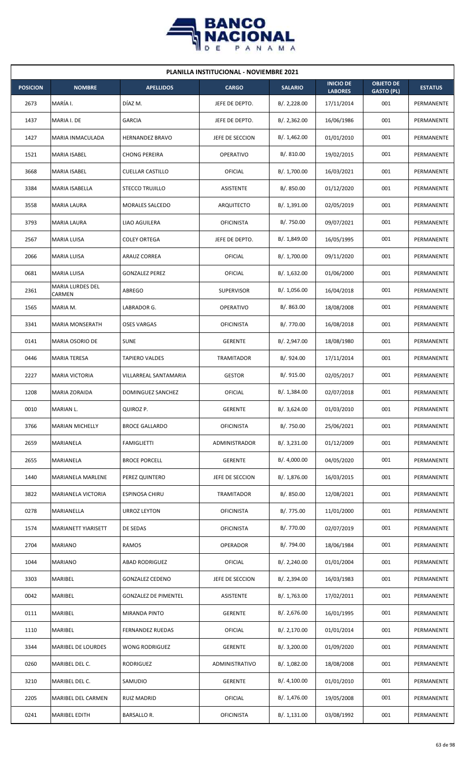**PLANILLA INSTITUCIONAL - NOVIEMBRE 2021**

| POSICION | NOMBRE | APELLIDOS | CARGO | SALARIO | INICIO DE LABORES | OBJETO DE GASTO (PL) | ESTATUS |
|---|---|---|---|---|---|---|---|
| 2673 | MARÍA I. | DÍAZ M. | JEFE DE DEPTO. | B/. 2,228.00 | 17/11/2014 | 001 | PERMANENTE |
| 1437 | MARIA I. DE | GARCIA | JEFE DE DEPTO. | B/. 2,362.00 | 16/06/1986 | 001 | PERMANENTE |
| 1427 | MARIA INMACULADA | HERNANDEZ BRAVO | JEFE DE SECCION | B/. 1,462.00 | 01/01/2010 | 001 | PERMANENTE |
| 1521 | MARIA ISABEL | CHONG PEREIRA | OPERATIVO | B/. 810.00 | 19/02/2015 | 001 | PERMANENTE |
| 3668 | MARIA ISABEL | CUELLAR CASTILLO | OFICIAL | B/. 1,700.00 | 16/03/2021 | 001 | PERMANENTE |
| 3384 | MARIA ISABELLA | STECCO TRUJILLO | ASISTENTE | B/. 850.00 | 01/12/2020 | 001 | PERMANENTE |
| 3558 | MARIA LAURA | MORALES SALCEDO | ARQUITECTO | B/. 1,391.00 | 02/05/2019 | 001 | PERMANENTE |
| 3793 | MARIA LAURA | LIAO AGUILERA | OFICINISTA | B/. 750.00 | 09/07/2021 | 001 | PERMANENTE |
| 2567 | MARIA LUISA | COLEY ORTEGA | JEFE DE DEPTO. | B/. 1,849.00 | 16/05/1995 | 001 | PERMANENTE |
| 2066 | MARIA LUISA | ARAUZ CORREA | OFICIAL | B/. 1,700.00 | 09/11/2020 | 001 | PERMANENTE |
| 0681 | MARIA LUISA | GONZALEZ PEREZ | OFICIAL | B/. 1,632.00 | 01/06/2000 | 001 | PERMANENTE |
| 2361 | MARIA LURDES DEL CARMEN | ABREGO | SUPERVISOR | B/. 1,056.00 | 16/04/2018 | 001 | PERMANENTE |
| 1565 | MARIA M. | LABRADOR G. | OPERATIVO | B/. 863.00 | 18/08/2008 | 001 | PERMANENTE |
| 3341 | MARIA MONSERATH | OSES VARGAS | OFICINISTA | B/. 770.00 | 16/08/2018 | 001 | PERMANENTE |
| 0141 | MARIA OSORIO DE | SUNE | GERENTE | B/. 2,947.00 | 18/08/1980 | 001 | PERMANENTE |
| 0446 | MARIA TERESA | TAPIERO VALDES | TRAMITADOR | B/. 924.00 | 17/11/2014 | 001 | PERMANENTE |
| 2227 | MARIA VICTORIA | VILLARREAL SANTAMARIA | GESTOR | B/. 915.00 | 02/05/2017 | 001 | PERMANENTE |
| 1208 | MARIA ZORAIDA | DOMINGUEZ SANCHEZ | OFICIAL | B/. 1,384.00 | 02/07/2018 | 001 | PERMANENTE |
| 0010 | MARIAN L. | QUIROZ P. | GERENTE | B/. 3,624.00 | 01/03/2010 | 001 | PERMANENTE |
| 3766 | MARIAN MICHELLY | BROCE GALLARDO | OFICINISTA | B/. 750.00 | 25/06/2021 | 001 | PERMANENTE |
| 2659 | MARIANELA | FAMIGLIETTI | ADMINISTRADOR | B/. 3,231.00 | 01/12/2009 | 001 | PERMANENTE |
| 2655 | MARIANELA | BROCE PORCELL | GERENTE | B/. 4,000.00 | 04/05/2020 | 001 | PERMANENTE |
| 1440 | MARIANELA MARLENE | PEREZ QUINTERO | JEFE DE SECCION | B/. 1,876.00 | 16/03/2015 | 001 | PERMANENTE |
| 3822 | MARIANELA VICTORIA | ESPINOSA CHIRU | TRAMITADOR | B/. 850.00 | 12/08/2021 | 001 | PERMANENTE |
| 0278 | MARIANELLA | URROZ LEYTON | OFICINISTA | B/. 775.00 | 11/01/2000 | 001 | PERMANENTE |
| 1574 | MARIANETT YIARISETT | DE SEDAS | OFICINISTA | B/. 770.00 | 02/07/2019 | 001 | PERMANENTE |
| 2704 | MARIANO | RAMOS | OPERADOR | B/. 794.00 | 18/06/1984 | 001 | PERMANENTE |
| 1044 | MARIANO | ABAD RODRIGUEZ | OFICIAL | B/. 2,240.00 | 01/01/2004 | 001 | PERMANENTE |
| 3303 | MARIBEL | GONZALEZ CEDENO | JEFE DE SECCION | B/. 2,394.00 | 16/03/1983 | 001 | PERMANENTE |
| 0042 | MARIBEL | GONZALEZ DE PIMENTEL | ASISTENTE | B/. 1,763.00 | 17/02/2011 | 001 | PERMANENTE |
| 0111 | MARIBEL | MIRANDA PINTO | GERENTE | B/. 2,676.00 | 16/01/1995 | 001 | PERMANENTE |
| 1110 | MARIBEL | FERNANDEZ RUEDAS | OFICIAL | B/. 2,170.00 | 01/01/2014 | 001 | PERMANENTE |
| 3344 | MARIBEL DE LOURDES | WONG RODRIGUEZ | GERENTE | B/. 3,200.00 | 01/09/2020 | 001 | PERMANENTE |
| 0260 | MARIBEL DEL C. | RODRIGUEZ | ADMINISTRATIVO | B/. 1,082.00 | 18/08/2008 | 001 | PERMANENTE |
| 3210 | MARIBEL DEL C. | SAMUDIO | GERENTE | B/. 4,100.00 | 01/01/2010 | 001 | PERMANENTE |
| 2205 | MARIBEL DEL CARMEN | RUIZ MADRID | OFICIAL | B/. 1,476.00 | 19/05/2008 | 001 | PERMANENTE |
| 0241 | MARIBEL EDITH | BARSALLO R. | OFICINISTA | B/. 1,131.00 | 03/08/1992 | 001 | PERMANENTE |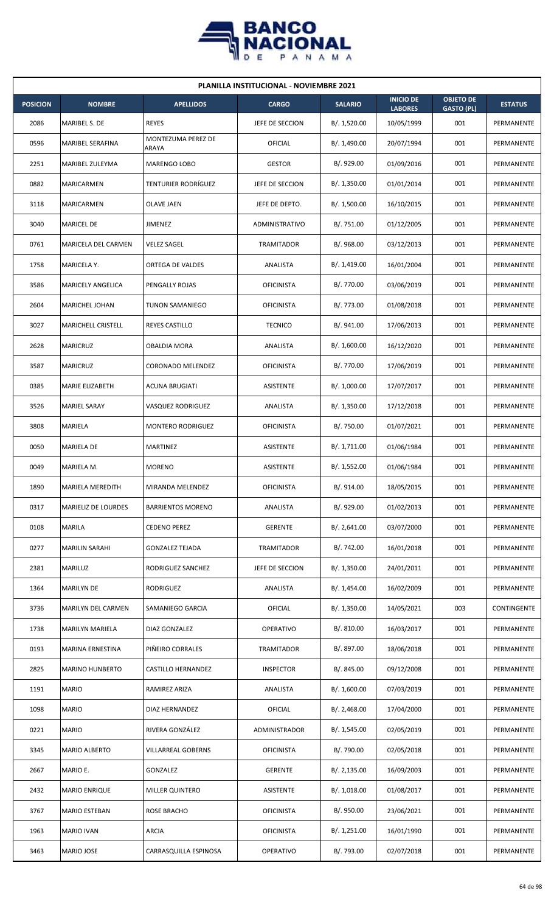| PLANILLA INSTITUCIONAL - NOVIEMBRE 2021 | | | | | | | |
|---|---|---|---|---|---|---|---|
| **POSICION** | **NOMBRE** | **APELLIDOS** | **CARGO** | **SALARIO** | **INICIO DE LABORES** | **OBJETO DE GASTO (PL)** | **ESTATUS** |
| 2086 | MARIBEL S. DE | REYES | JEFE DE SECCION | B/. 1,520.00 | 10/05/1999 | 001 | PERMANENTE |
| 0596 | MARIBEL SERAFINA | MONTEZUMA PEREZ DE ARAYA | OFICIAL | B/. 1,490.00 | 20/07/1994 | 001 | PERMANENTE |
| 2251 | MARIBEL ZULEYMA | MARENGO LOBO | GESTOR | B/. 929.00 | 01/09/2016 | 001 | PERMANENTE |
| 0882 | MARICARMEN | TENTURIER RODRÍGUEZ | JEFE DE SECCION | B/. 1,350.00 | 01/01/2014 | 001 | PERMANENTE |
| 3118 | MARICARMEN | OLAVE JAEN | JEFE DE DEPTO. | B/. 1,500.00 | 16/10/2015 | 001 | PERMANENTE |
| 3040 | MARICEL DE | JIMENEZ | ADMINISTRATIVO | B/. 751.00 | 01/12/2005 | 001 | PERMANENTE |
| 0761 | MARICELA DEL CARMEN | VELEZ SAGEL | TRAMITADOR | B/. 968.00 | 03/12/2013 | 001 | PERMANENTE |
| 1758 | MARICELA Y. | ORTEGA DE VALDES | ANALISTA | B/. 1,419.00 | 16/01/2004 | 001 | PERMANENTE |
| 3586 | MARICELY ANGELICA | PENGALLY ROJAS | OFICINISTA | B/. 770.00 | 03/06/2019 | 001 | PERMANENTE |
| 2604 | MARICHEL JOHAN | TUNON SAMANIEGO | OFICINISTA | B/. 773.00 | 01/08/2018 | 001 | PERMANENTE |
| 3027 | MARICHELL CRISTELL | REYES CASTILLO | TECNICO | B/. 941.00 | 17/06/2013 | 001 | PERMANENTE |
| 2628 | MARICRUZ | OBALDIA MORA | ANALISTA | B/. 1,600.00 | 16/12/2020 | 001 | PERMANENTE |
| 3587 | MARICRUZ | CORONADO MELENDEZ | OFICINISTA | B/. 770.00 | 17/06/2019 | 001 | PERMANENTE |
| 0385 | MARIE ELIZABETH | ACUNA BRUGIATI | ASISTENTE | B/. 1,000.00 | 17/07/2017 | 001 | PERMANENTE |
| 3526 | MARIEL SARAY | VASQUEZ RODRIGUEZ | ANALISTA | B/. 1,350.00 | 17/12/2018 | 001 | PERMANENTE |
| 3808 | MARIELA | MONTERO RODRIGUEZ | OFICINISTA | B/. 750.00 | 01/07/2021 | 001 | PERMANENTE |
| 0050 | MARIELA DE | MARTINEZ | ASISTENTE | B/. 1,711.00 | 01/06/1984 | 001 | PERMANENTE |
| 0049 | MARIELA M. | MORENO | ASISTENTE | B/. 1,552.00 | 01/06/1984 | 001 | PERMANENTE |
| 1890 | MARIELA MEREDITH | MIRANDA MELENDEZ | OFICINISTA | B/. 914.00 | 18/05/2015 | 001 | PERMANENTE |
| 0317 | MARIELIZ DE LOURDES | BARRIENTOS MORENO | ANALISTA | B/. 929.00 | 01/02/2013 | 001 | PERMANENTE |
| 0108 | MARILA | CEDENO PEREZ | GERENTE | B/. 2,641.00 | 03/07/2000 | 001 | PERMANENTE |
| 0277 | MARILIN SARAHI | GONZALEZ TEJADA | TRAMITADOR | B/. 742.00 | 16/01/2018 | 001 | PERMANENTE |
| 2381 | MARILUZ | RODRIGUEZ SANCHEZ | JEFE DE SECCION | B/. 1,350.00 | 24/01/2011 | 001 | PERMANENTE |
| 1364 | MARILYN DE | RODRIGUEZ | ANALISTA | B/. 1,454.00 | 16/02/2009 | 001 | PERMANENTE |
| 3736 | MARILYN DEL CARMEN | SAMANIEGO GARCIA | OFICIAL | B/. 1,350.00 | 14/05/2021 | 003 | CONTINGENTE |
| 1738 | MARILYN MARIELA | DIAZ GONZALEZ | OPERATIVO | B/. 810.00 | 16/03/2017 | 001 | PERMANENTE |
| 0193 | MARINA ERNESTINA | PIÑEIRO CORRALES | TRAMITADOR | B/. 897.00 | 18/06/2018 | 001 | PERMANENTE |
| 2825 | MARINO HUNBERTO | CASTILLO HERNANDEZ | INSPECTOR | B/. 845.00 | 09/12/2008 | 001 | PERMANENTE |
| 1191 | MARIO | RAMIREZ ARIZA | ANALISTA | B/. 1,600.00 | 07/03/2019 | 001 | PERMANENTE |
| 1098 | MARIO | DIAZ HERNANDEZ | OFICIAL | B/. 2,468.00 | 17/04/2000 | 001 | PERMANENTE |
| 0221 | MARIO | RIVERA GONZÁLEZ | ADMINISTRADOR | B/. 1,545.00 | 02/05/2019 | 001 | PERMANENTE |
| 3345 | MARIO ALBERTO | VILLARREAL GOBERNS | OFICINISTA | B/. 790.00 | 02/05/2018 | 001 | PERMANENTE |
| 2667 | MARIO E. | GONZALEZ | GERENTE | B/. 2,135.00 | 16/09/2003 | 001 | PERMANENTE |
| 2432 | MARIO ENRIQUE | MILLER QUINTERO | ASISTENTE | B/. 1,018.00 | 01/08/2017 | 001 | PERMANENTE |
| 3767 | MARIO ESTEBAN | ROSE BRACHO | OFICINISTA | B/. 950.00 | 23/06/2021 | 001 | PERMANENTE |
| 1963 | MARIO IVAN | ARCIA | OFICINISTA | B/. 1,251.00 | 16/01/1990 | 001 | PERMANENTE |
| 3463 | MARIO JOSE | CARRASQUILLA ESPINOSA | OPERATIVO | B/. 793.00 | 02/07/2018 | 001 | PERMANENTE |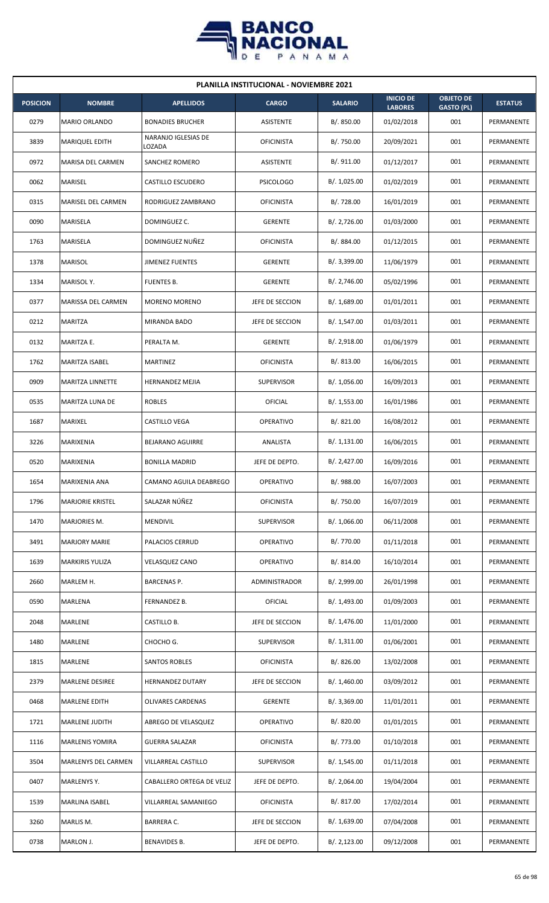| PLANILLA INSTITUCIONAL - NOVIEMBRE 2021 | | | | | | | |
|---|---|---|---|---|---|---|---|
| **POSICION** | **NOMBRE** | **APELLIDOS** | **CARGO** | **SALARIO** | **INICIO DE LABORES** | **OBJETO DE GASTO (PL)** | **ESTATUS** |
| 0279 | MARIO ORLANDO | BONADIES BRUCHER | ASISTENTE | B/. 850.00 | 01/02/2018 | 001 | PERMANENTE |
| 3839 | MARIQUEL EDITH | NARANJO IGLESIAS DE LOZADA | OFICINISTA | B/. 750.00 | 20/09/2021 | 001 | PERMANENTE |
| 0972 | MARISA DEL CARMEN | SANCHEZ ROMERO | ASISTENTE | B/. 911.00 | 01/12/2017 | 001 | PERMANENTE |
| 0062 | MARISEL | CASTILLO ESCUDERO | PSICOLOGO | B/. 1,025.00 | 01/02/2019 | 001 | PERMANENTE |
| 0315 | MARISEL DEL CARMEN | RODRIGUEZ ZAMBRANO | OFICINISTA | B/. 728.00 | 16/01/2019 | 001 | PERMANENTE |
| 0090 | MARISELA | DOMINGUEZ C. | GERENTE | B/. 2,726.00 | 01/03/2000 | 001 | PERMANENTE |
| 1763 | MARISELA | DOMINGUEZ NUÑEZ | OFICINISTA | B/. 884.00 | 01/12/2015 | 001 | PERMANENTE |
| 1378 | MARISOL | JIMENEZ FUENTES | GERENTE | B/. 3,399.00 | 11/06/1979 | 001 | PERMANENTE |
| 1334 | MARISOL Y. | FUENTES B. | GERENTE | B/. 2,746.00 | 05/02/1996 | 001 | PERMANENTE |
| 0377 | MARISSA DEL CARMEN | MORENO MORENO | JEFE DE SECCION | B/. 1,689.00 | 01/01/2011 | 001 | PERMANENTE |
| 0212 | MARITZA | MIRANDA BADO | JEFE DE SECCION | B/. 1,547.00 | 01/03/2011 | 001 | PERMANENTE |
| 0132 | MARITZA E. | PERALTA M. | GERENTE | B/. 2,918.00 | 01/06/1979 | 001 | PERMANENTE |
| 1762 | MARITZA ISABEL | MARTINEZ | OFICINISTA | B/. 813.00 | 16/06/2015 | 001 | PERMANENTE |
| 0909 | MARITZA LINNETTE | HERNANDEZ MEJIA | SUPERVISOR | B/. 1,056.00 | 16/09/2013 | 001 | PERMANENTE |
| 0535 | MARITZA LUNA DE | ROBLES | OFICIAL | B/. 1,553.00 | 16/01/1986 | 001 | PERMANENTE |
| 1687 | MARIXEL | CASTILLO VEGA | OPERATIVO | B/. 821.00 | 16/08/2012 | 001 | PERMANENTE |
| 3226 | MARIXENIA | BEJARANO AGUIRRE | ANALISTA | B/. 1,131.00 | 16/06/2015 | 001 | PERMANENTE |
| 0520 | MARIXENIA | BONILLA MADRID | JEFE DE DEPTO. | B/. 2,427.00 | 16/09/2016 | 001 | PERMANENTE |
| 1654 | MARIXENIA ANA | CAMANO AGUILA DEABREGO | OPERATIVO | B/. 988.00 | 16/07/2003 | 001 | PERMANENTE |
| 1796 | MARJORIE KRISTEL | SALAZAR NÚÑEZ | OFICINISTA | B/. 750.00 | 16/07/2019 | 001 | PERMANENTE |
| 1470 | MARJORIES M. | MENDIVIL | SUPERVISOR | B/. 1,066.00 | 06/11/2008 | 001 | PERMANENTE |
| 3491 | MARJORY MARIE | PALACIOS CERRUD | OPERATIVO | B/. 770.00 | 01/11/2018 | 001 | PERMANENTE |
| 1639 | MARKIRIS YULIZA | VELASQUEZ CANO | OPERATIVO | B/. 814.00 | 16/10/2014 | 001 | PERMANENTE |
| 2660 | MARLEM H. | BARCENAS P. | ADMINISTRADOR | B/. 2,999.00 | 26/01/1998 | 001 | PERMANENTE |
| 0590 | MARLENA | FERNANDEZ B. | OFICIAL | B/. 1,493.00 | 01/09/2003 | 001 | PERMANENTE |
| 2048 | MARLENE | CASTILLO B. | JEFE DE SECCION | B/. 1,476.00 | 11/01/2000 | 001 | PERMANENTE |
| 1480 | MARLENE | CHOCHO G. | SUPERVISOR | B/. 1,311.00 | 01/06/2001 | 001 | PERMANENTE |
| 1815 | MARLENE | SANTOS ROBLES | OFICINISTA | B/. 826.00 | 13/02/2008 | 001 | PERMANENTE |
| 2379 | MARLENE DESIREE | HERNANDEZ DUTARY | JEFE DE SECCION | B/. 1,460.00 | 03/09/2012 | 001 | PERMANENTE |
| 0468 | MARLENE EDITH | OLIVARES CARDENAS | GERENTE | B/. 3,369.00 | 11/01/2011 | 001 | PERMANENTE |
| 1721 | MARLENE JUDITH | ABREGO DE VELASQUEZ | OPERATIVO | B/. 820.00 | 01/01/2015 | 001 | PERMANENTE |
| 1116 | MARLENIS YOMIRA | GUERRA SALAZAR | OFICINISTA | B/. 773.00 | 01/10/2018 | 001 | PERMANENTE |
| 3504 | MARLENYS DEL CARMEN | VILLARREAL CASTILLO | SUPERVISOR | B/. 1,545.00 | 01/11/2018 | 001 | PERMANENTE |
| 0407 | MARLENYS Y. | CABALLERO ORTEGA DE VELIZ | JEFE DE DEPTO. | B/. 2,064.00 | 19/04/2004 | 001 | PERMANENTE |
| 1539 | MARLINA ISABEL | VILLARREAL SAMANIEGO | OFICINISTA | B/. 817.00 | 17/02/2014 | 001 | PERMANENTE |
| 3260 | MARLIS M. | BARRERA C. | JEFE DE SECCION | B/. 1,639.00 | 07/04/2008 | 001 | PERMANENTE |
| 0738 | MARLON J. | BENAVIDES B. | JEFE DE DEPTO. | B/. 2,123.00 | 09/12/2008 | 001 | PERMANENTE |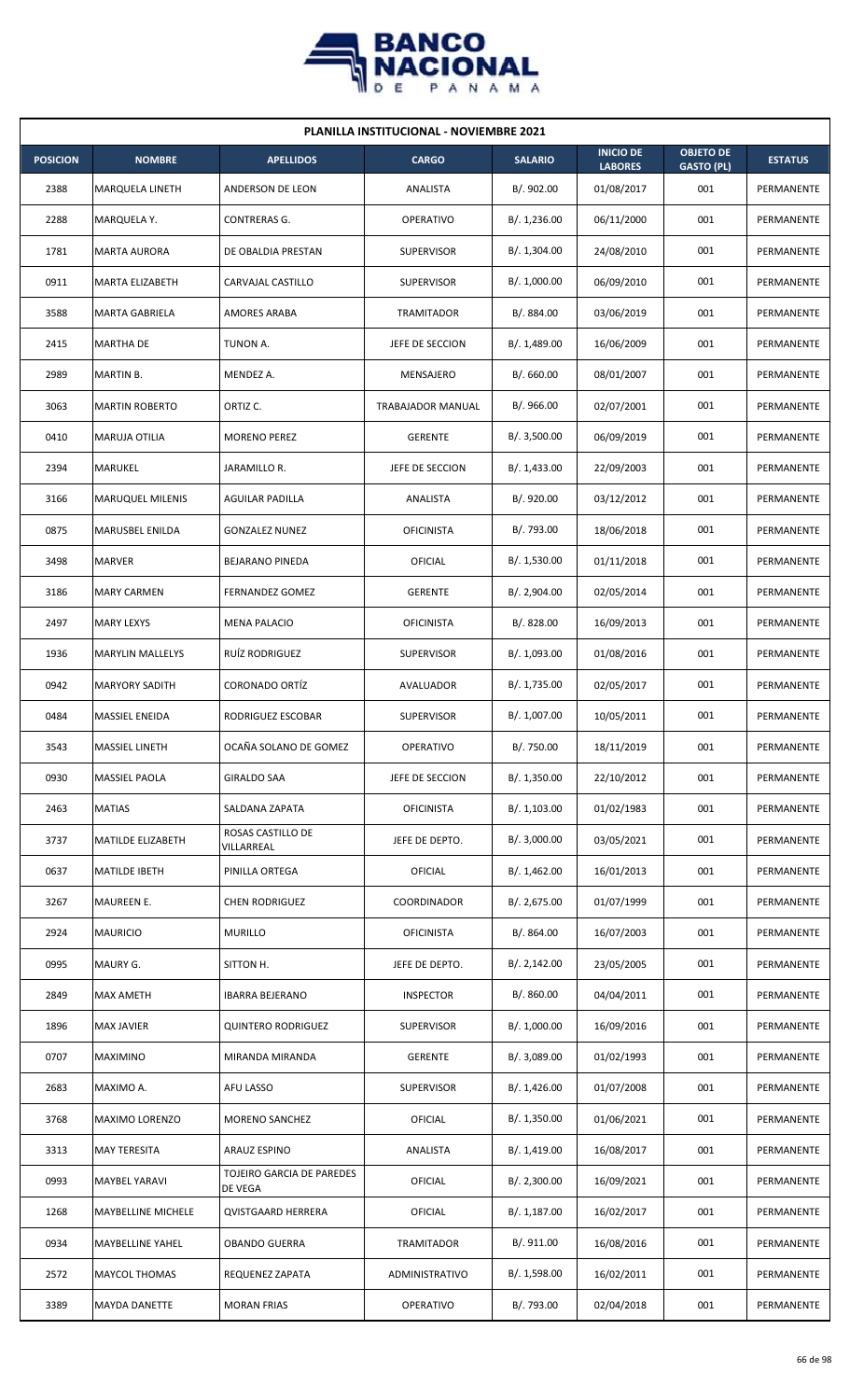## PLANILLA INSTITUCIONAL - NOVIEMBRE 2021

| POSICION | NOMBRE | APELLIDOS | CARGO | SALARIO | INICIO DE LABORES | OBJETO DE GASTO (PL) | ESTATUS |
|---|---|---|---|---|---|---|---|
| 2388 | MARQUELA LINETH | ANDERSON DE LEON | ANALISTA | B/. 902.00 | 01/08/2017 | 001 | PERMANENTE |
| 2288 | MARQUELA Y. | CONTRERAS G. | OPERATIVO | B/. 1,236.00 | 06/11/2000 | 001 | PERMANENTE |
| 1781 | MARTA AURORA | DE OBALDIA PRESTAN | SUPERVISOR | B/. 1,304.00 | 24/08/2010 | 001 | PERMANENTE |
| 0911 | MARTA ELIZABETH | CARVAJAL CASTILLO | SUPERVISOR | B/. 1,000.00 | 06/09/2010 | 001 | PERMANENTE |
| 3588 | MARTA GABRIELA | AMORES ARABA | TRAMITADOR | B/. 884.00 | 03/06/2019 | 001 | PERMANENTE |
| 2415 | MARTHA DE | TUNON A. | JEFE DE SECCION | B/. 1,489.00 | 16/06/2009 | 001 | PERMANENTE |
| 2989 | MARTIN B. | MENDEZ A. | MENSAJERO | B/. 660.00 | 08/01/2007 | 001 | PERMANENTE |
| 3063 | MARTIN ROBERTO | ORTIZ C. | TRABAJADOR MANUAL | B/. 966.00 | 02/07/2001 | 001 | PERMANENTE |
| 0410 | MARUJA OTILIA | MORENO PEREZ | GERENTE | B/. 3,500.00 | 06/09/2019 | 001 | PERMANENTE |
| 2394 | MARUKEL | JARAMILLO R. | JEFE DE SECCION | B/. 1,433.00 | 22/09/2003 | 001 | PERMANENTE |
| 3166 | MARUQUEL MILENIS | AGUILAR PADILLA | ANALISTA | B/. 920.00 | 03/12/2012 | 001 | PERMANENTE |
| 0875 | MARUSBEL ENILDA | GONZALEZ NUNEZ | OFICINISTA | B/. 793.00 | 18/06/2018 | 001 | PERMANENTE |
| 3498 | MARVER | BEJARANO PINEDA | OFICIAL | B/. 1,530.00 | 01/11/2018 | 001 | PERMANENTE |
| 3186 | MARY CARMEN | FERNANDEZ GOMEZ | GERENTE | B/. 2,904.00 | 02/05/2014 | 001 | PERMANENTE |
| 2497 | MARY LEXYS | MENA PALACIO | OFICINISTA | B/. 828.00 | 16/09/2013 | 001 | PERMANENTE |
| 1936 | MARYLIN MALLELYS | RUÍZ RODRIGUEZ | SUPERVISOR | B/. 1,093.00 | 01/08/2016 | 001 | PERMANENTE |
| 0942 | MARYORY SADITH | CORONADO ORTÍZ | AVALUADOR | B/. 1,735.00 | 02/05/2017 | 001 | PERMANENTE |
| 0484 | MASSIEL ENEIDA | RODRIGUEZ ESCOBAR | SUPERVISOR | B/. 1,007.00 | 10/05/2011 | 001 | PERMANENTE |
| 3543 | MASSIEL LINETH | OCAÑA SOLANO DE GOMEZ | OPERATIVO | B/. 750.00 | 18/11/2019 | 001 | PERMANENTE |
| 0930 | MASSIEL PAOLA | GIRALDO SAA | JEFE DE SECCION | B/. 1,350.00 | 22/10/2012 | 001 | PERMANENTE |
| 2463 | MATIAS | SALDANA ZAPATA | OFICINISTA | B/. 1,103.00 | 01/02/1983 | 001 | PERMANENTE |
| 3737 | MATILDE ELIZABETH | ROSAS CASTILLO DE VILLARREAL | JEFE DE DEPTO. | B/. 3,000.00 | 03/05/2021 | 001 | PERMANENTE |
| 0637 | MATILDE IBETH | PINILLA ORTEGA | OFICIAL | B/. 1,462.00 | 16/01/2013 | 001 | PERMANENTE |
| 3267 | MAUREEN E. | CHEN RODRIGUEZ | COORDINADOR | B/. 2,675.00 | 01/07/1999 | 001 | PERMANENTE |
| 2924 | MAURICIO | MURILLO | OFICINISTA | B/. 864.00 | 16/07/2003 | 001 | PERMANENTE |
| 0995 | MAURY G. | SITTON H. | JEFE DE DEPTO. | B/. 2,142.00 | 23/05/2005 | 001 | PERMANENTE |
| 2849 | MAX AMETH | IBARRA BEJERANO | INSPECTOR | B/. 860.00 | 04/04/2011 | 001 | PERMANENTE |
| 1896 | MAX JAVIER | QUINTERO RODRIGUEZ | SUPERVISOR | B/. 1,000.00 | 16/09/2016 | 001 | PERMANENTE |
| 0707 | MAXIMINO | MIRANDA MIRANDA | GERENTE | B/. 3,089.00 | 01/02/1993 | 001 | PERMANENTE |
| 2683 | MAXIMO A. | AFU LASSO | SUPERVISOR | B/. 1,426.00 | 01/07/2008 | 001 | PERMANENTE |
| 3768 | MAXIMO LORENZO | MORENO SANCHEZ | OFICIAL | B/. 1,350.00 | 01/06/2021 | 001 | PERMANENTE |
| 3313 | MAY TERESITA | ARAUZ ESPINO | ANALISTA | B/. 1,419.00 | 16/08/2017 | 001 | PERMANENTE |
| 0993 | MAYBEL YARAVI | TOJEIRO GARCIA DE PAREDES DE VEGA | OFICIAL | B/. 2,300.00 | 16/09/2021 | 001 | PERMANENTE |
| 1268 | MAYBELLINE MICHELE | QVISTGAARD HERRERA | OFICIAL | B/. 1,187.00 | 16/02/2017 | 001 | PERMANENTE |
| 0934 | MAYBELLINE YAHEL | OBANDO GUERRA | TRAMITADOR | B/. 911.00 | 16/08/2016 | 001 | PERMANENTE |
| 2572 | MAYCOL THOMAS | REQUENEZ ZAPATA | ADMINISTRATIVO | B/. 1,598.00 | 16/02/2011 | 001 | PERMANENTE |
| 3389 | MAYDA DANETTE | MORAN FRIAS | OPERATIVO | B/. 793.00 | 02/04/2018 | 001 | PERMANENTE |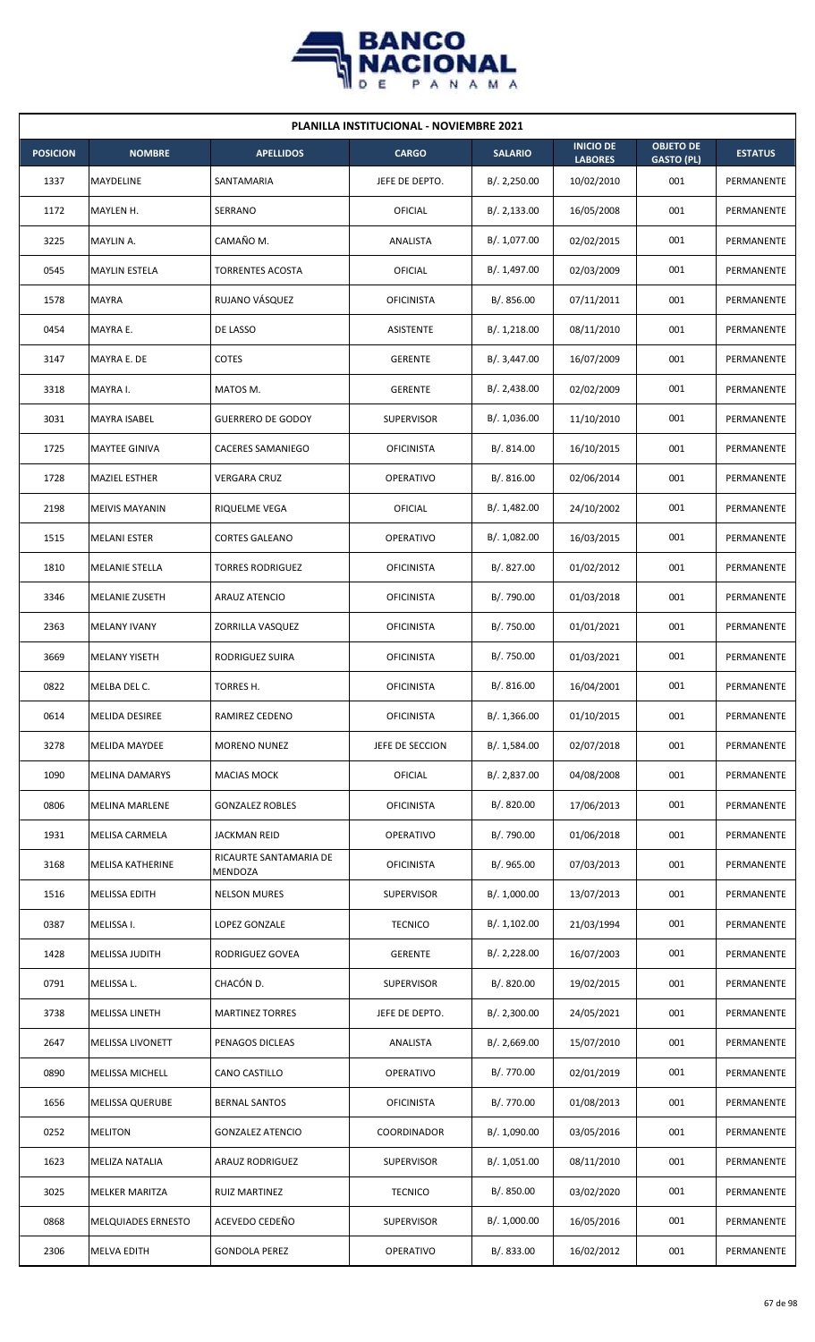## PLANILLA INSTITUCIONAL - NOVIEMBRE 2021

| POSICION | NOMBRE | APELLIDOS | CARGO | SALARIO | INICIO DE LABORES | OBJETO DE GASTO (PL) | ESTATUS |
|---|---|---|---|---|---|---|---|
| 1337 | MAYDELINE | SANTAMARIA | JEFE DE DEPTO. | B/. 2,250.00 | 10/02/2010 | 001 | PERMANENTE |
| 1172 | MAYLEN H. | SERRANO | OFICIAL | B/. 2,133.00 | 16/05/2008 | 001 | PERMANENTE |
| 3225 | MAYLIN A. | CAMAÑO M. | ANALISTA | B/. 1,077.00 | 02/02/2015 | 001 | PERMANENTE |
| 0545 | MAYLIN ESTELA | TORRENTES ACOSTA | OFICIAL | B/. 1,497.00 | 02/03/2009 | 001 | PERMANENTE |
| 1578 | MAYRA | RUJANO VÁSQUEZ | OFICINISTA | B/. 856.00 | 07/11/2011 | 001 | PERMANENTE |
| 0454 | MAYRA E. | DE LASSO | ASISTENTE | B/. 1,218.00 | 08/11/2010 | 001 | PERMANENTE |
| 3147 | MAYRA E. DE | COTES | GERENTE | B/. 3,447.00 | 16/07/2009 | 001 | PERMANENTE |
| 3318 | MAYRA I. | MATOS M. | GERENTE | B/. 2,438.00 | 02/02/2009 | 001 | PERMANENTE |
| 3031 | MAYRA ISABEL | GUERRERO DE GODOY | SUPERVISOR | B/. 1,036.00 | 11/10/2010 | 001 | PERMANENTE |
| 1725 | MAYTEE GINIVA | CACERES SAMANIEGO | OFICINISTA | B/. 814.00 | 16/10/2015 | 001 | PERMANENTE |
| 1728 | MAZIEL ESTHER | VERGARA CRUZ | OPERATIVO | B/. 816.00 | 02/06/2014 | 001 | PERMANENTE |
| 2198 | MEIVIS MAYANIN | RIQUELME VEGA | OFICIAL | B/. 1,482.00 | 24/10/2002 | 001 | PERMANENTE |
| 1515 | MELANI ESTER | CORTES GALEANO | OPERATIVO | B/. 1,082.00 | 16/03/2015 | 001 | PERMANENTE |
| 1810 | MELANIE STELLA | TORRES RODRIGUEZ | OFICINISTA | B/. 827.00 | 01/02/2012 | 001 | PERMANENTE |
| 3346 | MELANIE ZUSETH | ARAUZ ATENCIO | OFICINISTA | B/. 790.00 | 01/03/2018 | 001 | PERMANENTE |
| 2363 | MELANY IVANY | ZORRILLA VASQUEZ | OFICINISTA | B/. 750.00 | 01/01/2021 | 001 | PERMANENTE |
| 3669 | MELANY YISETH | RODRIGUEZ SUIRA | OFICINISTA | B/. 750.00 | 01/03/2021 | 001 | PERMANENTE |
| 0822 | MELBA DEL C. | TORRES H. | OFICINISTA | B/. 816.00 | 16/04/2001 | 001 | PERMANENTE |
| 0614 | MELIDA DESIREE | RAMIREZ CEDENO | OFICINISTA | B/. 1,366.00 | 01/10/2015 | 001 | PERMANENTE |
| 3278 | MELIDA MAYDEE | MORENO NUNEZ | JEFE DE SECCION | B/. 1,584.00 | 02/07/2018 | 001 | PERMANENTE |
| 1090 | MELINA DAMARYS | MACIAS MOCK | OFICIAL | B/. 2,837.00 | 04/08/2008 | 001 | PERMANENTE |
| 0806 | MELINA MARLENE | GONZALEZ ROBLES | OFICINISTA | B/. 820.00 | 17/06/2013 | 001 | PERMANENTE |
| 1931 | MELISA CARMELA | JACKMAN REID | OPERATIVO | B/. 790.00 | 01/06/2018 | 001 | PERMANENTE |
| 3168 | MELISA KATHERINE | RICAURTE SANTAMARIA DE MENDOZA | OFICINISTA | B/. 965.00 | 07/03/2013 | 001 | PERMANENTE |
| 1516 | MELISSA EDITH | NELSON MURES | SUPERVISOR | B/. 1,000.00 | 13/07/2013 | 001 | PERMANENTE |
| 0387 | MELISSA I. | LOPEZ GONZALE | TECNICO | B/. 1,102.00 | 21/03/1994 | 001 | PERMANENTE |
| 1428 | MELISSA JUDITH | RODRIGUEZ GOVEA | GERENTE | B/. 2,228.00 | 16/07/2003 | 001 | PERMANENTE |
| 0791 | MELISSA L. | CHACÓN D. | SUPERVISOR | B/. 820.00 | 19/02/2015 | 001 | PERMANENTE |
| 3738 | MELISSA LINETH | MARTINEZ TORRES | JEFE DE DEPTO. | B/. 2,300.00 | 24/05/2021 | 001 | PERMANENTE |
| 2647 | MELISSA LIVONETT | PENAGOS DICLEAS | ANALISTA | B/. 2,669.00 | 15/07/2010 | 001 | PERMANENTE |
| 0890 | MELISSA MICHELL | CANO CASTILLO | OPERATIVO | B/. 770.00 | 02/01/2019 | 001 | PERMANENTE |
| 1656 | MELISSA QUERUBE | BERNAL SANTOS | OFICINISTA | B/. 770.00 | 01/08/2013 | 001 | PERMANENTE |
| 0252 | MELITON | GONZALEZ ATENCIO | COORDINADOR | B/. 1,090.00 | 03/05/2016 | 001 | PERMANENTE |
| 1623 | MELIZA NATALIA | ARAUZ RODRIGUEZ | SUPERVISOR | B/. 1,051.00 | 08/11/2010 | 001 | PERMANENTE |
| 3025 | MELKER MARITZA | RUIZ MARTINEZ | TECNICO | B/. 850.00 | 03/02/2020 | 001 | PERMANENTE |
| 0868 | MELQUIADES ERNESTO | ACEVEDO CEDEÑO | SUPERVISOR | B/. 1,000.00 | 16/05/2016 | 001 | PERMANENTE |
| 2306 | MELVA EDITH | GONDOLA PEREZ | OPERATIVO | B/. 833.00 | 16/02/2012 | 001 | PERMANENTE |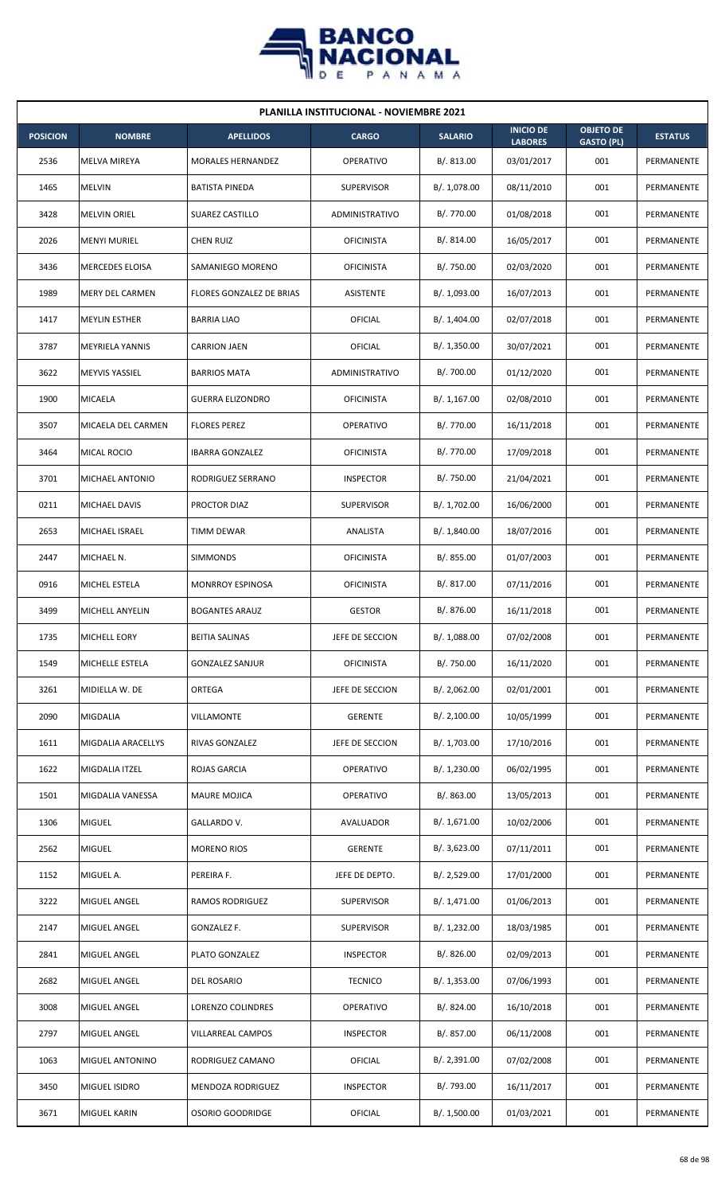**PLANILLA INSTITUCIONAL - NOVIEMBRE 2021**

| POSICION | NOMBRE | APELLIDOS | CARGO | SALARIO | INICIO DE LABORES | OBJETO DE GASTO (PL) | ESTATUS |
|---|---|---|---|---|---|---|---|
| 2536 | MELVA MIREYA | MORALES HERNANDEZ | OPERATIVO | B/. 813.00 | 03/01/2017 | 001 | PERMANENTE |
| 1465 | MELVIN | BATISTA PINEDA | SUPERVISOR | B/. 1,078.00 | 08/11/2010 | 001 | PERMANENTE |
| 3428 | MELVIN ORIEL | SUAREZ CASTILLO | ADMINISTRATIVO | B/. 770.00 | 01/08/2018 | 001 | PERMANENTE |
| 2026 | MENYI MURIEL | CHEN RUIZ | OFICINISTA | B/. 814.00 | 16/05/2017 | 001 | PERMANENTE |
| 3436 | MERCEDES ELOISA | SAMANIEGO MORENO | OFICINISTA | B/. 750.00 | 02/03/2020 | 001 | PERMANENTE |
| 1989 | MERY DEL CARMEN | FLORES GONZALEZ DE BRIAS | ASISTENTE | B/. 1,093.00 | 16/07/2013 | 001 | PERMANENTE |
| 1417 | MEYLIN ESTHER | BARRIA LIAO | OFICIAL | B/. 1,404.00 | 02/07/2018 | 001 | PERMANENTE |
| 3787 | MEYRIELA YANNIS | CARRION JAEN | OFICIAL | B/. 1,350.00 | 30/07/2021 | 001 | PERMANENTE |
| 3622 | MEYVIS YASSIEL | BARRIOS MATA | ADMINISTRATIVO | B/. 700.00 | 01/12/2020 | 001 | PERMANENTE |
| 1900 | MICAELA | GUERRA ELIZONDRO | OFICINISTA | B/. 1,167.00 | 02/08/2010 | 001 | PERMANENTE |
| 3507 | MICAELA DEL CARMEN | FLORES PEREZ | OPERATIVO | B/. 770.00 | 16/11/2018 | 001 | PERMANENTE |
| 3464 | MICAL ROCIO | IBARRA GONZALEZ | OFICINISTA | B/. 770.00 | 17/09/2018 | 001 | PERMANENTE |
| 3701 | MICHAEL ANTONIO | RODRIGUEZ SERRANO | INSPECTOR | B/. 750.00 | 21/04/2021 | 001 | PERMANENTE |
| 0211 | MICHAEL DAVIS | PROCTOR DIAZ | SUPERVISOR | B/. 1,702.00 | 16/06/2000 | 001 | PERMANENTE |
| 2653 | MICHAEL ISRAEL | TIMM DEWAR | ANALISTA | B/. 1,840.00 | 18/07/2016 | 001 | PERMANENTE |
| 2447 | MICHAEL N. | SIMMONDS | OFICINISTA | B/. 855.00 | 01/07/2003 | 001 | PERMANENTE |
| 0916 | MICHEL ESTELA | MONRROY ESPINOSA | OFICINISTA | B/. 817.00 | 07/11/2016 | 001 | PERMANENTE |
| 3499 | MICHELL ANYELIN | BOGANTES ARAUZ | GESTOR | B/. 876.00 | 16/11/2018 | 001 | PERMANENTE |
| 1735 | MICHELL EORY | BEITIA SALINAS | JEFE DE SECCION | B/. 1,088.00 | 07/02/2008 | 001 | PERMANENTE |
| 1549 | MICHELLE ESTELA | GONZALEZ SANJUR | OFICINISTA | B/. 750.00 | 16/11/2020 | 001 | PERMANENTE |
| 3261 | MIDIELLA W. DE | ORTEGA | JEFE DE SECCION | B/. 2,062.00 | 02/01/2001 | 001 | PERMANENTE |
| 2090 | MIGDALIA | VILLAMONTE | GERENTE | B/. 2,100.00 | 10/05/1999 | 001 | PERMANENTE |
| 1611 | MIGDALIA ARACELLYS | RIVAS GONZALEZ | JEFE DE SECCION | B/. 1,703.00 | 17/10/2016 | 001 | PERMANENTE |
| 1622 | MIGDALIA ITZEL | ROJAS GARCIA | OPERATIVO | B/. 1,230.00 | 06/02/1995 | 001 | PERMANENTE |
| 1501 | MIGDALIA VANESSA | MAURE MOJICA | OPERATIVO | B/. 863.00 | 13/05/2013 | 001 | PERMANENTE |
| 1306 | MIGUEL | GALLARDO V. | AVALUADOR | B/. 1,671.00 | 10/02/2006 | 001 | PERMANENTE |
| 2562 | MIGUEL | MORENO RIOS | GERENTE | B/. 3,623.00 | 07/11/2011 | 001 | PERMANENTE |
| 1152 | MIGUEL A. | PEREIRA F. | JEFE DE DEPTO. | B/. 2,529.00 | 17/01/2000 | 001 | PERMANENTE |
| 3222 | MIGUEL ANGEL | RAMOS RODRIGUEZ | SUPERVISOR | B/. 1,471.00 | 01/06/2013 | 001 | PERMANENTE |
| 2147 | MIGUEL ANGEL | GONZALEZ F. | SUPERVISOR | B/. 1,232.00 | 18/03/1985 | 001 | PERMANENTE |
| 2841 | MIGUEL ANGEL | PLATO GONZALEZ | INSPECTOR | B/. 826.00 | 02/09/2013 | 001 | PERMANENTE |
| 2682 | MIGUEL ANGEL | DEL ROSARIO | TECNICO | B/. 1,353.00 | 07/06/1993 | 001 | PERMANENTE |
| 3008 | MIGUEL ANGEL | LORENZO COLINDRES | OPERATIVO | B/. 824.00 | 16/10/2018 | 001 | PERMANENTE |
| 2797 | MIGUEL ANGEL | VILLARREAL CAMPOS | INSPECTOR | B/. 857.00 | 06/11/2008 | 001 | PERMANENTE |
| 1063 | MIGUEL ANTONINO | RODRIGUEZ CAMANO | OFICIAL | B/. 2,391.00 | 07/02/2008 | 001 | PERMANENTE |
| 3450 | MIGUEL ISIDRO | MENDOZA RODRIGUEZ | INSPECTOR | B/. 793.00 | 16/11/2017 | 001 | PERMANENTE |
| 3671 | MIGUEL KARIN | OSORIO GOODRIDGE | OFICIAL | B/. 1,500.00 | 01/03/2021 | 001 | PERMANENTE |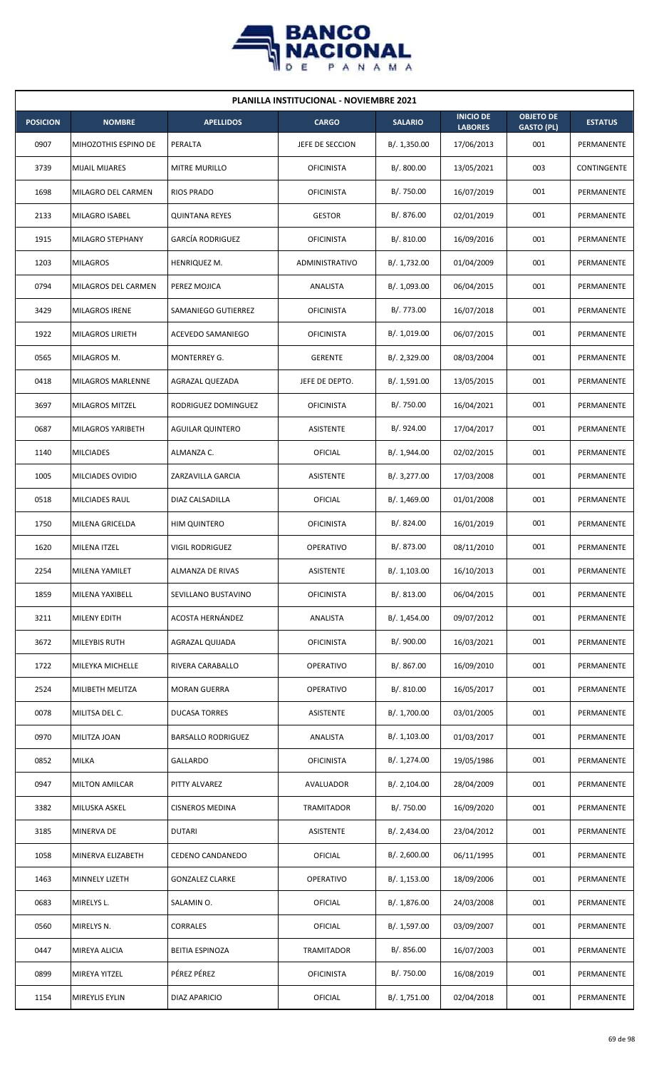| PLANILLA INSTITUCIONAL - NOVIEMBRE 2021 | | | | | | | |
|---|---|---|---|---|---|---|---|
| **POSICION** | **NOMBRE** | **APELLIDOS** | **CARGO** | **SALARIO** | **INICIO DE LABORES** | **OBJETO DE GASTO (PL)** | **ESTATUS** |
| 0907 | MIHOZOTHIS ESPINO DE | PERALTA | JEFE DE SECCION | B/. 1,350.00 | 17/06/2013 | 001 | PERMANENTE |
| 3739 | MIJAIL MIJARES | MITRE MURILLO | OFICINISTA | B/. 800.00 | 13/05/2021 | 003 | CONTINGENTE |
| 1698 | MILAGRO DEL CARMEN | RIOS PRADO | OFICINISTA | B/. 750.00 | 16/07/2019 | 001 | PERMANENTE |
| 2133 | MILAGRO ISABEL | QUINTANA REYES | GESTOR | B/. 876.00 | 02/01/2019 | 001 | PERMANENTE |
| 1915 | MILAGRO STEPHANY | GARCÍA RODRIGUEZ | OFICINISTA | B/. 810.00 | 16/09/2016 | 001 | PERMANENTE |
| 1203 | MILAGROS | HENRIQUEZ M. | ADMINISTRATIVO | B/. 1,732.00 | 01/04/2009 | 001 | PERMANENTE |
| 0794 | MILAGROS DEL CARMEN | PEREZ MOJICA | ANALISTA | B/. 1,093.00 | 06/04/2015 | 001 | PERMANENTE |
| 3429 | MILAGROS IRENE | SAMANIEGO GUTIERREZ | OFICINISTA | B/. 773.00 | 16/07/2018 | 001 | PERMANENTE |
| 1922 | MILAGROS LIRIETH | ACEVEDO SAMANIEGO | OFICINISTA | B/. 1,019.00 | 06/07/2015 | 001 | PERMANENTE |
| 0565 | MILAGROS M. | MONTERREY G. | GERENTE | B/. 2,329.00 | 08/03/2004 | 001 | PERMANENTE |
| 0418 | MILAGROS MARLENNE | AGRAZAL QUEZADA | JEFE DE DEPTO. | B/. 1,591.00 | 13/05/2015 | 001 | PERMANENTE |
| 3697 | MILAGROS MITZEL | RODRIGUEZ DOMINGUEZ | OFICINISTA | B/. 750.00 | 16/04/2021 | 001 | PERMANENTE |
| 0687 | MILAGROS YARIBETH | AGUILAR QUINTERO | ASISTENTE | B/. 924.00 | 17/04/2017 | 001 | PERMANENTE |
| 1140 | MILCIADES | ALMANZA C. | OFICIAL | B/. 1,944.00 | 02/02/2015 | 001 | PERMANENTE |
| 1005 | MILCIADES OVIDIO | ZARZAVILLA GARCIA | ASISTENTE | B/. 3,277.00 | 17/03/2008 | 001 | PERMANENTE |
| 0518 | MILCIADES RAUL | DIAZ CALSADILLA | OFICIAL | B/. 1,469.00 | 01/01/2008 | 001 | PERMANENTE |
| 1750 | MILENA GRICELDA | HIM QUINTERO | OFICINISTA | B/. 824.00 | 16/01/2019 | 001 | PERMANENTE |
| 1620 | MILENA ITZEL | VIGIL RODRIGUEZ | OPERATIVO | B/. 873.00 | 08/11/2010 | 001 | PERMANENTE |
| 2254 | MILENA YAMILET | ALMANZA DE RIVAS | ASISTENTE | B/. 1,103.00 | 16/10/2013 | 001 | PERMANENTE |
| 1859 | MILENA YAXIBELL | SEVILLANO BUSTAVINO | OFICINISTA | B/. 813.00 | 06/04/2015 | 001 | PERMANENTE |
| 3211 | MILENY EDITH | ACOSTA HERNÁNDEZ | ANALISTA | B/. 1,454.00 | 09/07/2012 | 001 | PERMANENTE |
| 3672 | MILEYBIS RUTH | AGRAZAL QUIJADA | OFICINISTA | B/. 900.00 | 16/03/2021 | 001 | PERMANENTE |
| 1722 | MILEYKA MICHELLE | RIVERA CARABALLO | OPERATIVO | B/. 867.00 | 16/09/2010 | 001 | PERMANENTE |
| 2524 | MILIBETH MELITZA | MORAN GUERRA | OPERATIVO | B/. 810.00 | 16/05/2017 | 001 | PERMANENTE |
| 0078 | MILITSA DEL C. | DUCASA TORRES | ASISTENTE | B/. 1,700.00 | 03/01/2005 | 001 | PERMANENTE |
| 0970 | MILITZA JOAN | BARSALLO RODRIGUEZ | ANALISTA | B/. 1,103.00 | 01/03/2017 | 001 | PERMANENTE |
| 0852 | MILKA | GALLARDO | OFICINISTA | B/. 1,274.00 | 19/05/1986 | 001 | PERMANENTE |
| 0947 | MILTON AMILCAR | PITTY ALVAREZ | AVALUADOR | B/. 2,104.00 | 28/04/2009 | 001 | PERMANENTE |
| 3382 | MILUSKA ASKEL | CISNEROS MEDINA | TRAMITADOR | B/. 750.00 | 16/09/2020 | 001 | PERMANENTE |
| 3185 | MINERVA DE | DUTARI | ASISTENTE | B/. 2,434.00 | 23/04/2012 | 001 | PERMANENTE |
| 1058 | MINERVA ELIZABETH | CEDENO CANDANEDO | OFICIAL | B/. 2,600.00 | 06/11/1995 | 001 | PERMANENTE |
| 1463 | MINNELY LIZETH | GONZALEZ CLARKE | OPERATIVO | B/. 1,153.00 | 18/09/2006 | 001 | PERMANENTE |
| 0683 | MIRELYS L. | SALAMIN O. | OFICIAL | B/. 1,876.00 | 24/03/2008 | 001 | PERMANENTE |
| 0560 | MIRELYS N. | CORRALES | OFICIAL | B/. 1,597.00 | 03/09/2007 | 001 | PERMANENTE |
| 0447 | MIREYA ALICIA | BEITIA ESPINOZA | TRAMITADOR | B/. 856.00 | 16/07/2003 | 001 | PERMANENTE |
| 0899 | MIREYA YITZEL | PÉREZ PÉREZ | OFICINISTA | B/. 750.00 | 16/08/2019 | 001 | PERMANENTE |
| 1154 | MIREYLIS EYLIN | DIAZ APARICIO | OFICIAL | B/. 1,751.00 | 02/04/2018 | 001 | PERMANENTE |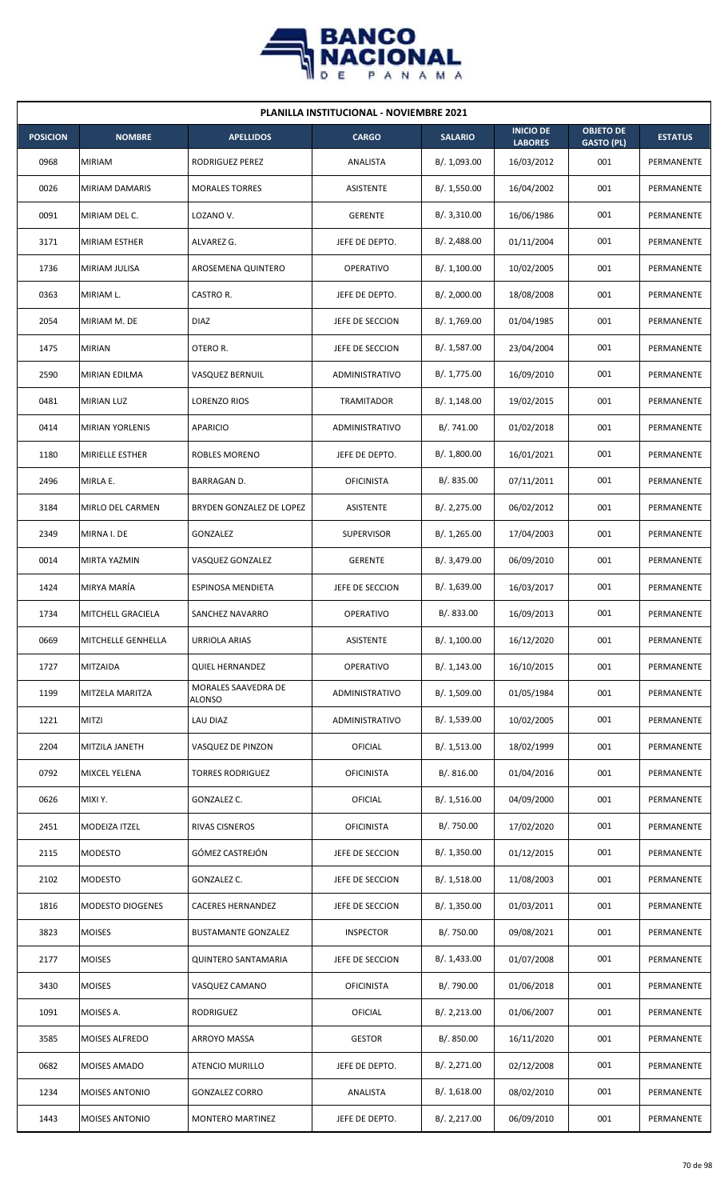# PLANILLA INSTITUCIONAL - NOVIEMBRE 2021

| POSICION | NOMBRE | APELLIDOS | CARGO | SALARIO | INICIO DE LABORES | OBJETO DE GASTO (PL) | ESTATUS |
|---|---|---|---|---|---|---|---|
| 0968 | MIRIAM | RODRIGUEZ PEREZ | ANALISTA | B/. 1,093.00 | 16/03/2012 | 001 | PERMANENTE |
| 0026 | MIRIAM DAMARIS | MORALES TORRES | ASISTENTE | B/. 1,550.00 | 16/04/2002 | 001 | PERMANENTE |
| 0091 | MIRIAM DEL C. | LOZANO V. | GERENTE | B/. 3,310.00 | 16/06/1986 | 001 | PERMANENTE |
| 3171 | MIRIAM ESTHER | ALVAREZ G. | JEFE DE DEPTO. | B/. 2,488.00 | 01/11/2004 | 001 | PERMANENTE |
| 1736 | MIRIAM JULISA | AROSEMENA QUINTERO | OPERATIVO | B/. 1,100.00 | 10/02/2005 | 001 | PERMANENTE |
| 0363 | MIRIAM L. | CASTRO R. | JEFE DE DEPTO. | B/. 2,000.00 | 18/08/2008 | 001 | PERMANENTE |
| 2054 | MIRIAM M. DE | DIAZ | JEFE DE SECCION | B/. 1,769.00 | 01/04/1985 | 001 | PERMANENTE |
| 1475 | MIRIAN | OTERO R. | JEFE DE SECCION | B/. 1,587.00 | 23/04/2004 | 001 | PERMANENTE |
| 2590 | MIRIAN EDILMA | VASQUEZ BERNUIL | ADMINISTRATIVO | B/. 1,775.00 | 16/09/2010 | 001 | PERMANENTE |
| 0481 | MIRIAN LUZ | LORENZO RIOS | TRAMITADOR | B/. 1,148.00 | 19/02/2015 | 001 | PERMANENTE |
| 0414 | MIRIAN YORLENIS | APARICIO | ADMINISTRATIVO | B/. 741.00 | 01/02/2018 | 001 | PERMANENTE |
| 1180 | MIRIELLE ESTHER | ROBLES MORENO | JEFE DE DEPTO. | B/. 1,800.00 | 16/01/2021 | 001 | PERMANENTE |
| 2496 | MIRLA E. | BARRAGAN D. | OFICINISTA | B/. 835.00 | 07/11/2011 | 001 | PERMANENTE |
| 3184 | MIRLO DEL CARMEN | BRYDEN GONZALEZ DE LOPEZ | ASISTENTE | B/. 2,275.00 | 06/02/2012 | 001 | PERMANENTE |
| 2349 | MIRNA I. DE | GONZALEZ | SUPERVISOR | B/. 1,265.00 | 17/04/2003 | 001 | PERMANENTE |
| 0014 | MIRTA YAZMIN | VASQUEZ GONZALEZ | GERENTE | B/. 3,479.00 | 06/09/2010 | 001 | PERMANENTE |
| 1424 | MIRYA MARÍA | ESPINOSA MENDIETA | JEFE DE SECCION | B/. 1,639.00 | 16/03/2017 | 001 | PERMANENTE |
| 1734 | MITCHELL GRACIELA | SANCHEZ NAVARRO | OPERATIVO | B/. 833.00 | 16/09/2013 | 001 | PERMANENTE |
| 0669 | MITCHELLE GENHELLA | URRIOLA ARIAS | ASISTENTE | B/. 1,100.00 | 16/12/2020 | 001 | PERMANENTE |
| 1727 | MITZAIDA | QUIEL HERNANDEZ | OPERATIVO | B/. 1,143.00 | 16/10/2015 | 001 | PERMANENTE |
| 1199 | MITZELA MARITZA | MORALES SAAVEDRA DE ALONSO | ADMINISTRATIVO | B/. 1,509.00 | 01/05/1984 | 001 | PERMANENTE |
| 1221 | MITZI | LAU DIAZ | ADMINISTRATIVO | B/. 1,539.00 | 10/02/2005 | 001 | PERMANENTE |
| 2204 | MITZILA JANETH | VASQUEZ DE PINZON | OFICIAL | B/. 1,513.00 | 18/02/1999 | 001 | PERMANENTE |
| 0792 | MIXCEL YELENA | TORRES RODRIGUEZ | OFICINISTA | B/. 816.00 | 01/04/2016 | 001 | PERMANENTE |
| 0626 | MIXI Y. | GONZALEZ C. | OFICIAL | B/. 1,516.00 | 04/09/2000 | 001 | PERMANENTE |
| 2451 | MODEIZA ITZEL | RIVAS CISNEROS | OFICINISTA | B/. 750.00 | 17/02/2020 | 001 | PERMANENTE |
| 2115 | MODESTO | GÓMEZ CASTREJÓN | JEFE DE SECCION | B/. 1,350.00 | 01/12/2015 | 001 | PERMANENTE |
| 2102 | MODESTO | GONZALEZ C. | JEFE DE SECCION | B/. 1,518.00 | 11/08/2003 | 001 | PERMANENTE |
| 1816 | MODESTO DIOGENES | CACERES HERNANDEZ | JEFE DE SECCION | B/. 1,350.00 | 01/03/2011 | 001 | PERMANENTE |
| 3823 | MOISES | BUSTAMANTE GONZALEZ | INSPECTOR | B/. 750.00 | 09/08/2021 | 001 | PERMANENTE |
| 2177 | MOISES | QUINTERO SANTAMARIA | JEFE DE SECCION | B/. 1,433.00 | 01/07/2008 | 001 | PERMANENTE |
| 3430 | MOISES | VASQUEZ CAMANO | OFICINISTA | B/. 790.00 | 01/06/2018 | 001 | PERMANENTE |
| 1091 | MOISES A. | RODRIGUEZ | OFICIAL | B/. 2,213.00 | 01/06/2007 | 001 | PERMANENTE |
| 3585 | MOISES ALFREDO | ARROYO MASSA | GESTOR | B/. 850.00 | 16/11/2020 | 001 | PERMANENTE |
| 0682 | MOISES AMADO | ATENCIO MURILLO | JEFE DE DEPTO. | B/. 2,271.00 | 02/12/2008 | 001 | PERMANENTE |
| 1234 | MOISES ANTONIO | GONZALEZ CORRO | ANALISTA | B/. 1,618.00 | 08/02/2010 | 001 | PERMANENTE |
| 1443 | MOISES ANTONIO | MONTERO MARTINEZ | JEFE DE DEPTO. | B/. 2,217.00 | 06/09/2010 | 001 | PERMANENTE |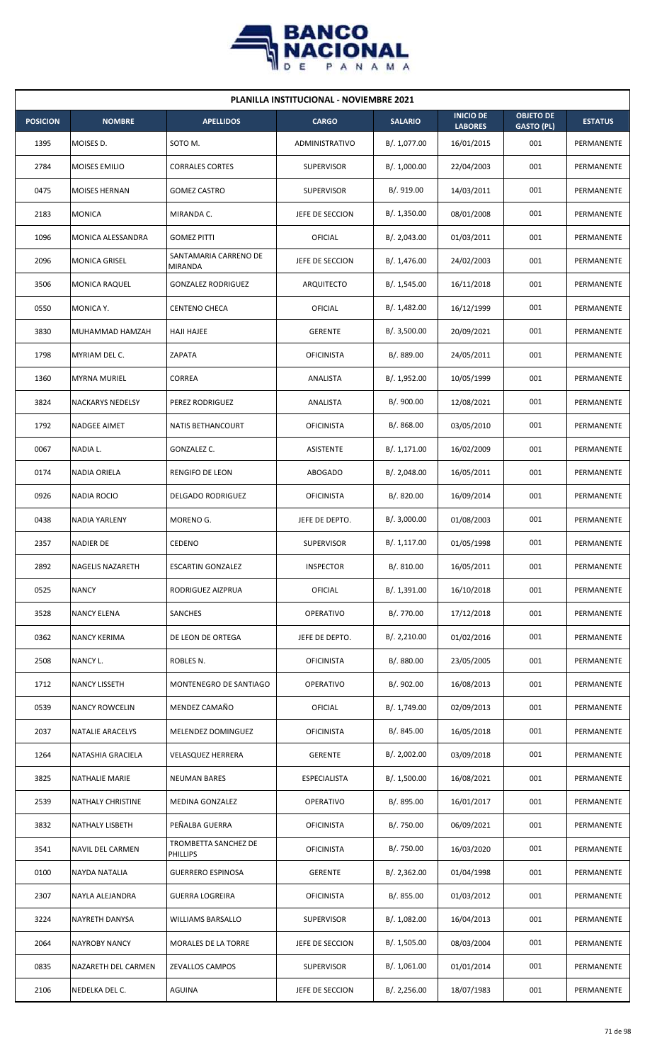## PLANILLA INSTITUCIONAL - NOVIEMBRE 2021

| POSICION | NOMBRE | APELLIDOS | CARGO | SALARIO | INICIO DE LABORES | OBJETO DE GASTO (PL) | ESTATUS |
|---|---|---|---|---|---|---|---|
| 1395 | MOISES D. | SOTO M. | ADMINISTRATIVO | B/. 1,077.00 | 16/01/2015 | 001 | PERMANENTE |
| 2784 | MOISES EMILIO | CORRALES CORTES | SUPERVISOR | B/. 1,000.00 | 22/04/2003 | 001 | PERMANENTE |
| 0475 | MOISES HERNAN | GOMEZ CASTRO | SUPERVISOR | B/. 919.00 | 14/03/2011 | 001 | PERMANENTE |
| 2183 | MONICA | MIRANDA C. | JEFE DE SECCION | B/. 1,350.00 | 08/01/2008 | 001 | PERMANENTE |
| 1096 | MONICA ALESSANDRA | GOMEZ PITTI | OFICIAL | B/. 2,043.00 | 01/03/2011 | 001 | PERMANENTE |
| 2096 | MONICA GRISEL | SANTAMARIA CARRENO DE MIRANDA | JEFE DE SECCION | B/. 1,476.00 | 24/02/2003 | 001 | PERMANENTE |
| 3506 | MONICA RAQUEL | GONZALEZ RODRIGUEZ | ARQUITECTO | B/. 1,545.00 | 16/11/2018 | 001 | PERMANENTE |
| 0550 | MONICA Y. | CENTENO CHECA | OFICIAL | B/. 1,482.00 | 16/12/1999 | 001 | PERMANENTE |
| 3830 | MUHAMMAD HAMZAH | HAJI HAJEE | GERENTE | B/. 3,500.00 | 20/09/2021 | 001 | PERMANENTE |
| 1798 | MYRIAM DEL C. | ZAPATA | OFICINISTA | B/. 889.00 | 24/05/2011 | 001 | PERMANENTE |
| 1360 | MYRNA MURIEL | CORREA | ANALISTA | B/. 1,952.00 | 10/05/1999 | 001 | PERMANENTE |
| 3824 | NACKARYS NEDELSY | PEREZ RODRIGUEZ | ANALISTA | B/. 900.00 | 12/08/2021 | 001 | PERMANENTE |
| 1792 | NADGEE AIMET | NATIS BETHANCOURT | OFICINISTA | B/. 868.00 | 03/05/2010 | 001 | PERMANENTE |
| 0067 | NADIA L. | GONZALEZ C. | ASISTENTE | B/. 1,171.00 | 16/02/2009 | 001 | PERMANENTE |
| 0174 | NADIA ORIELA | RENGIFO DE LEON | ABOGADO | B/. 2,048.00 | 16/05/2011 | 001 | PERMANENTE |
| 0926 | NADIA ROCIO | DELGADO RODRIGUEZ | OFICINISTA | B/. 820.00 | 16/09/2014 | 001 | PERMANENTE |
| 0438 | NADIA YARLENY | MORENO G. | JEFE DE DEPTO. | B/. 3,000.00 | 01/08/2003 | 001 | PERMANENTE |
| 2357 | NADIER DE | CEDENO | SUPERVISOR | B/. 1,117.00 | 01/05/1998 | 001 | PERMANENTE |
| 2892 | NAGELIS NAZARETH | ESCARTIN GONZALEZ | INSPECTOR | B/. 810.00 | 16/05/2011 | 001 | PERMANENTE |
| 0525 | NANCY | RODRIGUEZ AIZPRUA | OFICIAL | B/. 1,391.00 | 16/10/2018 | 001 | PERMANENTE |
| 3528 | NANCY ELENA | SANCHES | OPERATIVO | B/. 770.00 | 17/12/2018 | 001 | PERMANENTE |
| 0362 | NANCY KERIMA | DE LEON DE ORTEGA | JEFE DE DEPTO. | B/. 2,210.00 | 01/02/2016 | 001 | PERMANENTE |
| 2508 | NANCY L. | ROBLES N. | OFICINISTA | B/. 880.00 | 23/05/2005 | 001 | PERMANENTE |
| 1712 | NANCY LISSETH | MONTENEGRO DE SANTIAGO | OPERATIVO | B/. 902.00 | 16/08/2013 | 001 | PERMANENTE |
| 0539 | NANCY ROWCELIN | MENDEZ CAMAÑO | OFICIAL | B/. 1,749.00 | 02/09/2013 | 001 | PERMANENTE |
| 2037 | NATALIE ARACELYS | MELENDEZ DOMINGUEZ | OFICINISTA | B/. 845.00 | 16/05/2018 | 001 | PERMANENTE |
| 1264 | NATASHIA GRACIELA | VELASQUEZ HERRERA | GERENTE | B/. 2,002.00 | 03/09/2018 | 001 | PERMANENTE |
| 3825 | NATHALIE MARIE | NEUMAN BARES | ESPECIALISTA | B/. 1,500.00 | 16/08/2021 | 001 | PERMANENTE |
| 2539 | NATHALY CHRISTINE | MEDINA GONZALEZ | OPERATIVO | B/. 895.00 | 16/01/2017 | 001 | PERMANENTE |
| 3832 | NATHALY LISBETH | PEÑALBA GUERRA | OFICINISTA | B/. 750.00 | 06/09/2021 | 001 | PERMANENTE |
| 3541 | NAVIL DEL CARMEN | TROMBETTA SANCHEZ DE PHILLIPS | OFICINISTA | B/. 750.00 | 16/03/2020 | 001 | PERMANENTE |
| 0100 | NAYDA NATALIA | GUERRERO ESPINOSA | GERENTE | B/. 2,362.00 | 01/04/1998 | 001 | PERMANENTE |
| 2307 | NAYLA ALEJANDRA | GUERRA LOGREIRA | OFICINISTA | B/. 855.00 | 01/03/2012 | 001 | PERMANENTE |
| 3224 | NAYRETH DANYSA | WILLIAMS BARSALLO | SUPERVISOR | B/. 1,082.00 | 16/04/2013 | 001 | PERMANENTE |
| 2064 | NAYROBY NANCY | MORALES DE LA TORRE | JEFE DE SECCION | B/. 1,505.00 | 08/03/2004 | 001 | PERMANENTE |
| 0835 | NAZARETH DEL CARMEN | ZEVALLOS CAMPOS | SUPERVISOR | B/. 1,061.00 | 01/01/2014 | 001 | PERMANENTE |
| 2106 | NEDELKA DEL C. | AGUINA | JEFE DE SECCION | B/. 2,256.00 | 18/07/1983 | 001 | PERMANENTE |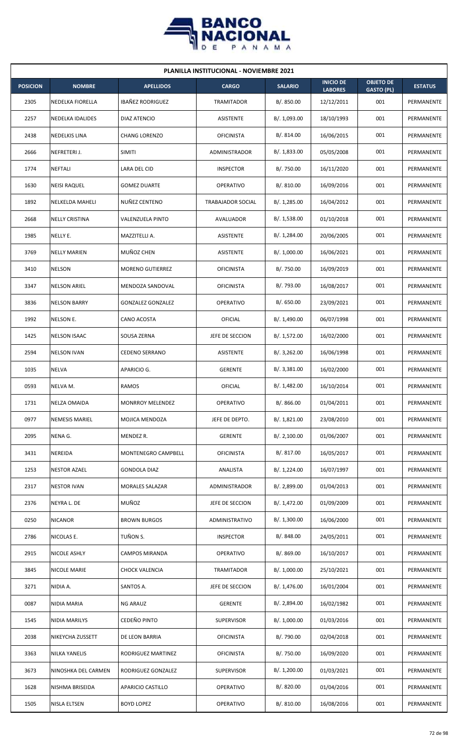## PLANILLA INSTITUCIONAL - NOVIEMBRE 2021

| POSICION | NOMBRE | APELLIDOS | CARGO | SALARIO | INICIO DE LABORES | OBJETO DE GASTO (PL) | ESTATUS |
|---|---|---|---|---|---|---|---|
| 2305 | NEDELKA FIORELLA | IBAÑEZ RODRIGUEZ | TRAMITADOR | B/. 850.00 | 12/12/2011 | 001 | PERMANENTE |
| 2257 | NEDELKA IDALIDES | DIAZ ATENCIO | ASISTENTE | B/. 1,093.00 | 18/10/1993 | 001 | PERMANENTE |
| 2438 | NEDELKIS LINA | CHANG LORENZO | OFICINISTA | B/. 814.00 | 16/06/2015 | 001 | PERMANENTE |
| 2666 | NEFRETERI J. | SIMITI | ADMINISTRADOR | B/. 1,833.00 | 05/05/2008 | 001 | PERMANENTE |
| 1774 | NEFTALI | LARA DEL CID | INSPECTOR | B/. 750.00 | 16/11/2020 | 001 | PERMANENTE |
| 1630 | NEISI RAQUEL | GOMEZ DUARTE | OPERATIVO | B/. 810.00 | 16/09/2016 | 001 | PERMANENTE |
| 1892 | NELKELDA MAHELI | NUÑEZ CENTENO | TRABAJADOR SOCIAL | B/. 1,285.00 | 16/04/2012 | 001 | PERMANENTE |
| 2668 | NELLY CRISTINA | VALENZUELA PINTO | AVALUADOR | B/. 1,538.00 | 01/10/2018 | 001 | PERMANENTE |
| 1985 | NELLY E. | MAZZITELLI A. | ASISTENTE | B/. 1,284.00 | 20/06/2005 | 001 | PERMANENTE |
| 3769 | NELLY MARIEN | MUÑOZ CHEN | ASISTENTE | B/. 1,000.00 | 16/06/2021 | 001 | PERMANENTE |
| 3410 | NELSON | MORENO GUTIERREZ | OFICINISTA | B/. 750.00 | 16/09/2019 | 001 | PERMANENTE |
| 3347 | NELSON ARIEL | MENDOZA SANDOVAL | OFICINISTA | B/. 793.00 | 16/08/2017 | 001 | PERMANENTE |
| 3836 | NELSON BARRY | GONZALEZ GONZALEZ | OPERATIVO | B/. 650.00 | 23/09/2021 | 001 | PERMANENTE |
| 1992 | NELSON E. | CANO ACOSTA | OFICIAL | B/. 1,490.00 | 06/07/1998 | 001 | PERMANENTE |
| 1425 | NELSON ISAAC | SOUSA ZERNA | JEFE DE SECCION | B/. 1,572.00 | 16/02/2000 | 001 | PERMANENTE |
| 2594 | NELSON IVAN | CEDENO SERRANO | ASISTENTE | B/. 3,262.00 | 16/06/1998 | 001 | PERMANENTE |
| 1035 | NELVA | APARICIO G. | GERENTE | B/. 3,381.00 | 16/02/2000 | 001 | PERMANENTE |
| 0593 | NELVA M. | RAMOS | OFICIAL | B/. 1,482.00 | 16/10/2014 | 001 | PERMANENTE |
| 1731 | NELZA OMAIDA | MONRROY MELENDEZ | OPERATIVO | B/. 866.00 | 01/04/2011 | 001 | PERMANENTE |
| 0977 | NEMESIS MARIEL | MOJICA MENDOZA | JEFE DE DEPTO. | B/. 1,821.00 | 23/08/2010 | 001 | PERMANENTE |
| 2095 | NENA G. | MENDEZ R. | GERENTE | B/. 2,100.00 | 01/06/2007 | 001 | PERMANENTE |
| 3431 | NEREIDA | MONTENEGRO CAMPBELL | OFICINISTA | B/. 817.00 | 16/05/2017 | 001 | PERMANENTE |
| 1253 | NESTOR AZAEL | GONDOLA DIAZ | ANALISTA | B/. 1,224.00 | 16/07/1997 | 001 | PERMANENTE |
| 2317 | NESTOR IVAN | MORALES SALAZAR | ADMINISTRADOR | B/. 2,899.00 | 01/04/2013 | 001 | PERMANENTE |
| 2376 | NEYRA L. DE | MUÑOZ | JEFE DE SECCION | B/. 1,472.00 | 01/09/2009 | 001 | PERMANENTE |
| 0250 | NICANOR | BROWN BURGOS | ADMINISTRATIVO | B/. 1,300.00 | 16/06/2000 | 001 | PERMANENTE |
| 2786 | NICOLAS E. | TUÑON S. | INSPECTOR | B/. 848.00 | 24/05/2011 | 001 | PERMANENTE |
| 2915 | NICOLE ASHLY | CAMPOS MIRANDA | OPERATIVO | B/. 869.00 | 16/10/2017 | 001 | PERMANENTE |
| 3845 | NICOLE MARIE | CHOCK VALENCIA | TRAMITADOR | B/. 1,000.00 | 25/10/2021 | 001 | PERMANENTE |
| 3271 | NIDIA A. | SANTOS A. | JEFE DE SECCION | B/. 1,476.00 | 16/01/2004 | 001 | PERMANENTE |
| 0087 | NIDIA MARIA | NG ARAUZ | GERENTE | B/. 2,894.00 | 16/02/1982 | 001 | PERMANENTE |
| 1545 | NIDIA MARILYS | CEDEÑO PINTO | SUPERVISOR | B/. 1,000.00 | 01/03/2016 | 001 | PERMANENTE |
| 2038 | NIKEYCHA ZUSSETT | DE LEON BARRIA | OFICINISTA | B/. 790.00 | 02/04/2018 | 001 | PERMANENTE |
| 3363 | NILKA YANELIS | RODRIGUEZ MARTINEZ | OFICINISTA | B/. 750.00 | 16/09/2020 | 001 | PERMANENTE |
| 3673 | NINOSHKA DEL CARMEN | RODRIGUEZ GONZALEZ | SUPERVISOR | B/. 1,200.00 | 01/03/2021 | 001 | PERMANENTE |
| 1628 | NISHMA BRISEIDA | APARICIO CASTILLO | OPERATIVO | B/. 820.00 | 01/04/2016 | 001 | PERMANENTE |
| 1505 | NISLA ELTSEN | BOYD LOPEZ | OPERATIVO | B/. 810.00 | 16/08/2016 | 001 | PERMANENTE |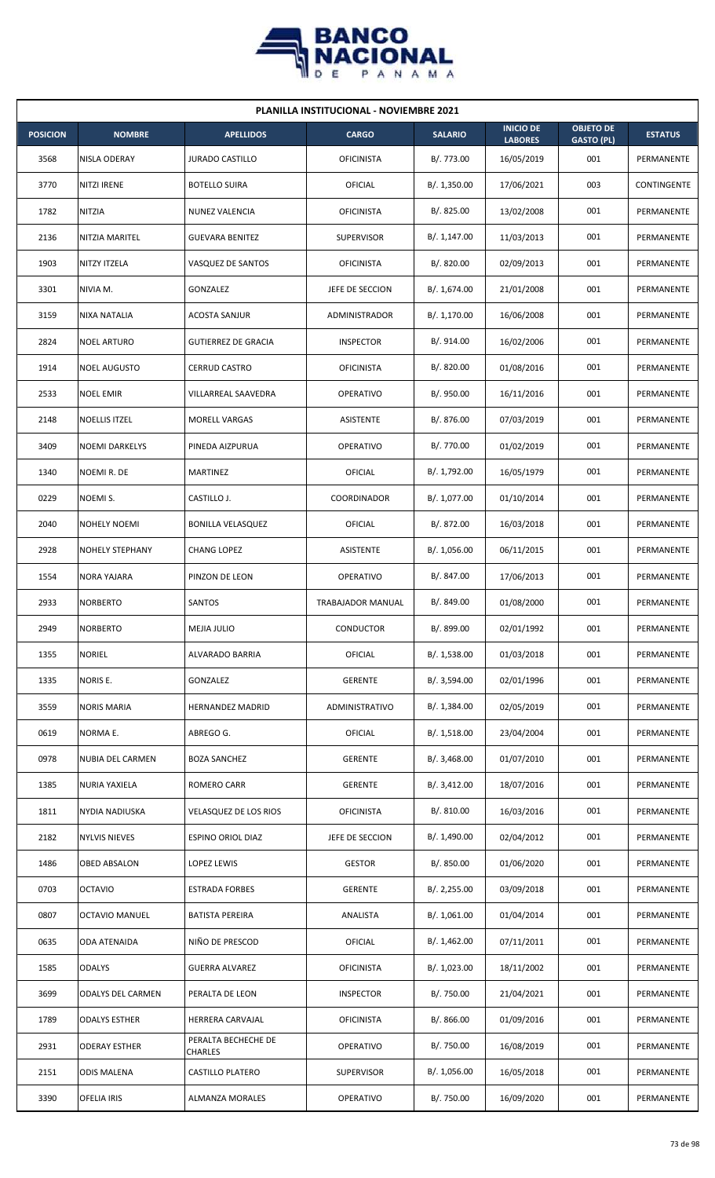**PLANILLA INSTITUCIONAL - NOVIEMBRE 2021**

| POSICION | NOMBRE | APELLIDOS | CARGO | SALARIO | INICIO DE LABORES | OBJETO DE GASTO (PL) | ESTATUS |
|---|---|---|---|---|---|---|---|
| 3568 | NISLA ODERAY | JURADO CASTILLO | OFICINISTA | B/. 773.00 | 16/05/2019 | 001 | PERMANENTE |
| 3770 | NITZI IRENE | BOTELLO SUIRA | OFICIAL | B/. 1,350.00 | 17/06/2021 | 003 | CONTINGENTE |
| 1782 | NITZIA | NUNEZ VALENCIA | OFICINISTA | B/. 825.00 | 13/02/2008 | 001 | PERMANENTE |
| 2136 | NITZIA MARITEL | GUEVARA BENITEZ | SUPERVISOR | B/. 1,147.00 | 11/03/2013 | 001 | PERMANENTE |
| 1903 | NITZY ITZELA | VASQUEZ DE SANTOS | OFICINISTA | B/. 820.00 | 02/09/2013 | 001 | PERMANENTE |
| 3301 | NIVIA M. | GONZALEZ | JEFE DE SECCION | B/. 1,674.00 | 21/01/2008 | 001 | PERMANENTE |
| 3159 | NIXA NATALIA | ACOSTA SANJUR | ADMINISTRADOR | B/. 1,170.00 | 16/06/2008 | 001 | PERMANENTE |
| 2824 | NOEL ARTURO | GUTIERREZ DE GRACIA | INSPECTOR | B/. 914.00 | 16/02/2006 | 001 | PERMANENTE |
| 1914 | NOEL AUGUSTO | CERRUD CASTRO | OFICINISTA | B/. 820.00 | 01/08/2016 | 001 | PERMANENTE |
| 2533 | NOEL EMIR | VILLARREAL SAAVEDRA | OPERATIVO | B/. 950.00 | 16/11/2016 | 001 | PERMANENTE |
| 2148 | NOELLIS ITZEL | MORELL VARGAS | ASISTENTE | B/. 876.00 | 07/03/2019 | 001 | PERMANENTE |
| 3409 | NOEMI DARKELYS | PINEDA AIZPURUA | OPERATIVO | B/. 770.00 | 01/02/2019 | 001 | PERMANENTE |
| 1340 | NOEMI R. DE | MARTINEZ | OFICIAL | B/. 1,792.00 | 16/05/1979 | 001 | PERMANENTE |
| 0229 | NOEMI S. | CASTILLO J. | COORDINADOR | B/. 1,077.00 | 01/10/2014 | 001 | PERMANENTE |
| 2040 | NOHELY NOEMI | BONILLA VELASQUEZ | OFICIAL | B/. 872.00 | 16/03/2018 | 001 | PERMANENTE |
| 2928 | NOHELY STEPHANY | CHANG LOPEZ | ASISTENTE | B/. 1,056.00 | 06/11/2015 | 001 | PERMANENTE |
| 1554 | NORA YAJARA | PINZON DE LEON | OPERATIVO | B/. 847.00 | 17/06/2013 | 001 | PERMANENTE |
| 2933 | NORBERTO | SANTOS | TRABAJADOR MANUAL | B/. 849.00 | 01/08/2000 | 001 | PERMANENTE |
| 2949 | NORBERTO | MEJIA JULIO | CONDUCTOR | B/. 899.00 | 02/01/1992 | 001 | PERMANENTE |
| 1355 | NORIEL | ALVARADO BARRIA | OFICIAL | B/. 1,538.00 | 01/03/2018 | 001 | PERMANENTE |
| 1335 | NORIS E. | GONZALEZ | GERENTE | B/. 3,594.00 | 02/01/1996 | 001 | PERMANENTE |
| 3559 | NORIS MARIA | HERNANDEZ MADRID | ADMINISTRATIVO | B/. 1,384.00 | 02/05/2019 | 001 | PERMANENTE |
| 0619 | NORMA E. | ABREGO G. | OFICIAL | B/. 1,518.00 | 23/04/2004 | 001 | PERMANENTE |
| 0978 | NUBIA DEL CARMEN | BOZA SANCHEZ | GERENTE | B/. 3,468.00 | 01/07/2010 | 001 | PERMANENTE |
| 1385 | NURIA YAXIELA | ROMERO CARR | GERENTE | B/. 3,412.00 | 18/07/2016 | 001 | PERMANENTE |
| 1811 | NYDIA NADIUSKA | VELASQUEZ DE LOS RIOS | OFICINISTA | B/. 810.00 | 16/03/2016 | 001 | PERMANENTE |
| 2182 | NYLVIS NIEVES | ESPINO ORIOL DIAZ | JEFE DE SECCION | B/. 1,490.00 | 02/04/2012 | 001 | PERMANENTE |
| 1486 | OBED ABSALON | LOPEZ LEWIS | GESTOR | B/. 850.00 | 01/06/2020 | 001 | PERMANENTE |
| 0703 | OCTAVIO | ESTRADA FORBES | GERENTE | B/. 2,255.00 | 03/09/2018 | 001 | PERMANENTE |
| 0807 | OCTAVIO MANUEL | BATISTA PEREIRA | ANALISTA | B/. 1,061.00 | 01/04/2014 | 001 | PERMANENTE |
| 0635 | ODA ATENAIDA | NIÑO DE PRESCOD | OFICIAL | B/. 1,462.00 | 07/11/2011 | 001 | PERMANENTE |
| 1585 | ODALYS | GUERRA ALVAREZ | OFICINISTA | B/. 1,023.00 | 18/11/2002 | 001 | PERMANENTE |
| 3699 | ODALYS DEL CARMEN | PERALTA DE LEON | INSPECTOR | B/. 750.00 | 21/04/2021 | 001 | PERMANENTE |
| 1789 | ODALYS ESTHER | HERRERA CARVAJAL | OFICINISTA | B/. 866.00 | 01/09/2016 | 001 | PERMANENTE |
| 2931 | ODERAY ESTHER | PERALTA BECHECHE DE CHARLES | OPERATIVO | B/. 750.00 | 16/08/2019 | 001 | PERMANENTE |
| 2151 | ODIS MALENA | CASTILLO PLATERO | SUPERVISOR | B/. 1,056.00 | 16/05/2018 | 001 | PERMANENTE |
| 3390 | OFELIA IRIS | ALMANZA MORALES | OPERATIVO | B/. 750.00 | 16/09/2020 | 001 | PERMANENTE |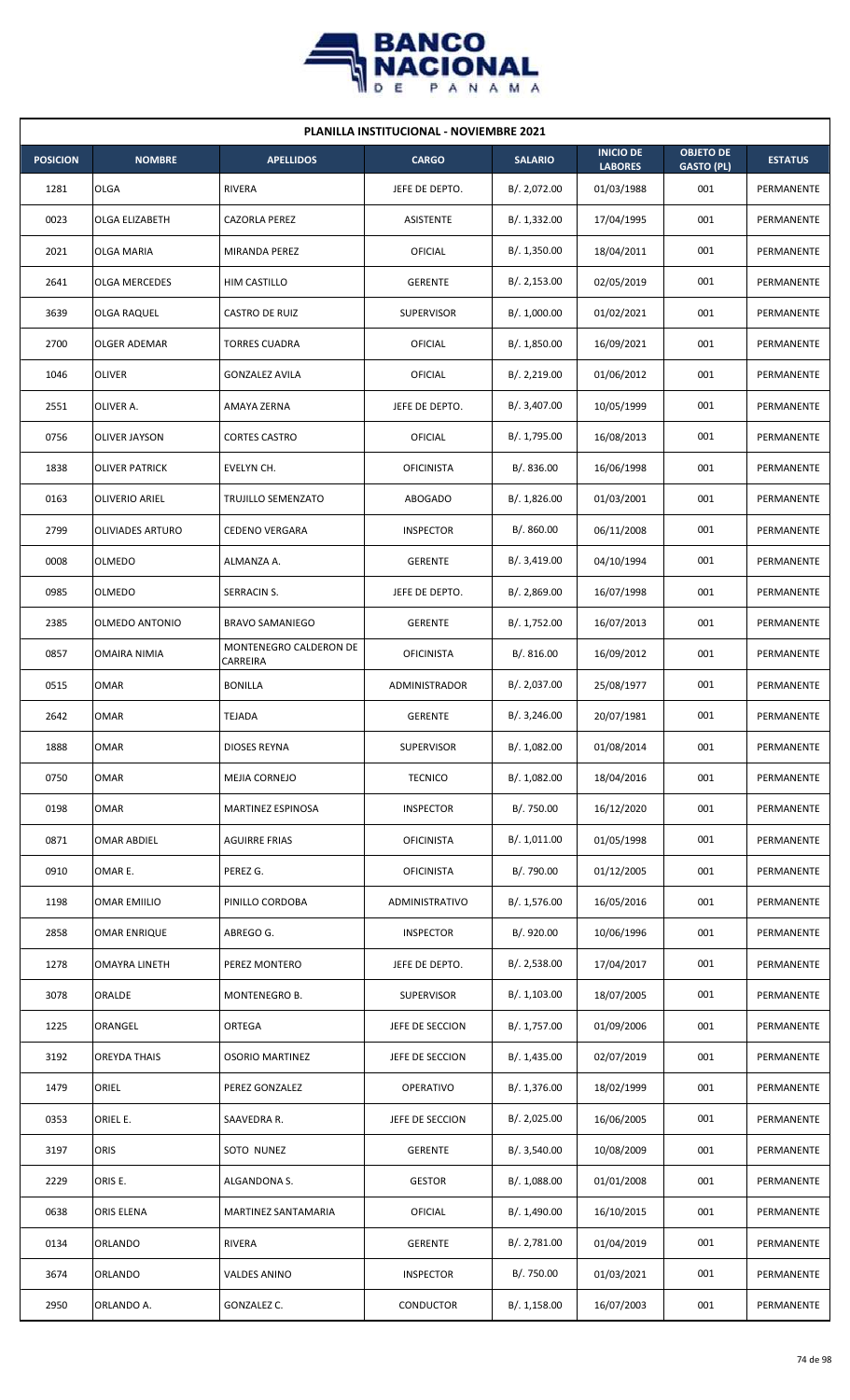## PLANILLA INSTITUCIONAL - NOVIEMBRE 2021

| POSICION | NOMBRE | APELLIDOS | CARGO | SALARIO | INICIO DE LABORES | OBJETO DE GASTO (PL) | ESTATUS |
|---|---|---|---|---|---|---|---|
| 1281 | OLGA | RIVERA | JEFE DE DEPTO. | B/. 2,072.00 | 01/03/1988 | 001 | PERMANENTE |
| 0023 | OLGA ELIZABETH | CAZORLA PEREZ | ASISTENTE | B/. 1,332.00 | 17/04/1995 | 001 | PERMANENTE |
| 2021 | OLGA MARIA | MIRANDA PEREZ | OFICIAL | B/. 1,350.00 | 18/04/2011 | 001 | PERMANENTE |
| 2641 | OLGA MERCEDES | HIM CASTILLO | GERENTE | B/. 2,153.00 | 02/05/2019 | 001 | PERMANENTE |
| 3639 | OLGA RAQUEL | CASTRO DE RUIZ | SUPERVISOR | B/. 1,000.00 | 01/02/2021 | 001 | PERMANENTE |
| 2700 | OLGER ADEMAR | TORRES CUADRA | OFICIAL | B/. 1,850.00 | 16/09/2021 | 001 | PERMANENTE |
| 1046 | OLIVER | GONZALEZ AVILA | OFICIAL | B/. 2,219.00 | 01/06/2012 | 001 | PERMANENTE |
| 2551 | OLIVER A. | AMAYA ZERNA | JEFE DE DEPTO. | B/. 3,407.00 | 10/05/1999 | 001 | PERMANENTE |
| 0756 | OLIVER JAYSON | CORTES CASTRO | OFICIAL | B/. 1,795.00 | 16/08/2013 | 001 | PERMANENTE |
| 1838 | OLIVER PATRICK | EVELYN CH. | OFICINISTA | B/. 836.00 | 16/06/1998 | 001 | PERMANENTE |
| 0163 | OLIVERIO ARIEL | TRUJILLO SEMENZATO | ABOGADO | B/. 1,826.00 | 01/03/2001 | 001 | PERMANENTE |
| 2799 | OLIVIADES ARTURO | CEDENO VERGARA | INSPECTOR | B/. 860.00 | 06/11/2008 | 001 | PERMANENTE |
| 0008 | OLMEDO | ALMANZA A. | GERENTE | B/. 3,419.00 | 04/10/1994 | 001 | PERMANENTE |
| 0985 | OLMEDO | SERRACIN S. | JEFE DE DEPTO. | B/. 2,869.00 | 16/07/1998 | 001 | PERMANENTE |
| 2385 | OLMEDO ANTONIO | BRAVO SAMANIEGO | GERENTE | B/. 1,752.00 | 16/07/2013 | 001 | PERMANENTE |
| 0857 | OMAIRA NIMIA | MONTENEGRO CALDERON DE CARREIRA | OFICINISTA | B/. 816.00 | 16/09/2012 | 001 | PERMANENTE |
| 0515 | OMAR | BONILLA | ADMINISTRADOR | B/. 2,037.00 | 25/08/1977 | 001 | PERMANENTE |
| 2642 | OMAR | TEJADA | GERENTE | B/. 3,246.00 | 20/07/1981 | 001 | PERMANENTE |
| 1888 | OMAR | DIOSES REYNA | SUPERVISOR | B/. 1,082.00 | 01/08/2014 | 001 | PERMANENTE |
| 0750 | OMAR | MEJIA CORNEJO | TECNICO | B/. 1,082.00 | 18/04/2016 | 001 | PERMANENTE |
| 0198 | OMAR | MARTINEZ ESPINOSA | INSPECTOR | B/. 750.00 | 16/12/2020 | 001 | PERMANENTE |
| 0871 | OMAR ABDIEL | AGUIRRE FRIAS | OFICINISTA | B/. 1,011.00 | 01/05/1998 | 001 | PERMANENTE |
| 0910 | OMAR E. | PEREZ G. | OFICINISTA | B/. 790.00 | 01/12/2005 | 001 | PERMANENTE |
| 1198 | OMAR EMIILIO | PINILLO CORDOBA | ADMINISTRATIVO | B/. 1,576.00 | 16/05/2016 | 001 | PERMANENTE |
| 2858 | OMAR ENRIQUE | ABREGO G. | INSPECTOR | B/. 920.00 | 10/06/1996 | 001 | PERMANENTE |
| 1278 | OMAYRA LINETH | PEREZ MONTERO | JEFE DE DEPTO. | B/. 2,538.00 | 17/04/2017 | 001 | PERMANENTE |
| 3078 | ORALDE | MONTENEGRO B. | SUPERVISOR | B/. 1,103.00 | 18/07/2005 | 001 | PERMANENTE |
| 1225 | ORANGEL | ORTEGA | JEFE DE SECCION | B/. 1,757.00 | 01/09/2006 | 001 | PERMANENTE |
| 3192 | OREYDA THAIS | OSORIO MARTINEZ | JEFE DE SECCION | B/. 1,435.00 | 02/07/2019 | 001 | PERMANENTE |
| 1479 | ORIEL | PEREZ GONZALEZ | OPERATIVO | B/. 1,376.00 | 18/02/1999 | 001 | PERMANENTE |
| 0353 | ORIEL E. | SAAVEDRA R. | JEFE DE SECCION | B/. 2,025.00 | 16/06/2005 | 001 | PERMANENTE |
| 3197 | ORIS | SOTO NUNEZ | GERENTE | B/. 3,540.00 | 10/08/2009 | 001 | PERMANENTE |
| 2229 | ORIS E. | ALGANDONA S. | GESTOR | B/. 1,088.00 | 01/01/2008 | 001 | PERMANENTE |
| 0638 | ORIS ELENA | MARTINEZ SANTAMARIA | OFICIAL | B/. 1,490.00 | 16/10/2015 | 001 | PERMANENTE |
| 0134 | ORLANDO | RIVERA | GERENTE | B/. 2,781.00 | 01/04/2019 | 001 | PERMANENTE |
| 3674 | ORLANDO | VALDES ANINO | INSPECTOR | B/. 750.00 | 01/03/2021 | 001 | PERMANENTE |
| 2950 | ORLANDO A. | GONZALEZ C. | CONDUCTOR | B/. 1,158.00 | 16/07/2003 | 001 | PERMANENTE |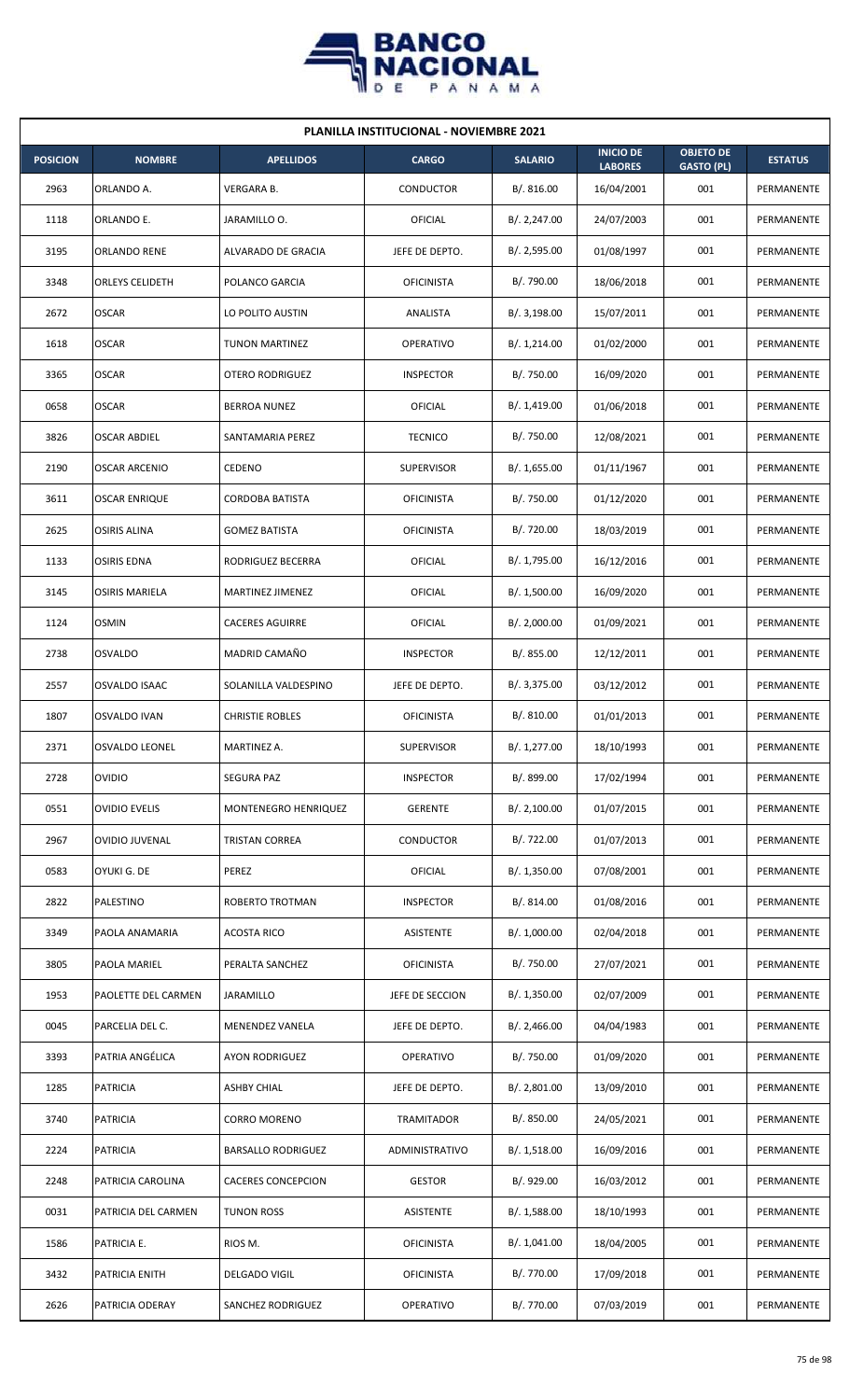## PLANILLA INSTITUCIONAL - NOVIEMBRE 2021

| POSICION | NOMBRE | APELLIDOS | CARGO | SALARIO | INICIO DE LABORES | OBJETO DE GASTO (PL) | ESTATUS |
|---|---|---|---|---|---|---|---|
| 2963 | ORLANDO A. | VERGARA B. | CONDUCTOR | B/. 816.00 | 16/04/2001 | 001 | PERMANENTE |
| 1118 | ORLANDO E. | JARAMILLO O. | OFICIAL | B/. 2,247.00 | 24/07/2003 | 001 | PERMANENTE |
| 3195 | ORLANDO RENE | ALVARADO DE GRACIA | JEFE DE DEPTO. | B/. 2,595.00 | 01/08/1997 | 001 | PERMANENTE |
| 3348 | ORLEYS CELIDETH | POLANCO GARCIA | OFICINISTA | B/. 790.00 | 18/06/2018 | 001 | PERMANENTE |
| 2672 | OSCAR | LO POLITO AUSTIN | ANALISTA | B/. 3,198.00 | 15/07/2011 | 001 | PERMANENTE |
| 1618 | OSCAR | TUNON MARTINEZ | OPERATIVO | B/. 1,214.00 | 01/02/2000 | 001 | PERMANENTE |
| 3365 | OSCAR | OTERO RODRIGUEZ | INSPECTOR | B/. 750.00 | 16/09/2020 | 001 | PERMANENTE |
| 0658 | OSCAR | BERROA NUNEZ | OFICIAL | B/. 1,419.00 | 01/06/2018 | 001 | PERMANENTE |
| 3826 | OSCAR ABDIEL | SANTAMARIA PEREZ | TECNICO | B/. 750.00 | 12/08/2021 | 001 | PERMANENTE |
| 2190 | OSCAR ARCENIO | CEDENO | SUPERVISOR | B/. 1,655.00 | 01/11/1967 | 001 | PERMANENTE |
| 3611 | OSCAR ENRIQUE | CORDOBA BATISTA | OFICINISTA | B/. 750.00 | 01/12/2020 | 001 | PERMANENTE |
| 2625 | OSIRIS ALINA | GOMEZ BATISTA | OFICINISTA | B/. 720.00 | 18/03/2019 | 001 | PERMANENTE |
| 1133 | OSIRIS EDNA | RODRIGUEZ BECERRA | OFICIAL | B/. 1,795.00 | 16/12/2016 | 001 | PERMANENTE |
| 3145 | OSIRIS MARIELA | MARTINEZ JIMENEZ | OFICIAL | B/. 1,500.00 | 16/09/2020 | 001 | PERMANENTE |
| 1124 | OSMIN | CACERES AGUIRRE | OFICIAL | B/. 2,000.00 | 01/09/2021 | 001 | PERMANENTE |
| 2738 | OSVALDO | MADRID CAMAÑO | INSPECTOR | B/. 855.00 | 12/12/2011 | 001 | PERMANENTE |
| 2557 | OSVALDO ISAAC | SOLANILLA VALDESPINO | JEFE DE DEPTO. | B/. 3,375.00 | 03/12/2012 | 001 | PERMANENTE |
| 1807 | OSVALDO IVAN | CHRISTIE ROBLES | OFICINISTA | B/. 810.00 | 01/01/2013 | 001 | PERMANENTE |
| 2371 | OSVALDO LEONEL | MARTINEZ A. | SUPERVISOR | B/. 1,277.00 | 18/10/1993 | 001 | PERMANENTE |
| 2728 | OVIDIO | SEGURA PAZ | INSPECTOR | B/. 899.00 | 17/02/1994 | 001 | PERMANENTE |
| 0551 | OVIDIO EVELIS | MONTENEGRO HENRIQUEZ | GERENTE | B/. 2,100.00 | 01/07/2015 | 001 | PERMANENTE |
| 2967 | OVIDIO JUVENAL | TRISTAN CORREA | CONDUCTOR | B/. 722.00 | 01/07/2013 | 001 | PERMANENTE |
| 0583 | OYUKI G. DE | PEREZ | OFICIAL | B/. 1,350.00 | 07/08/2001 | 001 | PERMANENTE |
| 2822 | PALESTINO | ROBERTO TROTMAN | INSPECTOR | B/. 814.00 | 01/08/2016 | 001 | PERMANENTE |
| 3349 | PAOLA ANAMARIA | ACOSTA RICO | ASISTENTE | B/. 1,000.00 | 02/04/2018 | 001 | PERMANENTE |
| 3805 | PAOLA MARIEL | PERALTA SANCHEZ | OFICINISTA | B/. 750.00 | 27/07/2021 | 001 | PERMANENTE |
| 1953 | PAOLETTE DEL CARMEN | JARAMILLO | JEFE DE SECCION | B/. 1,350.00 | 02/07/2009 | 001 | PERMANENTE |
| 0045 | PARCELIA DEL C. | MENENDEZ VANELA | JEFE DE DEPTO. | B/. 2,466.00 | 04/04/1983 | 001 | PERMANENTE |
| 3393 | PATRIA ANGÉLICA | AYON RODRIGUEZ | OPERATIVO | B/. 750.00 | 01/09/2020 | 001 | PERMANENTE |
| 1285 | PATRICIA | ASHBY CHIAL | JEFE DE DEPTO. | B/. 2,801.00 | 13/09/2010 | 001 | PERMANENTE |
| 3740 | PATRICIA | CORRO MORENO | TRAMITADOR | B/. 850.00 | 24/05/2021 | 001 | PERMANENTE |
| 2224 | PATRICIA | BARSALLO RODRIGUEZ | ADMINISTRATIVO | B/. 1,518.00 | 16/09/2016 | 001 | PERMANENTE |
| 2248 | PATRICIA CAROLINA | CACERES CONCEPCION | GESTOR | B/. 929.00 | 16/03/2012 | 001 | PERMANENTE |
| 0031 | PATRICIA DEL CARMEN | TUNON ROSS | ASISTENTE | B/. 1,588.00 | 18/10/1993 | 001 | PERMANENTE |
| 1586 | PATRICIA E. | RIOS M. | OFICINISTA | B/. 1,041.00 | 18/04/2005 | 001 | PERMANENTE |
| 3432 | PATRICIA ENITH | DELGADO VIGIL | OFICINISTA | B/. 770.00 | 17/09/2018 | 001 | PERMANENTE |
| 2626 | PATRICIA ODERAY | SANCHEZ RODRIGUEZ | OPERATIVO | B/. 770.00 | 07/03/2019 | 001 | PERMANENTE |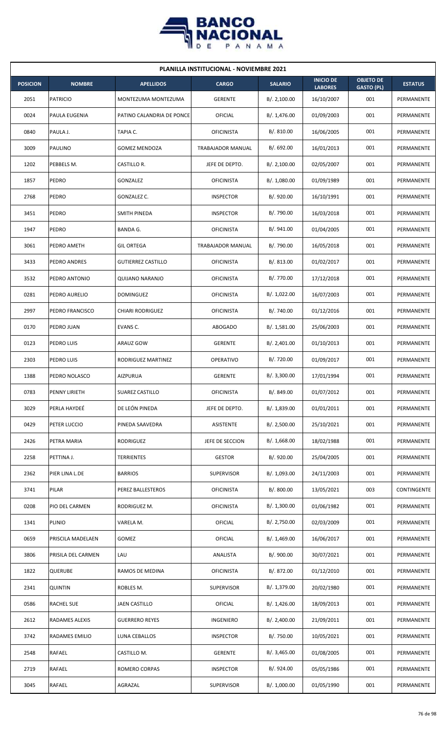**PLANILLA INSTITUCIONAL - NOVIEMBRE 2021**

| POSICION | NOMBRE | APELLIDOS | CARGO | SALARIO | INICIO DE LABORES | OBJETO DE GASTO (PL) | ESTATUS |
|---|---|---|---|---|---|---|---|
| 2051 | PATRICIO | MONTEZUMA MONTEZUMA | GERENTE | B/. 2,100.00 | 16/10/2007 | 001 | PERMANENTE |
| 0024 | PAULA EUGENIA | PATINO CALANDRIA DE PONCE | OFICIAL | B/. 1,476.00 | 01/09/2003 | 001 | PERMANENTE |
| 0840 | PAULA J. | TAPIA C. | OFICINISTA | B/. 810.00 | 16/06/2005 | 001 | PERMANENTE |
| 3009 | PAULINO | GOMEZ MENDOZA | TRABAJADOR MANUAL | B/. 692.00 | 16/01/2013 | 001 | PERMANENTE |
| 1202 | PEBBELS M. | CASTILLO R. | JEFE DE DEPTO. | B/. 2,100.00 | 02/05/2007 | 001 | PERMANENTE |
| 1857 | PEDRO | GONZALEZ | OFICINISTA | B/. 1,080.00 | 01/09/1989 | 001 | PERMANENTE |
| 2768 | PEDRO | GONZALEZ C. | INSPECTOR | B/. 920.00 | 16/10/1991 | 001 | PERMANENTE |
| 3451 | PEDRO | SMITH PINEDA | INSPECTOR | B/. 790.00 | 16/03/2018 | 001 | PERMANENTE |
| 1947 | PEDRO | BANDA G. | OFICINISTA | B/. 941.00 | 01/04/2005 | 001 | PERMANENTE |
| 3061 | PEDRO AMETH | GIL ORTEGA | TRABAJADOR MANUAL | B/. 790.00 | 16/05/2018 | 001 | PERMANENTE |
| 3433 | PEDRO ANDRES | GUTIERREZ CASTILLO | OFICINISTA | B/. 813.00 | 01/02/2017 | 001 | PERMANENTE |
| 3532 | PEDRO ANTONIO | QUIJANO NARANJO | OFICINISTA | B/. 770.00 | 17/12/2018 | 001 | PERMANENTE |
| 0281 | PEDRO AURELIO | DOMINGUEZ | OFICINISTA | B/. 1,022.00 | 16/07/2003 | 001 | PERMANENTE |
| 2997 | PEDRO FRANCISCO | CHIARI RODRIGUEZ | OFICINISTA | B/. 740.00 | 01/12/2016 | 001 | PERMANENTE |
| 0170 | PEDRO JUAN | EVANS C. | ABOGADO | B/. 1,581.00 | 25/06/2003 | 001 | PERMANENTE |
| 0123 | PEDRO LUIS | ARAUZ GOW | GERENTE | B/. 2,401.00 | 01/10/2013 | 001 | PERMANENTE |
| 2303 | PEDRO LUIS | RODRIGUEZ MARTINEZ | OPERATIVO | B/. 720.00 | 01/09/2017 | 001 | PERMANENTE |
| 1388 | PEDRO NOLASCO | AIZPURUA | GERENTE | B/. 3,300.00 | 17/01/1994 | 001 | PERMANENTE |
| 0783 | PENNY LIRIETH | SUAREZ CASTILLO | OFICINISTA | B/. 849.00 | 01/07/2012 | 001 | PERMANENTE |
| 3029 | PERLA HAYDEÉ | DE LEÓN PINEDA | JEFE DE DEPTO. | B/. 1,839.00 | 01/01/2011 | 001 | PERMANENTE |
| 0429 | PETER LUCCIO | PINEDA SAAVEDRA | ASISTENTE | B/. 2,500.00 | 25/10/2021 | 001 | PERMANENTE |
| 2426 | PETRA MARIA | RODRIGUEZ | JEFE DE SECCION | B/. 1,668.00 | 18/02/1988 | 001 | PERMANENTE |
| 2258 | PETTINA J. | TERRIENTES | GESTOR | B/. 920.00 | 25/04/2005 | 001 | PERMANENTE |
| 2362 | PIER LINA L.DE | BARRIOS | SUPERVISOR | B/. 1,093.00 | 24/11/2003 | 001 | PERMANENTE |
| 3741 | PILAR | PEREZ BALLESTEROS | OFICINISTA | B/. 800.00 | 13/05/2021 | 003 | CONTINGENTE |
| 0208 | PIO DEL CARMEN | RODRIGUEZ M. | OFICINISTA | B/. 1,300.00 | 01/06/1982 | 001 | PERMANENTE |
| 1341 | PLINIO | VARELA M. | OFICIAL | B/. 2,750.00 | 02/03/2009 | 001 | PERMANENTE |
| 0659 | PRISCILA MADELAEN | GOMEZ | OFICIAL | B/. 1,469.00 | 16/06/2017 | 001 | PERMANENTE |
| 3806 | PRISILA DEL CARMEN | LAU | ANALISTA | B/. 900.00 | 30/07/2021 | 001 | PERMANENTE |
| 1822 | QUERUBE | RAMOS DE MEDINA | OFICINISTA | B/. 872.00 | 01/12/2010 | 001 | PERMANENTE |
| 2341 | QUINTIN | ROBLES M. | SUPERVISOR | B/. 1,379.00 | 20/02/1980 | 001 | PERMANENTE |
| 0586 | RACHEL SUE | JAEN CASTILLO | OFICIAL | B/. 1,426.00 | 18/09/2013 | 001 | PERMANENTE |
| 2612 | RADAMES ALEXIS | GUERRERO REYES | INGENIERO | B/. 2,400.00 | 21/09/2011 | 001 | PERMANENTE |
| 3742 | RADAMES EMILIO | LUNA CEBALLOS | INSPECTOR | B/. 750.00 | 10/05/2021 | 001 | PERMANENTE |
| 2548 | RAFAEL | CASTILLO M. | GERENTE | B/. 3,465.00 | 01/08/2005 | 001 | PERMANENTE |
| 2719 | RAFAEL | ROMERO CORPAS | INSPECTOR | B/. 924.00 | 05/05/1986 | 001 | PERMANENTE |
| 3045 | RAFAEL | AGRAZAL | SUPERVISOR | B/. 1,000.00 | 01/05/1990 | 001 | PERMANENTE |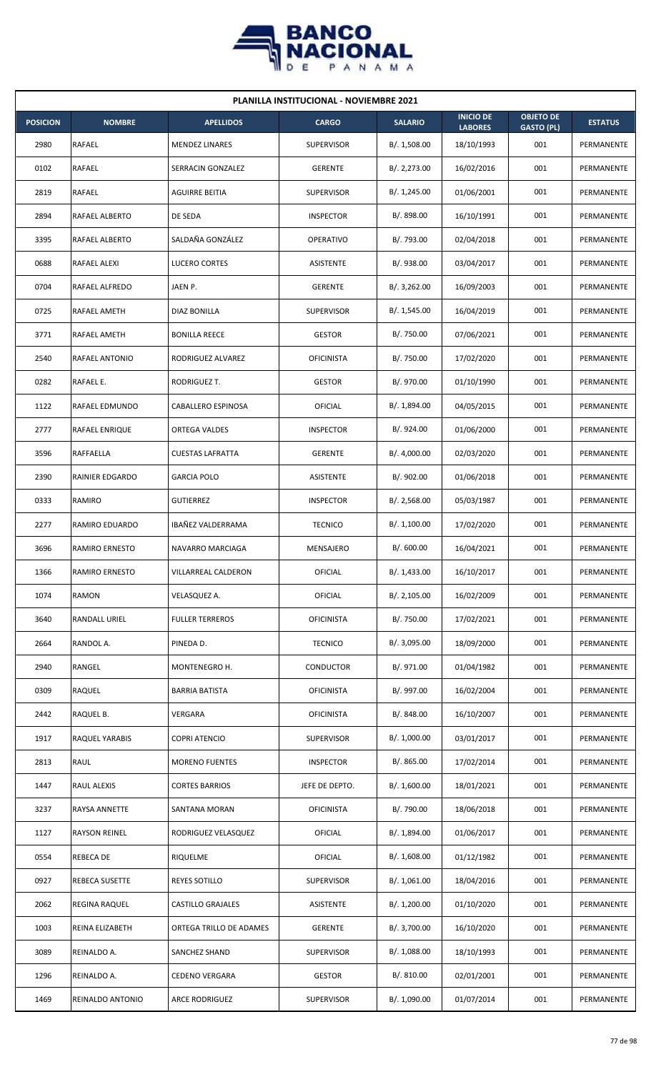## PLANILLA INSTITUCIONAL - NOVIEMBRE 2021

| POSICION | NOMBRE | APELLIDOS | CARGO | SALARIO | INICIO DE LABORES | OBJETO DE GASTO (PL) | ESTATUS |
|---|---|---|---|---|---|---|---|
| 2980 | RAFAEL | MENDEZ LINARES | SUPERVISOR | B/. 1,508.00 | 18/10/1993 | 001 | PERMANENTE |
| 0102 | RAFAEL | SERRACIN GONZALEZ | GERENTE | B/. 2,273.00 | 16/02/2016 | 001 | PERMANENTE |
| 2819 | RAFAEL | AGUIRRE BEITIA | SUPERVISOR | B/. 1,245.00 | 01/06/2001 | 001 | PERMANENTE |
| 2894 | RAFAEL ALBERTO | DE SEDA | INSPECTOR | B/. 898.00 | 16/10/1991 | 001 | PERMANENTE |
| 3395 | RAFAEL ALBERTO | SALDAÑA GONZÁLEZ | OPERATIVO | B/. 793.00 | 02/04/2018 | 001 | PERMANENTE |
| 0688 | RAFAEL ALEXI | LUCERO CORTES | ASISTENTE | B/. 938.00 | 03/04/2017 | 001 | PERMANENTE |
| 0704 | RAFAEL ALFREDO | JAEN P. | GERENTE | B/. 3,262.00 | 16/09/2003 | 001 | PERMANENTE |
| 0725 | RAFAEL AMETH | DIAZ BONILLA | SUPERVISOR | B/. 1,545.00 | 16/04/2019 | 001 | PERMANENTE |
| 3771 | RAFAEL AMETH | BONILLA REECE | GESTOR | B/. 750.00 | 07/06/2021 | 001 | PERMANENTE |
| 2540 | RAFAEL ANTONIO | RODRIGUEZ ALVAREZ | OFICINISTA | B/. 750.00 | 17/02/2020 | 001 | PERMANENTE |
| 0282 | RAFAEL E. | RODRIGUEZ T. | GESTOR | B/. 970.00 | 01/10/1990 | 001 | PERMANENTE |
| 1122 | RAFAEL EDMUNDO | CABALLERO ESPINOSA | OFICIAL | B/. 1,894.00 | 04/05/2015 | 001 | PERMANENTE |
| 2777 | RAFAEL ENRIQUE | ORTEGA VALDES | INSPECTOR | B/. 924.00 | 01/06/2000 | 001 | PERMANENTE |
| 3596 | RAFFAELLA | CUESTAS LAFRATTA | GERENTE | B/. 4,000.00 | 02/03/2020 | 001 | PERMANENTE |
| 2390 | RAINIER EDGARDO | GARCIA POLO | ASISTENTE | B/. 902.00 | 01/06/2018 | 001 | PERMANENTE |
| 0333 | RAMIRO | GUTIERREZ | INSPECTOR | B/. 2,568.00 | 05/03/1987 | 001 | PERMANENTE |
| 2277 | RAMIRO EDUARDO | IBAÑEZ VALDERRAMA | TECNICO | B/. 1,100.00 | 17/02/2020 | 001 | PERMANENTE |
| 3696 | RAMIRO ERNESTO | NAVARRO MARCIAGA | MENSAJERO | B/. 600.00 | 16/04/2021 | 001 | PERMANENTE |
| 1366 | RAMIRO ERNESTO | VILLARREAL CALDERON | OFICIAL | B/. 1,433.00 | 16/10/2017 | 001 | PERMANENTE |
| 1074 | RAMON | VELASQUEZ A. | OFICIAL | B/. 2,105.00 | 16/02/2009 | 001 | PERMANENTE |
| 3640 | RANDALL URIEL | FULLER TERREROS | OFICINISTA | B/. 750.00 | 17/02/2021 | 001 | PERMANENTE |
| 2664 | RANDOL A. | PINEDA D. | TECNICO | B/. 3,095.00 | 18/09/2000 | 001 | PERMANENTE |
| 2940 | RANGEL | MONTENEGRO H. | CONDUCTOR | B/. 971.00 | 01/04/1982 | 001 | PERMANENTE |
| 0309 | RAQUEL | BARRIA BATISTA | OFICINISTA | B/. 997.00 | 16/02/2004 | 001 | PERMANENTE |
| 2442 | RAQUEL B. | VERGARA | OFICINISTA | B/. 848.00 | 16/10/2007 | 001 | PERMANENTE |
| 1917 | RAQUEL YARABIS | COPRI ATENCIO | SUPERVISOR | B/. 1,000.00 | 03/01/2017 | 001 | PERMANENTE |
| 2813 | RAUL | MORENO FUENTES | INSPECTOR | B/. 865.00 | 17/02/2014 | 001 | PERMANENTE |
| 1447 | RAUL ALEXIS | CORTES BARRIOS | JEFE DE DEPTO. | B/. 1,600.00 | 18/01/2021 | 001 | PERMANENTE |
| 3237 | RAYSA ANNETTE | SANTANA MORAN | OFICINISTA | B/. 790.00 | 18/06/2018 | 001 | PERMANENTE |
| 1127 | RAYSON REINEL | RODRIGUEZ VELASQUEZ | OFICIAL | B/. 1,894.00 | 01/06/2017 | 001 | PERMANENTE |
| 0554 | REBECA DE | RIQUELME | OFICIAL | B/. 1,608.00 | 01/12/1982 | 001 | PERMANENTE |
| 0927 | REBECA SUSETTE | REYES SOTILLO | SUPERVISOR | B/. 1,061.00 | 18/04/2016 | 001 | PERMANENTE |
| 2062 | REGINA RAQUEL | CASTILLO GRAJALES | ASISTENTE | B/. 1,200.00 | 01/10/2020 | 001 | PERMANENTE |
| 1003 | REINA ELIZABETH | ORTEGA TRILLO DE ADAMES | GERENTE | B/. 3,700.00 | 16/10/2020 | 001 | PERMANENTE |
| 3089 | REINALDO A. | SANCHEZ SHAND | SUPERVISOR | B/. 1,088.00 | 18/10/1993 | 001 | PERMANENTE |
| 1296 | REINALDO A. | CEDENO VERGARA | GESTOR | B/. 810.00 | 02/01/2001 | 001 | PERMANENTE |
| 1469 | REINALDO ANTONIO | ARCE RODRIGUEZ | SUPERVISOR | B/. 1,090.00 | 01/07/2014 | 001 | PERMANENTE |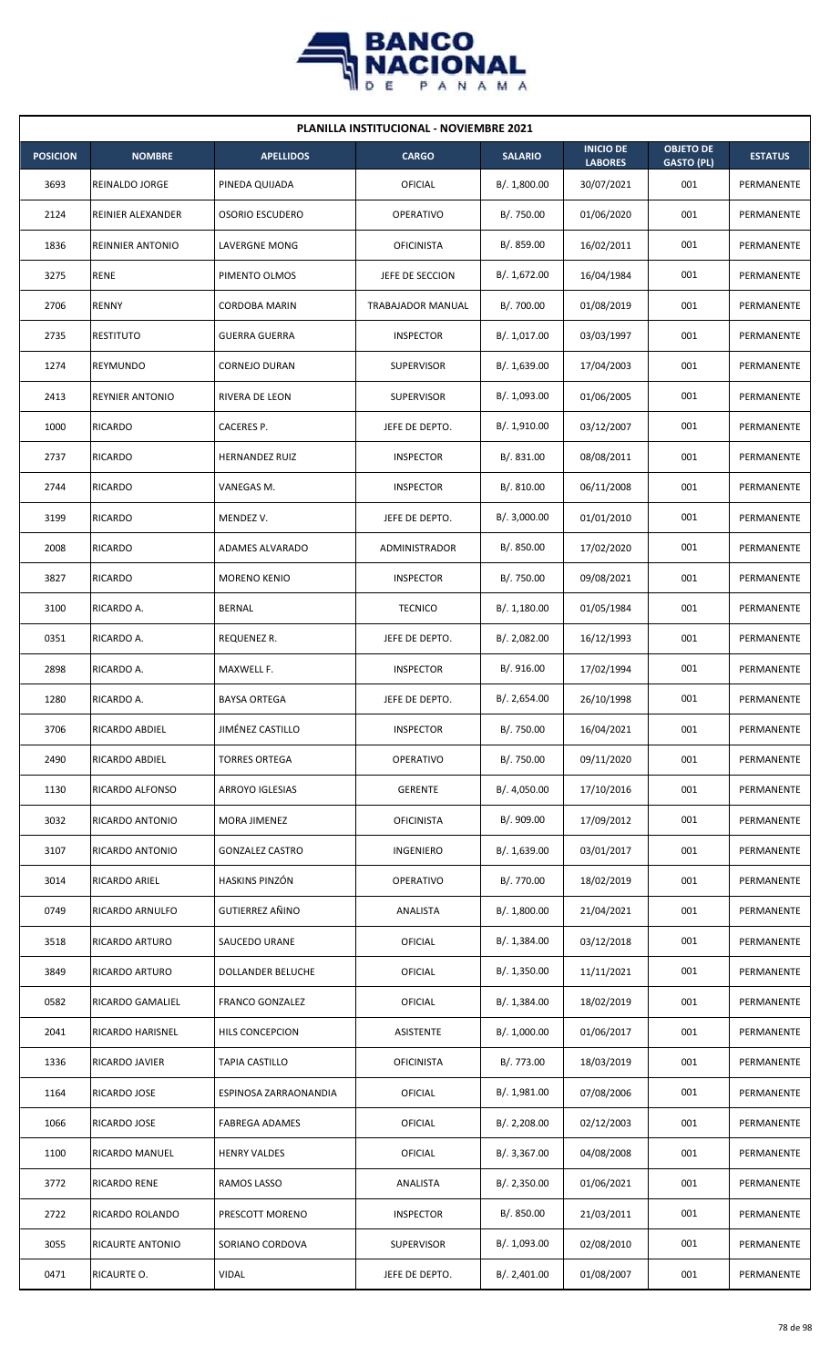**PLANILLA INSTITUCIONAL - NOVIEMBRE 2021**

| POSICION | NOMBRE | APELLIDOS | CARGO | SALARIO | INICIO DE LABORES | OBJETO DE GASTO (PL) | ESTATUS |
|---|---|---|---|---|---|---|---|
| 3693 | REINALDO JORGE | PINEDA QUIJADA | OFICIAL | B/. 1,800.00 | 30/07/2021 | 001 | PERMANENTE |
| 2124 | REINIER ALEXANDER | OSORIO ESCUDERO | OPERATIVO | B/. 750.00 | 01/06/2020 | 001 | PERMANENTE |
| 1836 | REINNIER ANTONIO | LAVERGNE MONG | OFICINISTA | B/. 859.00 | 16/02/2011 | 001 | PERMANENTE |
| 3275 | RENE | PIMENTO OLMOS | JEFE DE SECCION | B/. 1,672.00 | 16/04/1984 | 001 | PERMANENTE |
| 2706 | RENNY | CORDOBA MARIN | TRABAJADOR MANUAL | B/. 700.00 | 01/08/2019 | 001 | PERMANENTE |
| 2735 | RESTITUTO | GUERRA GUERRA | INSPECTOR | B/. 1,017.00 | 03/03/1997 | 001 | PERMANENTE |
| 1274 | REYMUNDO | CORNEJO DURAN | SUPERVISOR | B/. 1,639.00 | 17/04/2003 | 001 | PERMANENTE |
| 2413 | REYNIER ANTONIO | RIVERA DE LEON | SUPERVISOR | B/. 1,093.00 | 01/06/2005 | 001 | PERMANENTE |
| 1000 | RICARDO | CACERES P. | JEFE DE DEPTO. | B/. 1,910.00 | 03/12/2007 | 001 | PERMANENTE |
| 2737 | RICARDO | HERNANDEZ RUIZ | INSPECTOR | B/. 831.00 | 08/08/2011 | 001 | PERMANENTE |
| 2744 | RICARDO | VANEGAS M. | INSPECTOR | B/. 810.00 | 06/11/2008 | 001 | PERMANENTE |
| 3199 | RICARDO | MENDEZ V. | JEFE DE DEPTO. | B/. 3,000.00 | 01/01/2010 | 001 | PERMANENTE |
| 2008 | RICARDO | ADAMES ALVARADO | ADMINISTRADOR | B/. 850.00 | 17/02/2020 | 001 | PERMANENTE |
| 3827 | RICARDO | MORENO KENIO | INSPECTOR | B/. 750.00 | 09/08/2021 | 001 | PERMANENTE |
| 3100 | RICARDO A. | BERNAL | TECNICO | B/. 1,180.00 | 01/05/1984 | 001 | PERMANENTE |
| 0351 | RICARDO A. | REQUENEZ R. | JEFE DE DEPTO. | B/. 2,082.00 | 16/12/1993 | 001 | PERMANENTE |
| 2898 | RICARDO A. | MAXWELL F. | INSPECTOR | B/. 916.00 | 17/02/1994 | 001 | PERMANENTE |
| 1280 | RICARDO A. | BAYSA ORTEGA | JEFE DE DEPTO. | B/. 2,654.00 | 26/10/1998 | 001 | PERMANENTE |
| 3706 | RICARDO ABDIEL | JIMÉNEZ CASTILLO | INSPECTOR | B/. 750.00 | 16/04/2021 | 001 | PERMANENTE |
| 2490 | RICARDO ABDIEL | TORRES ORTEGA | OPERATIVO | B/. 750.00 | 09/11/2020 | 001 | PERMANENTE |
| 1130 | RICARDO ALFONSO | ARROYO IGLESIAS | GERENTE | B/. 4,050.00 | 17/10/2016 | 001 | PERMANENTE |
| 3032 | RICARDO ANTONIO | MORA JIMENEZ | OFICINISTA | B/. 909.00 | 17/09/2012 | 001 | PERMANENTE |
| 3107 | RICARDO ANTONIO | GONZALEZ CASTRO | INGENIERO | B/. 1,639.00 | 03/01/2017 | 001 | PERMANENTE |
| 3014 | RICARDO ARIEL | HASKINS PINZÓN | OPERATIVO | B/. 770.00 | 18/02/2019 | 001 | PERMANENTE |
| 0749 | RICARDO ARNULFO | GUTIERREZ AÑINO | ANALISTA | B/. 1,800.00 | 21/04/2021 | 001 | PERMANENTE |
| 3518 | RICARDO ARTURO | SAUCEDO URANE | OFICIAL | B/. 1,384.00 | 03/12/2018 | 001 | PERMANENTE |
| 3849 | RICARDO ARTURO | DOLLANDER BELUCHE | OFICIAL | B/. 1,350.00 | 11/11/2021 | 001 | PERMANENTE |
| 0582 | RICARDO GAMALIEL | FRANCO GONZALEZ | OFICIAL | B/. 1,384.00 | 18/02/2019 | 001 | PERMANENTE |
| 2041 | RICARDO HARISNEL | HILS CONCEPCION | ASISTENTE | B/. 1,000.00 | 01/06/2017 | 001 | PERMANENTE |
| 1336 | RICARDO JAVIER | TAPIA CASTILLO | OFICINISTA | B/. 773.00 | 18/03/2019 | 001 | PERMANENTE |
| 1164 | RICARDO JOSE | ESPINOSA ZARRAONANDIA | OFICIAL | B/. 1,981.00 | 07/08/2006 | 001 | PERMANENTE |
| 1066 | RICARDO JOSE | FABREGA ADAMES | OFICIAL | B/. 2,208.00 | 02/12/2003 | 001 | PERMANENTE |
| 1100 | RICARDO MANUEL | HENRY VALDES | OFICIAL | B/. 3,367.00 | 04/08/2008 | 001 | PERMANENTE |
| 3772 | RICARDO RENE | RAMOS LASSO | ANALISTA | B/. 2,350.00 | 01/06/2021 | 001 | PERMANENTE |
| 2722 | RICARDO ROLANDO | PRESCOTT MORENO | INSPECTOR | B/. 850.00 | 21/03/2011 | 001 | PERMANENTE |
| 3055 | RICAURTE ANTONIO | SORIANO CORDOVA | SUPERVISOR | B/. 1,093.00 | 02/08/2010 | 001 | PERMANENTE |
| 0471 | RICAURTE O. | VIDAL | JEFE DE DEPTO. | B/. 2,401.00 | 01/08/2007 | 001 | PERMANENTE |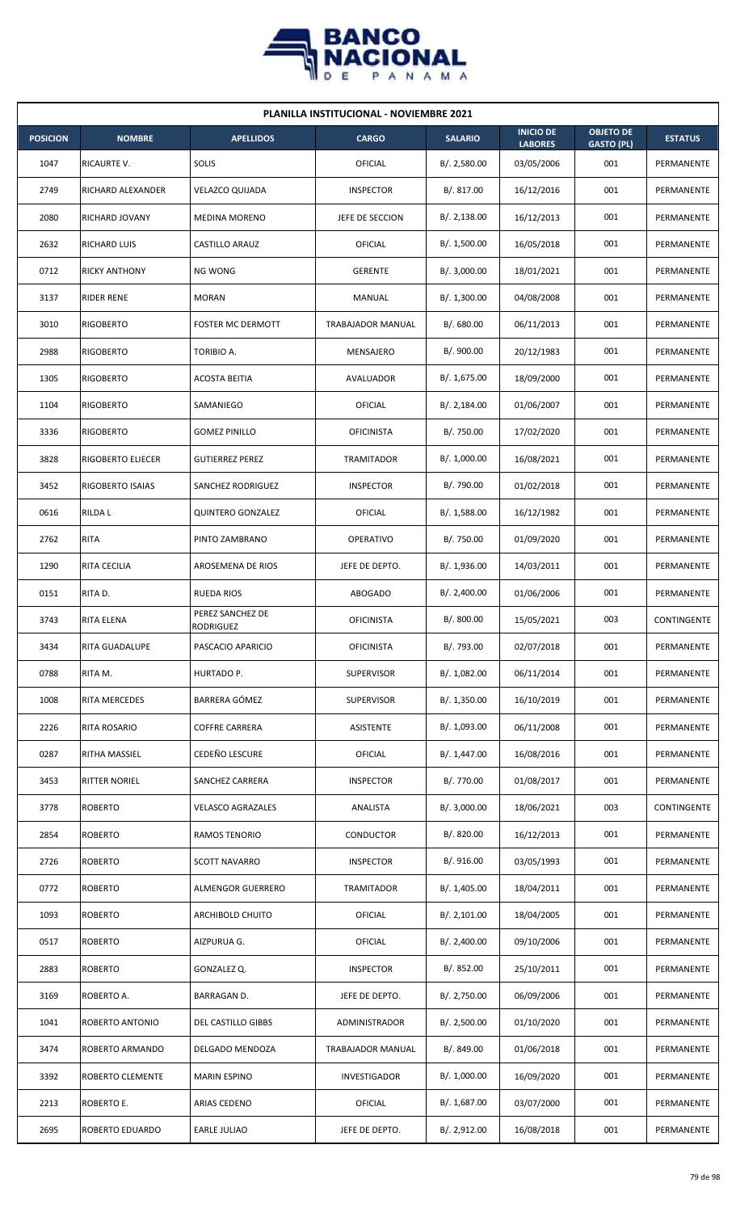**PLANILLA INSTITUCIONAL - NOVIEMBRE 2021**

| POSICION | NOMBRE | APELLIDOS | CARGO | SALARIO | INICIO DE LABORES | OBJETO DE GASTO (PL) | ESTATUS |
|---|---|---|---|---|---|---|---|
| 1047 | RICAURTE V. | SOLIS | OFICIAL | B/. 2,580.00 | 03/05/2006 | 001 | PERMANENTE |
| 2749 | RICHARD ALEXANDER | VELAZCO QUIJADA | INSPECTOR | B/. 817.00 | 16/12/2016 | 001 | PERMANENTE |
| 2080 | RICHARD JOVANY | MEDINA MORENO | JEFE DE SECCION | B/. 2,138.00 | 16/12/2013 | 001 | PERMANENTE |
| 2632 | RICHARD LUIS | CASTILLO ARAUZ | OFICIAL | B/. 1,500.00 | 16/05/2018 | 001 | PERMANENTE |
| 0712 | RICKY ANTHONY | NG WONG | GERENTE | B/. 3,000.00 | 18/01/2021 | 001 | PERMANENTE |
| 3137 | RIDER RENE | MORAN | MANUAL | B/. 1,300.00 | 04/08/2008 | 001 | PERMANENTE |
| 3010 | RIGOBERTO | FOSTER MC DERMOTT | TRABAJADOR MANUAL | B/. 680.00 | 06/11/2013 | 001 | PERMANENTE |
| 2988 | RIGOBERTO | TORIBIO A. | MENSAJERO | B/. 900.00 | 20/12/1983 | 001 | PERMANENTE |
| 1305 | RIGOBERTO | ACOSTA BEITIA | AVALUADOR | B/. 1,675.00 | 18/09/2000 | 001 | PERMANENTE |
| 1104 | RIGOBERTO | SAMANIEGO | OFICIAL | B/. 2,184.00 | 01/06/2007 | 001 | PERMANENTE |
| 3336 | RIGOBERTO | GOMEZ PINILLO | OFICINISTA | B/. 750.00 | 17/02/2020 | 001 | PERMANENTE |
| 3828 | RIGOBERTO ELIECER | GUTIERREZ PEREZ | TRAMITADOR | B/. 1,000.00 | 16/08/2021 | 001 | PERMANENTE |
| 3452 | RIGOBERTO ISAIAS | SANCHEZ RODRIGUEZ | INSPECTOR | B/. 790.00 | 01/02/2018 | 001 | PERMANENTE |
| 0616 | RILDA L | QUINTERO GONZALEZ | OFICIAL | B/. 1,588.00 | 16/12/1982 | 001 | PERMANENTE |
| 2762 | RITA | PINTO ZAMBRANO | OPERATIVO | B/. 750.00 | 01/09/2020 | 001 | PERMANENTE |
| 1290 | RITA CECILIA | AROSEMENA DE RIOS | JEFE DE DEPTO. | B/. 1,936.00 | 14/03/2011 | 001 | PERMANENTE |
| 0151 | RITA D. | RUEDA RIOS | ABOGADO | B/. 2,400.00 | 01/06/2006 | 001 | PERMANENTE |
| 3743 | RITA ELENA | PEREZ SANCHEZ DE RODRIGUEZ | OFICINISTA | B/. 800.00 | 15/05/2021 | 003 | CONTINGENTE |
| 3434 | RITA GUADALUPE | PASCACIO APARICIO | OFICINISTA | B/. 793.00 | 02/07/2018 | 001 | PERMANENTE |
| 0788 | RITA M. | HURTADO P. | SUPERVISOR | B/. 1,082.00 | 06/11/2014 | 001 | PERMANENTE |
| 1008 | RITA MERCEDES | BARRERA GÓMEZ | SUPERVISOR | B/. 1,350.00 | 16/10/2019 | 001 | PERMANENTE |
| 2226 | RITA ROSARIO | COFFRE CARRERA | ASISTENTE | B/. 1,093.00 | 06/11/2008 | 001 | PERMANENTE |
| 0287 | RITHA MASSIEL | CEDEÑO LESCURE | OFICIAL | B/. 1,447.00 | 16/08/2016 | 001 | PERMANENTE |
| 3453 | RITTER NORIEL | SANCHEZ CARRERA | INSPECTOR | B/. 770.00 | 01/08/2017 | 001 | PERMANENTE |
| 3778 | ROBERTO | VELASCO AGRAZALES | ANALISTA | B/. 3,000.00 | 18/06/2021 | 003 | CONTINGENTE |
| 2854 | ROBERTO | RAMOS TENORIO | CONDUCTOR | B/. 820.00 | 16/12/2013 | 001 | PERMANENTE |
| 2726 | ROBERTO | SCOTT NAVARRO | INSPECTOR | B/. 916.00 | 03/05/1993 | 001 | PERMANENTE |
| 0772 | ROBERTO | ALMENGOR GUERRERO | TRAMITADOR | B/. 1,405.00 | 18/04/2011 | 001 | PERMANENTE |
| 1093 | ROBERTO | ARCHIBOLD CHUITO | OFICIAL | B/. 2,101.00 | 18/04/2005 | 001 | PERMANENTE |
| 0517 | ROBERTO | AIZPURUA G. | OFICIAL | B/. 2,400.00 | 09/10/2006 | 001 | PERMANENTE |
| 2883 | ROBERTO | GONZALEZ Q. | INSPECTOR | B/. 852.00 | 25/10/2011 | 001 | PERMANENTE |
| 3169 | ROBERTO A. | BARRAGAN D. | JEFE DE DEPTO. | B/. 2,750.00 | 06/09/2006 | 001 | PERMANENTE |
| 1041 | ROBERTO ANTONIO | DEL CASTILLO GIBBS | ADMINISTRADOR | B/. 2,500.00 | 01/10/2020 | 001 | PERMANENTE |
| 3474 | ROBERTO ARMANDO | DELGADO MENDOZA | TRABAJADOR MANUAL | B/. 849.00 | 01/06/2018 | 001 | PERMANENTE |
| 3392 | ROBERTO CLEMENTE | MARIN ESPINO | INVESTIGADOR | B/. 1,000.00 | 16/09/2020 | 001 | PERMANENTE |
| 2213 | ROBERTO E. | ARIAS CEDENO | OFICIAL | B/. 1,687.00 | 03/07/2000 | 001 | PERMANENTE |
| 2695 | ROBERTO EDUARDO | EARLE JULIAO | JEFE DE DEPTO. | B/. 2,912.00 | 16/08/2018 | 001 | PERMANENTE |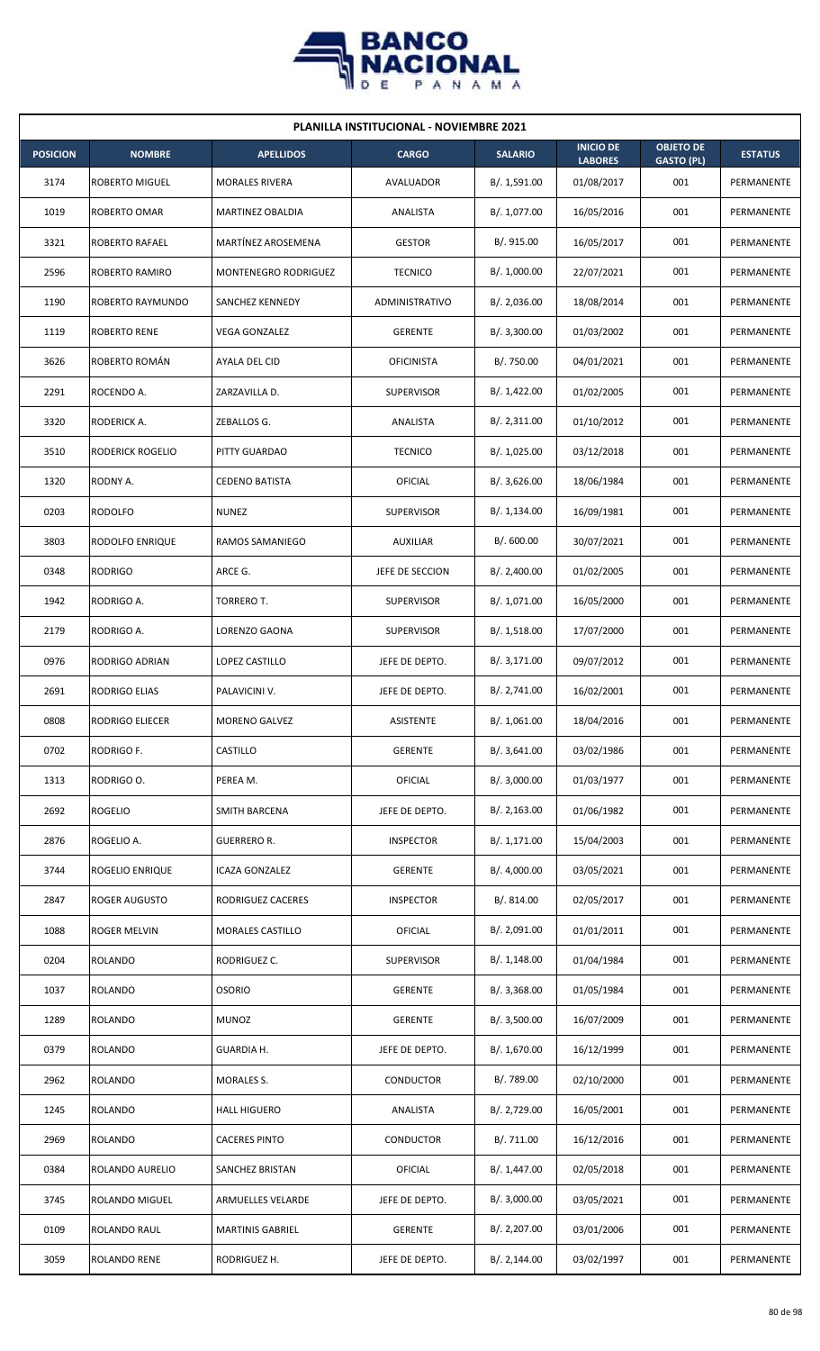| PLANILLA INSTITUCIONAL - NOVIEMBRE 2021 | | | | | | | |
|---|---|---|---|---|---|---|---|
| **POSICION** | **NOMBRE** | **APELLIDOS** | **CARGO** | **SALARIO** | **INICIO DE LABORES** | **OBJETO DE GASTO (PL)** | **ESTATUS** |
| 3174 | ROBERTO MIGUEL | MORALES RIVERA | AVALUADOR | B/. 1,591.00 | 01/08/2017 | 001 | PERMANENTE |
| 1019 | ROBERTO OMAR | MARTINEZ OBALDIA | ANALISTA | B/. 1,077.00 | 16/05/2016 | 001 | PERMANENTE |
| 3321 | ROBERTO RAFAEL | MARTÍNEZ AROSEMENA | GESTOR | B/. 915.00 | 16/05/2017 | 001 | PERMANENTE |
| 2596 | ROBERTO RAMIRO | MONTENEGRO RODRIGUEZ | TECNICO | B/. 1,000.00 | 22/07/2021 | 001 | PERMANENTE |
| 1190 | ROBERTO RAYMUNDO | SANCHEZ KENNEDY | ADMINISTRATIVO | B/. 2,036.00 | 18/08/2014 | 001 | PERMANENTE |
| 1119 | ROBERTO RENE | VEGA GONZALEZ | GERENTE | B/. 3,300.00 | 01/03/2002 | 001 | PERMANENTE |
| 3626 | ROBERTO ROMÁN | AYALA DEL CID | OFICINISTA | B/. 750.00 | 04/01/2021 | 001 | PERMANENTE |
| 2291 | ROCENDO A. | ZARZAVILLA D. | SUPERVISOR | B/. 1,422.00 | 01/02/2005 | 001 | PERMANENTE |
| 3320 | RODERICK A. | ZEBALLOS G. | ANALISTA | B/. 2,311.00 | 01/10/2012 | 001 | PERMANENTE |
| 3510 | RODERICK ROGELIO | PITTY GUARDAO | TECNICO | B/. 1,025.00 | 03/12/2018 | 001 | PERMANENTE |
| 1320 | RODNY A. | CEDENO BATISTA | OFICIAL | B/. 3,626.00 | 18/06/1984 | 001 | PERMANENTE |
| 0203 | RODOLFO | NUNEZ | SUPERVISOR | B/. 1,134.00 | 16/09/1981 | 001 | PERMANENTE |
| 3803 | RODOLFO ENRIQUE | RAMOS SAMANIEGO | AUXILIAR | B/. 600.00 | 30/07/2021 | 001 | PERMANENTE |
| 0348 | RODRIGO | ARCE G. | JEFE DE SECCION | B/. 2,400.00 | 01/02/2005 | 001 | PERMANENTE |
| 1942 | RODRIGO A. | TORRERO T. | SUPERVISOR | B/. 1,071.00 | 16/05/2000 | 001 | PERMANENTE |
| 2179 | RODRIGO A. | LORENZO GAONA | SUPERVISOR | B/. 1,518.00 | 17/07/2000 | 001 | PERMANENTE |
| 0976 | RODRIGO ADRIAN | LOPEZ CASTILLO | JEFE DE DEPTO. | B/. 3,171.00 | 09/07/2012 | 001 | PERMANENTE |
| 2691 | RODRIGO ELIAS | PALAVICINI V. | JEFE DE DEPTO. | B/. 2,741.00 | 16/02/2001 | 001 | PERMANENTE |
| 0808 | RODRIGO ELIECER | MORENO GALVEZ | ASISTENTE | B/. 1,061.00 | 18/04/2016 | 001 | PERMANENTE |
| 0702 | RODRIGO F. | CASTILLO | GERENTE | B/. 3,641.00 | 03/02/1986 | 001 | PERMANENTE |
| 1313 | RODRIGO O. | PEREA M. | OFICIAL | B/. 3,000.00 | 01/03/1977 | 001 | PERMANENTE |
| 2692 | ROGELIO | SMITH BARCENA | JEFE DE DEPTO. | B/. 2,163.00 | 01/06/1982 | 001 | PERMANENTE |
| 2876 | ROGELIO A. | GUERRERO R. | INSPECTOR | B/. 1,171.00 | 15/04/2003 | 001 | PERMANENTE |
| 3744 | ROGELIO ENRIQUE | ICAZA GONZALEZ | GERENTE | B/. 4,000.00 | 03/05/2021 | 001 | PERMANENTE |
| 2847 | ROGER AUGUSTO | RODRIGUEZ CACERES | INSPECTOR | B/. 814.00 | 02/05/2017 | 001 | PERMANENTE |
| 1088 | ROGER MELVIN | MORALES CASTILLO | OFICIAL | B/. 2,091.00 | 01/01/2011 | 001 | PERMANENTE |
| 0204 | ROLANDO | RODRIGUEZ C. | SUPERVISOR | B/. 1,148.00 | 01/04/1984 | 001 | PERMANENTE |
| 1037 | ROLANDO | OSORIO | GERENTE | B/. 3,368.00 | 01/05/1984 | 001 | PERMANENTE |
| 1289 | ROLANDO | MUNOZ | GERENTE | B/. 3,500.00 | 16/07/2009 | 001 | PERMANENTE |
| 0379 | ROLANDO | GUARDIA H. | JEFE DE DEPTO. | B/. 1,670.00 | 16/12/1999 | 001 | PERMANENTE |
| 2962 | ROLANDO | MORALES S. | CONDUCTOR | B/. 789.00 | 02/10/2000 | 001 | PERMANENTE |
| 1245 | ROLANDO | HALL HIGUERO | ANALISTA | B/. 2,729.00 | 16/05/2001 | 001 | PERMANENTE |
| 2969 | ROLANDO | CACERES PINTO | CONDUCTOR | B/. 711.00 | 16/12/2016 | 001 | PERMANENTE |
| 0384 | ROLANDO AURELIO | SANCHEZ BRISTAN | OFICIAL | B/. 1,447.00 | 02/05/2018 | 001 | PERMANENTE |
| 3745 | ROLANDO MIGUEL | ARMUELLES VELARDE | JEFE DE DEPTO. | B/. 3,000.00 | 03/05/2021 | 001 | PERMANENTE |
| 0109 | ROLANDO RAUL | MARTINIS GABRIEL | GERENTE | B/. 2,207.00 | 03/01/2006 | 001 | PERMANENTE |
| 3059 | ROLANDO RENE | RODRIGUEZ H. | JEFE DE DEPTO. | B/. 2,144.00 | 03/02/1997 | 001 | PERMANENTE |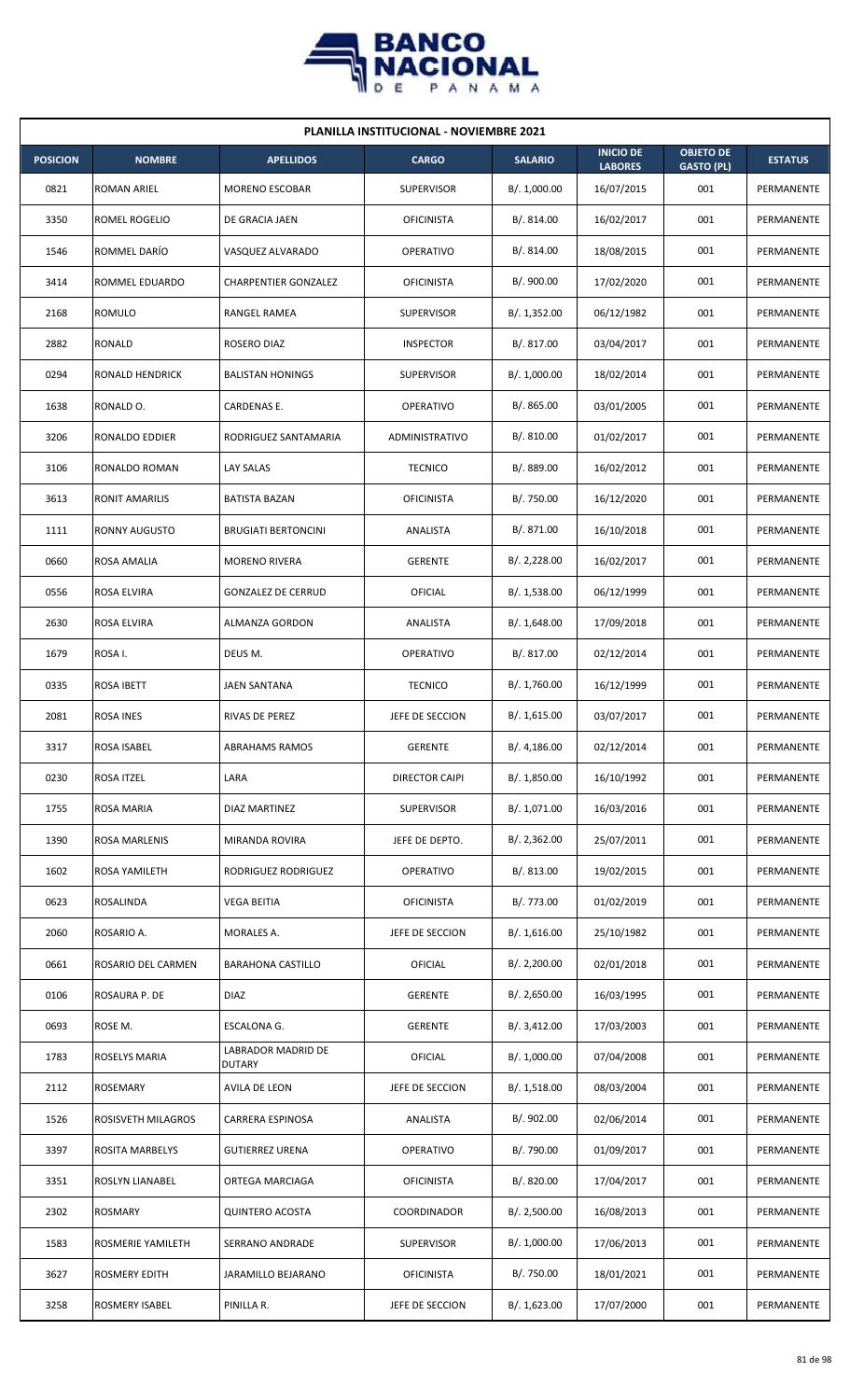**PLANILLA INSTITUCIONAL - NOVIEMBRE 2021**

| POSICION | NOMBRE | APELLIDOS | CARGO | SALARIO | INICIO DE LABORES | OBJETO DE GASTO (PL) | ESTATUS |
|---|---|---|---|---|---|---|---|
| 0821 | ROMAN ARIEL | MORENO ESCOBAR | SUPERVISOR | B/. 1,000.00 | 16/07/2015 | 001 | PERMANENTE |
| 3350 | ROMEL ROGELIO | DE GRACIA JAEN | OFICINISTA | B/. 814.00 | 16/02/2017 | 001 | PERMANENTE |
| 1546 | ROMMEL DARÍO | VASQUEZ ALVARADO | OPERATIVO | B/. 814.00 | 18/08/2015 | 001 | PERMANENTE |
| 3414 | ROMMEL EDUARDO | CHARPENTIER GONZALEZ | OFICINISTA | B/. 900.00 | 17/02/2020 | 001 | PERMANENTE |
| 2168 | ROMULO | RANGEL RAMEA | SUPERVISOR | B/. 1,352.00 | 06/12/1982 | 001 | PERMANENTE |
| 2882 | RONALD | ROSERO DIAZ | INSPECTOR | B/. 817.00 | 03/04/2017 | 001 | PERMANENTE |
| 0294 | RONALD HENDRICK | BALISTAN HONINGS | SUPERVISOR | B/. 1,000.00 | 18/02/2014 | 001 | PERMANENTE |
| 1638 | RONALD O. | CARDENAS E. | OPERATIVO | B/. 865.00 | 03/01/2005 | 001 | PERMANENTE |
| 3206 | RONALDO EDDIER | RODRIGUEZ SANTAMARIA | ADMINISTRATIVO | B/. 810.00 | 01/02/2017 | 001 | PERMANENTE |
| 3106 | RONALDO ROMAN | LAY SALAS | TECNICO | B/. 889.00 | 16/02/2012 | 001 | PERMANENTE |
| 3613 | RONIT AMARILIS | BATISTA BAZAN | OFICINISTA | B/. 750.00 | 16/12/2020 | 001 | PERMANENTE |
| 1111 | RONNY AUGUSTO | BRUGIATI BERTONCINI | ANALISTA | B/. 871.00 | 16/10/2018 | 001 | PERMANENTE |
| 0660 | ROSA AMALIA | MORENO RIVERA | GERENTE | B/. 2,228.00 | 16/02/2017 | 001 | PERMANENTE |
| 0556 | ROSA ELVIRA | GONZALEZ DE CERRUD | OFICIAL | B/. 1,538.00 | 06/12/1999 | 001 | PERMANENTE |
| 2630 | ROSA ELVIRA | ALMANZA GORDON | ANALISTA | B/. 1,648.00 | 17/09/2018 | 001 | PERMANENTE |
| 1679 | ROSA I. | DEUS M. | OPERATIVO | B/. 817.00 | 02/12/2014 | 001 | PERMANENTE |
| 0335 | ROSA IBETT | JAEN SANTANA | TECNICO | B/. 1,760.00 | 16/12/1999 | 001 | PERMANENTE |
| 2081 | ROSA INES | RIVAS DE PEREZ | JEFE DE SECCION | B/. 1,615.00 | 03/07/2017 | 001 | PERMANENTE |
| 3317 | ROSA ISABEL | ABRAHAMS RAMOS | GERENTE | B/. 4,186.00 | 02/12/2014 | 001 | PERMANENTE |
| 0230 | ROSA ITZEL | LARA | DIRECTOR CAIPI | B/. 1,850.00 | 16/10/1992 | 001 | PERMANENTE |
| 1755 | ROSA MARIA | DIAZ MARTINEZ | SUPERVISOR | B/. 1,071.00 | 16/03/2016 | 001 | PERMANENTE |
| 1390 | ROSA MARLENIS | MIRANDA ROVIRA | JEFE DE DEPTO. | B/. 2,362.00 | 25/07/2011 | 001 | PERMANENTE |
| 1602 | ROSA YAMILETH | RODRIGUEZ RODRIGUEZ | OPERATIVO | B/. 813.00 | 19/02/2015 | 001 | PERMANENTE |
| 0623 | ROSALINDA | VEGA BEITIA | OFICINISTA | B/. 773.00 | 01/02/2019 | 001 | PERMANENTE |
| 2060 | ROSARIO A. | MORALES A. | JEFE DE SECCION | B/. 1,616.00 | 25/10/1982 | 001 | PERMANENTE |
| 0661 | ROSARIO DEL CARMEN | BARAHONA CASTILLO | OFICIAL | B/. 2,200.00 | 02/01/2018 | 001 | PERMANENTE |
| 0106 | ROSAURA P. DE | DIAZ | GERENTE | B/. 2,650.00 | 16/03/1995 | 001 | PERMANENTE |
| 0693 | ROSE M. | ESCALONA G. | GERENTE | B/. 3,412.00 | 17/03/2003 | 001 | PERMANENTE |
| 1783 | ROSELYS MARIA | LABRADOR MADRID DE DUTARY | OFICIAL | B/. 1,000.00 | 07/04/2008 | 001 | PERMANENTE |
| 2112 | ROSEMARY | AVILA DE LEON | JEFE DE SECCION | B/. 1,518.00 | 08/03/2004 | 001 | PERMANENTE |
| 1526 | ROSISVETH MILAGROS | CARRERA ESPINOSA | ANALISTA | B/. 902.00 | 02/06/2014 | 001 | PERMANENTE |
| 3397 | ROSITA MARBELYS | GUTIERREZ URENA | OPERATIVO | B/. 790.00 | 01/09/2017 | 001 | PERMANENTE |
| 3351 | ROSLYN LIANABEL | ORTEGA MARCIAGA | OFICINISTA | B/. 820.00 | 17/04/2017 | 001 | PERMANENTE |
| 2302 | ROSMARY | QUINTERO ACOSTA | COORDINADOR | B/. 2,500.00 | 16/08/2013 | 001 | PERMANENTE |
| 1583 | ROSMERIE YAMILETH | SERRANO ANDRADE | SUPERVISOR | B/. 1,000.00 | 17/06/2013 | 001 | PERMANENTE |
| 3627 | ROSMERY EDITH | JARAMILLO BEJARANO | OFICINISTA | B/. 750.00 | 18/01/2021 | 001 | PERMANENTE |
| 3258 | ROSMERY ISABEL | PINILLA R. | JEFE DE SECCION | B/. 1,623.00 | 17/07/2000 | 001 | PERMANENTE |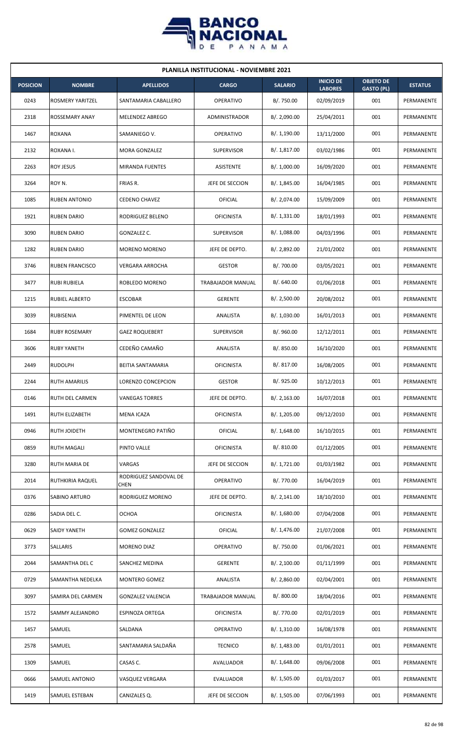| PLANILLA INSTITUCIONAL - NOVIEMBRE 2021 | | | | | | | |
|---|---|---|---|---|---|---|---|
| **POSICION** | **NOMBRE** | **APELLIDOS** | **CARGO** | **SALARIO** | **INICIO DE LABORES** | **OBJETO DE GASTO (PL)** | **ESTATUS** |
| 0243 | ROSMERY YARITZEL | SANTAMARIA CABALLERO | OPERATIVO | B/. 750.00 | 02/09/2019 | 001 | PERMANENTE |
| 2318 | ROSSEMARY ANAY | MELENDEZ ABREGO | ADMINISTRADOR | B/. 2,090.00 | 25/04/2011 | 001 | PERMANENTE |
| 1467 | ROXANA | SAMANIEGO V. | OPERATIVO | B/. 1,190.00 | 13/11/2000 | 001 | PERMANENTE |
| 2132 | ROXANA I. | MORA GONZALEZ | SUPERVISOR | B/. 1,817.00 | 03/02/1986 | 001 | PERMANENTE |
| 2263 | ROY JESUS | MIRANDA FUENTES | ASISTENTE | B/. 1,000.00 | 16/09/2020 | 001 | PERMANENTE |
| 3264 | ROY N. | FRIAS R. | JEFE DE SECCION | B/. 1,845.00 | 16/04/1985 | 001 | PERMANENTE |
| 1085 | RUBEN ANTONIO | CEDENO CHAVEZ | OFICIAL | B/. 2,074.00 | 15/09/2009 | 001 | PERMANENTE |
| 1921 | RUBEN DARIO | RODRIGUEZ BELENO | OFICINISTA | B/. 1,331.00 | 18/01/1993 | 001 | PERMANENTE |
| 3090 | RUBEN DARIO | GONZALEZ C. | SUPERVISOR | B/. 1,088.00 | 04/03/1996 | 001 | PERMANENTE |
| 1282 | RUBEN DARIO | MORENO MORENO | JEFE DE DEPTO. | B/. 2,892.00 | 21/01/2002 | 001 | PERMANENTE |
| 3746 | RUBEN FRANCISCO | VERGARA ARROCHA | GESTOR | B/. 700.00 | 03/05/2021 | 001 | PERMANENTE |
| 3477 | RUBI RUBIELA | ROBLEDO MORENO | TRABAJADOR MANUAL | B/. 640.00 | 01/06/2018 | 001 | PERMANENTE |
| 1215 | RUBIEL ALBERTO | ESCOBAR | GERENTE | B/. 2,500.00 | 20/08/2012 | 001 | PERMANENTE |
| 3039 | RUBISENIA | PIMENTEL DE LEON | ANALISTA | B/. 1,030.00 | 16/01/2013 | 001 | PERMANENTE |
| 1684 | RUBY ROSEMARY | GAEZ ROQUEBERT | SUPERVISOR | B/. 960.00 | 12/12/2011 | 001 | PERMANENTE |
| 3606 | RUBY YANETH | CEDEÑO CAMAÑO | ANALISTA | B/. 850.00 | 16/10/2020 | 001 | PERMANENTE |
| 2449 | RUDOLPH | BEITIA SANTAMARIA | OFICINISTA | B/. 817.00 | 16/08/2005 | 001 | PERMANENTE |
| 2244 | RUTH AMARILIS | LORENZO CONCEPCION | GESTOR | B/. 925.00 | 10/12/2013 | 001 | PERMANENTE |
| 0146 | RUTH DEL CARMEN | VANEGAS TORRES | JEFE DE DEPTO. | B/. 2,163.00 | 16/07/2018 | 001 | PERMANENTE |
| 1491 | RUTH ELIZABETH | MENA ICAZA | OFICINISTA | B/. 1,205.00 | 09/12/2010 | 001 | PERMANENTE |
| 0946 | RUTH JOIDETH | MONTENEGRO PATIÑO | OFICIAL | B/. 1,648.00 | 16/10/2015 | 001 | PERMANENTE |
| 0859 | RUTH MAGALI | PINTO VALLE | OFICINISTA | B/. 810.00 | 01/12/2005 | 001 | PERMANENTE |
| 3280 | RUTH MARIA DE | VARGAS | JEFE DE SECCION | B/. 1,721.00 | 01/03/1982 | 001 | PERMANENTE |
| 2014 | RUTHKIRIA RAQUEL | RODRIGUEZ SANDOVAL DE CHEN | OPERATIVO | B/. 770.00 | 16/04/2019 | 001 | PERMANENTE |
| 0376 | SABINO ARTURO | RODRIGUEZ MORENO | JEFE DE DEPTO. | B/. 2,141.00 | 18/10/2010 | 001 | PERMANENTE |
| 0286 | SADIA DEL C. | OCHOA | OFICINISTA | B/. 1,680.00 | 07/04/2008 | 001 | PERMANENTE |
| 0629 | SAIDY YANETH | GOMEZ GONZALEZ | OFICIAL | B/. 1,476.00 | 21/07/2008 | 001 | PERMANENTE |
| 3773 | SALLARIS | MORENO DIAZ | OPERATIVO | B/. 750.00 | 01/06/2021 | 001 | PERMANENTE |
| 2044 | SAMANTHA DEL C | SANCHEZ MEDINA | GERENTE | B/. 2,100.00 | 01/11/1999 | 001 | PERMANENTE |
| 0729 | SAMANTHA NEDELKA | MONTERO GOMEZ | ANALISTA | B/. 2,860.00 | 02/04/2001 | 001 | PERMANENTE |
| 3097 | SAMIRA DEL CARMEN | GONZALEZ VALENCIA | TRABAJADOR MANUAL | B/. 800.00 | 18/04/2016 | 001 | PERMANENTE |
| 1572 | SAMMY ALEJANDRO | ESPINOZA ORTEGA | OFICINISTA | B/. 770.00 | 02/01/2019 | 001 | PERMANENTE |
| 1457 | SAMUEL | SALDANA | OPERATIVO | B/. 1,310.00 | 16/08/1978 | 001 | PERMANENTE |
| 2578 | SAMUEL | SANTAMARIA SALDAÑA | TECNICO | B/. 1,483.00 | 01/01/2011 | 001 | PERMANENTE |
| 1309 | SAMUEL | CASAS C. | AVALUADOR | B/. 1,648.00 | 09/06/2008 | 001 | PERMANENTE |
| 0666 | SAMUEL ANTONIO | VASQUEZ VERGARA | EVALUADOR | B/. 1,505.00 | 01/03/2017 | 001 | PERMANENTE |
| 1419 | SAMUEL ESTEBAN | CANIZALES Q. | JEFE DE SECCION | B/. 1,505.00 | 07/06/1993 | 001 | PERMANENTE |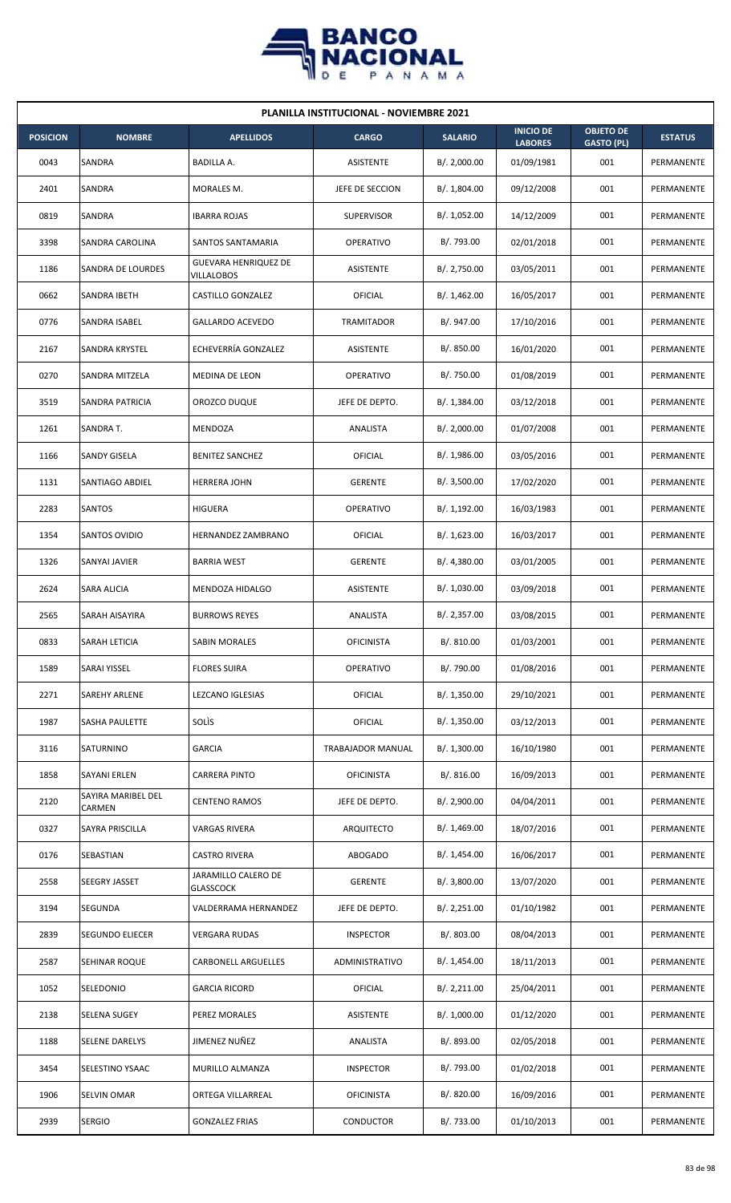| PLANILLA INSTITUCIONAL - NOVIEMBRE 2021 | | | | | | | |
|---|---|---|---|---|---|---|---|
| **POSICION** | **NOMBRE** | **APELLIDOS** | **CARGO** | **SALARIO** | **INICIO DE LABORES** | **OBJETO DE GASTO (PL)** | **ESTATUS** |
| 0043 | SANDRA | BADILLA A. | ASISTENTE | B/. 2,000.00 | 01/09/1981 | 001 | PERMANENTE |
| 2401 | SANDRA | MORALES M. | JEFE DE SECCION | B/. 1,804.00 | 09/12/2008 | 001 | PERMANENTE |
| 0819 | SANDRA | IBARRA ROJAS | SUPERVISOR | B/. 1,052.00 | 14/12/2009 | 001 | PERMANENTE |
| 3398 | SANDRA CAROLINA | SANTOS SANTAMARIA | OPERATIVO | B/. 793.00 | 02/01/2018 | 001 | PERMANENTE |
| 1186 | SANDRA DE LOURDES | GUEVARA HENRIQUEZ DE VILLALOBOS | ASISTENTE | B/. 2,750.00 | 03/05/2011 | 001 | PERMANENTE |
| 0662 | SANDRA IBETH | CASTILLO GONZALEZ | OFICIAL | B/. 1,462.00 | 16/05/2017 | 001 | PERMANENTE |
| 0776 | SANDRA ISABEL | GALLARDO ACEVEDO | TRAMITADOR | B/. 947.00 | 17/10/2016 | 001 | PERMANENTE |
| 2167 | SANDRA KRYSTEL | ECHEVERRÍA GONZALEZ | ASISTENTE | B/. 850.00 | 16/01/2020 | 001 | PERMANENTE |
| 0270 | SANDRA MITZELA | MEDINA DE LEON | OPERATIVO | B/. 750.00 | 01/08/2019 | 001 | PERMANENTE |
| 3519 | SANDRA PATRICIA | OROZCO DUQUE | JEFE DE DEPTO. | B/. 1,384.00 | 03/12/2018 | 001 | PERMANENTE |
| 1261 | SANDRA T. | MENDOZA | ANALISTA | B/. 2,000.00 | 01/07/2008 | 001 | PERMANENTE |
| 1166 | SANDY GISELA | BENITEZ SANCHEZ | OFICIAL | B/. 1,986.00 | 03/05/2016 | 001 | PERMANENTE |
| 1131 | SANTIAGO ABDIEL | HERRERA JOHN | GERENTE | B/. 3,500.00 | 17/02/2020 | 001 | PERMANENTE |
| 2283 | SANTOS | HIGUERA | OPERATIVO | B/. 1,192.00 | 16/03/1983 | 001 | PERMANENTE |
| 1354 | SANTOS OVIDIO | HERNANDEZ ZAMBRANO | OFICIAL | B/. 1,623.00 | 16/03/2017 | 001 | PERMANENTE |
| 1326 | SANYAI JAVIER | BARRIA WEST | GERENTE | B/. 4,380.00 | 03/01/2005 | 001 | PERMANENTE |
| 2624 | SARA ALICIA | MENDOZA HIDALGO | ASISTENTE | B/. 1,030.00 | 03/09/2018 | 001 | PERMANENTE |
| 2565 | SARAH AISAYIRA | BURROWS REYES | ANALISTA | B/. 2,357.00 | 03/08/2015 | 001 | PERMANENTE |
| 0833 | SARAH LETICIA | SABIN MORALES | OFICINISTA | B/. 810.00 | 01/03/2001 | 001 | PERMANENTE |
| 1589 | SARAI YISSEL | FLORES SUIRA | OPERATIVO | B/. 790.00 | 01/08/2016 | 001 | PERMANENTE |
| 2271 | SAREHY ARLENE | LEZCANO IGLESIAS | OFICIAL | B/. 1,350.00 | 29/10/2021 | 001 | PERMANENTE |
| 1987 | SASHA PAULETTE | SOLÌS | OFICIAL | B/. 1,350.00 | 03/12/2013 | 001 | PERMANENTE |
| 3116 | SATURNINO | GARCIA | TRABAJADOR MANUAL | B/. 1,300.00 | 16/10/1980 | 001 | PERMANENTE |
| 1858 | SAYANI ERLEN | CARRERA PINTO | OFICINISTA | B/. 816.00 | 16/09/2013 | 001 | PERMANENTE |
| 2120 | SAYIRA MARIBEL DEL CARMEN | CENTENO RAMOS | JEFE DE DEPTO. | B/. 2,900.00 | 04/04/2011 | 001 | PERMANENTE |
| 0327 | SAYRA PRISCILLA | VARGAS RIVERA | ARQUITECTO | B/. 1,469.00 | 18/07/2016 | 001 | PERMANENTE |
| 0176 | SEBASTIAN | CASTRO RIVERA | ABOGADO | B/. 1,454.00 | 16/06/2017 | 001 | PERMANENTE |
| 2558 | SEEGRY JASSET | JARAMILLO CALERO DE GLASSCOCK | GERENTE | B/. 3,800.00 | 13/07/2020 | 001 | PERMANENTE |
| 3194 | SEGUNDA | VALDERRAMA HERNANDEZ | JEFE DE DEPTO. | B/. 2,251.00 | 01/10/1982 | 001 | PERMANENTE |
| 2839 | SEGUNDO ELIECER | VERGARA RUDAS | INSPECTOR | B/. 803.00 | 08/04/2013 | 001 | PERMANENTE |
| 2587 | SEHINAR ROQUE | CARBONELL ARGUELLES | ADMINISTRATIVO | B/. 1,454.00 | 18/11/2013 | 001 | PERMANENTE |
| 1052 | SELEDONIO | GARCIA RICORD | OFICIAL | B/. 2,211.00 | 25/04/2011 | 001 | PERMANENTE |
| 2138 | SELENA SUGEY | PEREZ MORALES | ASISTENTE | B/. 1,000.00 | 01/12/2020 | 001 | PERMANENTE |
| 1188 | SELENE DARELYS | JIMENEZ NUÑEZ | ANALISTA | B/. 893.00 | 02/05/2018 | 001 | PERMANENTE |
| 3454 | SELESTINO YSAAC | MURILLO ALMANZA | INSPECTOR | B/. 793.00 | 01/02/2018 | 001 | PERMANENTE |
| 1906 | SELVIN OMAR | ORTEGA VILLARREAL | OFICINISTA | B/. 820.00 | 16/09/2016 | 001 | PERMANENTE |
| 2939 | SERGIO | GONZALEZ FRIAS | CONDUCTOR | B/. 733.00 | 01/10/2013 | 001 | PERMANENTE |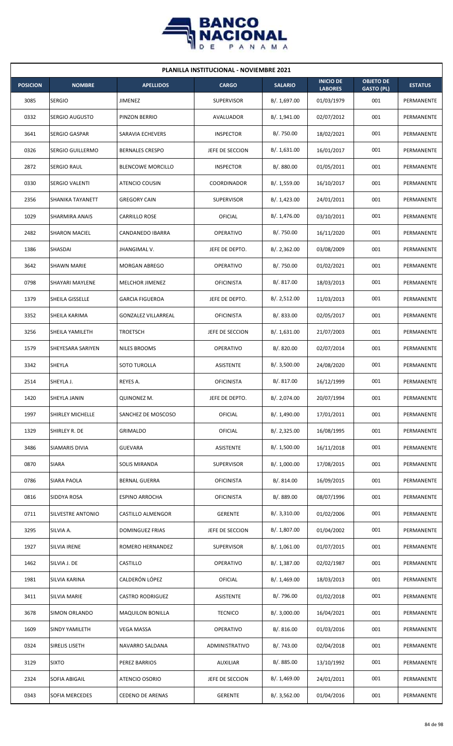## PLANILLA INSTITUCIONAL - NOVIEMBRE 2021

| POSICION | NOMBRE | APELLIDOS | CARGO | SALARIO | INICIO DE LABORES | OBJETO DE GASTO (PL) | ESTATUS |
|---|---|---|---|---|---|---|---|
| 3085 | SERGIO | JIMENEZ | SUPERVISOR | B/. 1,697.00 | 01/03/1979 | 001 | PERMANENTE |
| 0332 | SERGIO AUGUSTO | PINZON BERRIO | AVALUADOR | B/. 1,941.00 | 02/07/2012 | 001 | PERMANENTE |
| 3641 | SERGIO GASPAR | SARAVIA ECHEVERS | INSPECTOR | B/. 750.00 | 18/02/2021 | 001 | PERMANENTE |
| 0326 | SERGIO GUILLERMO | BERNALES CRESPO | JEFE DE SECCION | B/. 1,631.00 | 16/01/2017 | 001 | PERMANENTE |
| 2872 | SERGIO RAUL | BLENCOWE MORCILLO | INSPECTOR | B/. 880.00 | 01/05/2011 | 001 | PERMANENTE |
| 0330 | SERGIO VALENTI | ATENCIO COUSIN | COORDINADOR | B/. 1,559.00 | 16/10/2017 | 001 | PERMANENTE |
| 2356 | SHANIKA TAYANETT | GREGORY CAIN | SUPERVISOR | B/. 1,423.00 | 24/01/2011 | 001 | PERMANENTE |
| 1029 | SHARMIRA ANAIS | CARRILLO ROSE | OFICIAL | B/. 1,476.00 | 03/10/2011 | 001 | PERMANENTE |
| 2482 | SHARON MACIEL | CANDANEDO IBARRA | OPERATIVO | B/. 750.00 | 16/11/2020 | 001 | PERMANENTE |
| 1386 | SHASDAI | JHANGIMAL V. | JEFE DE DEPTO. | B/. 2,362.00 | 03/08/2009 | 001 | PERMANENTE |
| 3642 | SHAWN MARIE | MORGAN ABREGO | OPERATIVO | B/. 750.00 | 01/02/2021 | 001 | PERMANENTE |
| 0798 | SHAYARI MAYLENE | MELCHOR JIMENEZ | OFICINISTA | B/. 817.00 | 18/03/2013 | 001 | PERMANENTE |
| 1379 | SHEILA GISSELLE | GARCIA FIGUEROA | JEFE DE DEPTO. | B/. 2,512.00 | 11/03/2013 | 001 | PERMANENTE |
| 3352 | SHEILA KARIMA | GONZALEZ VILLARREAL | OFICINISTA | B/. 833.00 | 02/05/2017 | 001 | PERMANENTE |
| 3256 | SHEILA YAMILETH | TROETSCH | JEFE DE SECCION | B/. 1,631.00 | 21/07/2003 | 001 | PERMANENTE |
| 1579 | SHEYESARA SARIYEN | NILES BROOMS | OPERATIVO | B/. 820.00 | 02/07/2014 | 001 | PERMANENTE |
| 3342 | SHEYLA | SOTO TUROLLA | ASISTENTE | B/. 3,500.00 | 24/08/2020 | 001 | PERMANENTE |
| 2514 | SHEYLA J. | REYES A. | OFICINISTA | B/. 817.00 | 16/12/1999 | 001 | PERMANENTE |
| 1420 | SHEYLA JANIN | QUINONEZ M. | JEFE DE DEPTO. | B/. 2,074.00 | 20/07/1994 | 001 | PERMANENTE |
| 1997 | SHIRLEY MICHELLE | SANCHEZ DE MOSCOSO | OFICIAL | B/. 1,490.00 | 17/01/2011 | 001 | PERMANENTE |
| 1329 | SHIRLEY R. DE | GRIMALDO | OFICIAL | B/. 2,325.00 | 16/08/1995 | 001 | PERMANENTE |
| 3486 | SIAMARIS DIVIA | GUEVARA | ASISTENTE | B/. 1,500.00 | 16/11/2018 | 001 | PERMANENTE |
| 0870 | SIARA | SOLIS MIRANDA | SUPERVISOR | B/. 1,000.00 | 17/08/2015 | 001 | PERMANENTE |
| 0786 | SIARA PAOLA | BERNAL GUERRA | OFICINISTA | B/. 814.00 | 16/09/2015 | 001 | PERMANENTE |
| 0816 | SIDDYA ROSA | ESPINO ARROCHA | OFICINISTA | B/. 889.00 | 08/07/1996 | 001 | PERMANENTE |
| 0711 | SILVESTRE ANTONIO | CASTILLO ALMENGOR | GERENTE | B/. 3,310.00 | 01/02/2006 | 001 | PERMANENTE |
| 3295 | SILVIA A. | DOMINGUEZ FRIAS | JEFE DE SECCION | B/. 1,807.00 | 01/04/2002 | 001 | PERMANENTE |
| 1927 | SILVIA IRENE | ROMERO HERNANDEZ | SUPERVISOR | B/. 1,061.00 | 01/07/2015 | 001 | PERMANENTE |
| 1462 | SILVIA J. DE | CASTILLO | OPERATIVO | B/. 1,387.00 | 02/02/1987 | 001 | PERMANENTE |
| 1981 | SILVIA KARINA | CALDERÓN LÓPEZ | OFICIAL | B/. 1,469.00 | 18/03/2013 | 001 | PERMANENTE |
| 3411 | SILVIA MARIE | CASTRO RODRIGUEZ | ASISTENTE | B/. 796.00 | 01/02/2018 | 001 | PERMANENTE |
| 3678 | SIMON ORLANDO | MAQUILON BONILLA | TECNICO | B/. 3,000.00 | 16/04/2021 | 001 | PERMANENTE |
| 1609 | SINDY YAMILETH | VEGA MASSA | OPERATIVO | B/. 816.00 | 01/03/2016 | 001 | PERMANENTE |
| 0324 | SIRELIS LISETH | NAVARRO SALDANA | ADMINISTRATIVO | B/. 743.00 | 02/04/2018 | 001 | PERMANENTE |
| 3129 | SIXTO | PEREZ BARRIOS | AUXILIAR | B/. 885.00 | 13/10/1992 | 001 | PERMANENTE |
| 2324 | SOFIA ABIGAIL | ATENCIO OSORIO | JEFE DE SECCION | B/. 1,469.00 | 24/01/2011 | 001 | PERMANENTE |
| 0343 | SOFIA MERCEDES | CEDENO DE ARENAS | GERENTE | B/. 3,562.00 | 01/04/2016 | 001 | PERMANENTE |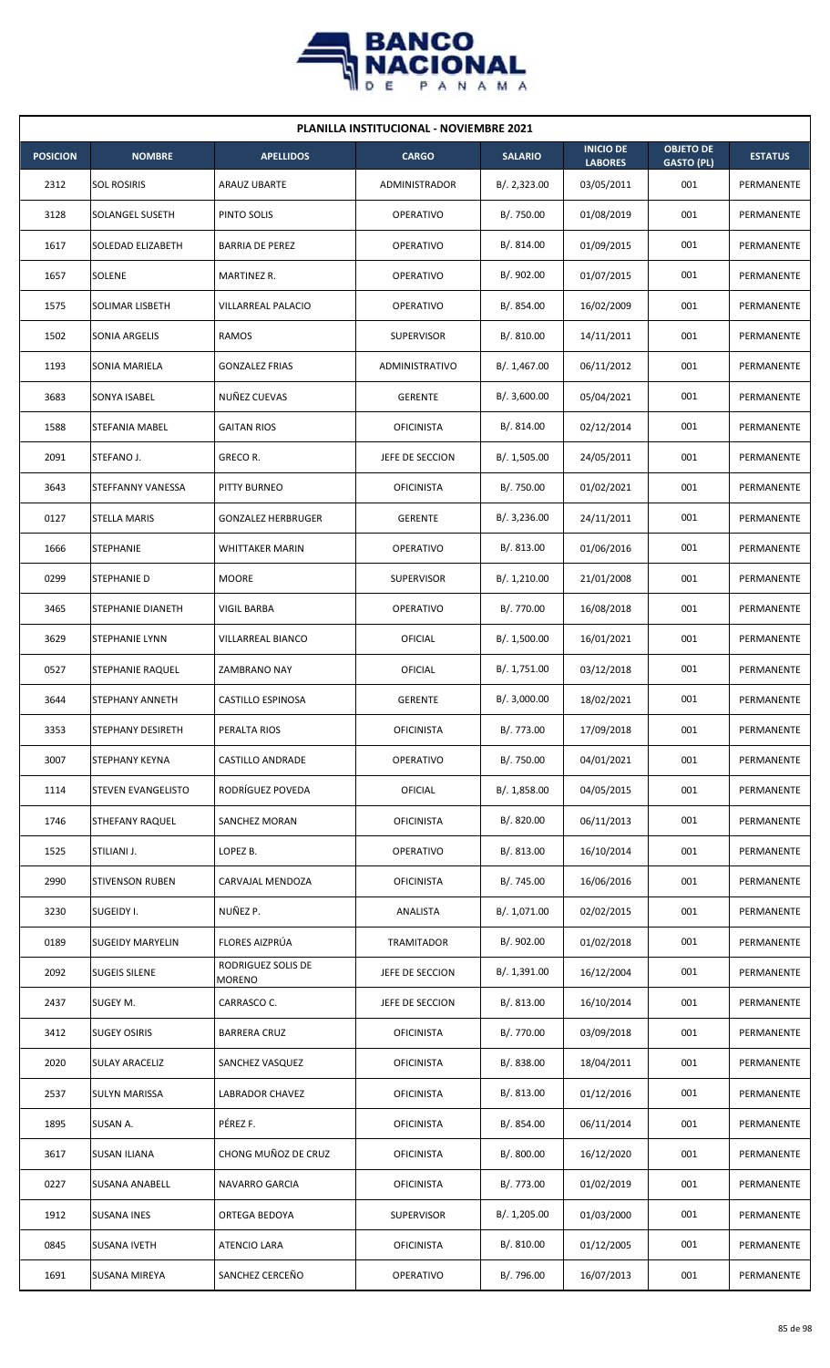| PLANILLA INSTITUCIONAL - NOVIEMBRE 2021 | | | | | | | |
|---|---|---|---|---|---|---|---|
| **POSICION** | **NOMBRE** | **APELLIDOS** | **CARGO** | **SALARIO** | **INICIO DE LABORES** | **OBJETO DE GASTO (PL)** | **ESTATUS** |
| 2312 | SOL ROSIRIS | ARAUZ UBARTE | ADMINISTRADOR | B/. 2,323.00 | 03/05/2011 | 001 | PERMANENTE |
| 3128 | SOLANGEL SUSETH | PINTO SOLIS | OPERATIVO | B/. 750.00 | 01/08/2019 | 001 | PERMANENTE |
| 1617 | SOLEDAD ELIZABETH | BARRIA DE PEREZ | OPERATIVO | B/. 814.00 | 01/09/2015 | 001 | PERMANENTE |
| 1657 | SOLENE | MARTINEZ R. | OPERATIVO | B/. 902.00 | 01/07/2015 | 001 | PERMANENTE |
| 1575 | SOLIMAR LISBETH | VILLARREAL PALACIO | OPERATIVO | B/. 854.00 | 16/02/2009 | 001 | PERMANENTE |
| 1502 | SONIA ARGELIS | RAMOS | SUPERVISOR | B/. 810.00 | 14/11/2011 | 001 | PERMANENTE |
| 1193 | SONIA MARIELA | GONZALEZ FRIAS | ADMINISTRATIVO | B/. 1,467.00 | 06/11/2012 | 001 | PERMANENTE |
| 3683 | SONYA ISABEL | NUÑEZ CUEVAS | GERENTE | B/. 3,600.00 | 05/04/2021 | 001 | PERMANENTE |
| 1588 | STEFANIA MABEL | GAITAN RIOS | OFICINISTA | B/. 814.00 | 02/12/2014 | 001 | PERMANENTE |
| 2091 | STEFANO J. | GRECO R. | JEFE DE SECCION | B/. 1,505.00 | 24/05/2011 | 001 | PERMANENTE |
| 3643 | STEFFANNY VANESSA | PITTY BURNEO | OFICINISTA | B/. 750.00 | 01/02/2021 | 001 | PERMANENTE |
| 0127 | STELLA MARIS | GONZALEZ HERBRUGER | GERENTE | B/. 3,236.00 | 24/11/2011 | 001 | PERMANENTE |
| 1666 | STEPHANIE | WHITTAKER MARIN | OPERATIVO | B/. 813.00 | 01/06/2016 | 001 | PERMANENTE |
| 0299 | STEPHANIE D | MOORE | SUPERVISOR | B/. 1,210.00 | 21/01/2008 | 001 | PERMANENTE |
| 3465 | STEPHANIE DIANETH | VIGIL BARBA | OPERATIVO | B/. 770.00 | 16/08/2018 | 001 | PERMANENTE |
| 3629 | STEPHANIE LYNN | VILLARREAL BIANCO | OFICIAL | B/. 1,500.00 | 16/01/2021 | 001 | PERMANENTE |
| 0527 | STEPHANIE RAQUEL | ZAMBRANO NAY | OFICIAL | B/. 1,751.00 | 03/12/2018 | 001 | PERMANENTE |
| 3644 | STEPHANY ANNETH | CASTILLO ESPINOSA | GERENTE | B/. 3,000.00 | 18/02/2021 | 001 | PERMANENTE |
| 3353 | STEPHANY DESIRETH | PERALTA RIOS | OFICINISTA | B/. 773.00 | 17/09/2018 | 001 | PERMANENTE |
| 3007 | STEPHANY KEYNA | CASTILLO ANDRADE | OPERATIVO | B/. 750.00 | 04/01/2021 | 001 | PERMANENTE |
| 1114 | STEVEN EVANGELISTO | RODRÍGUEZ POVEDA | OFICIAL | B/. 1,858.00 | 04/05/2015 | 001 | PERMANENTE |
| 1746 | STHEFANY RAQUEL | SANCHEZ MORAN | OFICINISTA | B/. 820.00 | 06/11/2013 | 001 | PERMANENTE |
| 1525 | STILIANI J. | LOPEZ B. | OPERATIVO | B/. 813.00 | 16/10/2014 | 001 | PERMANENTE |
| 2990 | STIVENSON RUBEN | CARVAJAL MENDOZA | OFICINISTA | B/. 745.00 | 16/06/2016 | 001 | PERMANENTE |
| 3230 | SUGEIDY I. | NUÑEZ P. | ANALISTA | B/. 1,071.00 | 02/02/2015 | 001 | PERMANENTE |
| 0189 | SUGEIDY MARYELIN | FLORES AIZPRÚA | TRAMITADOR | B/. 902.00 | 01/02/2018 | 001 | PERMANENTE |
| 2092 | SUGEIS SILENE | RODRIGUEZ SOLIS DE MORENO | JEFE DE SECCION | B/. 1,391.00 | 16/12/2004 | 001 | PERMANENTE |
| 2437 | SUGEY M. | CARRASCO C. | JEFE DE SECCION | B/. 813.00 | 16/10/2014 | 001 | PERMANENTE |
| 3412 | SUGEY OSIRIS | BARRERA CRUZ | OFICINISTA | B/. 770.00 | 03/09/2018 | 001 | PERMANENTE |
| 2020 | SULAY ARACELIZ | SANCHEZ VASQUEZ | OFICINISTA | B/. 838.00 | 18/04/2011 | 001 | PERMANENTE |
| 2537 | SULYN MARISSA | LABRADOR CHAVEZ | OFICINISTA | B/. 813.00 | 01/12/2016 | 001 | PERMANENTE |
| 1895 | SUSAN A. | PÉREZ F. | OFICINISTA | B/. 854.00 | 06/11/2014 | 001 | PERMANENTE |
| 3617 | SUSAN ILIANA | CHONG MUÑOZ DE CRUZ | OFICINISTA | B/. 800.00 | 16/12/2020 | 001 | PERMANENTE |
| 0227 | SUSANA ANABELL | NAVARRO GARCIA | OFICINISTA | B/. 773.00 | 01/02/2019 | 001 | PERMANENTE |
| 1912 | SUSANA INES | ORTEGA BEDOYA | SUPERVISOR | B/. 1,205.00 | 01/03/2000 | 001 | PERMANENTE |
| 0845 | SUSANA IVETH | ATENCIO LARA | OFICINISTA | B/. 810.00 | 01/12/2005 | 001 | PERMANENTE |
| 1691 | SUSANA MIREYA | SANCHEZ CERCEÑO | OPERATIVO | B/. 796.00 | 16/07/2013 | 001 | PERMANENTE |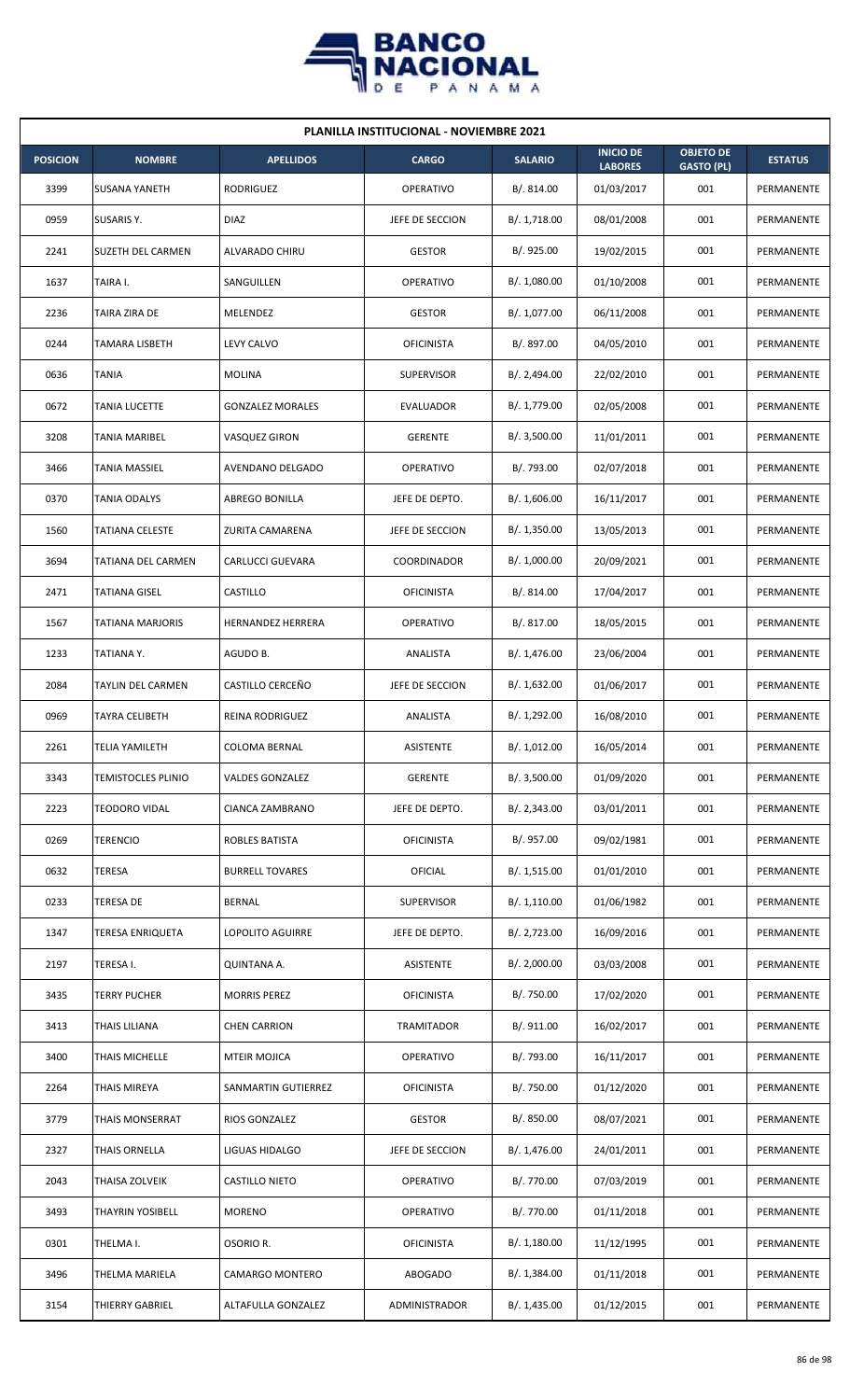## PLANILLA INSTITUCIONAL - NOVIEMBRE 2021

| POSICION | NOMBRE | APELLIDOS | CARGO | SALARIO | INICIO DE LABORES | OBJETO DE GASTO (PL) | ESTATUS |
|---|---|---|---|---|---|---|---|
| 3399 | SUSANA YANETH | RODRIGUEZ | OPERATIVO | B/. 814.00 | 01/03/2017 | 001 | PERMANENTE |
| 0959 | SUSARIS Y. | DIAZ | JEFE DE SECCION | B/. 1,718.00 | 08/01/2008 | 001 | PERMANENTE |
| 2241 | SUZETH DEL CARMEN | ALVARADO CHIRU | GESTOR | B/. 925.00 | 19/02/2015 | 001 | PERMANENTE |
| 1637 | TAIRA I. | SANGUILLEN | OPERATIVO | B/. 1,080.00 | 01/10/2008 | 001 | PERMANENTE |
| 2236 | TAIRA ZIRA DE | MELENDEZ | GESTOR | B/. 1,077.00 | 06/11/2008 | 001 | PERMANENTE |
| 0244 | TAMARA LISBETH | LEVY CALVO | OFICINISTA | B/. 897.00 | 04/05/2010 | 001 | PERMANENTE |
| 0636 | TANIA | MOLINA | SUPERVISOR | B/. 2,494.00 | 22/02/2010 | 001 | PERMANENTE |
| 0672 | TANIA LUCETTE | GONZALEZ MORALES | EVALUADOR | B/. 1,779.00 | 02/05/2008 | 001 | PERMANENTE |
| 3208 | TANIA MARIBEL | VASQUEZ GIRON | GERENTE | B/. 3,500.00 | 11/01/2011 | 001 | PERMANENTE |
| 3466 | TANIA MASSIEL | AVENDANO DELGADO | OPERATIVO | B/. 793.00 | 02/07/2018 | 001 | PERMANENTE |
| 0370 | TANIA ODALYS | ABREGO BONILLA | JEFE DE DEPTO. | B/. 1,606.00 | 16/11/2017 | 001 | PERMANENTE |
| 1560 | TATIANA CELESTE | ZURITA CAMARENA | JEFE DE SECCION | B/. 1,350.00 | 13/05/2013 | 001 | PERMANENTE |
| 3694 | TATIANA DEL CARMEN | CARLUCCI GUEVARA | COORDINADOR | B/. 1,000.00 | 20/09/2021 | 001 | PERMANENTE |
| 2471 | TATIANA GISEL | CASTILLO | OFICINISTA | B/. 814.00 | 17/04/2017 | 001 | PERMANENTE |
| 1567 | TATIANA MARJORIS | HERNANDEZ HERRERA | OPERATIVO | B/. 817.00 | 18/05/2015 | 001 | PERMANENTE |
| 1233 | TATIANA Y. | AGUDO B. | ANALISTA | B/. 1,476.00 | 23/06/2004 | 001 | PERMANENTE |
| 2084 | TAYLIN DEL CARMEN | CASTILLO CERCEÑO | JEFE DE SECCION | B/. 1,632.00 | 01/06/2017 | 001 | PERMANENTE |
| 0969 | TAYRA CELIBETH | REINA RODRIGUEZ | ANALISTA | B/. 1,292.00 | 16/08/2010 | 001 | PERMANENTE |
| 2261 | TELIA YAMILETH | COLOMA BERNAL | ASISTENTE | B/. 1,012.00 | 16/05/2014 | 001 | PERMANENTE |
| 3343 | TEMISTOCLES PLINIO | VALDES GONZALEZ | GERENTE | B/. 3,500.00 | 01/09/2020 | 001 | PERMANENTE |
| 2223 | TEODORO VIDAL | CIANCA ZAMBRANO | JEFE DE DEPTO. | B/. 2,343.00 | 03/01/2011 | 001 | PERMANENTE |
| 0269 | TERENCIO | ROBLES BATISTA | OFICINISTA | B/. 957.00 | 09/02/1981 | 001 | PERMANENTE |
| 0632 | TERESA | BURRELL TOVARES | OFICIAL | B/. 1,515.00 | 01/01/2010 | 001 | PERMANENTE |
| 0233 | TERESA DE | BERNAL | SUPERVISOR | B/. 1,110.00 | 01/06/1982 | 001 | PERMANENTE |
| 1347 | TERESA ENRIQUETA | LOPOLITO AGUIRRE | JEFE DE DEPTO. | B/. 2,723.00 | 16/09/2016 | 001 | PERMANENTE |
| 2197 | TERESA I. | QUINTANA A. | ASISTENTE | B/. 2,000.00 | 03/03/2008 | 001 | PERMANENTE |
| 3435 | TERRY PUCHER | MORRIS PEREZ | OFICINISTA | B/. 750.00 | 17/02/2020 | 001 | PERMANENTE |
| 3413 | THAIS LILIANA | CHEN CARRION | TRAMITADOR | B/. 911.00 | 16/02/2017 | 001 | PERMANENTE |
| 3400 | THAIS MICHELLE | MTEIR MOJICA | OPERATIVO | B/. 793.00 | 16/11/2017 | 001 | PERMANENTE |
| 2264 | THAIS MIREYA | SANMARTIN GUTIERREZ | OFICINISTA | B/. 750.00 | 01/12/2020 | 001 | PERMANENTE |
| 3779 | THAIS MONSERRAT | RIOS GONZALEZ | GESTOR | B/. 850.00 | 08/07/2021 | 001 | PERMANENTE |
| 2327 | THAIS ORNELLA | LIGUAS HIDALGO | JEFE DE SECCION | B/. 1,476.00 | 24/01/2011 | 001 | PERMANENTE |
| 2043 | THAISA ZOLVEIK | CASTILLO NIETO | OPERATIVO | B/. 770.00 | 07/03/2019 | 001 | PERMANENTE |
| 3493 | THAYRIN YOSIBELL | MORENO | OPERATIVO | B/. 770.00 | 01/11/2018 | 001 | PERMANENTE |
| 0301 | THELMA I. | OSORIO R. | OFICINISTA | B/. 1,180.00 | 11/12/1995 | 001 | PERMANENTE |
| 3496 | THELMA MARIELA | CAMARGO MONTERO | ABOGADO | B/. 1,384.00 | 01/11/2018 | 001 | PERMANENTE |
| 3154 | THIERRY GABRIEL | ALTAFULLA GONZALEZ | ADMINISTRADOR | B/. 1,435.00 | 01/12/2015 | 001 | PERMANENTE |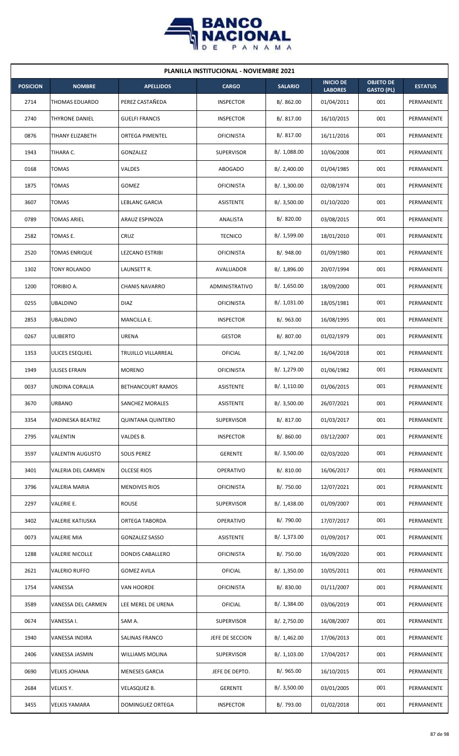## PLANILLA INSTITUCIONAL - NOVIEMBRE 2021

| POSICION | NOMBRE | APELLIDOS | CARGO | SALARIO | INICIO DE LABORES | OBJETO DE GASTO (PL) | ESTATUS |
|---|---|---|---|---|---|---|---|
| 2714 | THOMAS EDUARDO | PEREZ CASTAÑEDA | INSPECTOR | B/. 862.00 | 01/04/2011 | 001 | PERMANENTE |
| 2740 | THYRONE DANIEL | GUELFI FRANCIS | INSPECTOR | B/. 817.00 | 16/10/2015 | 001 | PERMANENTE |
| 0876 | TIHANY ELIZABETH | ORTEGA PIMENTEL | OFICINISTA | B/. 817.00 | 16/11/2016 | 001 | PERMANENTE |
| 1943 | TIHARA C. | GONZALEZ | SUPERVISOR | B/. 1,088.00 | 10/06/2008 | 001 | PERMANENTE |
| 0168 | TOMAS | VALDES | ABOGADO | B/. 2,400.00 | 01/04/1985 | 001 | PERMANENTE |
| 1875 | TOMAS | GOMEZ | OFICINISTA | B/. 1,300.00 | 02/08/1974 | 001 | PERMANENTE |
| 3607 | TOMAS | LEBLANC GARCIA | ASISTENTE | B/. 3,500.00 | 01/10/2020 | 001 | PERMANENTE |
| 0789 | TOMAS ARIEL | ARAUZ ESPINOZA | ANALISTA | B/. 820.00 | 03/08/2015 | 001 | PERMANENTE |
| 2582 | TOMAS E. | CRUZ | TECNICO | B/. 1,599.00 | 18/01/2010 | 001 | PERMANENTE |
| 2520 | TOMAS ENRIQUE | LEZCANO ESTRIBI | OFICINISTA | B/. 948.00 | 01/09/1980 | 001 | PERMANENTE |
| 1302 | TONY ROLANDO | LAUNSETT R. | AVALUADOR | B/. 1,896.00 | 20/07/1994 | 001 | PERMANENTE |
| 1200 | TORIBIO A. | CHANIS NAVARRO | ADMINISTRATIVO | B/. 1,650.00 | 18/09/2000 | 001 | PERMANENTE |
| 0255 | UBALDINO | DIAZ | OFICINISTA | B/. 1,031.00 | 18/05/1981 | 001 | PERMANENTE |
| 2853 | UBALDINO | MANCILLA E. | INSPECTOR | B/. 963.00 | 16/08/1995 | 001 | PERMANENTE |
| 0267 | ULIBERTO | URENA | GESTOR | B/. 807.00 | 01/02/1979 | 001 | PERMANENTE |
| 1353 | ULICES ESEQUIEL | TRUJILLO VILLARREAL | OFICIAL | B/. 1,742.00 | 16/04/2018 | 001 | PERMANENTE |
| 1949 | ULISES EFRAIN | MORENO | OFICINISTA | B/. 1,279.00 | 01/06/1982 | 001 | PERMANENTE |
| 0037 | UNDINA CORALIA | BETHANCOURT RAMOS | ASISTENTE | B/. 1,110.00 | 01/06/2015 | 001 | PERMANENTE |
| 3670 | URBANO | SANCHEZ MORALES | ASISTENTE | B/. 3,500.00 | 26/07/2021 | 001 | PERMANENTE |
| 3354 | VADINESKA BEATRIZ | QUINTANA QUINTERO | SUPERVISOR | B/. 817.00 | 01/03/2017 | 001 | PERMANENTE |
| 2795 | VALENTIN | VALDES B. | INSPECTOR | B/. 860.00 | 03/12/2007 | 001 | PERMANENTE |
| 3597 | VALENTIN AUGUSTO | SOLIS PEREZ | GERENTE | B/. 3,500.00 | 02/03/2020 | 001 | PERMANENTE |
| 3401 | VALERIA DEL CARMEN | OLCESE RIOS | OPERATIVO | B/. 810.00 | 16/06/2017 | 001 | PERMANENTE |
| 3796 | VALERIA MARIA | MENDIVES RIOS | OFICINISTA | B/. 750.00 | 12/07/2021 | 001 | PERMANENTE |
| 2297 | VALERIE E. | ROUSE | SUPERVISOR | B/. 1,438.00 | 01/09/2007 | 001 | PERMANENTE |
| 3402 | VALERIE KATIUSKA | ORTEGA TABORDA | OPERATIVO | B/. 790.00 | 17/07/2017 | 001 | PERMANENTE |
| 0073 | VALERIE MIA | GONZALEZ SASSO | ASISTENTE | B/. 1,373.00 | 01/09/2017 | 001 | PERMANENTE |
| 1288 | VALERIE NICOLLE | DONDIS CABALLERO | OFICINISTA | B/. 750.00 | 16/09/2020 | 001 | PERMANENTE |
| 2621 | VALERIO RUFFO | GOMEZ AVILA | OFICIAL | B/. 1,350.00 | 10/05/2011 | 001 | PERMANENTE |
| 1754 | VANESSA | VAN HOORDE | OFICINISTA | B/. 830.00 | 01/11/2007 | 001 | PERMANENTE |
| 3589 | VANESSA DEL CARMEN | LEE MEREL DE URENA | OFICIAL | B/. 1,384.00 | 03/06/2019 | 001 | PERMANENTE |
| 0674 | VANESSA I. | SAM A. | SUPERVISOR | B/. 2,750.00 | 16/08/2007 | 001 | PERMANENTE |
| 1940 | VANESSA INDIRA | SALINAS FRANCO | JEFE DE SECCION | B/. 1,462.00 | 17/06/2013 | 001 | PERMANENTE |
| 2406 | VANESSA JASMIN | WILLIAMS MOLINA | SUPERVISOR | B/. 1,103.00 | 17/04/2017 | 001 | PERMANENTE |
| 0690 | VELKIS JOHANA | MENESES GARCIA | JEFE DE DEPTO. | B/. 965.00 | 16/10/2015 | 001 | PERMANENTE |
| 2684 | VELKIS Y. | VELASQUEZ B. | GERENTE | B/. 3,500.00 | 03/01/2005 | 001 | PERMANENTE |
| 3455 | VELKIS YAMARA | DOMINGUEZ ORTEGA | INSPECTOR | B/. 793.00 | 01/02/2018 | 001 | PERMANENTE |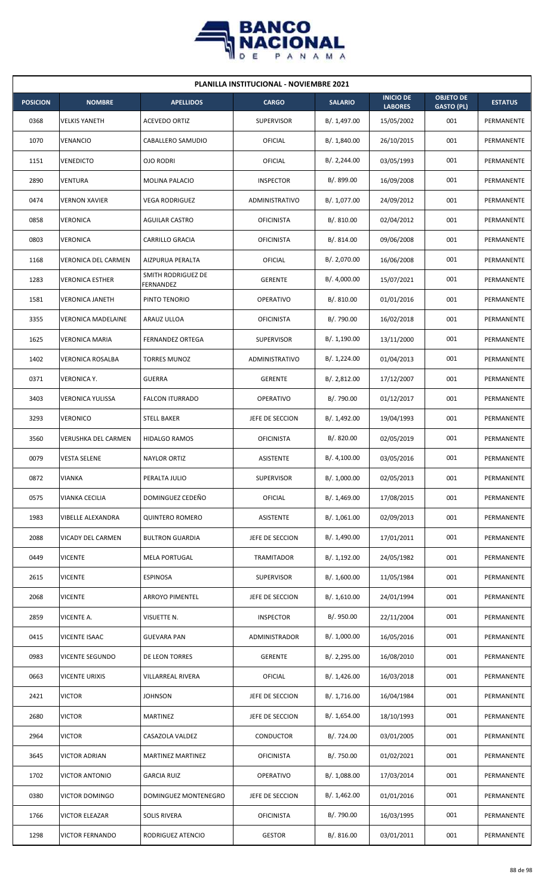**PLANILLA INSTITUCIONAL - NOVIEMBRE 2021**

| POSICION | NOMBRE | APELLIDOS | CARGO | SALARIO | INICIO DE LABORES | OBJETO DE GASTO (PL) | ESTATUS |
|---|---|---|---|---|---|---|---|
| 0368 | VELKIS YANETH | ACEVEDO ORTIZ | SUPERVISOR | B/. 1,497.00 | 15/05/2002 | 001 | PERMANENTE |
| 1070 | VENANCIO | CABALLERO SAMUDIO | OFICIAL | B/. 1,840.00 | 26/10/2015 | 001 | PERMANENTE |
| 1151 | VENEDICTO | OJO RODRI | OFICIAL | B/. 2,244.00 | 03/05/1993 | 001 | PERMANENTE |
| 2890 | VENTURA | MOLINA PALACIO | INSPECTOR | B/. 899.00 | 16/09/2008 | 001 | PERMANENTE |
| 0474 | VERNON XAVIER | VEGA RODRIGUEZ | ADMINISTRATIVO | B/. 1,077.00 | 24/09/2012 | 001 | PERMANENTE |
| 0858 | VERONICA | AGUILAR CASTRO | OFICINISTA | B/. 810.00 | 02/04/2012 | 001 | PERMANENTE |
| 0803 | VERONICA | CARRILLO GRACIA | OFICINISTA | B/. 814.00 | 09/06/2008 | 001 | PERMANENTE |
| 1168 | VERONICA DEL CARMEN | AIZPURUA PERALTA | OFICIAL | B/. 2,070.00 | 16/06/2008 | 001 | PERMANENTE |
| 1283 | VERONICA ESTHER | SMITH RODRIGUEZ DE FERNANDEZ | GERENTE | B/. 4,000.00 | 15/07/2021 | 001 | PERMANENTE |
| 1581 | VERONICA JANETH | PINTO TENORIO | OPERATIVO | B/. 810.00 | 01/01/2016 | 001 | PERMANENTE |
| 3355 | VERONICA MADELAINE | ARAUZ ULLOA | OFICINISTA | B/. 790.00 | 16/02/2018 | 001 | PERMANENTE |
| 1625 | VERONICA MARIA | FERNANDEZ ORTEGA | SUPERVISOR | B/. 1,190.00 | 13/11/2000 | 001 | PERMANENTE |
| 1402 | VERONICA ROSALBA | TORRES MUNOZ | ADMINISTRATIVO | B/. 1,224.00 | 01/04/2013 | 001 | PERMANENTE |
| 0371 | VERONICA Y. | GUERRA | GERENTE | B/. 2,812.00 | 17/12/2007 | 001 | PERMANENTE |
| 3403 | VERONICA YULISSA | FALCON ITURRADO | OPERATIVO | B/. 790.00 | 01/12/2017 | 001 | PERMANENTE |
| 3293 | VERONICO | STELL BAKER | JEFE DE SECCION | B/. 1,492.00 | 19/04/1993 | 001 | PERMANENTE |
| 3560 | VERUSHKA DEL CARMEN | HIDALGO RAMOS | OFICINISTA | B/. 820.00 | 02/05/2019 | 001 | PERMANENTE |
| 0079 | VESTA SELENE | NAYLOR ORTIZ | ASISTENTE | B/. 4,100.00 | 03/05/2016 | 001 | PERMANENTE |
| 0872 | VIANKA | PERALTA JULIO | SUPERVISOR | B/. 1,000.00 | 02/05/2013 | 001 | PERMANENTE |
| 0575 | VIANKA CECILIA | DOMINGUEZ CEDEÑO | OFICIAL | B/. 1,469.00 | 17/08/2015 | 001 | PERMANENTE |
| 1983 | VIBELLE ALEXANDRA | QUINTERO ROMERO | ASISTENTE | B/. 1,061.00 | 02/09/2013 | 001 | PERMANENTE |
| 2088 | VICADY DEL CARMEN | BULTRON GUARDIA | JEFE DE SECCION | B/. 1,490.00 | 17/01/2011 | 001 | PERMANENTE |
| 0449 | VICENTE | MELA PORTUGAL | TRAMITADOR | B/. 1,192.00 | 24/05/1982 | 001 | PERMANENTE |
| 2615 | VICENTE | ESPINOSA | SUPERVISOR | B/. 1,600.00 | 11/05/1984 | 001 | PERMANENTE |
| 2068 | VICENTE | ARROYO PIMENTEL | JEFE DE SECCION | B/. 1,610.00 | 24/01/1994 | 001 | PERMANENTE |
| 2859 | VICENTE A. | VISUETTE N. | INSPECTOR | B/. 950.00 | 22/11/2004 | 001 | PERMANENTE |
| 0415 | VICENTE ISAAC | GUEVARA PAN | ADMINISTRADOR | B/. 1,000.00 | 16/05/2016 | 001 | PERMANENTE |
| 0983 | VICENTE SEGUNDO | DE LEON TORRES | GERENTE | B/. 2,295.00 | 16/08/2010 | 001 | PERMANENTE |
| 0663 | VICENTE URIXIS | VILLARREAL RIVERA | OFICIAL | B/. 1,426.00 | 16/03/2018 | 001 | PERMANENTE |
| 2421 | VICTOR | JOHNSON | JEFE DE SECCION | B/. 1,716.00 | 16/04/1984 | 001 | PERMANENTE |
| 2680 | VICTOR | MARTINEZ | JEFE DE SECCION | B/. 1,654.00 | 18/10/1993 | 001 | PERMANENTE |
| 2964 | VICTOR | CASAZOLA VALDEZ | CONDUCTOR | B/. 724.00 | 03/01/2005 | 001 | PERMANENTE |
| 3645 | VICTOR ADRIAN | MARTINEZ MARTINEZ | OFICINISTA | B/. 750.00 | 01/02/2021 | 001 | PERMANENTE |
| 1702 | VICTOR ANTONIO | GARCIA RUIZ | OPERATIVO | B/. 1,088.00 | 17/03/2014 | 001 | PERMANENTE |
| 0380 | VICTOR DOMINGO | DOMINGUEZ MONTENEGRO | JEFE DE SECCION | B/. 1,462.00 | 01/01/2016 | 001 | PERMANENTE |
| 1766 | VICTOR ELEAZAR | SOLIS RIVERA | OFICINISTA | B/. 790.00 | 16/03/1995 | 001 | PERMANENTE |
| 1298 | VICTOR FERNANDO | RODRIGUEZ ATENCIO | GESTOR | B/. 816.00 | 03/01/2011 | 001 | PERMANENTE |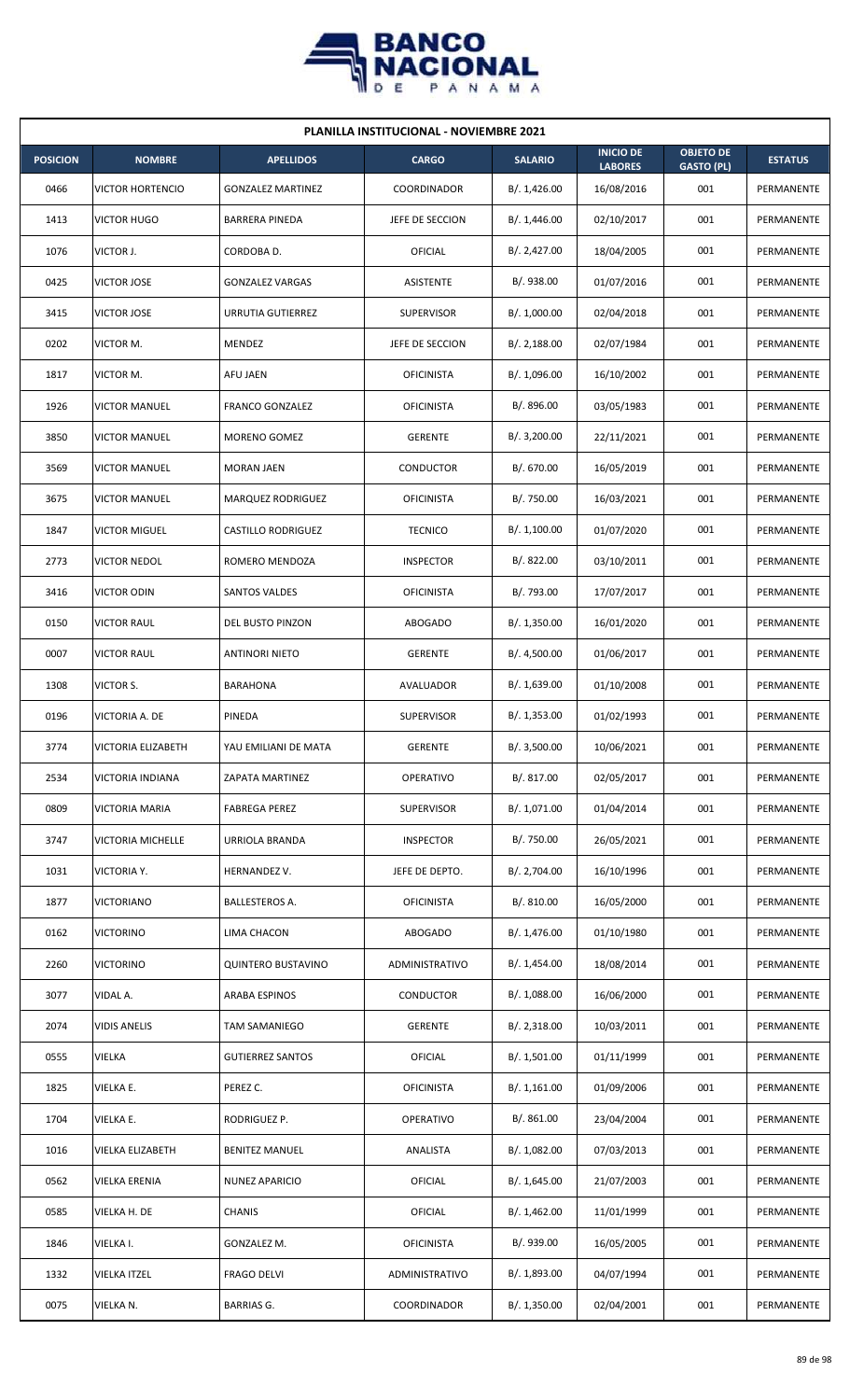**PLANILLA INSTITUCIONAL - NOVIEMBRE 2021**

| POSICION | NOMBRE | APELLIDOS | CARGO | SALARIO | INICIO DE LABORES | OBJETO DE GASTO (PL) | ESTATUS |
|---|---|---|---|---|---|---|---|
| 0466 | VICTOR HORTENCIO | GONZALEZ MARTINEZ | COORDINADOR | B/. 1,426.00 | 16/08/2016 | 001 | PERMANENTE |
| 1413 | VICTOR HUGO | BARRERA PINEDA | JEFE DE SECCION | B/. 1,446.00 | 02/10/2017 | 001 | PERMANENTE |
| 1076 | VICTOR J. | CORDOBA D. | OFICIAL | B/. 2,427.00 | 18/04/2005 | 001 | PERMANENTE |
| 0425 | VICTOR JOSE | GONZALEZ VARGAS | ASISTENTE | B/. 938.00 | 01/07/2016 | 001 | PERMANENTE |
| 3415 | VICTOR JOSE | URRUTIA GUTIERREZ | SUPERVISOR | B/. 1,000.00 | 02/04/2018 | 001 | PERMANENTE |
| 0202 | VICTOR M. | MENDEZ | JEFE DE SECCION | B/. 2,188.00 | 02/07/1984 | 001 | PERMANENTE |
| 1817 | VICTOR M. | AFU JAEN | OFICINISTA | B/. 1,096.00 | 16/10/2002 | 001 | PERMANENTE |
| 1926 | VICTOR MANUEL | FRANCO GONZALEZ | OFICINISTA | B/. 896.00 | 03/05/1983 | 001 | PERMANENTE |
| 3850 | VICTOR MANUEL | MORENO GOMEZ | GERENTE | B/. 3,200.00 | 22/11/2021 | 001 | PERMANENTE |
| 3569 | VICTOR MANUEL | MORAN JAEN | CONDUCTOR | B/. 670.00 | 16/05/2019 | 001 | PERMANENTE |
| 3675 | VICTOR MANUEL | MARQUEZ RODRIGUEZ | OFICINISTA | B/. 750.00 | 16/03/2021 | 001 | PERMANENTE |
| 1847 | VICTOR MIGUEL | CASTILLO RODRIGUEZ | TECNICO | B/. 1,100.00 | 01/07/2020 | 001 | PERMANENTE |
| 2773 | VICTOR NEDOL | ROMERO MENDOZA | INSPECTOR | B/. 822.00 | 03/10/2011 | 001 | PERMANENTE |
| 3416 | VICTOR ODIN | SANTOS VALDES | OFICINISTA | B/. 793.00 | 17/07/2017 | 001 | PERMANENTE |
| 0150 | VICTOR RAUL | DEL BUSTO PINZON | ABOGADO | B/. 1,350.00 | 16/01/2020 | 001 | PERMANENTE |
| 0007 | VICTOR RAUL | ANTINORI NIETO | GERENTE | B/. 4,500.00 | 01/06/2017 | 001 | PERMANENTE |
| 1308 | VICTOR S. | BARAHONA | AVALUADOR | B/. 1,639.00 | 01/10/2008 | 001 | PERMANENTE |
| 0196 | VICTORIA A. DE | PINEDA | SUPERVISOR | B/. 1,353.00 | 01/02/1993 | 001 | PERMANENTE |
| 3774 | VICTORIA ELIZABETH | YAU EMILIANI DE MATA | GERENTE | B/. 3,500.00 | 10/06/2021 | 001 | PERMANENTE |
| 2534 | VICTORIA INDIANA | ZAPATA MARTINEZ | OPERATIVO | B/. 817.00 | 02/05/2017 | 001 | PERMANENTE |
| 0809 | VICTORIA MARIA | FABREGA PEREZ | SUPERVISOR | B/. 1,071.00 | 01/04/2014 | 001 | PERMANENTE |
| 3747 | VICTORIA MICHELLE | URRIOLA BRANDA | INSPECTOR | B/. 750.00 | 26/05/2021 | 001 | PERMANENTE |
| 1031 | VICTORIA Y. | HERNANDEZ V. | JEFE DE DEPTO. | B/. 2,704.00 | 16/10/1996 | 001 | PERMANENTE |
| 1877 | VICTORIANO | BALLESTEROS A. | OFICINISTA | B/. 810.00 | 16/05/2000 | 001 | PERMANENTE |
| 0162 | VICTORINO | LIMA CHACON | ABOGADO | B/. 1,476.00 | 01/10/1980 | 001 | PERMANENTE |
| 2260 | VICTORINO | QUINTERO BUSTAVINO | ADMINISTRATIVO | B/. 1,454.00 | 18/08/2014 | 001 | PERMANENTE |
| 3077 | VIDAL A. | ARABA ESPINOS | CONDUCTOR | B/. 1,088.00 | 16/06/2000 | 001 | PERMANENTE |
| 2074 | VIDIS ANELIS | TAM SAMANIEGO | GERENTE | B/. 2,318.00 | 10/03/2011 | 001 | PERMANENTE |
| 0555 | VIELKA | GUTIERREZ SANTOS | OFICIAL | B/. 1,501.00 | 01/11/1999 | 001 | PERMANENTE |
| 1825 | VIELKA E. | PEREZ C. | OFICINISTA | B/. 1,161.00 | 01/09/2006 | 001 | PERMANENTE |
| 1704 | VIELKA E. | RODRIGUEZ P. | OPERATIVO | B/. 861.00 | 23/04/2004 | 001 | PERMANENTE |
| 1016 | VIELKA ELIZABETH | BENITEZ MANUEL | ANALISTA | B/. 1,082.00 | 07/03/2013 | 001 | PERMANENTE |
| 0562 | VIELKA ERENIA | NUNEZ APARICIO | OFICIAL | B/. 1,645.00 | 21/07/2003 | 001 | PERMANENTE |
| 0585 | VIELKA H. DE | CHANIS | OFICIAL | B/. 1,462.00 | 11/01/1999 | 001 | PERMANENTE |
| 1846 | VIELKA I. | GONZALEZ M. | OFICINISTA | B/. 939.00 | 16/05/2005 | 001 | PERMANENTE |
| 1332 | VIELKA ITZEL | FRAGO DELVI | ADMINISTRATIVO | B/. 1,893.00 | 04/07/1994 | 001 | PERMANENTE |
| 0075 | VIELKA N. | BARRIAS G. | COORDINADOR | B/. 1,350.00 | 02/04/2001 | 001 | PERMANENTE |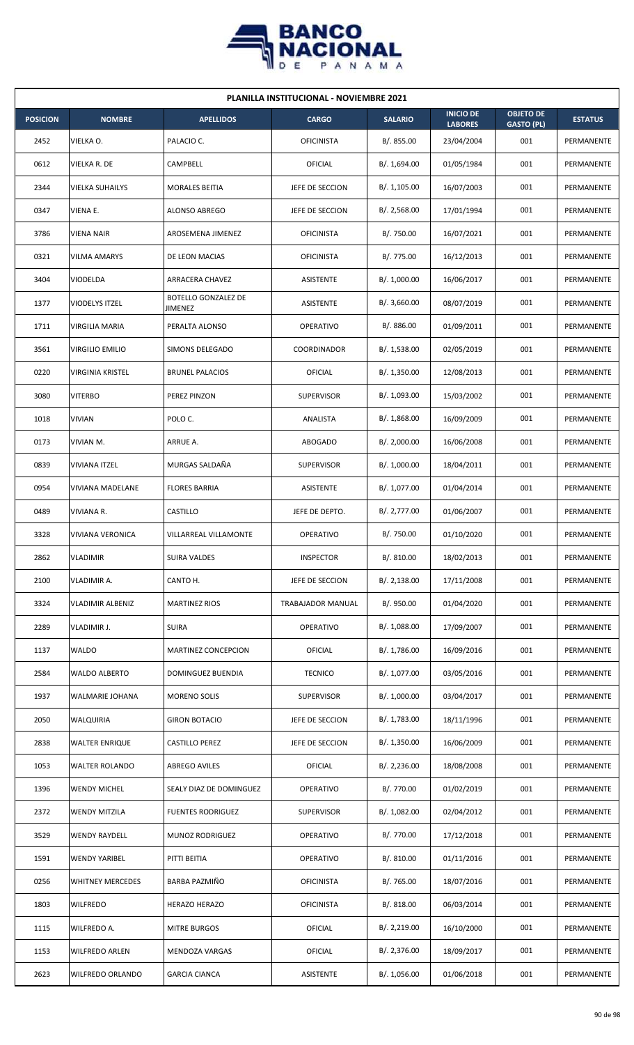## PLANILLA INSTITUCIONAL - NOVIEMBRE 2021

| POSICION | NOMBRE | APELLIDOS | CARGO | SALARIO | INICIO DE LABORES | OBJETO DE GASTO (PL) | ESTATUS |
|---|---|---|---|---|---|---|---|
| 2452 | VIELKA O. | PALACIO C. | OFICINISTA | B/. 855.00 | 23/04/2004 | 001 | PERMANENTE |
| 0612 | VIELKA R. DE | CAMPBELL | OFICIAL | B/. 1,694.00 | 01/05/1984 | 001 | PERMANENTE |
| 2344 | VIELKA SUHAILYS | MORALES BEITIA | JEFE DE SECCION | B/. 1,105.00 | 16/07/2003 | 001 | PERMANENTE |
| 0347 | VIENA E. | ALONSO ABREGO | JEFE DE SECCION | B/. 2,568.00 | 17/01/1994 | 001 | PERMANENTE |
| 3786 | VIENA NAIR | AROSEMENA JIMENEZ | OFICINISTA | B/. 750.00 | 16/07/2021 | 001 | PERMANENTE |
| 0321 | VILMA AMARYS | DE LEON MACIAS | OFICINISTA | B/. 775.00 | 16/12/2013 | 001 | PERMANENTE |
| 3404 | VIODELDA | ARRACERA CHAVEZ | ASISTENTE | B/. 1,000.00 | 16/06/2017 | 001 | PERMANENTE |
| 1377 | VIODELYS ITZEL | BOTELLO GONZALEZ DE JIMENEZ | ASISTENTE | B/. 3,660.00 | 08/07/2019 | 001 | PERMANENTE |
| 1711 | VIRGILIA MARIA | PERALTA ALONSO | OPERATIVO | B/. 886.00 | 01/09/2011 | 001 | PERMANENTE |
| 3561 | VIRGILIO EMILIO | SIMONS DELEGADO | COORDINADOR | B/. 1,538.00 | 02/05/2019 | 001 | PERMANENTE |
| 0220 | VIRGINIA KRISTEL | BRUNEL PALACIOS | OFICIAL | B/. 1,350.00 | 12/08/2013 | 001 | PERMANENTE |
| 3080 | VITERBO | PEREZ PINZON | SUPERVISOR | B/. 1,093.00 | 15/03/2002 | 001 | PERMANENTE |
| 1018 | VIVIAN | POLO C. | ANALISTA | B/. 1,868.00 | 16/09/2009 | 001 | PERMANENTE |
| 0173 | VIVIAN M. | ARRUE A. | ABOGADO | B/. 2,000.00 | 16/06/2008 | 001 | PERMANENTE |
| 0839 | VIVIANA ITZEL | MURGAS SALDAÑA | SUPERVISOR | B/. 1,000.00 | 18/04/2011 | 001 | PERMANENTE |
| 0954 | VIVIANA MADELANE | FLORES BARRIA | ASISTENTE | B/. 1,077.00 | 01/04/2014 | 001 | PERMANENTE |
| 0489 | VIVIANA R. | CASTILLO | JEFE DE DEPTO. | B/. 2,777.00 | 01/06/2007 | 001 | PERMANENTE |
| 3328 | VIVIANA VERONICA | VILLARREAL VILLAMONTE | OPERATIVO | B/. 750.00 | 01/10/2020 | 001 | PERMANENTE |
| 2862 | VLADIMIR | SUIRA VALDES | INSPECTOR | B/. 810.00 | 18/02/2013 | 001 | PERMANENTE |
| 2100 | VLADIMIR A. | CANTO H. | JEFE DE SECCION | B/. 2,138.00 | 17/11/2008 | 001 | PERMANENTE |
| 3324 | VLADIMIR ALBENIZ | MARTINEZ RIOS | TRABAJADOR MANUAL | B/. 950.00 | 01/04/2020 | 001 | PERMANENTE |
| 2289 | VLADIMIR J. | SUIRA | OPERATIVO | B/. 1,088.00 | 17/09/2007 | 001 | PERMANENTE |
| 1137 | WALDO | MARTINEZ CONCEPCION | OFICIAL | B/. 1,786.00 | 16/09/2016 | 001 | PERMANENTE |
| 2584 | WALDO ALBERTO | DOMINGUEZ BUENDIA | TECNICO | B/. 1,077.00 | 03/05/2016 | 001 | PERMANENTE |
| 1937 | WALMARIE JOHANA | MORENO SOLIS | SUPERVISOR | B/. 1,000.00 | 03/04/2017 | 001 | PERMANENTE |
| 2050 | WALQUIRIA | GIRON BOTACIO | JEFE DE SECCION | B/. 1,783.00 | 18/11/1996 | 001 | PERMANENTE |
| 2838 | WALTER ENRIQUE | CASTILLO PEREZ | JEFE DE SECCION | B/. 1,350.00 | 16/06/2009 | 001 | PERMANENTE |
| 1053 | WALTER ROLANDO | ABREGO AVILES | OFICIAL | B/. 2,236.00 | 18/08/2008 | 001 | PERMANENTE |
| 1396 | WENDY MICHEL | SEALY DIAZ DE DOMINGUEZ | OPERATIVO | B/. 770.00 | 01/02/2019 | 001 | PERMANENTE |
| 2372 | WENDY MITZILA | FUENTES RODRIGUEZ | SUPERVISOR | B/. 1,082.00 | 02/04/2012 | 001 | PERMANENTE |
| 3529 | WENDY RAYDELL | MUNOZ RODRIGUEZ | OPERATIVO | B/. 770.00 | 17/12/2018 | 001 | PERMANENTE |
| 1591 | WENDY YARIBEL | PITTI BEITIA | OPERATIVO | B/. 810.00 | 01/11/2016 | 001 | PERMANENTE |
| 0256 | WHITNEY MERCEDES | BARBA PAZMIÑO | OFICINISTA | B/. 765.00 | 18/07/2016 | 001 | PERMANENTE |
| 1803 | WILFREDO | HERAZO HERAZO | OFICINISTA | B/. 818.00 | 06/03/2014 | 001 | PERMANENTE |
| 1115 | WILFREDO A. | MITRE BURGOS | OFICIAL | B/. 2,219.00 | 16/10/2000 | 001 | PERMANENTE |
| 1153 | WILFREDO ARLEN | MENDOZA VARGAS | OFICIAL | B/. 2,376.00 | 18/09/2017 | 001 | PERMANENTE |
| 2623 | WILFREDO ORLANDO | GARCIA CIANCA | ASISTENTE | B/. 1,056.00 | 01/06/2018 | 001 | PERMANENTE |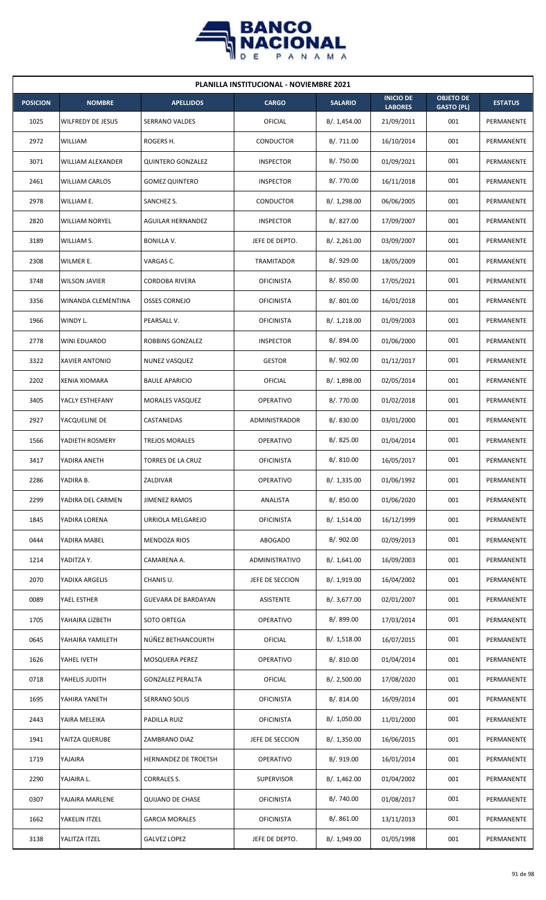**PLANILLA INSTITUCIONAL - NOVIEMBRE 2021**

| POSICION | NOMBRE | APELLIDOS | CARGO | SALARIO | INICIO DE LABORES | OBJETO DE GASTO (PL) | ESTATUS |
|---|---|---|---|---|---|---|---|
| 1025 | WILFREDY DE JESUS | SERRANO VALDES | OFICIAL | B/. 1,454.00 | 21/09/2011 | 001 | PERMANENTE |
| 2972 | WILLIAM | ROGERS H. | CONDUCTOR | B/. 711.00 | 16/10/2014 | 001 | PERMANENTE |
| 3071 | WILLIAM ALEXANDER | QUINTERO GONZALEZ | INSPECTOR | B/. 750.00 | 01/09/2021 | 001 | PERMANENTE |
| 2461 | WILLIAM CARLOS | GOMEZ QUINTERO | INSPECTOR | B/. 770.00 | 16/11/2018 | 001 | PERMANENTE |
| 2978 | WILLIAM E. | SANCHEZ S. | CONDUCTOR | B/. 1,298.00 | 06/06/2005 | 001 | PERMANENTE |
| 2820 | WILLIAM NORYEL | AGUILAR HERNANDEZ | INSPECTOR | B/. 827.00 | 17/09/2007 | 001 | PERMANENTE |
| 3189 | WILLIAM S. | BONILLA V. | JEFE DE DEPTO. | B/. 2,261.00 | 03/09/2007 | 001 | PERMANENTE |
| 2308 | WILMER E. | VARGAS C. | TRAMITADOR | B/. 929.00 | 18/05/2009 | 001 | PERMANENTE |
| 3748 | WILSON JAVIER | CORDOBA RIVERA | OFICINISTA | B/. 850.00 | 17/05/2021 | 001 | PERMANENTE |
| 3356 | WINANDA CLEMENTINA | OSSES CORNEJO | OFICINISTA | B/. 801.00 | 16/01/2018 | 001 | PERMANENTE |
| 1966 | WINDY L. | PEARSALL V. | OFICINISTA | B/. 1,218.00 | 01/09/2003 | 001 | PERMANENTE |
| 2778 | WINI EDUARDO | ROBBINS GONZALEZ | INSPECTOR | B/. 894.00 | 01/06/2000 | 001 | PERMANENTE |
| 3322 | XAVIER ANTONIO | NUNEZ VASQUEZ | GESTOR | B/. 902.00 | 01/12/2017 | 001 | PERMANENTE |
| 2202 | XENIA XIOMARA | BAULE APARICIO | OFICIAL | B/. 1,898.00 | 02/05/2014 | 001 | PERMANENTE |
| 3405 | YACLY ESTHEFANY | MORALES VASQUEZ | OPERATIVO | B/. 770.00 | 01/02/2018 | 001 | PERMANENTE |
| 2927 | YACQUELINE DE | CASTANEDAS | ADMINISTRADOR | B/. 830.00 | 03/01/2000 | 001 | PERMANENTE |
| 1566 | YADIETH ROSMERY | TREJOS MORALES | OPERATIVO | B/. 825.00 | 01/04/2014 | 001 | PERMANENTE |
| 3417 | YADIRA ANETH | TORRES DE LA CRUZ | OFICINISTA | B/. 810.00 | 16/05/2017 | 001 | PERMANENTE |
| 2286 | YADIRA B. | ZALDIVAR | OPERATIVO | B/. 1,335.00 | 01/06/1992 | 001 | PERMANENTE |
| 2299 | YADIRA DEL CARMEN | JIMENEZ RAMOS | ANALISTA | B/. 850.00 | 01/06/2020 | 001 | PERMANENTE |
| 1845 | YADIRA LORENA | URRIOLA MELGAREJO | OFICINISTA | B/. 1,514.00 | 16/12/1999 | 001 | PERMANENTE |
| 0444 | YADIRA MABEL | MENDOZA RIOS | ABOGADO | B/. 902.00 | 02/09/2013 | 001 | PERMANENTE |
| 1214 | YADITZA Y. | CAMARENA A. | ADMINISTRATIVO | B/. 1,641.00 | 16/09/2003 | 001 | PERMANENTE |
| 2070 | YADIXA ARGELIS | CHANIS U. | JEFE DE SECCION | B/. 1,919.00 | 16/04/2002 | 001 | PERMANENTE |
| 0089 | YAEL ESTHER | GUEVARA DE BARDAYAN | ASISTENTE | B/. 3,677.00 | 02/01/2007 | 001 | PERMANENTE |
| 1705 | YAHAIRA LIZBETH | SOTO ORTEGA | OPERATIVO | B/. 899.00 | 17/03/2014 | 001 | PERMANENTE |
| 0645 | YAHAIRA YAMILETH | NÚÑEZ BETHANCOURTH | OFICIAL | B/. 1,518.00 | 16/07/2015 | 001 | PERMANENTE |
| 1626 | YAHEL IVETH | MOSQUERA PEREZ | OPERATIVO | B/. 810.00 | 01/04/2014 | 001 | PERMANENTE |
| 0718 | YAHELIS JUDITH | GONZALEZ PERALTA | OFICIAL | B/. 2,500.00 | 17/08/2020 | 001 | PERMANENTE |
| 1695 | YAHIRA YANETH | SERRANO SOLIS | OFICINISTA | B/. 814.00 | 16/09/2014 | 001 | PERMANENTE |
| 2443 | YAIRA MELEIKA | PADILLA RUIZ | OFICINISTA | B/. 1,050.00 | 11/01/2000 | 001 | PERMANENTE |
| 1941 | YAITZA QUERUBE | ZAMBRANO DIAZ | JEFE DE SECCION | B/. 1,350.00 | 16/06/2015 | 001 | PERMANENTE |
| 1719 | YAJAIRA | HERNANDEZ DE TROETSH | OPERATIVO | B/. 919.00 | 16/01/2014 | 001 | PERMANENTE |
| 2290 | YAJAIRA L. | CORRALES S. | SUPERVISOR | B/. 1,462.00 | 01/04/2002 | 001 | PERMANENTE |
| 0307 | YAJAIRA MARLENE | QUIJANO DE CHASE | OFICINISTA | B/. 740.00 | 01/08/2017 | 001 | PERMANENTE |
| 1662 | YAKELIN ITZEL | GARCIA MORALES | OFICINISTA | B/. 861.00 | 13/11/2013 | 001 | PERMANENTE |
| 3138 | YALITZA ITZEL | GALVEZ LOPEZ | JEFE DE DEPTO. | B/. 1,949.00 | 01/05/1998 | 001 | PERMANENTE |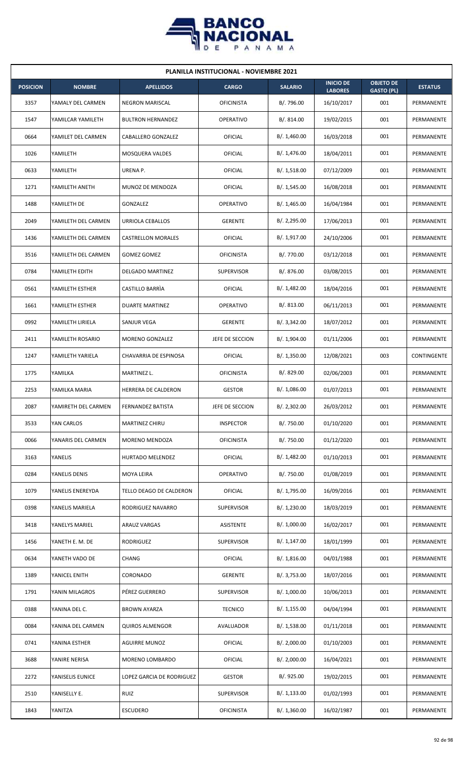## PLANILLA INSTITUCIONAL - NOVIEMBRE 2021

| POSICION | NOMBRE | APELLIDOS | CARGO | SALARIO | INICIO DE LABORES | OBJETO DE GASTO (PL) | ESTATUS |
|---|---|---|---|---|---|---|---|
| 3357 | YAMALY DEL CARMEN | NEGRON MARISCAL | OFICINISTA | B/. 796.00 | 16/10/2017 | 001 | PERMANENTE |
| 1547 | YAMILCAR YAMILETH | BULTRON HERNANDEZ | OPERATIVO | B/. 814.00 | 19/02/2015 | 001 | PERMANENTE |
| 0664 | YAMILET DEL CARMEN | CABALLERO GONZALEZ | OFICIAL | B/. 1,460.00 | 16/03/2018 | 001 | PERMANENTE |
| 1026 | YAMILETH | MOSQUERA VALDES | OFICIAL | B/. 1,476.00 | 18/04/2011 | 001 | PERMANENTE |
| 0633 | YAMILETH | URENA P. | OFICIAL | B/. 1,518.00 | 07/12/2009 | 001 | PERMANENTE |
| 1271 | YAMILETH ANETH | MUNOZ DE MENDOZA | OFICIAL | B/. 1,545.00 | 16/08/2018 | 001 | PERMANENTE |
| 1488 | YAMILETH DE | GONZALEZ | OPERATIVO | B/. 1,465.00 | 16/04/1984 | 001 | PERMANENTE |
| 2049 | YAMILETH DEL CARMEN | URRIOLA CEBALLOS | GERENTE | B/. 2,295.00 | 17/06/2013 | 001 | PERMANENTE |
| 1436 | YAMILETH DEL CARMEN | CASTRELLON MORALES | OFICIAL | B/. 1,917.00 | 24/10/2006 | 001 | PERMANENTE |
| 3516 | YAMILETH DEL CARMEN | GOMEZ GOMEZ | OFICINISTA | B/. 770.00 | 03/12/2018 | 001 | PERMANENTE |
| 0784 | YAMILETH EDITH | DELGADO MARTINEZ | SUPERVISOR | B/. 876.00 | 03/08/2015 | 001 | PERMANENTE |
| 0561 | YAMILETH ESTHER | CASTILLO BARRÌA | OFICIAL | B/. 1,482.00 | 18/04/2016 | 001 | PERMANENTE |
| 1661 | YAMILETH ESTHER | DUARTE MARTINEZ | OPERATIVO | B/. 813.00 | 06/11/2013 | 001 | PERMANENTE |
| 0992 | YAMILETH LIRIELA | SANJUR VEGA | GERENTE | B/. 3,342.00 | 18/07/2012 | 001 | PERMANENTE |
| 2411 | YAMILETH ROSARIO | MORENO GONZALEZ | JEFE DE SECCION | B/. 1,904.00 | 01/11/2006 | 001 | PERMANENTE |
| 1247 | YAMILETH YARIELA | CHAVARRIA DE ESPINOSA | OFICIAL | B/. 1,350.00 | 12/08/2021 | 003 | CONTINGENTE |
| 1775 | YAMILKA | MARTINEZ L. | OFICINISTA | B/. 829.00 | 02/06/2003 | 001 | PERMANENTE |
| 2253 | YAMILKA MARIA | HERRERA DE CALDERON | GESTOR | B/. 1,086.00 | 01/07/2013 | 001 | PERMANENTE |
| 2087 | YAMIRETH DEL CARMEN | FERNANDEZ BATISTA | JEFE DE SECCION | B/. 2,302.00 | 26/03/2012 | 001 | PERMANENTE |
| 3533 | YAN CARLOS | MARTINEZ CHIRU | INSPECTOR | B/. 750.00 | 01/10/2020 | 001 | PERMANENTE |
| 0066 | YANARIS DEL CARMEN | MORENO MENDOZA | OFICINISTA | B/. 750.00 | 01/12/2020 | 001 | PERMANENTE |
| 3163 | YANELIS | HURTADO MELENDEZ | OFICIAL | B/. 1,482.00 | 01/10/2013 | 001 | PERMANENTE |
| 0284 | YANELIS DENIS | MOYA LEIRA | OPERATIVO | B/. 750.00 | 01/08/2019 | 001 | PERMANENTE |
| 1079 | YANELIS ENEREYDA | TELLO DEAGO DE CALDERON | OFICIAL | B/. 1,795.00 | 16/09/2016 | 001 | PERMANENTE |
| 0398 | YANELIS MARIELA | RODRIGUEZ NAVARRO | SUPERVISOR | B/. 1,230.00 | 18/03/2019 | 001 | PERMANENTE |
| 3418 | YANELYS MARIEL | ARAUZ VARGAS | ASISTENTE | B/. 1,000.00 | 16/02/2017 | 001 | PERMANENTE |
| 1456 | YANETH E. M. DE | RODRIGUEZ | SUPERVISOR | B/. 1,147.00 | 18/01/1999 | 001 | PERMANENTE |
| 0634 | YANETH VADO DE | CHANG | OFICIAL | B/. 1,816.00 | 04/01/1988 | 001 | PERMANENTE |
| 1389 | YANICEL ENITH | CORONADO | GERENTE | B/. 3,753.00 | 18/07/2016 | 001 | PERMANENTE |
| 1791 | YANIN MILAGROS | PÉREZ GUERRERO | SUPERVISOR | B/. 1,000.00 | 10/06/2013 | 001 | PERMANENTE |
| 0388 | YANINA DEL C. | BROWN AYARZA | TECNICO | B/. 1,155.00 | 04/04/1994 | 001 | PERMANENTE |
| 0084 | YANINA DEL CARMEN | QUIROS ALMENGOR | AVALUADOR | B/. 1,538.00 | 01/11/2018 | 001 | PERMANENTE |
| 0741 | YANINA ESTHER | AGUIRRE MUNOZ | OFICIAL | B/. 2,000.00 | 01/10/2003 | 001 | PERMANENTE |
| 3688 | YANIRE NERISA | MORENO LOMBARDO | OFICIAL | B/. 2,000.00 | 16/04/2021 | 001 | PERMANENTE |
| 2272 | YANISELIS EUNICE | LOPEZ GARCIA DE RODRIGUEZ | GESTOR | B/. 925.00 | 19/02/2015 | 001 | PERMANENTE |
| 2510 | YANISELLY E. | RUIZ | SUPERVISOR | B/. 1,133.00 | 01/02/1993 | 001 | PERMANENTE |
| 1843 | YANITZA | ESCUDERO | OFICINISTA | B/. 1,360.00 | 16/02/1987 | 001 | PERMANENTE |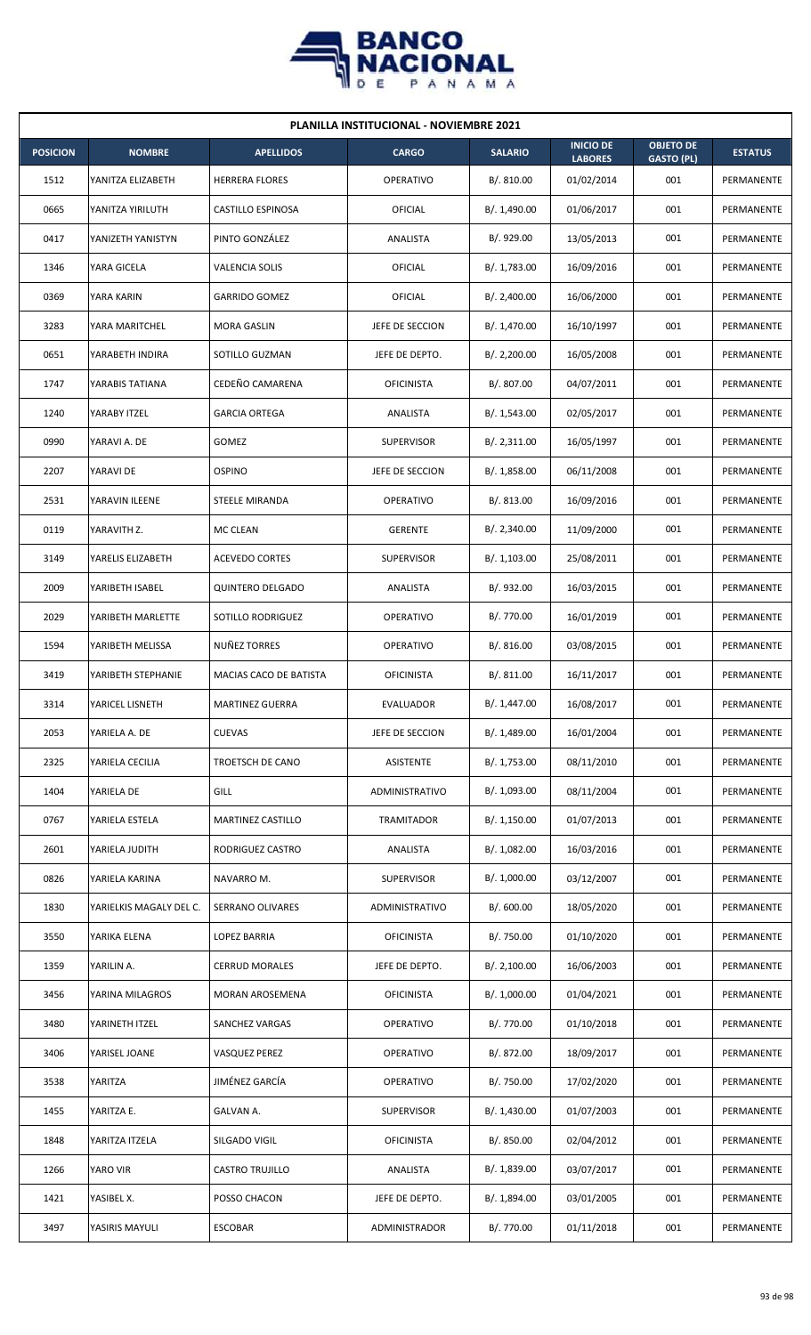**PLANILLA INSTITUCIONAL - NOVIEMBRE 2021**

| POSICION | NOMBRE | APELLIDOS | CARGO | SALARIO | INICIO DE LABORES | OBJETO DE GASTO (PL) | ESTATUS |
|---|---|---|---|---|---|---|---|
| 1512 | YANITZA ELIZABETH | HERRERA FLORES | OPERATIVO | B/. 810.00 | 01/02/2014 | 001 | PERMANENTE |
| 0665 | YANITZA YIRILUTH | CASTILLO ESPINOSA | OFICIAL | B/. 1,490.00 | 01/06/2017 | 001 | PERMANENTE |
| 0417 | YANIZETH YANISTYN | PINTO GONZÁLEZ | ANALISTA | B/. 929.00 | 13/05/2013 | 001 | PERMANENTE |
| 1346 | YARA GICELA | VALENCIA SOLIS | OFICIAL | B/. 1,783.00 | 16/09/2016 | 001 | PERMANENTE |
| 0369 | YARA KARIN | GARRIDO GOMEZ | OFICIAL | B/. 2,400.00 | 16/06/2000 | 001 | PERMANENTE |
| 3283 | YARA MARITCHEL | MORA GASLIN | JEFE DE SECCION | B/. 1,470.00 | 16/10/1997 | 001 | PERMANENTE |
| 0651 | YARABETH INDIRA | SOTILLO GUZMAN | JEFE DE DEPTO. | B/. 2,200.00 | 16/05/2008 | 001 | PERMANENTE |
| 1747 | YARABIS TATIANA | CEDEÑO CAMARENA | OFICINISTA | B/. 807.00 | 04/07/2011 | 001 | PERMANENTE |
| 1240 | YARABY ITZEL | GARCIA ORTEGA | ANALISTA | B/. 1,543.00 | 02/05/2017 | 001 | PERMANENTE |
| 0990 | YARAVI A. DE | GOMEZ | SUPERVISOR | B/. 2,311.00 | 16/05/1997 | 001 | PERMANENTE |
| 2207 | YARAVI DE | OSPINO | JEFE DE SECCION | B/. 1,858.00 | 06/11/2008 | 001 | PERMANENTE |
| 2531 | YARAVIN ILEENE | STEELE MIRANDA | OPERATIVO | B/. 813.00 | 16/09/2016 | 001 | PERMANENTE |
| 0119 | YARAVITH Z. | MC CLEAN | GERENTE | B/. 2,340.00 | 11/09/2000 | 001 | PERMANENTE |
| 3149 | YARELIS ELIZABETH | ACEVEDO CORTES | SUPERVISOR | B/. 1,103.00 | 25/08/2011 | 001 | PERMANENTE |
| 2009 | YARIBETH ISABEL | QUINTERO DELGADO | ANALISTA | B/. 932.00 | 16/03/2015 | 001 | PERMANENTE |
| 2029 | YARIBETH MARLETTE | SOTILLO RODRIGUEZ | OPERATIVO | B/. 770.00 | 16/01/2019 | 001 | PERMANENTE |
| 1594 | YARIBETH MELISSA | NUÑEZ TORRES | OPERATIVO | B/. 816.00 | 03/08/2015 | 001 | PERMANENTE |
| 3419 | YARIBETH STEPHANIE | MACIAS CACO DE BATISTA | OFICINISTA | B/. 811.00 | 16/11/2017 | 001 | PERMANENTE |
| 3314 | YARICEL LISNETH | MARTINEZ GUERRA | EVALUADOR | B/. 1,447.00 | 16/08/2017 | 001 | PERMANENTE |
| 2053 | YARIELA A. DE | CUEVAS | JEFE DE SECCION | B/. 1,489.00 | 16/01/2004 | 001 | PERMANENTE |
| 2325 | YARIELA CECILIA | TROETSCH DE CANO | ASISTENTE | B/. 1,753.00 | 08/11/2010 | 001 | PERMANENTE |
| 1404 | YARIELA DE | GILL | ADMINISTRATIVO | B/. 1,093.00 | 08/11/2004 | 001 | PERMANENTE |
| 0767 | YARIELA ESTELA | MARTINEZ CASTILLO | TRAMITADOR | B/. 1,150.00 | 01/07/2013 | 001 | PERMANENTE |
| 2601 | YARIELA JUDITH | RODRIGUEZ CASTRO | ANALISTA | B/. 1,082.00 | 16/03/2016 | 001 | PERMANENTE |
| 0826 | YARIELA KARINA | NAVARRO M. | SUPERVISOR | B/. 1,000.00 | 03/12/2007 | 001 | PERMANENTE |
| 1830 | YARIELKIS MAGALY DEL C. | SERRANO OLIVARES | ADMINISTRATIVO | B/. 600.00 | 18/05/2020 | 001 | PERMANENTE |
| 3550 | YARIKA ELENA | LOPEZ BARRIA | OFICINISTA | B/. 750.00 | 01/10/2020 | 001 | PERMANENTE |
| 1359 | YARILIN A. | CERRUD MORALES | JEFE DE DEPTO. | B/. 2,100.00 | 16/06/2003 | 001 | PERMANENTE |
| 3456 | YARINA MILAGROS | MORAN AROSEMENA | OFICINISTA | B/. 1,000.00 | 01/04/2021 | 001 | PERMANENTE |
| 3480 | YARINETH ITZEL | SANCHEZ VARGAS | OPERATIVO | B/. 770.00 | 01/10/2018 | 001 | PERMANENTE |
| 3406 | YARISEL JOANE | VASQUEZ PEREZ | OPERATIVO | B/. 872.00 | 18/09/2017 | 001 | PERMANENTE |
| 3538 | YARITZA | JIMÉNEZ GARCÍA | OPERATIVO | B/. 750.00 | 17/02/2020 | 001 | PERMANENTE |
| 1455 | YARITZA E. | GALVAN A. | SUPERVISOR | B/. 1,430.00 | 01/07/2003 | 001 | PERMANENTE |
| 1848 | YARITZA ITZELA | SILGADO VIGIL | OFICINISTA | B/. 850.00 | 02/04/2012 | 001 | PERMANENTE |
| 1266 | YARO VIR | CASTRO TRUJILLO | ANALISTA | B/. 1,839.00 | 03/07/2017 | 001 | PERMANENTE |
| 1421 | YASIBEL X. | POSSO CHACON | JEFE DE DEPTO. | B/. 1,894.00 | 03/01/2005 | 001 | PERMANENTE |
| 3497 | YASIRIS MAYULI | ESCOBAR | ADMINISTRADOR | B/. 770.00 | 01/11/2018 | 001 | PERMANENTE |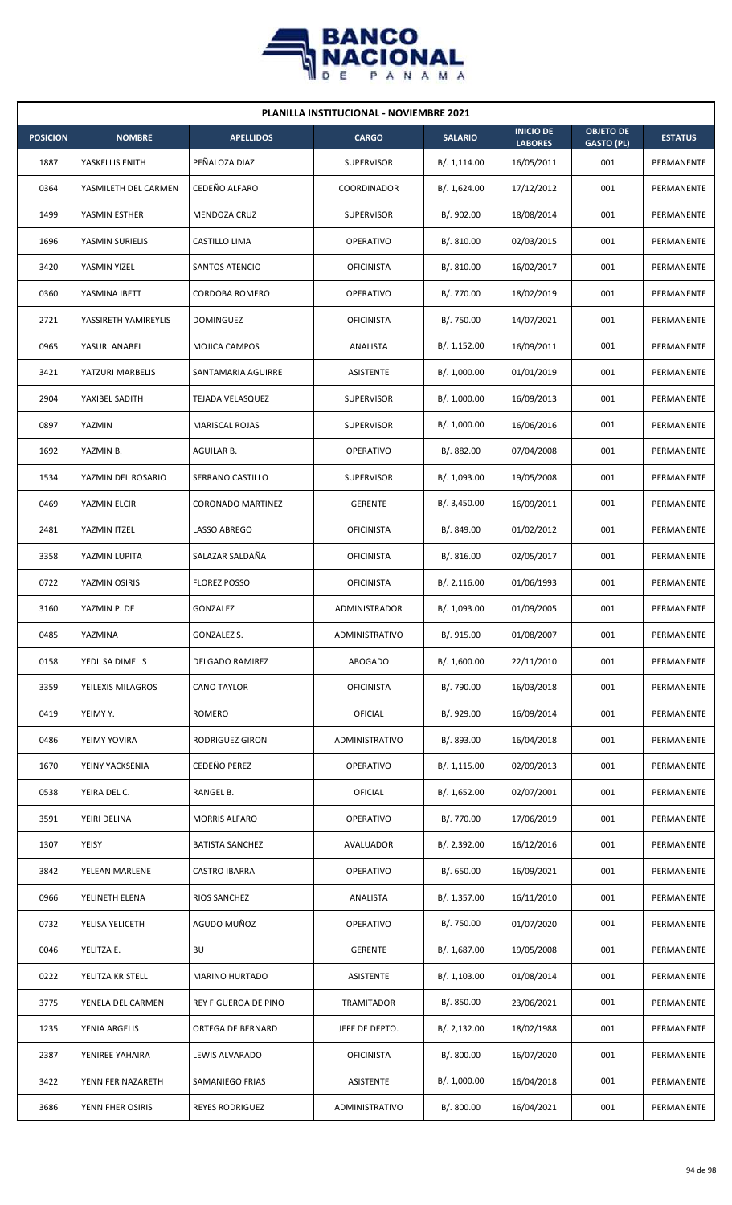| PLANILLA INSTITUCIONAL - NOVIEMBRE 2021 | | | | | | | |
|---|---|---|---|---|---|---|---|
| **POSICION** | **NOMBRE** | **APELLIDOS** | **CARGO** | **SALARIO** | **INICIO DE LABORES** | **OBJETO DE GASTO (PL)** | **ESTATUS** |
| 1887 | YASKELLIS ENITH | PEÑALOZA DIAZ | SUPERVISOR | B/. 1,114.00 | 16/05/2011 | 001 | PERMANENTE |
| 0364 | YASMILETH DEL CARMEN | CEDEÑO ALFARO | COORDINADOR | B/. 1,624.00 | 17/12/2012 | 001 | PERMANENTE |
| 1499 | YASMIN ESTHER | MENDOZA CRUZ | SUPERVISOR | B/. 902.00 | 18/08/2014 | 001 | PERMANENTE |
| 1696 | YASMIN SURIELIS | CASTILLO LIMA | OPERATIVO | B/. 810.00 | 02/03/2015 | 001 | PERMANENTE |
| 3420 | YASMIN YIZEL | SANTOS ATENCIO | OFICINISTA | B/. 810.00 | 16/02/2017 | 001 | PERMANENTE |
| 0360 | YASMINA IBETT | CORDOBA ROMERO | OPERATIVO | B/. 770.00 | 18/02/2019 | 001 | PERMANENTE |
| 2721 | YASSIRETH YAMIREYLIS | DOMINGUEZ | OFICINISTA | B/. 750.00 | 14/07/2021 | 001 | PERMANENTE |
| 0965 | YASURI ANABEL | MOJICA CAMPOS | ANALISTA | B/. 1,152.00 | 16/09/2011 | 001 | PERMANENTE |
| 3421 | YATZURI MARBELIS | SANTAMARIA AGUIRRE | ASISTENTE | B/. 1,000.00 | 01/01/2019 | 001 | PERMANENTE |
| 2904 | YAXIBEL SADITH | TEJADA VELASQUEZ | SUPERVISOR | B/. 1,000.00 | 16/09/2013 | 001 | PERMANENTE |
| 0897 | YAZMIN | MARISCAL ROJAS | SUPERVISOR | B/. 1,000.00 | 16/06/2016 | 001 | PERMANENTE |
| 1692 | YAZMIN B. | AGUILAR B. | OPERATIVO | B/. 882.00 | 07/04/2008 | 001 | PERMANENTE |
| 1534 | YAZMIN DEL ROSARIO | SERRANO CASTILLO | SUPERVISOR | B/. 1,093.00 | 19/05/2008 | 001 | PERMANENTE |
| 0469 | YAZMIN ELCIRI | CORONADO MARTINEZ | GERENTE | B/. 3,450.00 | 16/09/2011 | 001 | PERMANENTE |
| 2481 | YAZMIN ITZEL | LASSO ABREGO | OFICINISTA | B/. 849.00 | 01/02/2012 | 001 | PERMANENTE |
| 3358 | YAZMIN LUPITA | SALAZAR SALDAÑA | OFICINISTA | B/. 816.00 | 02/05/2017 | 001 | PERMANENTE |
| 0722 | YAZMIN OSIRIS | FLOREZ POSSO | OFICINISTA | B/. 2,116.00 | 01/06/1993 | 001 | PERMANENTE |
| 3160 | YAZMIN P. DE | GONZALEZ | ADMINISTRADOR | B/. 1,093.00 | 01/09/2005 | 001 | PERMANENTE |
| 0485 | YAZMINA | GONZALEZ S. | ADMINISTRATIVO | B/. 915.00 | 01/08/2007 | 001 | PERMANENTE |
| 0158 | YEDILSA DIMELIS | DELGADO RAMIREZ | ABOGADO | B/. 1,600.00 | 22/11/2010 | 001 | PERMANENTE |
| 3359 | YEILEXIS MILAGROS | CANO TAYLOR | OFICINISTA | B/. 790.00 | 16/03/2018 | 001 | PERMANENTE |
| 0419 | YEIMY Y. | ROMERO | OFICIAL | B/. 929.00 | 16/09/2014 | 001 | PERMANENTE |
| 0486 | YEIMY YOVIRA | RODRIGUEZ GIRON | ADMINISTRATIVO | B/. 893.00 | 16/04/2018 | 001 | PERMANENTE |
| 1670 | YEINY YACKSENIA | CEDEÑO PEREZ | OPERATIVO | B/. 1,115.00 | 02/09/2013 | 001 | PERMANENTE |
| 0538 | YEIRA DEL C. | RANGEL B. | OFICIAL | B/. 1,652.00 | 02/07/2001 | 001 | PERMANENTE |
| 3591 | YEIRI DELINA | MORRIS ALFARO | OPERATIVO | B/. 770.00 | 17/06/2019 | 001 | PERMANENTE |
| 1307 | YEISY | BATISTA SANCHEZ | AVALUADOR | B/. 2,392.00 | 16/12/2016 | 001 | PERMANENTE |
| 3842 | YELEAN MARLENE | CASTRO IBARRA | OPERATIVO | B/. 650.00 | 16/09/2021 | 001 | PERMANENTE |
| 0966 | YELINETH ELENA | RIOS SANCHEZ | ANALISTA | B/. 1,357.00 | 16/11/2010 | 001 | PERMANENTE |
| 0732 | YELISA YELICETH | AGUDO MUÑOZ | OPERATIVO | B/. 750.00 | 01/07/2020 | 001 | PERMANENTE |
| 0046 | YELITZA E. | BU | GERENTE | B/. 1,687.00 | 19/05/2008 | 001 | PERMANENTE |
| 0222 | YELITZA KRISTELL | MARINO HURTADO | ASISTENTE | B/. 1,103.00 | 01/08/2014 | 001 | PERMANENTE |
| 3775 | YENELA DEL CARMEN | REY FIGUEROA DE PINO | TRAMITADOR | B/. 850.00 | 23/06/2021 | 001 | PERMANENTE |
| 1235 | YENIA ARGELIS | ORTEGA DE BERNARD | JEFE DE DEPTO. | B/. 2,132.00 | 18/02/1988 | 001 | PERMANENTE |
| 2387 | YENIREE YAHAIRA | LEWIS ALVARADO | OFICINISTA | B/. 800.00 | 16/07/2020 | 001 | PERMANENTE |
| 3422 | YENNIFER NAZARETH | SAMANIEGO FRIAS | ASISTENTE | B/. 1,000.00 | 16/04/2018 | 001 | PERMANENTE |
| 3686 | YENNIFHER OSIRIS | REYES RODRIGUEZ | ADMINISTRATIVO | B/. 800.00 | 16/04/2021 | 001 | PERMANENTE |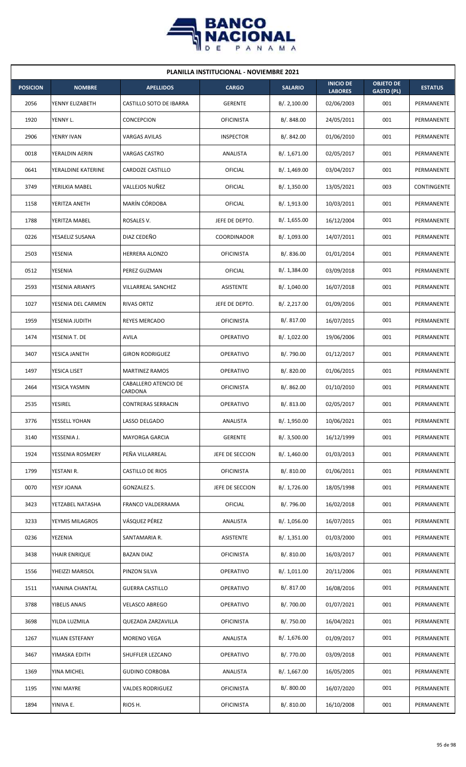**PLANILLA INSTITUCIONAL - NOVIEMBRE 2021**

| POSICION | NOMBRE | APELLIDOS | CARGO | SALARIO | INICIO DE LABORES | OBJETO DE GASTO (PL) | ESTATUS |
|---|---|---|---|---|---|---|---|
| 2056 | YENNY ELIZABETH | CASTILLO SOTO DE IBARRA | GERENTE | B/. 2,100.00 | 02/06/2003 | 001 | PERMANENTE |
| 1920 | YENNY L. | CONCEPCION | OFICINISTA | B/. 848.00 | 24/05/2011 | 001 | PERMANENTE |
| 2906 | YENRY IVAN | VARGAS AVILAS | INSPECTOR | B/. 842.00 | 01/06/2010 | 001 | PERMANENTE |
| 0018 | YERALDIN AERIN | VARGAS CASTRO | ANALISTA | B/. 1,671.00 | 02/05/2017 | 001 | PERMANENTE |
| 0641 | YERALDINE KATERINE | CARDOZE CASTILLO | OFICIAL | B/. 1,469.00 | 03/04/2017 | 001 | PERMANENTE |
| 3749 | YERILKIA MABEL | VALLEJOS NUÑEZ | OFICIAL | B/. 1,350.00 | 13/05/2021 | 003 | CONTINGENTE |
| 1158 | YERITZA ANETH | MARÍN CÓRDOBA | OFICIAL | B/. 1,913.00 | 10/03/2011 | 001 | PERMANENTE |
| 1788 | YERITZA MABEL | ROSALES V. | JEFE DE DEPTO. | B/. 1,655.00 | 16/12/2004 | 001 | PERMANENTE |
| 0226 | YESAELIZ SUSANA | DIAZ CEDEÑO | COORDINADOR | B/. 1,093.00 | 14/07/2011 | 001 | PERMANENTE |
| 2503 | YESENIA | HERRERA ALONZO | OFICINISTA | B/. 836.00 | 01/01/2014 | 001 | PERMANENTE |
| 0512 | YESENIA | PEREZ GUZMAN | OFICIAL | B/. 1,384.00 | 03/09/2018 | 001 | PERMANENTE |
| 2593 | YESENIA ARIANYS | VILLARREAL SANCHEZ | ASISTENTE | B/. 1,040.00 | 16/07/2018 | 001 | PERMANENTE |
| 1027 | YESENIA DEL CARMEN | RIVAS ORTIZ | JEFE DE DEPTO. | B/. 2,217.00 | 01/09/2016 | 001 | PERMANENTE |
| 1959 | YESENIA JUDITH | REYES MERCADO | OFICINISTA | B/. 817.00 | 16/07/2015 | 001 | PERMANENTE |
| 1474 | YESENIA T. DE | AVILA | OPERATIVO | B/. 1,022.00 | 19/06/2006 | 001 | PERMANENTE |
| 3407 | YESICA JANETH | GIRON RODRIGUEZ | OPERATIVO | B/. 790.00 | 01/12/2017 | 001 | PERMANENTE |
| 1497 | YESICA LISET | MARTINEZ RAMOS | OPERATIVO | B/. 820.00 | 01/06/2015 | 001 | PERMANENTE |
| 2464 | YESICA YASMIN | CABALLERO ATENCIO DE CARDONA | OFICINISTA | B/. 862.00 | 01/10/2010 | 001 | PERMANENTE |
| 2535 | YESIREL | CONTRERAS SERRACIN | OPERATIVO | B/. 813.00 | 02/05/2017 | 001 | PERMANENTE |
| 3776 | YESSELL YOHAN | LASSO DELGADO | ANALISTA | B/. 1,950.00 | 10/06/2021 | 001 | PERMANENTE |
| 3140 | YESSENIA J. | MAYORGA GARCIA | GERENTE | B/. 3,500.00 | 16/12/1999 | 001 | PERMANENTE |
| 1924 | YESSENIA ROSMERY | PEÑA VILLARREAL | JEFE DE SECCION | B/. 1,460.00 | 01/03/2013 | 001 | PERMANENTE |
| 1799 | YESTANI R. | CASTILLO DE RIOS | OFICINISTA | B/. 810.00 | 01/06/2011 | 001 | PERMANENTE |
| 0070 | YESY JOANA | GONZALEZ S. | JEFE DE SECCION | B/. 1,726.00 | 18/05/1998 | 001 | PERMANENTE |
| 3423 | YETZABEL NATASHA | FRANCO VALDERRAMA | OFICIAL | B/. 796.00 | 16/02/2018 | 001 | PERMANENTE |
| 3233 | YEYMIS MILAGROS | VÁSQUEZ PÉREZ | ANALISTA | B/. 1,056.00 | 16/07/2015 | 001 | PERMANENTE |
| 0236 | YEZENIA | SANTAMARIA R. | ASISTENTE | B/. 1,351.00 | 01/03/2000 | 001 | PERMANENTE |
| 3438 | YHAIR ENRIQUE | BAZAN DIAZ | OFICINISTA | B/. 810.00 | 16/03/2017 | 001 | PERMANENTE |
| 1556 | YHEIZZI MARISOL | PINZON SILVA | OPERATIVO | B/. 1,011.00 | 20/11/2006 | 001 | PERMANENTE |
| 1511 | YIANINA CHANTAL | GUERRA CASTILLO | OPERATIVO | B/. 817.00 | 16/08/2016 | 001 | PERMANENTE |
| 3788 | YIBELIS ANAIS | VELASCO ABREGO | OPERATIVO | B/. 700.00 | 01/07/2021 | 001 | PERMANENTE |
| 3698 | YILDA LUZMILA | QUEZADA ZARZAVILLA | OFICINISTA | B/. 750.00 | 16/04/2021 | 001 | PERMANENTE |
| 1267 | YILIAN ESTEFANY | MORENO VEGA | ANALISTA | B/. 1,676.00 | 01/09/2017 | 001 | PERMANENTE |
| 3467 | YIMASKA EDITH | SHUFFLER LEZCANO | OPERATIVO | B/. 770.00 | 03/09/2018 | 001 | PERMANENTE |
| 1369 | YINA MICHEL | GUDINO CORBOBA | ANALISTA | B/. 1,667.00 | 16/05/2005 | 001 | PERMANENTE |
| 1195 | YINI MAYRE | VALDES RODRIGUEZ | OFICINISTA | B/. 800.00 | 16/07/2020 | 001 | PERMANENTE |
| 1894 | YINIVA E. | RIOS H. | OFICINISTA | B/. 810.00 | 16/10/2008 | 001 | PERMANENTE |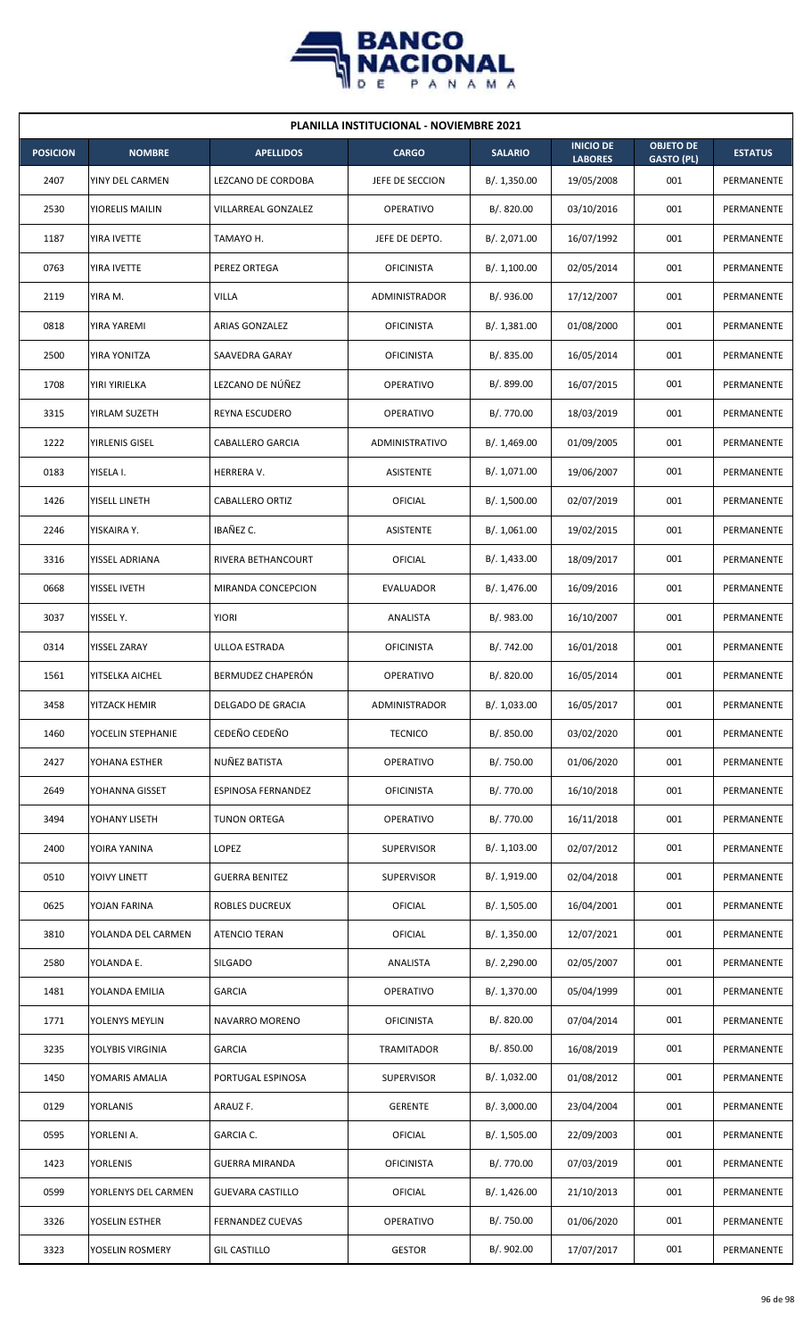# PLANILLA INSTITUCIONAL - NOVIEMBRE 2021

| POSICION | NOMBRE | APELLIDOS | CARGO | SALARIO | INICIO DE LABORES | OBJETO DE GASTO (PL) | ESTATUS |
|---|---|---|---|---|---|---|---|
| 2407 | YINY DEL CARMEN | LEZCANO DE CORDOBA | JEFE DE SECCION | B/. 1,350.00 | 19/05/2008 | 001 | PERMANENTE |
| 2530 | YIORELIS MAILIN | VILLARREAL GONZALEZ | OPERATIVO | B/. 820.00 | 03/10/2016 | 001 | PERMANENTE |
| 1187 | YIRA IVETTE | TAMAYO H. | JEFE DE DEPTO. | B/. 2,071.00 | 16/07/1992 | 001 | PERMANENTE |
| 0763 | YIRA IVETTE | PEREZ ORTEGA | OFICINISTA | B/. 1,100.00 | 02/05/2014 | 001 | PERMANENTE |
| 2119 | YIRA M. | VILLA | ADMINISTRADOR | B/. 936.00 | 17/12/2007 | 001 | PERMANENTE |
| 0818 | YIRA YAREMI | ARIAS GONZALEZ | OFICINISTA | B/. 1,381.00 | 01/08/2000 | 001 | PERMANENTE |
| 2500 | YIRA YONITZA | SAAVEDRA GARAY | OFICINISTA | B/. 835.00 | 16/05/2014 | 001 | PERMANENTE |
| 1708 | YIRI YIRIELKA | LEZCANO DE NÚÑEZ | OPERATIVO | B/. 899.00 | 16/07/2015 | 001 | PERMANENTE |
| 3315 | YIRLAM SUZETH | REYNA ESCUDERO | OPERATIVO | B/. 770.00 | 18/03/2019 | 001 | PERMANENTE |
| 1222 | YIRLENIS GISEL | CABALLERO GARCIA | ADMINISTRATIVO | B/. 1,469.00 | 01/09/2005 | 001 | PERMANENTE |
| 0183 | YISELA I. | HERRERA V. | ASISTENTE | B/. 1,071.00 | 19/06/2007 | 001 | PERMANENTE |
| 1426 | YISELL LINETH | CABALLERO ORTIZ | OFICIAL | B/. 1,500.00 | 02/07/2019 | 001 | PERMANENTE |
| 2246 | YISKAIRA Y. | IBAÑEZ C. | ASISTENTE | B/. 1,061.00 | 19/02/2015 | 001 | PERMANENTE |
| 3316 | YISSEL ADRIANA | RIVERA BETHANCOURT | OFICIAL | B/. 1,433.00 | 18/09/2017 | 001 | PERMANENTE |
| 0668 | YISSEL IVETH | MIRANDA CONCEPCION | EVALUADOR | B/. 1,476.00 | 16/09/2016 | 001 | PERMANENTE |
| 3037 | YISSEL Y. | YIORI | ANALISTA | B/. 983.00 | 16/10/2007 | 001 | PERMANENTE |
| 0314 | YISSEL ZARAY | ULLOA ESTRADA | OFICINISTA | B/. 742.00 | 16/01/2018 | 001 | PERMANENTE |
| 1561 | YITSELKA AICHEL | BERMUDEZ CHAPERÓN | OPERATIVO | B/. 820.00 | 16/05/2014 | 001 | PERMANENTE |
| 3458 | YITZACK HEMIR | DELGADO DE GRACIA | ADMINISTRADOR | B/. 1,033.00 | 16/05/2017 | 001 | PERMANENTE |
| 1460 | YOCELIN STEPHANIE | CEDEÑO CEDEÑO | TECNICO | B/. 850.00 | 03/02/2020 | 001 | PERMANENTE |
| 2427 | YOHANA ESTHER | NUÑEZ BATISTA | OPERATIVO | B/. 750.00 | 01/06/2020 | 001 | PERMANENTE |
| 2649 | YOHANNA GISSET | ESPINOSA FERNANDEZ | OFICINISTA | B/. 770.00 | 16/10/2018 | 001 | PERMANENTE |
| 3494 | YOHANY LISETH | TUNON ORTEGA | OPERATIVO | B/. 770.00 | 16/11/2018 | 001 | PERMANENTE |
| 2400 | YOIRA YANINA | LOPEZ | SUPERVISOR | B/. 1,103.00 | 02/07/2012 | 001 | PERMANENTE |
| 0510 | YOIVY LINETT | GUERRA BENITEZ | SUPERVISOR | B/. 1,919.00 | 02/04/2018 | 001 | PERMANENTE |
| 0625 | YOJAN FARINA | ROBLES DUCREUX | OFICIAL | B/. 1,505.00 | 16/04/2001 | 001 | PERMANENTE |
| 3810 | YOLANDA DEL CARMEN | ATENCIO TERAN | OFICIAL | B/. 1,350.00 | 12/07/2021 | 001 | PERMANENTE |
| 2580 | YOLANDA E. | SILGADO | ANALISTA | B/. 2,290.00 | 02/05/2007 | 001 | PERMANENTE |
| 1481 | YOLANDA EMILIA | GARCIA | OPERATIVO | B/. 1,370.00 | 05/04/1999 | 001 | PERMANENTE |
| 1771 | YOLENYS MEYLIN | NAVARRO MORENO | OFICINISTA | B/. 820.00 | 07/04/2014 | 001 | PERMANENTE |
| 3235 | YOLYBIS VIRGINIA | GARCIA | TRAMITADOR | B/. 850.00 | 16/08/2019 | 001 | PERMANENTE |
| 1450 | YOMARIS AMALIA | PORTUGAL ESPINOSA | SUPERVISOR | B/. 1,032.00 | 01/08/2012 | 001 | PERMANENTE |
| 0129 | YORLANIS | ARAUZ F. | GERENTE | B/. 3,000.00 | 23/04/2004 | 001 | PERMANENTE |
| 0595 | YORLENI A. | GARCIA C. | OFICIAL | B/. 1,505.00 | 22/09/2003 | 001 | PERMANENTE |
| 1423 | YORLENIS | GUERRA MIRANDA | OFICINISTA | B/. 770.00 | 07/03/2019 | 001 | PERMANENTE |
| 0599 | YORLENYS DEL CARMEN | GUEVARA CASTILLO | OFICIAL | B/. 1,426.00 | 21/10/2013 | 001 | PERMANENTE |
| 3326 | YOSELIN ESTHER | FERNANDEZ CUEVAS | OPERATIVO | B/. 750.00 | 01/06/2020 | 001 | PERMANENTE |
| 3323 | YOSELIN ROSMERY | GIL CASTILLO | GESTOR | B/. 902.00 | 17/07/2017 | 001 | PERMANENTE |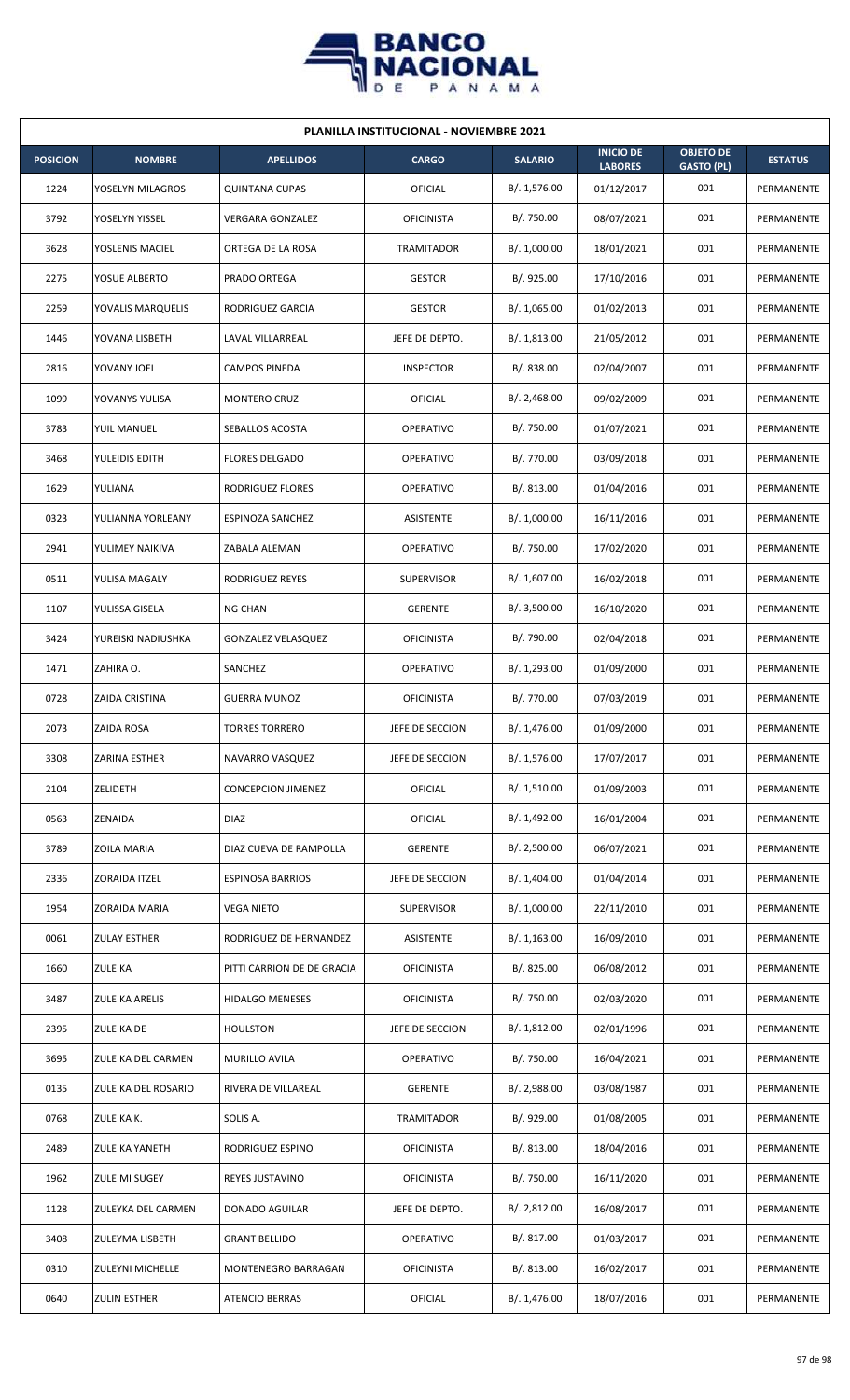## PLANILLA INSTITUCIONAL - NOVIEMBRE 2021

| POSICION | NOMBRE | APELLIDOS | CARGO | SALARIO | INICIO DE LABORES | OBJETO DE GASTO (PL) | ESTATUS |
|---|---|---|---|---|---|---|---|
| 1224 | YOSELYN MILAGROS | QUINTANA CUPAS | OFICIAL | B/. 1,576.00 | 01/12/2017 | 001 | PERMANENTE |
| 3792 | YOSELYN YISSEL | VERGARA GONZALEZ | OFICINISTA | B/. 750.00 | 08/07/2021 | 001 | PERMANENTE |
| 3628 | YOSLENIS MACIEL | ORTEGA DE LA ROSA | TRAMITADOR | B/. 1,000.00 | 18/01/2021 | 001 | PERMANENTE |
| 2275 | YOSUE ALBERTO | PRADO ORTEGA | GESTOR | B/. 925.00 | 17/10/2016 | 001 | PERMANENTE |
| 2259 | YOVALIS MARQUELIS | RODRIGUEZ GARCIA | GESTOR | B/. 1,065.00 | 01/02/2013 | 001 | PERMANENTE |
| 1446 | YOVANA LISBETH | LAVAL VILLARREAL | JEFE DE DEPTO. | B/. 1,813.00 | 21/05/2012 | 001 | PERMANENTE |
| 2816 | YOVANY JOEL | CAMPOS PINEDA | INSPECTOR | B/. 838.00 | 02/04/2007 | 001 | PERMANENTE |
| 1099 | YOVANYS YULISA | MONTERO CRUZ | OFICIAL | B/. 2,468.00 | 09/02/2009 | 001 | PERMANENTE |
| 3783 | YUIL MANUEL | SEBALLOS ACOSTA | OPERATIVO | B/. 750.00 | 01/07/2021 | 001 | PERMANENTE |
| 3468 | YULEIDIS EDITH | FLORES DELGADO | OPERATIVO | B/. 770.00 | 03/09/2018 | 001 | PERMANENTE |
| 1629 | YULIANA | RODRIGUEZ FLORES | OPERATIVO | B/. 813.00 | 01/04/2016 | 001 | PERMANENTE |
| 0323 | YULIANNA YORLEANY | ESPINOZA SANCHEZ | ASISTENTE | B/. 1,000.00 | 16/11/2016 | 001 | PERMANENTE |
| 2941 | YULIMEY NAIKIVA | ZABALA ALEMAN | OPERATIVO | B/. 750.00 | 17/02/2020 | 001 | PERMANENTE |
| 0511 | YULISA MAGALY | RODRIGUEZ REYES | SUPERVISOR | B/. 1,607.00 | 16/02/2018 | 001 | PERMANENTE |
| 1107 | YULISSA GISELA | NG CHAN | GERENTE | B/. 3,500.00 | 16/10/2020 | 001 | PERMANENTE |
| 3424 | YUREISKI NADIUSHKA | GONZALEZ VELASQUEZ | OFICINISTA | B/. 790.00 | 02/04/2018 | 001 | PERMANENTE |
| 1471 | ZAHIRA O. | SANCHEZ | OPERATIVO | B/. 1,293.00 | 01/09/2000 | 001 | PERMANENTE |
| 0728 | ZAIDA CRISTINA | GUERRA MUNOZ | OFICINISTA | B/. 770.00 | 07/03/2019 | 001 | PERMANENTE |
| 2073 | ZAIDA ROSA | TORRES TORRERO | JEFE DE SECCION | B/. 1,476.00 | 01/09/2000 | 001 | PERMANENTE |
| 3308 | ZARINA ESTHER | NAVARRO VASQUEZ | JEFE DE SECCION | B/. 1,576.00 | 17/07/2017 | 001 | PERMANENTE |
| 2104 | ZELIDETH | CONCEPCION JIMENEZ | OFICIAL | B/. 1,510.00 | 01/09/2003 | 001 | PERMANENTE |
| 0563 | ZENAIDA | DIAZ | OFICIAL | B/. 1,492.00 | 16/01/2004 | 001 | PERMANENTE |
| 3789 | ZOILA MARIA | DIAZ CUEVA DE RAMPOLLA | GERENTE | B/. 2,500.00 | 06/07/2021 | 001 | PERMANENTE |
| 2336 | ZORAIDA ITZEL | ESPINOSA BARRIOS | JEFE DE SECCION | B/. 1,404.00 | 01/04/2014 | 001 | PERMANENTE |
| 1954 | ZORAIDA MARIA | VEGA NIETO | SUPERVISOR | B/. 1,000.00 | 22/11/2010 | 001 | PERMANENTE |
| 0061 | ZULAY ESTHER | RODRIGUEZ DE HERNANDEZ | ASISTENTE | B/. 1,163.00 | 16/09/2010 | 001 | PERMANENTE |
| 1660 | ZULEIKA | PITTI CARRION DE DE GRACIA | OFICINISTA | B/. 825.00 | 06/08/2012 | 001 | PERMANENTE |
| 3487 | ZULEIKA ARELIS | HIDALGO MENESES | OFICINISTA | B/. 750.00 | 02/03/2020 | 001 | PERMANENTE |
| 2395 | ZULEIKA DE | HOULSTON | JEFE DE SECCION | B/. 1,812.00 | 02/01/1996 | 001 | PERMANENTE |
| 3695 | ZULEIKA DEL CARMEN | MURILLO AVILA | OPERATIVO | B/. 750.00 | 16/04/2021 | 001 | PERMANENTE |
| 0135 | ZULEIKA DEL ROSARIO | RIVERA DE VILLAREAL | GERENTE | B/. 2,988.00 | 03/08/1987 | 001 | PERMANENTE |
| 0768 | ZULEIKA K. | SOLIS A. | TRAMITADOR | B/. 929.00 | 01/08/2005 | 001 | PERMANENTE |
| 2489 | ZULEIKA YANETH | RODRIGUEZ ESPINO | OFICINISTA | B/. 813.00 | 18/04/2016 | 001 | PERMANENTE |
| 1962 | ZULEIMI SUGEY | REYES JUSTAVINO | OFICINISTA | B/. 750.00 | 16/11/2020 | 001 | PERMANENTE |
| 1128 | ZULEYKA DEL CARMEN | DONADO AGUILAR | JEFE DE DEPTO. | B/. 2,812.00 | 16/08/2017 | 001 | PERMANENTE |
| 3408 | ZULEYMA LISBETH | GRANT BELLIDO | OPERATIVO | B/. 817.00 | 01/03/2017 | 001 | PERMANENTE |
| 0310 | ZULEYNI MICHELLE | MONTENEGRO BARRAGAN | OFICINISTA | B/. 813.00 | 16/02/2017 | 001 | PERMANENTE |
| 0640 | ZULIN ESTHER | ATENCIO BERRAS | OFICIAL | B/. 1,476.00 | 18/07/2016 | 001 | PERMANENTE |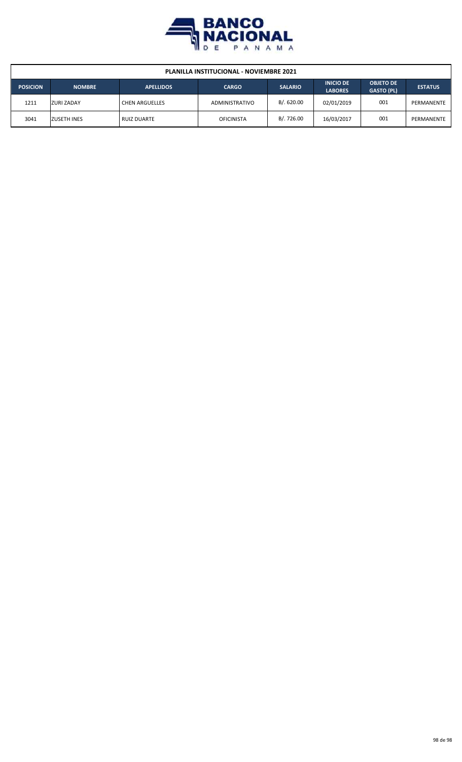| PLANILLA INSTITUCIONAL - NOVIEMBRE 2021 | | | | | | | |
|---|---|---|---|---|---|---|---|
| **POSICION** | **NOMBRE** | **APELLIDOS** | **CARGO** | **SALARIO** | **INICIO DE LABORES** | **OBJETO DE GASTO (PL)** | **ESTATUS** |
| 1211 | ZURI ZADAY | CHEN ARGUELLES | ADMINISTRATIVO | B/. 620.00 | 02/01/2019 | 001 | PERMANENTE |
| 3041 | ZUSETH INES | RUIZ DUARTE | OFICINISTA | B/. 726.00 | 16/03/2017 | 001 | PERMANENTE |